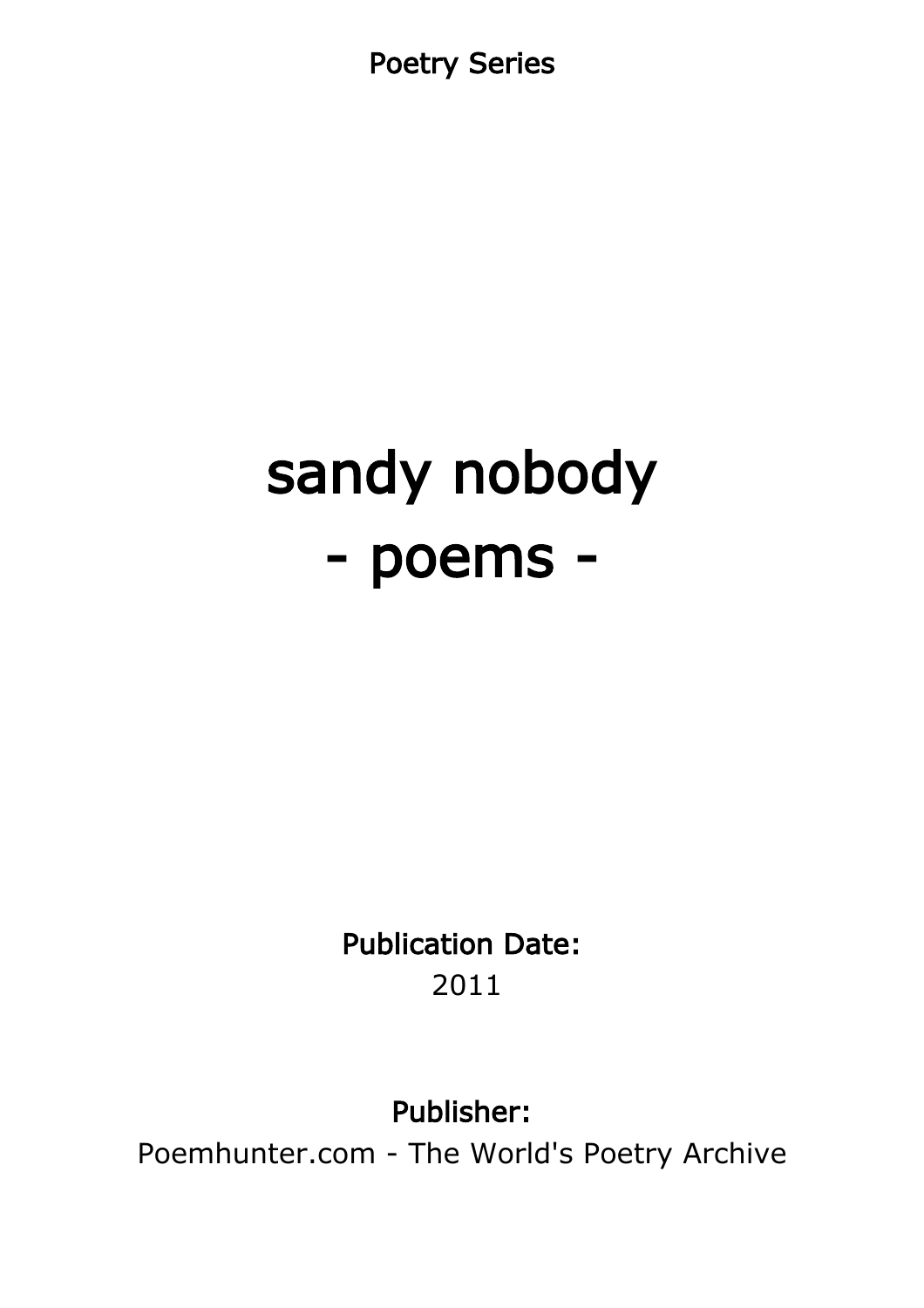Poetry Series

# sandy nobody
# - poems -

**Publication Date:**

2011

**Publisher:**

Poemhunter.com - The World's Poetry Archive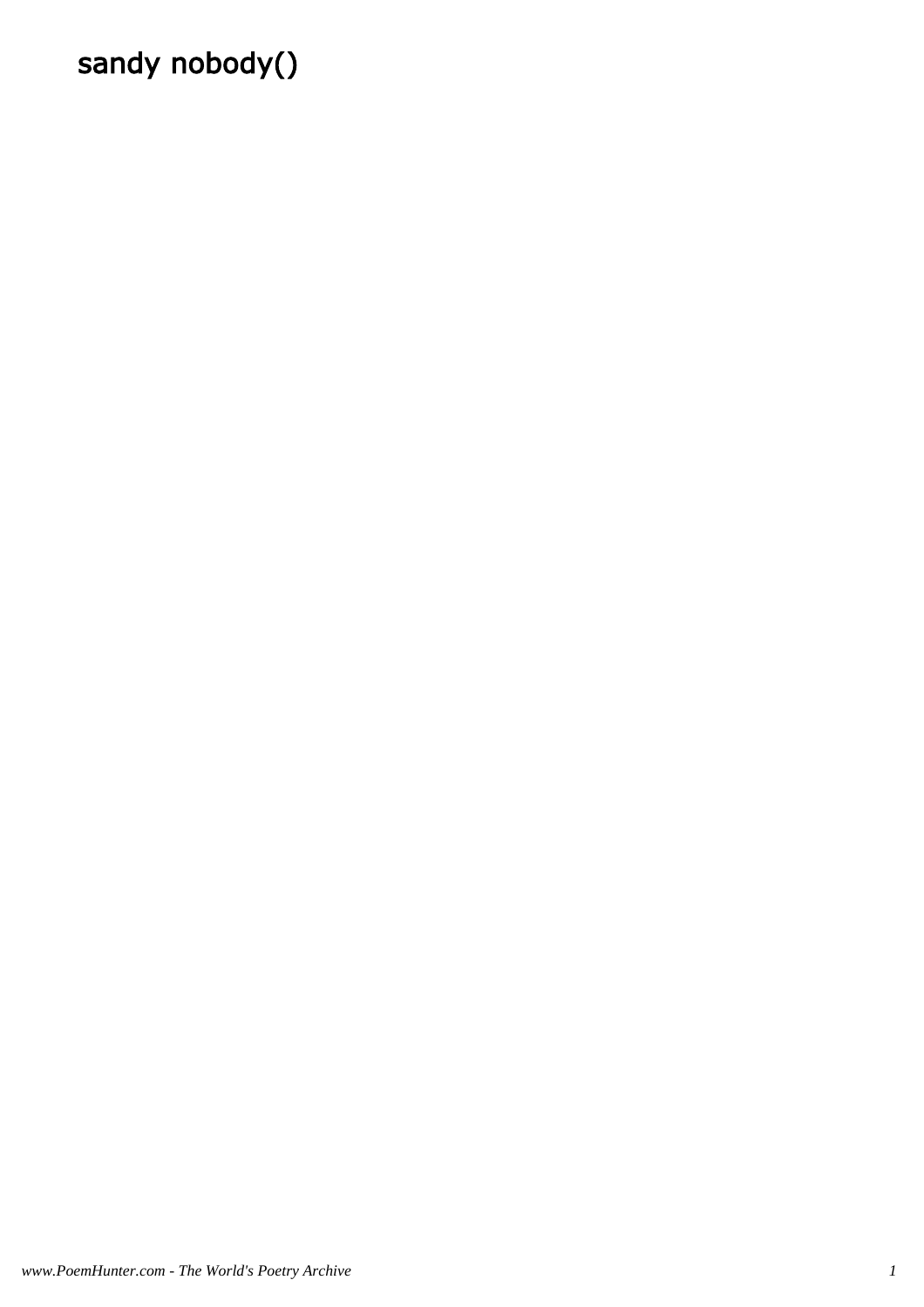# sandy nobody()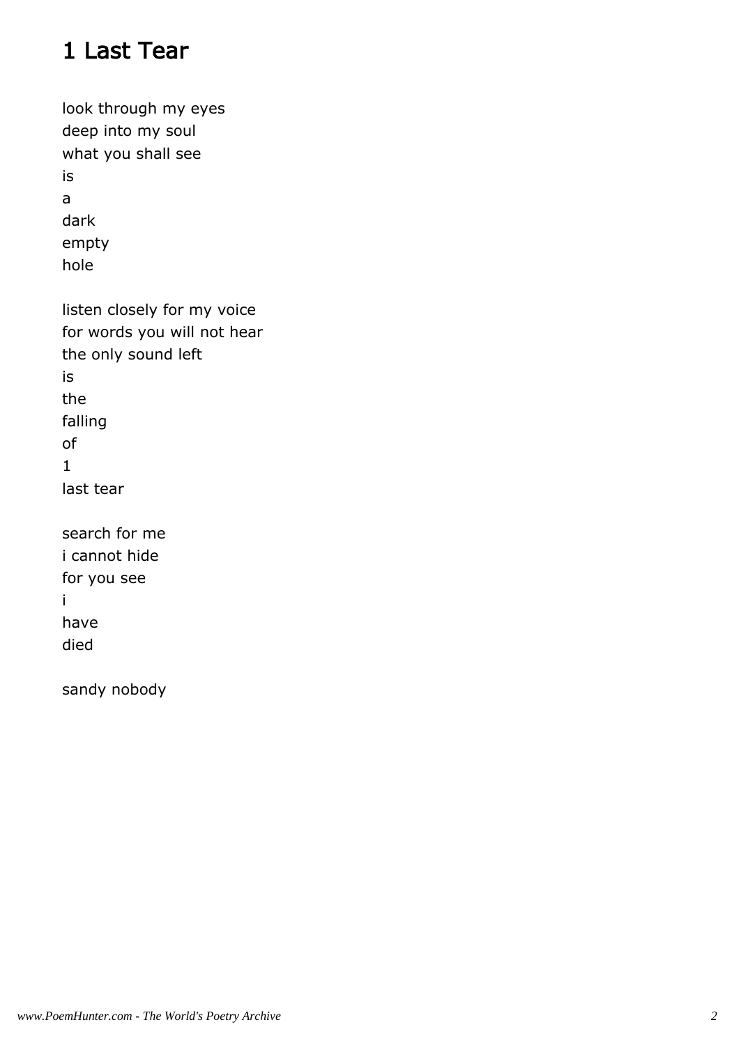# 1 Last Tear

look through my eyes
deep into my soul
what you shall see
is
a
dark
empty
hole

listen closely for my voice
for words you will not hear
the only sound left
is
the
falling
of
1
last tear

search for me
i cannot hide
for you see
i
have
died

sandy nobody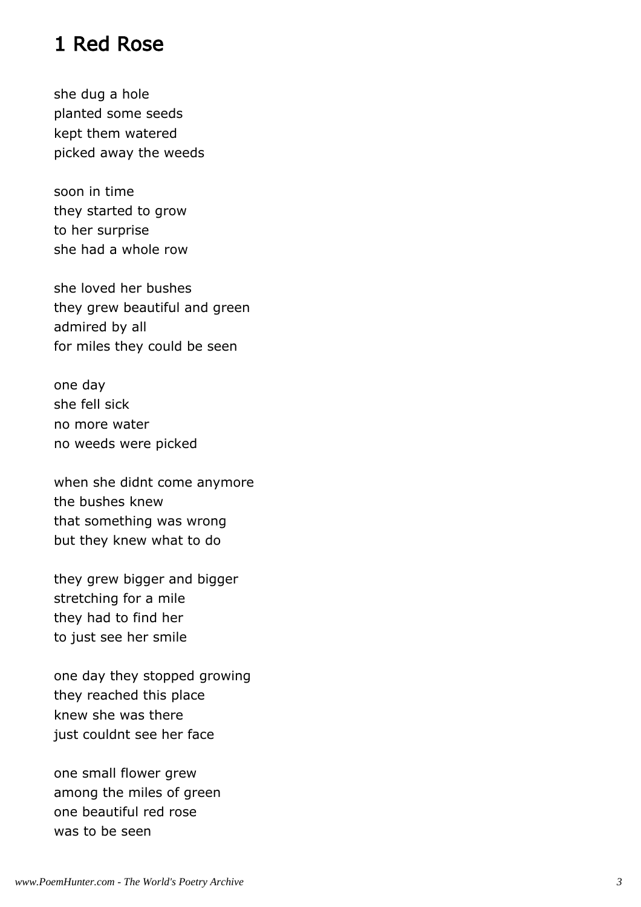## 1 Red Rose

she dug a hole  
planted some seeds  
kept them watered  
picked away the weeds

soon in time  
they started to grow  
to her surprise  
she had a whole row

she loved her bushes  
they grew beautiful and green  
admired by all  
for miles they could be seen

one day  
she fell sick  
no more water  
no weeds were picked

when she didnt come anymore  
the bushes knew  
that something was wrong  
but they knew what to do

they grew bigger and bigger  
stretching for a mile  
they had to find her  
to just see her smile

one day they stopped growing  
they reached this place  
knew she was there  
just couldnt see her face

one small flower grew  
among the miles of green  
one beautiful red rose  
was to be seen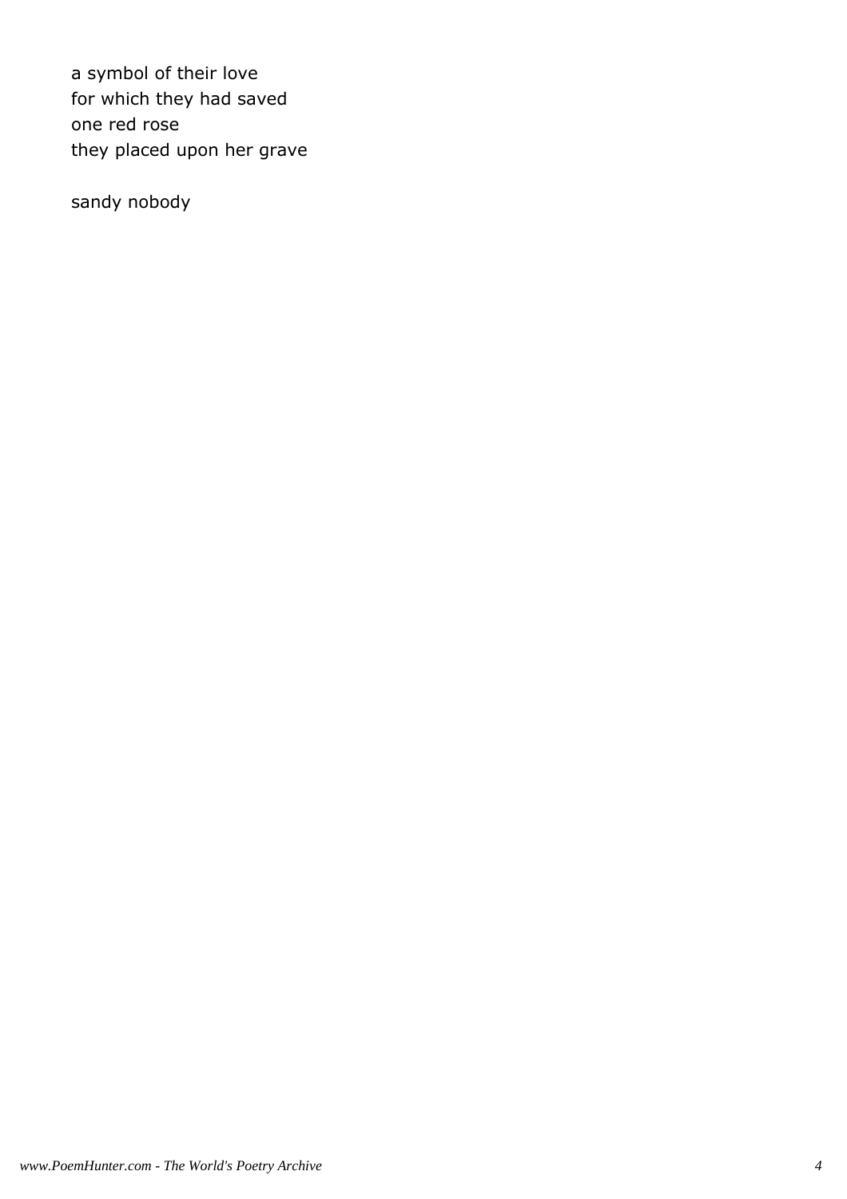a symbol of their love
for which they had saved
one red rose
they placed upon her grave

sandy nobody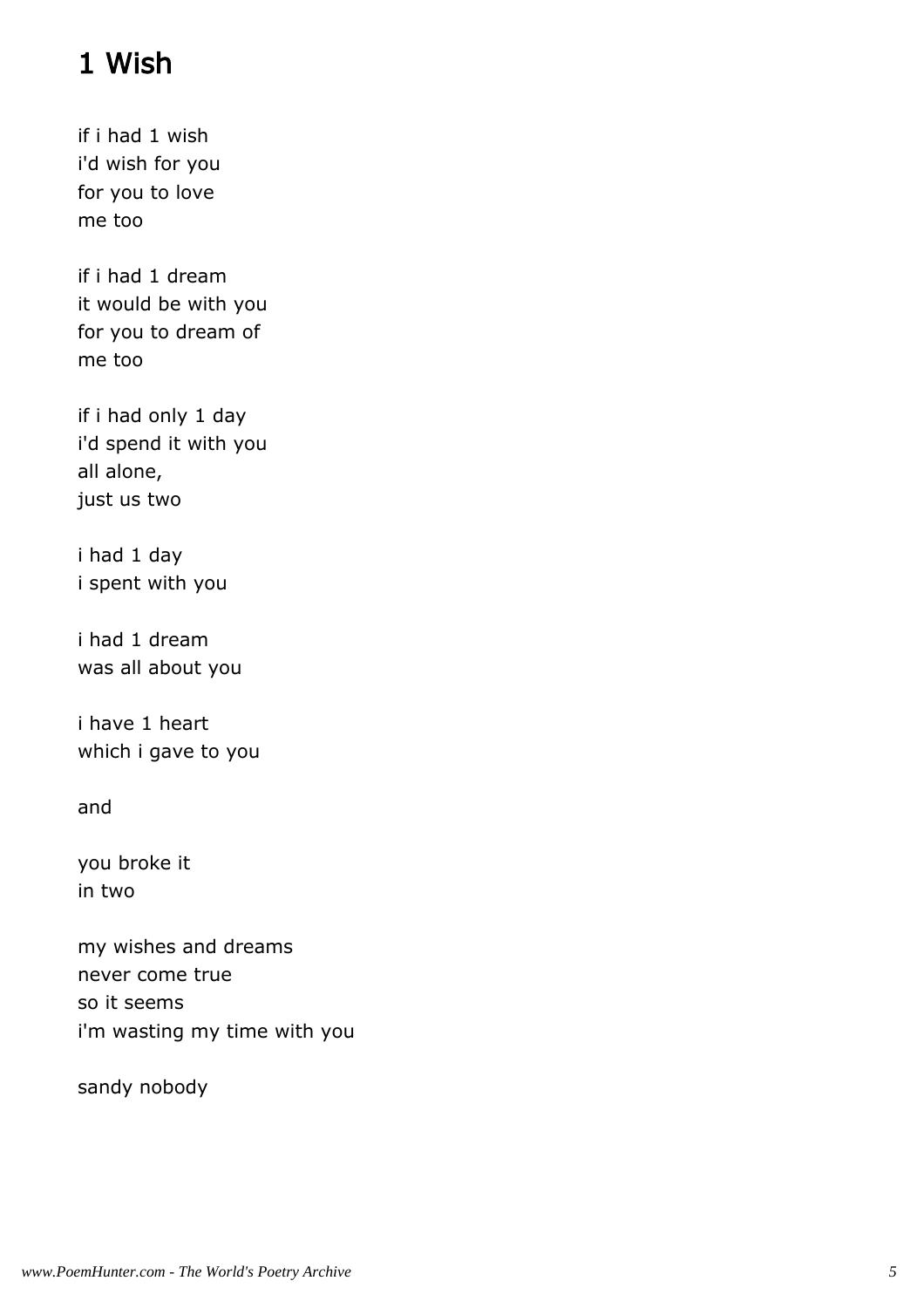# 1 Wish

if i had 1 wish
i'd wish for you
for you to love
me too

if i had 1 dream
it would be with you
for you to dream of
me too

if i had only 1 day
i'd spend it with you
all alone,
just us two

i had 1 day
i spent with you

i had 1 dream
was all about you

i have 1 heart
which i gave to you

and

you broke it
in two

my wishes and dreams
never come true
so it seems
i'm wasting my time with you

sandy nobody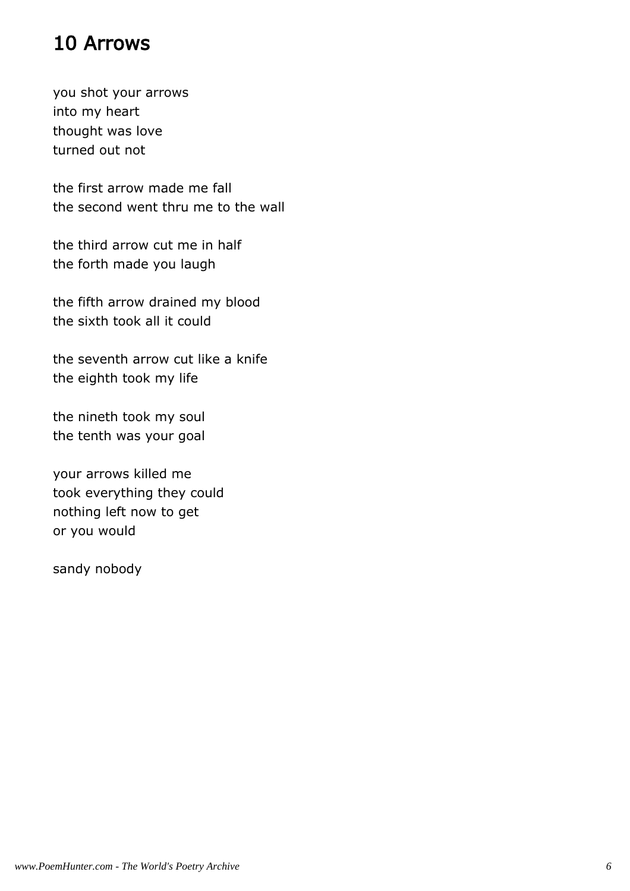# 10 Arrows

you shot your arrows
into my heart
thought was love
turned out not

the first arrow made me fall
the second went thru me to the wall

the third arrow cut me in half
the forth made you laugh

the fifth arrow drained my blood
the sixth took all it could

the seventh arrow cut like a knife
the eighth took my life

the nineth took my soul
the tenth was your goal

your arrows killed me
took everything they could
nothing left now to get
or you would

sandy nobody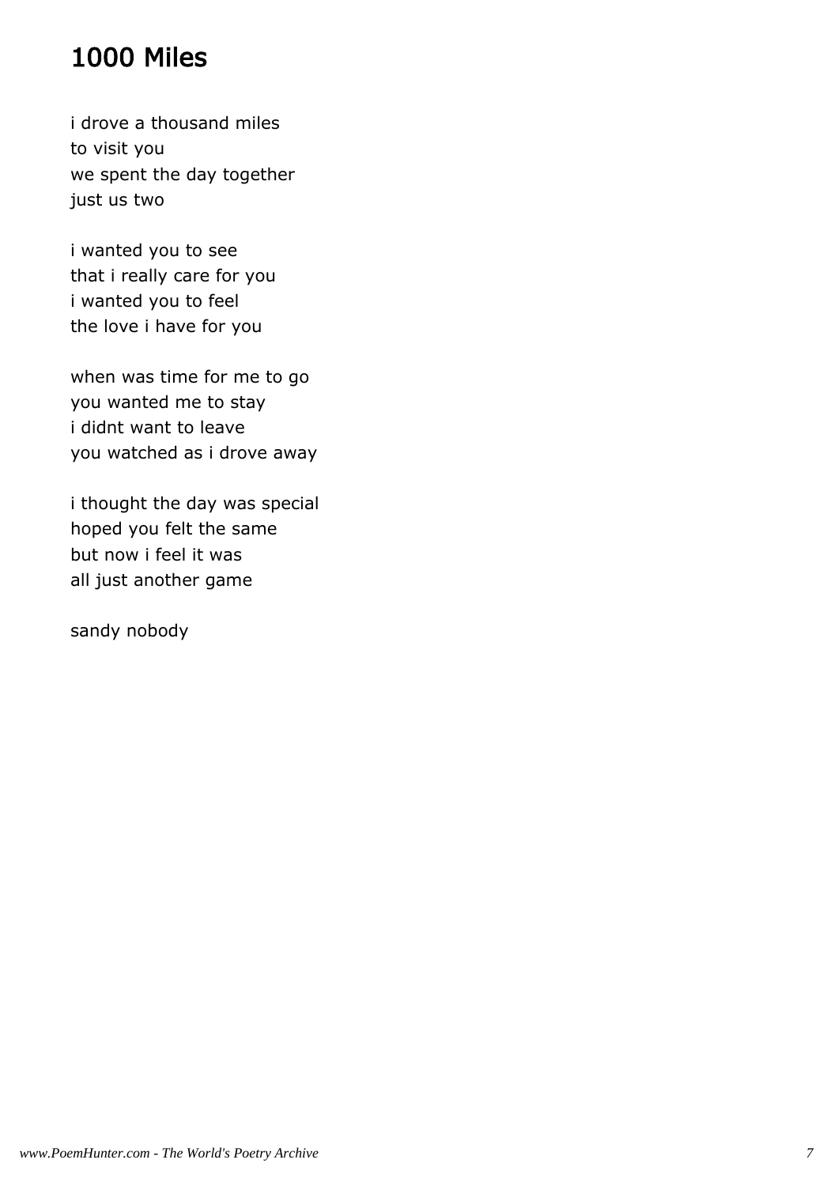# 1000 Miles

i drove a thousand miles  
to visit you  
we spent the day together  
just us two

i wanted you to see  
that i really care for you  
i wanted you to feel  
the love i have for you

when was time for me to go  
you wanted me to stay  
i didnt want to leave  
you watched as i drove away

i thought the day was special  
hoped you felt the same  
but now i feel it was  
all just another game

sandy nobody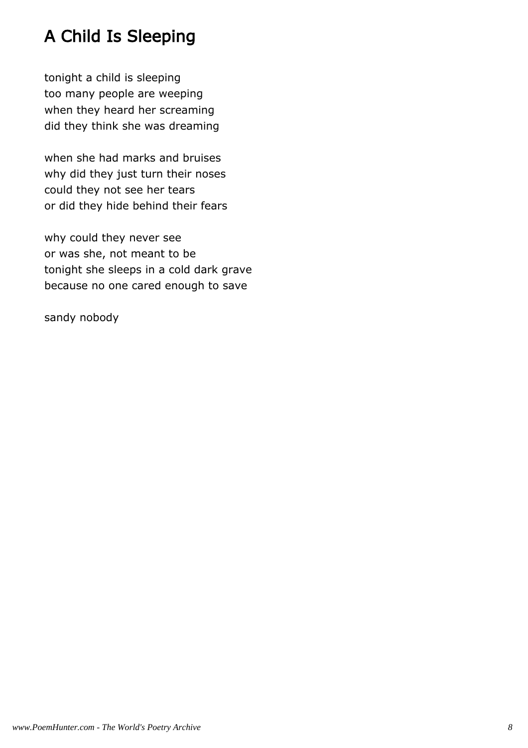# A Child Is Sleeping

tonight a child is sleeping
too many people are weeping
when they heard her screaming
did they think she was dreaming

when she had marks and bruises
why did they just turn their noses
could they not see her tears
or did they hide behind their fears

why could they never see
or was she, not meant to be
tonight she sleeps in a cold dark grave
because no one cared enough to save

sandy nobody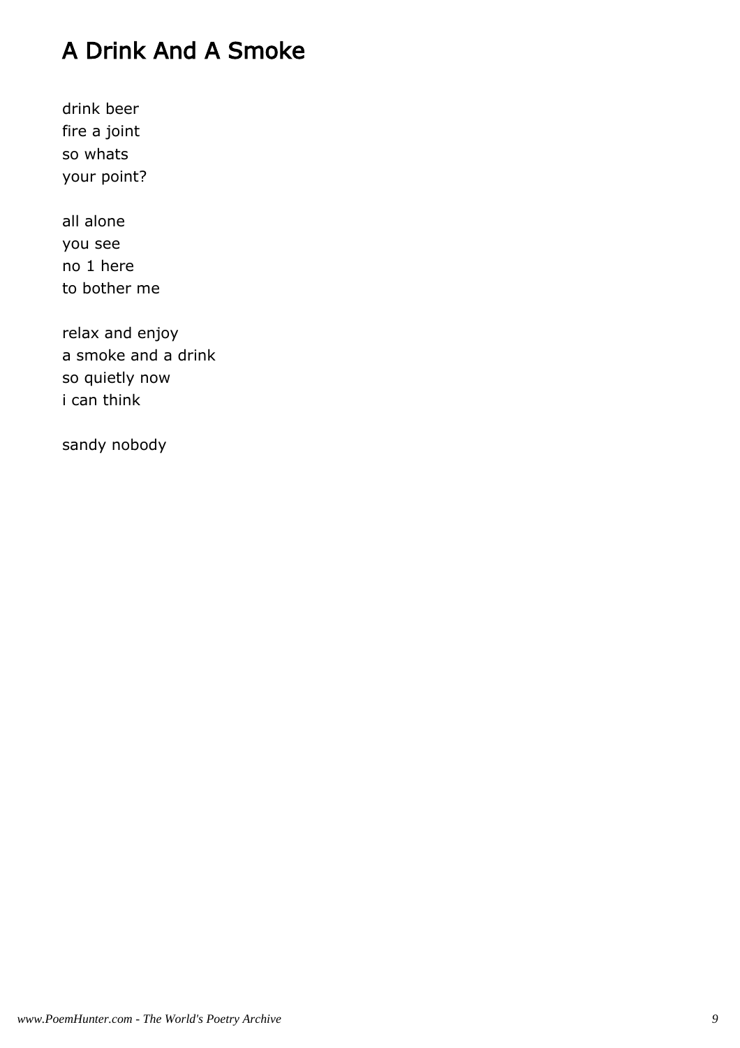# A Drink And A Smoke

drink beer
fire a joint
so whats
your point?

all alone
you see
no 1 here
to bother me

relax and enjoy
a smoke and a drink
so quietly now
i can think

sandy nobody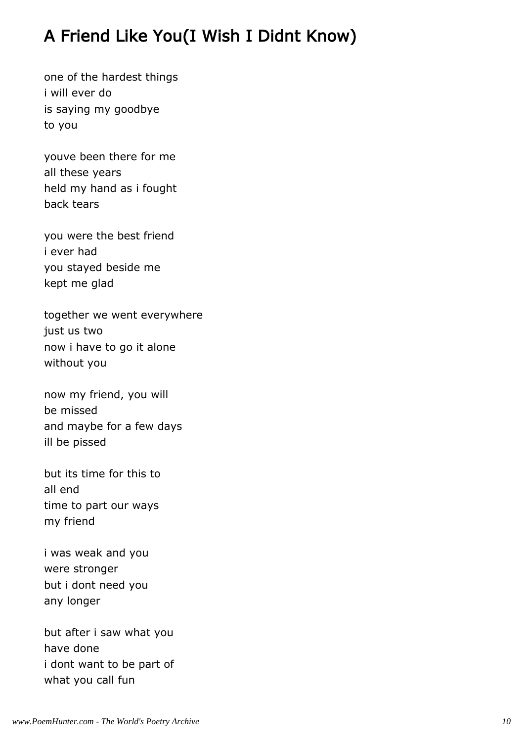## A Friend Like You(I Wish I Didnt Know)

one of the hardest things
i will ever do
is saying my goodbye
to you

youve been there for me
all these years
held my hand as i fought
back tears

you were the best friend
i ever had
you stayed beside me
kept me glad

together we went everywhere
just us two
now i have to go it alone
without you

now my friend, you will
be missed
and maybe for a few days
ill be pissed

but its time for this to
all end
time to part our ways
my friend

i was weak and you
were stronger
but i dont need you
any longer

but after i saw what you
have done
i dont want to be part of
what you call fun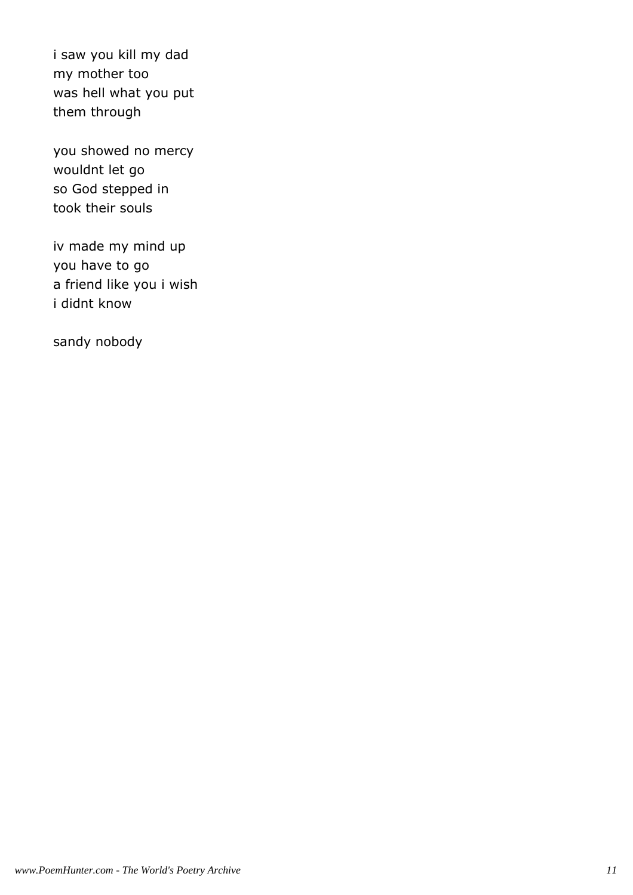i saw you kill my dad  
my mother too  
was hell what you put  
them through

you showed no mercy  
wouldnt let go  
so God stepped in  
took their souls

iv made my mind up  
you have to go  
a friend like you i wish  
i didnt know

sandy nobody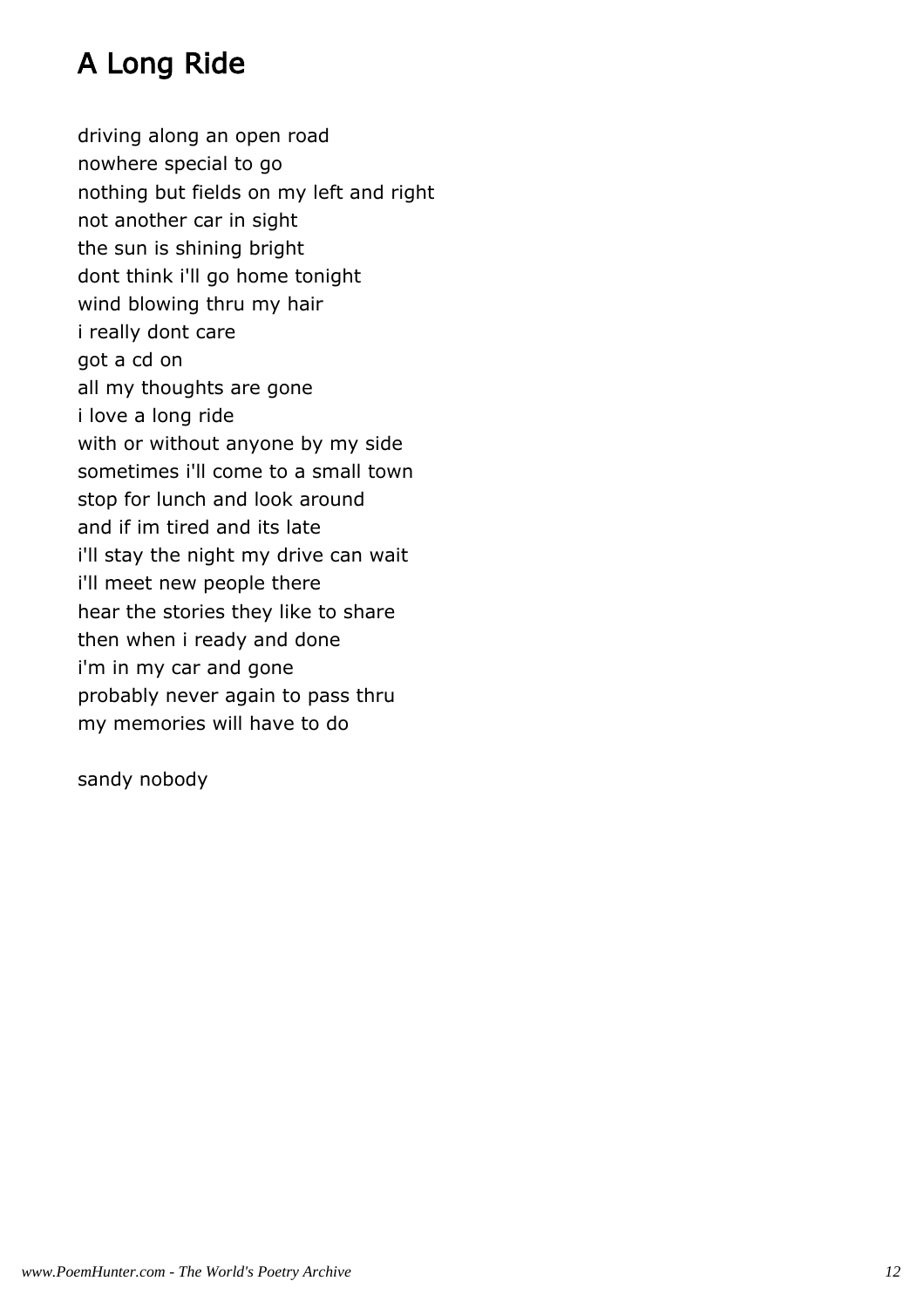# A Long Ride

driving along an open road
nowhere special to go
nothing but fields on my left and right
not another car in sight
the sun is shining bright
dont think i'll go home tonight
wind blowing thru my hair
i really dont care
got a cd on
all my thoughts are gone
i love a long ride
with or without anyone by my side
sometimes i'll come to a small town
stop for lunch and look around
and if im tired and its late
i'll stay the night my drive can wait
i'll meet new people there
hear the stories they like to share
then when i ready and done
i'm in my car and gone
probably never again to pass thru
my memories will have to do

sandy nobody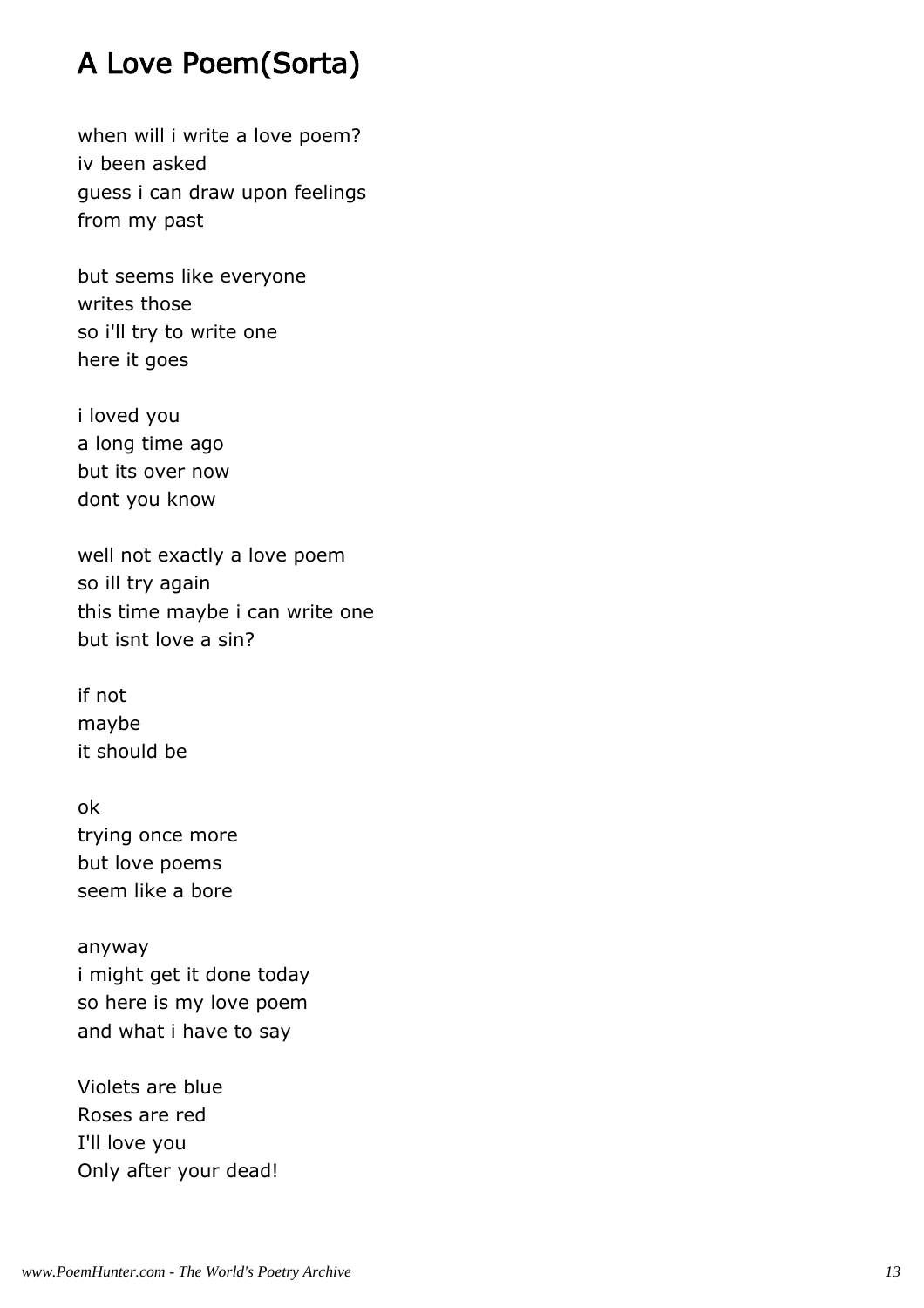# A Love Poem(Sorta)

when will i write a love poem?
iv been asked
guess i can draw upon feelings
from my past

but seems like everyone
writes those
so i'll try to write one
here it goes

i loved you
a long time ago
but its over now
dont you know

well not exactly a love poem
so ill try again
this time maybe i can write one
but isnt love a sin?

if not
maybe
it should be

ok
trying once more
but love poems
seem like a bore

anyway
i might get it done today
so here is my love poem
and what i have to say

Violets are blue
Roses are red
I'll love you
Only after your dead!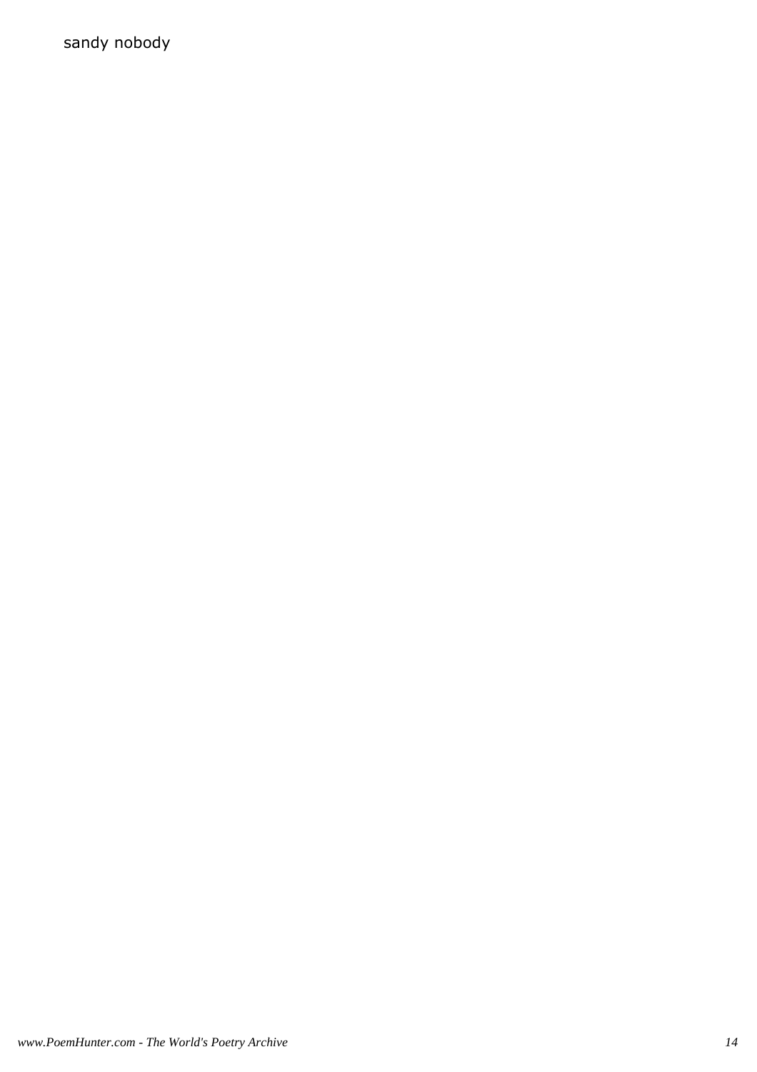sandy nobody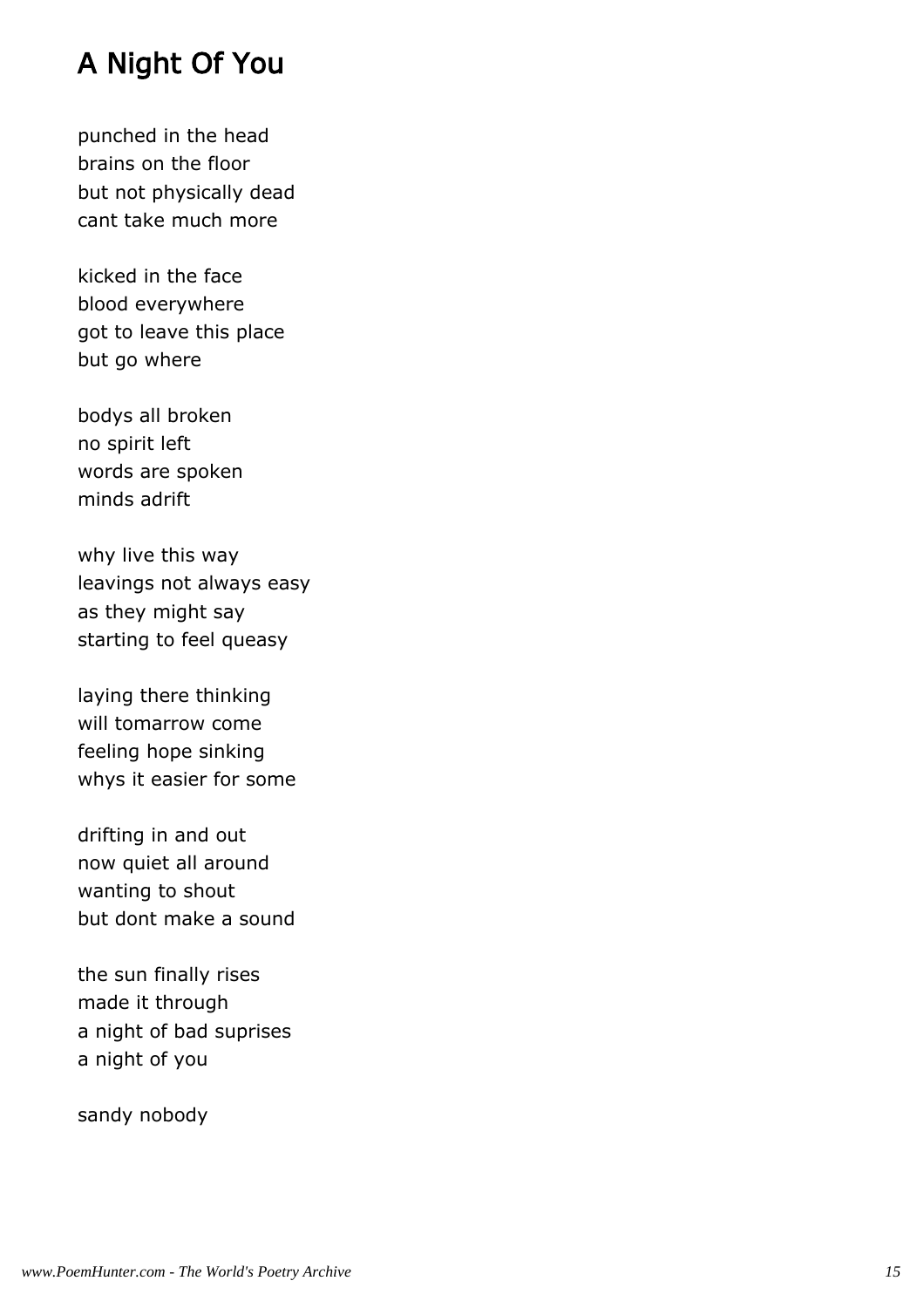# A Night Of You

punched in the head
brains on the floor
but not physically dead
cant take much more

kicked in the face
blood everywhere
got to leave this place
but go where

bodys all broken
no spirit left
words are spoken
minds adrift

why live this way
leavings not always easy
as they might say
starting to feel queasy

laying there thinking
will tomarrow come
feeling hope sinking
whys it easier for some

drifting in and out
now quiet all around
wanting to shout
but dont make a sound

the sun finally rises
made it through
a night of bad suprises
a night of you

sandy nobody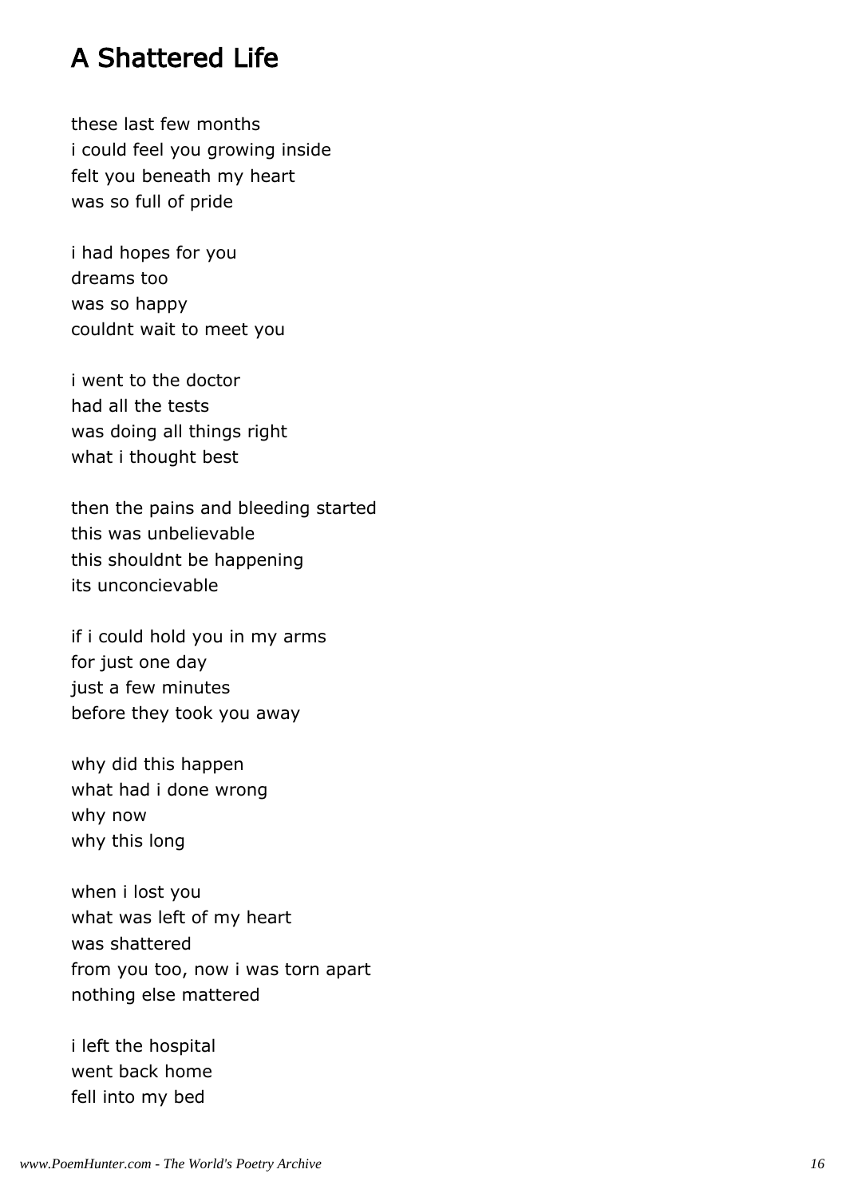# A Shattered Life

these last few months
i could feel you growing inside
felt you beneath my heart
was so full of pride

i had hopes for you
dreams too
was so happy
couldnt wait to meet you

i went to the doctor
had all the tests
was doing all things right
what i thought best

then the pains and bleeding started
this was unbelievable
this shouldnt be happening
its unconcievable

if i could hold you in my arms
for just one day
just a few minutes
before they took you away

why did this happen
what had i done wrong
why now
why this long

when i lost you
what was left of my heart
was shattered
from you too, now i was torn apart
nothing else mattered

i left the hospital
went back home
fell into my bed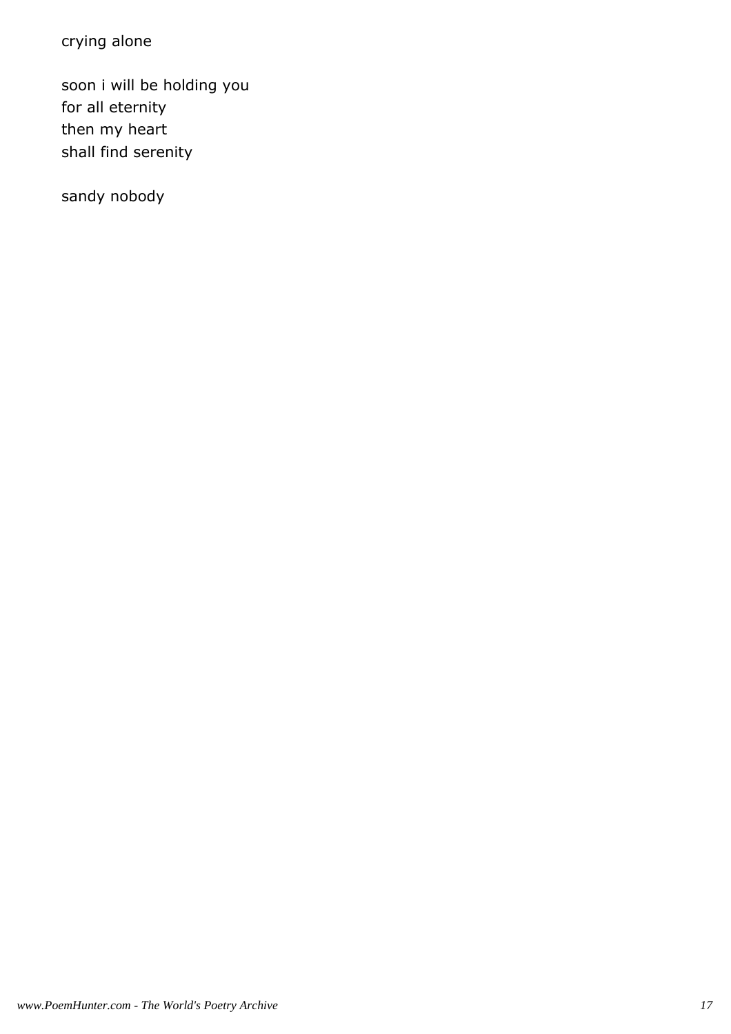crying alone

soon i will be holding you
for all eternity
then my heart
shall find serenity

sandy nobody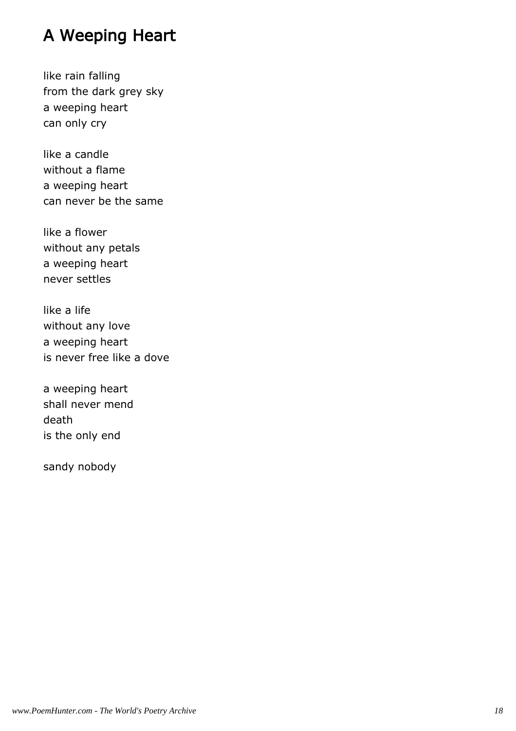# A Weeping Heart

like rain falling
from the dark grey sky
a weeping heart
can only cry

like a candle
without a flame
a weeping heart
can never be the same

like a flower
without any petals
a weeping heart
never settles

like a life
without any love
a weeping heart
is never free like a dove

a weeping heart
shall never mend
death
is the only end

sandy nobody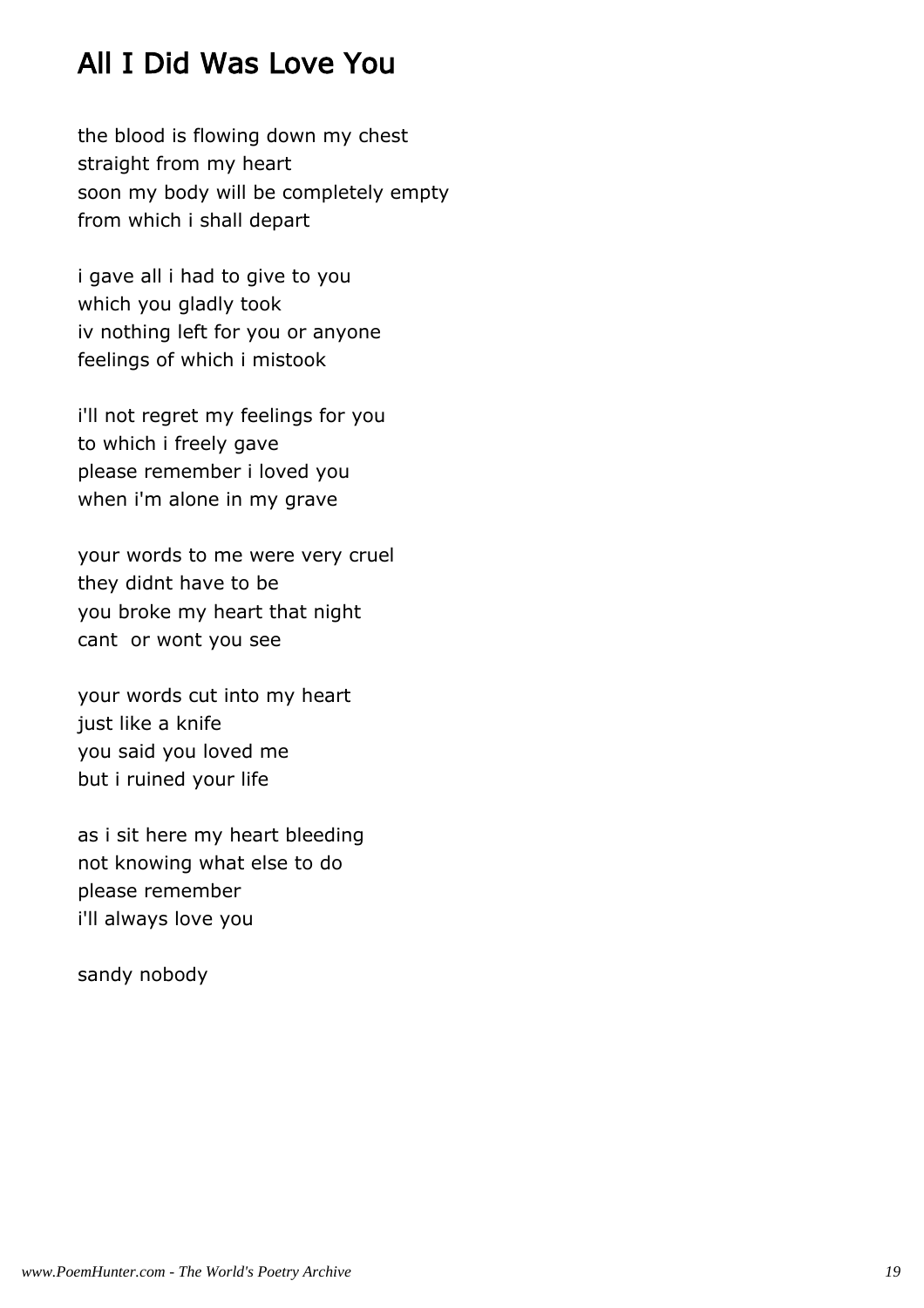# All I Did Was Love You

the blood is flowing down my chest
straight from my heart
soon my body will be completely empty
from which i shall depart

i gave all i had to give to you
which you gladly took
iv nothing left for you or anyone
feelings of which i mistook

i'll not regret my feelings for you
to which i freely gave
please remember i loved you
when i'm alone in my grave

your words to me were very cruel
they didnt have to be
you broke my heart that night
cant  or wont you see

your words cut into my heart
just like a knife
you said you loved me
but i ruined your life

as i sit here my heart bleeding
not knowing what else to do
please remember
i'll always love you

sandy nobody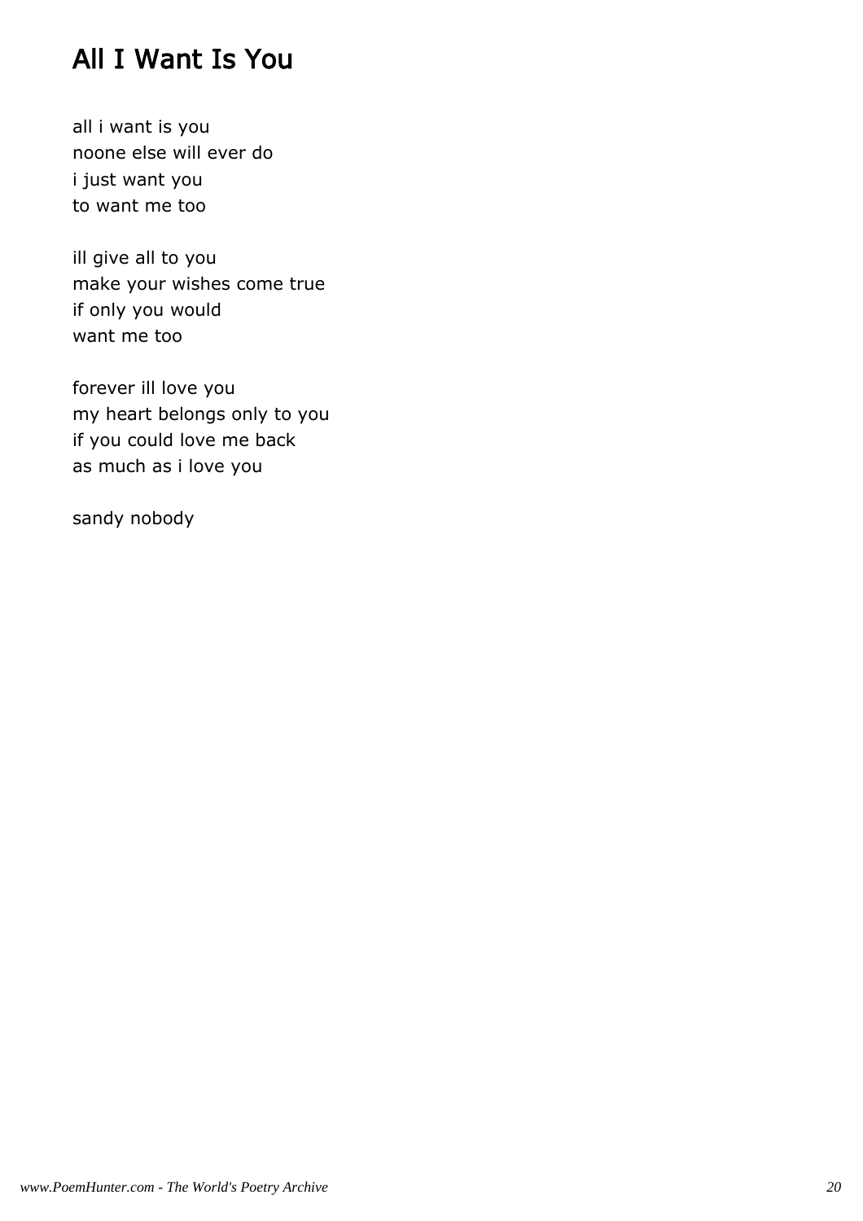# All I Want Is You

all i want is you
noone else will ever do
i just want you
to want me too

ill give all to you
make your wishes come true
if only you would
want me too

forever ill love you
my heart belongs only to you
if you could love me back
as much as i love you

sandy nobody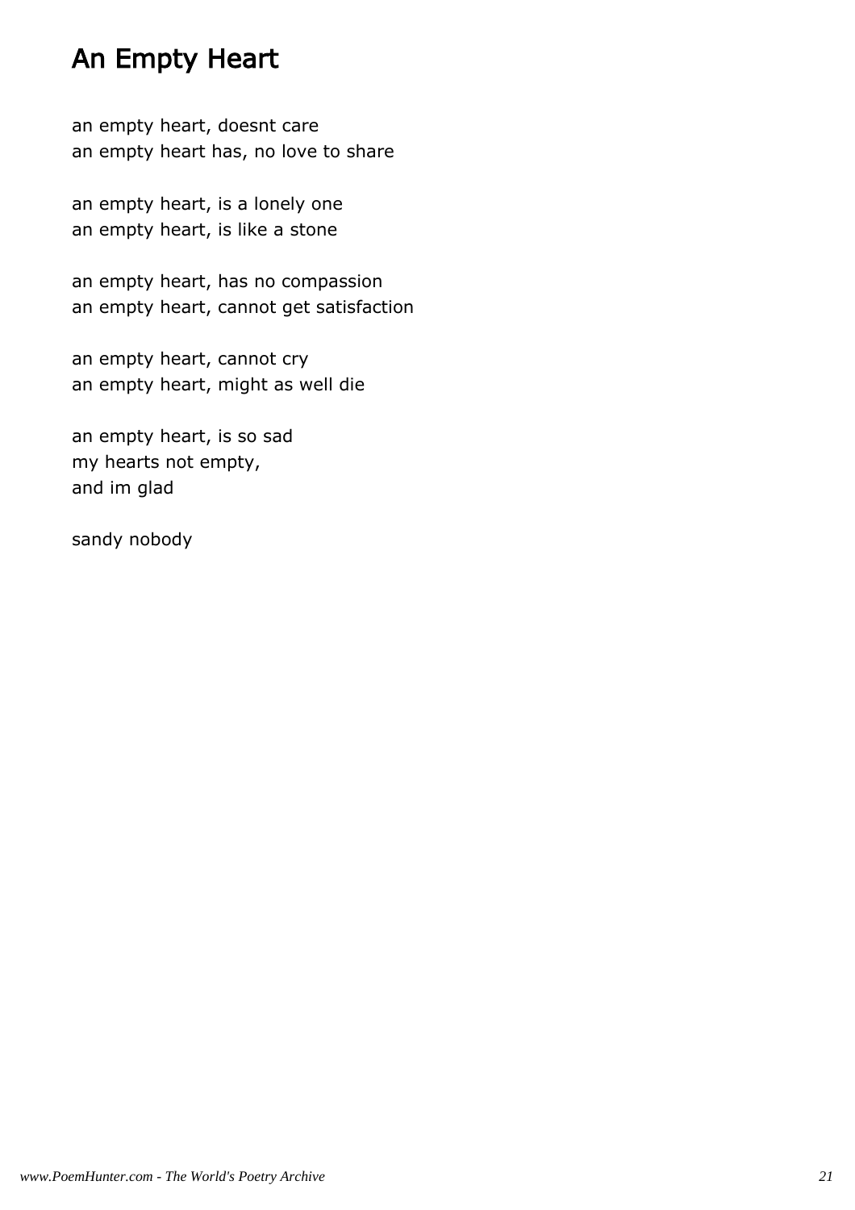# An Empty Heart

an empty heart, doesnt care
an empty heart has, no love to share

an empty heart, is a lonely one
an empty heart, is like a stone

an empty heart, has no compassion
an empty heart, cannot get satisfaction

an empty heart, cannot cry
an empty heart, might as well die

an empty heart, is so sad
my hearts not empty,
and im glad

sandy nobody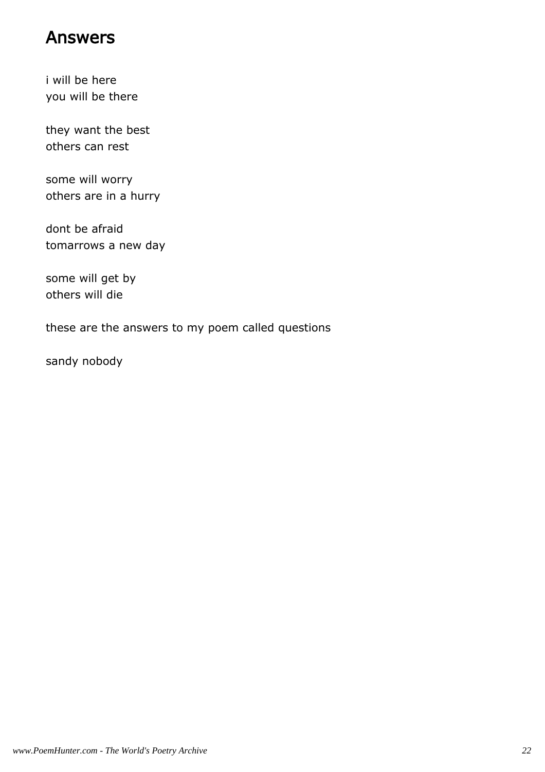## Answers

i will be here
you will be there

they want the best
others can rest

some will worry
others are in a hurry

dont be afraid
tomarrows a new day

some will get by
others will die

these are the answers to my poem called questions

sandy nobody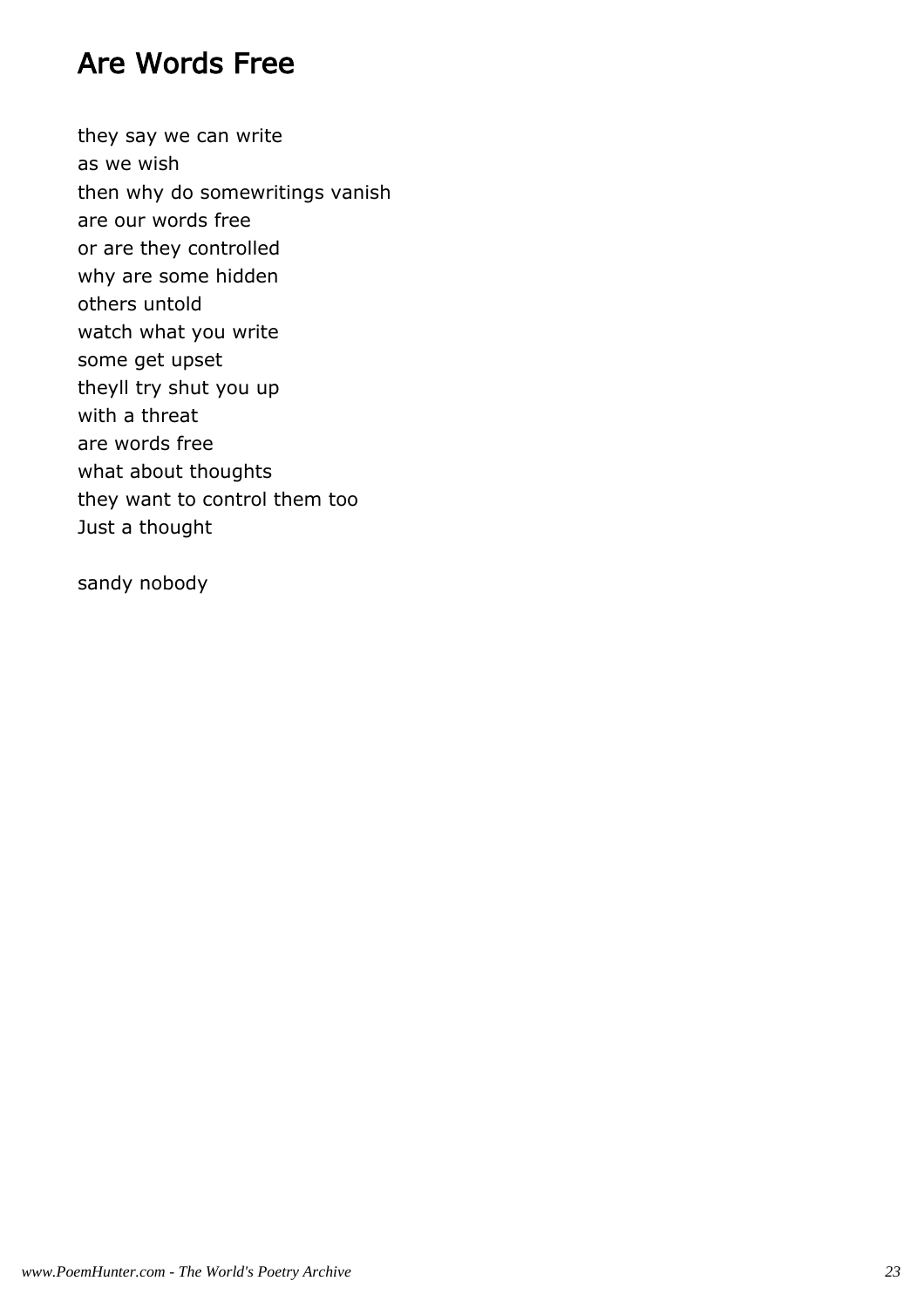# Are Words Free

they say we can write
as we wish
then why do somewritings vanish
are our words free
or are they controlled
why are some hidden
others untold
watch what you write
some get upset
theyll try shut you up
with a threat
are words free
what about thoughts
they want to control them too
Just a thought

sandy nobody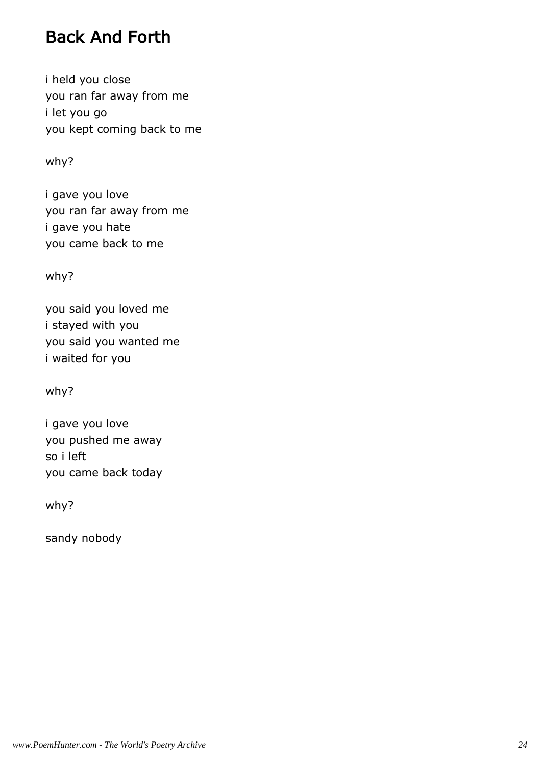# Back And Forth

i held you close  
you ran far away from me  
i let you go  
you kept coming back to me

why?

i gave you love  
you ran far away from me  
i gave you hate  
you came back to me

why?

you said you loved me  
i stayed with you  
you said you wanted me  
i waited for you

why?

i gave you love  
you pushed me away  
so i left  
you came back today

why?

sandy nobody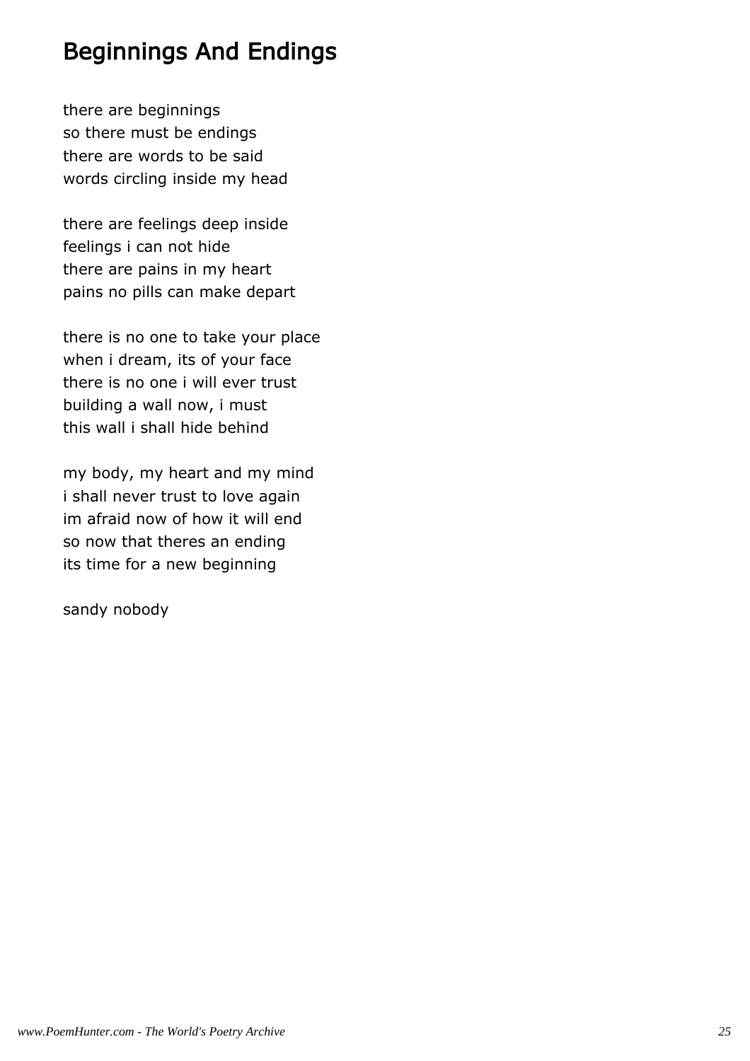# Beginnings And Endings

there are beginnings  
so there must be endings  
there are words to be said  
words circling inside my head

there are feelings deep inside  
feelings i can not hide  
there are pains in my heart  
pains no pills can make depart

there is no one to take your place  
when i dream, its of your face  
there is no one i will ever trust  
building a wall now, i must  
this wall i shall hide behind

my body, my heart and my mind  
i shall never trust to love again  
im afraid now of how it will end  
so now that theres an ending  
its time for a new beginning

sandy nobody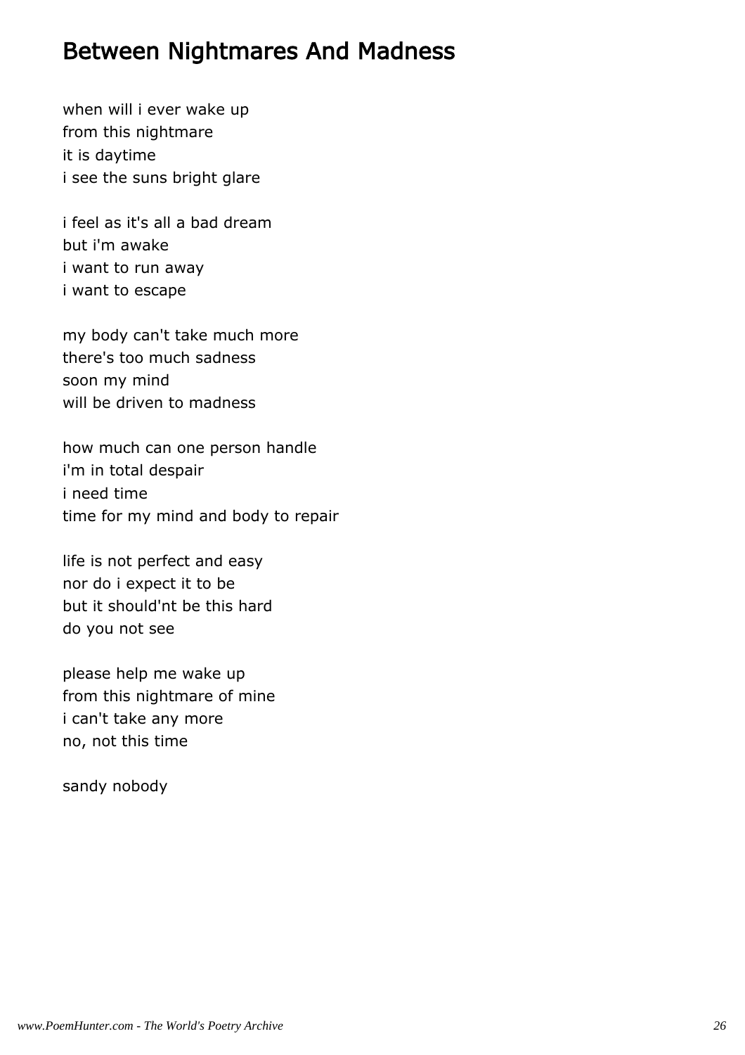# Between Nightmares And Madness

when will i ever wake up
from this nightmare
it is daytime
i see the suns bright glare

i feel as it's all a bad dream
but i'm awake
i want to run away
i want to escape

my body can't take much more
there's too much sadness
soon my mind
will be driven to madness

how much can one person handle
i'm in total despair
i need time
time for my mind and body to repair

life is not perfect and easy
nor do i expect it to be
but it should'nt be this hard
do you not see

please help me wake up
from this nightmare of mine
i can't take any more
no, not this time

sandy nobody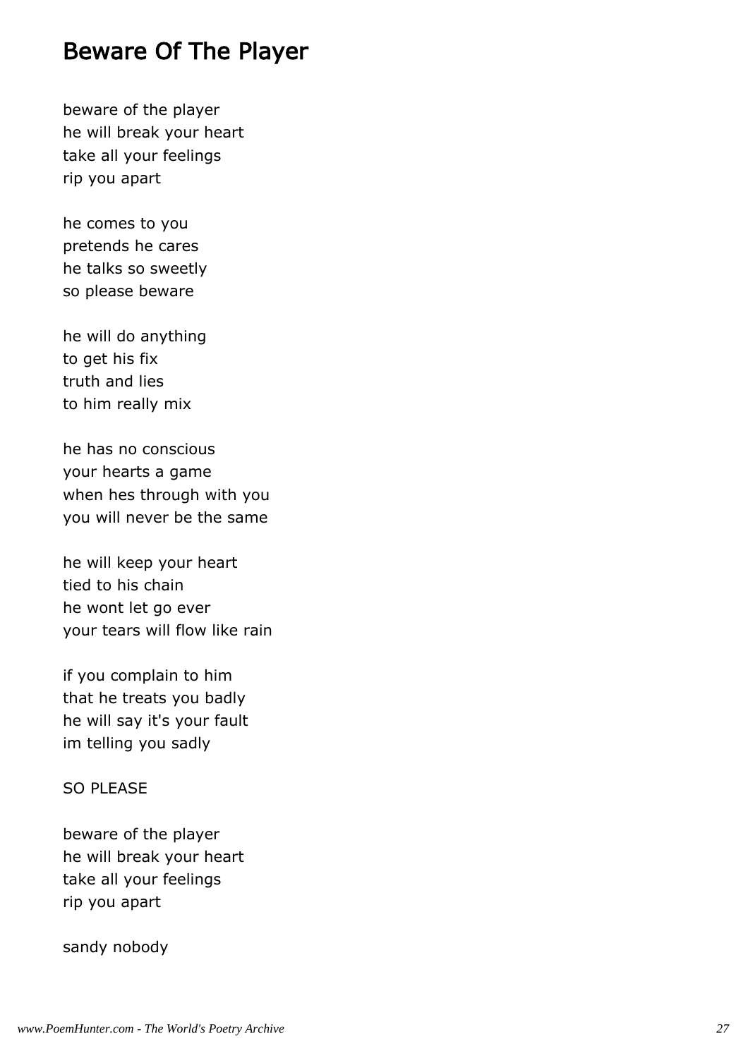# Beware Of The Player

beware of the player
he will break your heart
take all your feelings
rip you apart

he comes to you
pretends he cares
he talks so sweetly
so please beware

he will do anything
to get his fix
truth and lies
to him really mix

he has no conscious
your hearts a game
when hes through with you
you will never be the same

he will keep your heart
tied to his chain
he wont let go ever
your tears will flow like rain

if you complain to him
that he treats you badly
he will say it's your fault
im telling you sadly

SO PLEASE

beware of the player
he will break your heart
take all your feelings
rip you apart

sandy nobody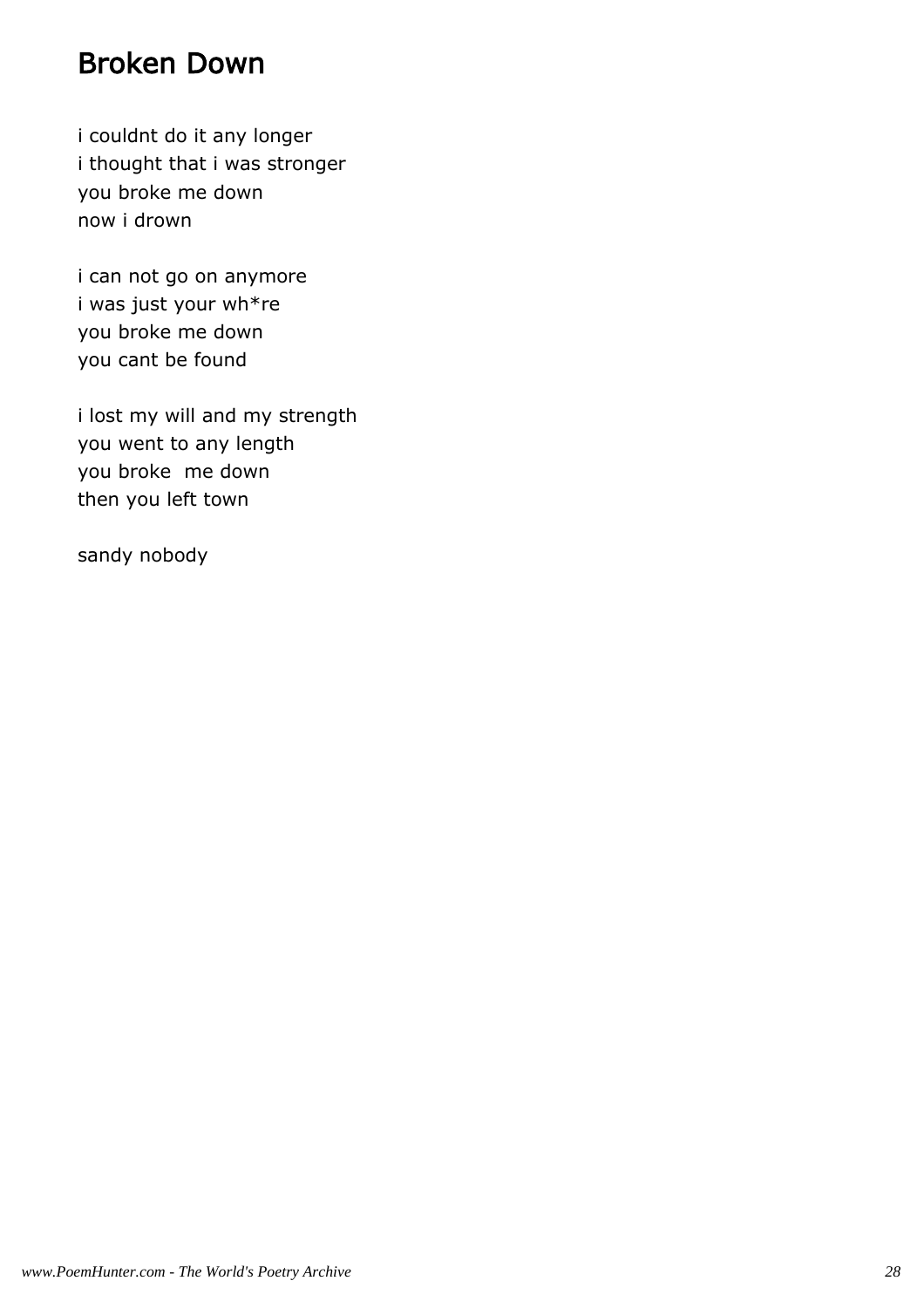# Broken Down

i couldnt do it any longer
i thought that i was stronger
you broke me down
now i drown

i can not go on anymore
i was just your wh*re
you broke me down
you cant be found

i lost my will and my strength
you went to any length
you broke  me down
then you left town

sandy nobody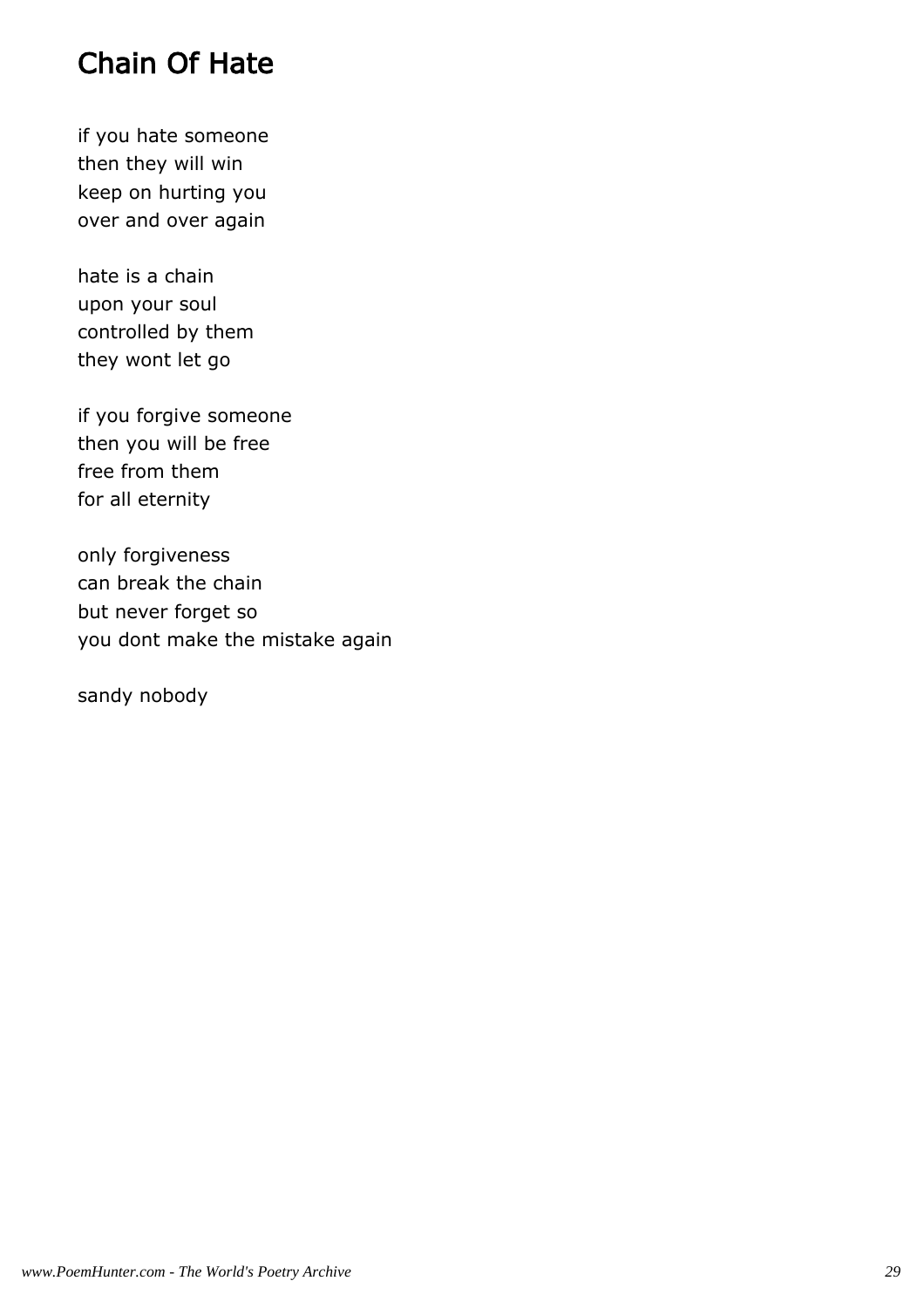# Chain Of Hate

if you hate someone
then they will win
keep on hurting you
over and over again

hate is a chain
upon your soul
controlled by them
they wont let go

if you forgive someone
then you will be free
free from them
for all eternity

only forgiveness
can break the chain
but never forget so
you dont make the mistake again

sandy nobody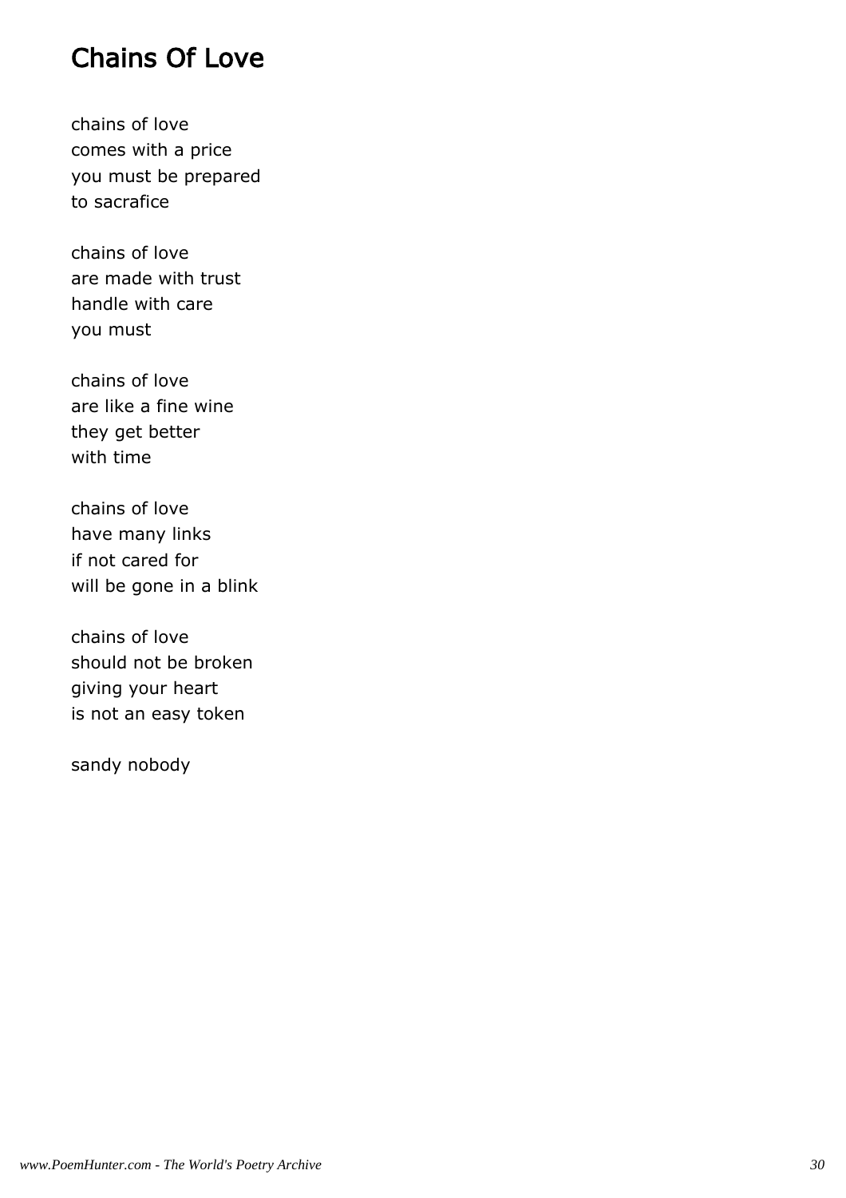# Chains Of Love

chains of love
comes with a price
you must be prepared
to sacrafice

chains of love
are made with trust
handle with care
you must

chains of love
are like a fine wine
they get better
with time

chains of love
have many links
if not cared for
will be gone in a blink

chains of love
should not be broken
giving your heart
is not an easy token

sandy nobody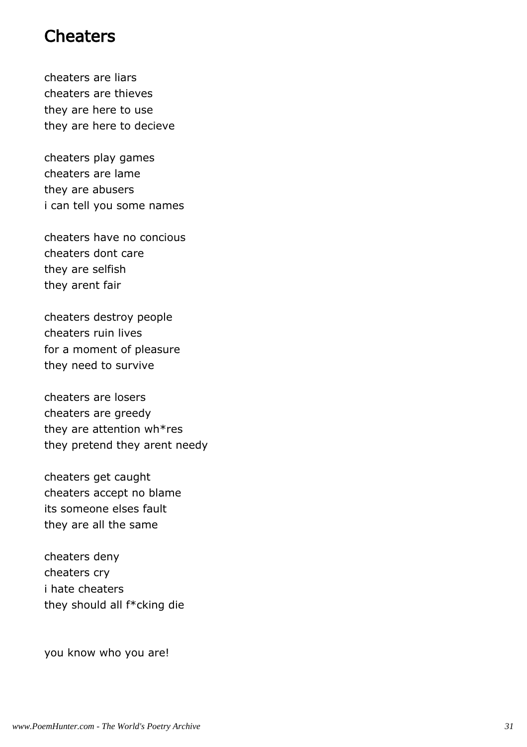# Cheaters

cheaters are liars
cheaters are thieves
they are here to use
they are here to decieve

cheaters play games
cheaters are lame
they are abusers
i can tell you some names

cheaters have no concious
cheaters dont care
they are selfish
they arent fair

cheaters destroy people
cheaters ruin lives
for a moment of pleasure
they need to survive

cheaters are losers
cheaters are greedy
they are attention wh*res
they pretend they arent needy

cheaters get caught
cheaters accept no blame
its someone elses fault
they are all the same

cheaters deny
cheaters cry
i hate cheaters
they should all f*cking die

you know who you are!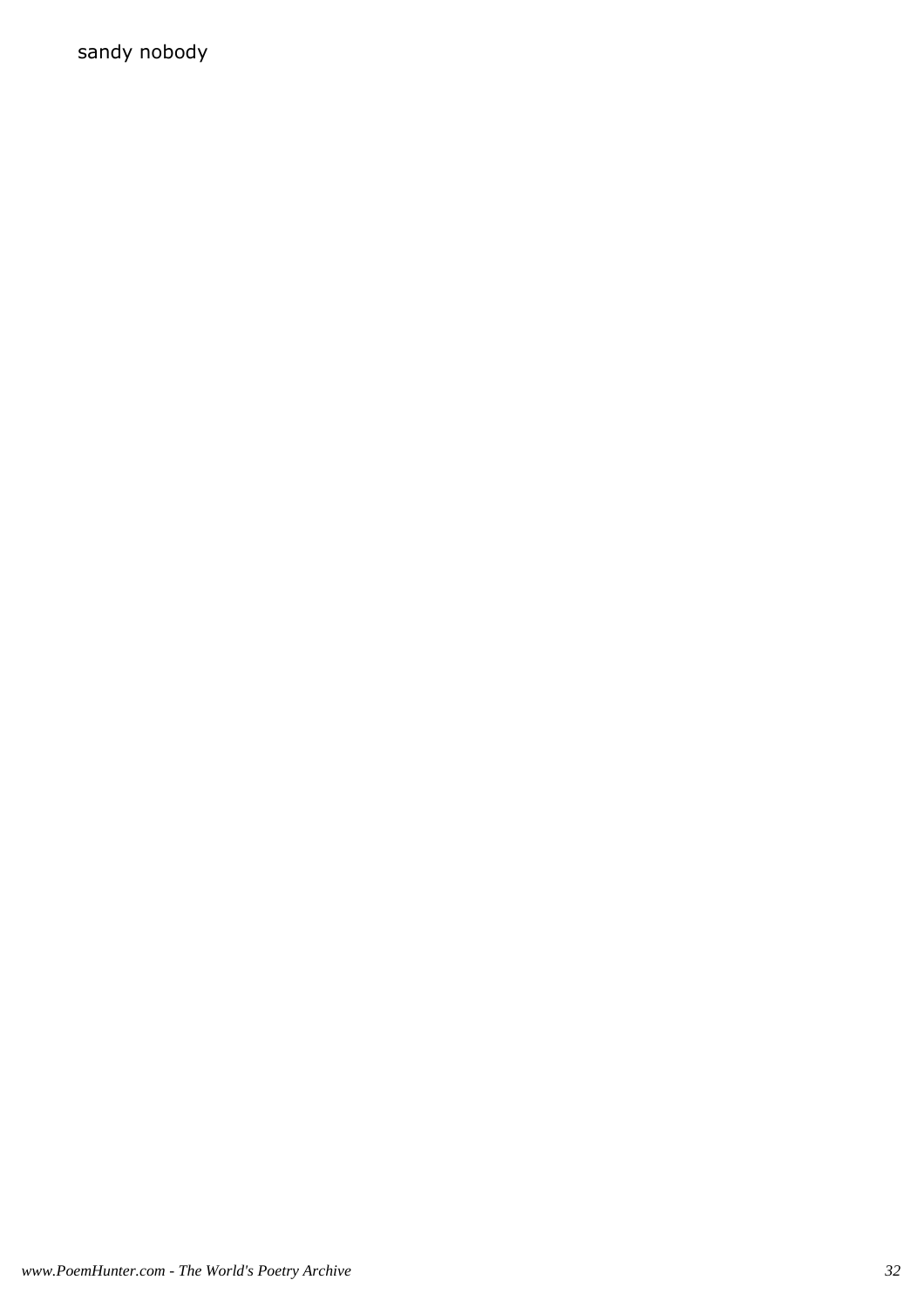sandy nobody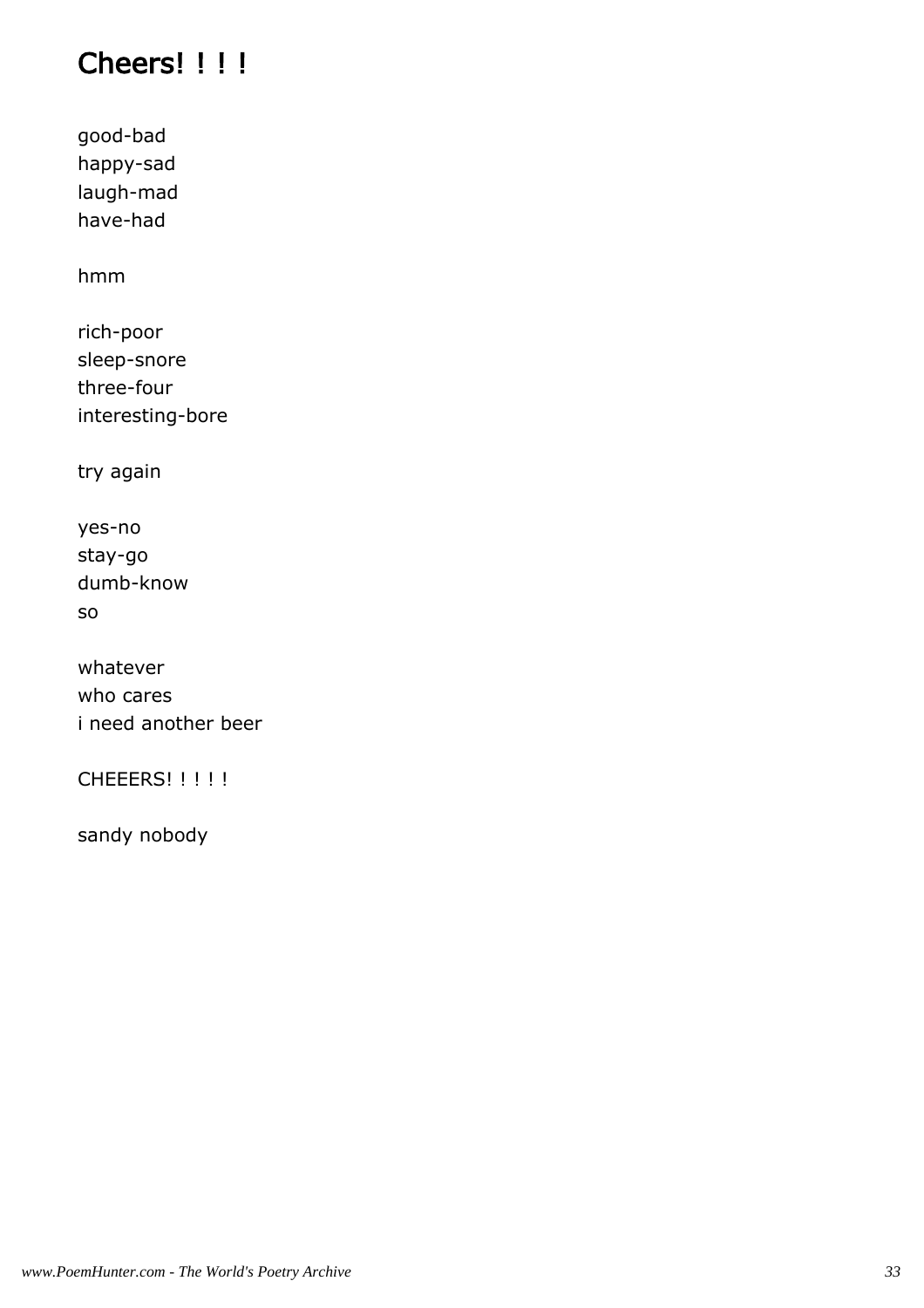# Cheers! ! ! !

good-bad
happy-sad
laugh-mad
have-had

hmm

rich-poor
sleep-snore
three-four
interesting-bore

try again

yes-no
stay-go
dumb-know
so

whatever
who cares
i need another beer

CHEEERS! ! ! ! !

sandy nobody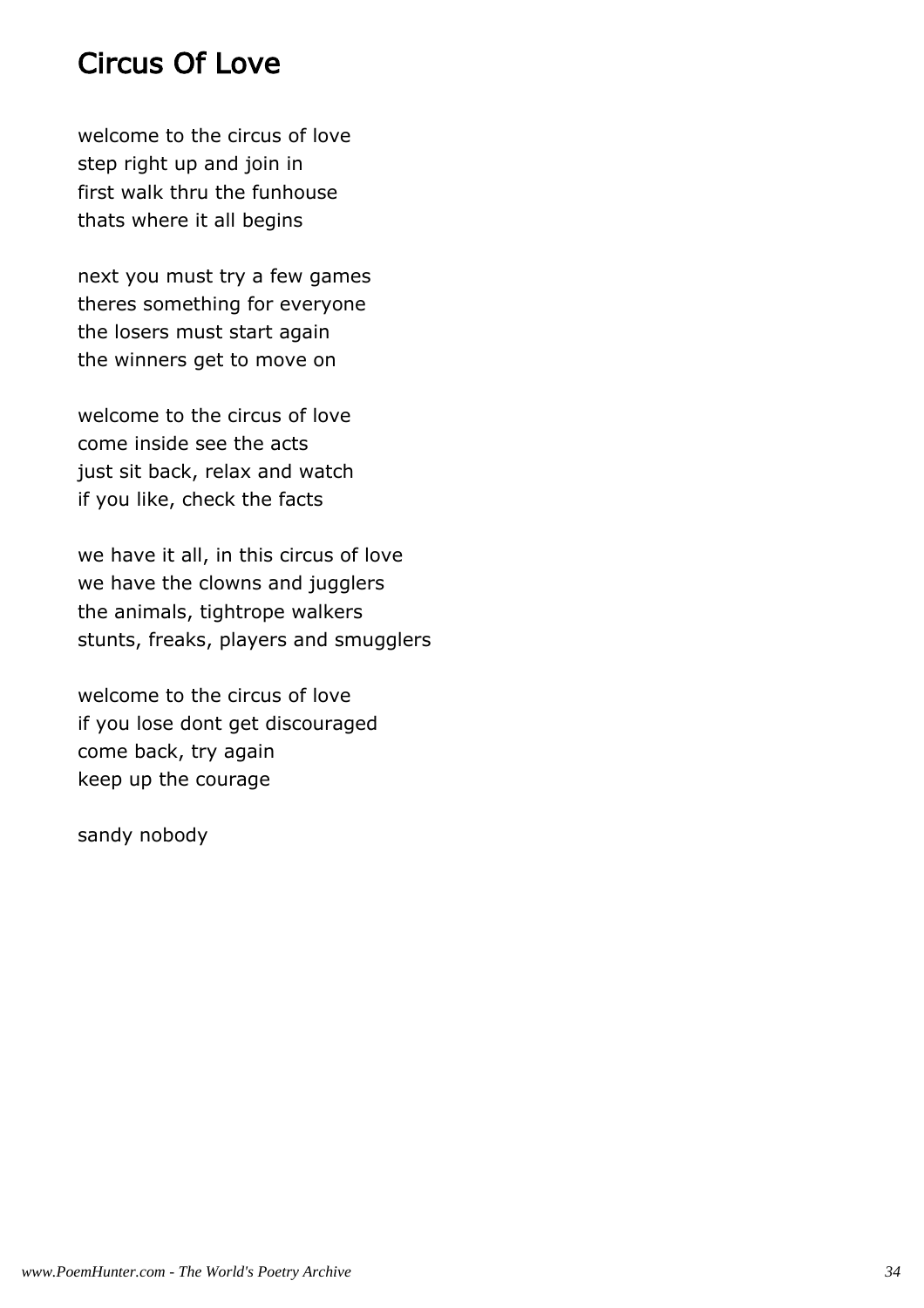# Circus Of Love

welcome to the circus of love
step right up and join in
first walk thru the funhouse
thats where it all begins

next you must try a few games
theres something for everyone
the losers must start again
the winners get to move on

welcome to the circus of love
come inside see the acts
just sit back, relax and watch
if you like, check the facts

we have it all, in this circus of love
we have the clowns and jugglers
the animals, tightrope walkers
stunts, freaks, players and smugglers

welcome to the circus of love
if you lose dont get discouraged
come back, try again
keep up the courage

sandy nobody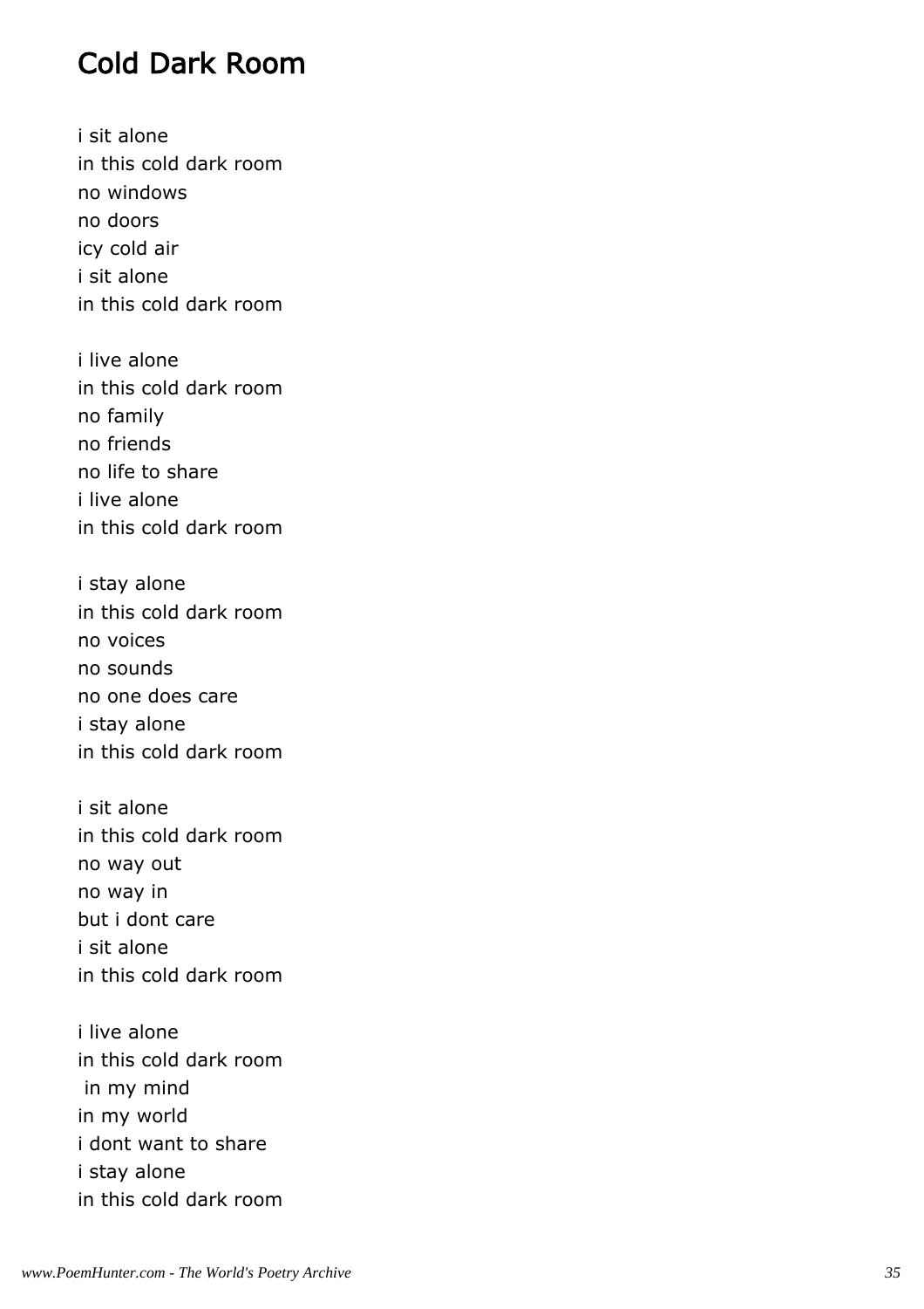# Cold Dark Room

i sit alone  
in this cold dark room  
no windows  
no doors  
icy cold air  
i sit alone  
in this cold dark room

i live alone  
in this cold dark room  
no family  
no friends  
no life to share  
i live alone  
in this cold dark room

i stay alone  
in this cold dark room  
no voices  
no sounds  
no one does care  
i stay alone  
in this cold dark room

i sit alone  
in this cold dark room  
no way out  
no way in  
but i dont care  
i sit alone  
in this cold dark room

i live alone  
in this cold dark room  
in my mind  
in my world  
i dont want to share  
i stay alone  
in this cold dark room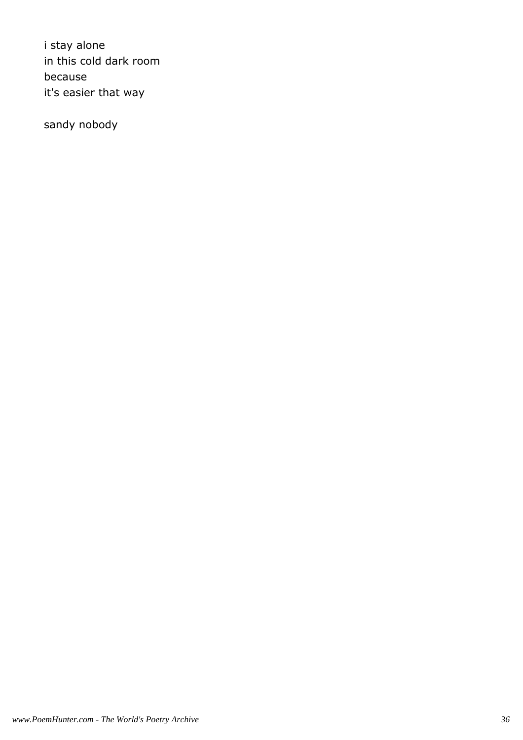i stay alone  
in this cold dark room  
because  
it's easier that way

sandy nobody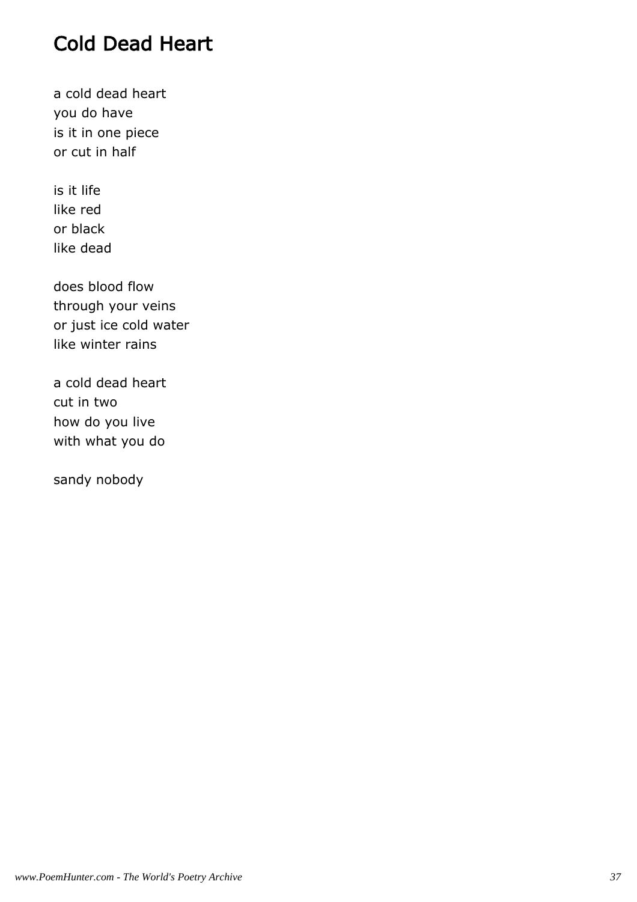# Cold Dead Heart

a cold dead heart
you do have
is it in one piece
or cut in half

is it life
like red
or black
like dead

does blood flow
through your veins
or just ice cold water
like winter rains

a cold dead heart
cut in two
how do you live
with what you do

sandy nobody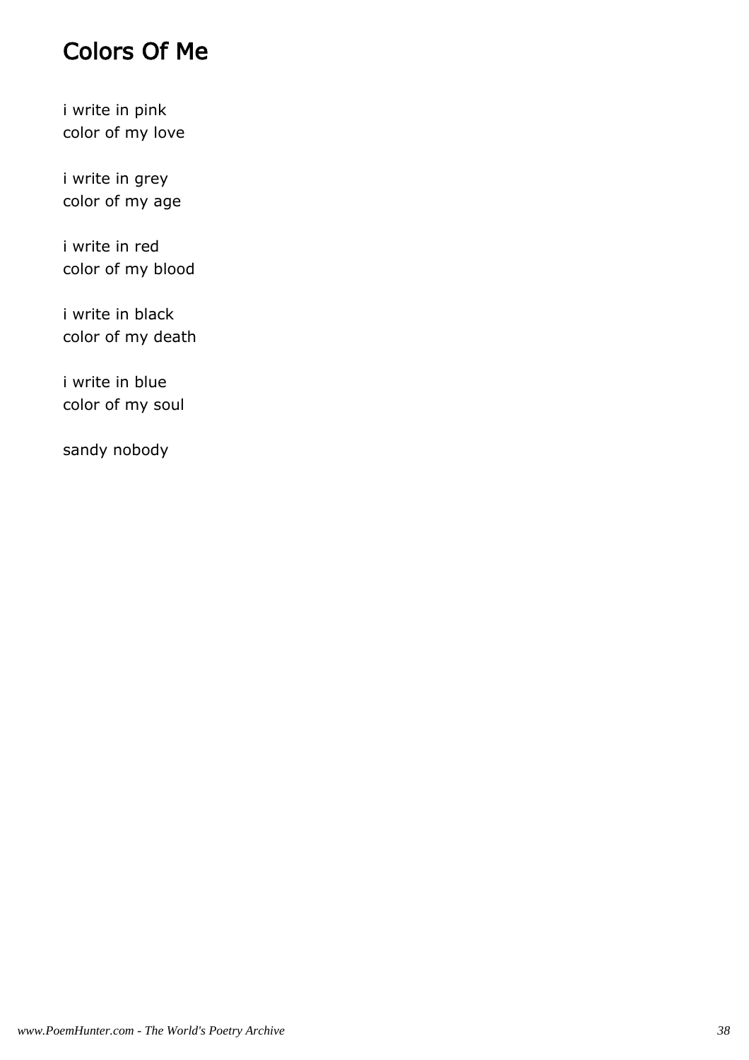# Colors Of Me

i write in pink
color of my love

i write in grey
color of my age

i write in red
color of my blood

i write in black
color of my death

i write in blue
color of my soul

sandy nobody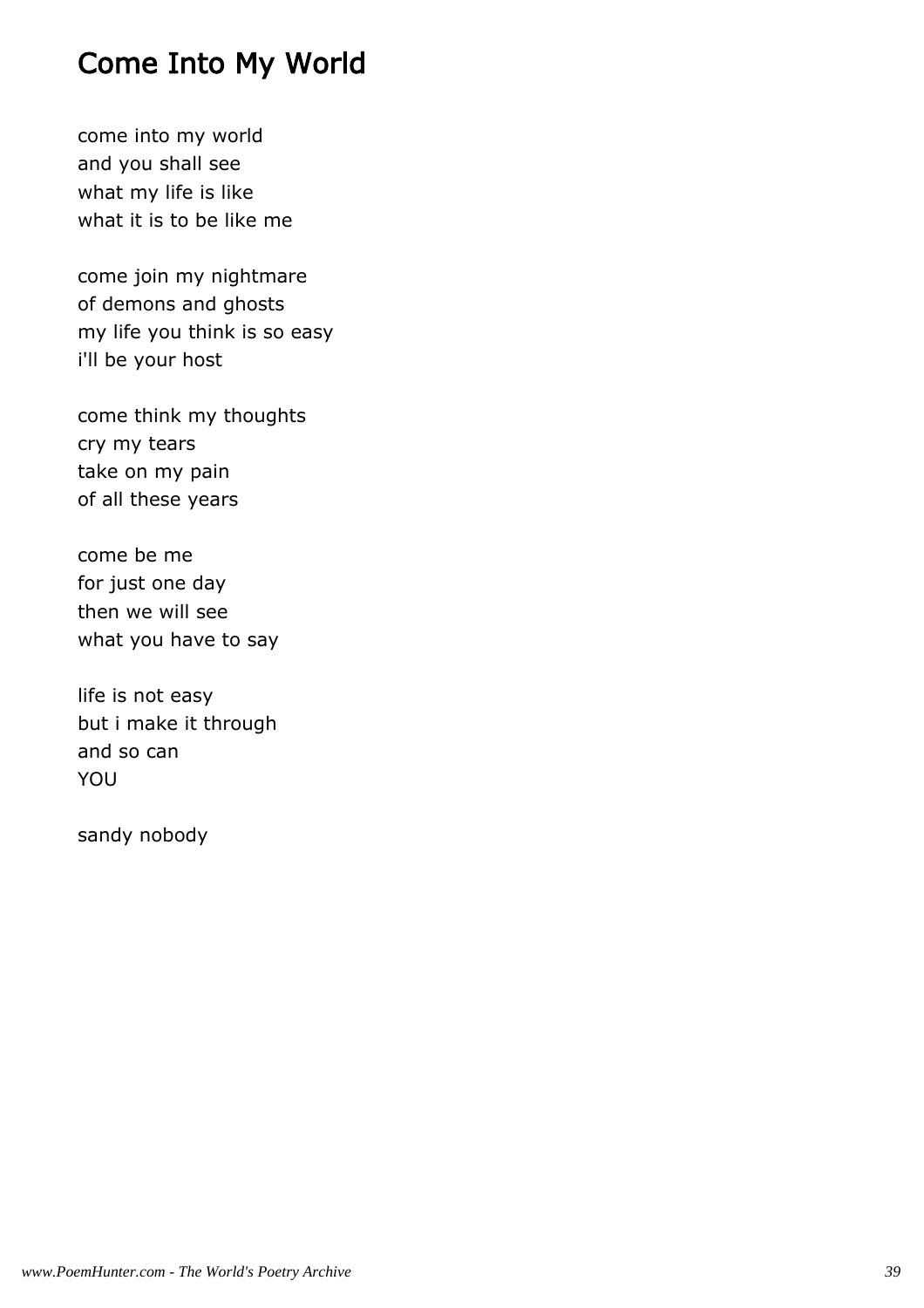# Come Into My World

come into my world
and you shall see
what my life is like
what it is to be like me

come join my nightmare
of demons and ghosts
my life you think is so easy
i'll be your host

come think my thoughts
cry my tears
take on my pain
of all these years

come be me
for just one day
then we will see
what you have to say

life is not easy
but i make it through
and so can
YOU

sandy nobody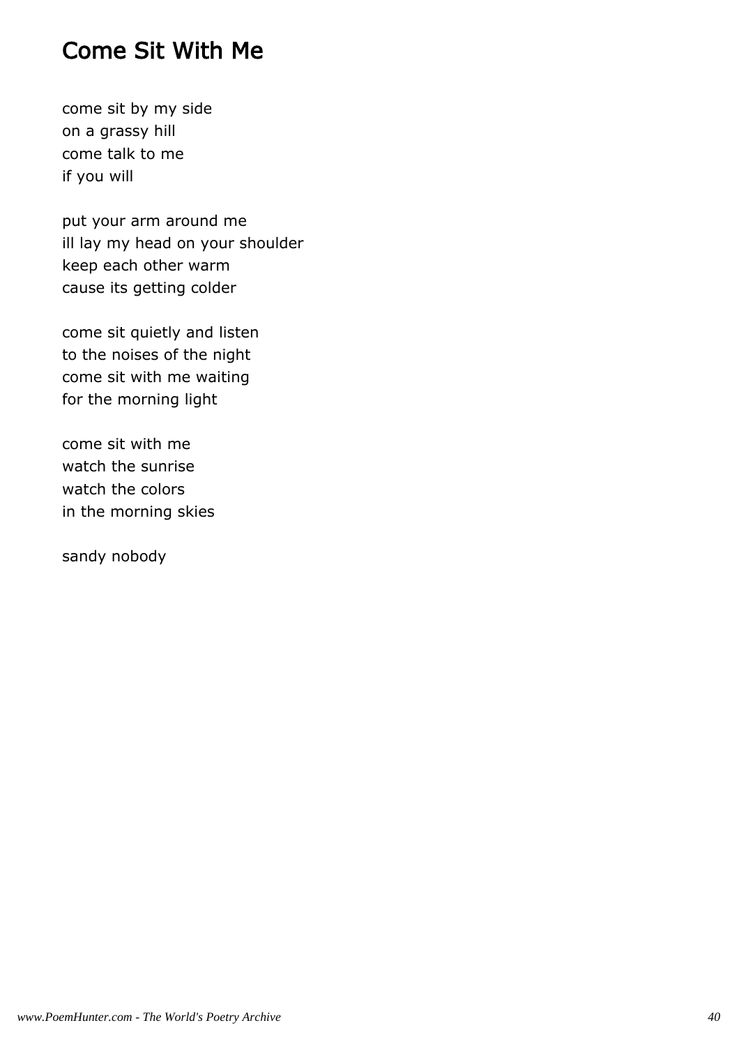# Come Sit With Me

come sit by my side
on a grassy hill
come talk to me
if you will

put your arm around me
ill lay my head on your shoulder
keep each other warm
cause its getting colder

come sit quietly and listen
to the noises of the night
come sit with me waiting
for the morning light

come sit with me
watch the sunrise
watch the colors
in the morning skies

sandy nobody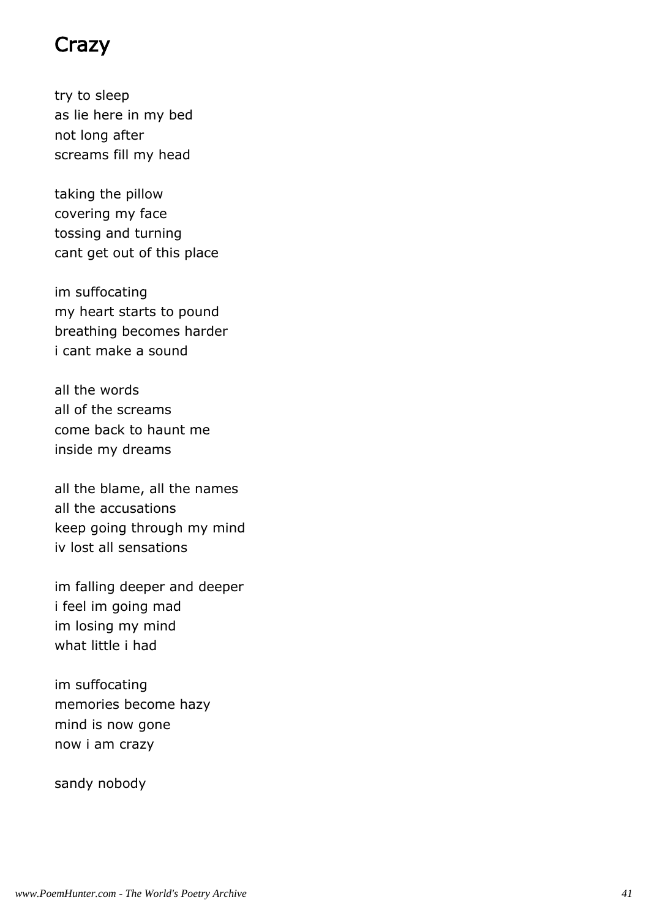# Crazy

try to sleep
as lie here in my bed
not long after
screams fill my head

taking the pillow
covering my face
tossing and turning
cant get out of this place

im suffocating
my heart starts to pound
breathing becomes harder
i cant make a sound

all the words
all of the screams
come back to haunt me
inside my dreams

all the blame, all the names
all the accusations
keep going through my mind
iv lost all sensations

im falling deeper and deeper
i feel im going mad
im losing my mind
what little i had

im suffocating
memories become hazy
mind is now gone
now i am crazy

sandy nobody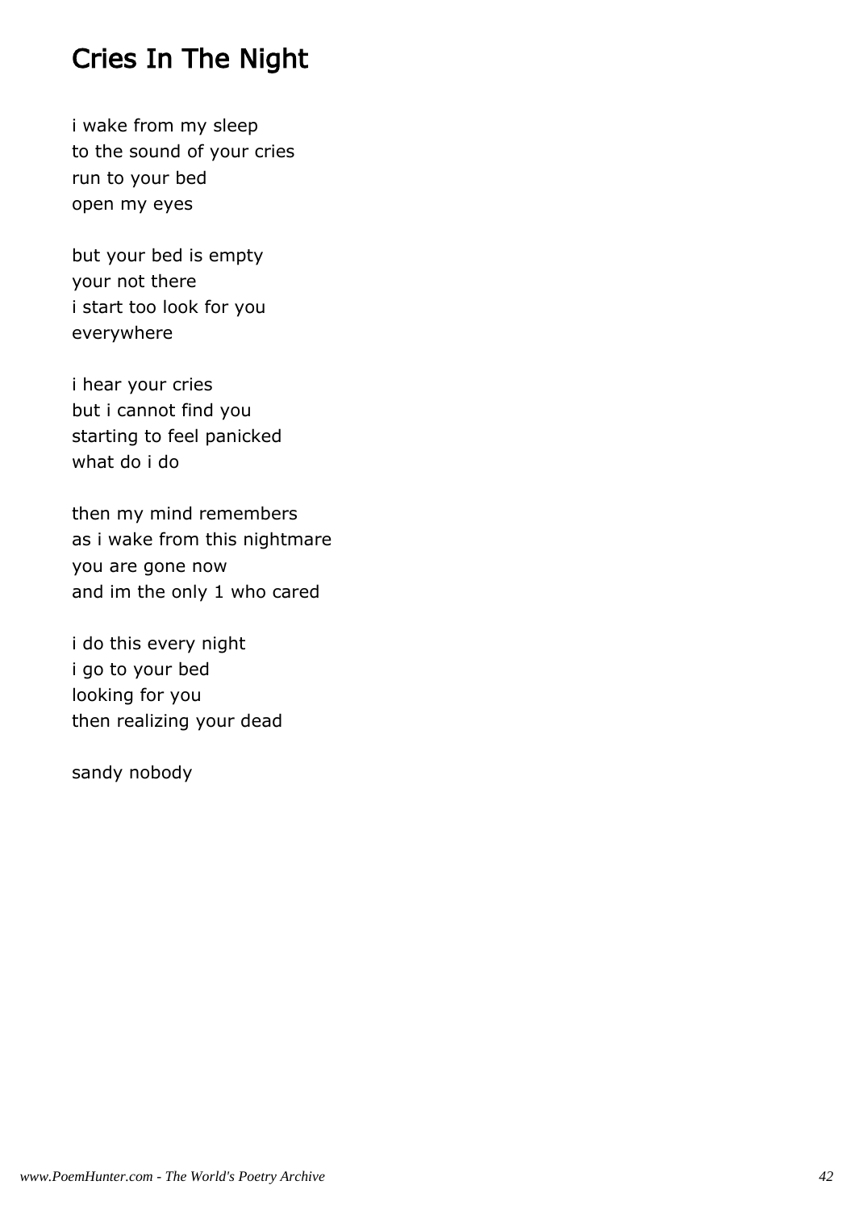# Cries In The Night

i wake from my sleep
to the sound of your cries
run to your bed
open my eyes

but your bed is empty
your not there
i start too look for you
everywhere

i hear your cries
but i cannot find you
starting to feel panicked
what do i do

then my mind remembers
as i wake from this nightmare
you are gone now
and im the only 1 who cared

i do this every night
i go to your bed
looking for you
then realizing your dead

sandy nobody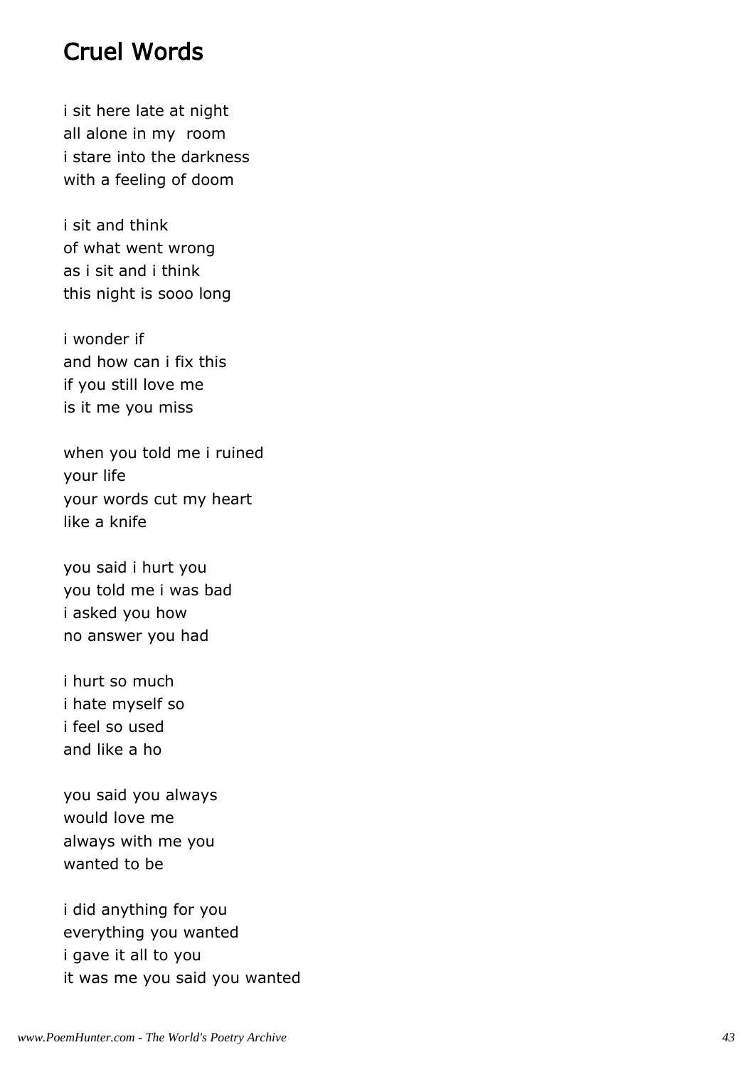# Cruel Words

i sit here late at night  
all alone in my room  
i stare into the darkness  
with a feeling of doom

i sit and think  
of what went wrong  
as i sit and i think  
this night is sooo long

i wonder if  
and how can i fix this  
if you still love me  
is it me you miss

when you told me i ruined  
your life  
your words cut my heart  
like a knife

you said i hurt you  
you told me i was bad  
i asked you how  
no answer you had

i hurt so much  
i hate myself so  
i feel so used  
and like a ho

you said you always  
would love me  
always with me you  
wanted to be

i did anything for you  
everything you wanted  
i gave it all to you  
it was me you said you wanted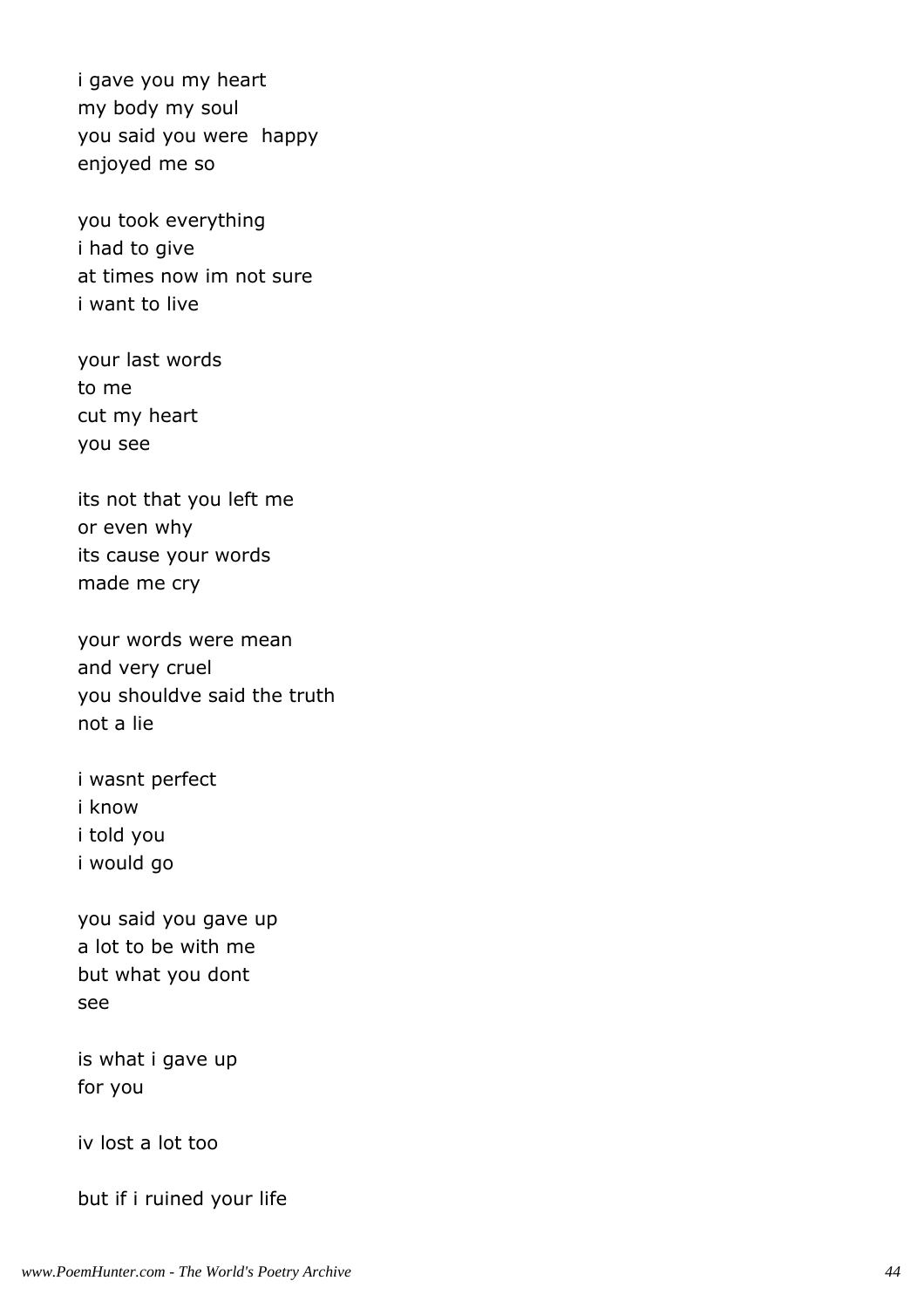i gave you my heart
my body my soul
you said you were  happy
enjoyed me so

you took everything
i had to give
at times now im not sure
i want to live

your last words
to me
cut my heart
you see

its not that you left me
or even why
its cause your words
made me cry

your words were mean
and very cruel
you shouldve said the truth
not a lie

i wasnt perfect
i know
i told you
i would go

you said you gave up
a lot to be with me
but what you dont
see

is what i gave up
for you

iv lost a lot too

but if i ruined your life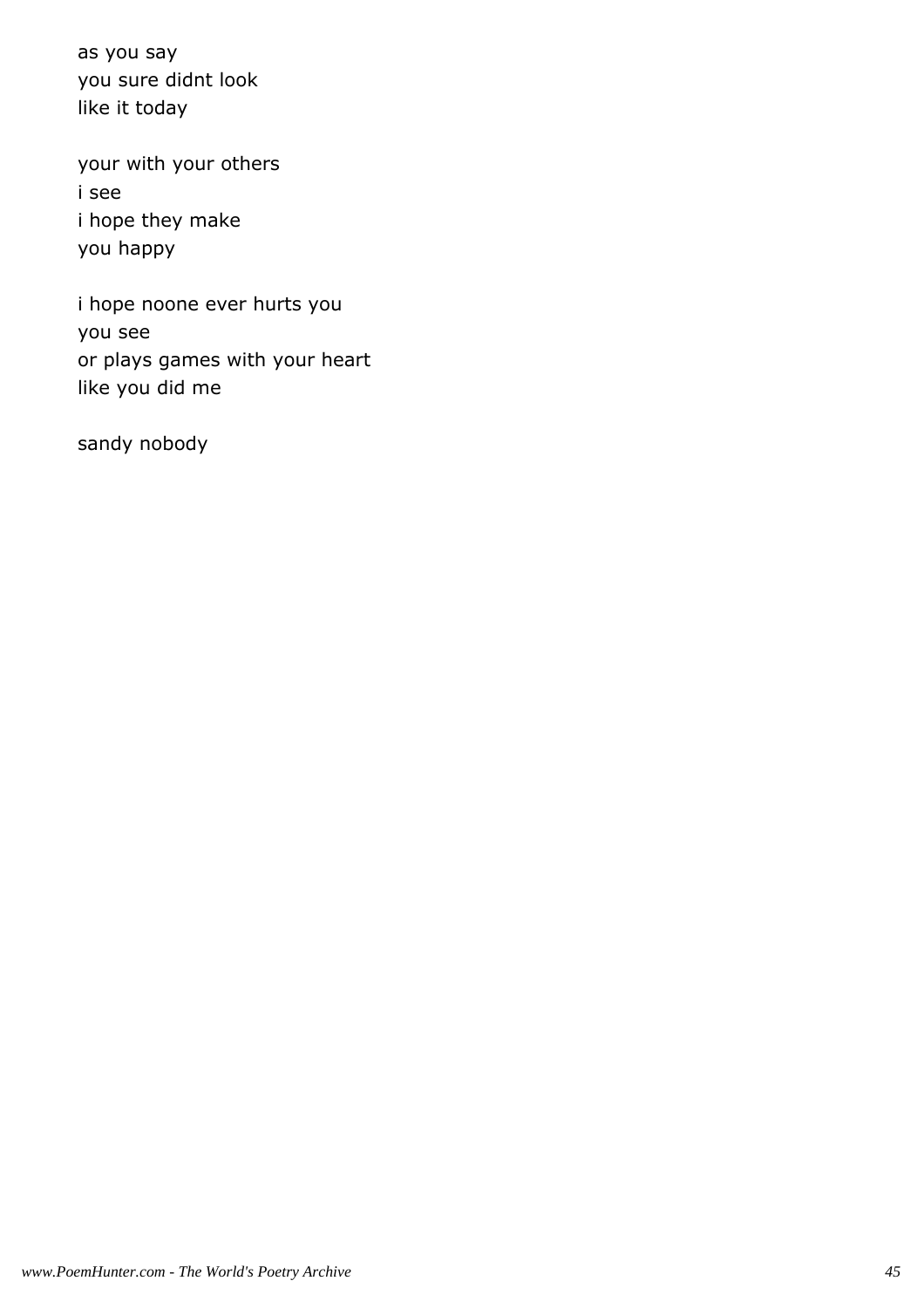as you say
you sure didnt look
like it today

your with your others
i see
i hope they make
you happy

i hope noone ever hurts you
you see
or plays games with your heart
like you did me

sandy nobody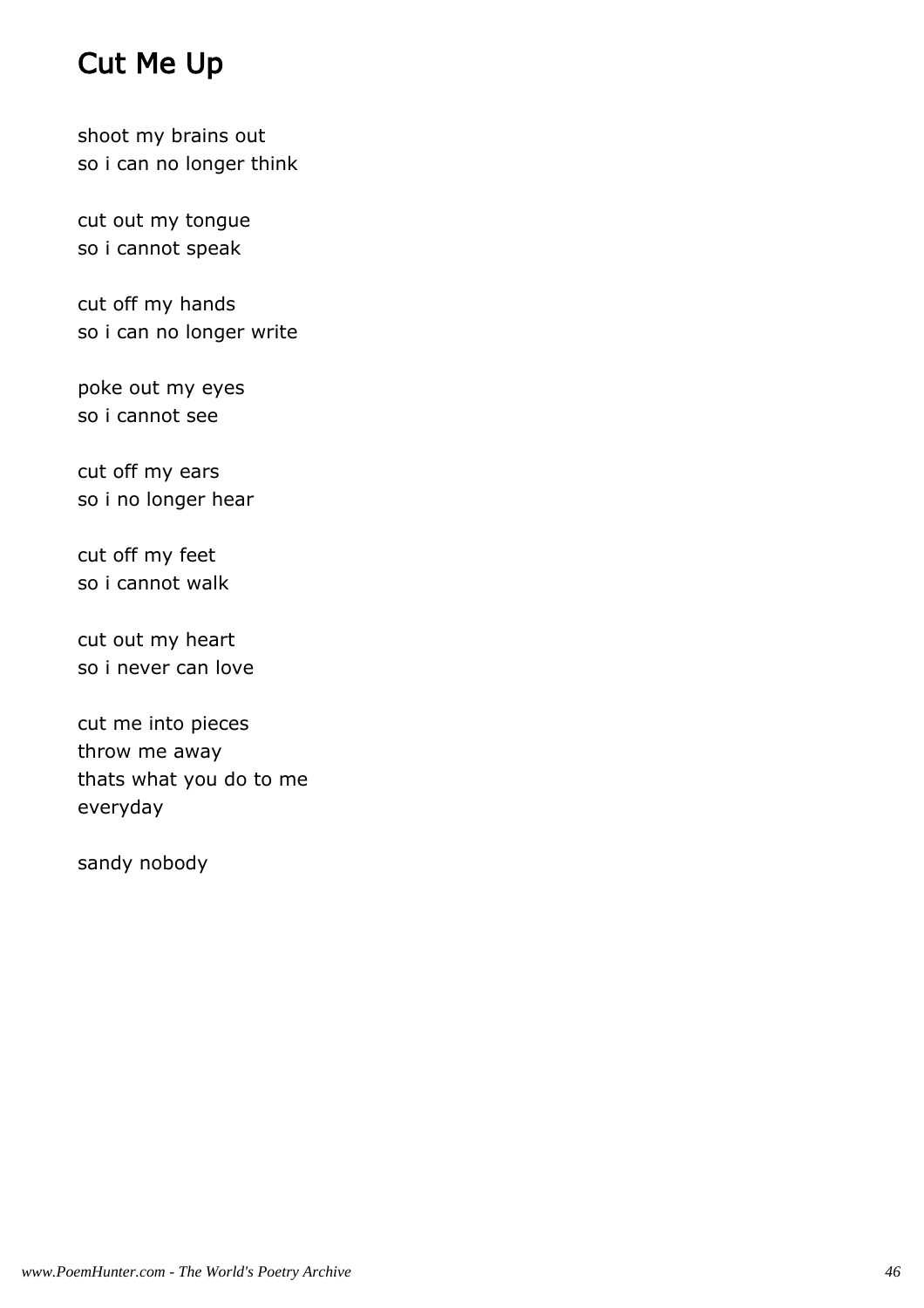# Cut Me Up

shoot my brains out  
so i can no longer think

cut out my tongue  
so i cannot speak

cut off my hands  
so i can no longer write

poke out my eyes  
so i cannot see

cut off my ears  
so i no longer hear

cut off my feet  
so i cannot walk

cut out my heart  
so i never can love

cut me into pieces  
throw me away  
thats what you do to me  
everyday

sandy nobody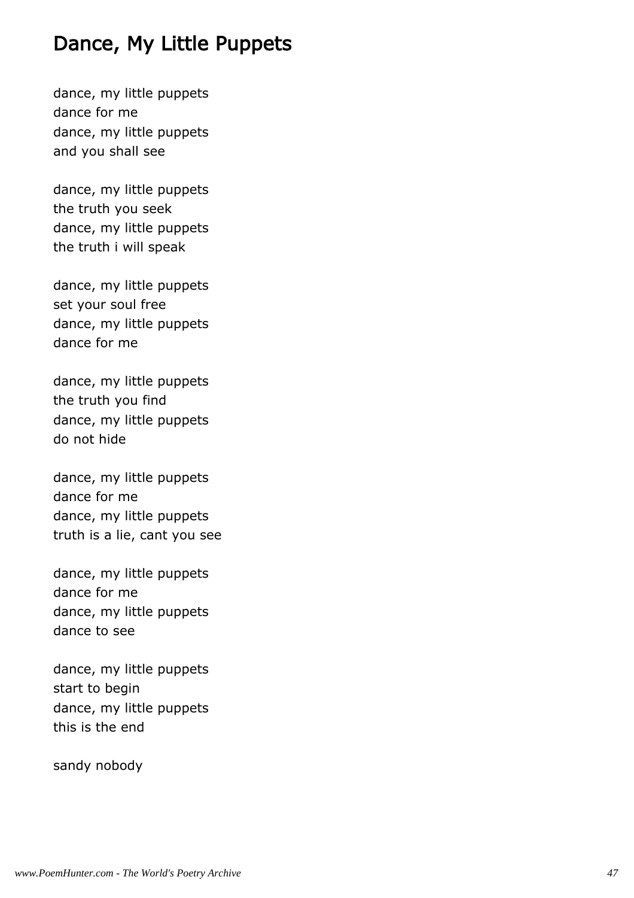# Dance, My Little Puppets

dance, my little puppets  
dance for me  
dance, my little puppets  
and you shall see

dance, my little puppets  
the truth you seek  
dance, my little puppets  
the truth i will speak

dance, my little puppets  
set your soul free  
dance, my little puppets  
dance for me

dance, my little puppets  
the truth you find  
dance, my little puppets  
do not hide

dance, my little puppets  
dance for me  
dance, my little puppets  
truth is a lie, cant you see

dance, my little puppets  
dance for me  
dance, my little puppets  
dance to see

dance, my little puppets  
start to begin  
dance, my little puppets  
this is the end

sandy nobody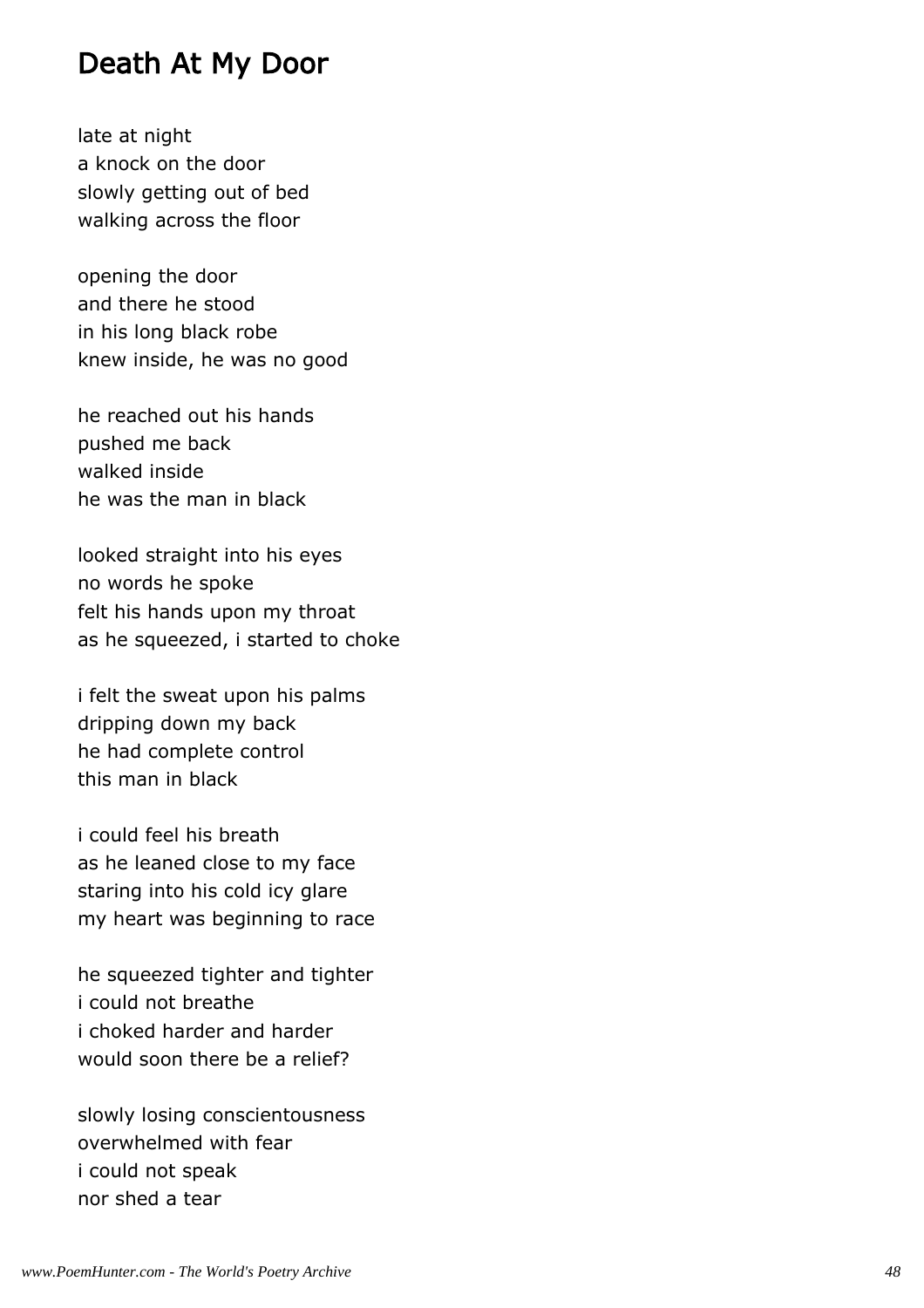## Death At My Door

late at night
a knock on the door
slowly getting out of bed
walking across the floor

opening the door
and there he stood
in his long black robe
knew inside, he was no good

he reached out his hands
pushed me back
walked inside
he was the man in black

looked straight into his eyes
no words he spoke
felt his hands upon my throat
as he squeezed, i started to choke

i felt the sweat upon his palms
dripping down my back
he had complete control
this man in black

i could feel his breath
as he leaned close to my face
staring into his cold icy glare
my heart was beginning to race

he squeezed tighter and tighter
i could not breathe
i choked harder and harder
would soon there be a relief?

slowly losing conscientousness
overwhelmed with fear
i could not speak
nor shed a tear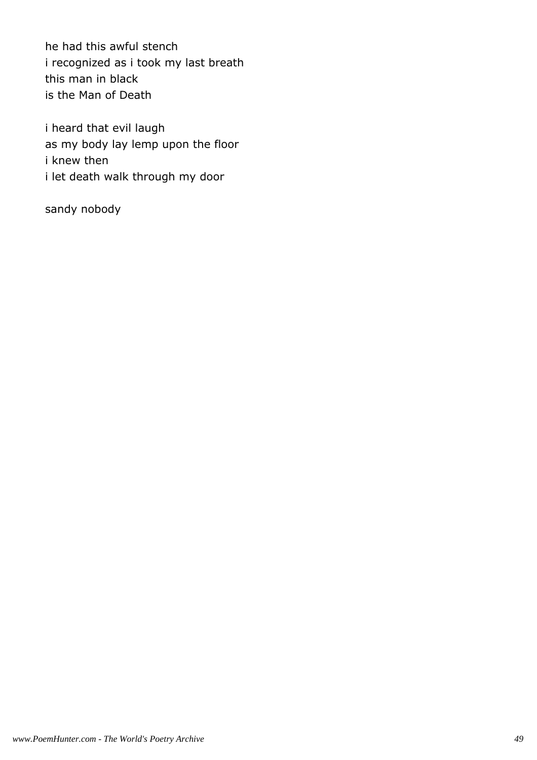he had this awful stench
i recognized as i took my last breath
this man in black
is the Man of Death

i heard that evil laugh
as my body lay lemp upon the floor
i knew then
i let death walk through my door

sandy nobody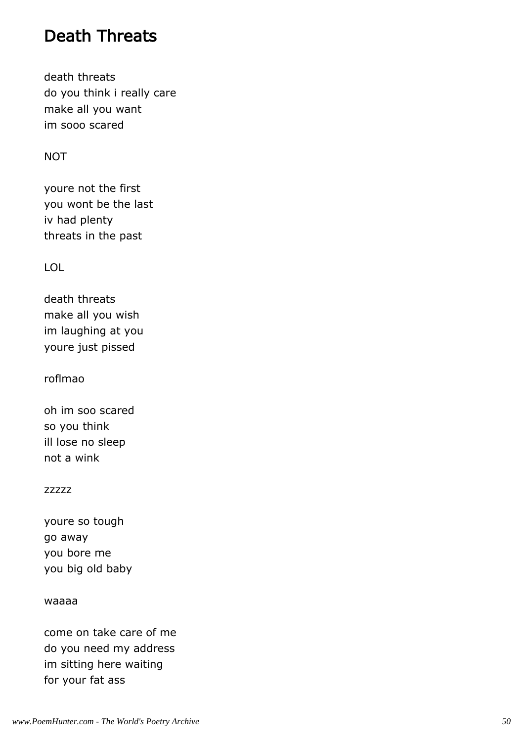## Death Threats

death threats
do you think i really care
make all you want
im sooo scared

NOT

youre not the first
you wont be the last
iv had plenty
threats in the past

LOL

death threats
make all you wish
im laughing at you
youre just pissed

roflmao

oh im soo scared
so you think
ill lose no sleep
not a wink

zzzzz

youre so tough
go away
you bore me
you big old baby

waaaa

come on take care of me
do you need my address
im sitting here waiting
for your fat ass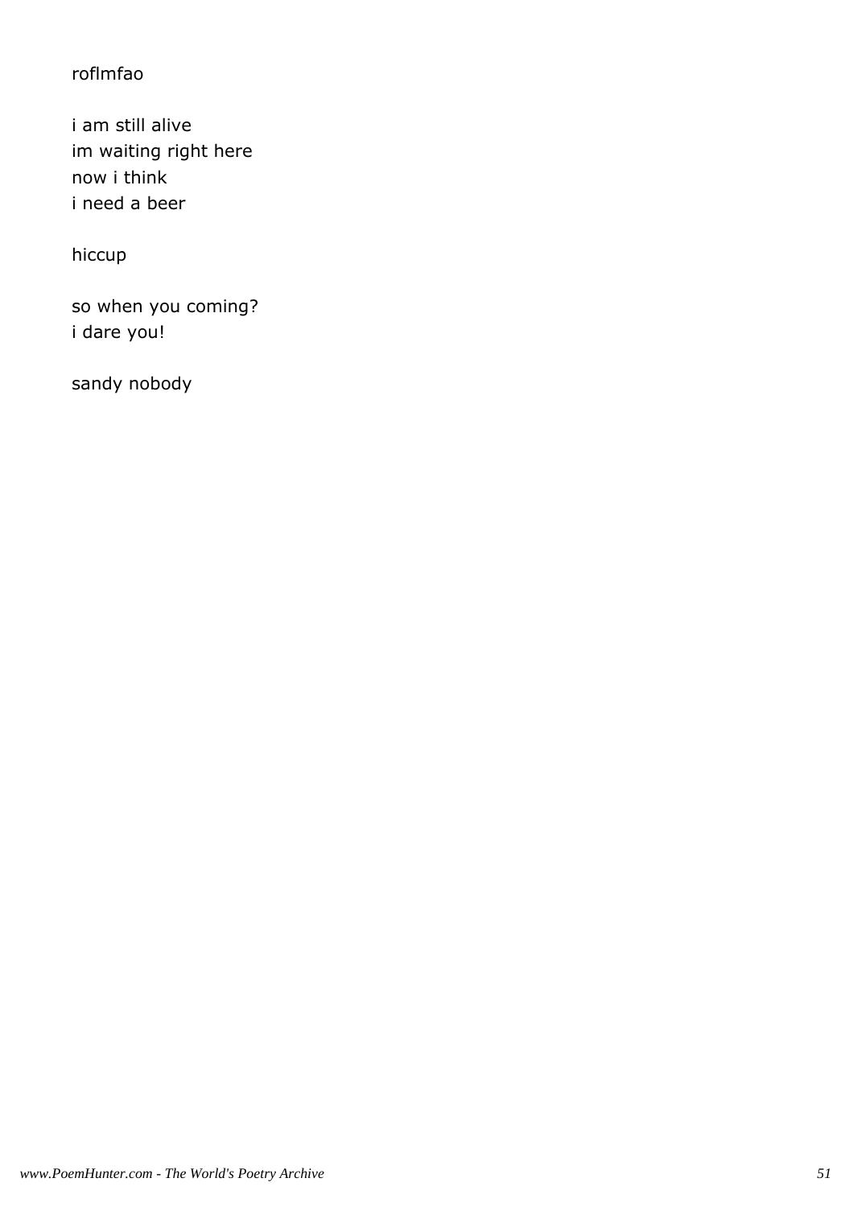roflmfao

i am still alive
im waiting right here
now i think
i need a beer

hiccup

so when you coming?
i dare you!

sandy nobody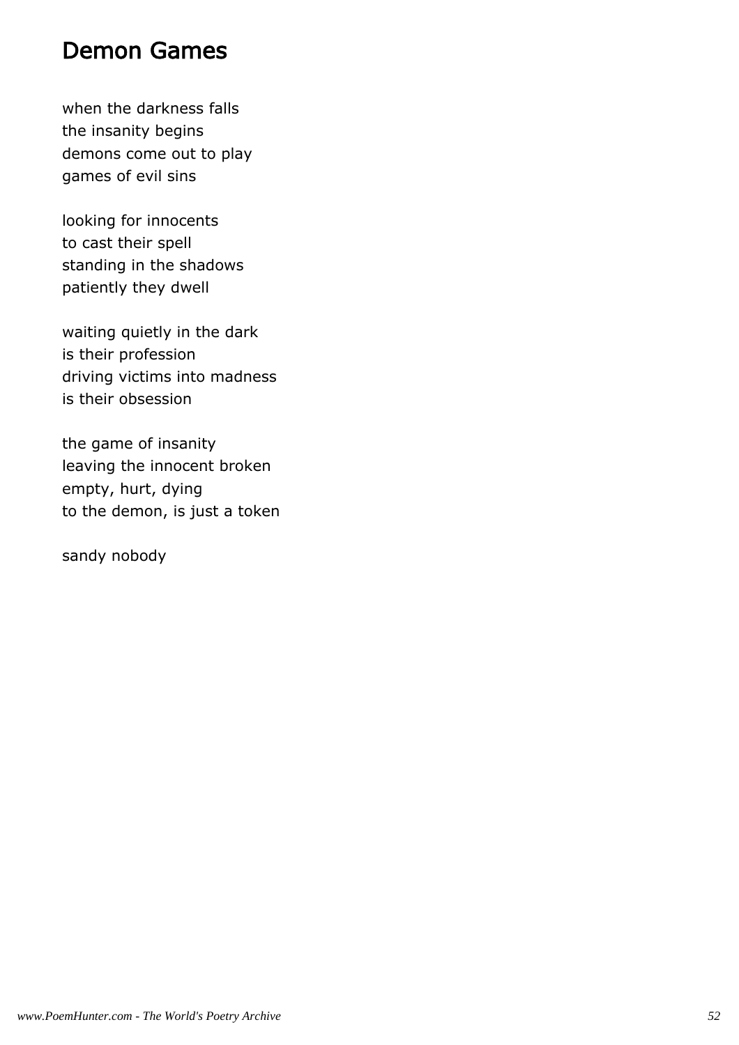# Demon Games

when the darkness falls
the insanity begins
demons come out to play
games of evil sins

looking for innocents
to cast their spell
standing in the shadows
patiently they dwell

waiting quietly in the dark
is their profession
driving victims into madness
is their obsession

the game of insanity
leaving the innocent broken
empty, hurt, dying
to the demon, is just a token

sandy nobody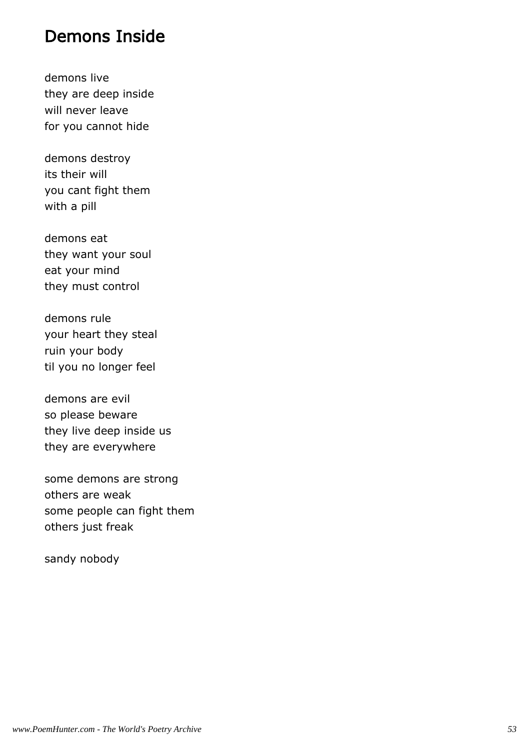# Demons Inside

demons live
they are deep inside
will never leave
for you cannot hide

demons destroy
its their will
you cant fight them
with a pill

demons eat
they want your soul
eat your mind
they must control

demons rule
your heart they steal
ruin your body
til you no longer feel

demons are evil
so please beware
they live deep inside us
they are everywhere

some demons are strong
others are weak
some people can fight them
others just freak

sandy nobody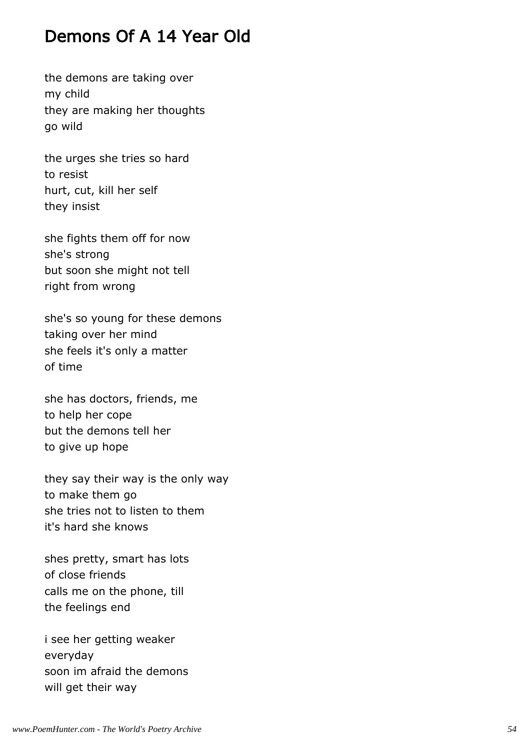# Demons Of A 14 Year Old

the demons are taking over
my child
they are making her thoughts
go wild

the urges she tries so hard
to resist
hurt, cut, kill her self
they insist

she fights them off for now
she's strong
but soon she might not tell
right from wrong

she's so young for these demons
taking over her mind
she feels it's only a matter
of time

she has doctors, friends, me
to help her cope
but the demons tell her
to give up hope

they say their way is the only way
to make them go
she tries not to listen to them
it's hard she knows

shes pretty, smart has lots
of close friends
calls me on the phone, till
the feelings end

i see her getting weaker
everyday
soon im afraid the demons
will get their way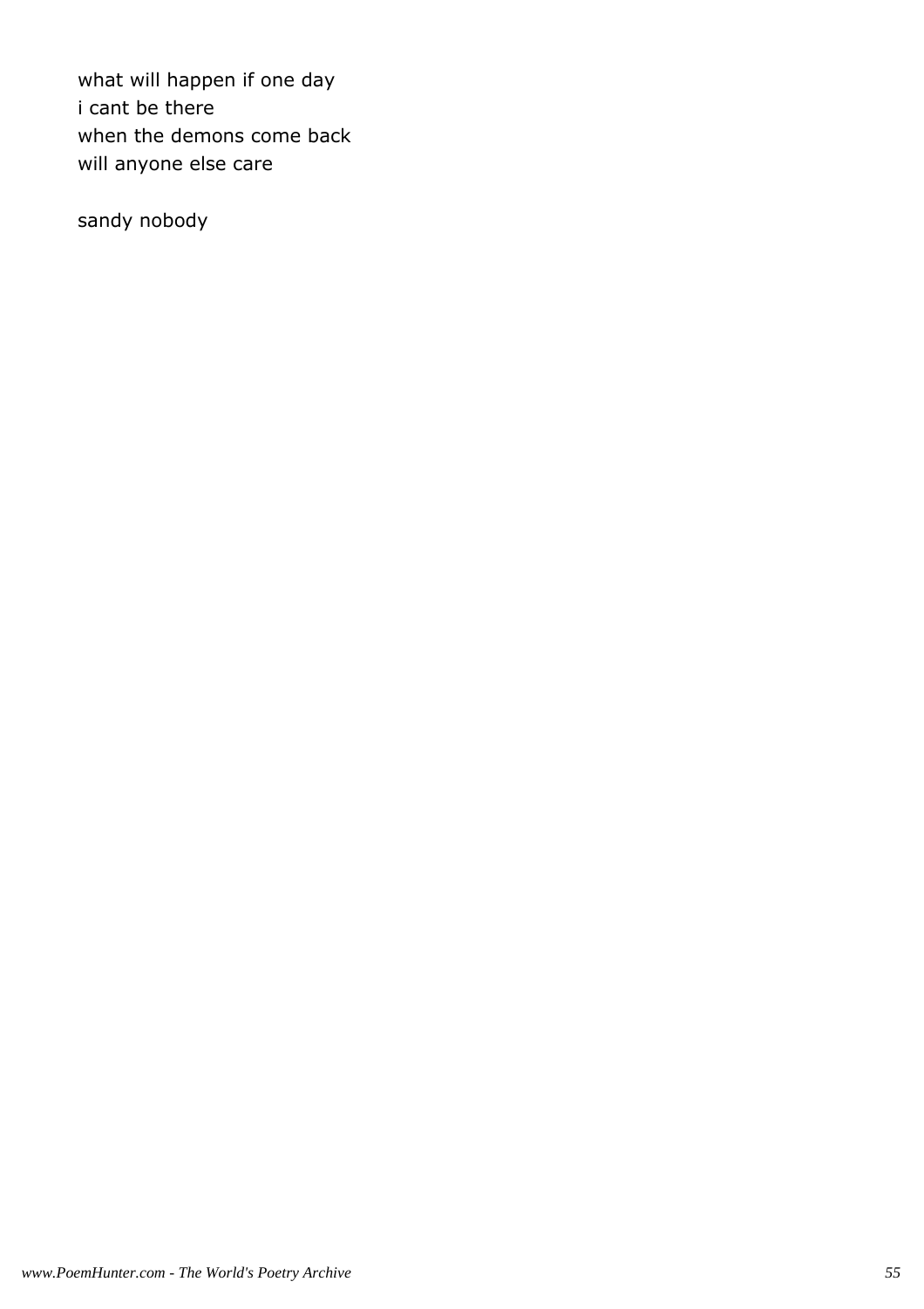what will happen if one day
i cant be there
when the demons come back
will anyone else care

sandy nobody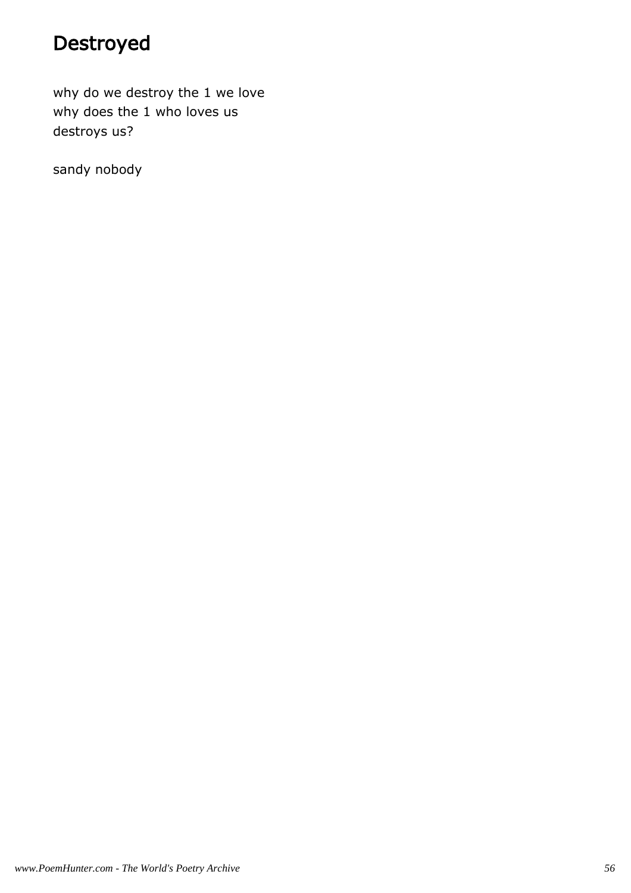# Destroyed

why do we destroy the 1 we love
why does the 1 who loves us
destroys us?

sandy nobody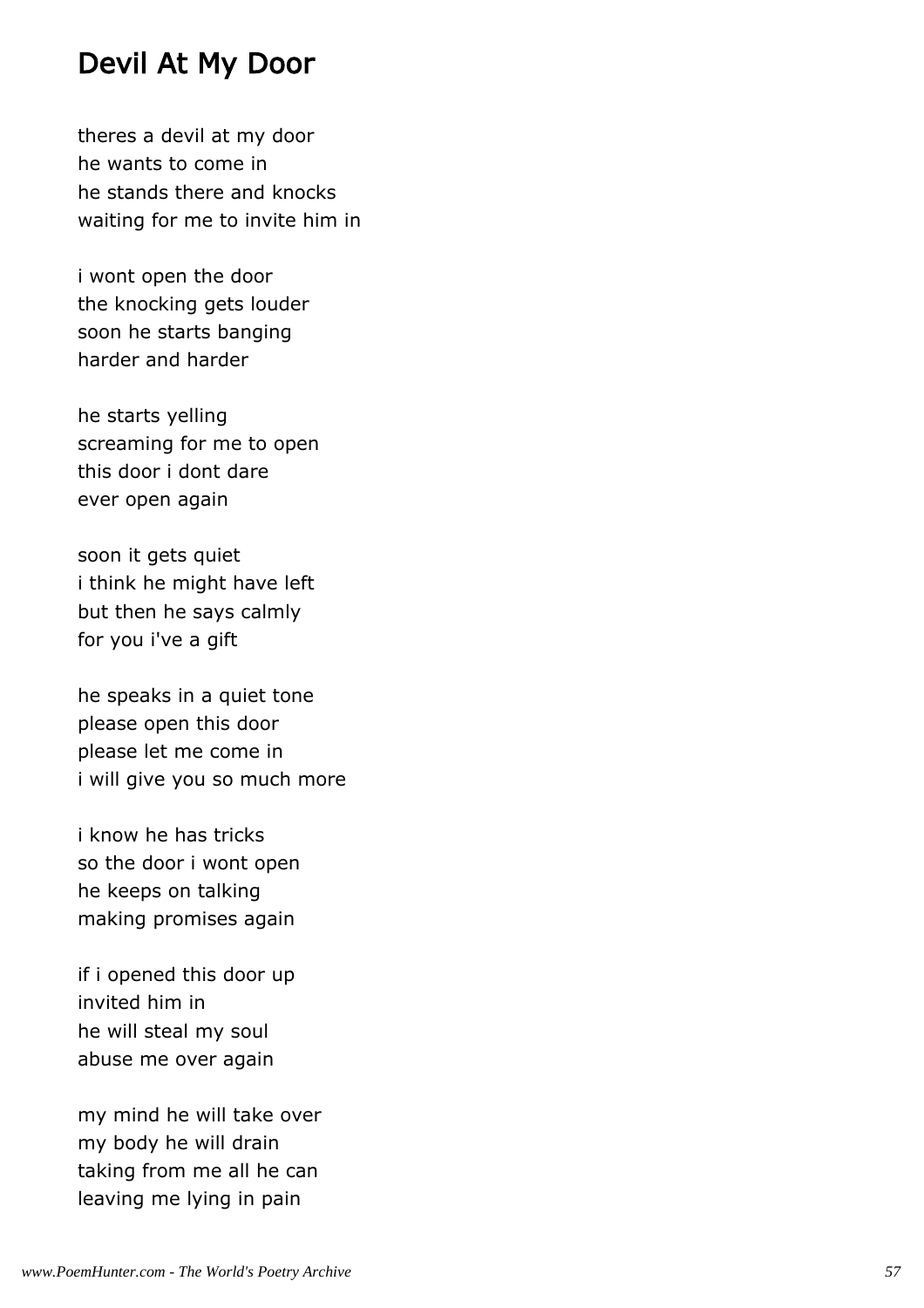# Devil At My Door

theres a devil at my door
he wants to come in
he stands there and knocks
waiting for me to invite him in

i wont open the door
the knocking gets louder
soon he starts banging
harder and harder

he starts yelling
screaming for me to open
this door i dont dare
ever open again

soon it gets quiet
i think he might have left
but then he says calmly
for you i've a gift

he speaks in a quiet tone
please open this door
please let me come in
i will give you so much more

i know he has tricks
so the door i wont open
he keeps on talking
making promises again

if i opened this door up
invited him in
he will steal my soul
abuse me over again

my mind he will take over
my body he will drain
taking from me all he can
leaving me lying in pain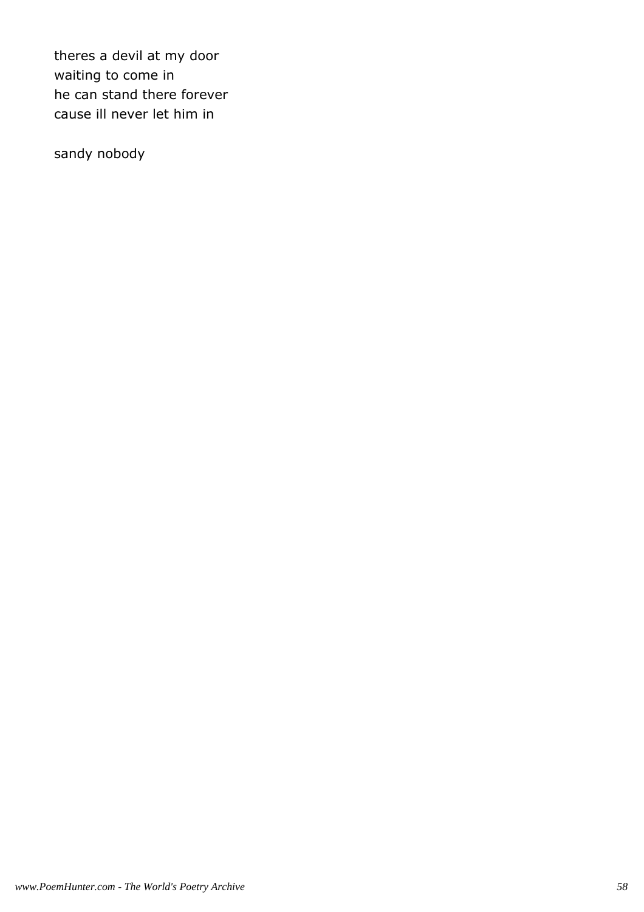theres a devil at my door  
waiting to come in  
he can stand there forever  
cause ill never let him in

sandy nobody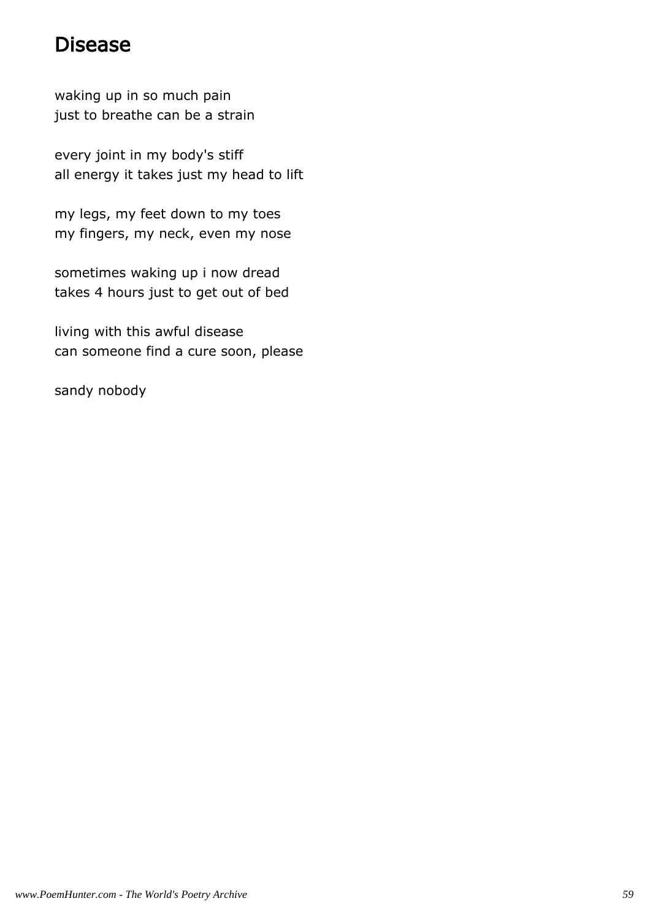# Disease

waking up in so much pain  
just to breathe can be a strain

every joint in my body's stiff  
all energy it takes just my head to lift

my legs, my feet down to my toes  
my fingers, my neck, even my nose

sometimes waking up i now dread  
takes 4 hours just to get out of bed

living with this awful disease  
can someone find a cure soon, please

sandy nobody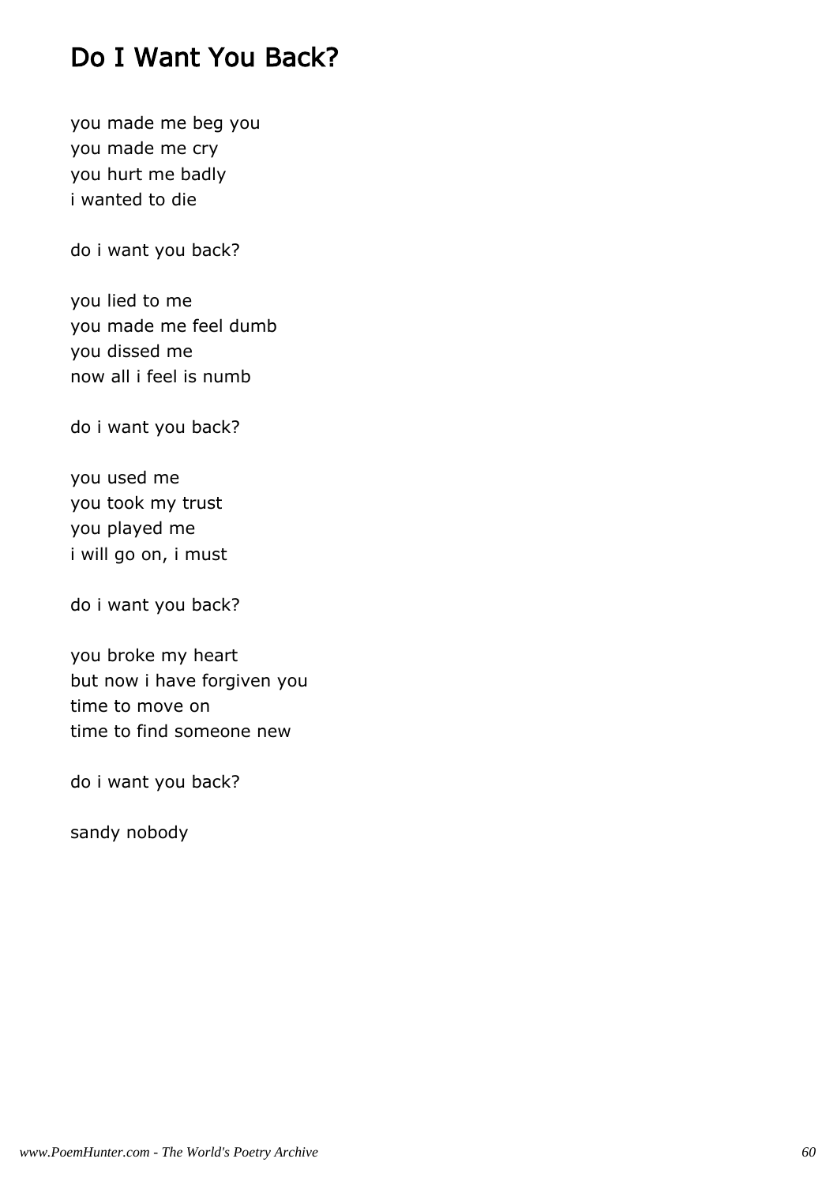# Do I Want You Back?

you made me beg you  
you made me cry  
you hurt me badly  
i wanted to die

do i want you back?

you lied to me  
you made me feel dumb  
you dissed me  
now all i feel is numb

do i want you back?

you used me  
you took my trust  
you played me  
i will go on, i must

do i want you back?

you broke my heart  
but now i have forgiven you  
time to move on  
time to find someone new

do i want you back?

sandy nobody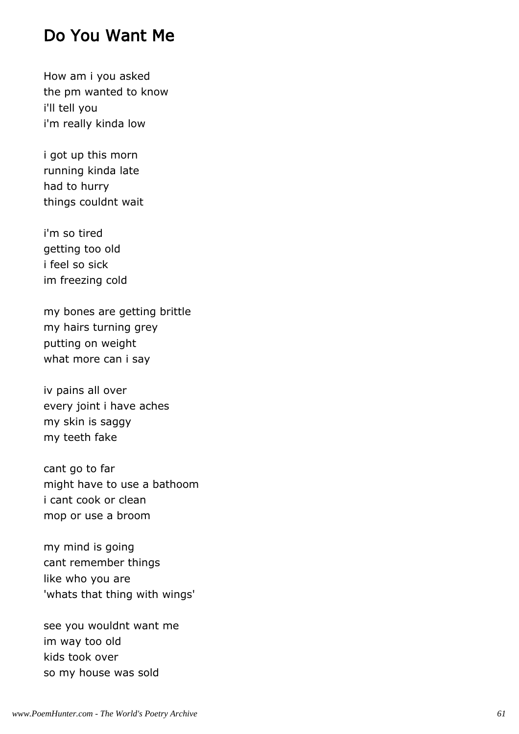# Do You Want Me

How am i you asked
the pm wanted to know
i'll tell you
i'm really kinda low

i got up this morn
running kinda late
had to hurry
things couldnt wait

i'm so tired
getting too old
i feel so sick
im freezing cold

my bones are getting brittle
my hairs turning grey
putting on weight
what more can i say

iv pains all over
every joint i have aches
my skin is saggy
my teeth fake

cant go to far
might have to use a bathoom
i cant cook or clean
mop or use a broom

my mind is going
cant remember things
like who you are
'whats that thing with wings'

see you wouldnt want me
im way too old
kids took over
so my house was sold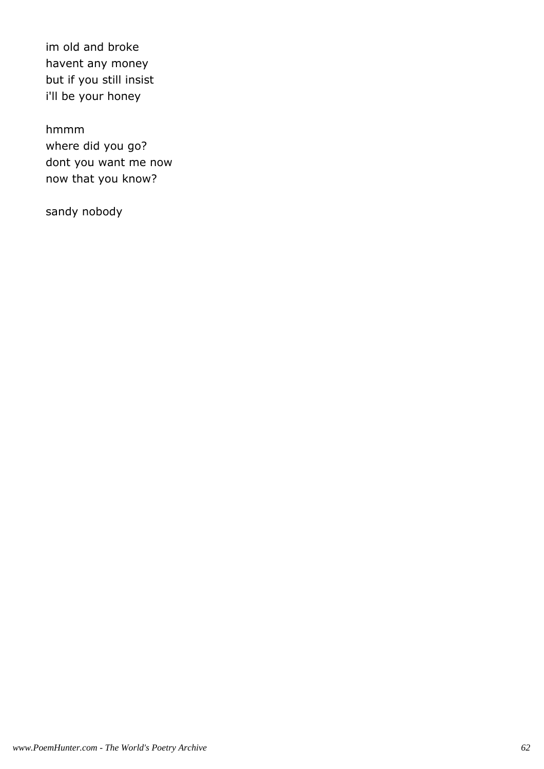im old and broke
havent any money
but if you still insist
i'll be your honey

hmmm
where did you go?
dont you want me now
now that you know?

sandy nobody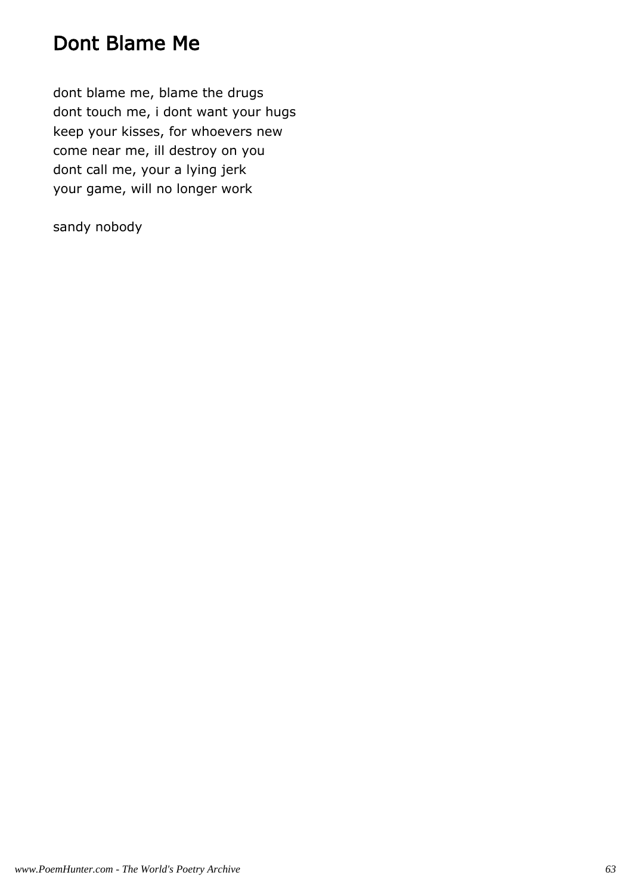# Dont Blame Me

dont blame me, blame the drugs
dont touch me, i dont want your hugs
keep your kisses, for whoevers new
come near me, ill destroy on you
dont call me, your a lying jerk
your game, will no longer work

sandy nobody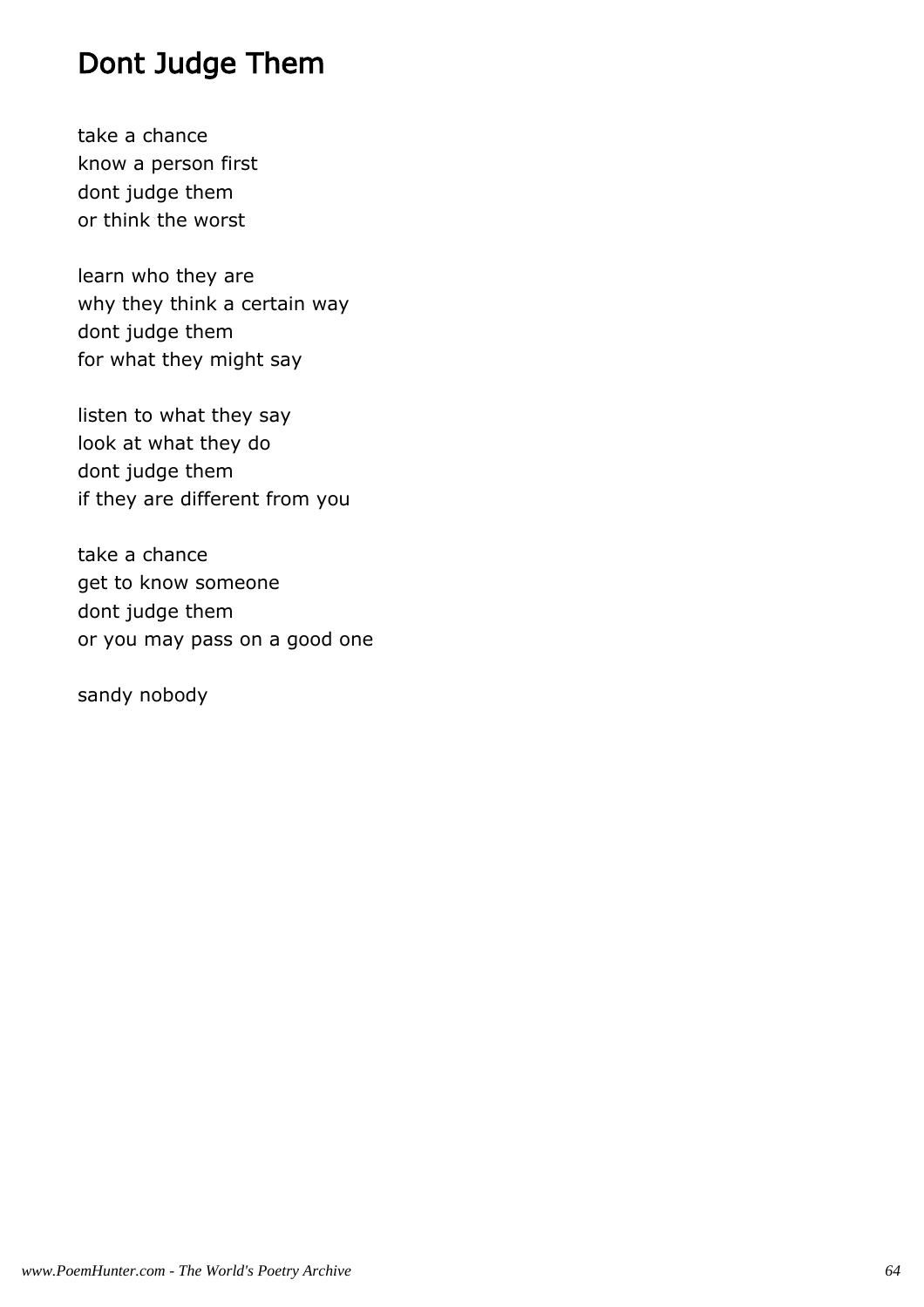# Dont Judge Them

take a chance
know a person first
dont judge them
or think the worst

learn who they are
why they think a certain way
dont judge them
for what they might say

listen to what they say
look at what they do
dont judge them
if they are different from you

take a chance
get to know someone
dont judge them
or you may pass on a good one

sandy nobody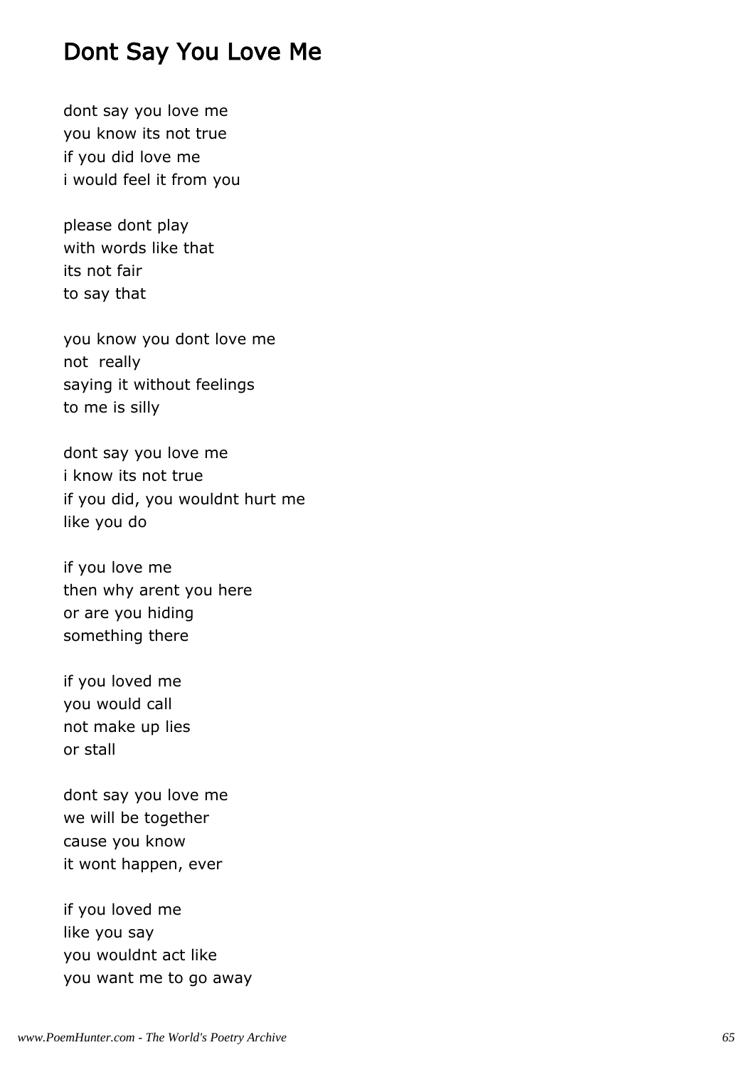## Dont Say You Love Me

dont say you love me  
you know its not true  
if you did love me  
i would feel it from you

please dont play  
with words like that  
its not fair  
to say that

you know you dont love me  
not really  
saying it without feelings  
to me is silly

dont say you love me  
i know its not true  
if you did, you wouldnt hurt me  
like you do

if you love me  
then why arent you here  
or are you hiding  
something there

if you loved me  
you would call  
not make up lies  
or stall

dont say you love me  
we will be together  
cause you know  
it wont happen, ever

if you loved me  
like you say  
you wouldnt act like  
you want me to go away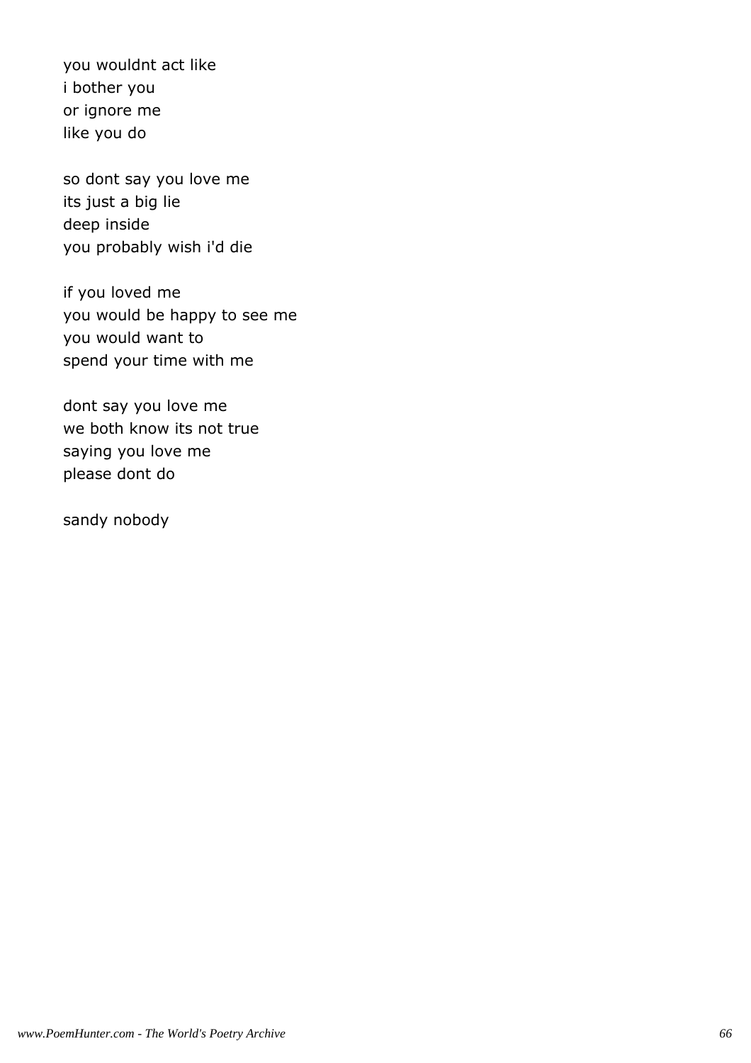you wouldnt act like
i bother you
or ignore me
like you do

so dont say you love me
its just a big lie
deep inside
you probably wish i'd die

if you loved me
you would be happy to see me
you would want to
spend your time with me

dont say you love me
we both know its not true
saying you love me
please dont do

sandy nobody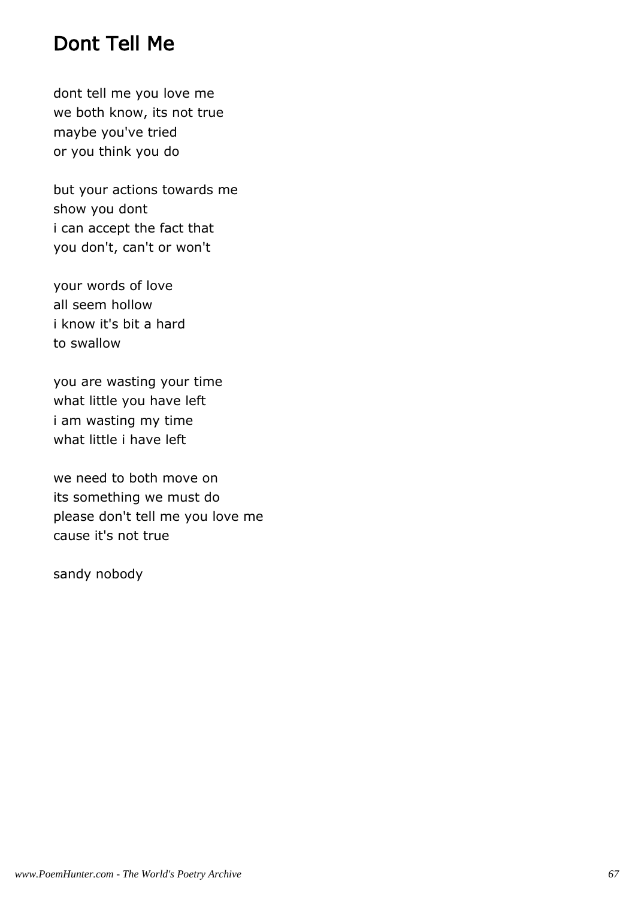## Dont Tell Me

dont tell me you love me
we both know, its not true
maybe you've tried
or you think you do

but your actions towards me
show you dont
i can accept the fact that
you don't, can't or won't

your words of love
all seem hollow
i know it's bit a hard
to swallow

you are wasting your time
what little you have left
i am wasting my time
what little i have left

we need to both move on
its something we must do
please don't tell me you love me
cause it's not true

sandy nobody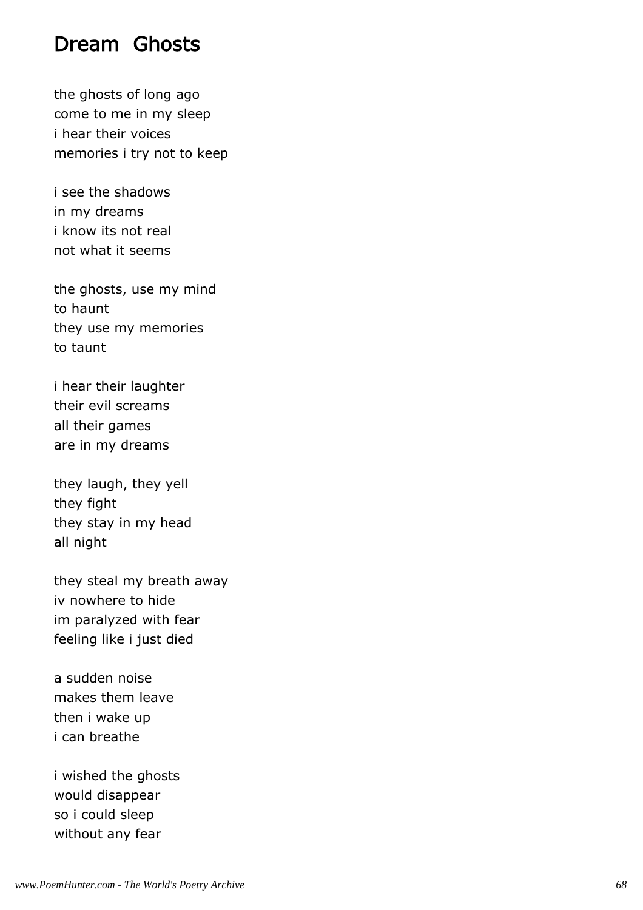# Dream Ghosts

the ghosts of long ago
come to me in my sleep
i hear their voices
memories i try not to keep

i see the shadows
in my dreams
i know its not real
not what it seems

the ghosts, use my mind
to haunt
they use my memories
to taunt

i hear their laughter
their evil screams
all their games
are in my dreams

they laugh, they yell
they fight
they stay in my head
all night

they steal my breath away
iv nowhere to hide
im paralyzed with fear
feeling like i just died

a sudden noise
makes them leave
then i wake up
i can breathe

i wished the ghosts
would disappear
so i could sleep
without any fear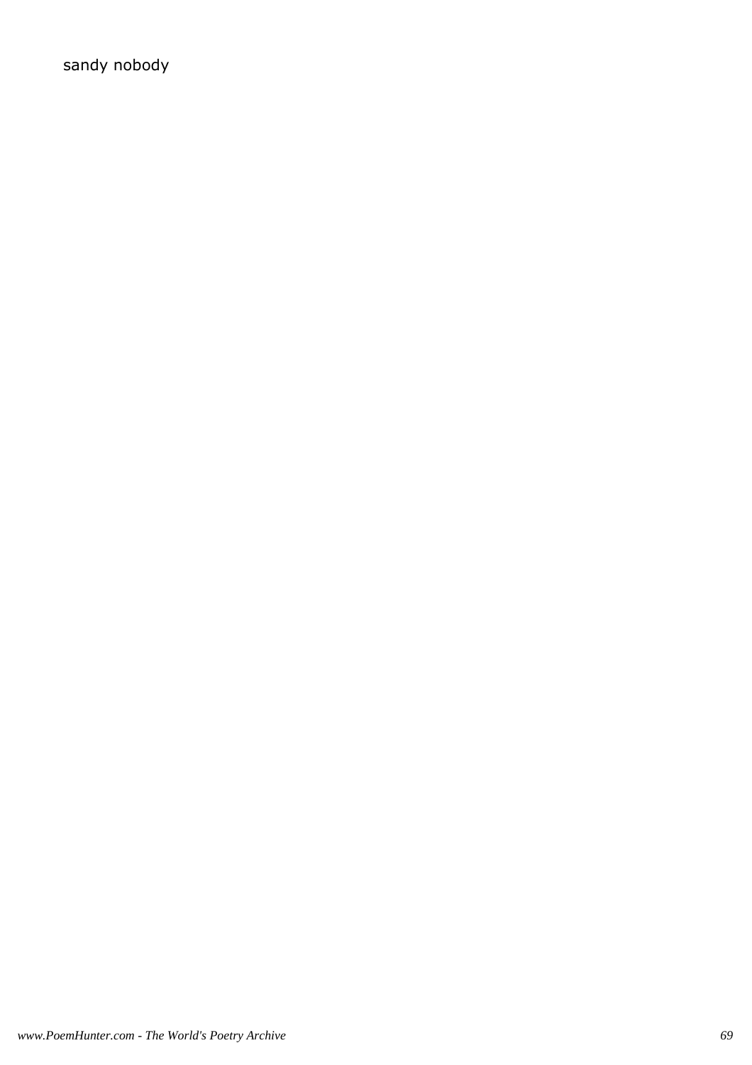sandy nobody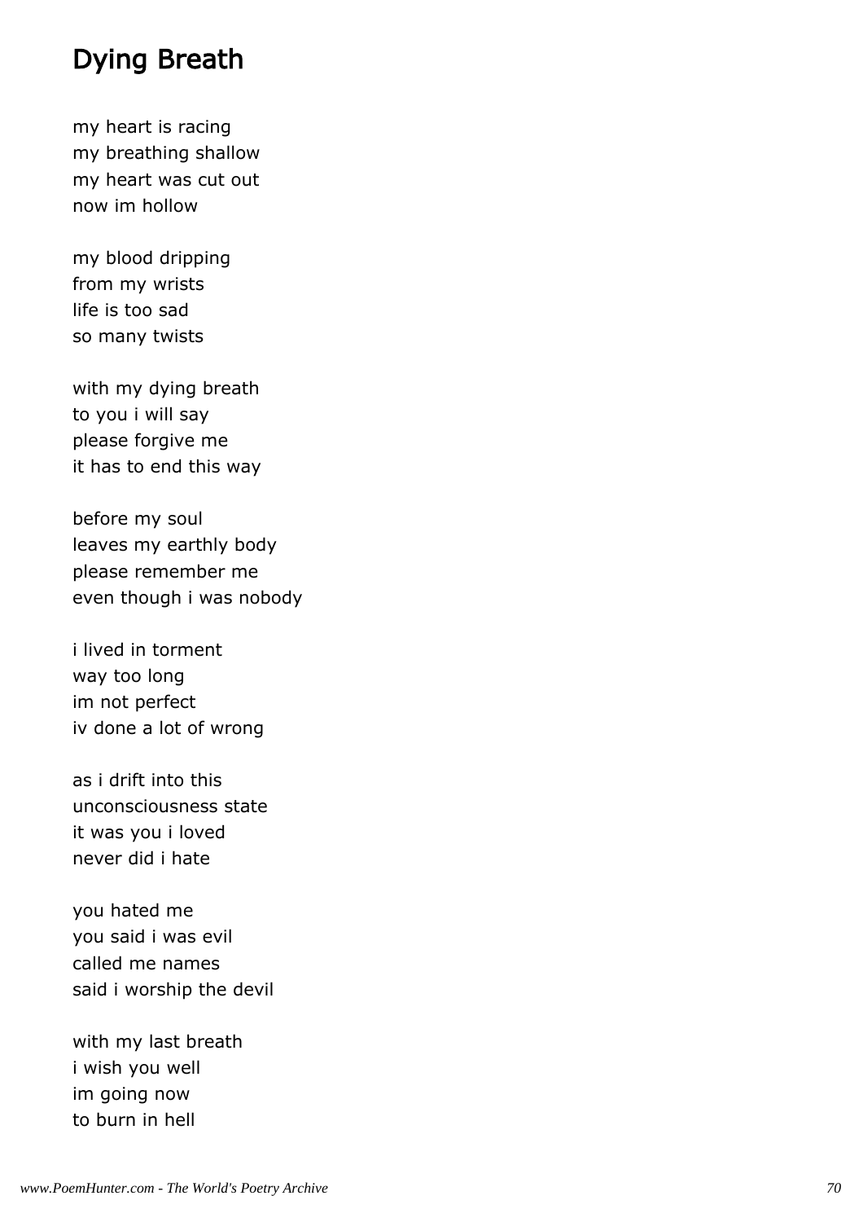# Dying Breath

my heart is racing
my breathing shallow
my heart was cut out
now im hollow

my blood dripping
from my wrists
life is too sad
so many twists

with my dying breath
to you i will say
please forgive me
it has to end this way

before my soul
leaves my earthly body
please remember me
even though i was nobody

i lived in torment
way too long
im not perfect
iv done a lot of wrong

as i drift into this
unconsciousness state
it was you i loved
never did i hate

you hated me
you said i was evil
called me names
said i worship the devil

with my last breath
i wish you well
im going now
to burn in hell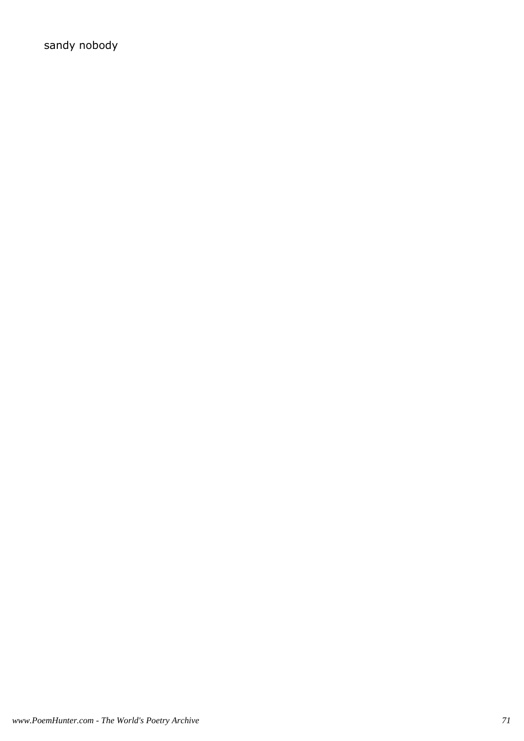sandy nobody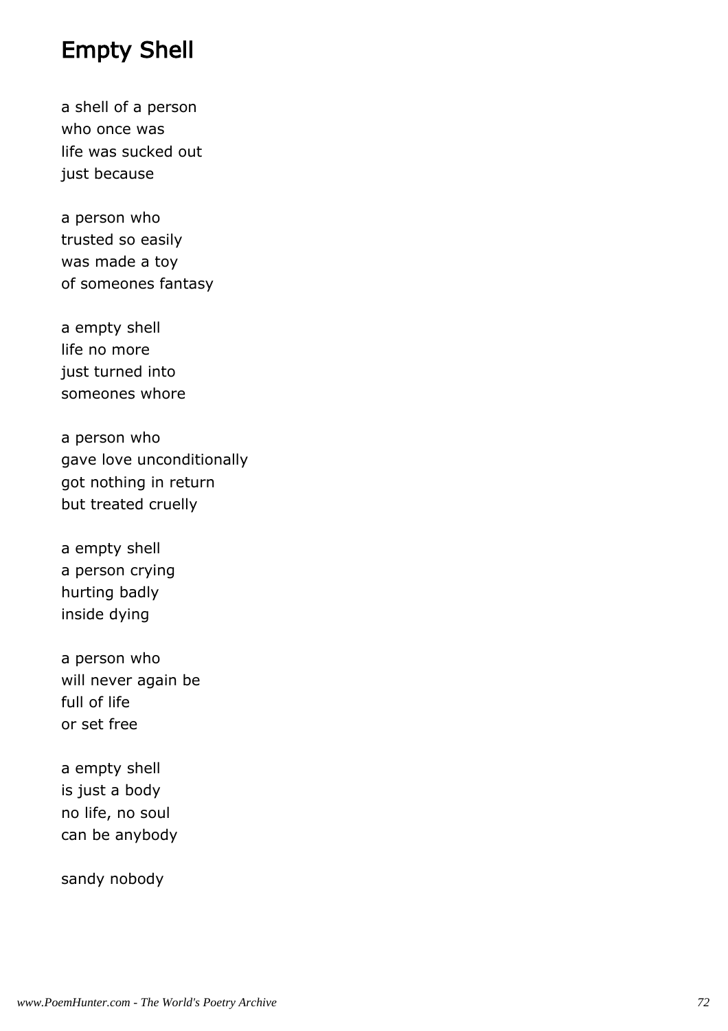## Empty Shell

a shell of a person
who once was
life was sucked out
just because

a person who
trusted so easily
was made a toy
of someones fantasy

a empty shell
life no more
just turned into
someones whore

a person who
gave love unconditionally
got nothing in return
but treated cruelly

a empty shell
a person crying
hurting badly
inside dying

a person who
will never again be
full of life
or set free

a empty shell
is just a body
no life, no soul
can be anybody

sandy nobody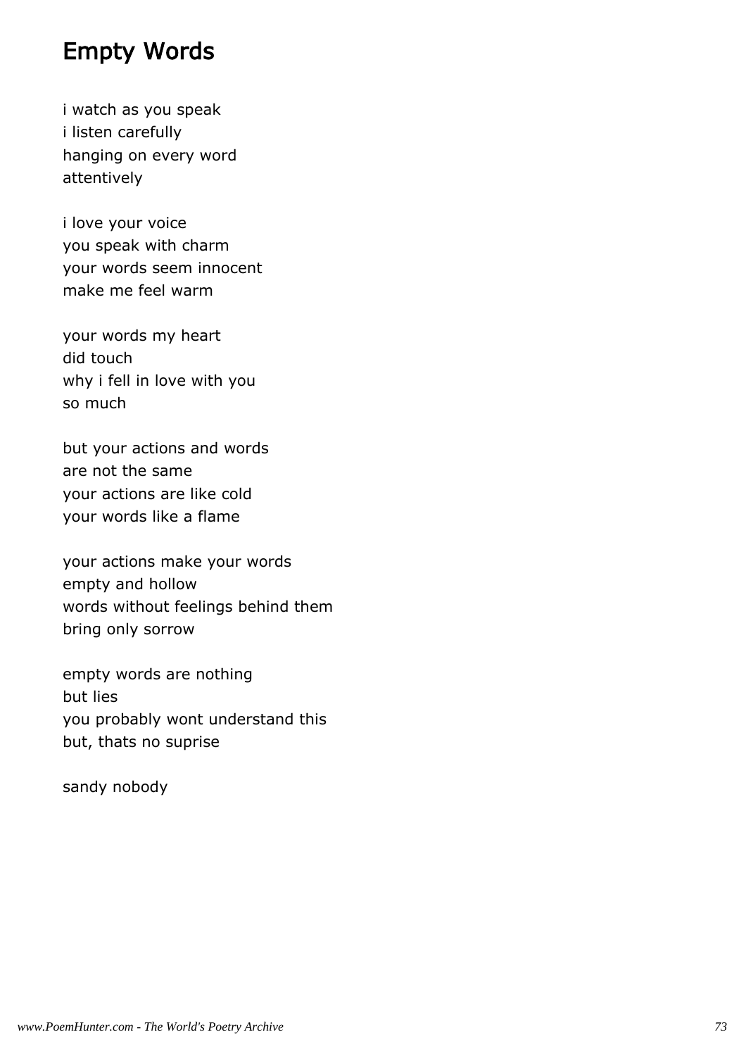# Empty Words

i watch as you speak
i listen carefully
hanging on every word
attentively

i love your voice
you speak with charm
your words seem innocent
make me feel warm

your words my heart
did touch
why i fell in love with you
so much

but your actions and words
are not the same
your actions are like cold
your words like a flame

your actions make your words
empty and hollow
words without feelings behind them
bring only sorrow

empty words are nothing
but lies
you probably wont understand this
but, thats no suprise

sandy nobody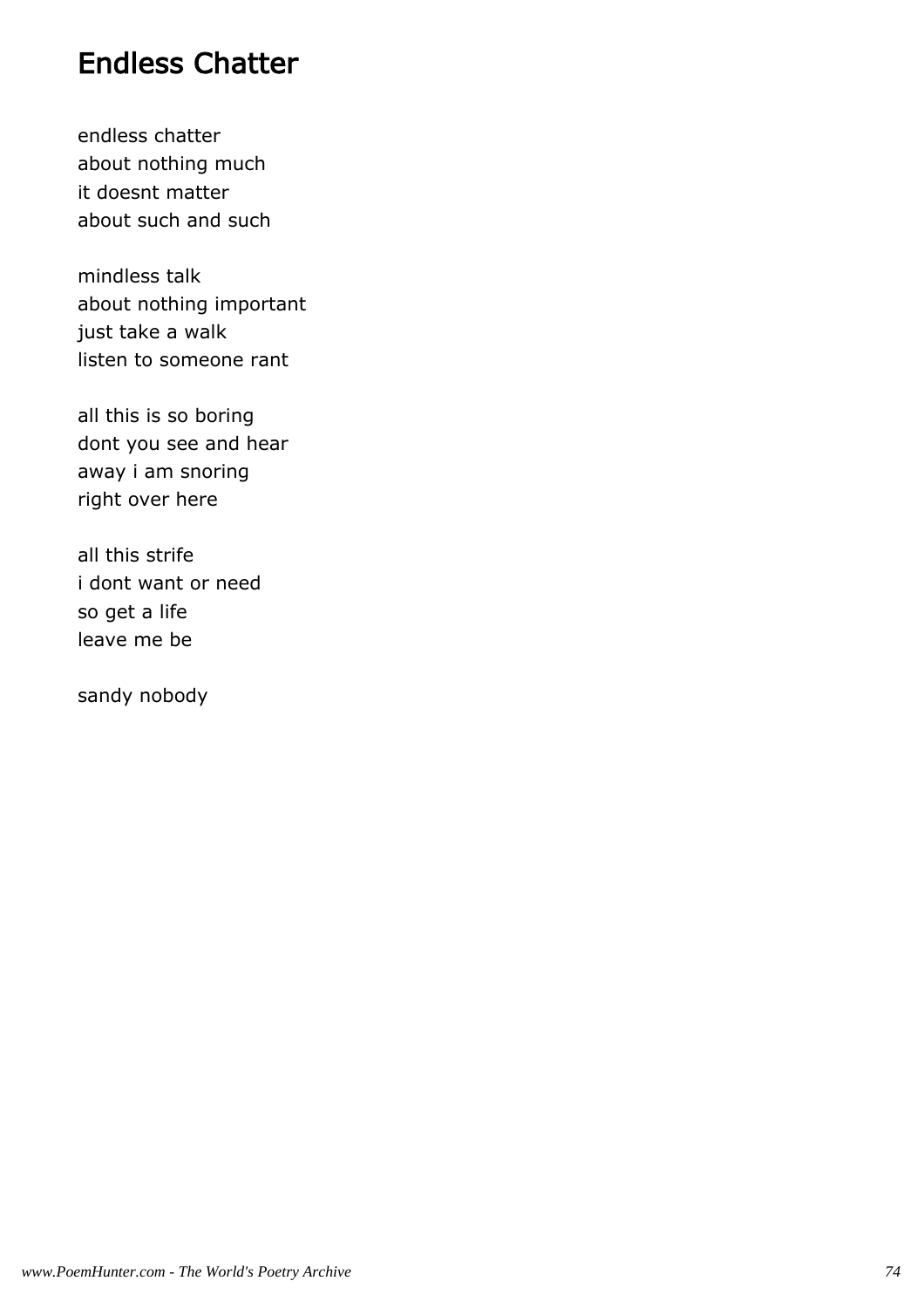# Endless Chatter

endless chatter
about nothing much
it doesnt matter
about such and such

mindless talk
about nothing important
just take a walk
listen to someone rant

all this is so boring
dont you see and hear
away i am snoring
right over here

all this strife
i dont want or need
so get a life
leave me be

sandy nobody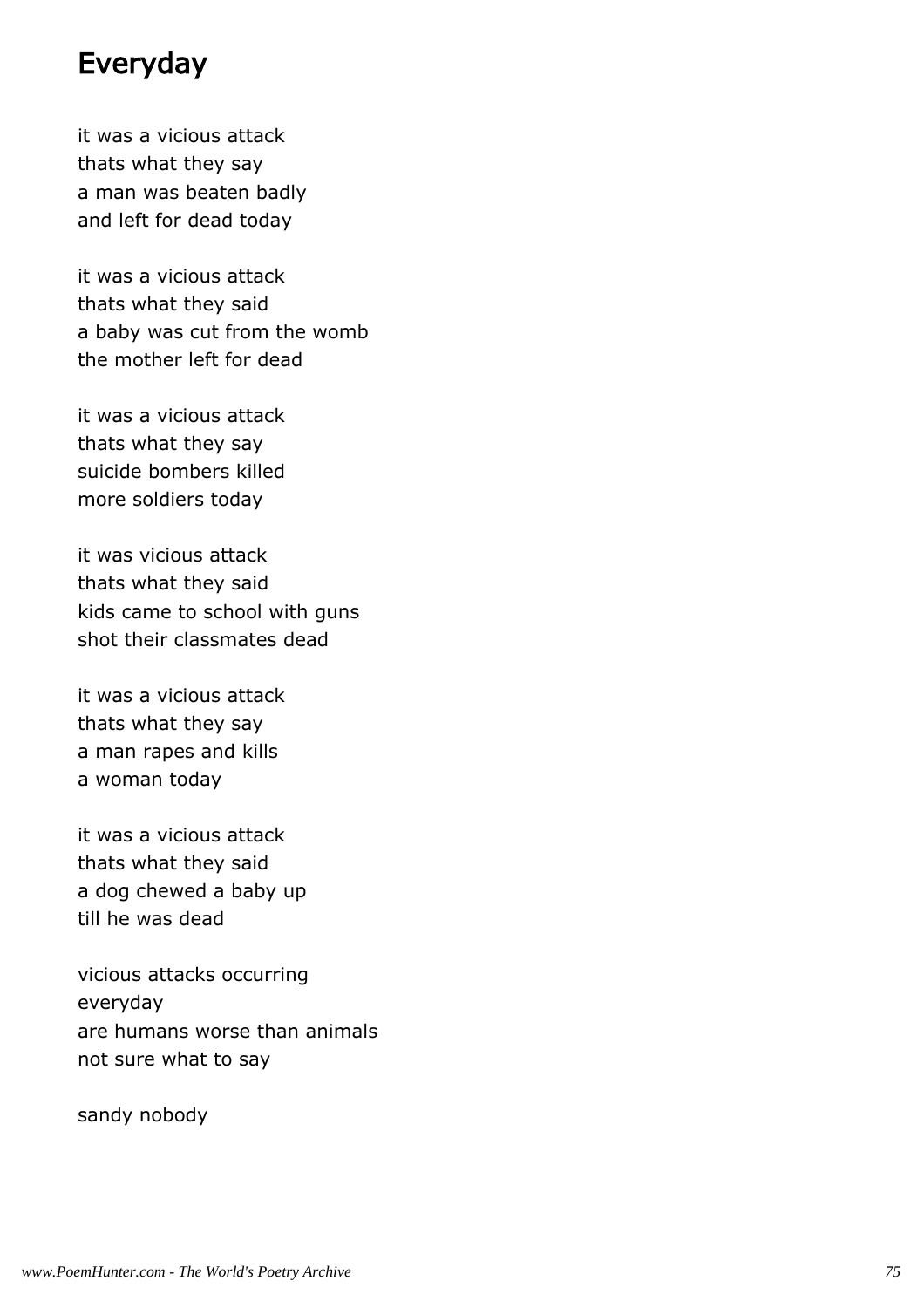# Everyday

it was a vicious attack  
thats what they say  
a man was beaten badly  
and left for dead today

it was a vicious attack  
thats what they said  
a baby was cut from the womb  
the mother left for dead

it was a vicious attack  
thats what they say  
suicide bombers killed  
more soldiers today

it was vicious attack  
thats what they said  
kids came to school with guns  
shot their classmates dead

it was a vicious attack  
thats what they say  
a man rapes and kills  
a woman today

it was a vicious attack  
thats what they said  
a dog chewed a baby up  
till he was dead

vicious attacks occurring  
everyday  
are humans worse than animals  
not sure what to say

sandy nobody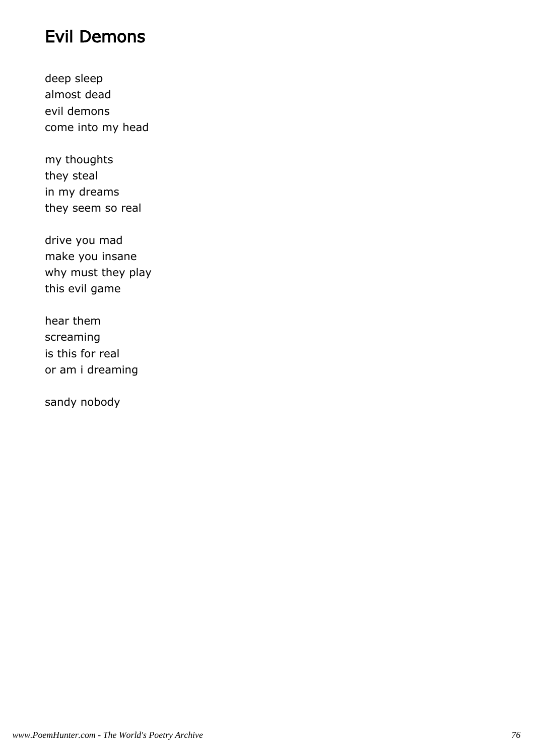# Evil Demons

deep sleep  
almost dead  
evil demons  
come into my head

my thoughts  
they steal  
in my dreams  
they seem so real

drive you mad  
make you insane  
why must they play  
this evil game

hear them  
screaming  
is this for real  
or am i dreaming

sandy nobody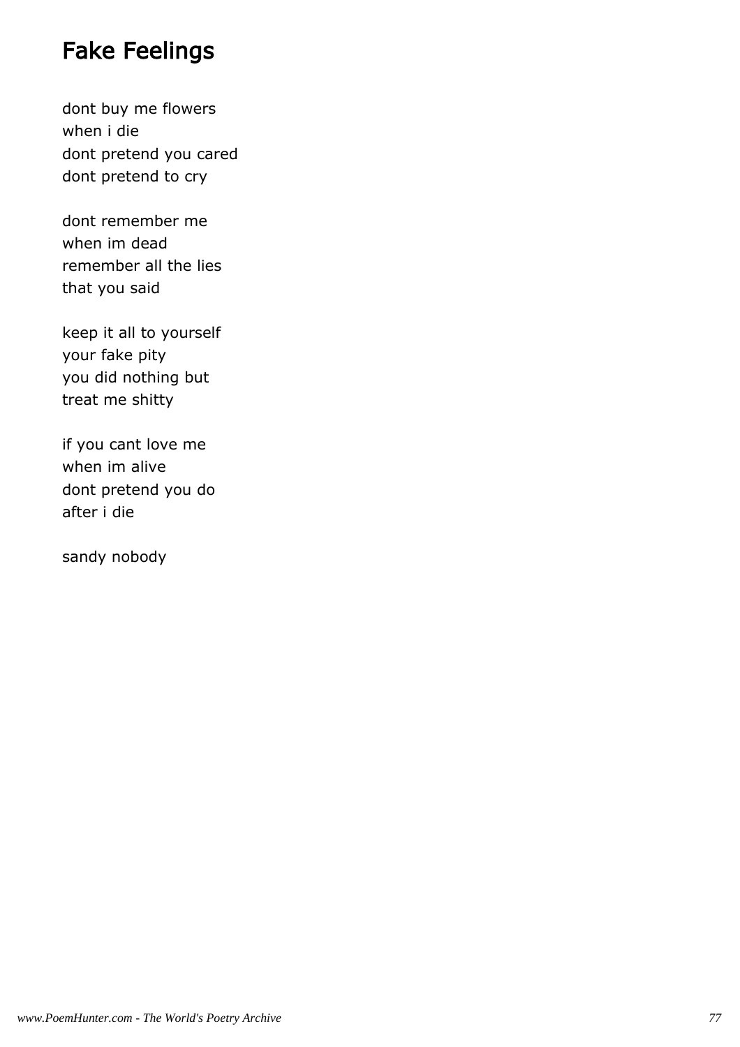# Fake Feelings

dont buy me flowers  
when i die  
dont pretend you cared  
dont pretend to cry

dont remember me  
when im dead  
remember all the lies  
that you said

keep it all to yourself  
your fake pity  
you did nothing but  
treat me shitty

if you cant love me  
when im alive  
dont pretend you do  
after i die

sandy nobody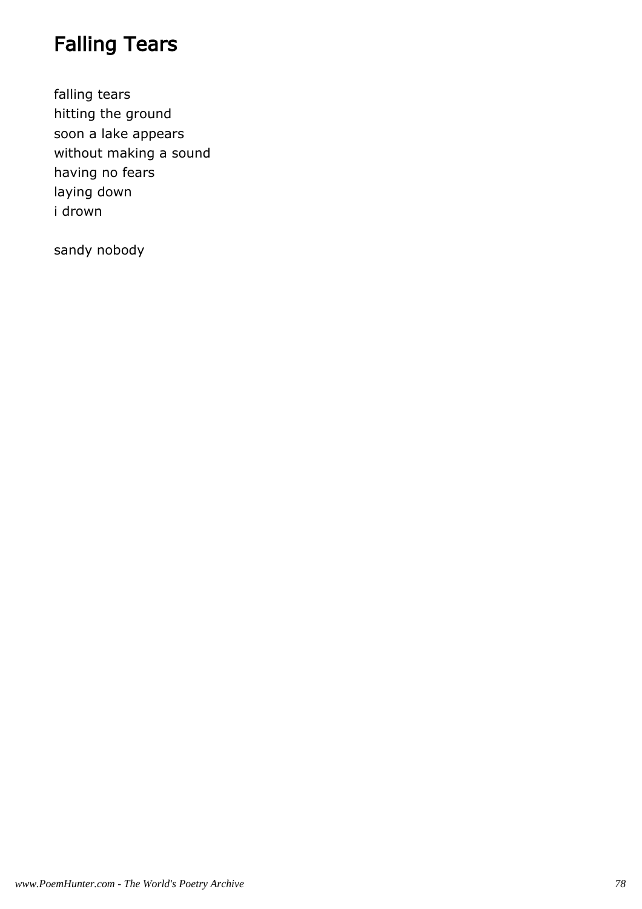# Falling Tears

falling tears
hitting the ground
soon a lake appears
without making a sound
having no fears
laying down
i drown

sandy nobody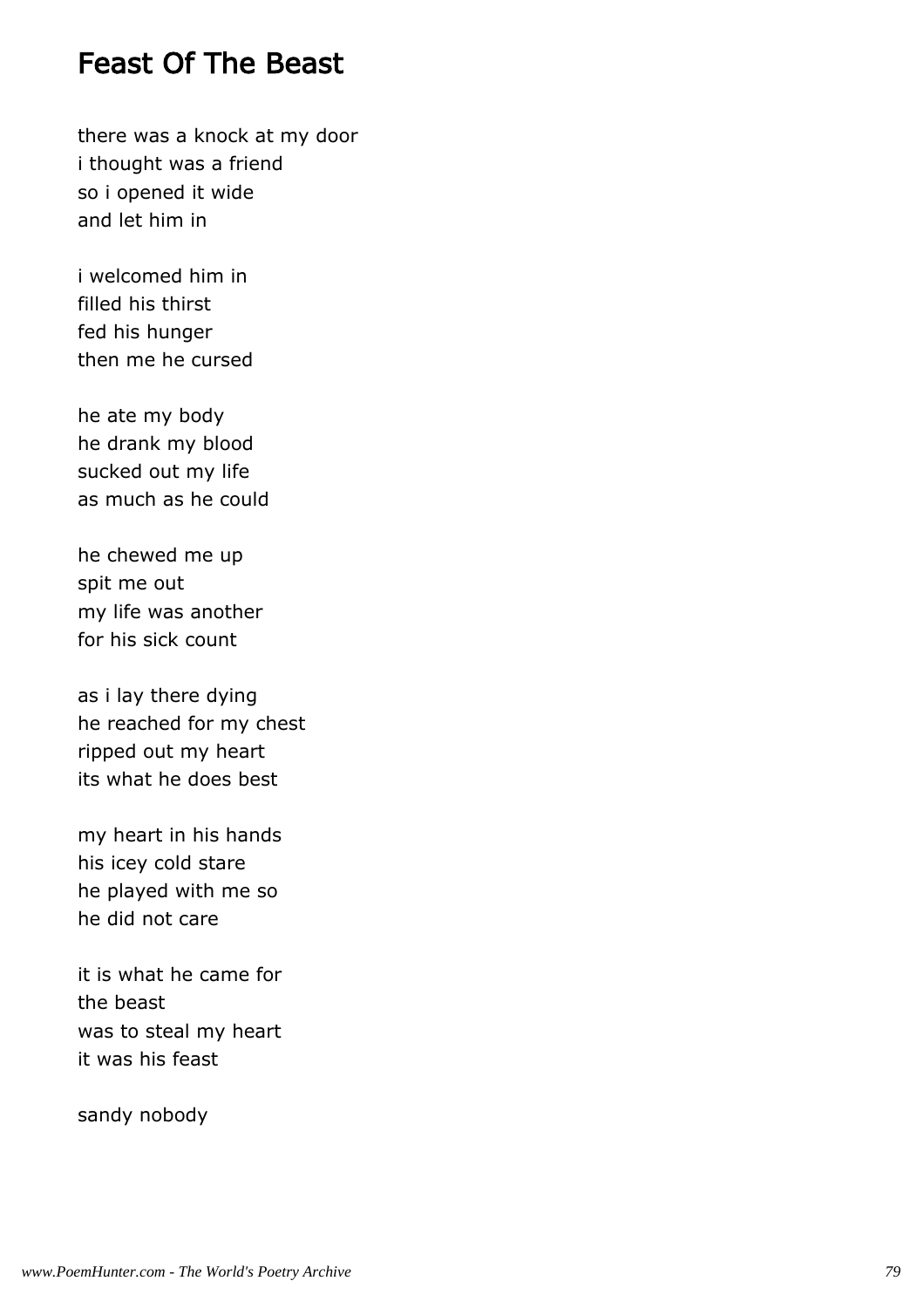# Feast Of The Beast

there was a knock at my door
i thought was a friend
so i opened it wide
and let him in

i welcomed him in
filled his thirst
fed his hunger
then me he cursed

he ate my body
he drank my blood
sucked out my life
as much as he could

he chewed me up
spit me out
my life was another
for his sick count

as i lay there dying
he reached for my chest
ripped out my heart
its what he does best

my heart in his hands
his icey cold stare
he played with me so
he did not care

it is what he came for
the beast
was to steal my heart
it was his feast

sandy nobody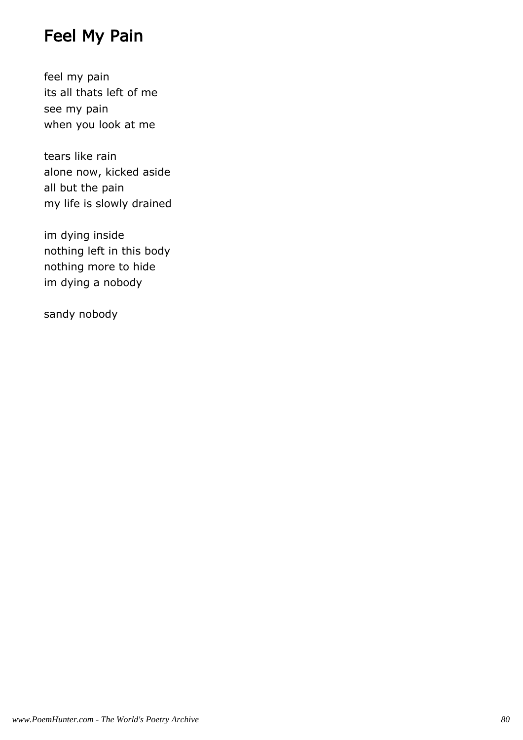# Feel My Pain

feel my pain
its all thats left of me
see my pain
when you look at me

tears like rain
alone now, kicked aside
all but the pain
my life is slowly drained

im dying inside
nothing left in this body
nothing more to hide
im dying a nobody

sandy nobody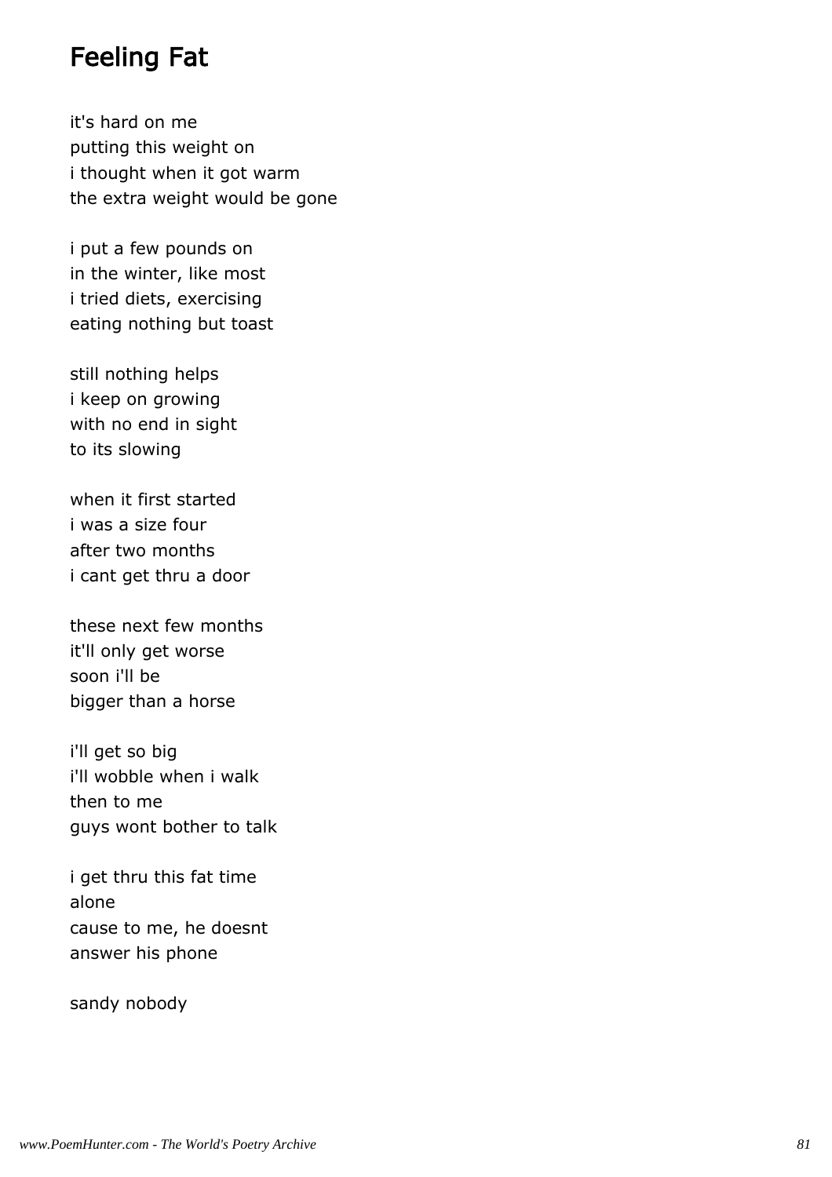## Feeling Fat

it's hard on me
putting this weight on
i thought when it got warm
the extra weight would be gone

i put a few pounds on
in the winter, like most
i tried diets, exercising
eating nothing but toast

still nothing helps
i keep on growing
with no end in sight
to its slowing

when it first started
i was a size four
after two months
i cant get thru a door

these next few months
it'll only get worse
soon i'll be
bigger than a horse

i'll get so big
i'll wobble when i walk
then to me
guys wont bother to talk

i get thru this fat time
alone
cause to me, he doesnt
answer his phone

sandy nobody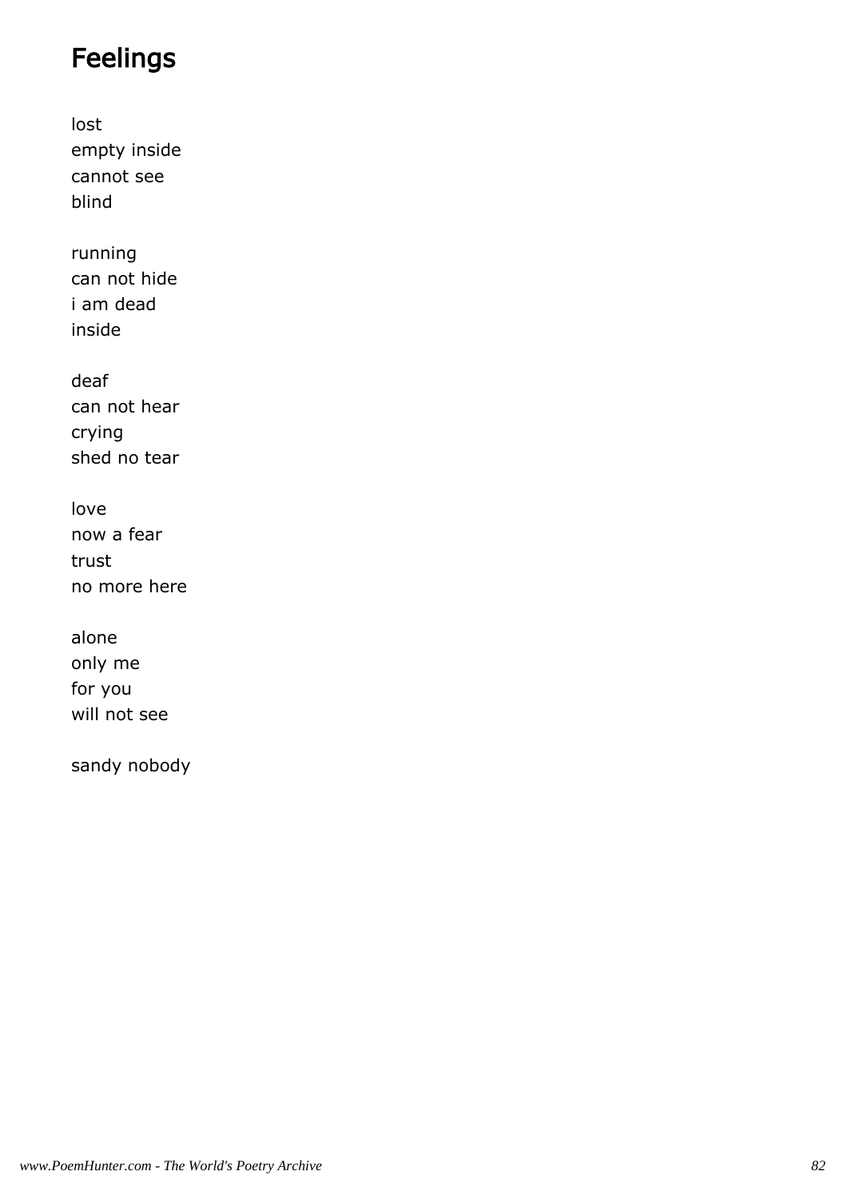# Feelings

lost
empty inside
cannot see
blind

running
can not hide
i am dead
inside

deaf
can not hear
crying
shed no tear

love
now a fear
trust
no more here

alone
only me
for you
will not see

sandy nobody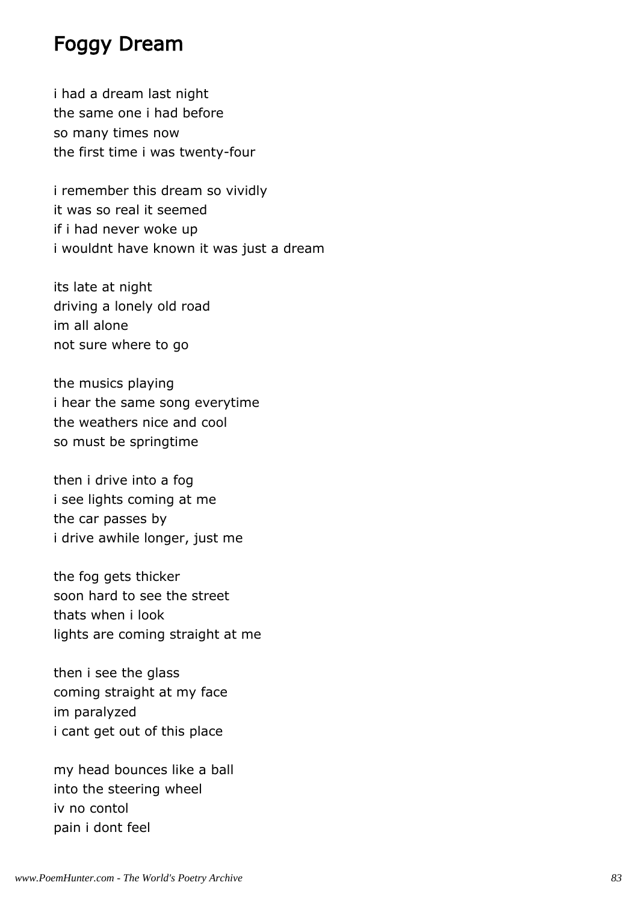# Foggy Dream

i had a dream last night
the same one i had before
so many times now
the first time i was twenty-four

i remember this dream so vividly
it was so real it seemed
if i had never woke up
i wouldnt have known it was just a dream

its late at night
driving a lonely old road
im all alone
not sure where to go

the musics playing
i hear the same song everytime
the weathers nice and cool
so must be springtime

then i drive into a fog
i see lights coming at me
the car passes by
i drive awhile longer, just me

the fog gets thicker
soon hard to see the street
thats when i look
lights are coming straight at me

then i see the glass
coming straight at my face
im paralyzed
i cant get out of this place

my head bounces like a ball
into the steering wheel
iv no contol
pain i dont feel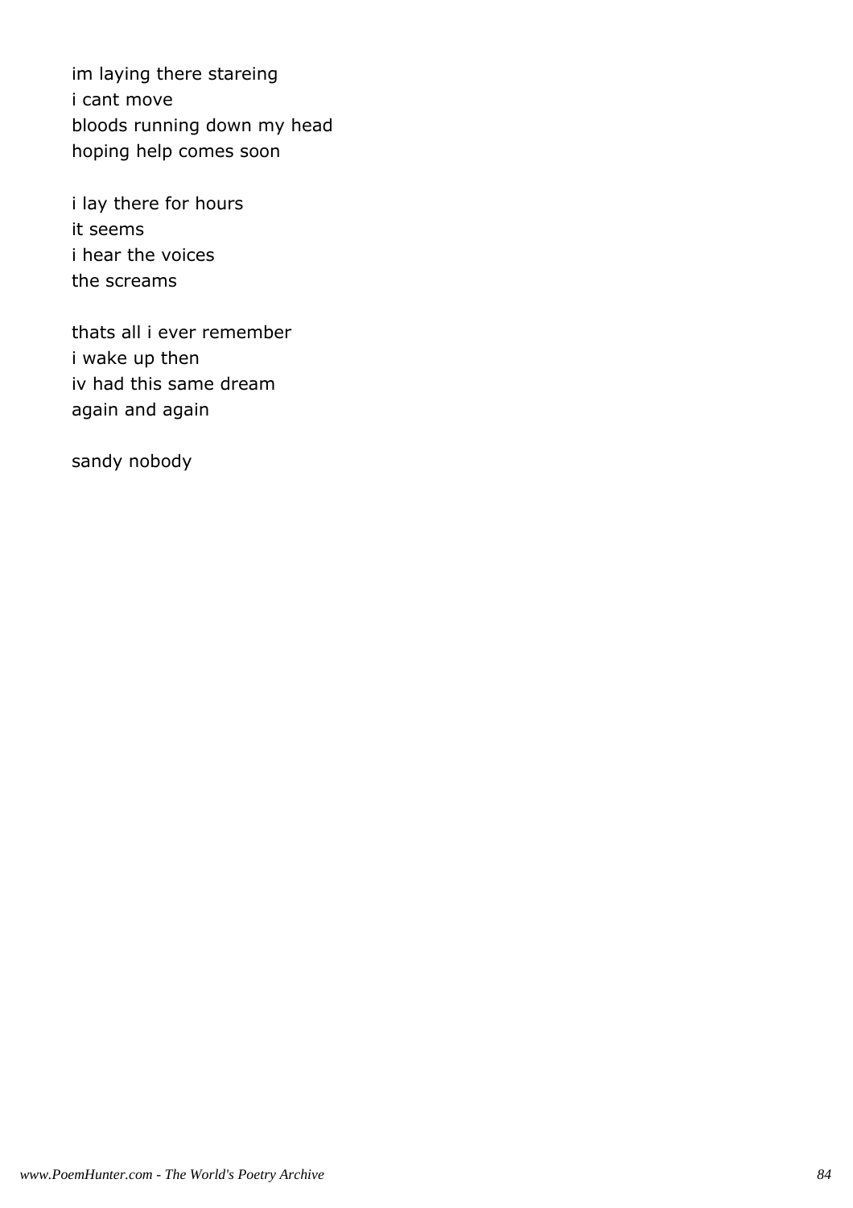im laying there stareing
i cant move
bloods running down my head
hoping help comes soon

i lay there for hours
it seems
i hear the voices
the screams

thats all i ever remember
i wake up then
iv had this same dream
again and again

sandy nobody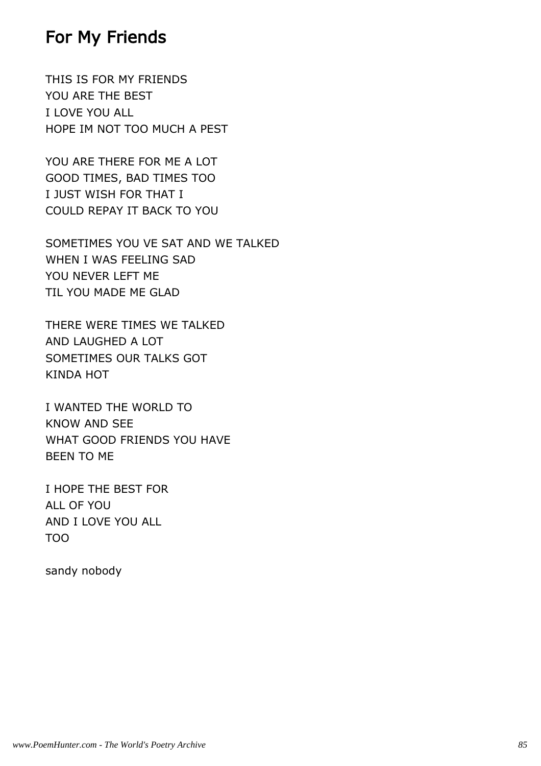## For My Friends

THIS IS FOR MY FRIENDS
YOU ARE THE BEST
I LOVE YOU ALL
HOPE IM NOT TOO MUCH A PEST

YOU ARE THERE FOR ME A LOT
GOOD TIMES, BAD TIMES TOO
I JUST WISH FOR THAT I
COULD REPAY IT BACK TO YOU

SOMETIMES YOU VE SAT AND WE TALKED
WHEN I WAS FEELING SAD
YOU NEVER LEFT ME
TIL YOU MADE ME GLAD

THERE WERE TIMES WE TALKED
AND LAUGHED A LOT
SOMETIMES OUR TALKS GOT
KINDA HOT

I WANTED THE WORLD TO
KNOW AND SEE
WHAT GOOD FRIENDS YOU HAVE
BEEN TO ME

I HOPE THE BEST FOR
ALL OF YOU
AND I LOVE YOU ALL
TOO

sandy nobody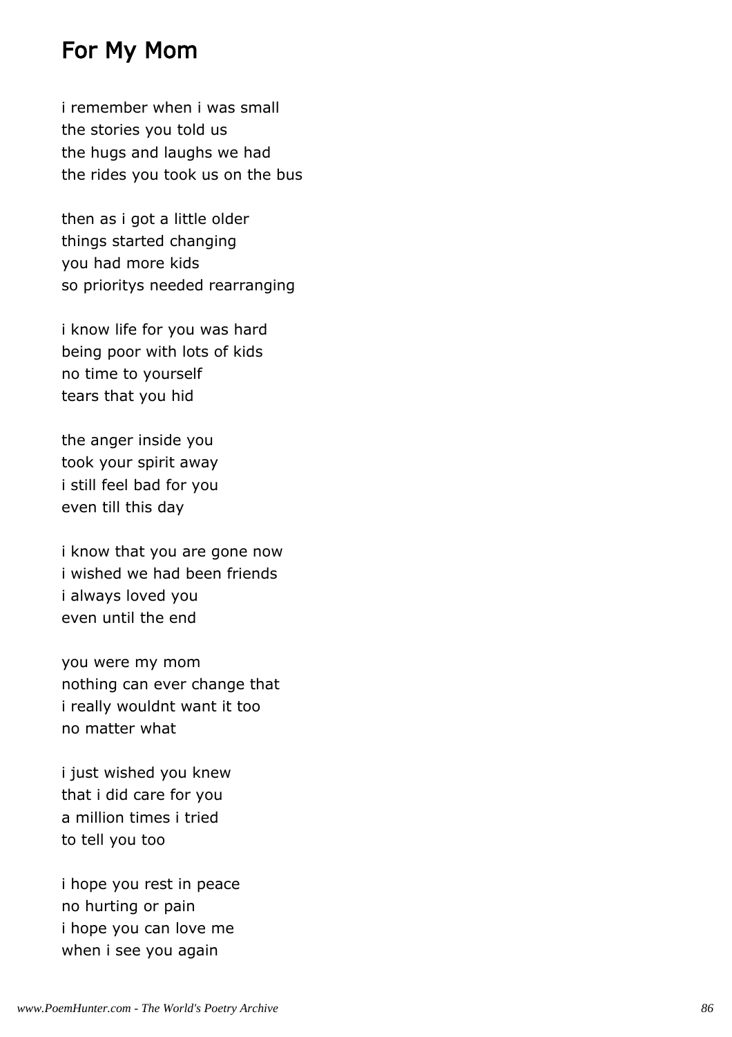# For My Mom

i remember when i was small
the stories you told us
the hugs and laughs we had
the rides you took us on the bus

then as i got a little older
things started changing
you had more kids
so prioritys needed rearranging

i know life for you was hard
being poor with lots of kids
no time to yourself
tears that you hid

the anger inside you
took your spirit away
i still feel bad for you
even till this day

i know that you are gone now
i wished we had been friends
i always loved you
even until the end

you were my mom
nothing can ever change that
i really wouldnt want it too
no matter what

i just wished you knew
that i did care for you
a million times i tried
to tell you too

i hope you rest in peace
no hurting or pain
i hope you can love me
when i see you again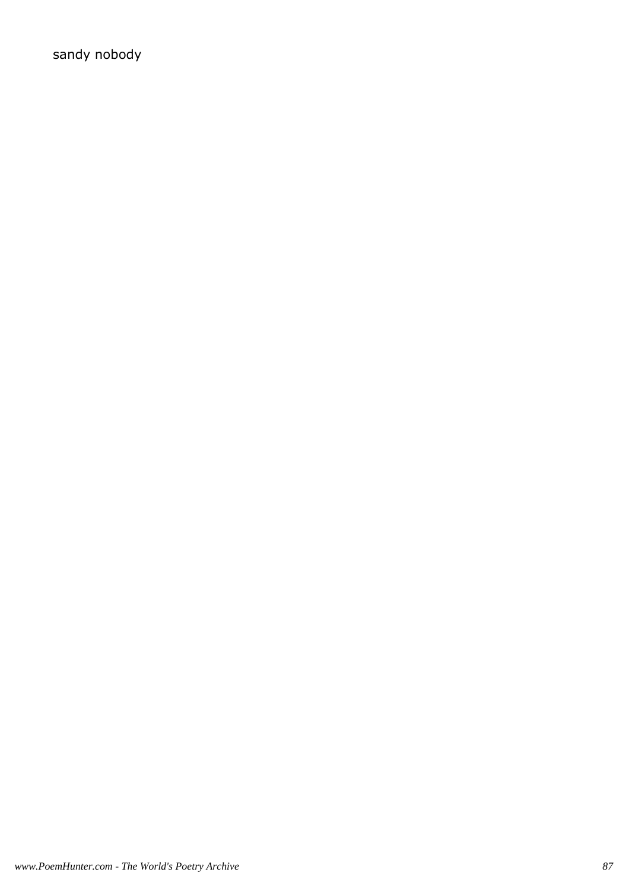sandy nobody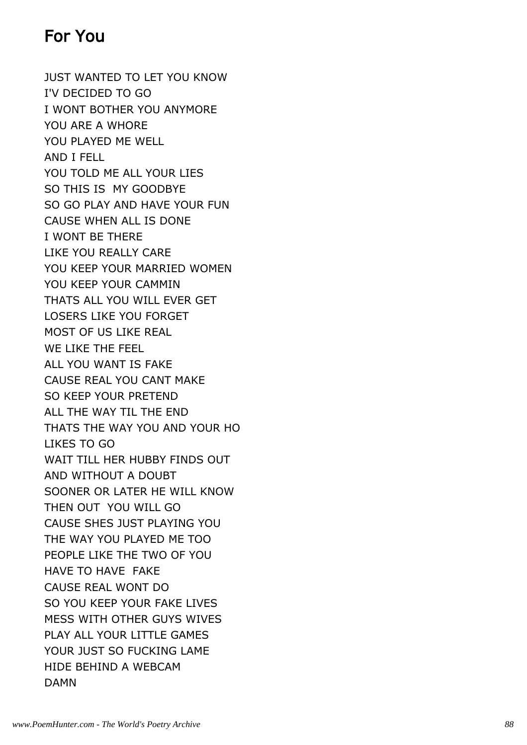# For You

JUST WANTED TO LET YOU KNOW
I'V DECIDED TO GO
I WONT BOTHER YOU ANYMORE
YOU ARE A WHORE
YOU PLAYED ME WELL
AND I FELL
YOU TOLD ME ALL YOUR LIES
SO THIS IS  MY GOODBYE
SO GO PLAY AND HAVE YOUR FUN
CAUSE WHEN ALL IS DONE
I WONT BE THERE
LIKE YOU REALLY CARE
YOU KEEP YOUR MARRIED WOMEN
YOU KEEP YOUR CAMMIN
THATS ALL YOU WILL EVER GET
LOSERS LIKE YOU FORGET
MOST OF US LIKE REAL
WE LIKE THE FEEL
ALL YOU WANT IS FAKE
CAUSE REAL YOU CANT MAKE
SO KEEP YOUR PRETEND
ALL THE WAY TIL THE END
THATS THE WAY YOU AND YOUR HO
LIKES TO GO
WAIT TILL HER HUBBY FINDS OUT
AND WITHOUT A DOUBT
SOONER OR LATER HE WILL KNOW
THEN OUT  YOU WILL GO
CAUSE SHES JUST PLAYING YOU
THE WAY YOU PLAYED ME TOO
PEOPLE LIKE THE TWO OF YOU
HAVE TO HAVE  FAKE
CAUSE REAL WONT DO
SO YOU KEEP YOUR FAKE LIVES
MESS WITH OTHER GUYS WIVES
PLAY ALL YOUR LITTLE GAMES
YOUR JUST SO FUCKING LAME
HIDE BEHIND A WEBCAM
DAMN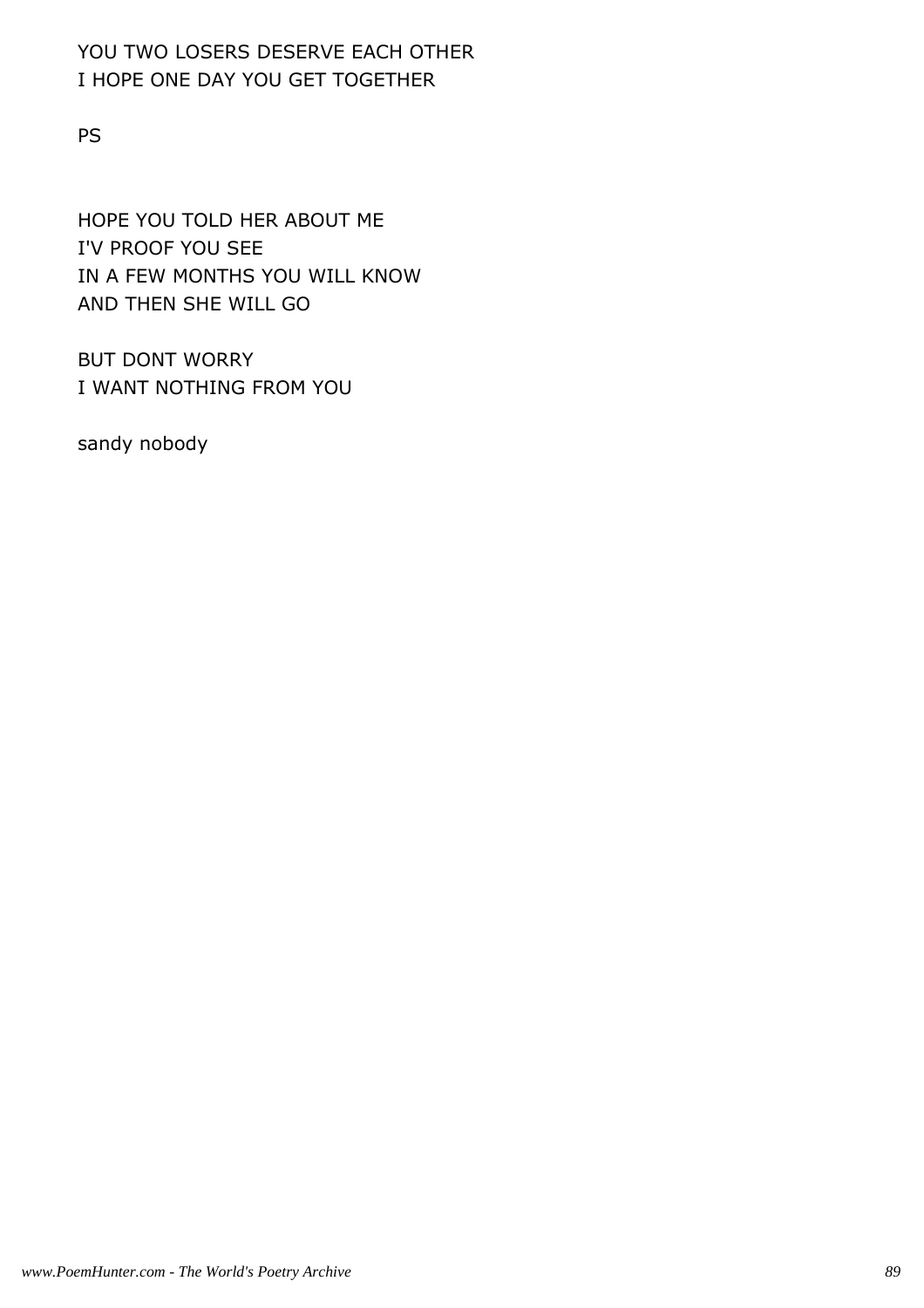YOU TWO LOSERS DESERVE EACH OTHER
I HOPE ONE DAY YOU GET TOGETHER

PS

HOPE YOU TOLD HER ABOUT ME
I'V PROOF YOU SEE
IN A FEW MONTHS YOU WILL KNOW
AND THEN SHE WILL GO

BUT DONT WORRY
I WANT NOTHING FROM YOU

sandy nobody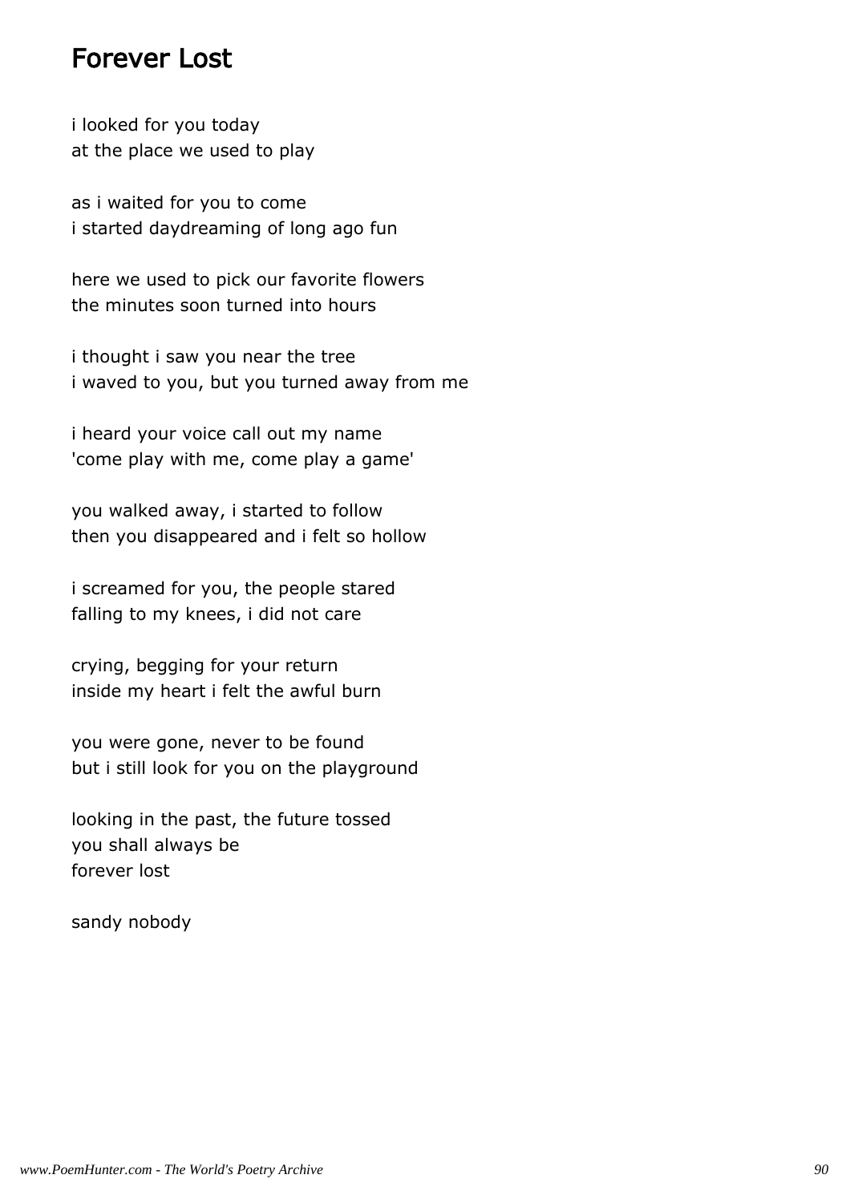# Forever Lost

i looked for you today
at the place we used to play

as i waited for you to come
i started daydreaming of long ago fun

here we used to pick our favorite flowers
the minutes soon turned into hours

i thought i saw you near the tree
i waved to you, but you turned away from me

i heard your voice call out my name
'come play with me, come play a game'

you walked away, i started to follow
then you disappeared and i felt so hollow

i screamed for you, the people stared
falling to my knees, i did not care

crying, begging for your return
inside my heart i felt the awful burn

you were gone, never to be found
but i still look for you on the playground

looking in the past, the future tossed
you shall always be
forever lost

sandy nobody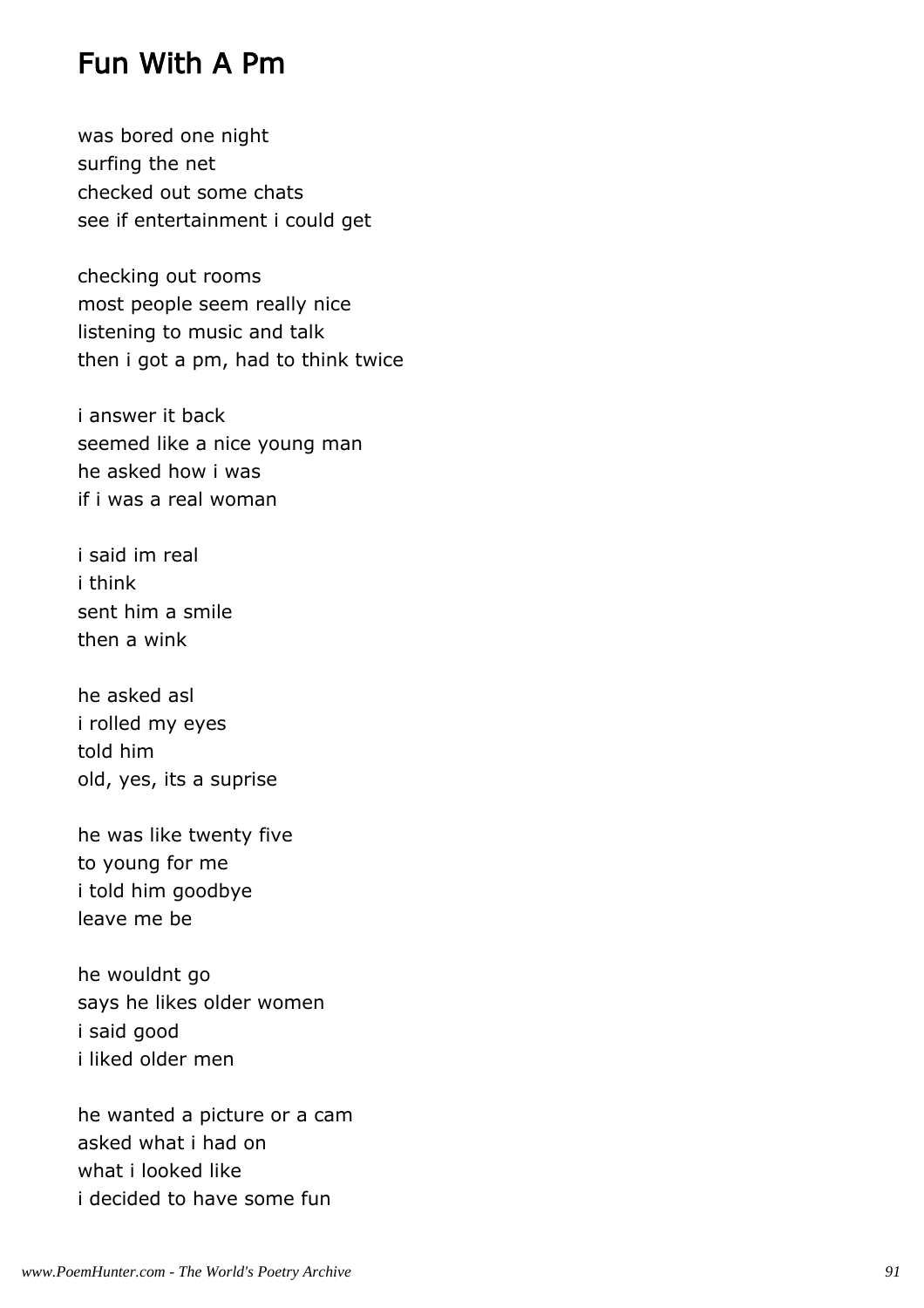# Fun With A Pm

was bored one night
surfing the net
checked out some chats
see if entertainment i could get

checking out rooms
most people seem really nice
listening to music and talk
then i got a pm, had to think twice

i answer it back
seemed like a nice young man
he asked how i was
if i was a real woman

i said im real
i think
sent him a smile
then a wink

he asked asl
i rolled my eyes
told him
old, yes, its a suprise

he was like twenty five
to young for me
i told him goodbye
leave me be

he wouldnt go
says he likes older women
i said good
i liked older men

he wanted a picture or a cam
asked what i had on
what i looked like
i decided to have some fun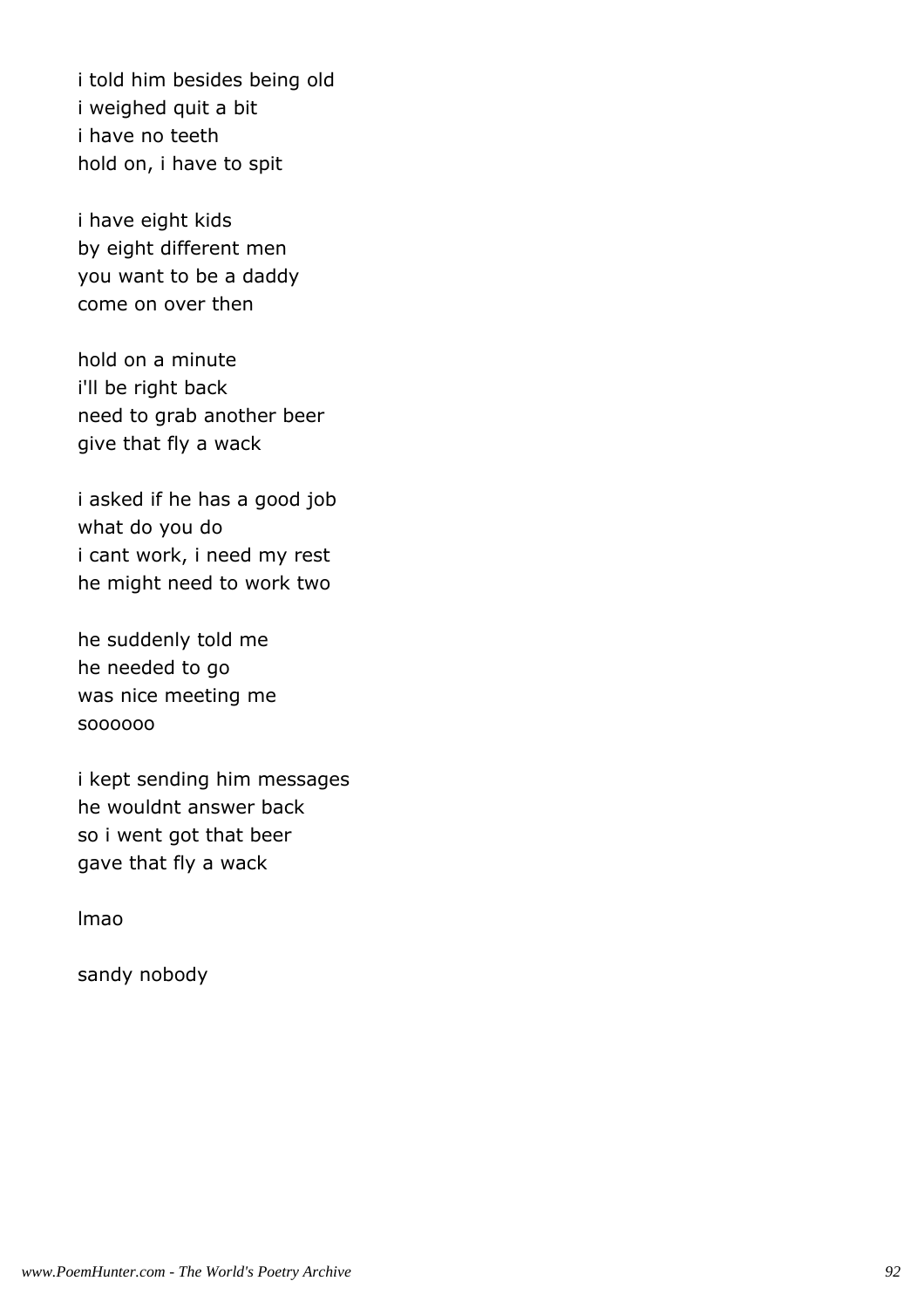i told him besides being old  
i weighed quit a bit  
i have no teeth  
hold on, i have to spit

i have eight kids  
by eight different men  
you want to be a daddy  
come on over then

hold on a minute  
i'll be right back  
need to grab another beer  
give that fly a wack

i asked if he has a good job  
what do you do  
i cant work, i need my rest  
he might need to work two

he suddenly told me  
he needed to go  
was nice meeting me  
soooooo

i kept sending him messages  
he wouldnt answer back  
so i went got that beer  
gave that fly a wack

lmao

sandy nobody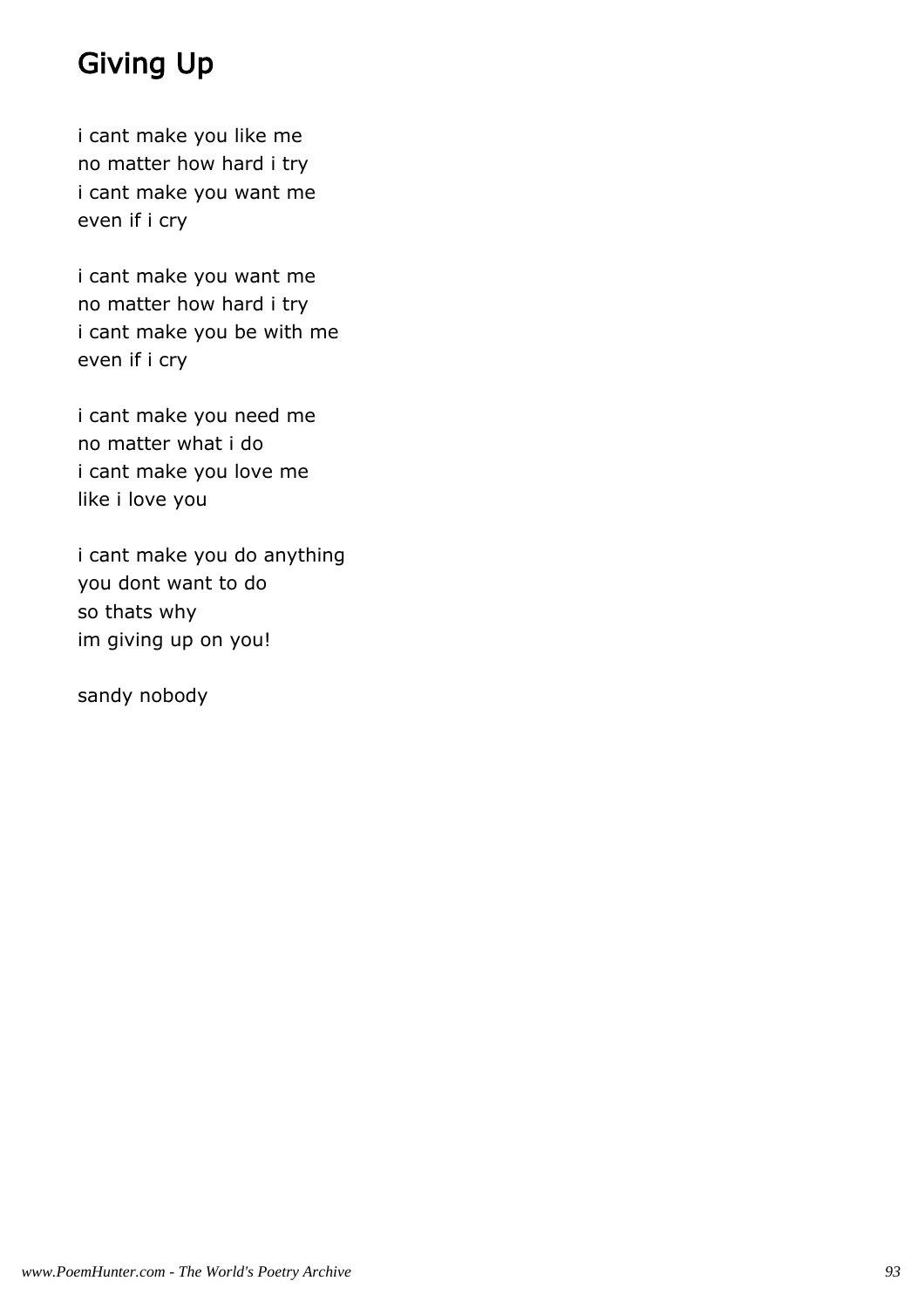# Giving Up

i cant make you like me
no matter how hard i try
i cant make you want me
even if i cry

i cant make you want me
no matter how hard i try
i cant make you be with me
even if i cry

i cant make you need me
no matter what i do
i cant make you love me
like i love you

i cant make you do anything
you dont want to do
so thats why
im giving up on you!

sandy nobody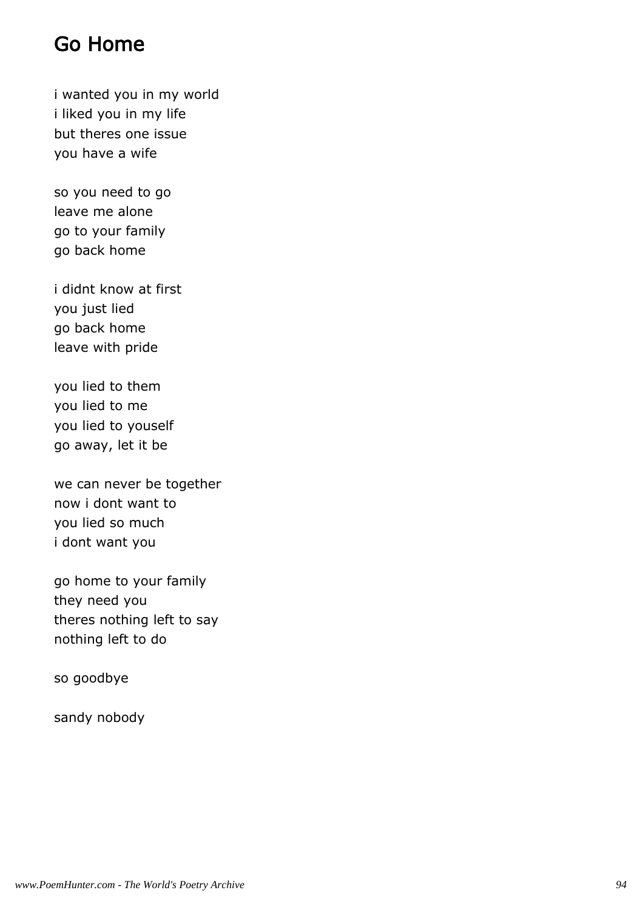# Go Home

i wanted you in my world
i liked you in my life
but theres one issue
you have a wife

so you need to go
leave me alone
go to your family
go back home

i didnt know at first
you just lied
go back home
leave with pride

you lied to them
you lied to me
you lied to youself
go away, let it be

we can never be together
now i dont want to
you lied so much
i dont want you

go home to your family
they need you
theres nothing left to say
nothing left to do

so goodbye

sandy nobody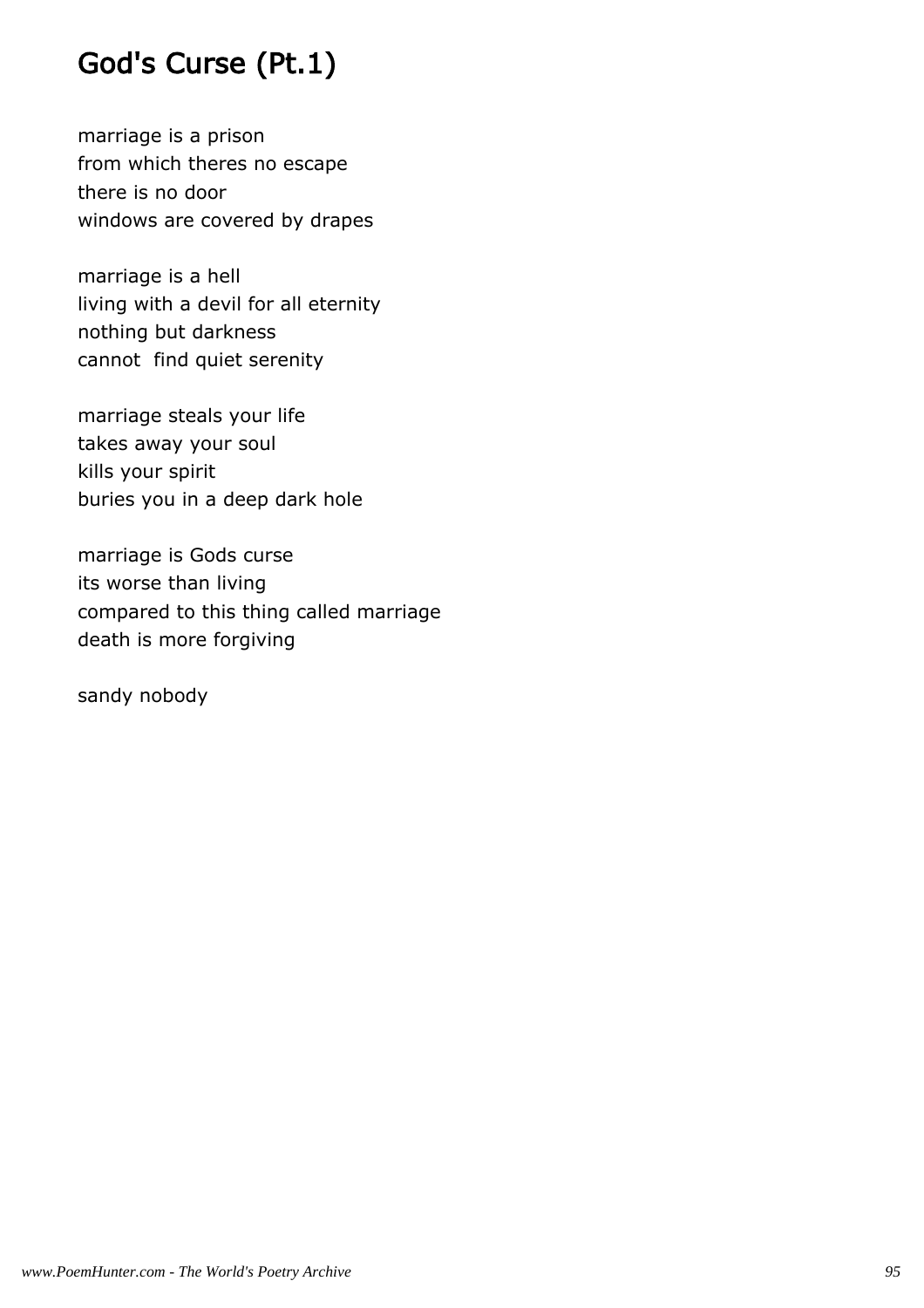# God's Curse (Pt.1)

marriage is a prison  
from which theres no escape  
there is no door  
windows are covered by drapes

marriage is a hell  
living with a devil for all eternity  
nothing but darkness  
cannot  find quiet serenity

marriage steals your life  
takes away your soul  
kills your spirit  
buries you in a deep dark hole

marriage is Gods curse  
its worse than living  
compared to this thing called marriage  
death is more forgiving

sandy nobody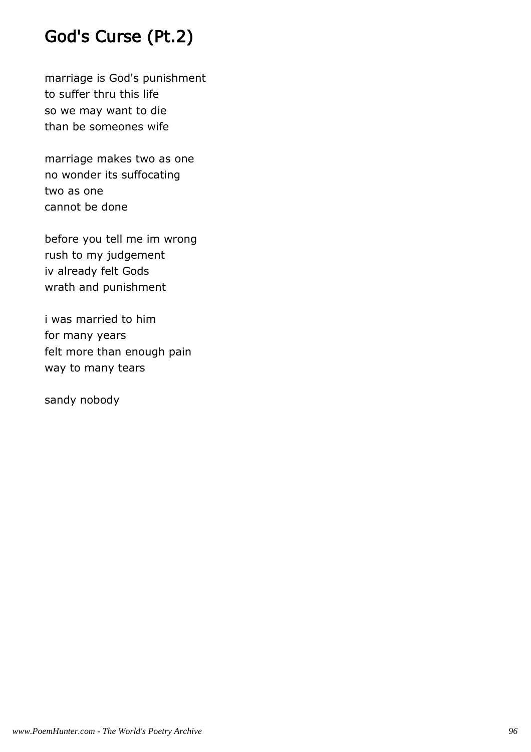# God's Curse (Pt.2)

marriage is God's punishment
to suffer thru this life
so we may want to die
than be someones wife

marriage makes two as one
no wonder its suffocating
two as one
cannot be done

before you tell me im wrong
rush to my judgement
iv already felt Gods
wrath and punishment

i was married to him
for many years
felt more than enough pain
way to many tears

sandy nobody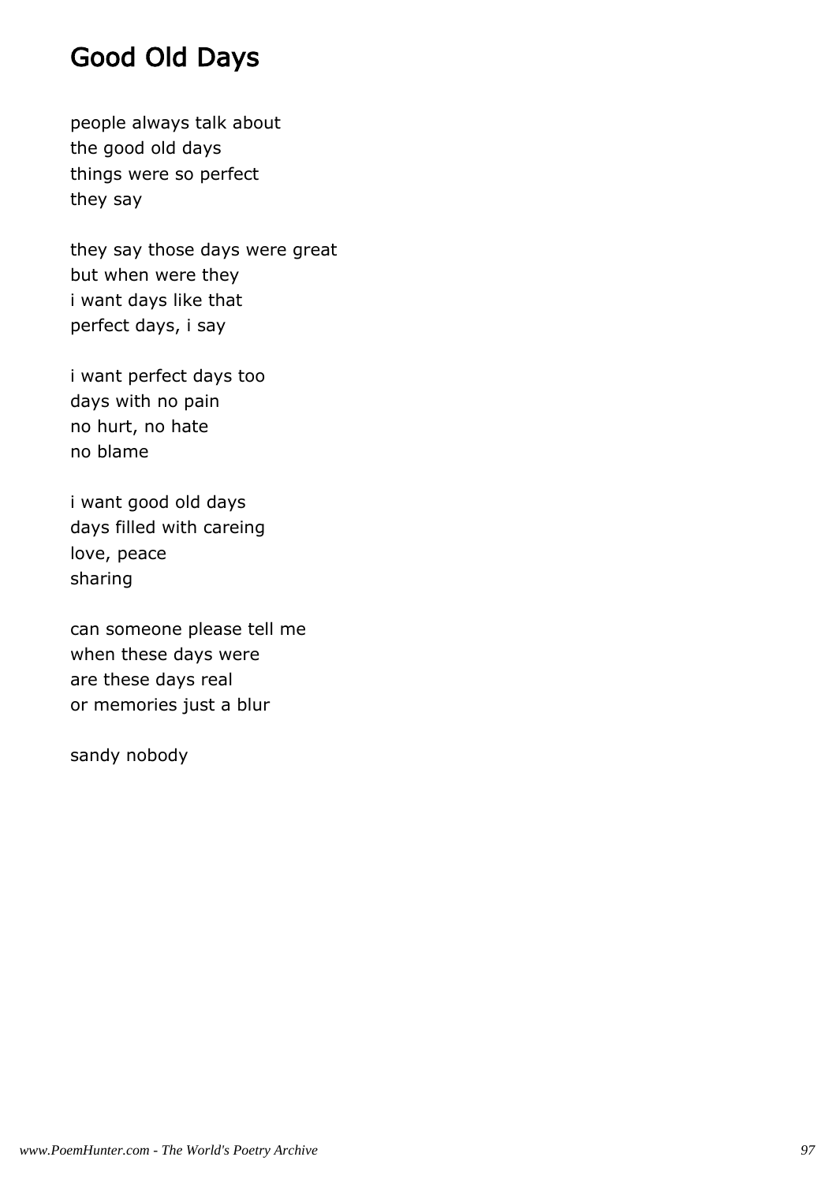# Good Old Days

people always talk about
the good old days
things were so perfect
they say

they say those days were great
but when were they
i want days like that
perfect days, i say

i want perfect days too
days with no pain
no hurt, no hate
no blame

i want good old days
days filled with careing
love, peace
sharing

can someone please tell me
when these days were
are these days real
or memories just a blur

sandy nobody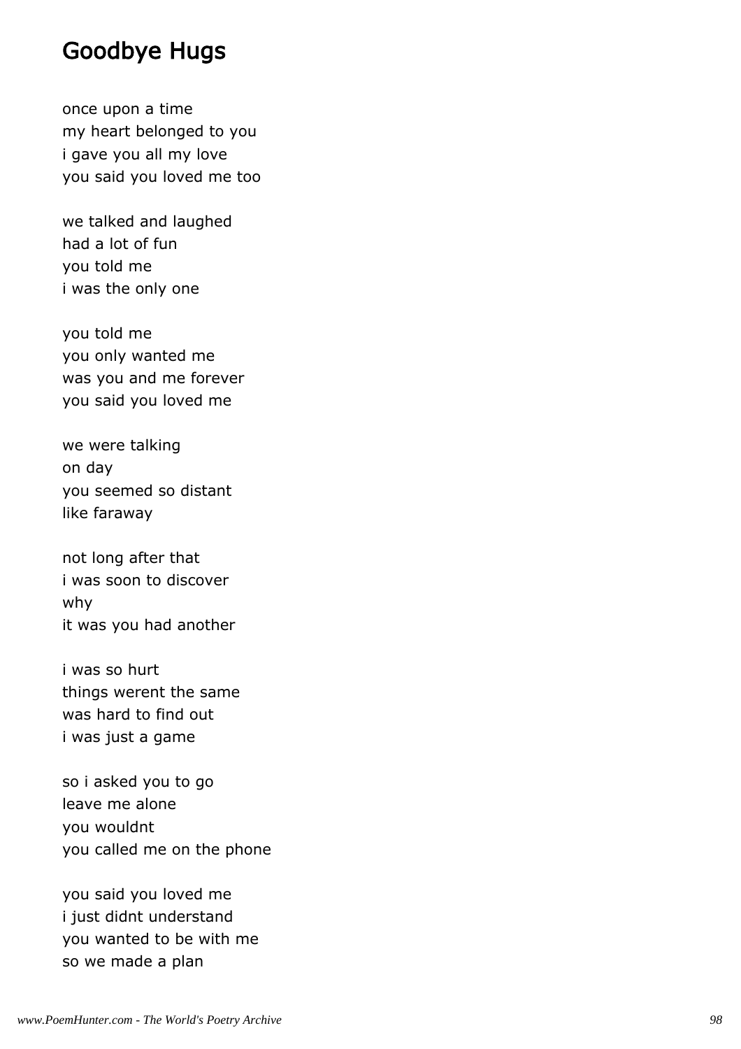# Goodbye Hugs

once upon a time
my heart belonged to you
i gave you all my love
you said you loved me too

we talked and laughed
had a lot of fun
you told me
i was the only one

you told me
you only wanted me
was you and me forever
you said you loved me

we were talking
on day
you seemed so distant
like faraway

not long after that
i was soon to discover
why
it was you had another

i was so hurt
things werent the same
was hard to find out
i was just a game

so i asked you to go
leave me alone
you wouldnt
you called me on the phone

you said you loved me
i just didnt understand
you wanted to be with me
so we made a plan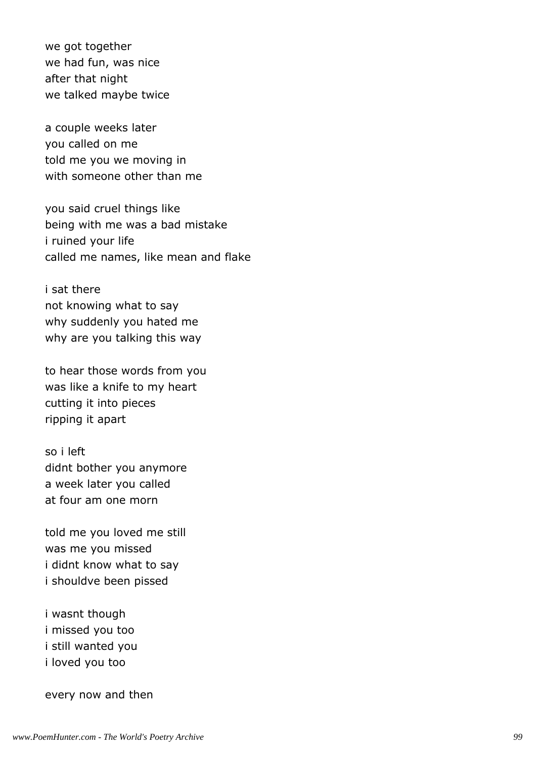we got together
we had fun, was nice
after that night
we talked maybe twice

a couple weeks later
you called on me
told me you we moving in
with someone other than me

you said cruel things like
being with me was a bad mistake
i ruined your life
called me names, like mean and flake

i sat there
not knowing what to say
why suddenly you hated me
why are you talking this way

to hear those words from you
was like a knife to my heart
cutting it into pieces
ripping it apart

so i left
didnt bother you anymore
a week later you called
at four am one morn

told me you loved me still
was me you missed
i didnt know what to say
i shouldve been pissed

i wasnt though
i missed you too
i still wanted you
i loved you too

every now and then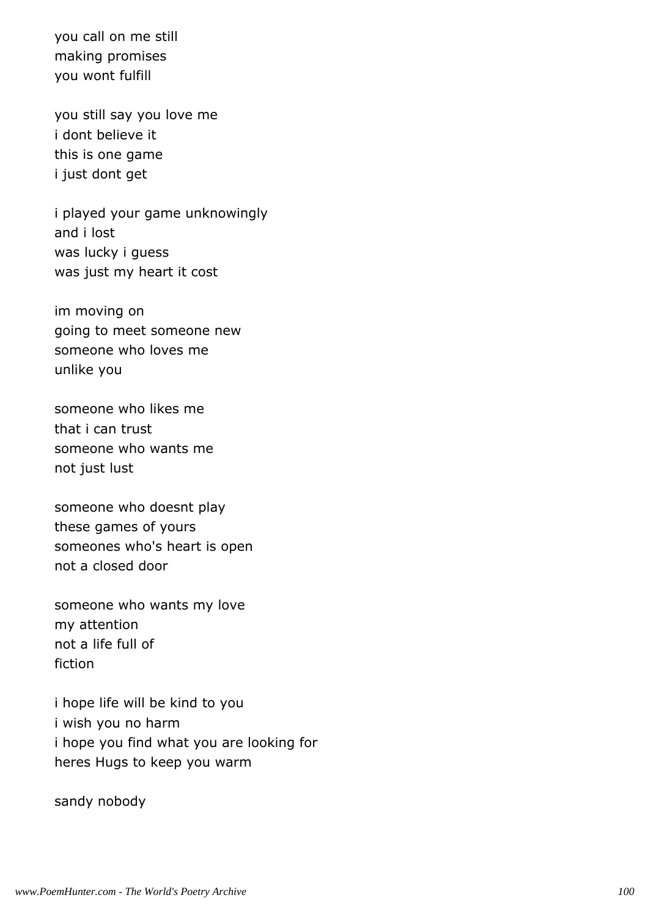you call on me still
making promises
you wont fulfill

you still say you love me
i dont believe it
this is one game
i just dont get

i played your game unknowingly
and i lost
was lucky i guess
was just my heart it cost

im moving on
going to meet someone new
someone who loves me
unlike you

someone who likes me
that i can trust
someone who wants me
not just lust

someone who doesnt play
these games of yours
someones who's heart is open
not a closed door

someone who wants my love
my attention
not a life full of
fiction

i hope life will be kind to you
i wish you no harm
i hope you find what you are looking for
heres Hugs to keep you warm

sandy nobody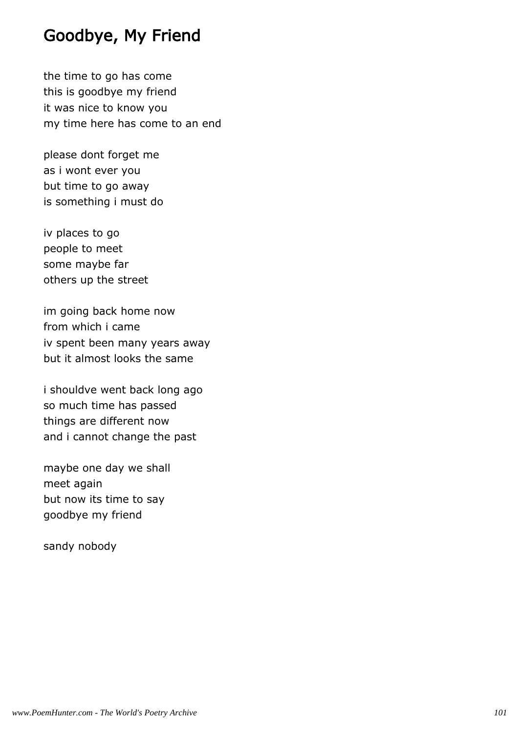# Goodbye, My Friend

the time to go has come
this is goodbye my friend
it was nice to know you
my time here has come to an end

please dont forget me
as i wont ever you
but time to go away
is something i must do

iv places to go
people to meet
some maybe far
others up the street

im going back home now
from which i came
iv spent been many years away
but it almost looks the same

i shouldve went back long ago
so much time has passed
things are different now
and i cannot change the past

maybe one day we shall
meet again
but now its time to say
goodbye my friend

sandy nobody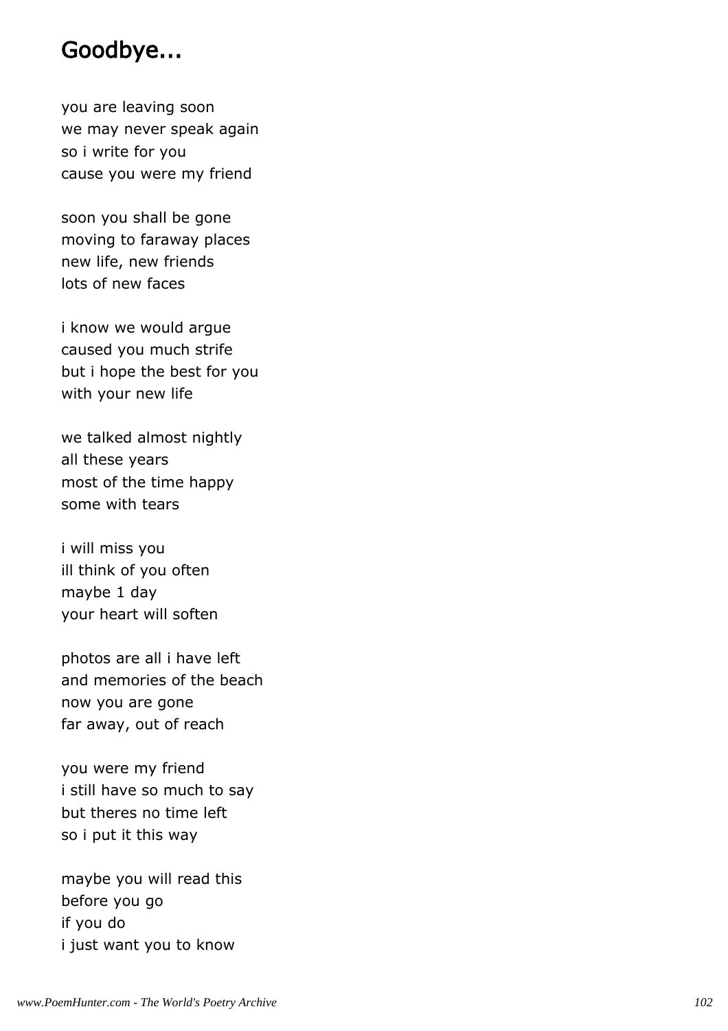## Goodbye...

you are leaving soon  
we may never speak again  
so i write for you  
cause you were my friend

soon you shall be gone  
moving to faraway places  
new life, new friends  
lots of new faces

i know we would argue  
caused you much strife  
but i hope the best for you  
with your new life

we talked almost nightly  
all these years  
most of the time happy  
some with tears

i will miss you  
ill think of you often  
maybe 1 day  
your heart will soften

photos are all i have left  
and memories of the beach  
now you are gone  
far away, out of reach

you were my friend  
i still have so much to say  
but theres no time left  
so i put it this way

maybe you will read this  
before you go  
if you do  
i just want you to know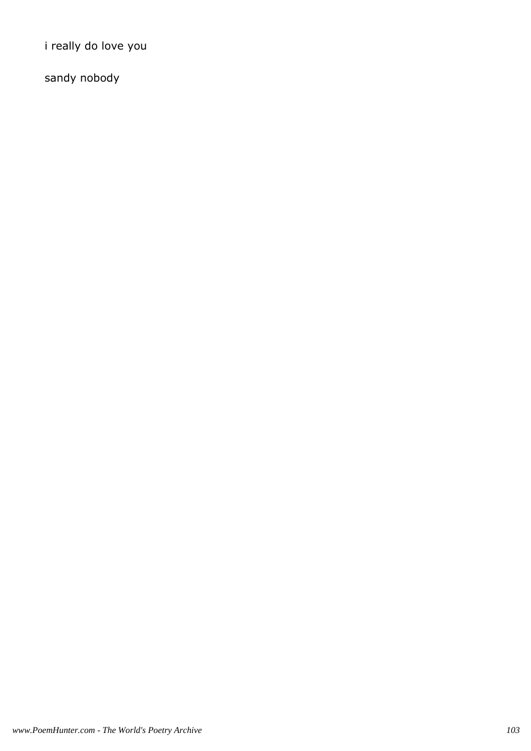i really do love you

sandy nobody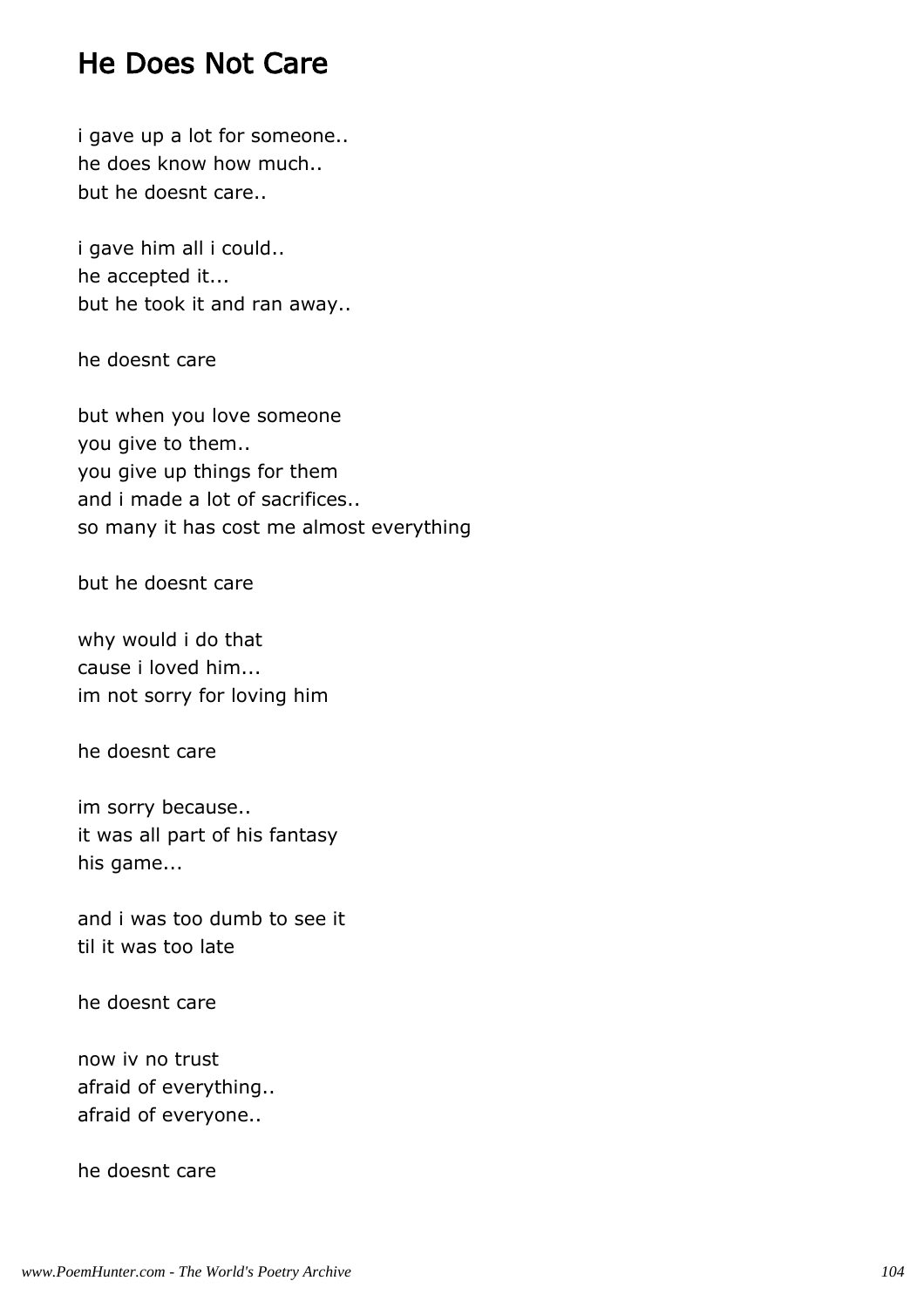# He Does Not Care

i gave up a lot for someone..
he does know how much..
but he doesnt care..

i gave him all i could..
he accepted it...
but he took it and ran away..

he doesnt care

but when you love someone
you give to them..
you give up things for them
and i made a lot of sacrifices..
so many it has cost me almost everything

but he doesnt care

why would i do that
cause i loved him...
im not sorry for loving him

he doesnt care

im sorry because..
it was all part of his fantasy
his game...

and i was too dumb to see it
til it was too late

he doesnt care

now iv no trust
afraid of everything..
afraid of everyone..

he doesnt care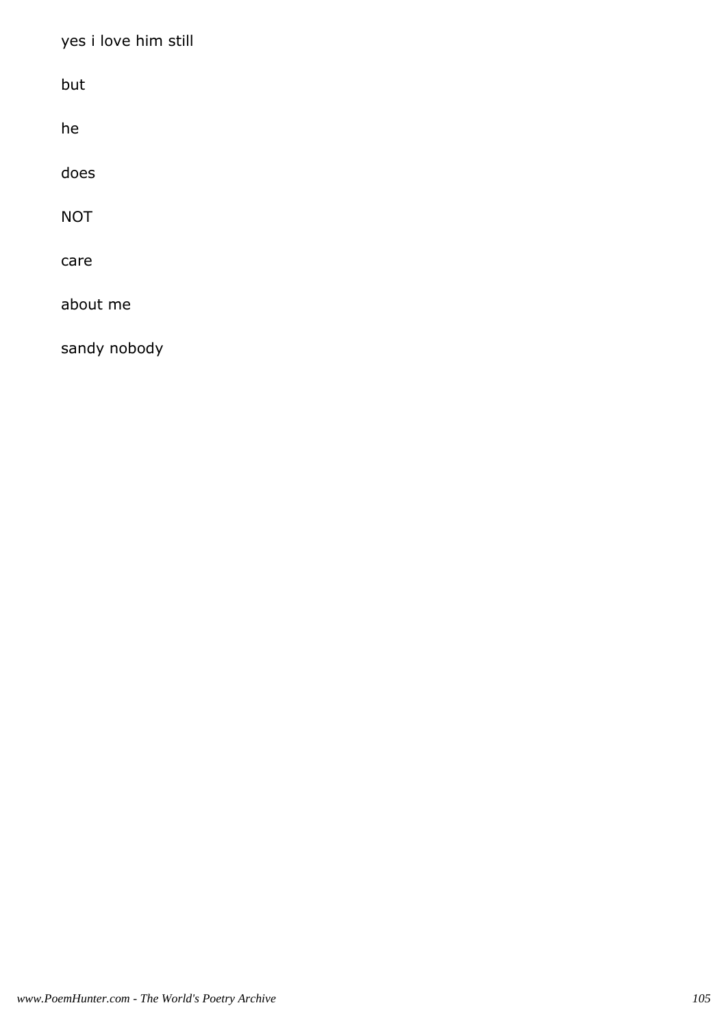yes i love him still

but

he

does

NOT

care

about me

sandy nobody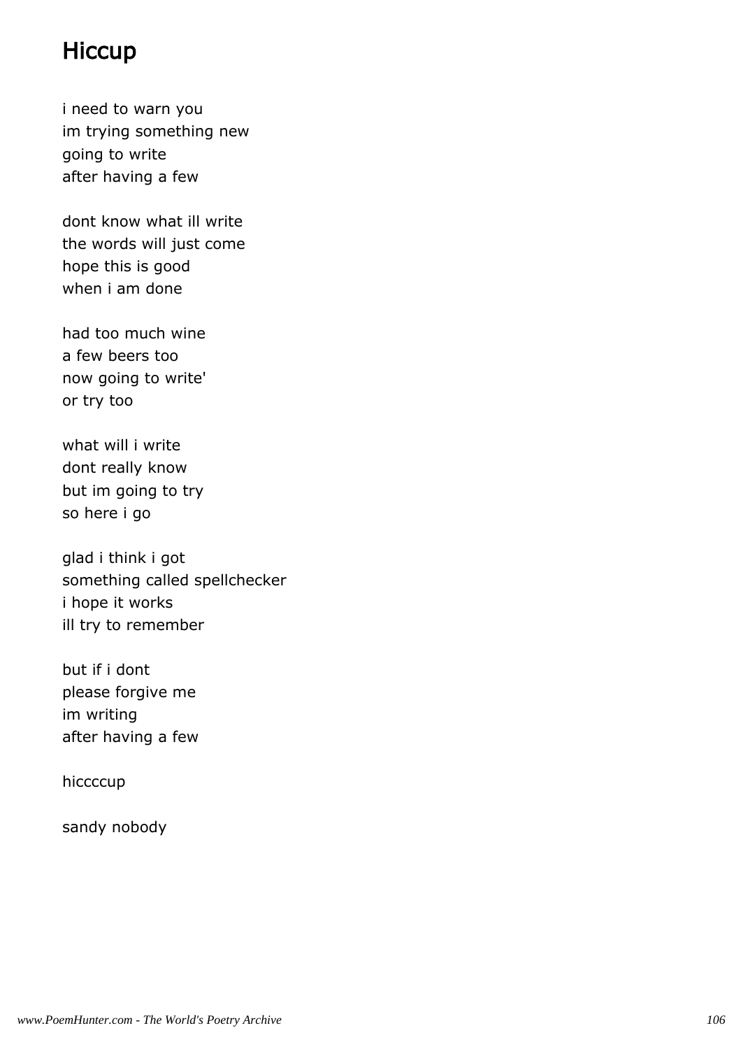# Hiccup

i need to warn you  
im trying something new  
going to write  
after having a few

dont know what ill write  
the words will just come  
hope this is good  
when i am done

had too much wine  
a few beers too  
now going to write'  
or try too

what will i write  
dont really know  
but im going to try  
so here i go

glad i think i got  
something called spellchecker  
i hope it works  
ill try to remember

but if i dont  
please forgive me  
im writing  
after having a few

hiccccup

sandy nobody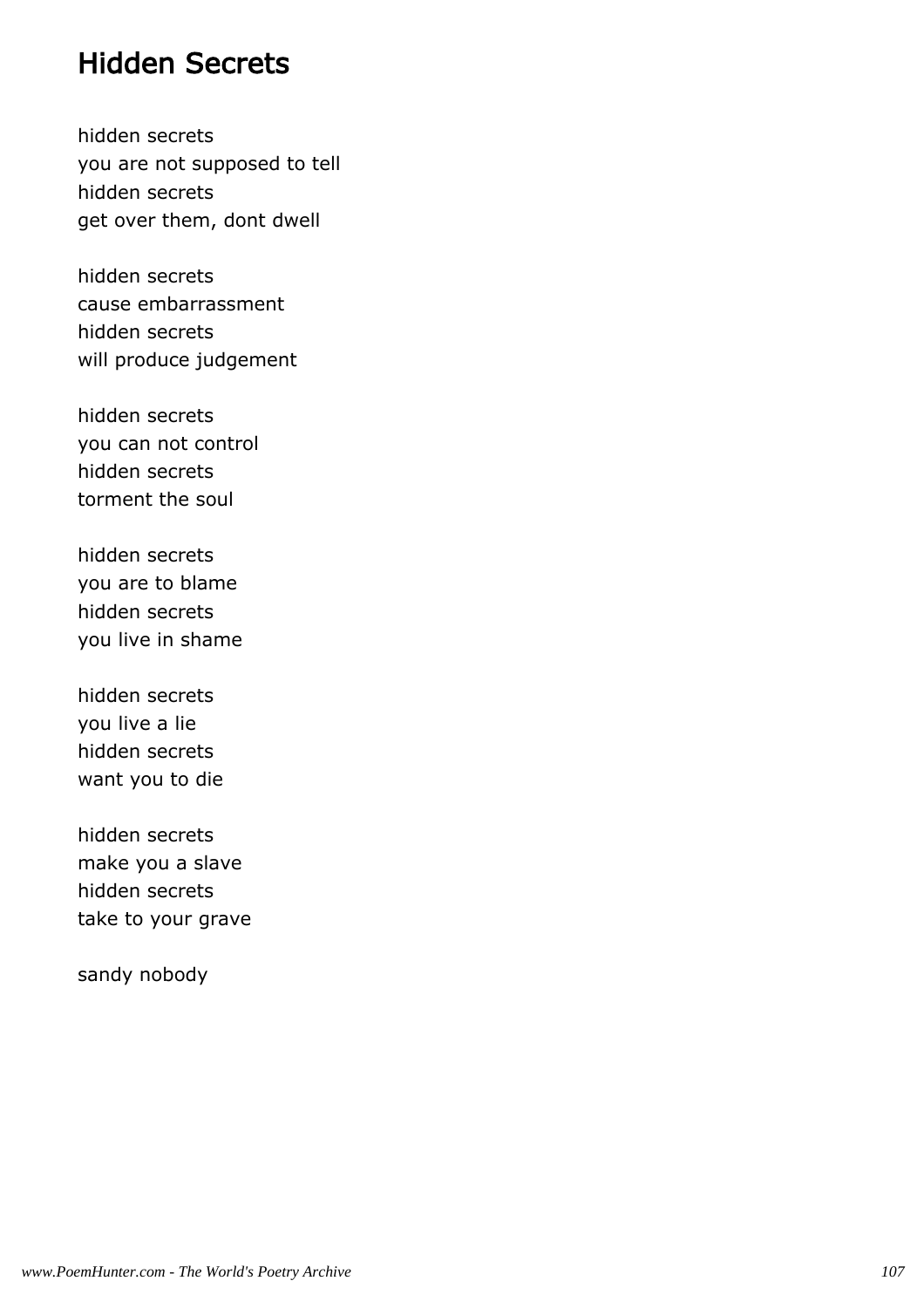## Hidden Secrets

hidden secrets
you are not supposed to tell
hidden secrets
get over them, dont dwell

hidden secrets
cause embarrassment
hidden secrets
will produce judgement

hidden secrets
you can not control
hidden secrets
torment the soul

hidden secrets
you are to blame
hidden secrets
you live in shame

hidden secrets
you live a lie
hidden secrets
want you to die

hidden secrets
make you a slave
hidden secrets
take to your grave

sandy nobody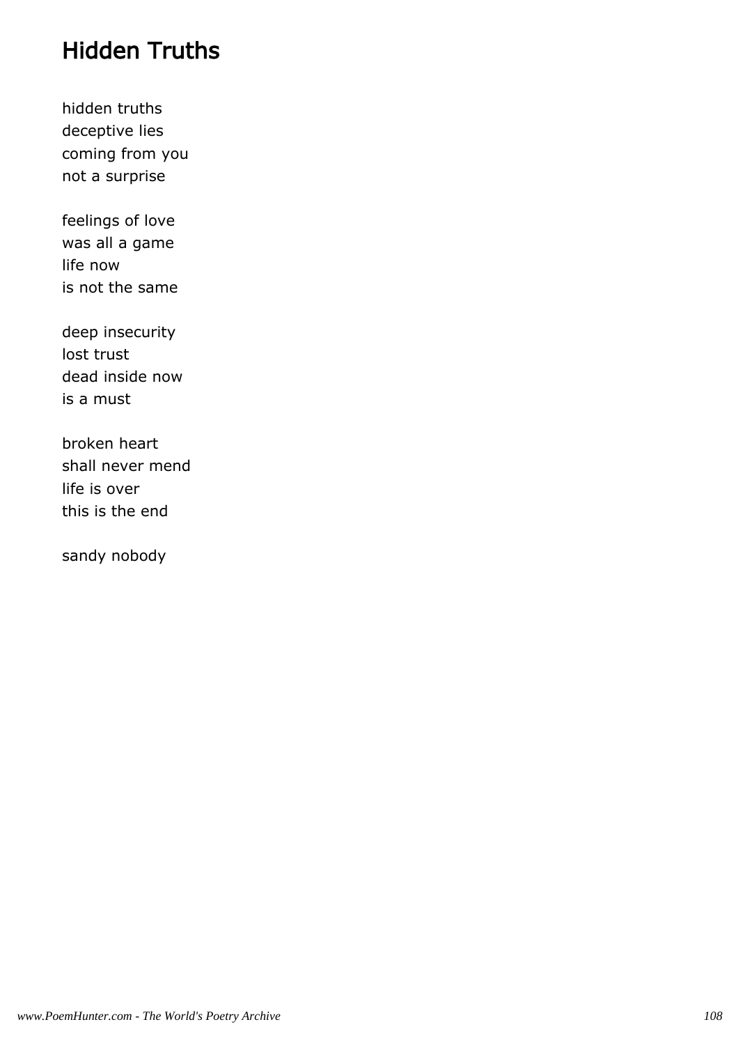# Hidden Truths

hidden truths
deceptive lies
coming from you
not a surprise

feelings of love
was all a game
life now
is not the same

deep insecurity
lost trust
dead inside now
is a must

broken heart
shall never mend
life is over
this is the end

sandy nobody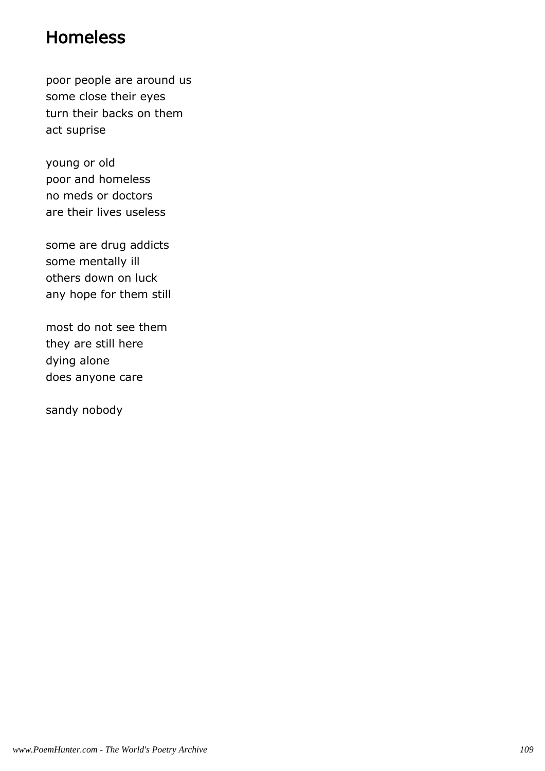# Homeless

poor people are around us  
some close their eyes  
turn their backs on them  
act suprise

young or old  
poor and homeless  
no meds or doctors  
are their lives useless

some are drug addicts  
some mentally ill  
others down on luck  
any hope for them still

most do not see them  
they are still here  
dying alone  
does anyone care

sandy nobody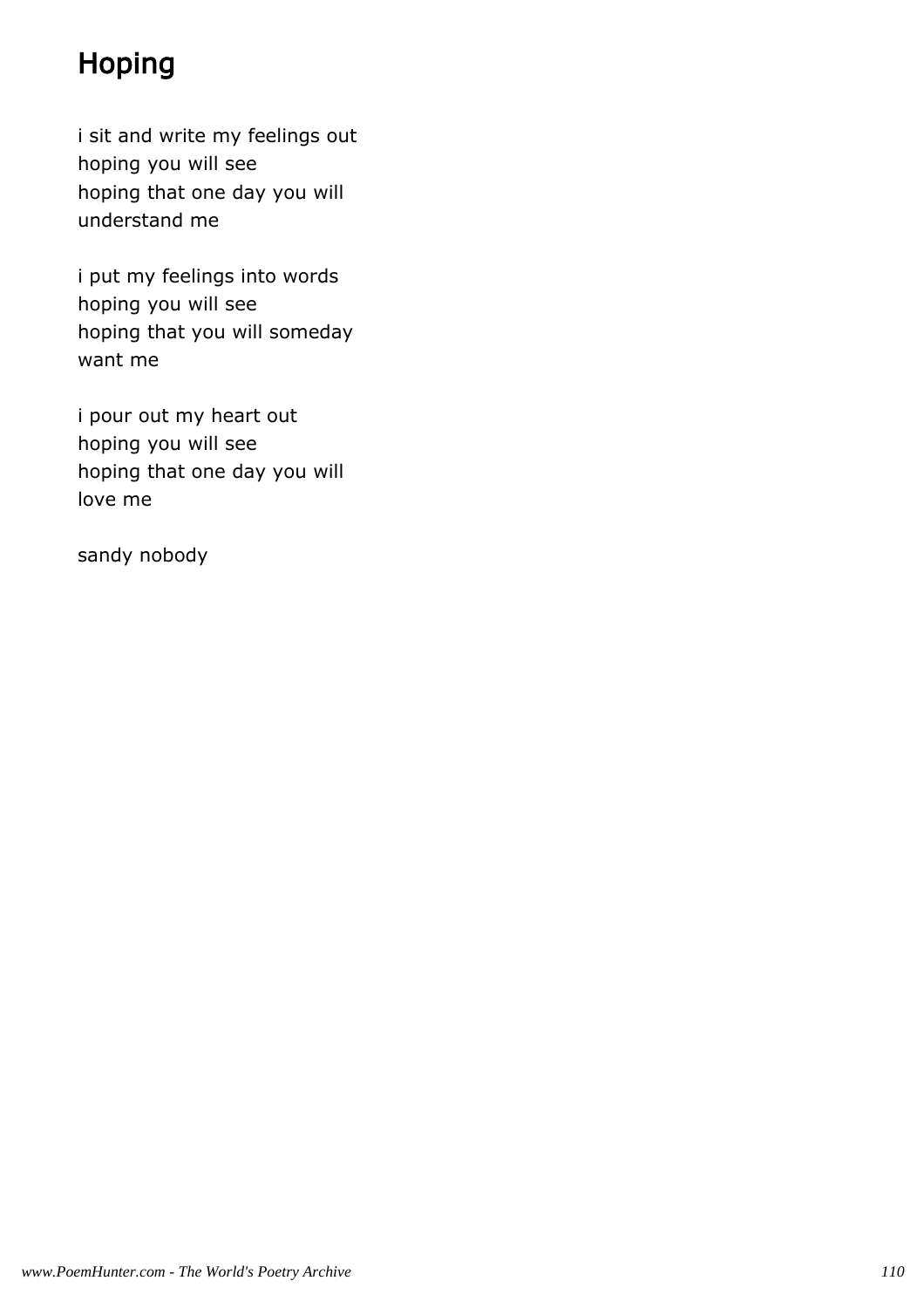# Hoping

i sit and write my feelings out
hoping you will see
hoping that one day you will
understand me

i put my feelings into words
hoping you will see
hoping that you will someday
want me

i pour out my heart out
hoping you will see
hoping that one day you will
love me

sandy nobody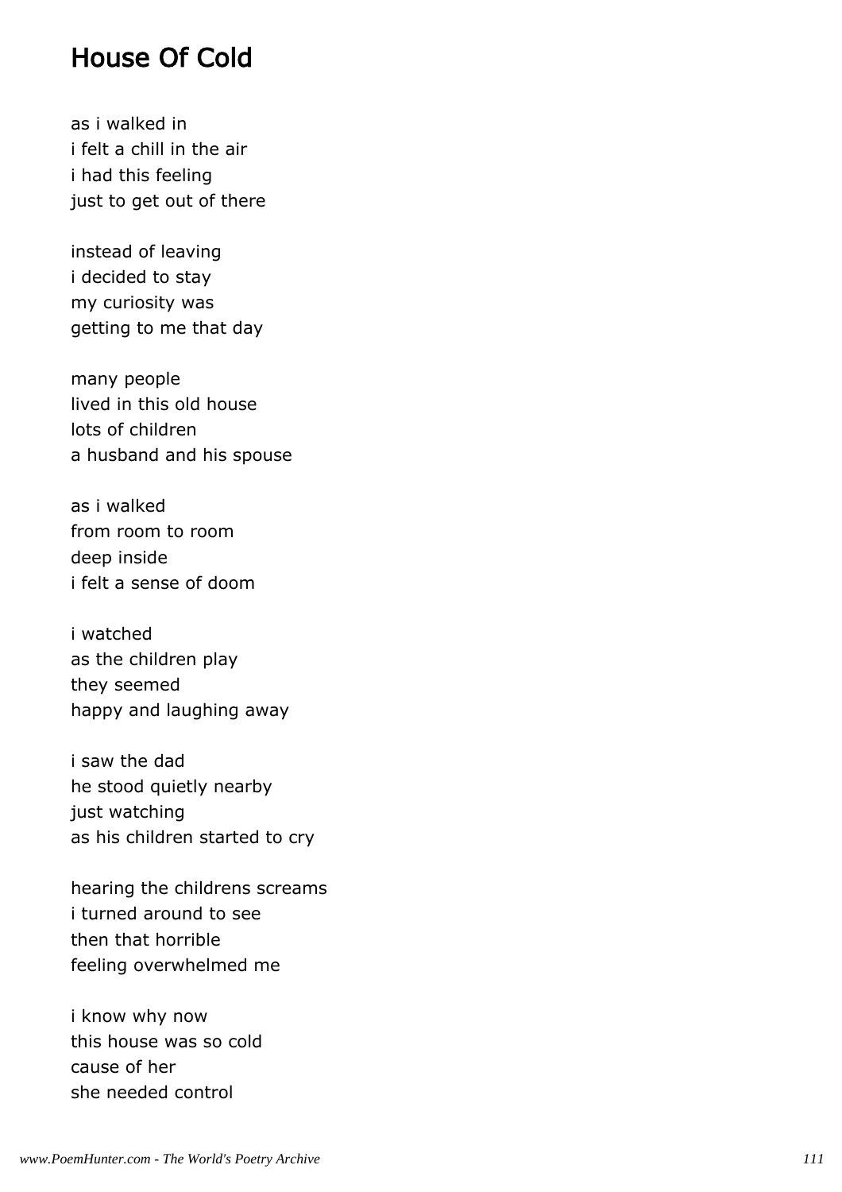# House Of Cold

as i walked in
i felt a chill in the air
i had this feeling
just to get out of there

instead of leaving
i decided to stay
my curiosity was
getting to me that day

many people
lived in this old house
lots of children
a husband and his spouse

as i walked
from room to room
deep inside
i felt a sense of doom

i watched
as the children play
they seemed
happy and laughing away

i saw the dad
he stood quietly nearby
just watching
as his children started to cry

hearing the childrens screams
i turned around to see
then that horrible
feeling overwhelmed me

i know why now
this house was so cold
cause of her
she needed control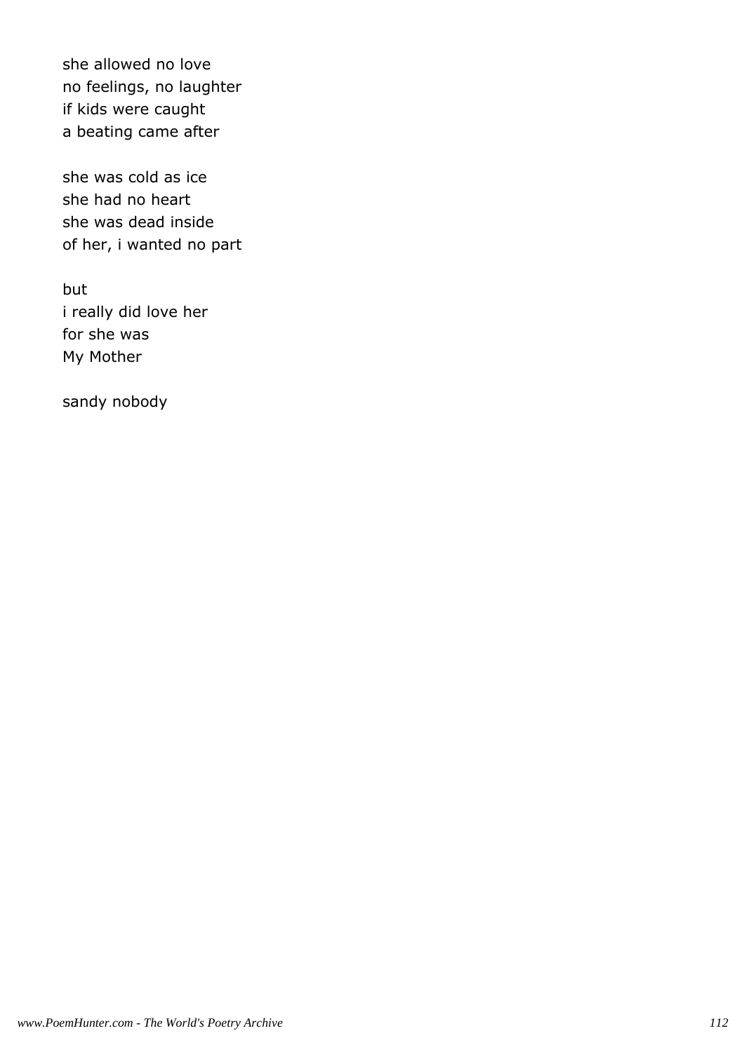she allowed no love  
no feelings, no laughter  
if kids were caught  
a beating came after

she was cold as ice  
she had no heart  
she was dead inside  
of her, i wanted no part

but  
i really did love her  
for she was  
My Mother

sandy nobody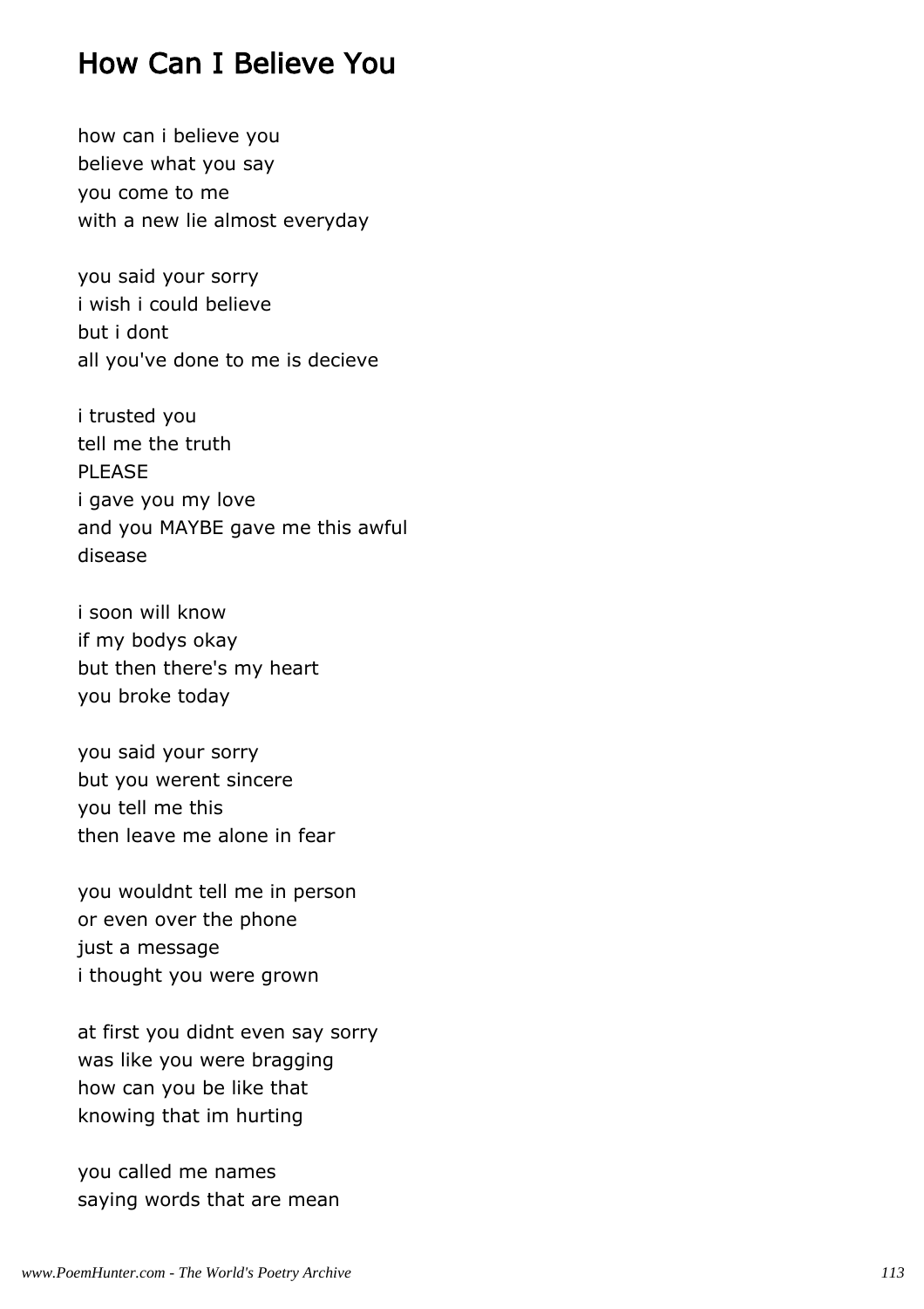## How Can I Believe You

how can i believe you
believe what you say
you come to me
with a new lie almost everyday

you said your sorry
i wish i could believe
but i dont
all you've done to me is decieve

i trusted you
tell me the truth
PLEASE
i gave you my love
and you MAYBE gave me this awful
disease

i soon will know
if my bodys okay
but then there's my heart
you broke today

you said your sorry
but you werent sincere
you tell me this
then leave me alone in fear

you wouldnt tell me in person
or even over the phone
just a message
i thought you were grown

at first you didnt even say sorry
was like you were bragging
how can you be like that
knowing that im hurting

you called me names
saying words that are mean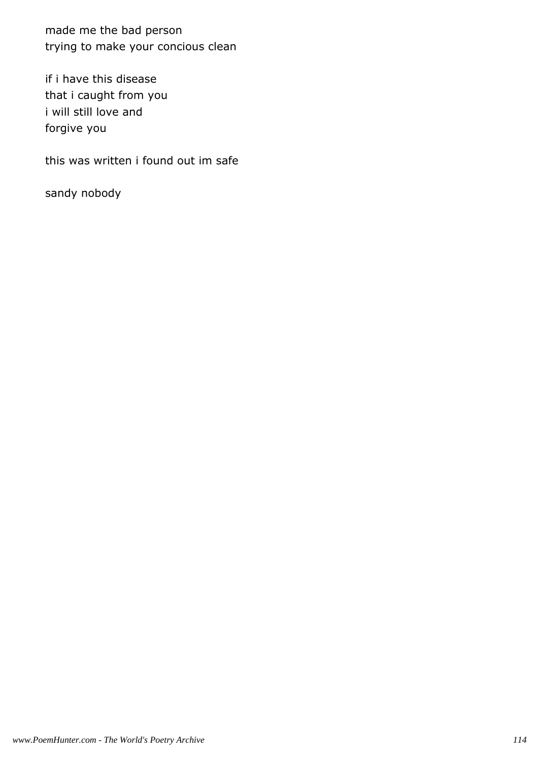made me the bad person
trying to make your concious clean

if i have this disease
that i caught from you
i will still love and
forgive you

this was written i found out im safe

sandy nobody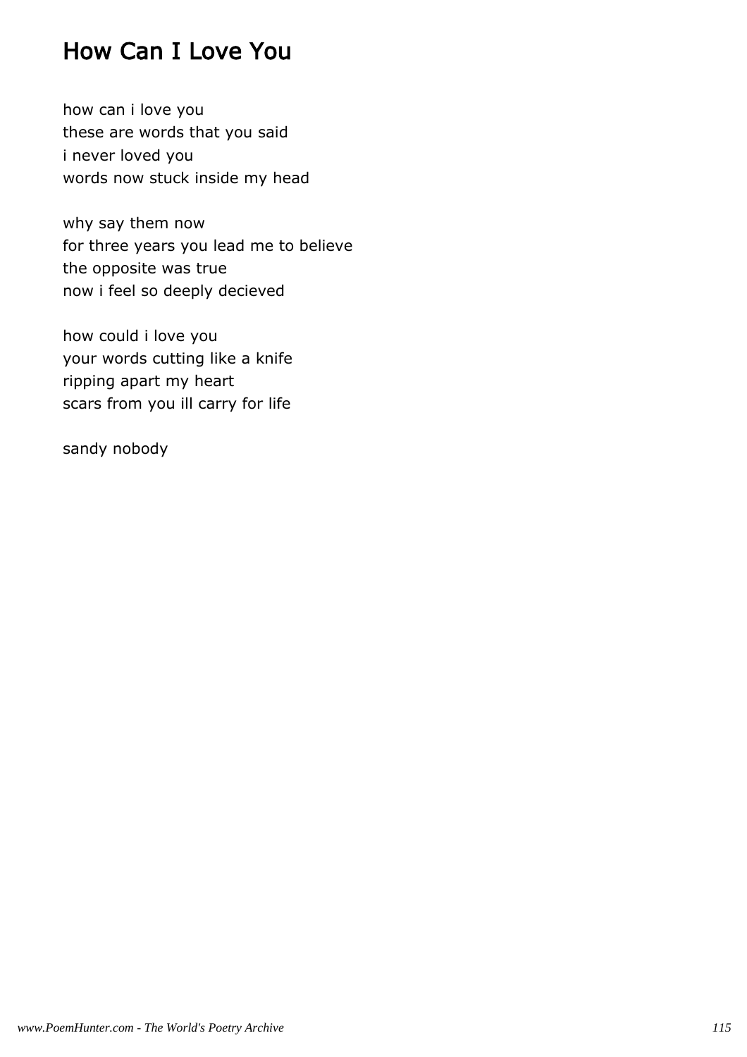# How Can I Love You

how can i love you
these are words that you said
i never loved you
words now stuck inside my head

why say them now
for three years you lead me to believe
the opposite was true
now i feel so deeply decieved

how could i love you
your words cutting like a knife
ripping apart my heart
scars from you ill carry for life

sandy nobody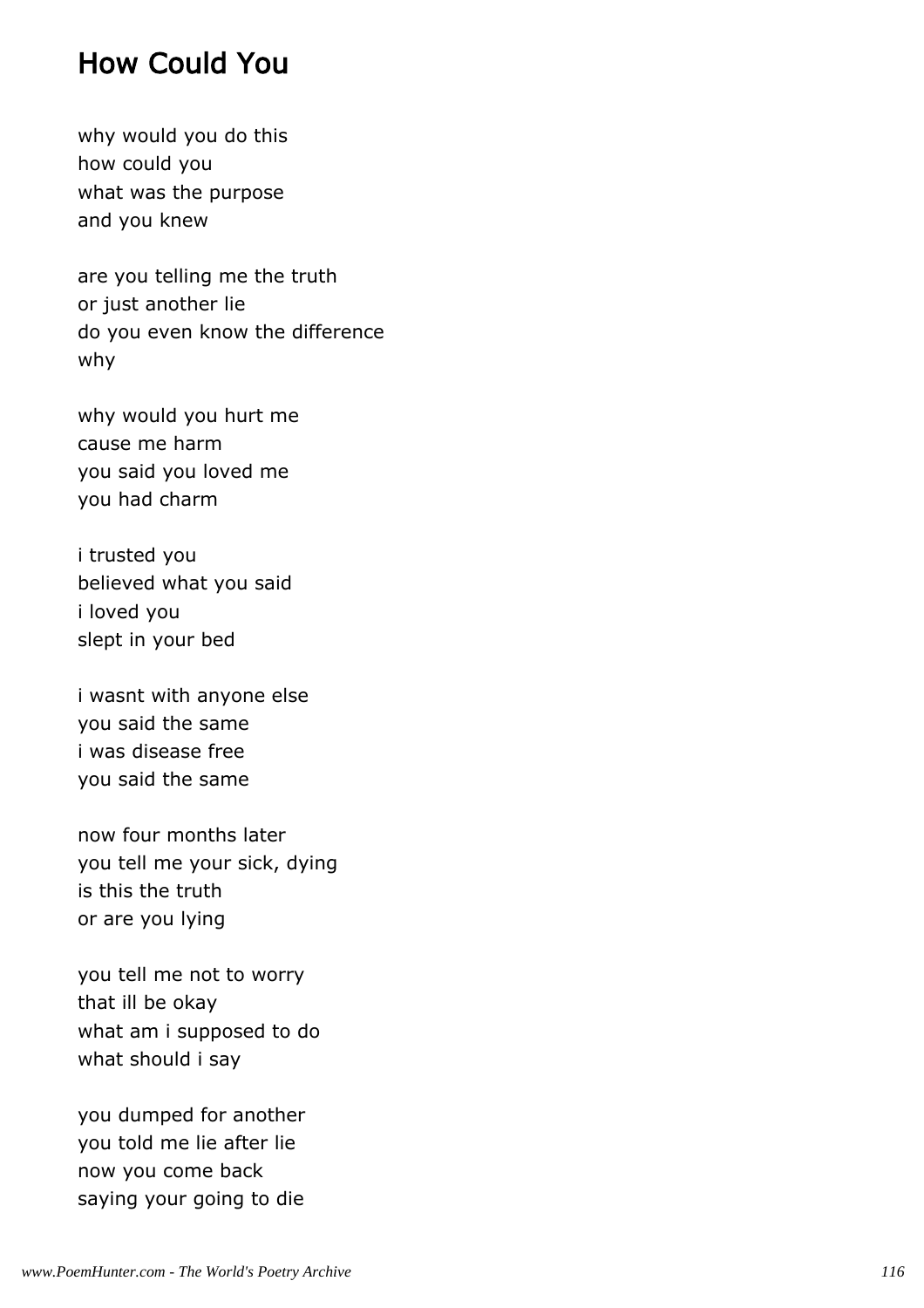# How Could You

why would you do this  
how could you  
what was the purpose  
and you knew

are you telling me the truth  
or just another lie  
do you even know the difference  
why

why would you hurt me  
cause me harm  
you said you loved me  
you had charm

i trusted you  
believed what you said  
i loved you  
slept in your bed

i wasnt with anyone else  
you said the same  
i was disease free  
you said the same

now four months later  
you tell me your sick, dying  
is this the truth  
or are you lying

you tell me not to worry  
that ill be okay  
what am i supposed to do  
what should i say

you dumped for another  
you told me lie after lie  
now you come back  
saying your going to die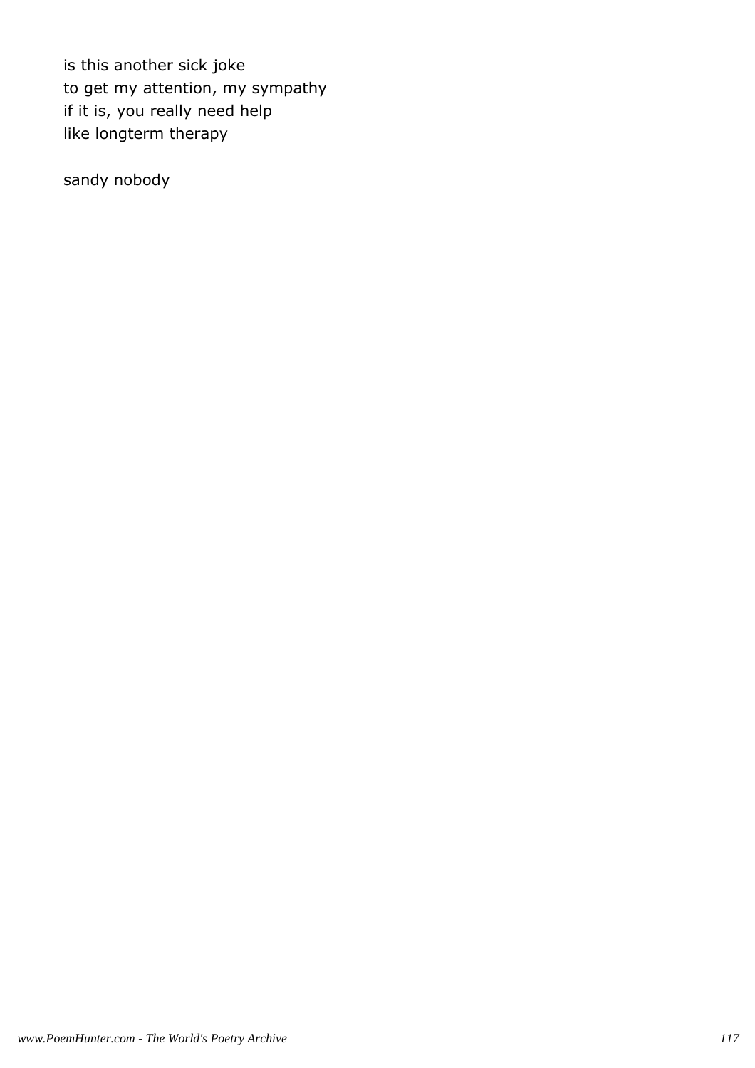is this another sick joke
to get my attention, my sympathy
if it is, you really need help
like longterm therapy

sandy nobody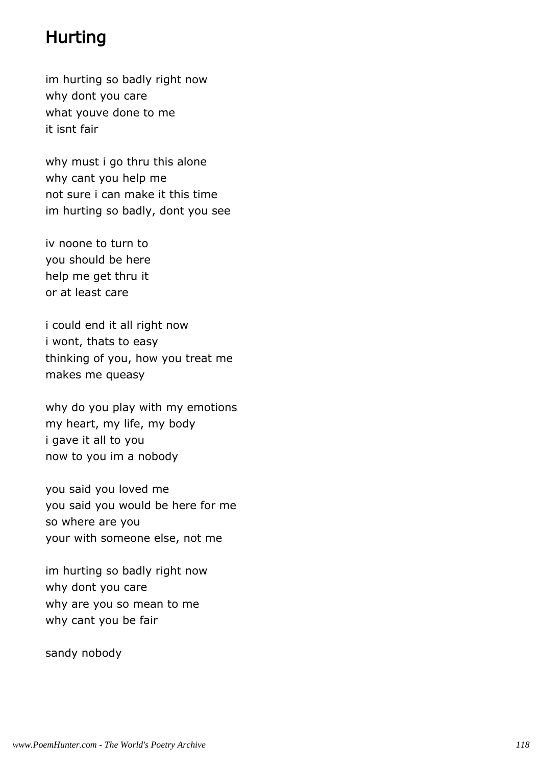## Hurting

im hurting so badly right now
why dont you care
what youve done to me
it isnt fair

why must i go thru this alone
why cant you help me
not sure i can make it this time
im hurting so badly, dont you see

iv noone to turn to
you should be here
help me get thru it
or at least care

i could end it all right now
i wont, thats to easy
thinking of you, how you treat me
makes me queasy

why do you play with my emotions
my heart, my life, my body
i gave it all to you
now to you im a nobody

you said you loved me
you said you would be here for me
so where are you
your with someone else, not me

im hurting so badly right now
why dont you care
why are you so mean to me
why cant you be fair

sandy nobody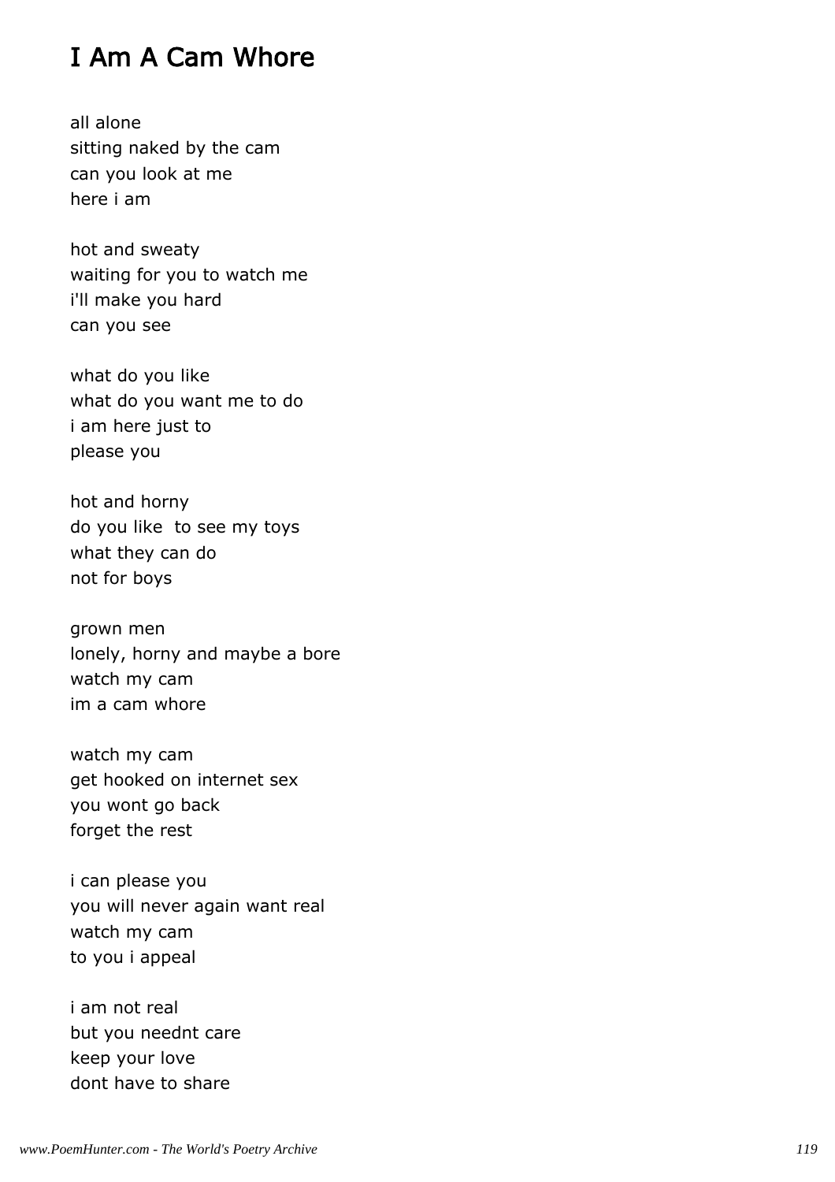# I Am A Cam Whore

all alone
sitting naked by the cam
can you look at me
here i am

hot and sweaty
waiting for you to watch me
i'll make you hard
can you see

what do you like
what do you want me to do
i am here just to
please you

hot and horny
do you like  to see my toys
what they can do
not for boys

grown men
lonely, horny and maybe a bore
watch my cam
im a cam whore

watch my cam
get hooked on internet sex
you wont go back
forget the rest

i can please you
you will never again want real
watch my cam
to you i appeal

i am not real
but you neednt care
keep your love
dont have to share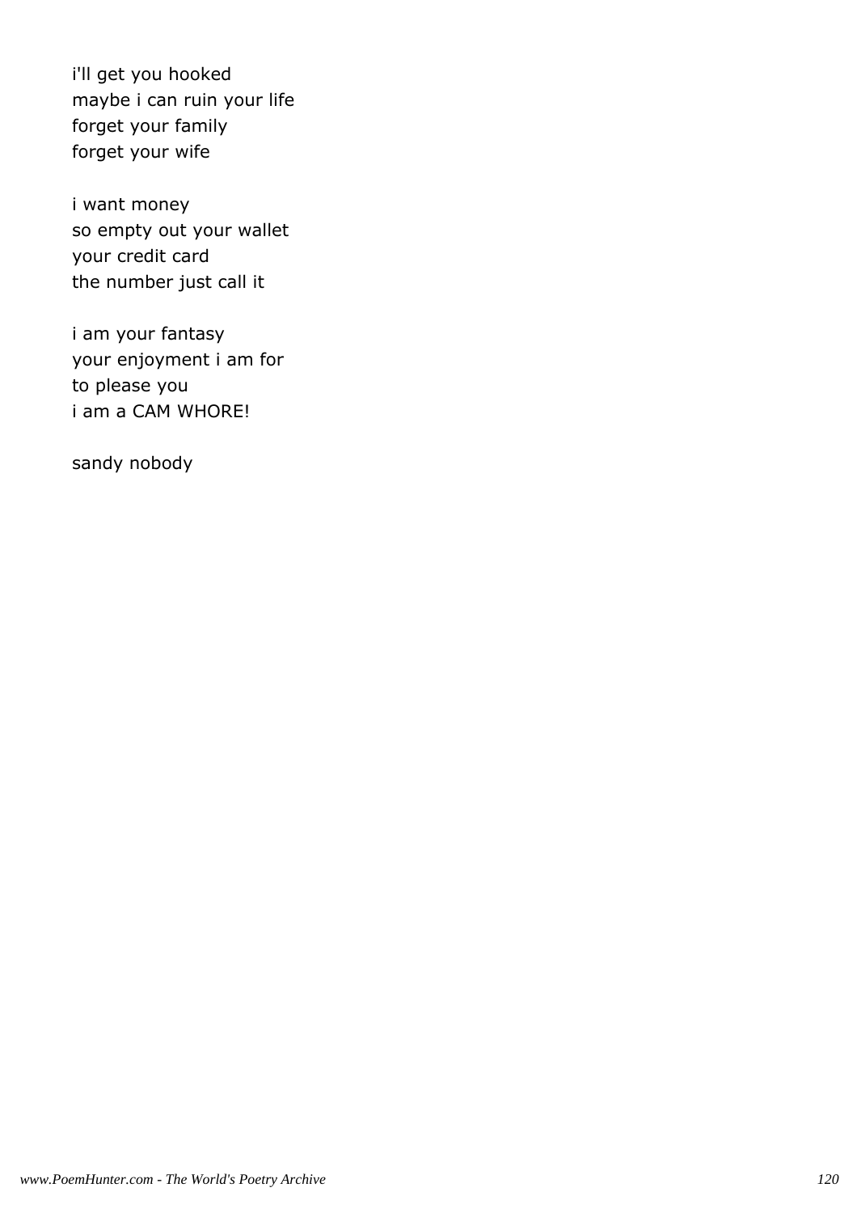i'll get you hooked
maybe i can ruin your life
forget your family
forget your wife

i want money
so empty out your wallet
your credit card
the number just call it

i am your fantasy
your enjoyment i am for
to please you
i am a CAM WHORE!

sandy nobody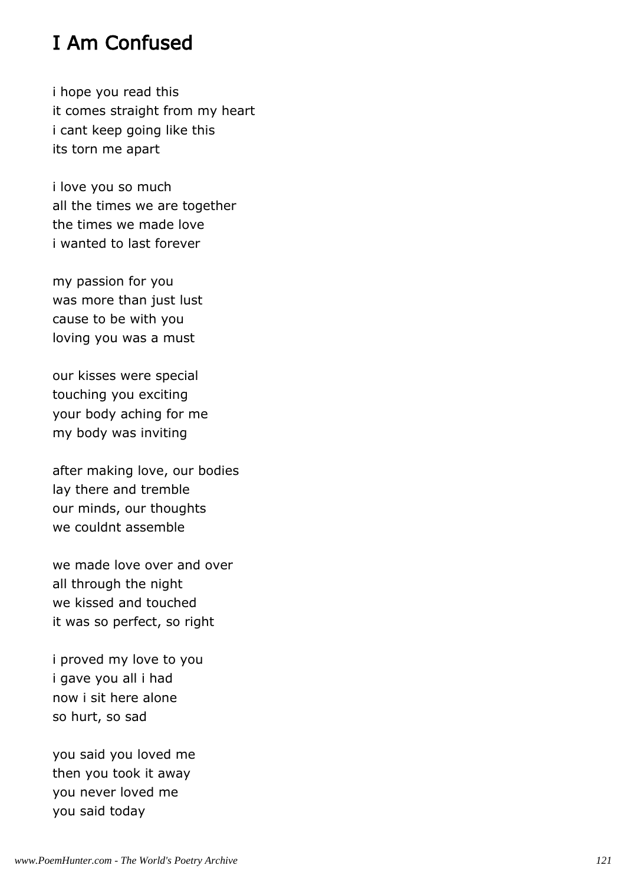# I Am Confused

i hope you read this
it comes straight from my heart
i cant keep going like this
its torn me apart

i love you so much
all the times we are together
the times we made love
i wanted to last forever

my passion for you
was more than just lust
cause to be with you
loving you was a must

our kisses were special
touching you exciting
your body aching for me
my body was inviting

after making love, our bodies
lay there and tremble
our minds, our thoughts
we couldnt assemble

we made love over and over
all through the night
we kissed and touched
it was so perfect, so right

i proved my love to you
i gave you all i had
now i sit here alone
so hurt, so sad

you said you loved me
then you took it away
you never loved me
you said today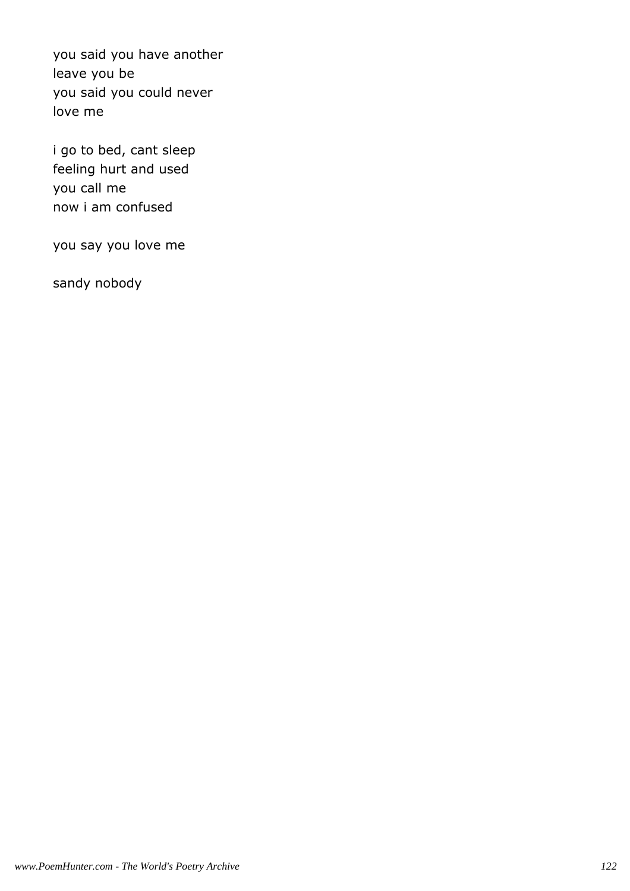you said you have another  
leave you be  
you said you could never  
love me

i go to bed, cant sleep  
feeling hurt and used  
you call me  
now i am confused

you say you love me

sandy nobody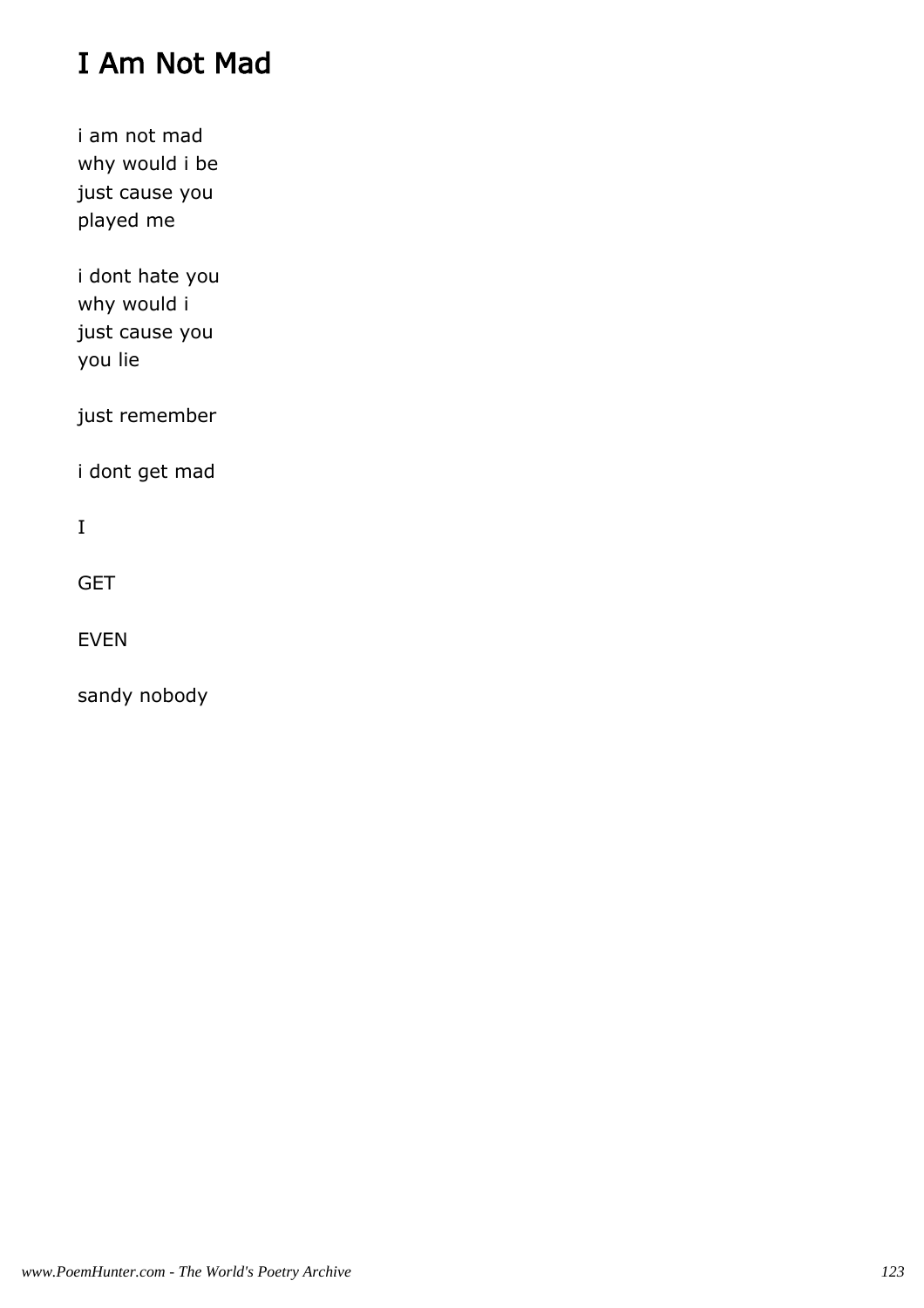# I Am Not Mad

i am not mad
why would i be
just cause you
played me

i dont hate you
why would i
just cause you
you lie

just remember

i dont get mad

I

GET

EVEN

sandy nobody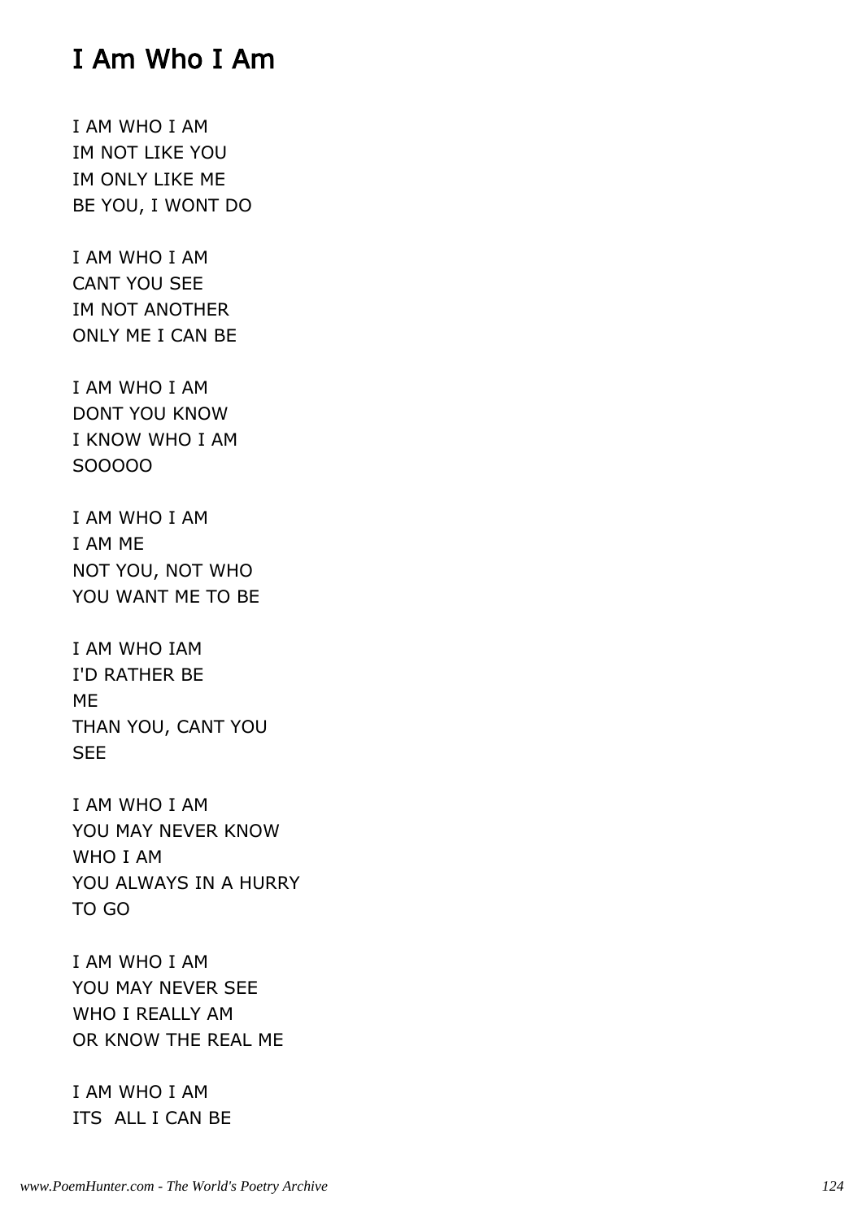# I Am Who I Am

I AM WHO I AM
IM NOT LIKE YOU
IM ONLY LIKE ME
BE YOU, I WONT DO

I AM WHO I AM
CANT YOU SEE
IM NOT ANOTHER
ONLY ME I CAN BE

I AM WHO I AM
DONT YOU KNOW
I KNOW WHO I AM
SOOOOO

I AM WHO I AM
I AM ME
NOT YOU, NOT WHO
YOU WANT ME TO BE

I AM WHO IAM
I'D RATHER BE
ME
THAN YOU, CANT YOU
SEE

I AM WHO I AM
YOU MAY NEVER KNOW
WHO I AM
YOU ALWAYS IN A HURRY
TO GO

I AM WHO I AM
YOU MAY NEVER SEE
WHO I REALLY AM
OR KNOW THE REAL ME

I AM WHO I AM
ITS ALL I CAN BE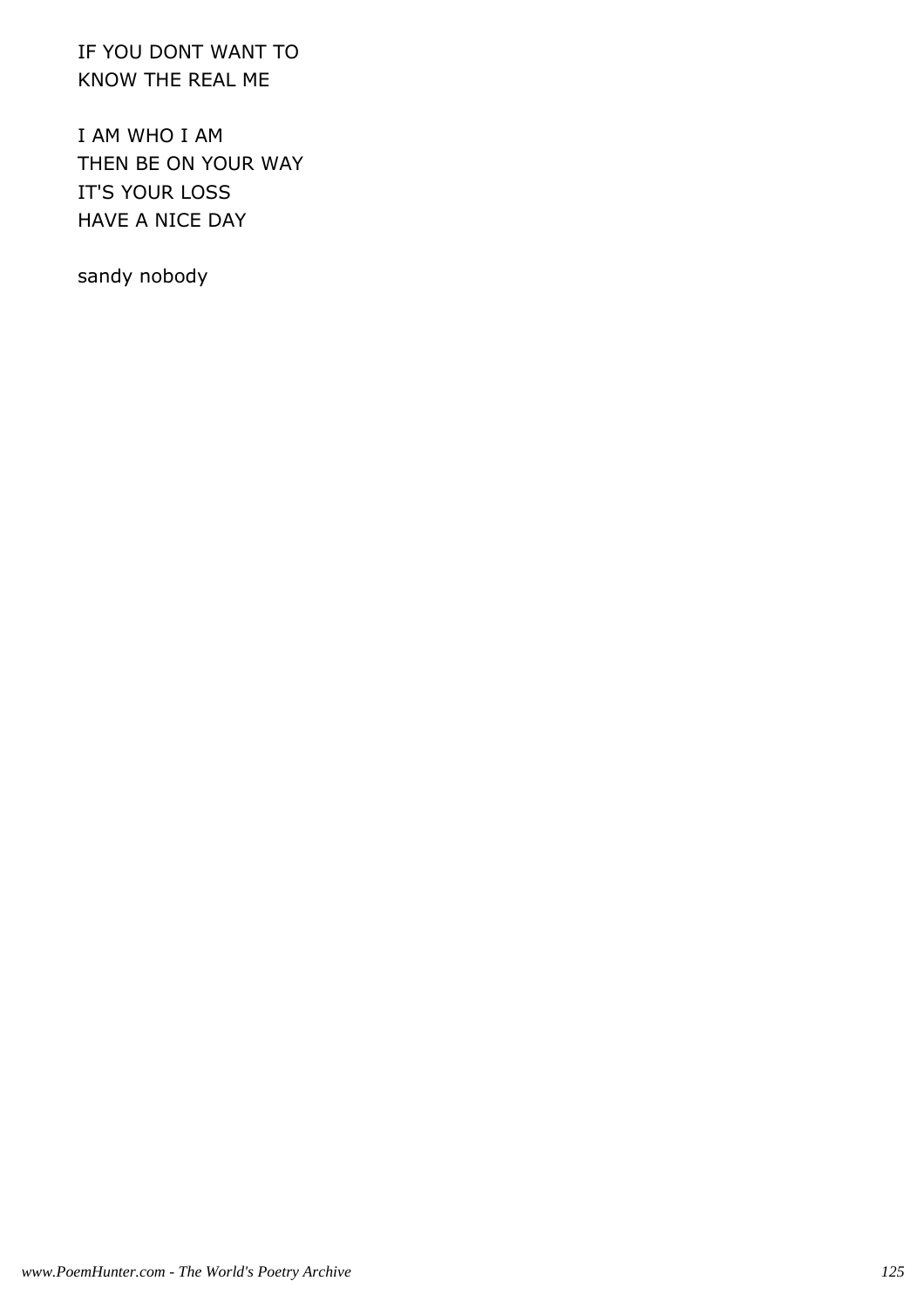IF YOU DONT WANT TO
KNOW THE REAL ME

I AM WHO I AM
THEN BE ON YOUR WAY
IT'S YOUR LOSS
HAVE A NICE DAY

sandy nobody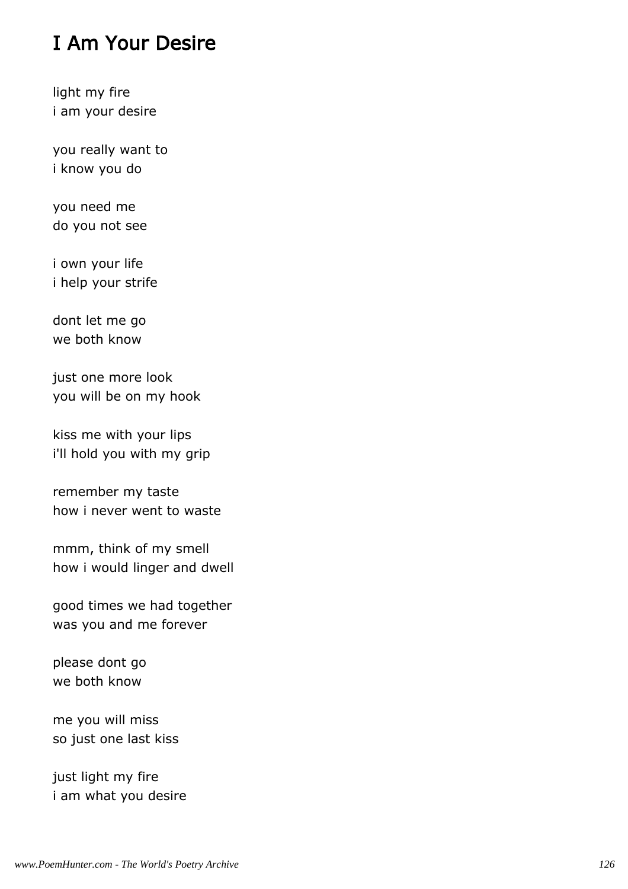# I Am Your Desire

light my fire
i am your desire

you really want to
i know you do

you need me
do you not see

i own your life
i help your strife

dont let me go
we both know

just one more look
you will be on my hook

kiss me with your lips
i'll hold you with my grip

remember my taste
how i never went to waste

mmm, think of my smell
how i would linger and dwell

good times we had together
was you and me forever

please dont go
we both know

me you will miss
so just one last kiss

just light my fire
i am what you desire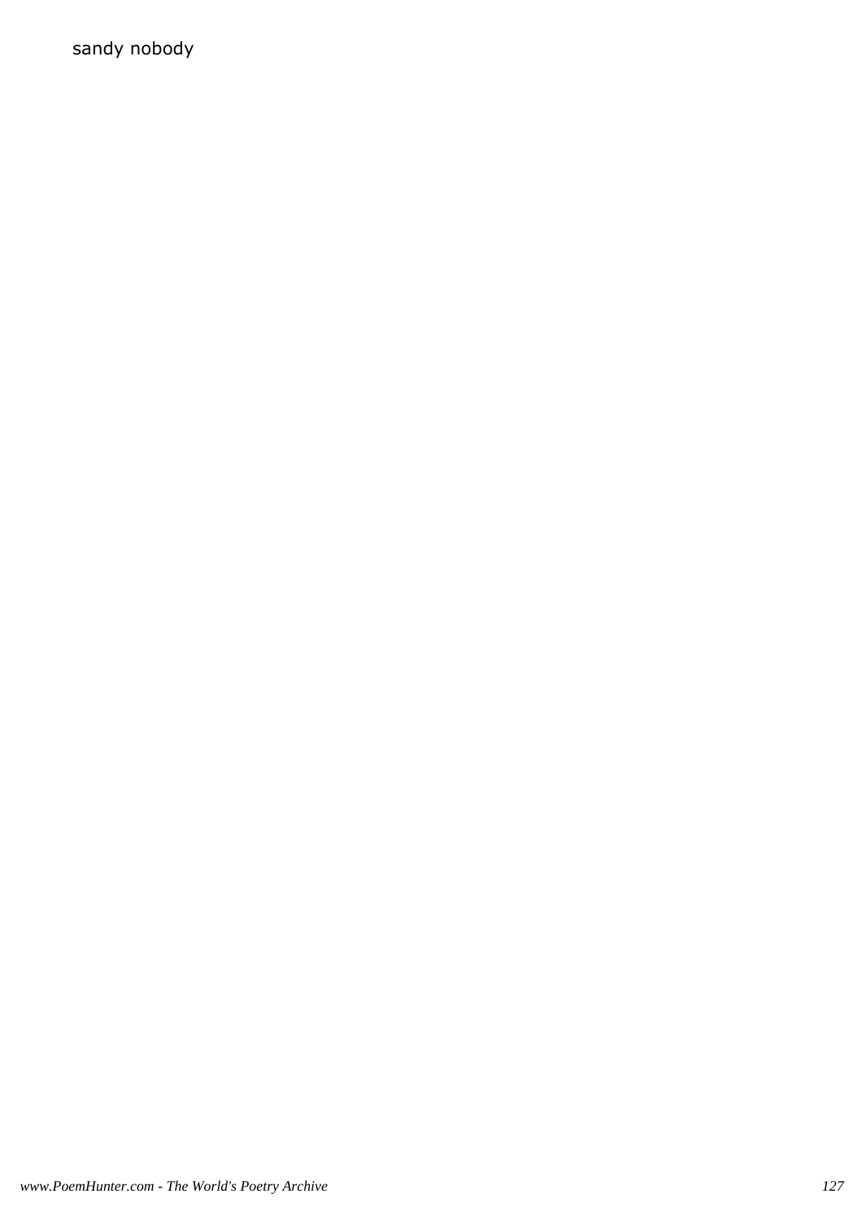sandy nobody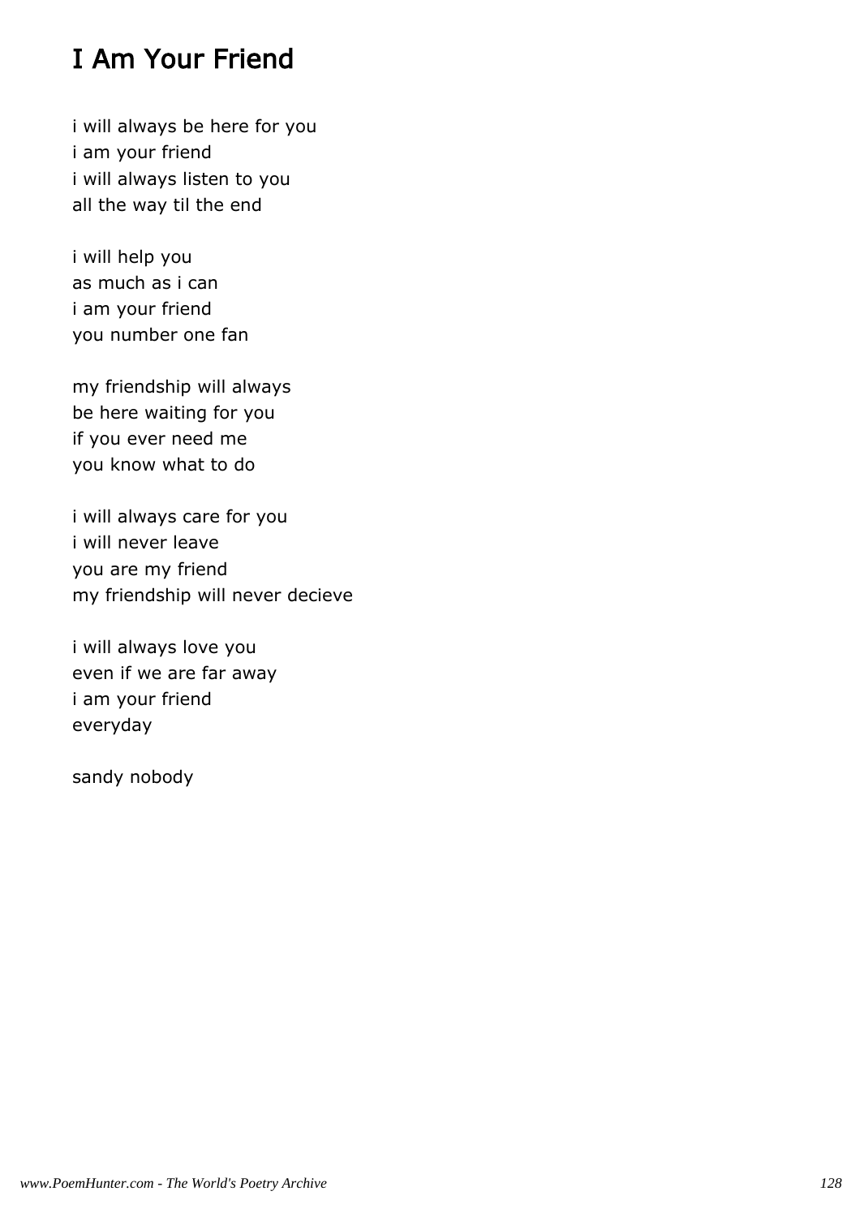# I Am Your Friend

i will always be here for you
i am your friend
i will always listen to you
all the way til the end

i will help you
as much as i can
i am your friend
you number one fan

my friendship will always
be here waiting for you
if you ever need me
you know what to do

i will always care for you
i will never leave
you are my friend
my friendship will never decieve

i will always love you
even if we are far away
i am your friend
everyday

sandy nobody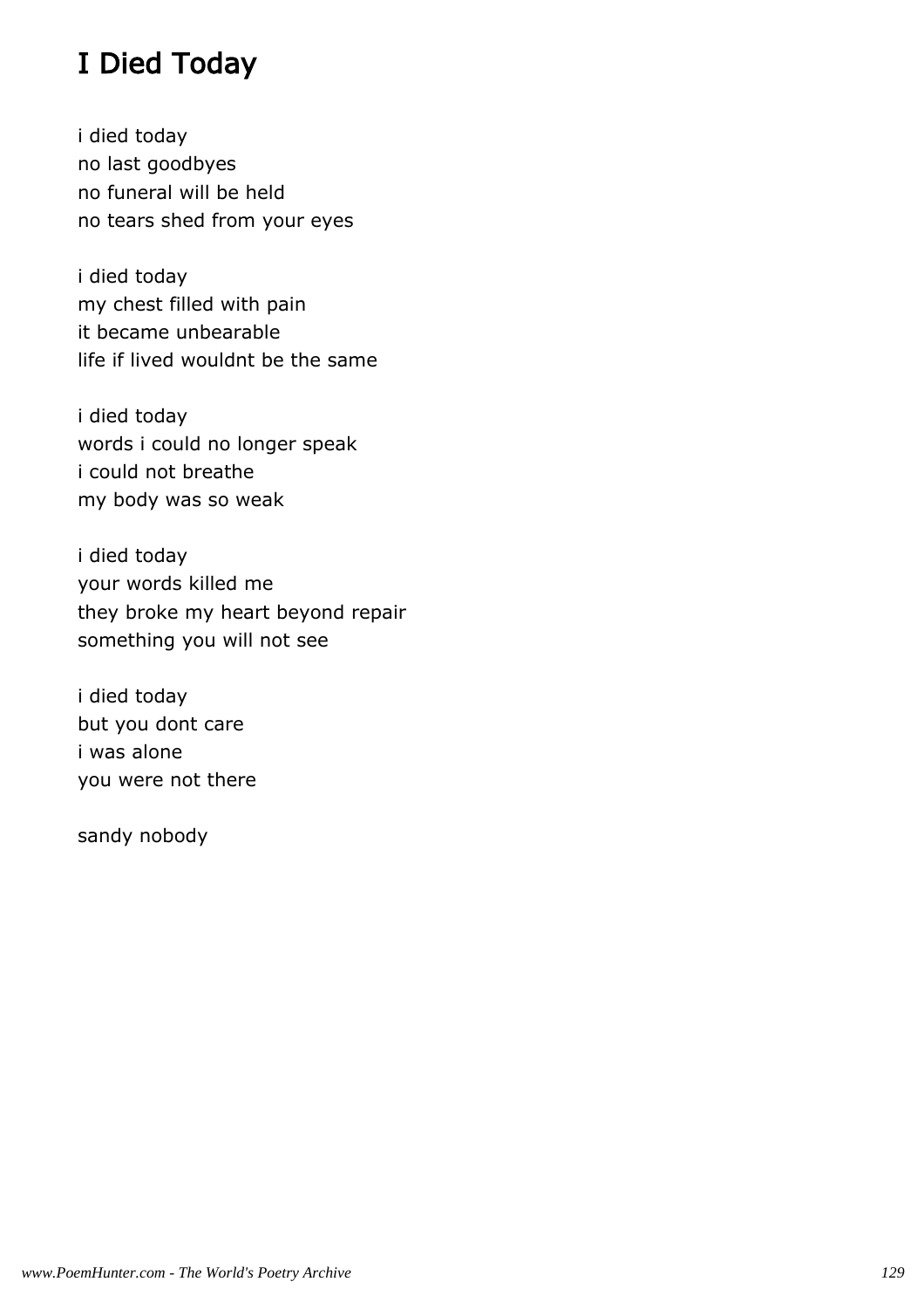# I Died Today

i died today  
no last goodbyes  
no funeral will be held  
no tears shed from your eyes

i died today  
my chest filled with pain  
it became unbearable  
life if lived wouldnt be the same

i died today  
words i could no longer speak  
i could not breathe  
my body was so weak

i died today  
your words killed me  
they broke my heart beyond repair  
something you will not see

i died today  
but you dont care  
i was alone  
you were not there

sandy nobody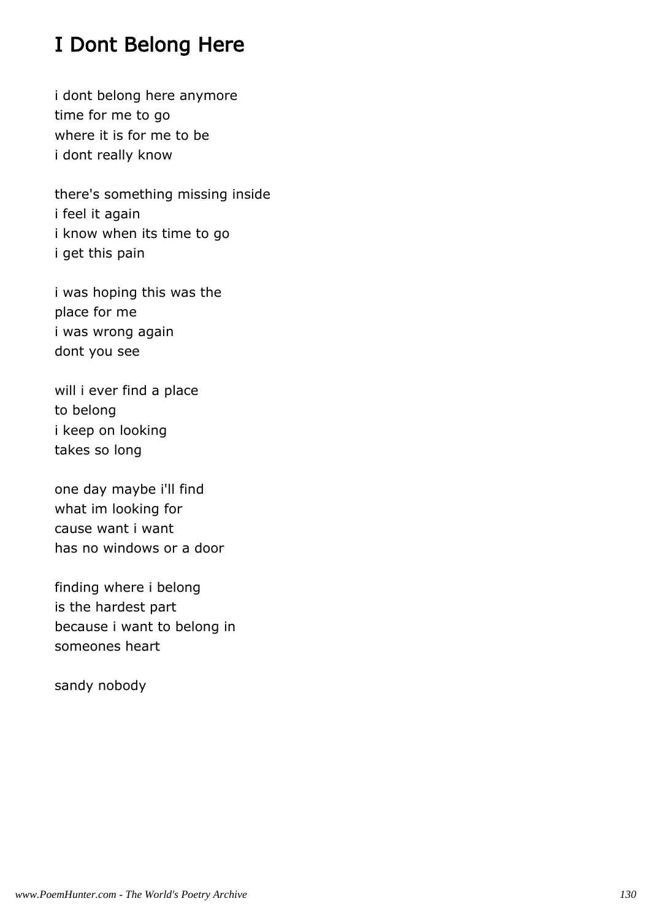# I Dont Belong Here

i dont belong here anymore
time for me to go
where it is for me to be
i dont really know

there's something missing inside
i feel it again
i know when its time to go
i get this pain

i was hoping this was the
place for me
i was wrong again
dont you see

will i ever find a place
to belong
i keep on looking
takes so long

one day maybe i'll find
what im looking for
cause want i want
has no windows or a door

finding where i belong
is the hardest part
because i want to belong in
someones heart

sandy nobody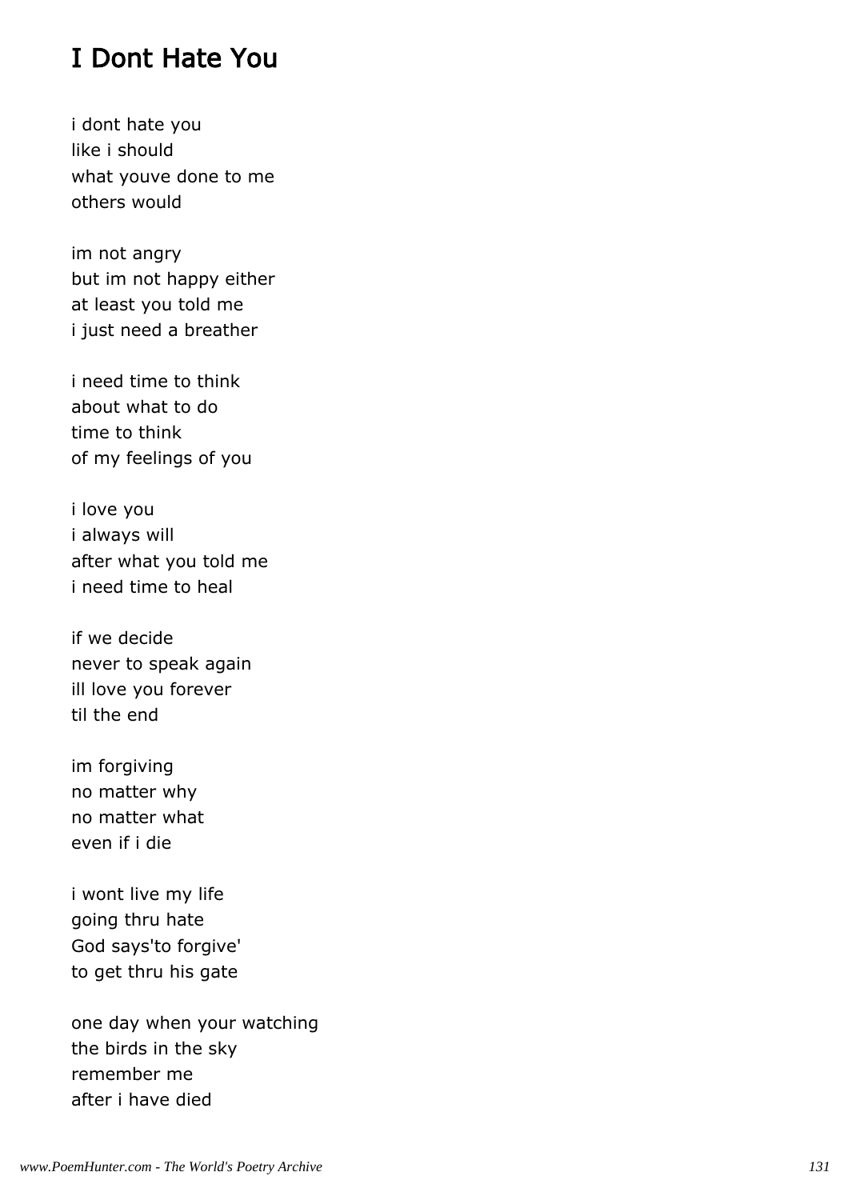# I Dont Hate You

i dont hate you
like i should
what youve done to me
others would

im not angry
but im not happy either
at least you told me
i just need a breather

i need time to think
about what to do
time to think
of my feelings of you

i love you
i always will
after what you told me
i need time to heal

if we decide
never to speak again
ill love you forever
til the end

im forgiving
no matter why
no matter what
even if i die

i wont live my life
going thru hate
God says'to forgive'
to get thru his gate

one day when your watching
the birds in the sky
remember me
after i have died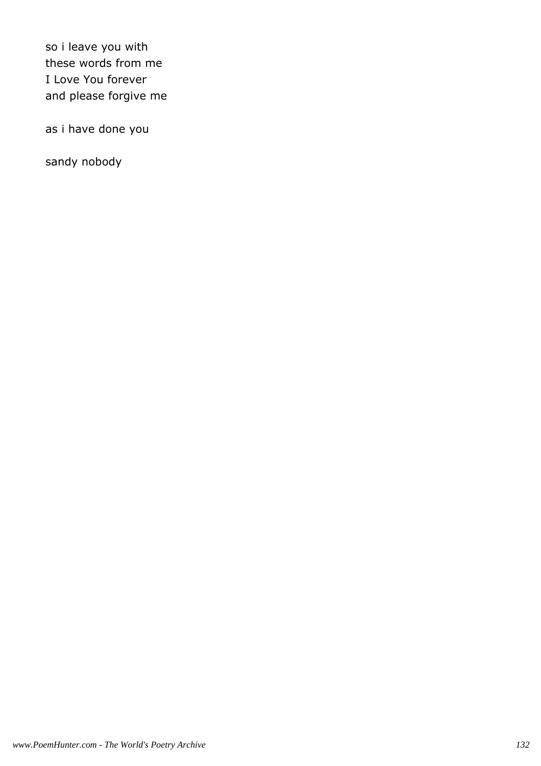so i leave you with
these words from me
I Love You forever
and please forgive me

as i have done you

sandy nobody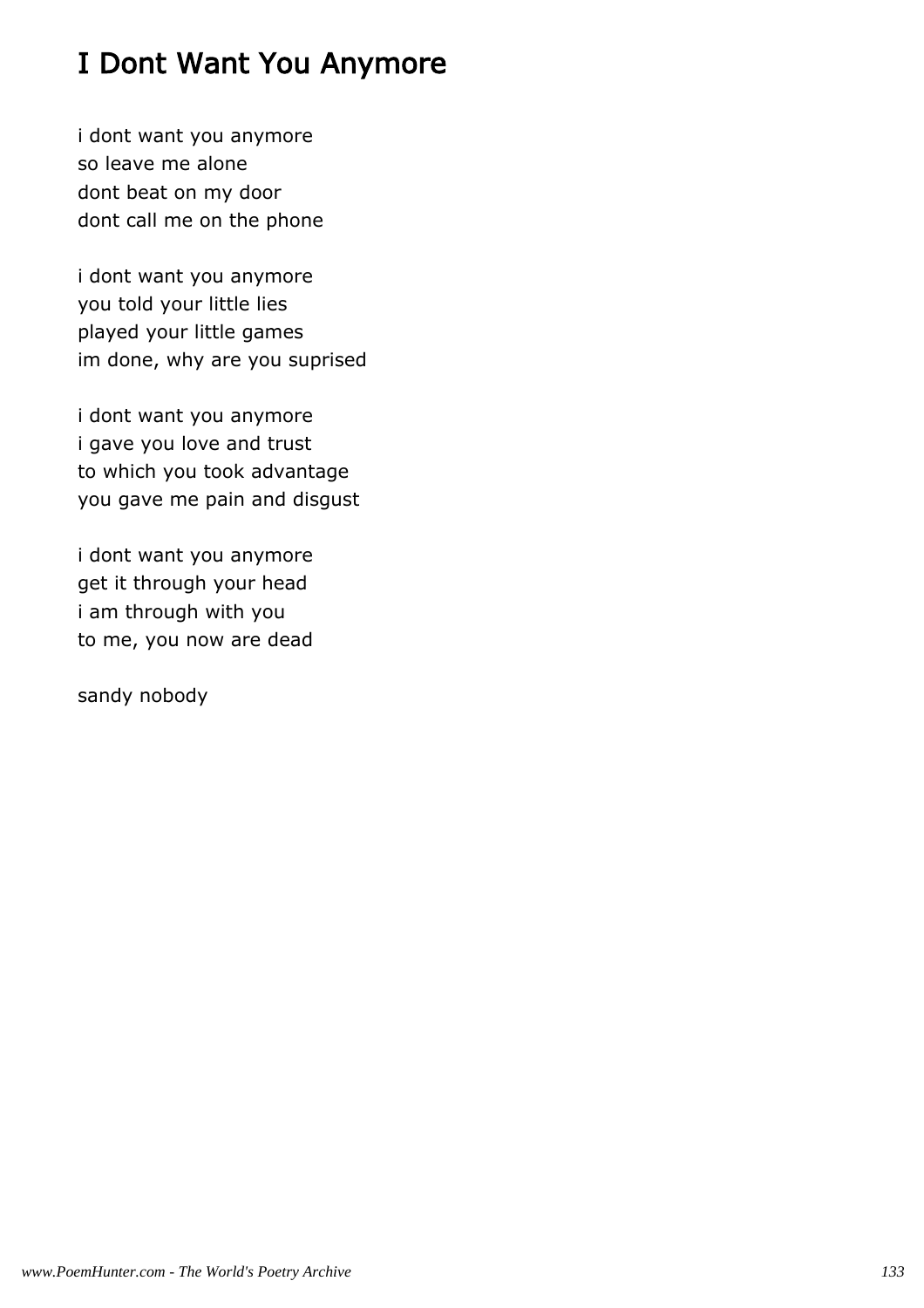# I Dont Want You Anymore

i dont want you anymore
so leave me alone
dont beat on my door
dont call me on the phone

i dont want you anymore
you told your little lies
played your little games
im done, why are you suprised

i dont want you anymore
i gave you love and trust
to which you took advantage
you gave me pain and disgust

i dont want you anymore
get it through your head
i am through with you
to me, you now are dead

sandy nobody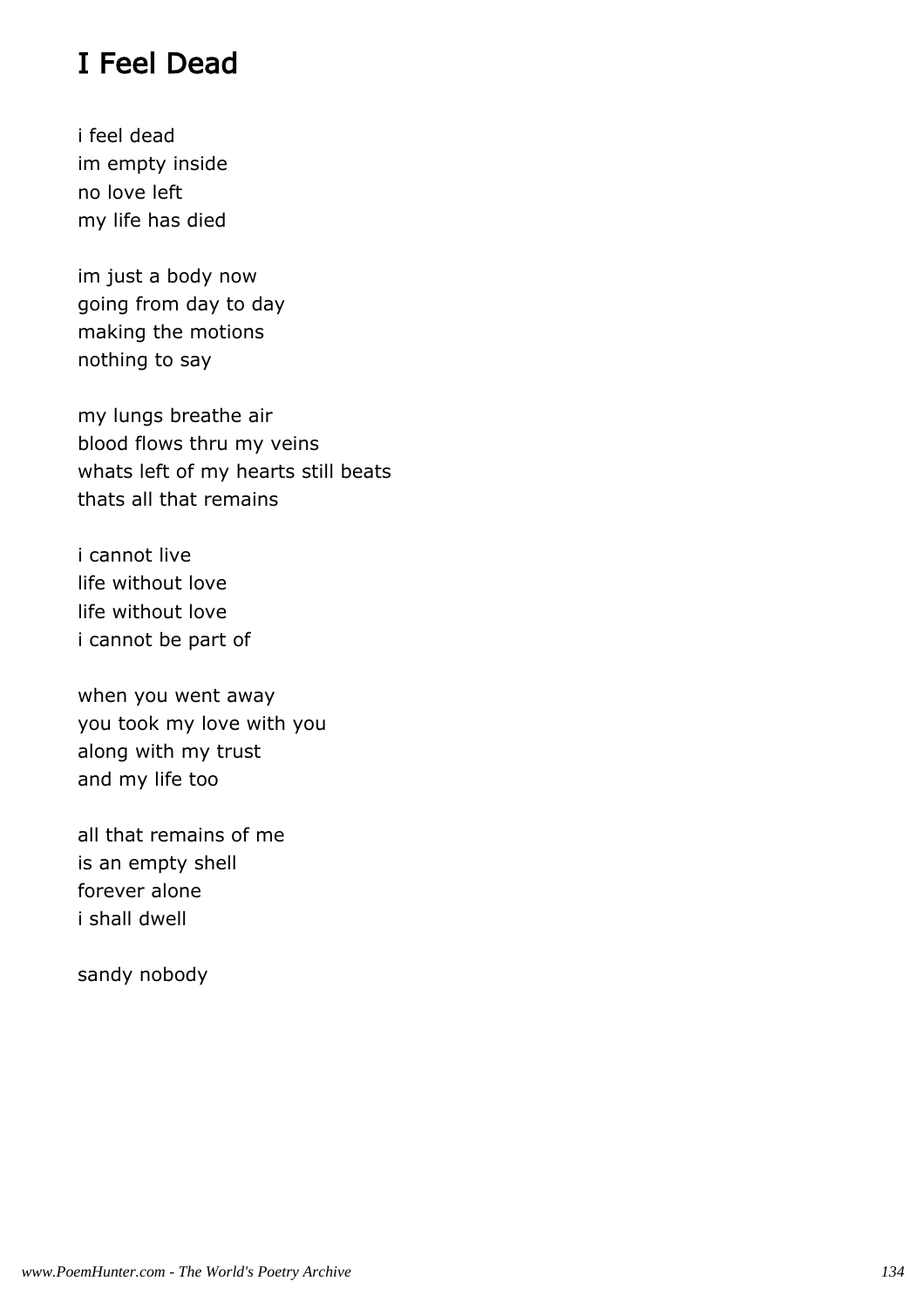# I Feel Dead

i feel dead  
im empty inside  
no love left  
my life has died

im just a body now  
going from day to day  
making the motions  
nothing to say

my lungs breathe air  
blood flows thru my veins  
whats left of my hearts still beats  
thats all that remains

i cannot live  
life without love  
life without love  
i cannot be part of

when you went away  
you took my love with you  
along with my trust  
and my life too

all that remains of me  
is an empty shell  
forever alone  
i shall dwell

sandy nobody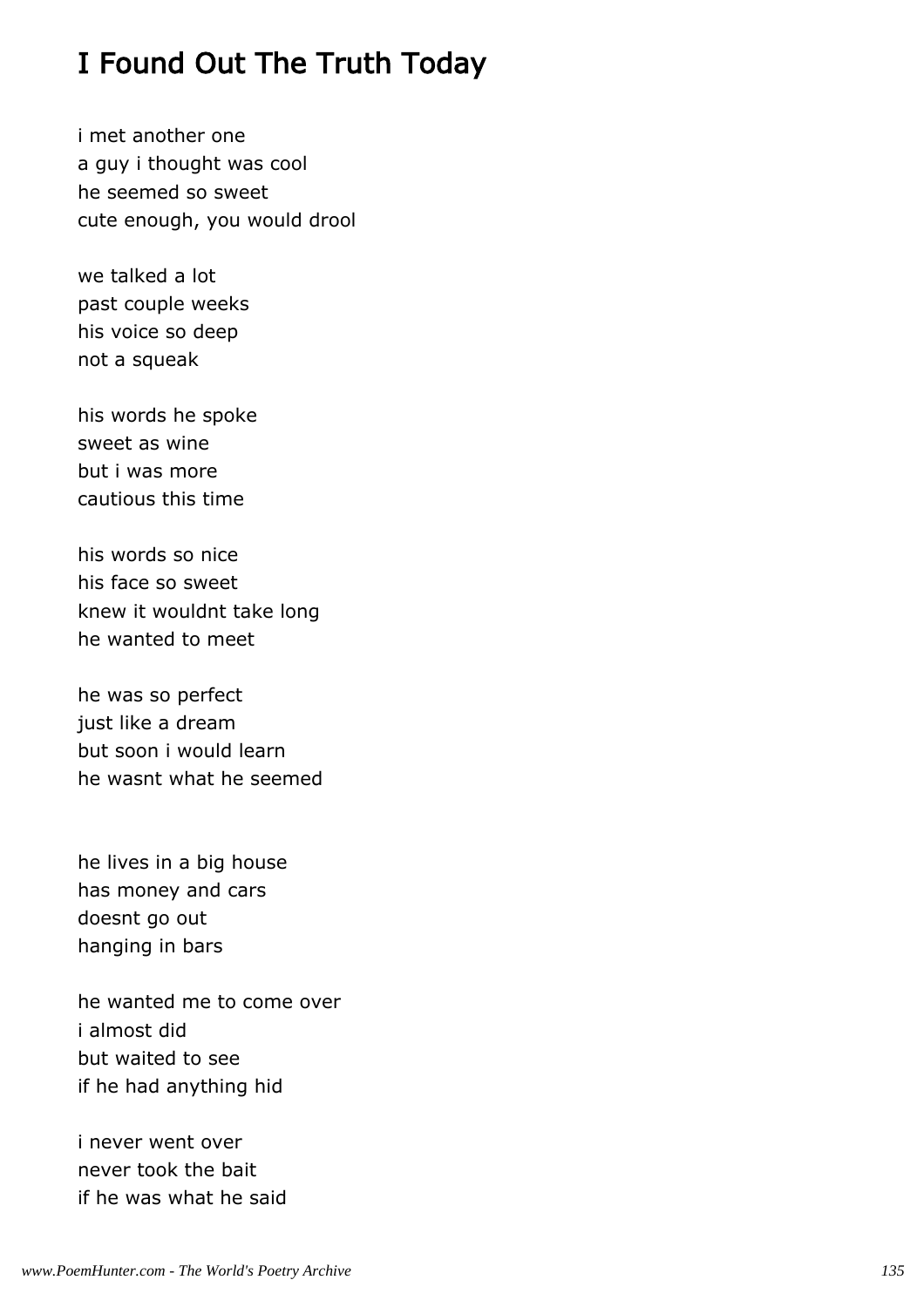# I Found Out The Truth Today

i met another one
a guy i thought was cool
he seemed so sweet
cute enough, you would drool

we talked a lot
past couple weeks
his voice so deep
not a squeak

his words he spoke
sweet as wine
but i was more
cautious this time

his words so nice
his face so sweet
knew it wouldnt take long
he wanted to meet

he was so perfect
just like a dream
but soon i would learn
he wasnt what he seemed

he lives in a big house
has money and cars
doesnt go out
hanging in bars

he wanted me to come over
i almost did
but waited to see
if he had anything hid

i never went over
never took the bait
if he was what he said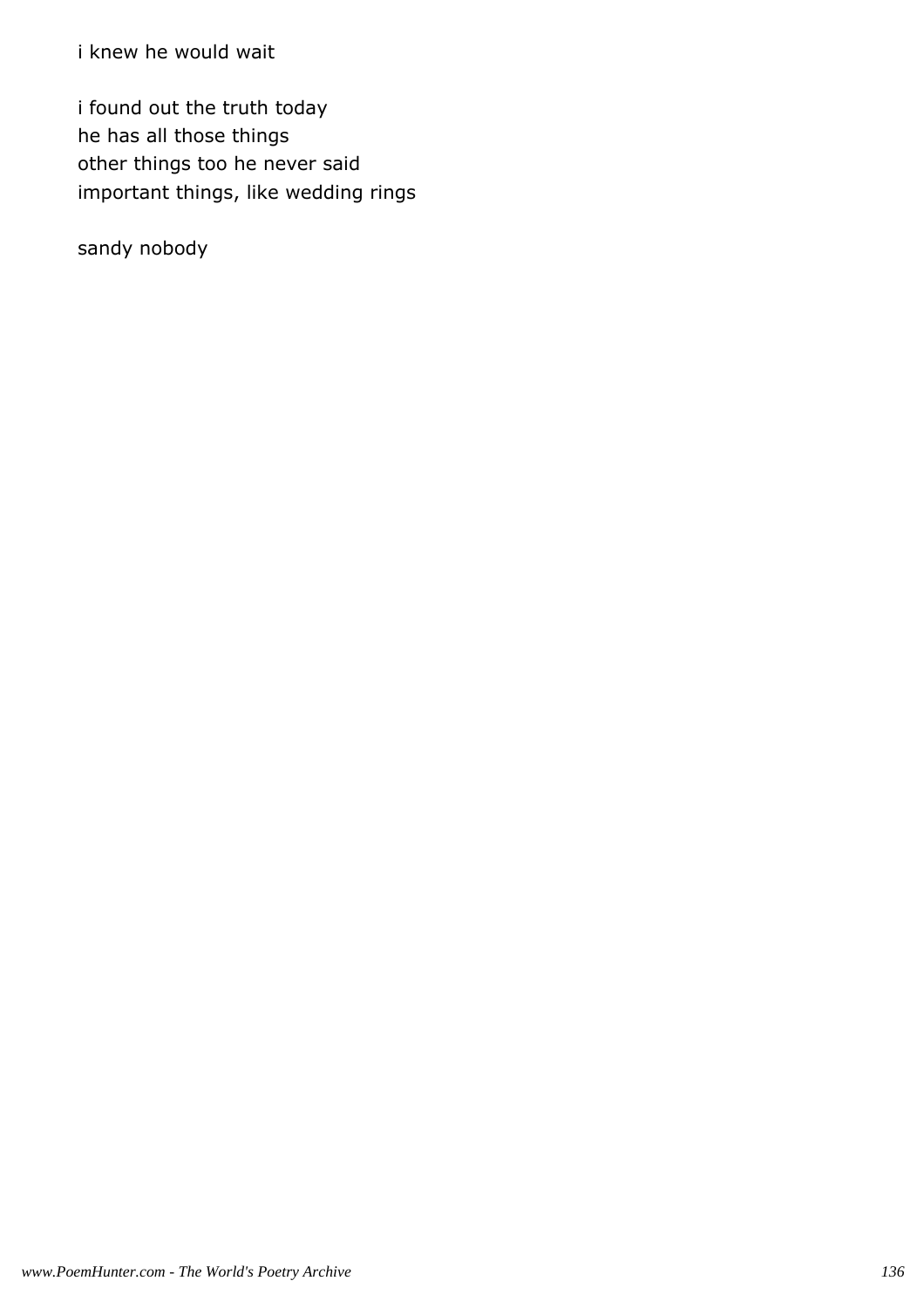i knew he would wait

i found out the truth today
he has all those things
other things too he never said
important things, like wedding rings

sandy nobody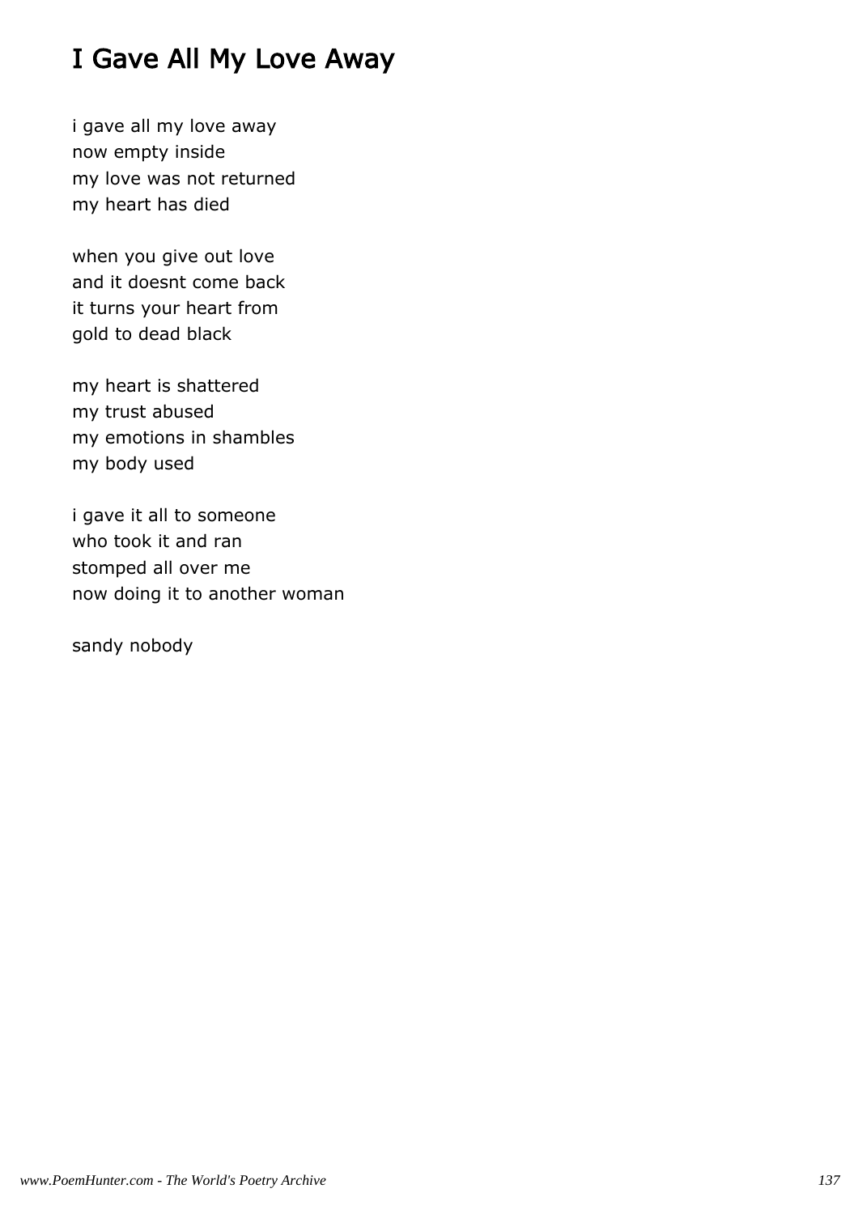# I Gave All My Love Away

i gave all my love away  
now empty inside  
my love was not returned  
my heart has died

when you give out love  
and it doesnt come back  
it turns your heart from  
gold to dead black

my heart is shattered  
my trust abused  
my emotions in shambles  
my body used

i gave it all to someone  
who took it and ran  
stomped all over me  
now doing it to another woman

sandy nobody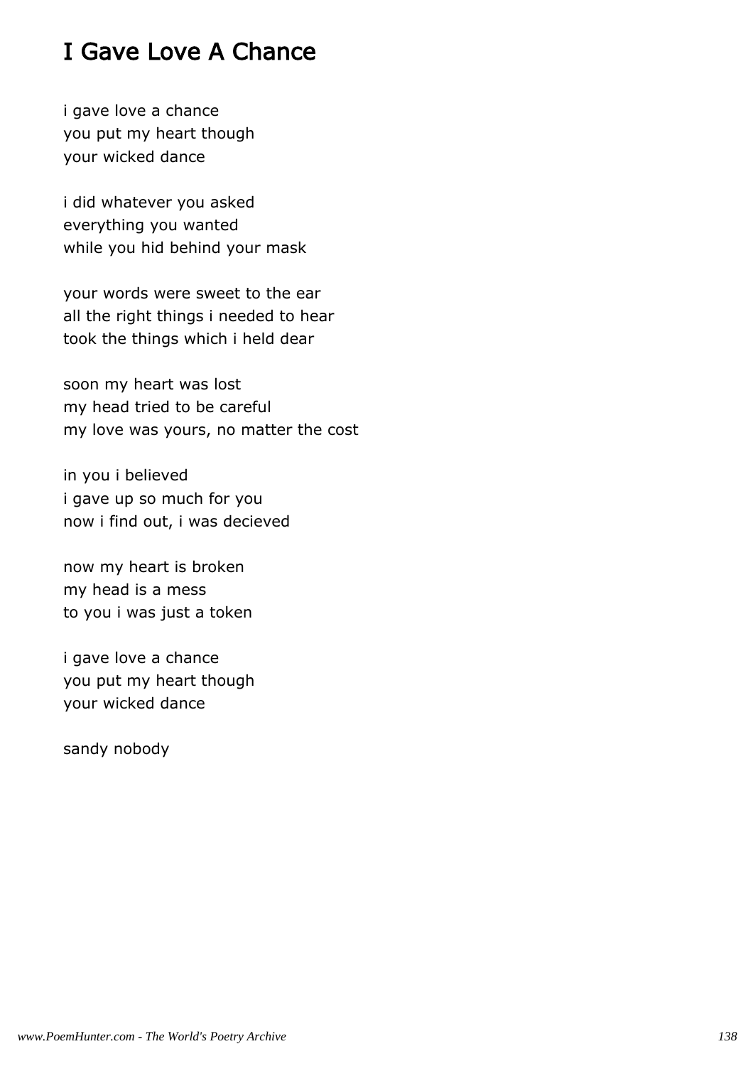# I Gave Love A Chance

i gave love a chance  
you put my heart though  
your wicked dance

i did whatever you asked  
everything you wanted  
while you hid behind your mask

your words were sweet to the ear  
all the right things i needed to hear  
took the things which i held dear

soon my heart was lost  
my head tried to be careful  
my love was yours, no matter the cost

in you i believed  
i gave up so much for you  
now i find out, i was decieved

now my heart is broken  
my head is a mess  
to you i was just a token

i gave love a chance  
you put my heart though  
your wicked dance

sandy nobody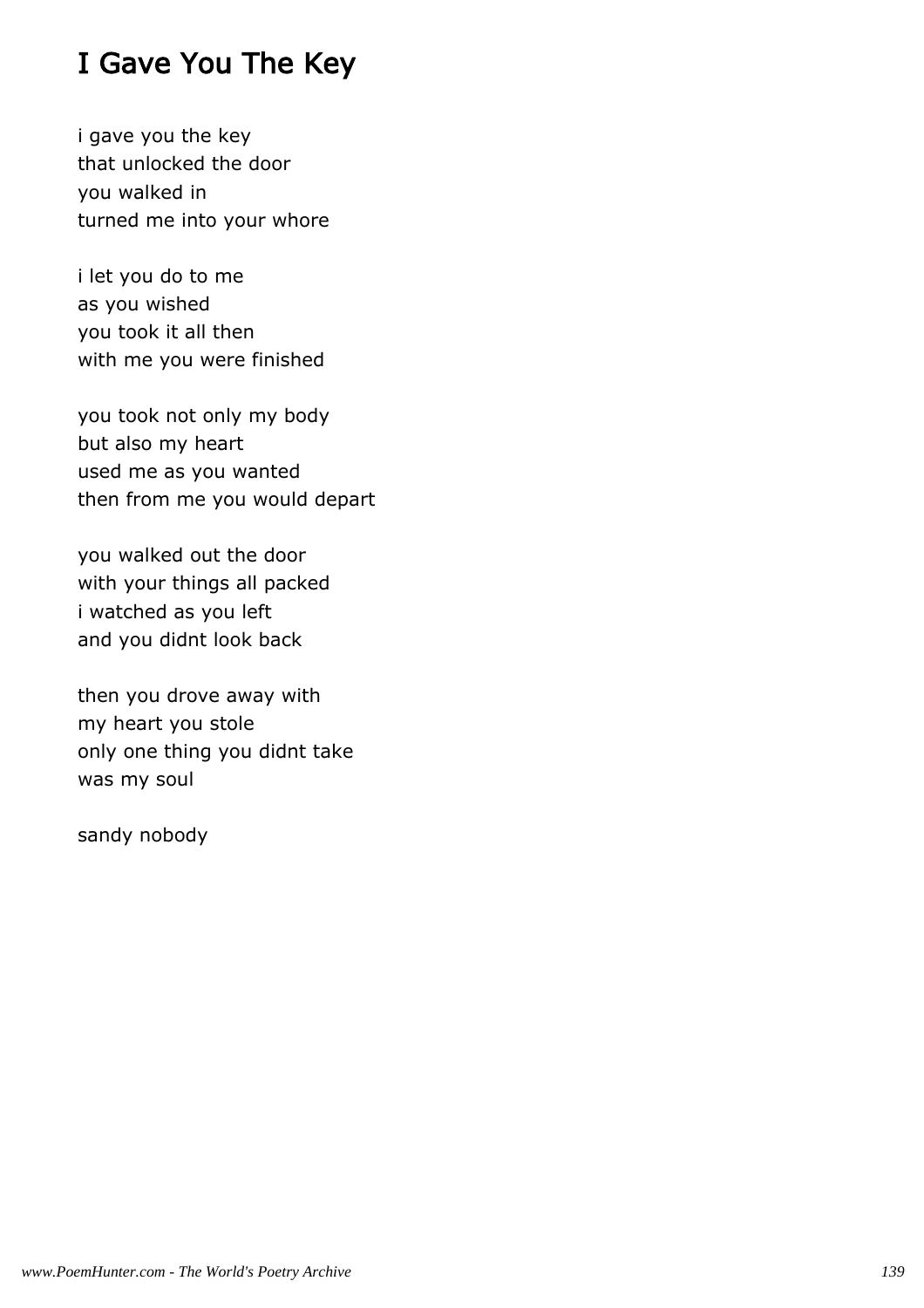# I Gave You The Key

i gave you the key
that unlocked the door
you walked in
turned me into your whore

i let you do to me
as you wished
you took it all then
with me you were finished

you took not only my body
but also my heart
used me as you wanted
then from me you would depart

you walked out the door
with your things all packed
i watched as you left
and you didnt look back

then you drove away with
my heart you stole
only one thing you didnt take
was my soul

sandy nobody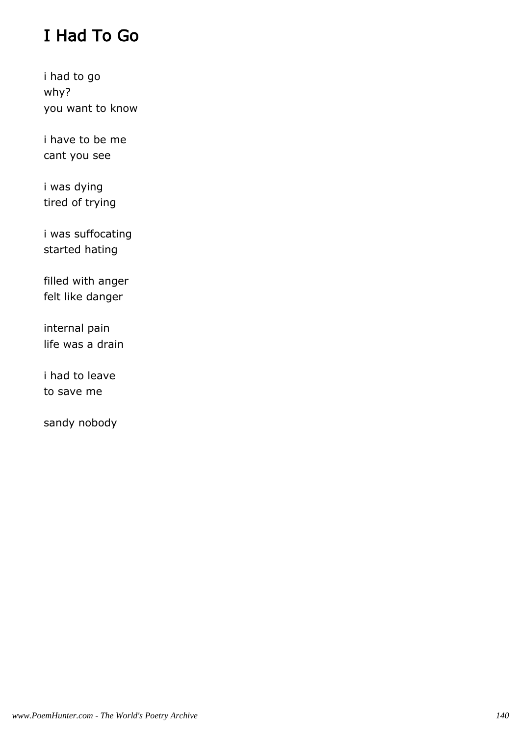# I Had To Go

i had to go  
why?  
you want to know

i have to be me  
cant you see

i was dying  
tired of trying

i was suffocating  
started hating

filled with anger  
felt like danger

internal pain  
life was a drain

i had to leave  
to save me

sandy nobody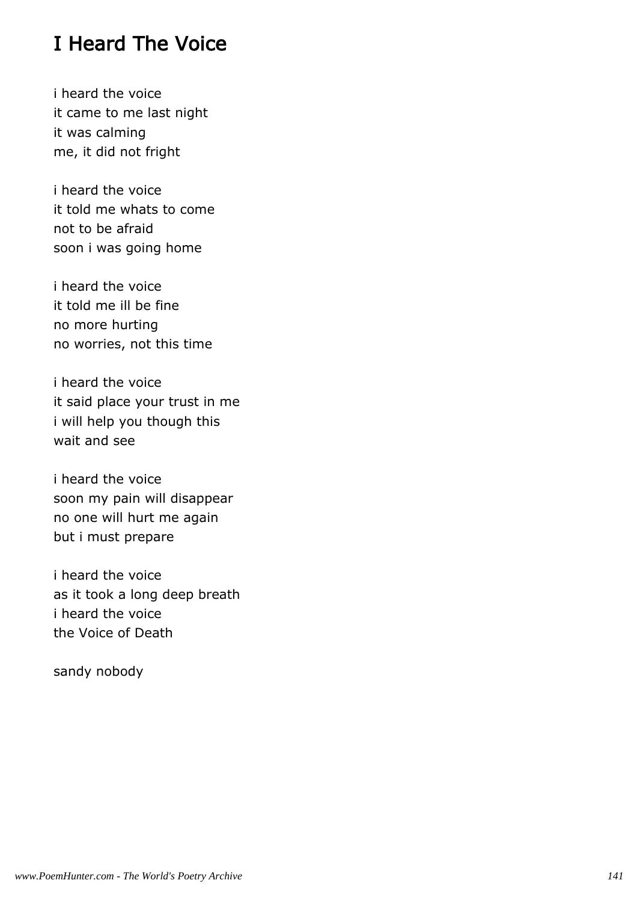# I Heard The Voice

i heard the voice  
it came to me last night  
it was calming  
me, it did not fright

i heard the voice  
it told me whats to come  
not to be afraid  
soon i was going home

i heard the voice  
it told me ill be fine  
no more hurting  
no worries, not this time

i heard the voice  
it said place your trust in me  
i will help you though this  
wait and see

i heard the voice  
soon my pain will disappear  
no one will hurt me again  
but i must prepare

i heard the voice  
as it took a long deep breath  
i heard the voice  
the Voice of Death

sandy nobody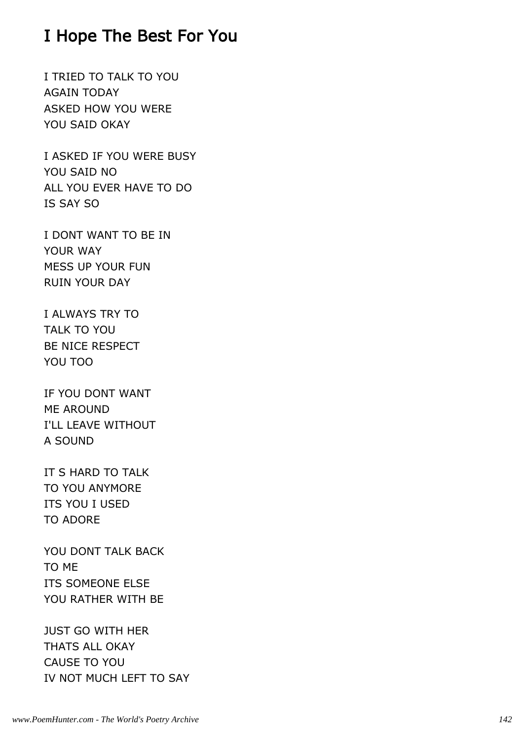## I Hope The Best For You

I TRIED TO TALK TO YOU
AGAIN TODAY
ASKED HOW YOU WERE
YOU SAID OKAY

I ASKED IF YOU WERE BUSY
YOU SAID NO
ALL YOU EVER HAVE TO DO
IS SAY SO

I DONT WANT TO BE IN
YOUR WAY
MESS UP YOUR FUN
RUIN YOUR DAY

I ALWAYS TRY TO
TALK TO YOU
BE NICE RESPECT
YOU TOO

IF YOU DONT WANT
ME AROUND
I'LL LEAVE WITHOUT
A SOUND

IT S HARD TO TALK
TO YOU ANYMORE
ITS YOU I USED
TO ADORE

YOU DONT TALK BACK
TO ME
ITS SOMEONE ELSE
YOU RATHER WITH BE

JUST GO WITH HER
THATS ALL OKAY
CAUSE TO YOU
IV NOT MUCH LEFT TO SAY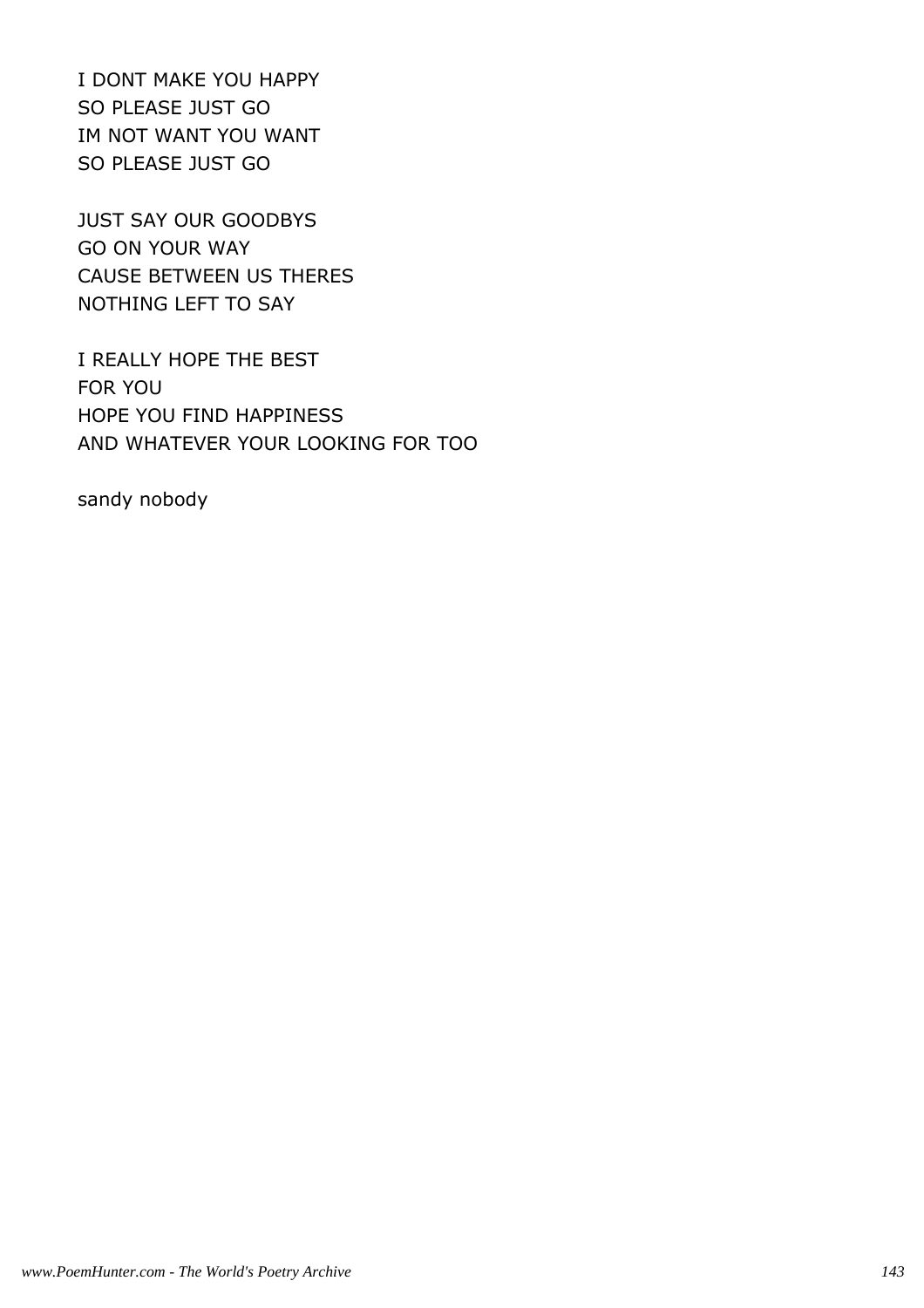I DONT MAKE YOU HAPPY
SO PLEASE JUST GO
IM NOT WANT YOU WANT
SO PLEASE JUST GO

JUST SAY OUR GOODBYS
GO ON YOUR WAY
CAUSE BETWEEN US THERES
NOTHING LEFT TO SAY

I REALLY HOPE THE BEST
FOR YOU
HOPE YOU FIND HAPPINESS
AND WHATEVER YOUR LOOKING FOR TOO

sandy nobody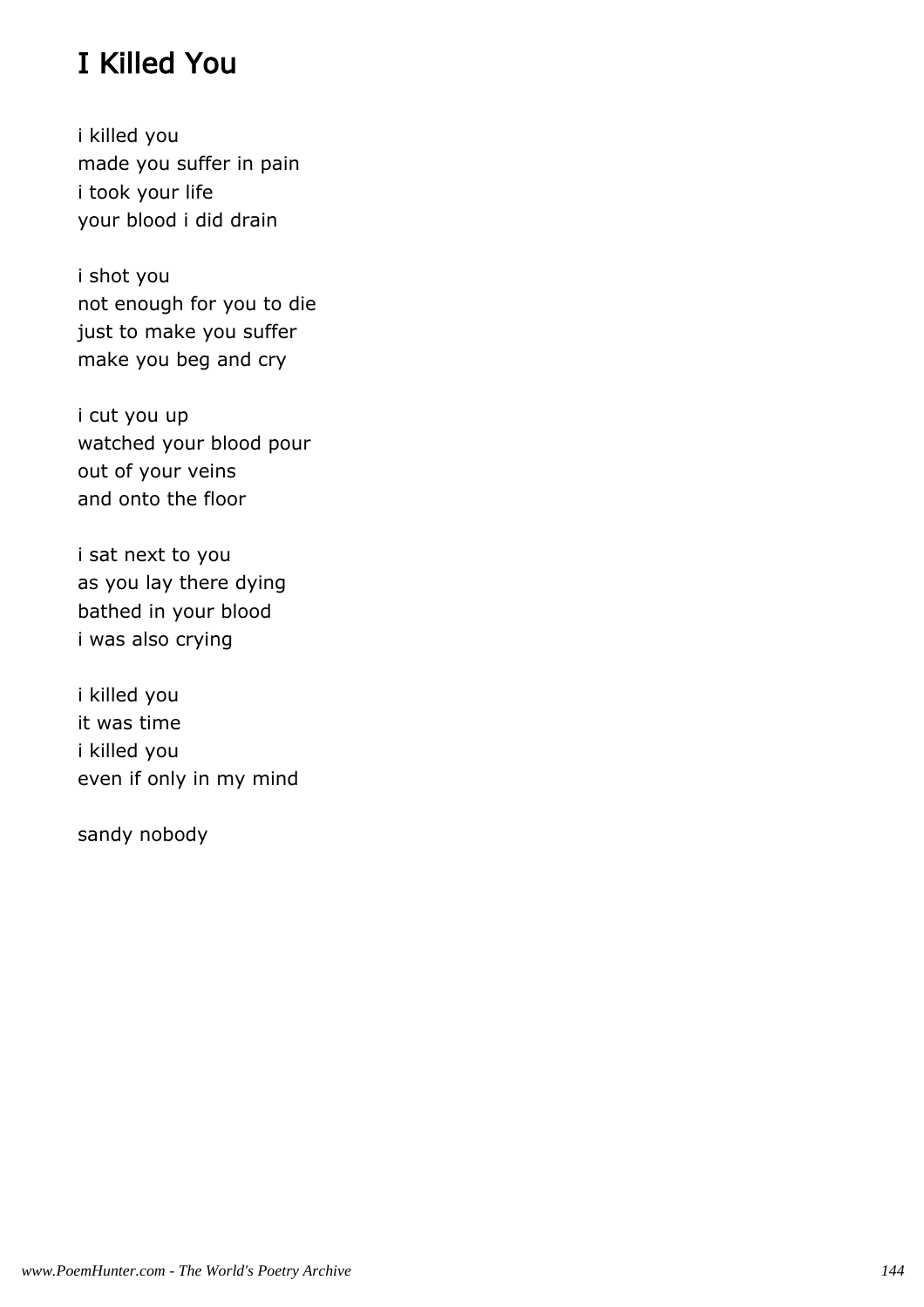# I Killed You

i killed you  
made you suffer in pain  
i took your life  
your blood i did drain

i shot you  
not enough for you to die  
just to make you suffer  
make you beg and cry

i cut you up  
watched your blood pour  
out of your veins  
and onto the floor

i sat next to you  
as you lay there dying  
bathed in your blood  
i was also crying

i killed you  
it was time  
i killed you  
even if only in my mind

sandy nobody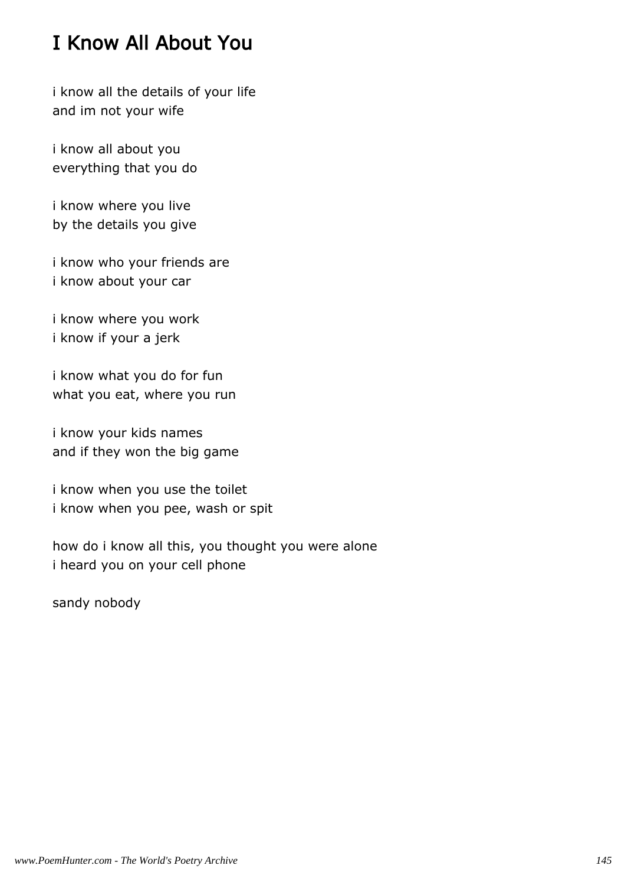# I Know All About You

i know all the details of your life
and im not your wife

i know all about you
everything that you do

i know where you live
by the details you give

i know who your friends are
i know about your car

i know where you work
i know if your a jerk

i know what you do for fun
what you eat, where you run

i know your kids names
and if they won the big game

i know when you use the toilet
i know when you pee, wash or spit

how do i know all this, you thought you were alone
i heard you on your cell phone

sandy nobody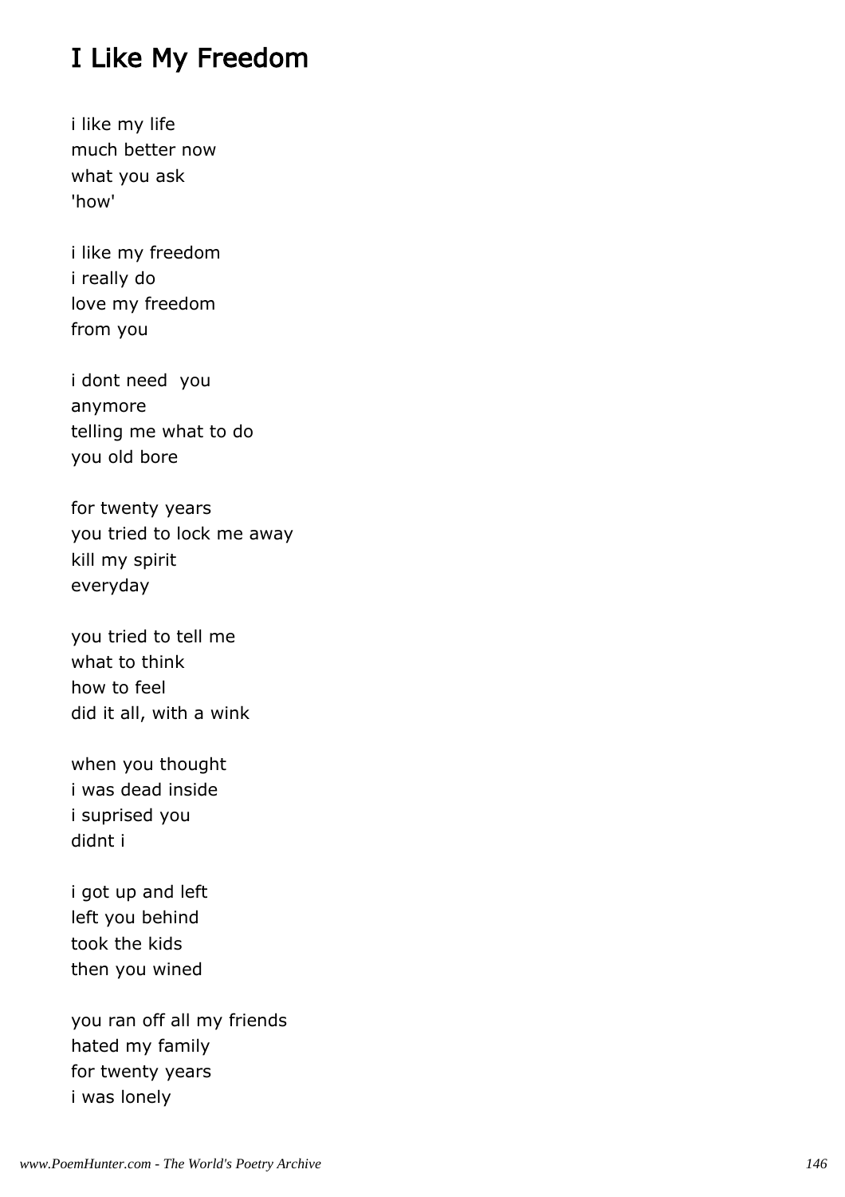## I Like My Freedom

i like my life
much better now
what you ask
'how'

i like my freedom
i really do
love my freedom
from you

i dont need  you
anymore
telling me what to do
you old bore

for twenty years
you tried to lock me away
kill my spirit
everyday

you tried to tell me
what to think
how to feel
did it all, with a wink

when you thought
i was dead inside
i suprised you
didnt i

i got up and left
left you behind
took the kids
then you wined

you ran off all my friends
hated my family
for twenty years
i was lonely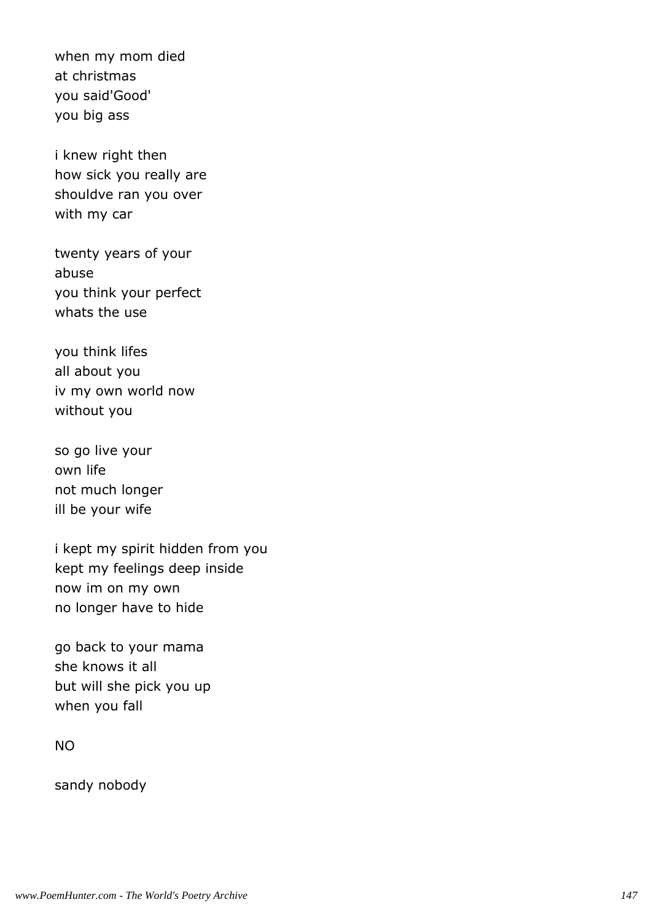when my mom died
at christmas
you said'Good'
you big ass

i knew right then
how sick you really are
shouldve ran you over
with my car

twenty years of your
abuse
you think your perfect
whats the use

you think lifes
all about you
iv my own world now
without you

so go live your
own life
not much longer
ill be your wife

i kept my spirit hidden from you
kept my feelings deep inside
now im on my own
no longer have to hide

go back to your mama
she knows it all
but will she pick you up
when you fall

NO

sandy nobody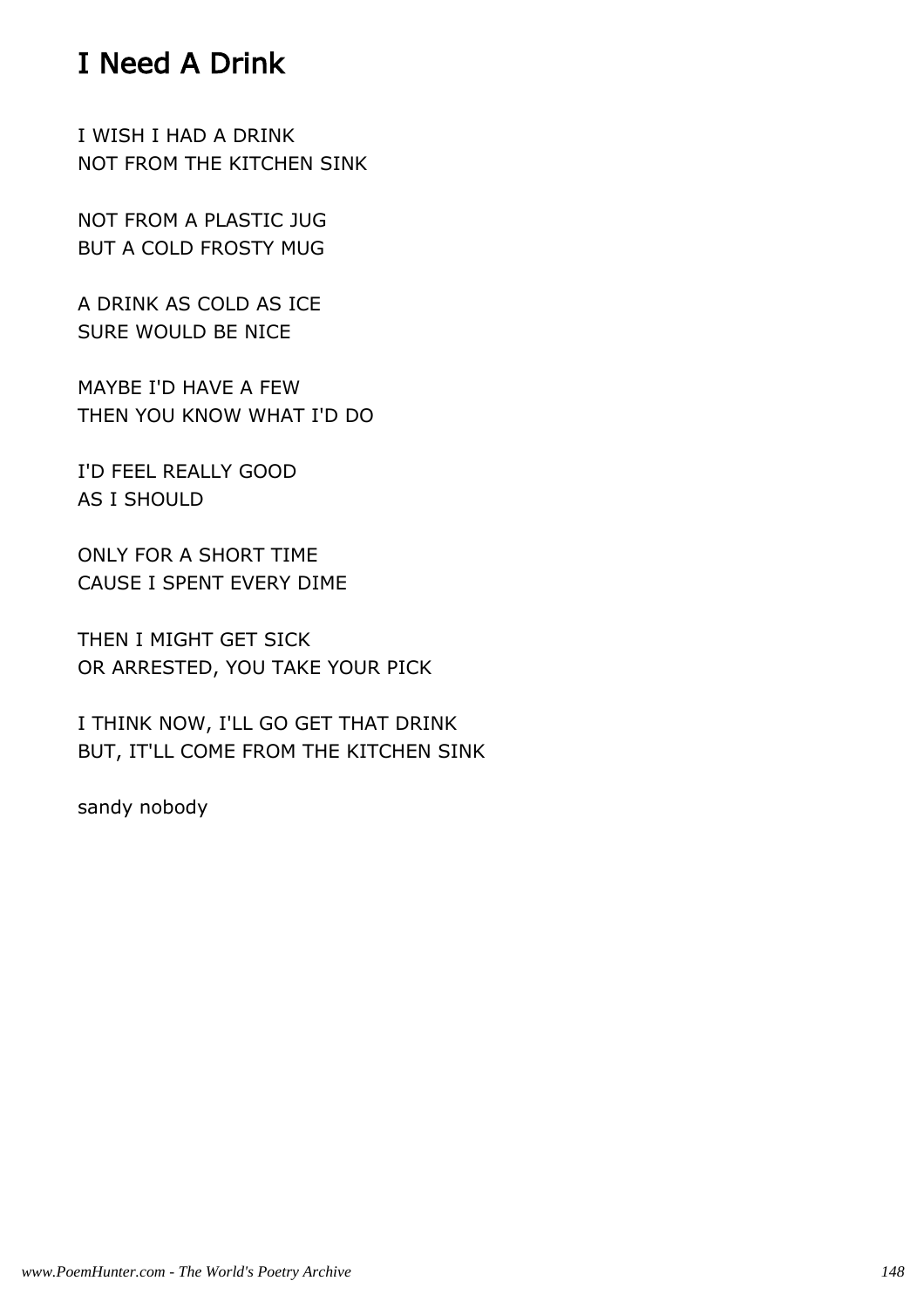# I Need A Drink

I WISH I HAD A DRINK
NOT FROM THE KITCHEN SINK

NOT FROM A PLASTIC JUG
BUT A COLD FROSTY MUG

A DRINK AS COLD AS ICE
SURE WOULD BE NICE

MAYBE I'D HAVE A FEW
THEN YOU KNOW WHAT I'D DO

I'D FEEL REALLY GOOD
AS I SHOULD

ONLY FOR A SHORT TIME
CAUSE I SPENT EVERY DIME

THEN I MIGHT GET SICK
OR ARRESTED, YOU TAKE YOUR PICK

I THINK NOW, I'LL GO GET THAT DRINK
BUT, IT'LL COME FROM THE KITCHEN SINK

sandy nobody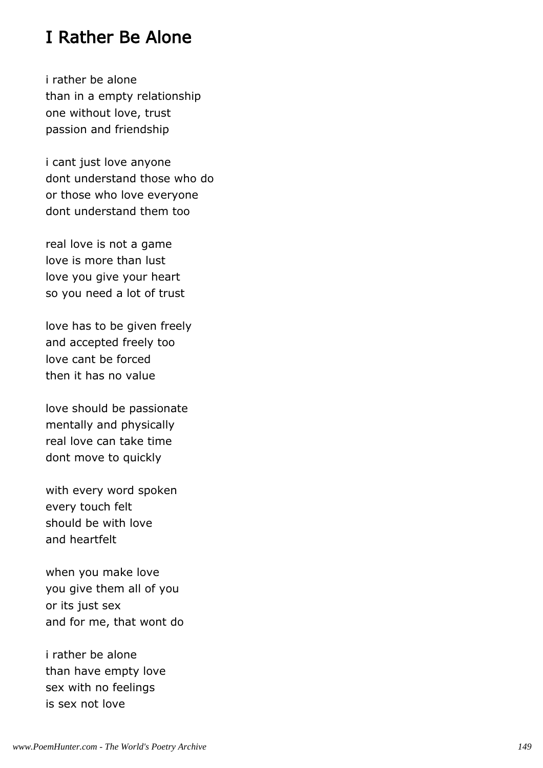# I Rather Be Alone

i rather be alone  
than in a empty relationship  
one without love, trust  
passion and friendship

i cant just love anyone  
dont understand those who do  
or those who love everyone  
dont understand them too

real love is not a game  
love is more than lust  
love you give your heart  
so you need a lot of trust

love has to be given freely  
and accepted freely too  
love cant be forced  
then it has no value

love should be passionate  
mentally and physically  
real love can take time  
dont move to quickly

with every word spoken  
every touch felt  
should be with love  
and heartfelt

when you make love  
you give them all of you  
or its just sex  
and for me, that wont do

i rather be alone  
than have empty love  
sex with no feelings  
is sex not love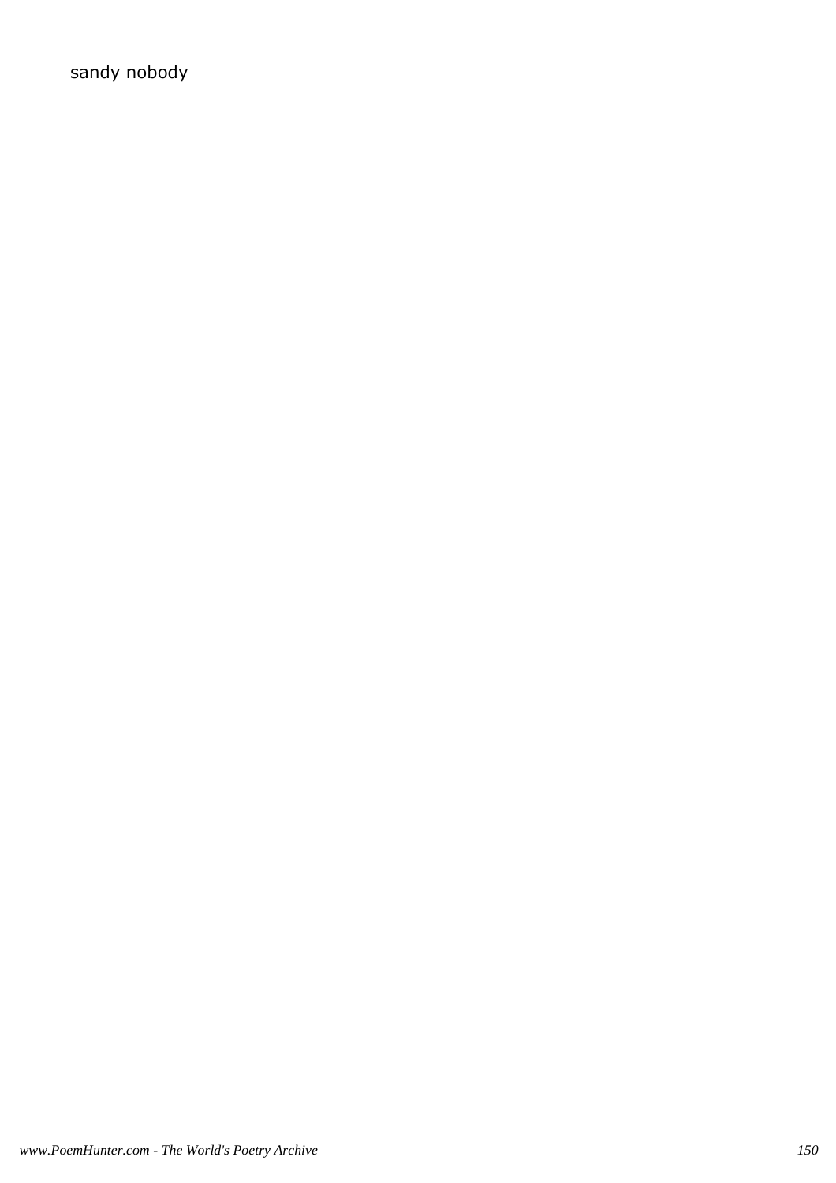sandy nobody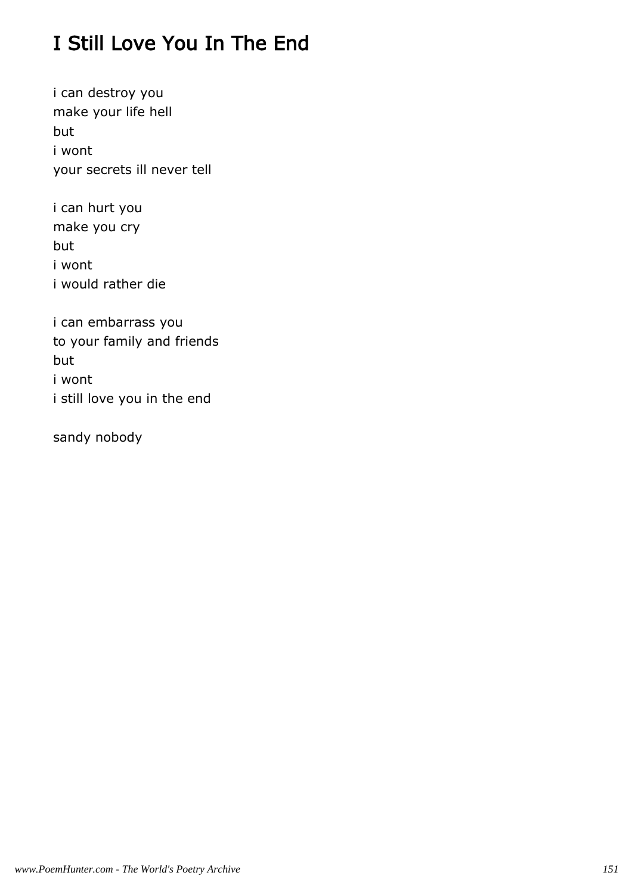# I Still Love You In The End

i can destroy you
make your life hell
but
i wont
your secrets ill never tell

i can hurt you
make you cry
but
i wont
i would rather die

i can embarrass you
to your family and friends
but
i wont
i still love you in the end

sandy nobody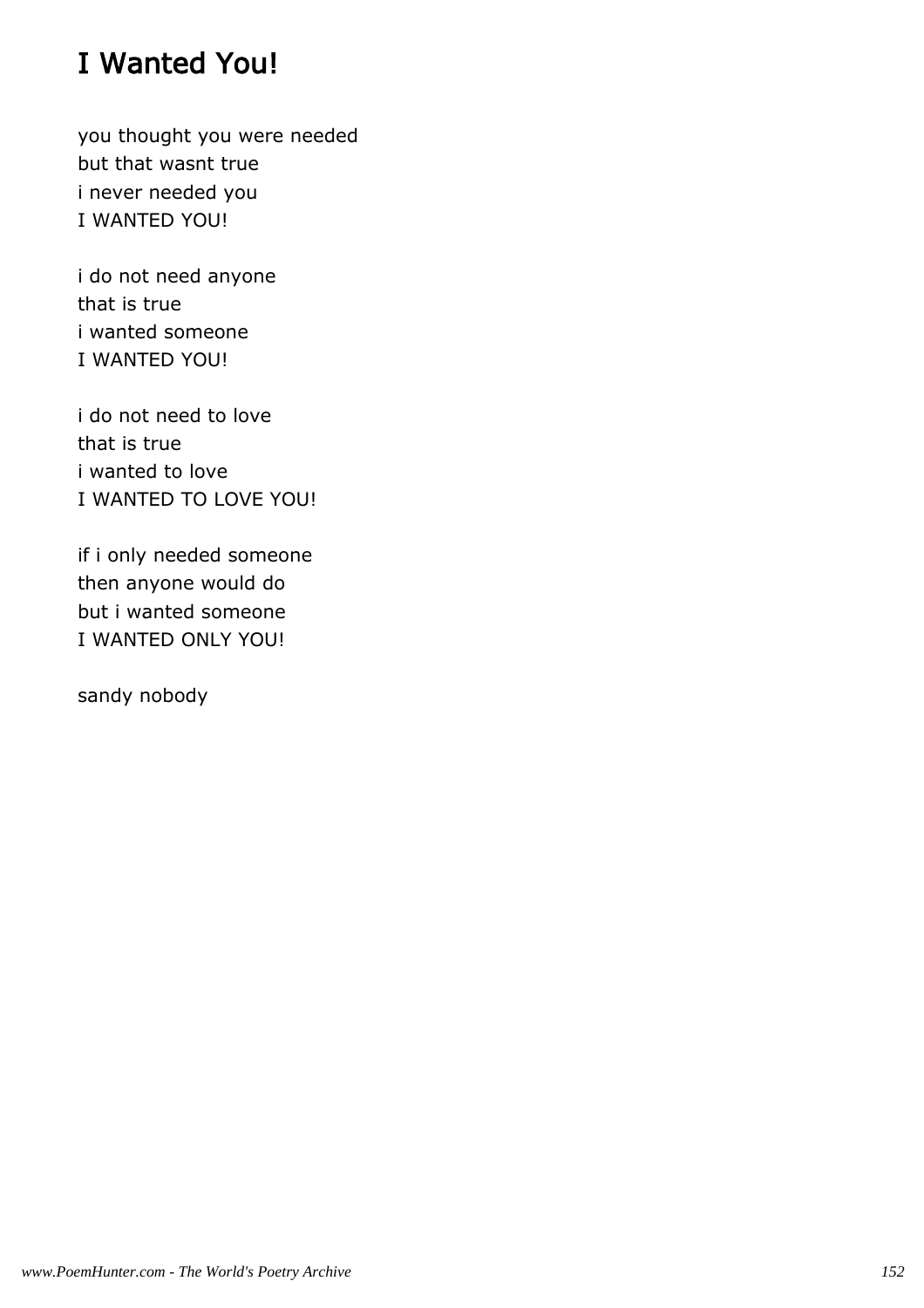# I Wanted You!

you thought you were needed
but that wasnt true
i never needed you
I WANTED YOU!

i do not need anyone
that is true
i wanted someone
I WANTED YOU!

i do not need to love
that is true
i wanted to love
I WANTED TO LOVE YOU!

if i only needed someone
then anyone would do
but i wanted someone
I WANTED ONLY YOU!

sandy nobody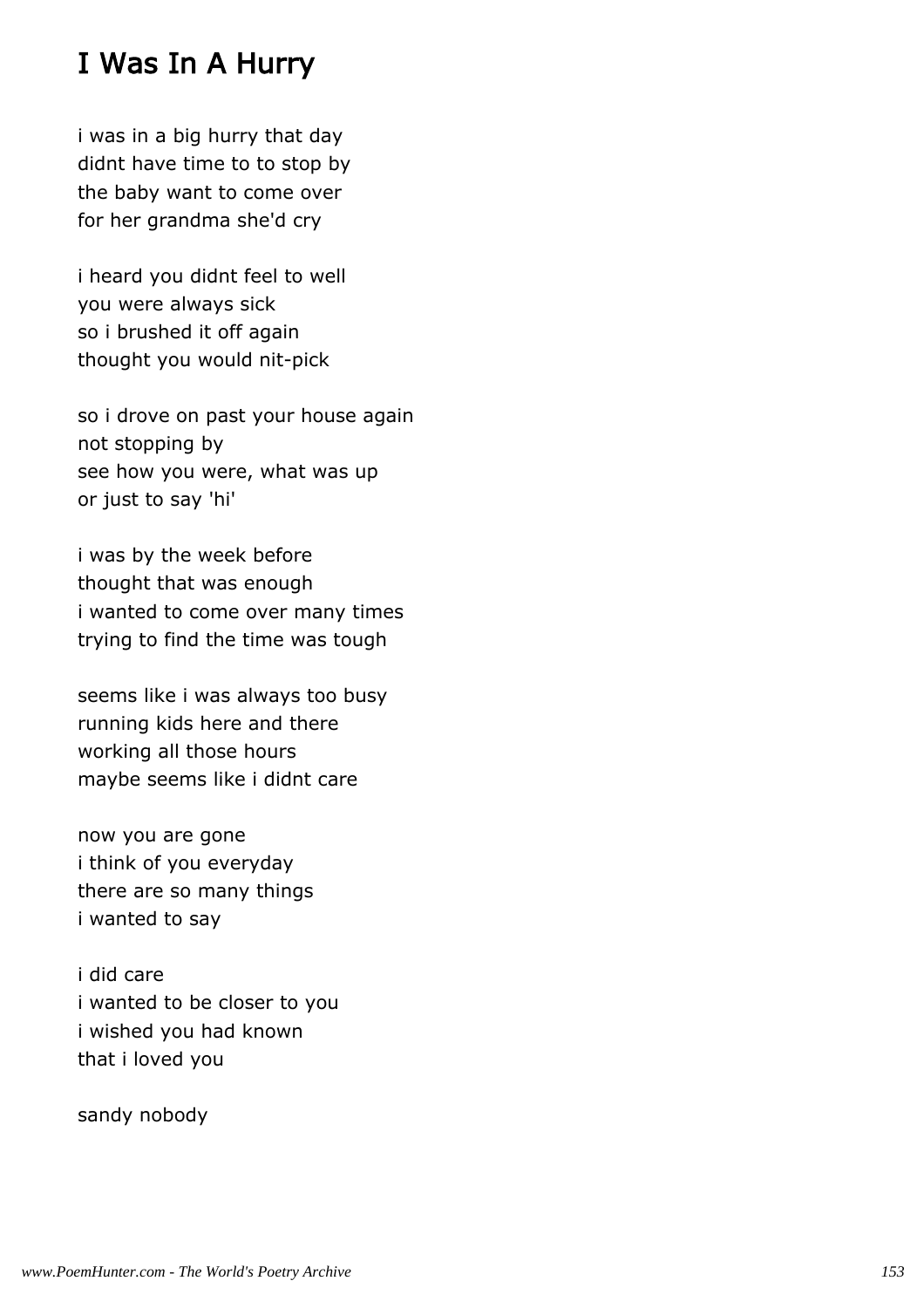# I Was In A Hurry

i was in a big hurry that day
didnt have time to to stop by
the baby want to come over
for her grandma she'd cry

i heard you didnt feel to well
you were always sick
so i brushed it off again
thought you would nit-pick

so i drove on past your house again
not stopping by
see how you were, what was up
or just to say 'hi'

i was by the week before
thought that was enough
i wanted to come over many times
trying to find the time was tough

seems like i was always too busy
running kids here and there
working all those hours
maybe seems like i didnt care

now you are gone
i think of you everyday
there are so many things
i wanted to say

i did care
i wanted to be closer to you
i wished you had known
that i loved you

sandy nobody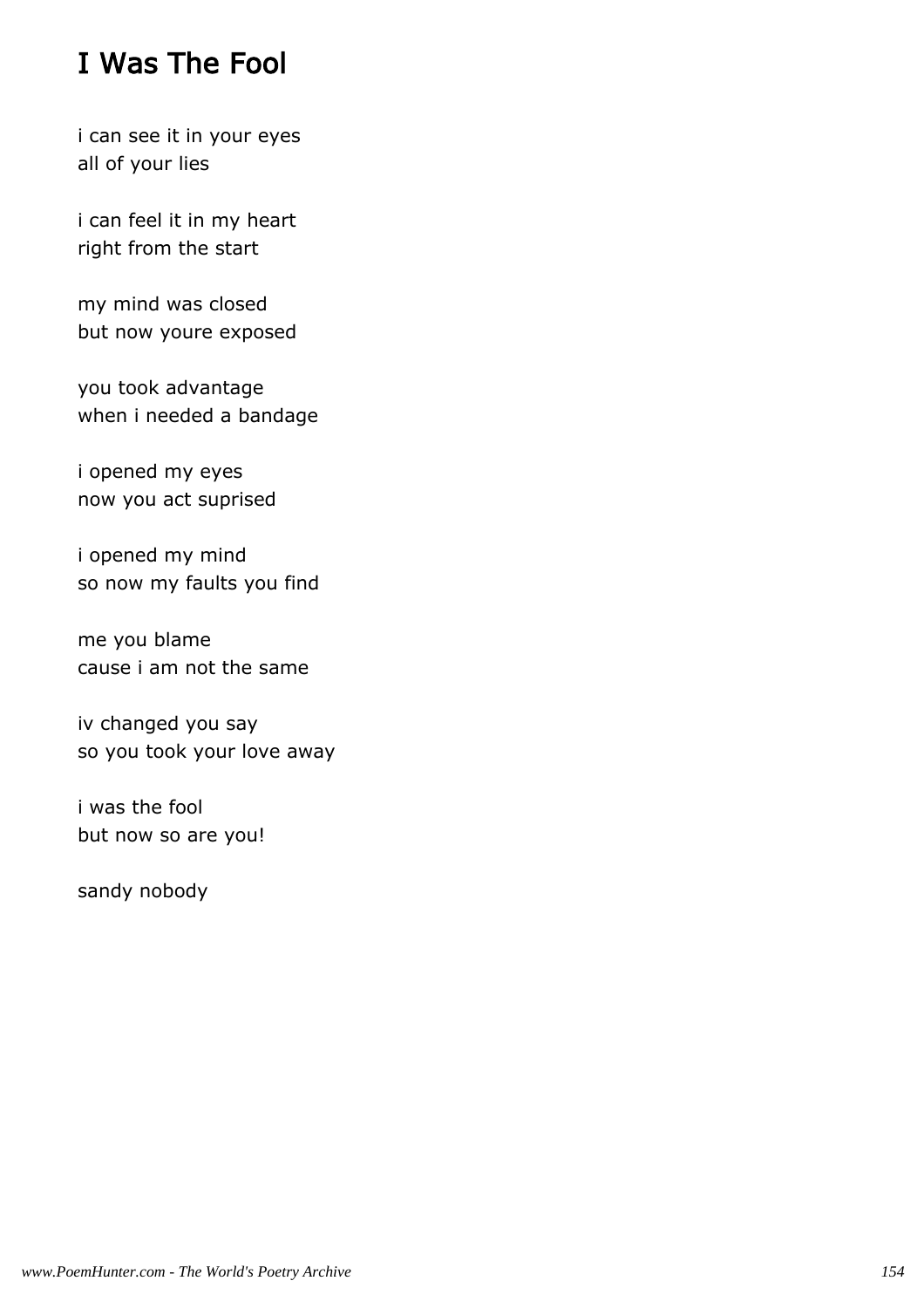# I Was The Fool

i can see it in your eyes
all of your lies

i can feel it in my heart
right from the start

my mind was closed
but now youre exposed

you took advantage
when i needed a bandage

i opened my eyes
now you act suprised

i opened my mind
so now my faults you find

me you blame
cause i am not the same

iv changed you say
so you took your love away

i was the fool
but now so are you!

sandy nobody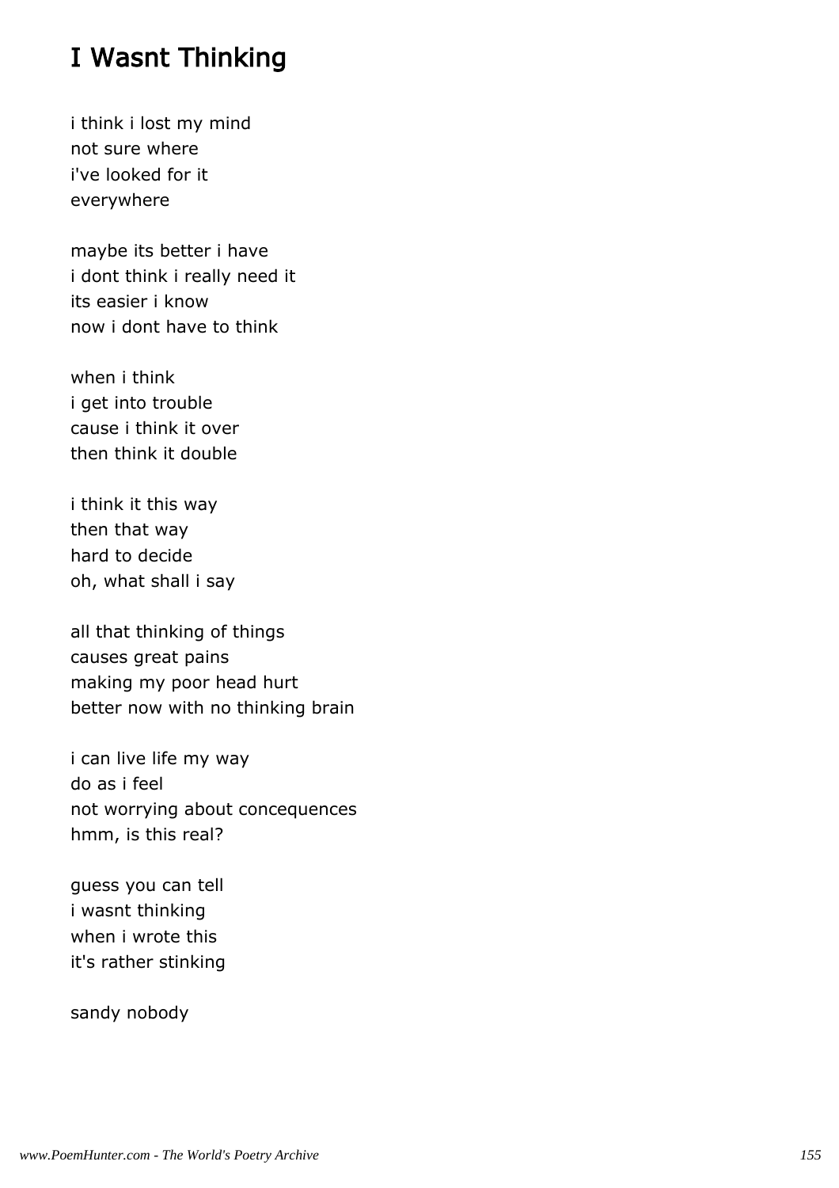# I Wasnt Thinking

i think i lost my mind  
not sure where  
i've looked for it  
everywhere

maybe its better i have  
i dont think i really need it  
its easier i know  
now i dont have to think

when i think  
i get into trouble  
cause i think it over  
then think it double

i think it this way  
then that way  
hard to decide  
oh, what shall i say

all that thinking of things  
causes great pains  
making my poor head hurt  
better now with no thinking brain

i can live life my way  
do as i feel  
not worrying about concequences  
hmm, is this real?

guess you can tell  
i wasnt thinking  
when i wrote this  
it's rather stinking

sandy nobody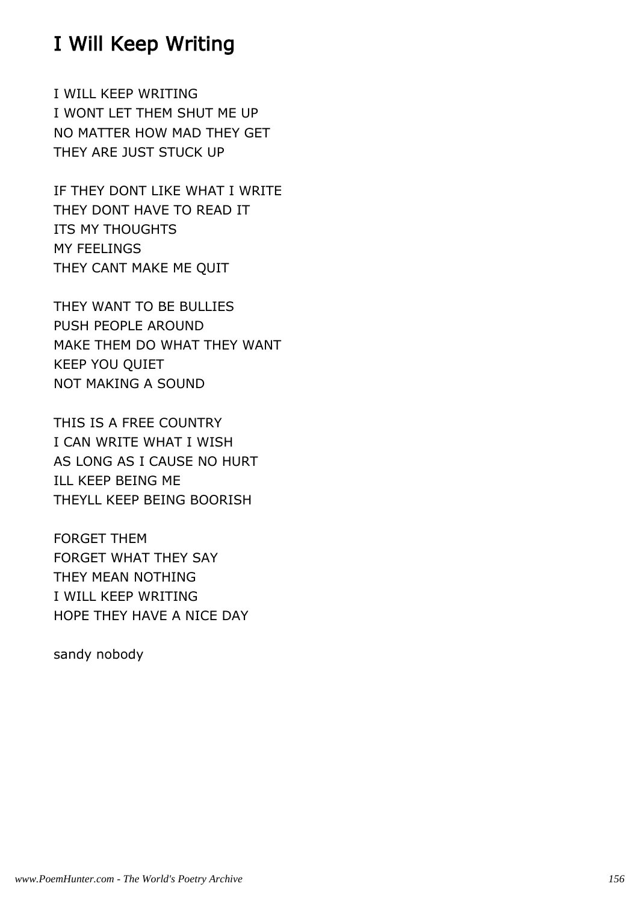# I Will Keep Writing

I WILL KEEP WRITING  
I WONT LET THEM SHUT ME UP  
NO MATTER HOW MAD THEY GET  
THEY ARE JUST STUCK UP

IF THEY DONT LIKE WHAT I WRITE  
THEY DONT HAVE TO READ IT  
ITS MY THOUGHTS  
MY FEELINGS  
THEY CANT MAKE ME QUIT

THEY WANT TO BE BULLIES  
PUSH PEOPLE AROUND  
MAKE THEM DO WHAT THEY WANT  
KEEP YOU QUIET  
NOT MAKING A SOUND

THIS IS A FREE COUNTRY  
I CAN WRITE WHAT I WISH  
AS LONG AS I CAUSE NO HURT  
ILL KEEP BEING ME  
THEYLL KEEP BEING BOORISH

FORGET THEM  
FORGET WHAT THEY SAY  
THEY MEAN NOTHING  
I WILL KEEP WRITING  
HOPE THEY HAVE A NICE DAY

sandy nobody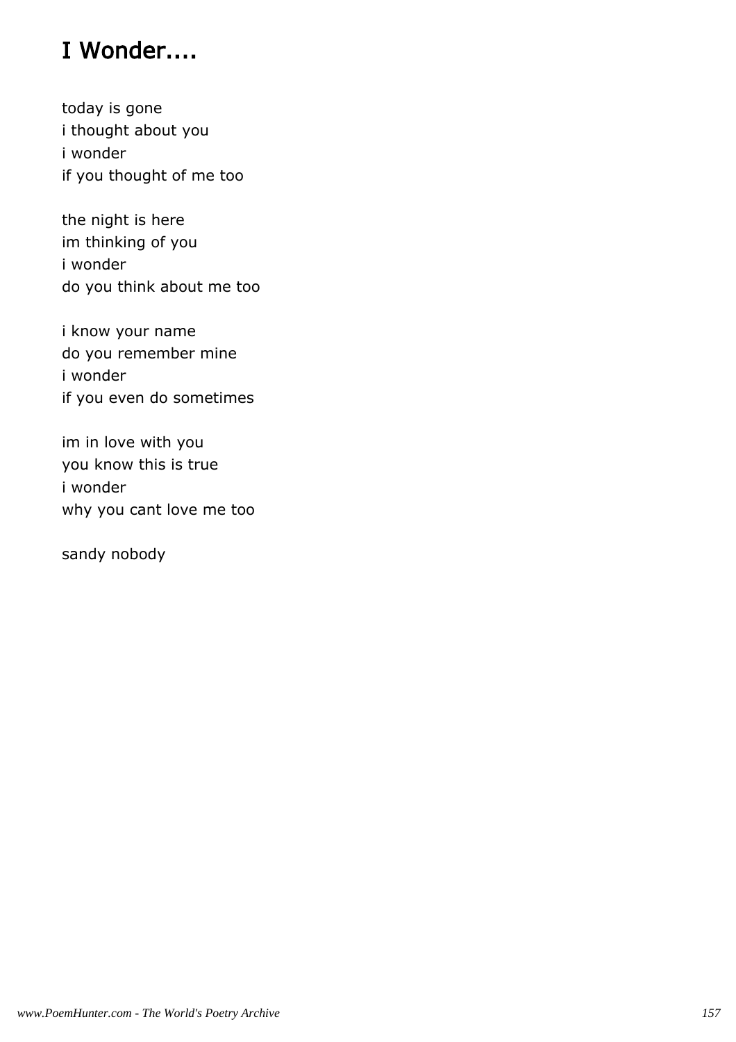# I Wonder....

today is gone
i thought about you
i wonder
if you thought of me too

the night is here
im thinking of you
i wonder
do you think about me too

i know your name
do you remember mine
i wonder
if you even do sometimes

im in love with you
you know this is true
i wonder
why you cant love me too

sandy nobody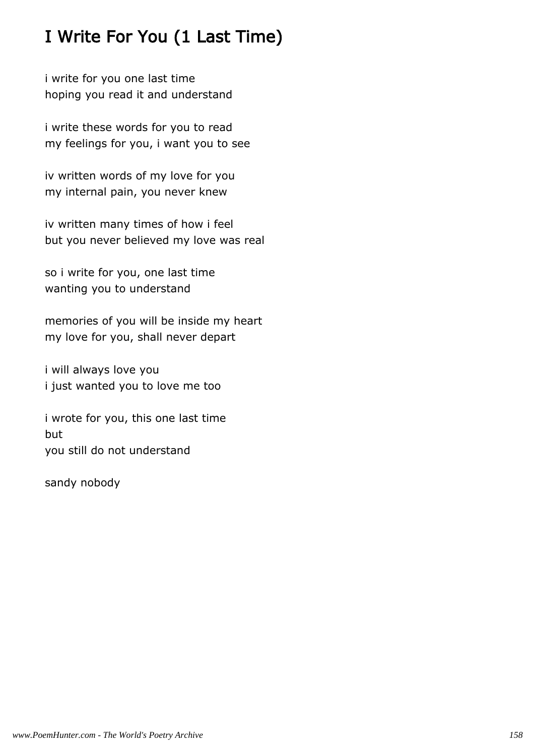# I Write For You (1 Last Time)

i write for you one last time  
hoping you read it and understand

i write these words for you to read  
my feelings for you, i want you to see

iv written words of my love for you  
my internal pain, you never knew

iv written many times of how i feel  
but you never believed my love was real

so i write for you, one last time  
wanting you to understand

memories of you will be inside my heart  
my love for you, shall never depart

i will always love you  
i just wanted you to love me too

i wrote for you, this one last time  
but  
you still do not understand

sandy nobody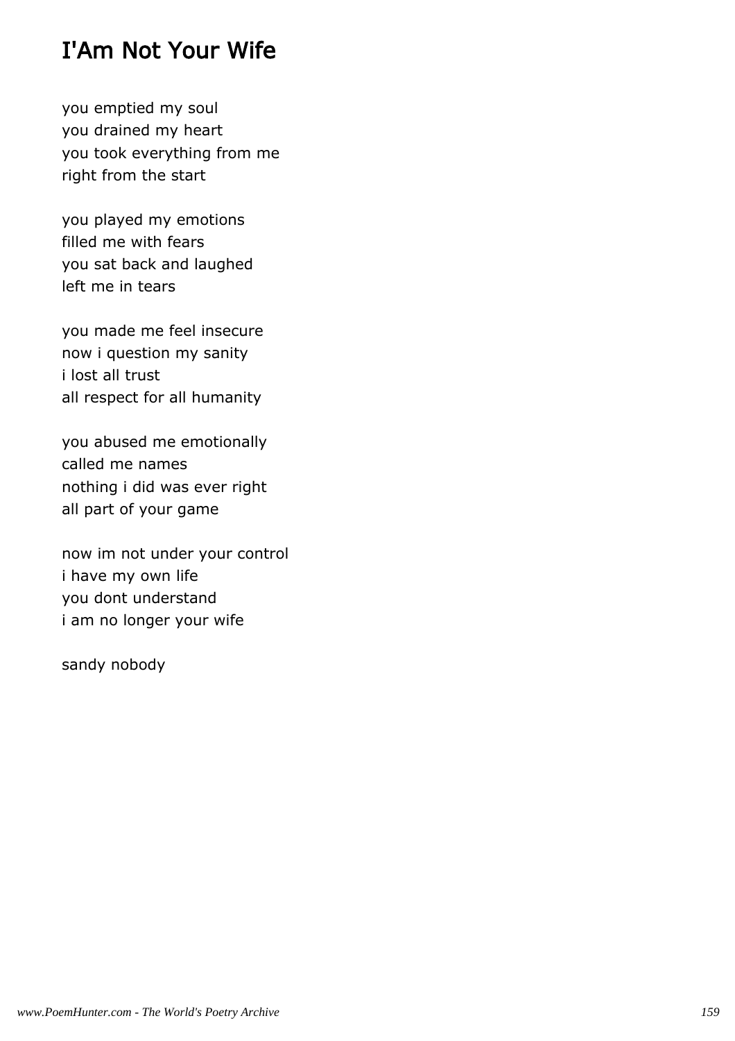# I'Am Not Your Wife

you emptied my soul
you drained my heart
you took everything from me
right from the start

you played my emotions
filled me with fears
you sat back and laughed
left me in tears

you made me feel insecure
now i question my sanity
i lost all trust
all respect for all humanity

you abused me emotionally
called me names
nothing i did was ever right
all part of your game

now im not under your control
i have my own life
you dont understand
i am no longer your wife

sandy nobody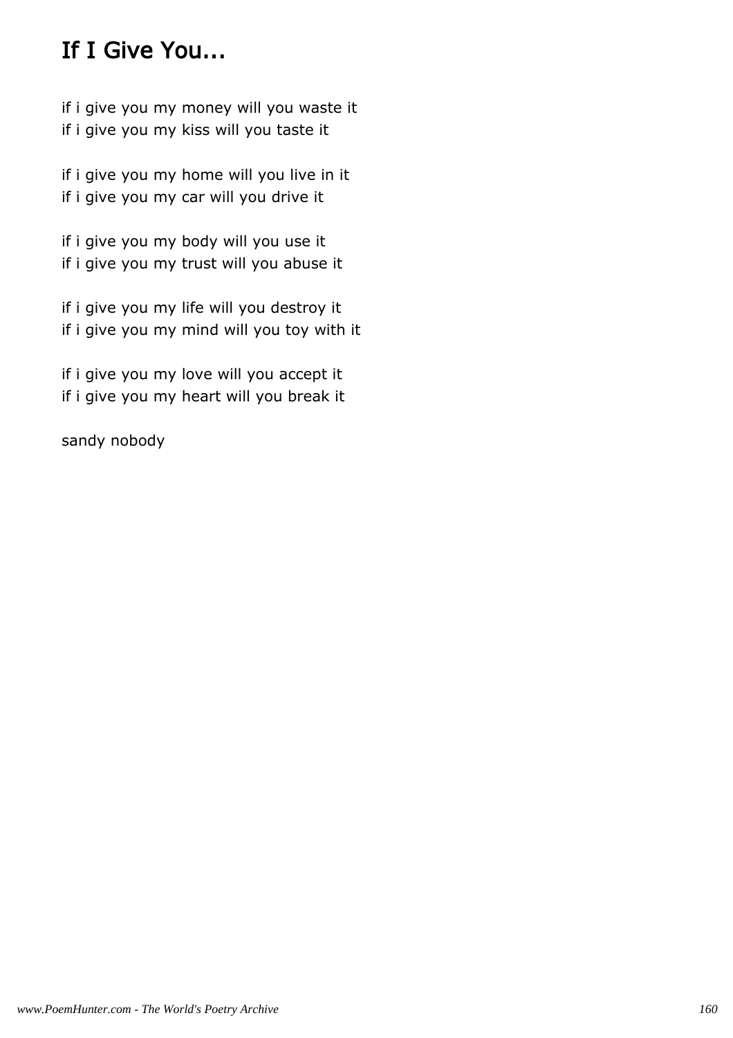# If I Give You...

if i give you my money will you waste it
if i give you my kiss will you taste it

if i give you my home will you live in it
if i give you my car will you drive it

if i give you my body will you use it
if i give you my trust will you abuse it

if i give you my life will you destroy it
if i give you my mind will you toy with it

if i give you my love will you accept it
if i give you my heart will you break it

sandy nobody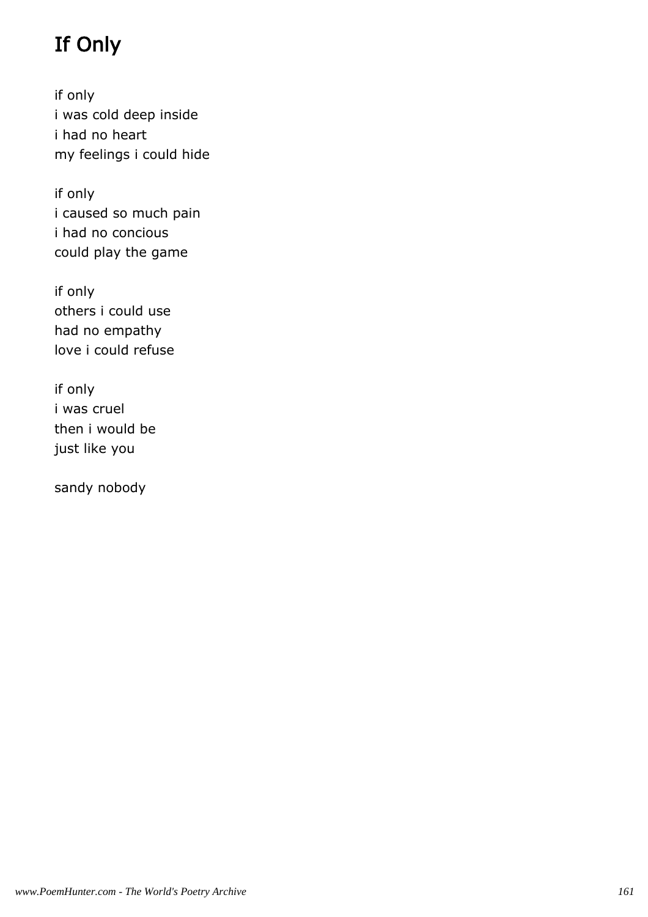# If Only

if only  
i was cold deep inside  
i had no heart  
my feelings i could hide

if only  
i caused so much pain  
i had no concious  
could play the game

if only  
others i could use  
had no empathy  
love i could refuse

if only  
i was cruel  
then i would be  
just like you

sandy nobody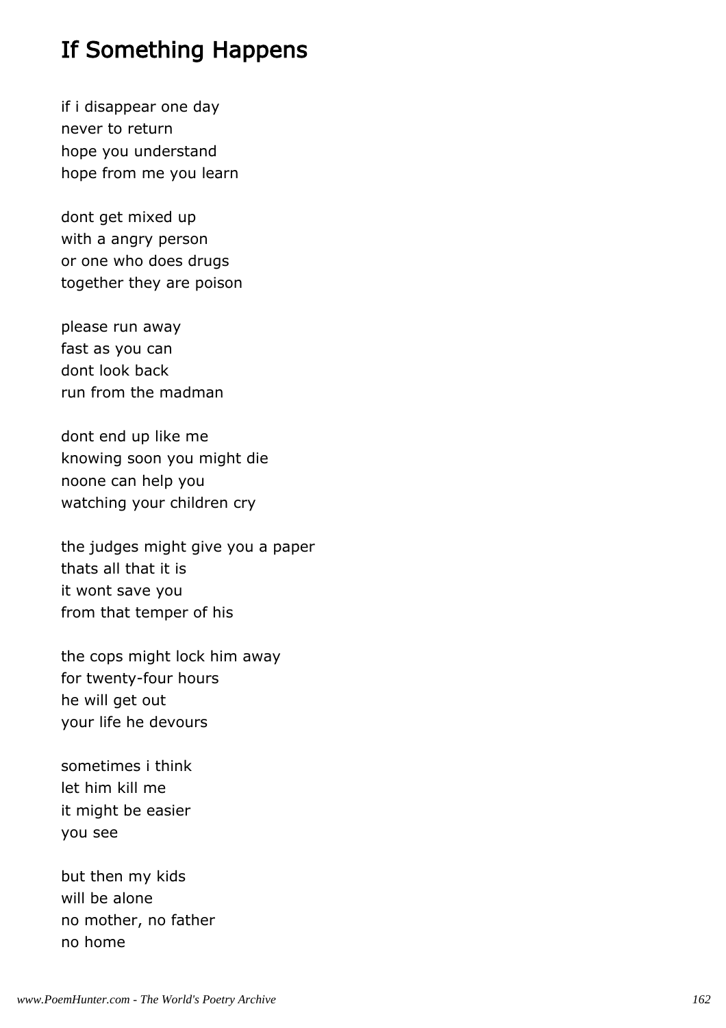# If Something Happens

if i disappear one day
never to return
hope you understand
hope from me you learn

dont get mixed up
with a angry person
or one who does drugs
together they are poison

please run away
fast as you can
dont look back
run from the madman

dont end up like me
knowing soon you might die
noone can help you
watching your children cry

the judges might give you a paper
thats all that it is
it wont save you
from that temper of his

the cops might lock him away
for twenty-four hours
he will get out
your life he devours

sometimes i think
let him kill me
it might be easier
you see

but then my kids
will be alone
no mother, no father
no home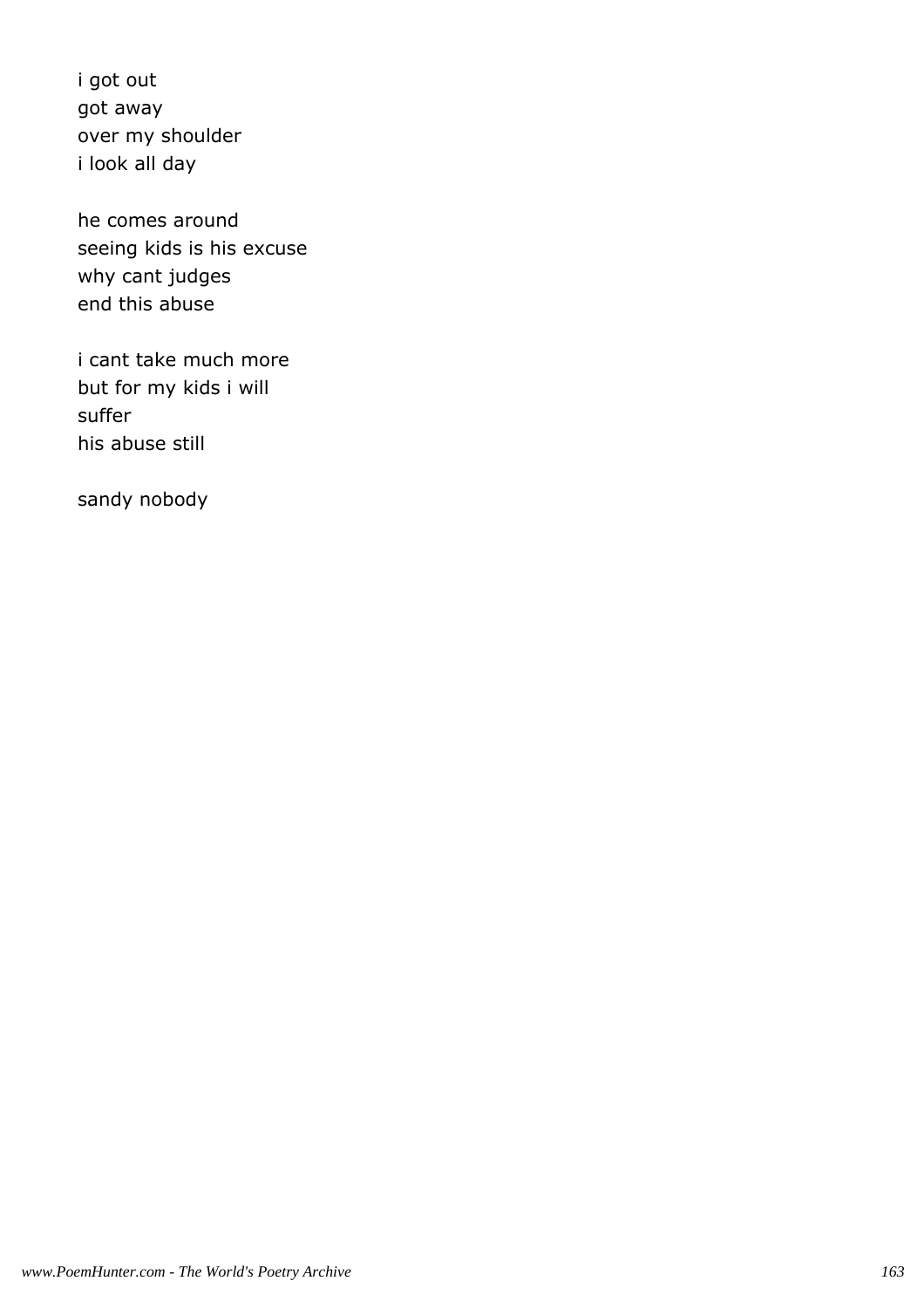i got out
got away
over my shoulder
i look all day

he comes around
seeing kids is his excuse
why cant judges
end this abuse

i cant take much more
but for my kids i will
suffer
his abuse still

sandy nobody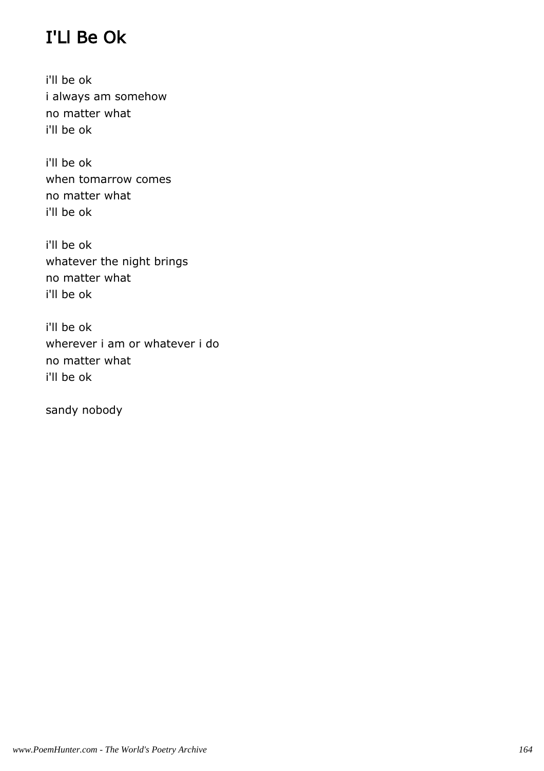# I'Ll Be Ok

i'll be ok
i always am somehow
no matter what
i'll be ok

i'll be ok
when tomarrow comes
no matter what
i'll be ok

i'll be ok
whatever the night brings
no matter what
i'll be ok

i'll be ok
wherever i am or whatever i do
no matter what
i'll be ok

sandy nobody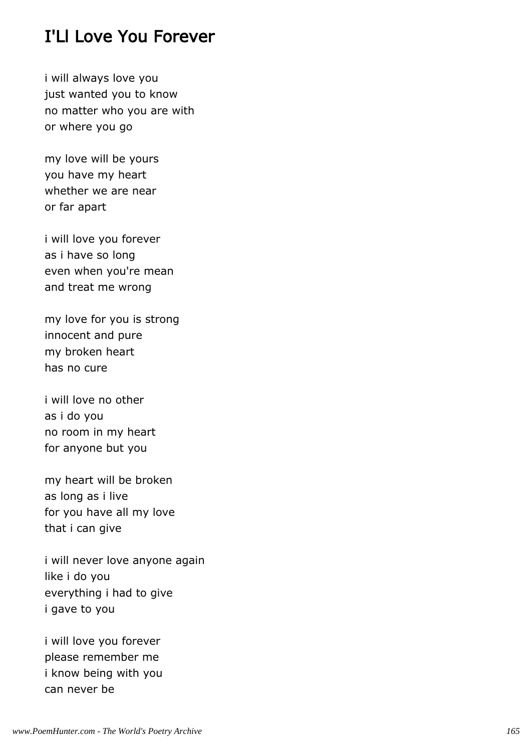## I'Ll Love You Forever

i will always love you
just wanted you to know
no matter who you are with
or where you go

my love will be yours
you have my heart
whether we are near
or far apart

i will love you forever
as i have so long
even when you're mean
and treat me wrong

my love for you is strong
innocent and pure
my broken heart
has no cure

i will love no other
as i do you
no room in my heart
for anyone but you

my heart will be broken
as long as i live
for you have all my love
that i can give

i will never love anyone again
like i do you
everything i had to give
i gave to you

i will love you forever
please remember me
i know being with you
can never be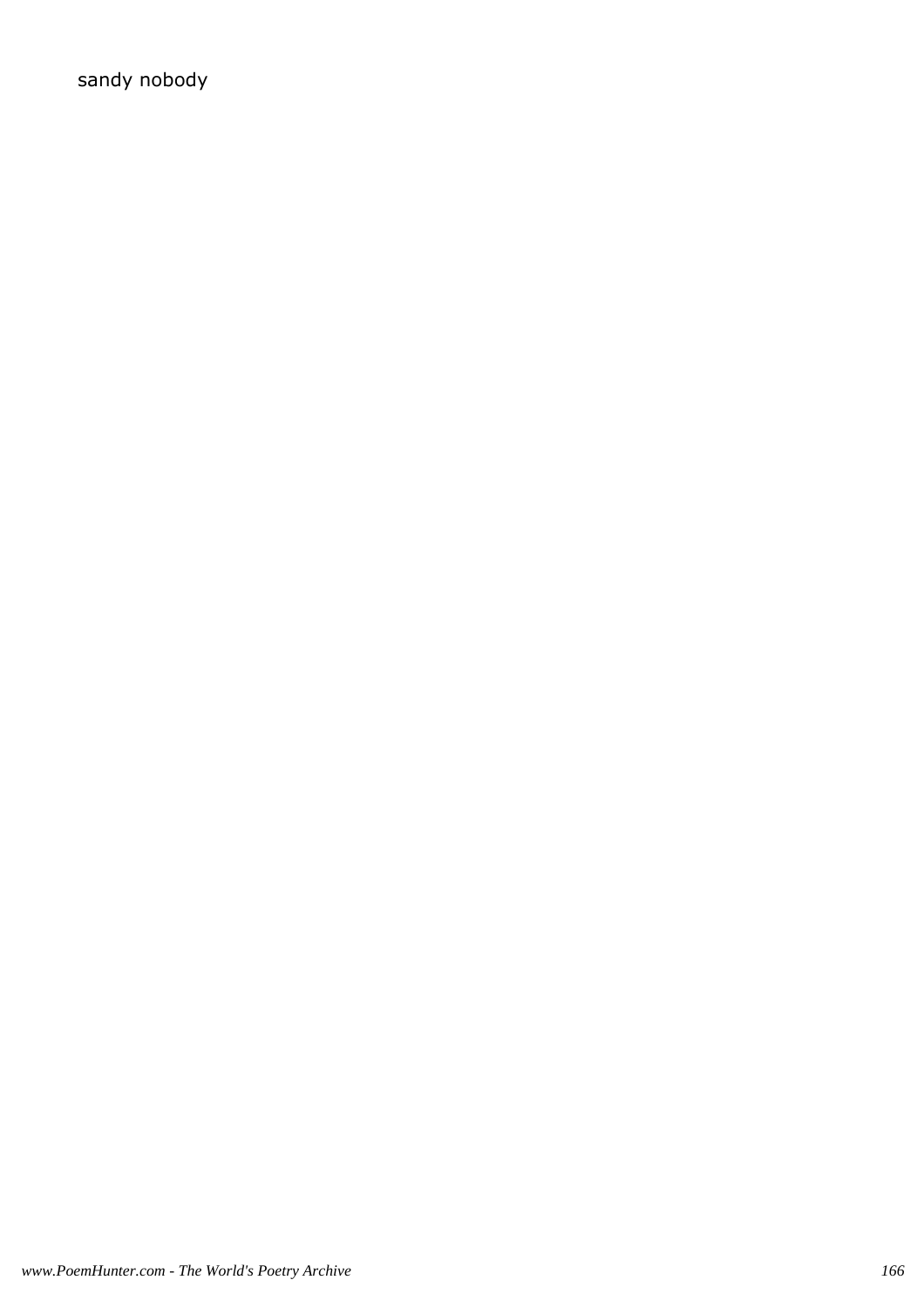sandy nobody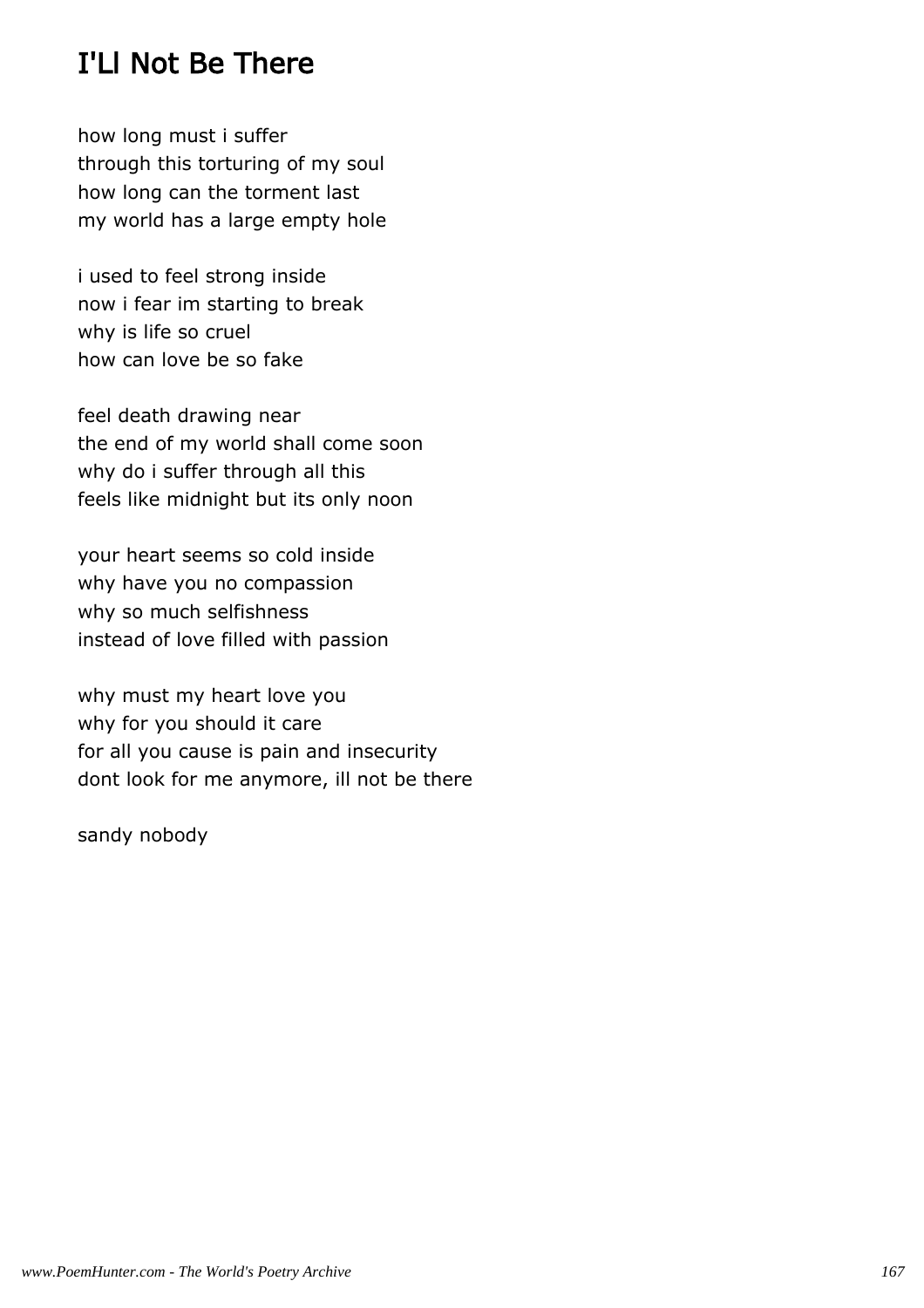# I'Ll Not Be There

how long must i suffer
through this torturing of my soul
how long can the torment last
my world has a large empty hole

i used to feel strong inside
now i fear im starting to break
why is life so cruel
how can love be so fake

feel death drawing near
the end of my world shall come soon
why do i suffer through all this
feels like midnight but its only noon

your heart seems so cold inside
why have you no compassion
why so much selfishness
instead of love filled with passion

why must my heart love you
why for you should it care
for all you cause is pain and insecurity
dont look for me anymore, ill not be there

sandy nobody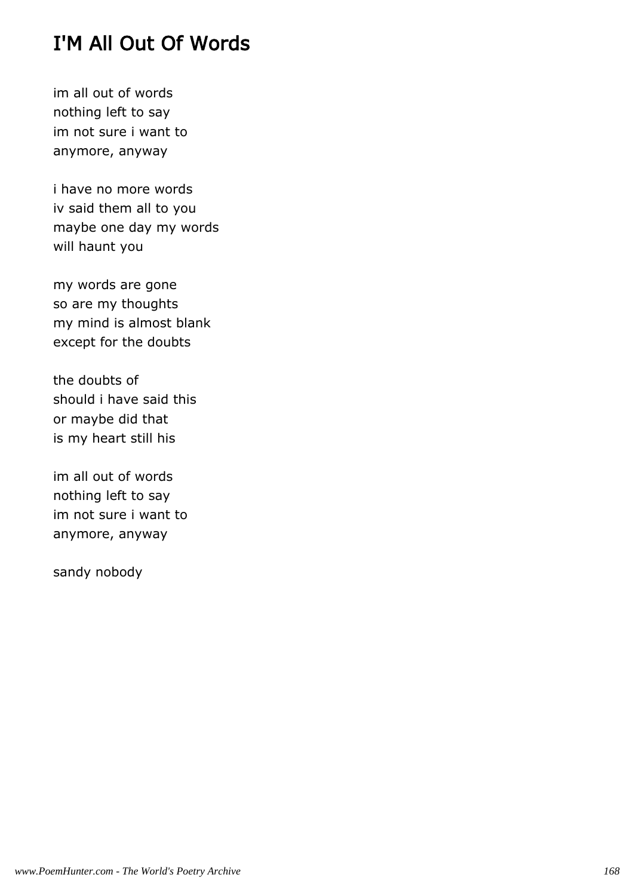# I'M All Out Of Words

im all out of words
nothing left to say
im not sure i want to
anymore, anyway

i have no more words
iv said them all to you
maybe one day my words
will haunt you

my words are gone
so are my thoughts
my mind is almost blank
except for the doubts

the doubts of
should i have said this
or maybe did that
is my heart still his

im all out of words
nothing left to say
im not sure i want to
anymore, anyway

sandy nobody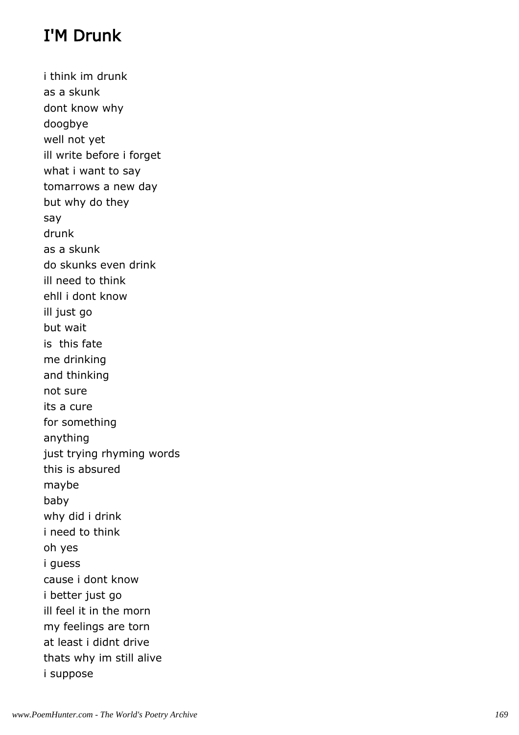# I'M Drunk

i think im drunk
as a skunk
dont know why
doogbye
well not yet
ill write before i forget
what i want to say
tomarrows a new day
but why do they
say
drunk
as a skunk
do skunks even drink
ill need to think
ehll i dont know
ill just go
but wait
is  this fate
me drinking
and thinking
not sure
its a cure
for something
anything
just trying rhyming words
this is absured
maybe
baby
why did i drink
i need to think
oh yes
i guess
cause i dont know
i better just go
ill feel it in the morn
my feelings are torn
at least i didnt drive
thats why im still alive
i suppose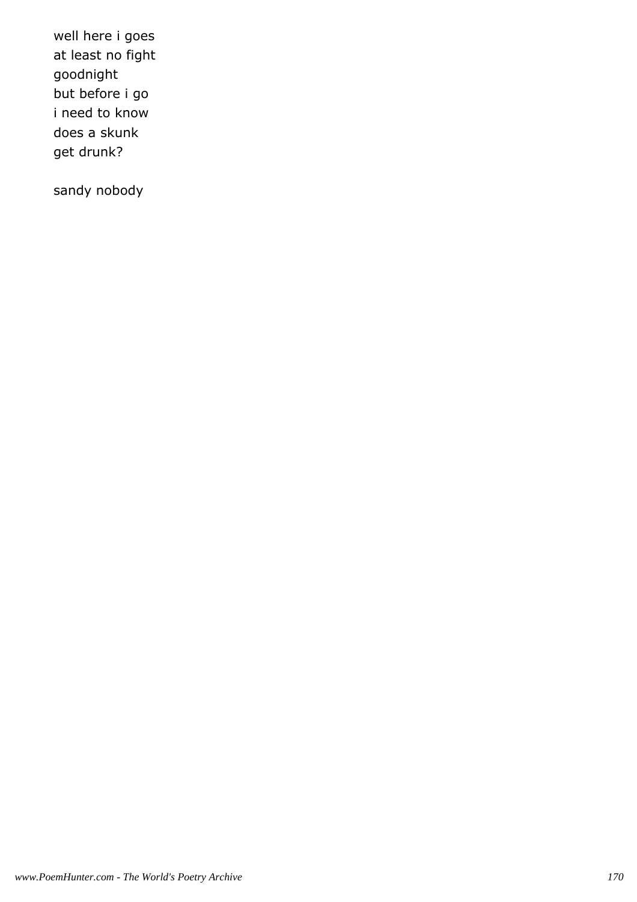well here i goes
at least no fight
goodnight
but before i go
i need to know
does a skunk
get drunk?

sandy nobody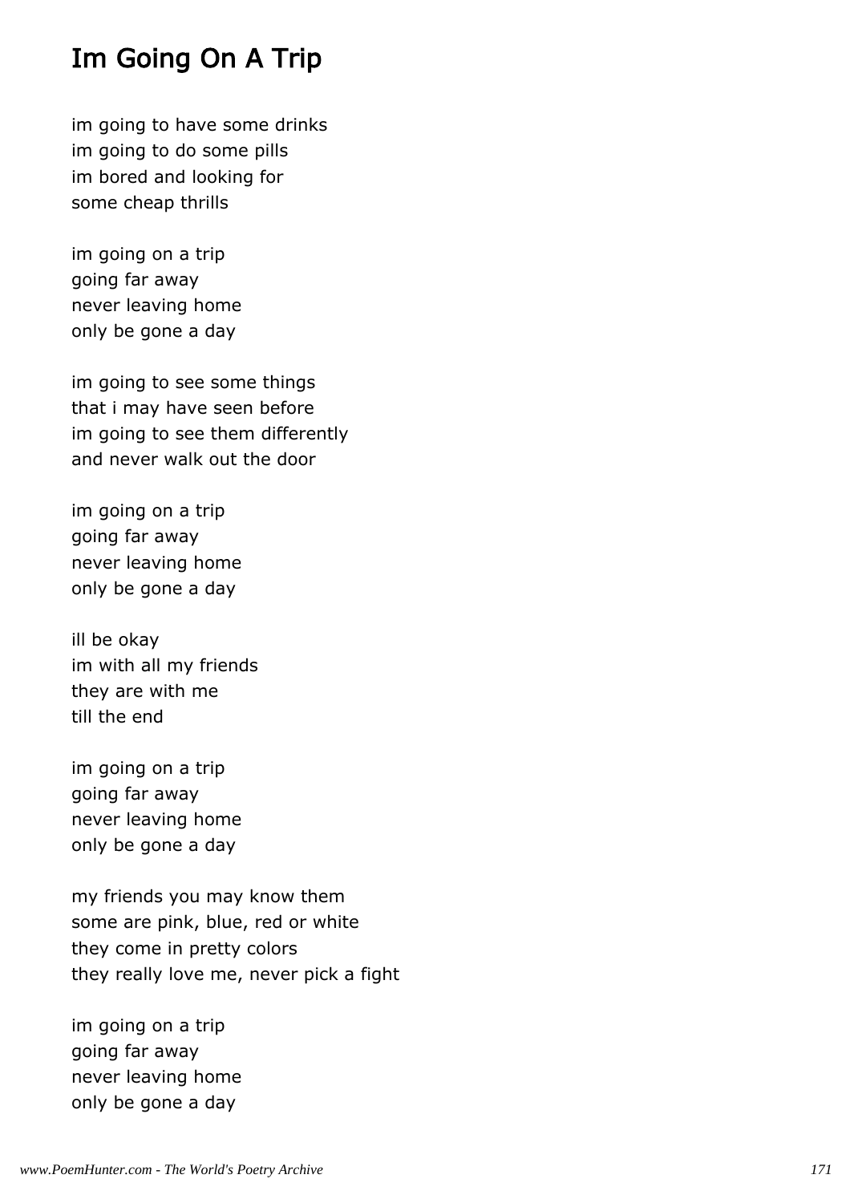# Im Going On A Trip

im going to have some drinks
im going to do some pills
im bored and looking for
some cheap thrills

im going on a trip
going far away
never leaving home
only be gone a day

im going to see some things
that i may have seen before
im going to see them differently
and never walk out the door

im going on a trip
going far away
never leaving home
only be gone a day

ill be okay
im with all my friends
they are with me
till the end

im going on a trip
going far away
never leaving home
only be gone a day

my friends you may know them
some are pink, blue, red or white
they come in pretty colors
they really love me, never pick a fight

im going on a trip
going far away
never leaving home
only be gone a day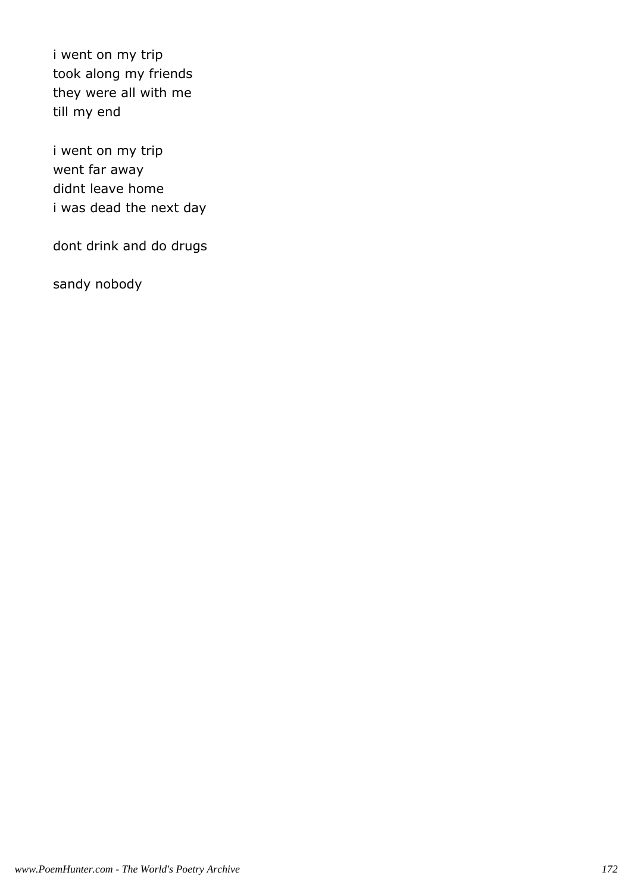i went on my trip
took along my friends
they were all with me
till my end

i went on my trip
went far away
didnt leave home
i was dead the next day

dont drink and do drugs

sandy nobody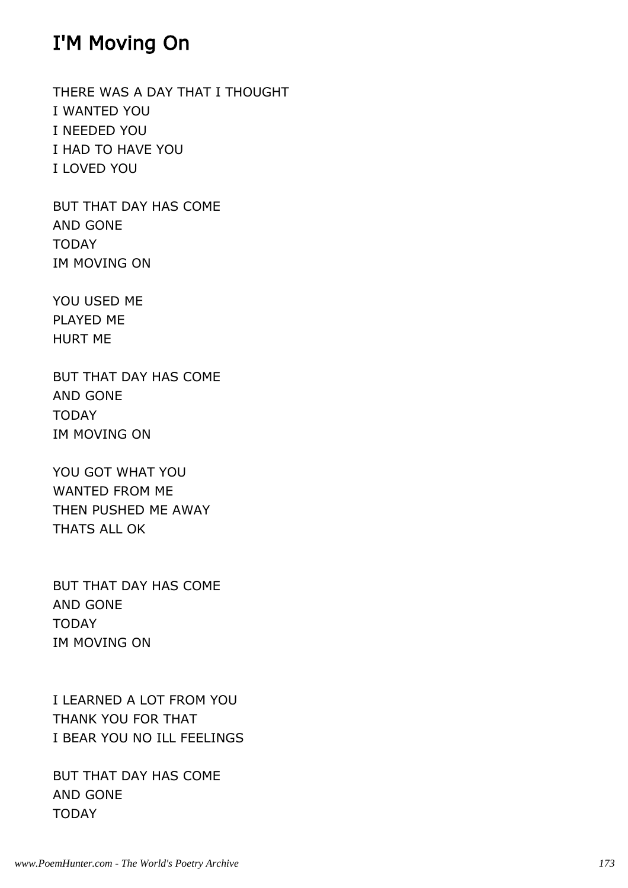## I'M Moving On

THERE WAS A DAY THAT I THOUGHT
I WANTED YOU
I NEEDED YOU
I HAD TO HAVE YOU
I LOVED YOU

BUT THAT DAY HAS COME
AND GONE
TODAY
IM MOVING ON

YOU USED ME
PLAYED ME
HURT ME

BUT THAT DAY HAS COME
AND GONE
TODAY
IM MOVING ON

YOU GOT WHAT YOU
WANTED FROM ME
THEN PUSHED ME AWAY
THATS ALL OK

BUT THAT DAY HAS COME
AND GONE
TODAY
IM MOVING ON

I LEARNED A LOT FROM YOU
THANK YOU FOR THAT
I BEAR YOU NO ILL FEELINGS

BUT THAT DAY HAS COME
AND GONE
TODAY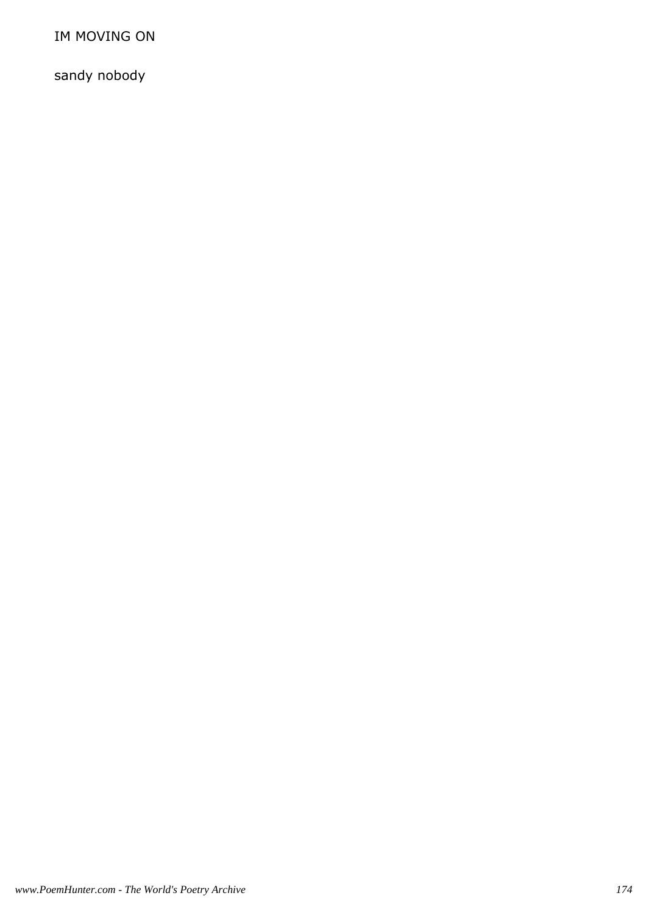IM MOVING ON

sandy nobody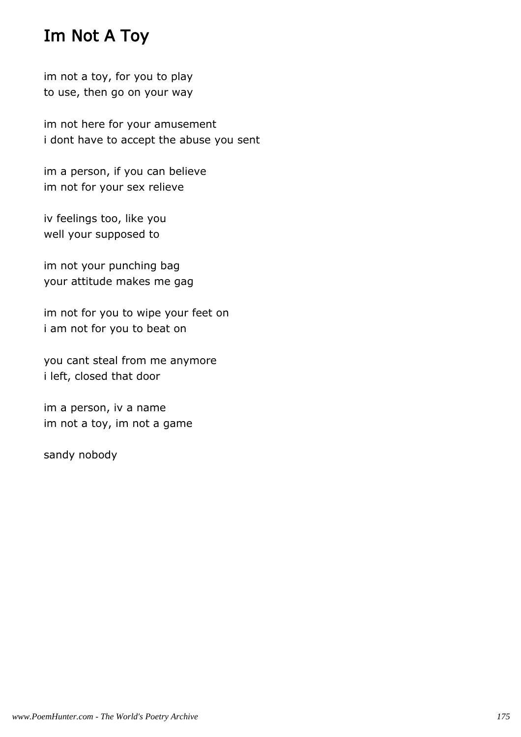# Im Not A Toy

im not a toy, for you to play
to use, then go on your way

im not here for your amusement
i dont have to accept the abuse you sent

im a person, if you can believe
im not for your sex relieve

iv feelings too, like you
well your supposed to

im not your punching bag
your attitude makes me gag

im not for you to wipe your feet on
i am not for you to beat on

you cant steal from me anymore
i left, closed that door

im a person, iv a name
im not a toy, im not a game

sandy nobody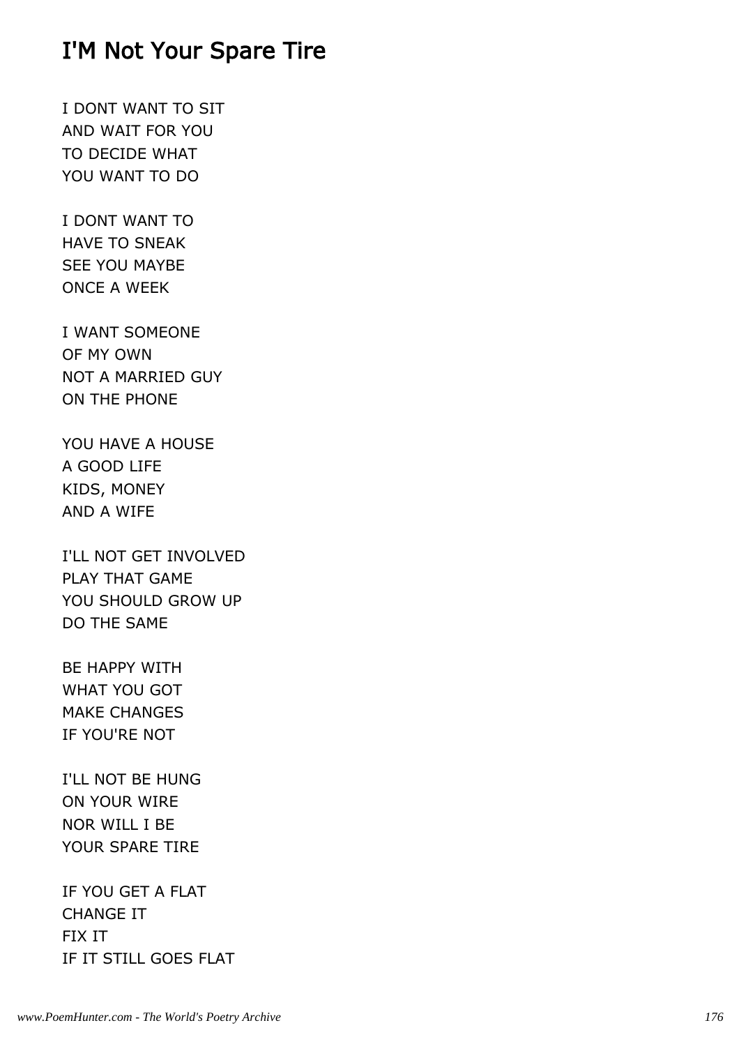## I'M Not Your Spare Tire

I DONT WANT TO SIT
AND WAIT FOR YOU
TO DECIDE WHAT
YOU WANT TO DO

I DONT WANT TO
HAVE TO SNEAK
SEE YOU MAYBE
ONCE A WEEK

I WANT SOMEONE
OF MY OWN
NOT A MARRIED GUY
ON THE PHONE

YOU HAVE A HOUSE
A GOOD LIFE
KIDS, MONEY
AND A WIFE

I'LL NOT GET INVOLVED
PLAY THAT GAME
YOU SHOULD GROW UP
DO THE SAME

BE HAPPY WITH
WHAT YOU GOT
MAKE CHANGES
IF YOU'RE NOT

I'LL NOT BE HUNG
ON YOUR WIRE
NOR WILL I BE
YOUR SPARE TIRE

IF YOU GET A FLAT
CHANGE IT
FIX IT
IF IT STILL GOES FLAT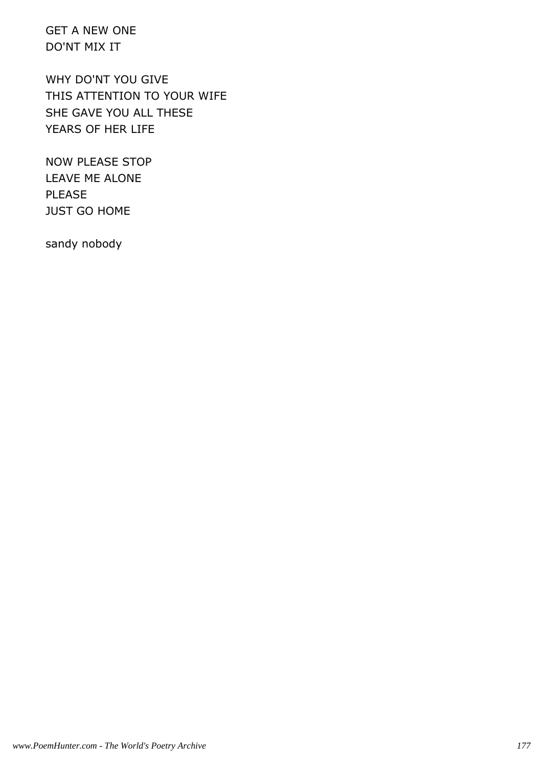GET A NEW ONE
DO'NT MIX IT

WHY DO'NT YOU GIVE
THIS ATTENTION TO YOUR WIFE
SHE GAVE YOU ALL THESE
YEARS OF HER LIFE

NOW PLEASE STOP
LEAVE ME ALONE
PLEASE
JUST GO HOME

sandy nobody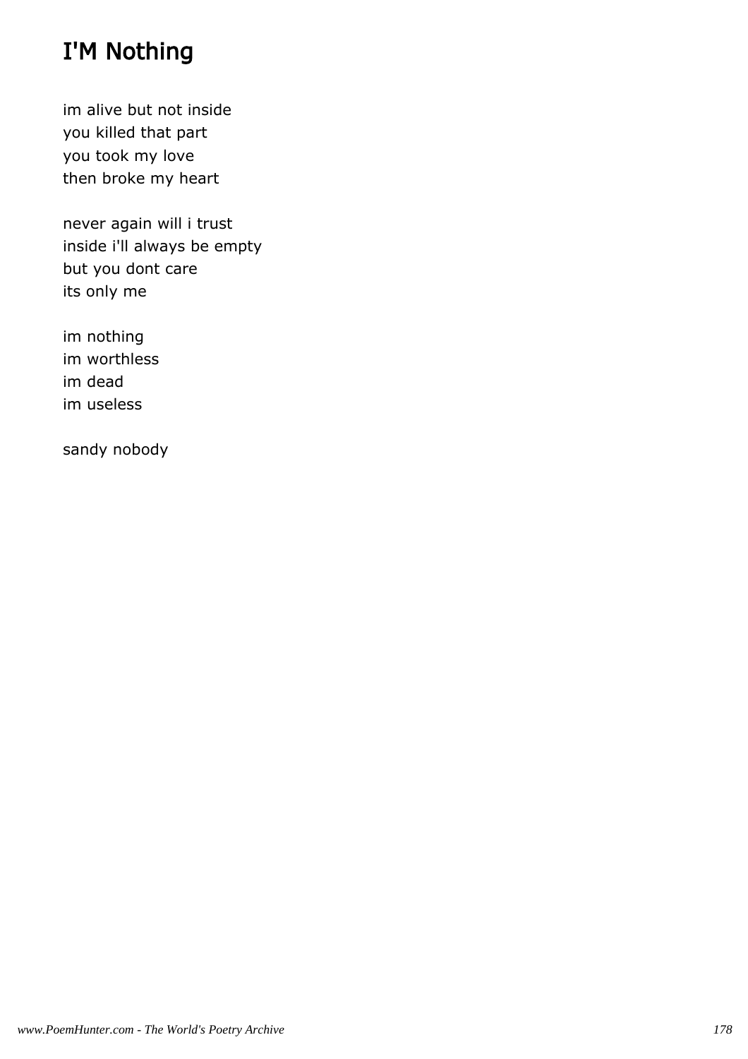# I'M Nothing

im alive but not inside
you killed that part
you took my love
then broke my heart

never again will i trust
inside i'll always be empty
but you dont care
its only me

im nothing
im worthless
im dead
im useless

sandy nobody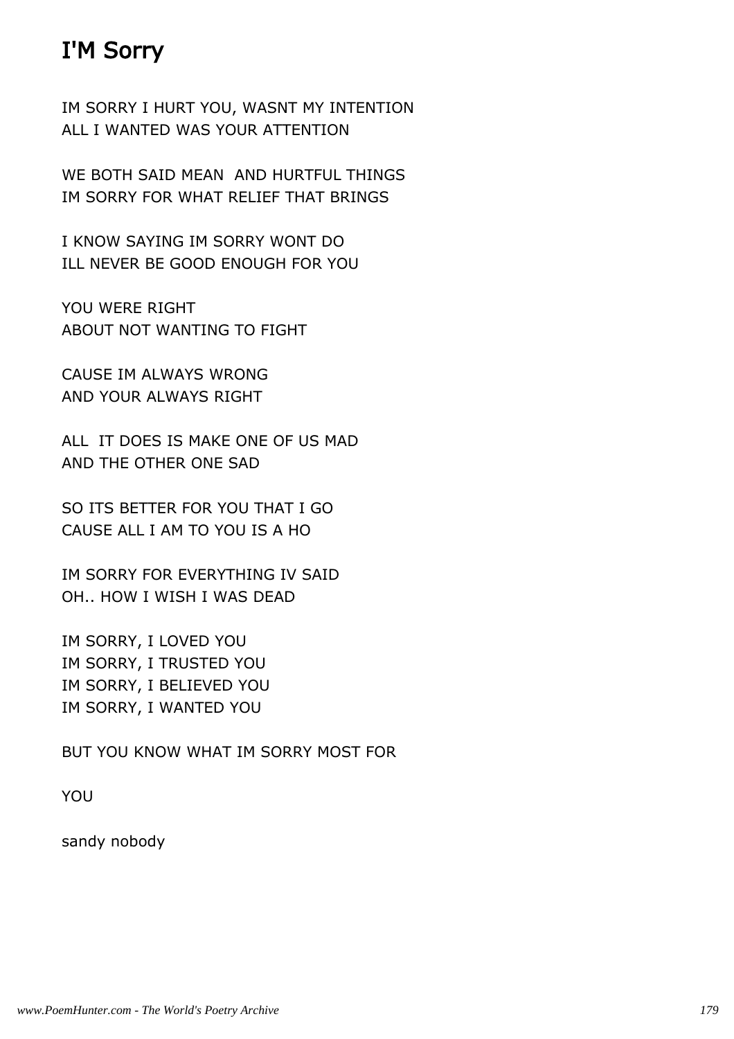# I'M Sorry

IM SORRY I HURT YOU, WASNT MY INTENTION
ALL I WANTED WAS YOUR ATTENTION

WE BOTH SAID MEAN  AND HURTFUL THINGS
IM SORRY FOR WHAT RELIEF THAT BRINGS

I KNOW SAYING IM SORRY WONT DO
ILL NEVER BE GOOD ENOUGH FOR YOU

YOU WERE RIGHT
ABOUT NOT WANTING TO FIGHT

CAUSE IM ALWAYS WRONG
AND YOUR ALWAYS RIGHT

ALL  IT DOES IS MAKE ONE OF US MAD
AND THE OTHER ONE SAD

SO ITS BETTER FOR YOU THAT I GO
CAUSE ALL I AM TO YOU IS A HO

IM SORRY FOR EVERYTHING IV SAID
OH.. HOW I WISH I WAS DEAD

IM SORRY, I LOVED YOU
IM SORRY, I TRUSTED YOU
IM SORRY, I BELIEVED YOU
IM SORRY, I WANTED YOU

BUT YOU KNOW WHAT IM SORRY MOST FOR

YOU

sandy nobody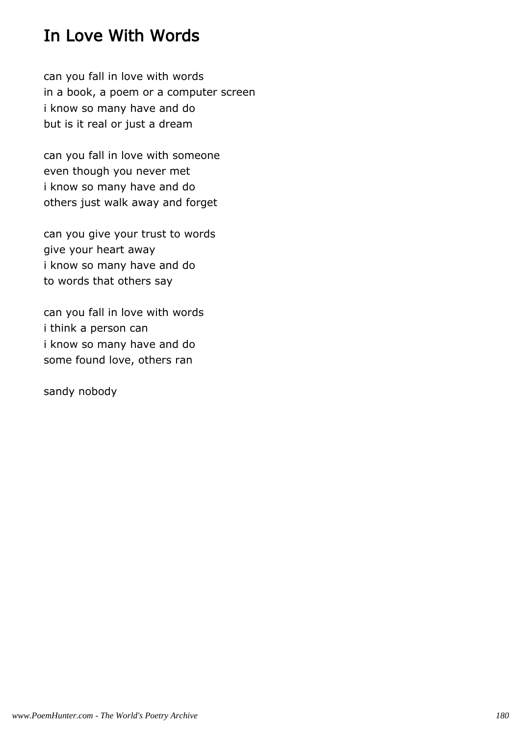# In Love With Words

can you fall in love with words
in a book, a poem or a computer screen
i know so many have and do
but is it real or just a dream

can you fall in love with someone
even though you never met
i know so many have and do
others just walk away and forget

can you give your trust to words
give your heart away
i know so many have and do
to words that others say

can you fall in love with words
i think a person can
i know so many have and do
some found love, others ran

sandy nobody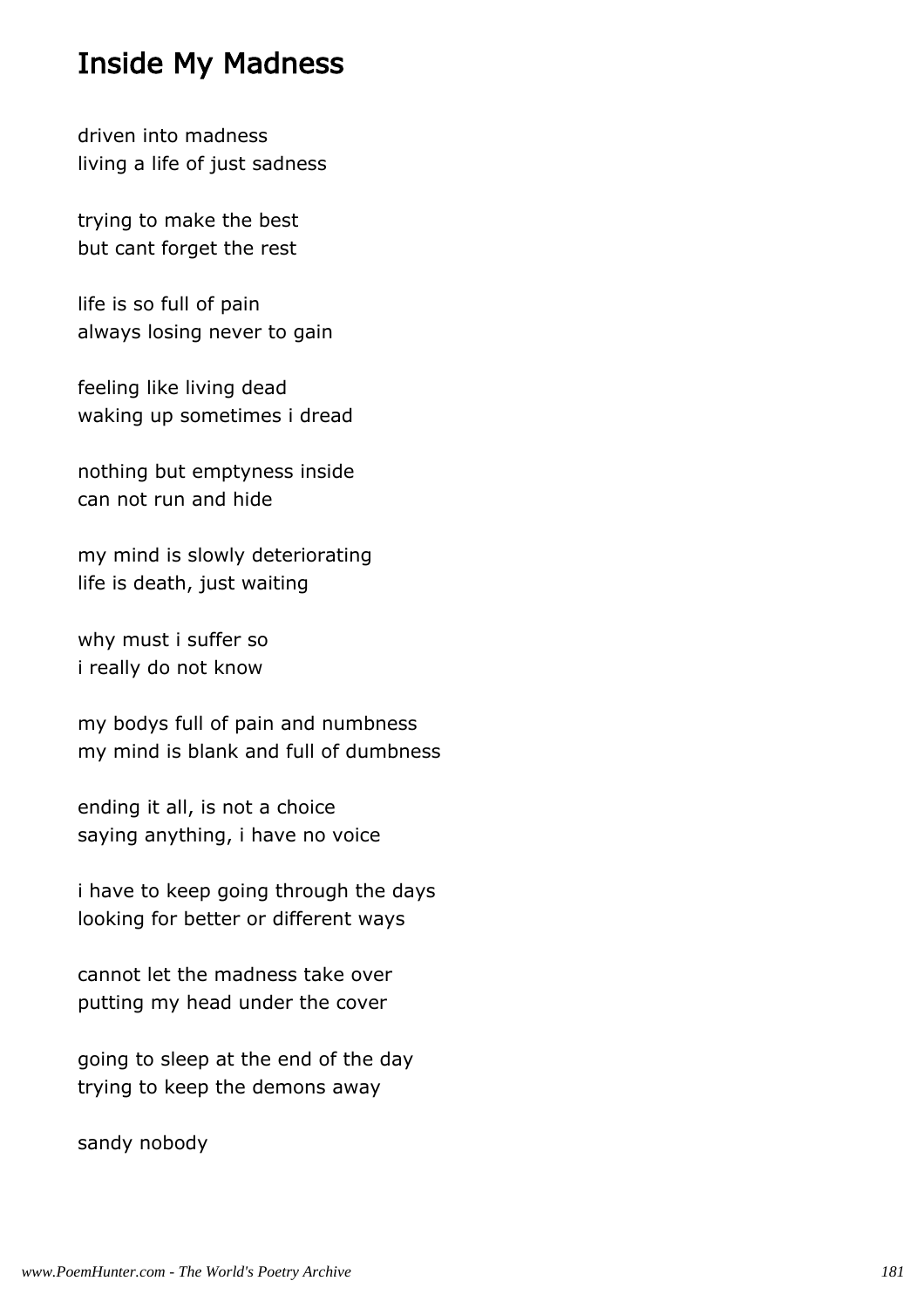# Inside My Madness

driven into madness
living a life of just sadness

trying to make the best
but cant forget the rest

life is so full of pain
always losing never to gain

feeling like living dead
waking up sometimes i dread

nothing but emptyness inside
can not run and hide

my mind is slowly deteriorating
life is death, just waiting

why must i suffer so
i really do not know

my bodys full of pain and numbness
my mind is blank and full of dumbness

ending it all, is not a choice
saying anything, i have no voice

i have to keep going through the days
looking for better or different ways

cannot let the madness take over
putting my head under the cover

going to sleep at the end of the day
trying to keep the demons away

sandy nobody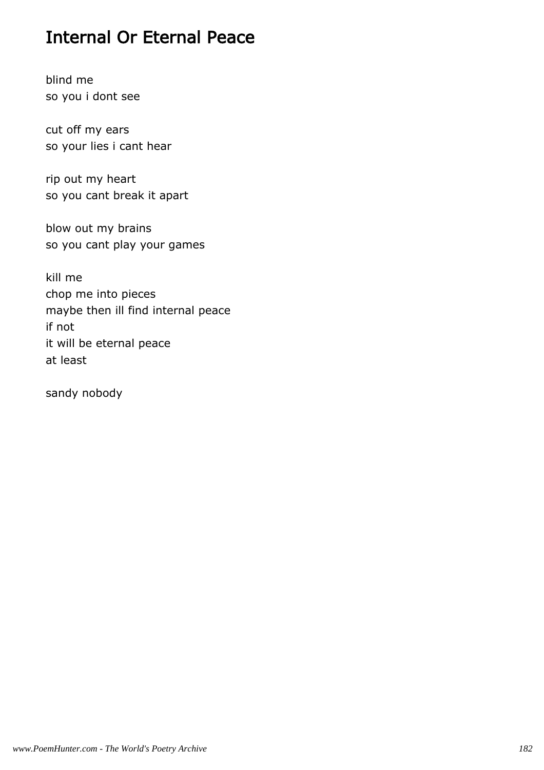# Internal Or Eternal Peace

blind me  
so you i dont see

cut off my ears  
so your lies i cant hear

rip out my heart  
so you cant break it apart

blow out my brains  
so you cant play your games

kill me  
chop me into pieces  
maybe then ill find internal peace  
if not  
it will be eternal peace  
at least

sandy nobody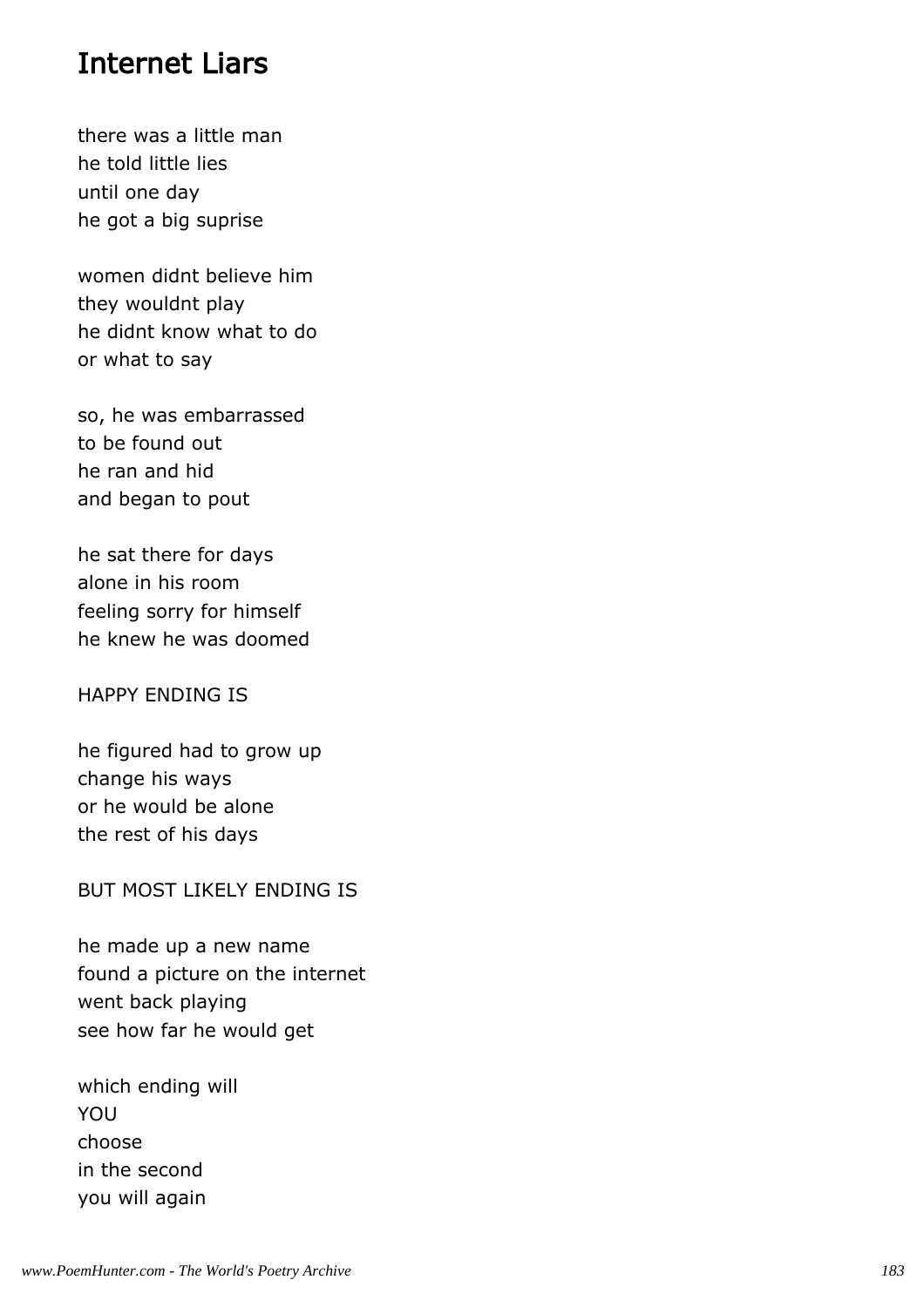## Internet Liars

there was a little man
he told little lies
until one day
he got a big suprise

women didnt believe him
they wouldnt play
he didnt know what to do
or what to say

so, he was embarrassed
to be found out
he ran and hid
and began to pout

he sat there for days
alone in his room
feeling sorry for himself
he knew he was doomed

HAPPY ENDING IS

he figured had to grow up
change his ways
or he would be alone
the rest of his days

BUT MOST LIKELY ENDING IS

he made up a new name
found a picture on the internet
went back playing
see how far he would get

which ending will
YOU
choose
in the second
you will again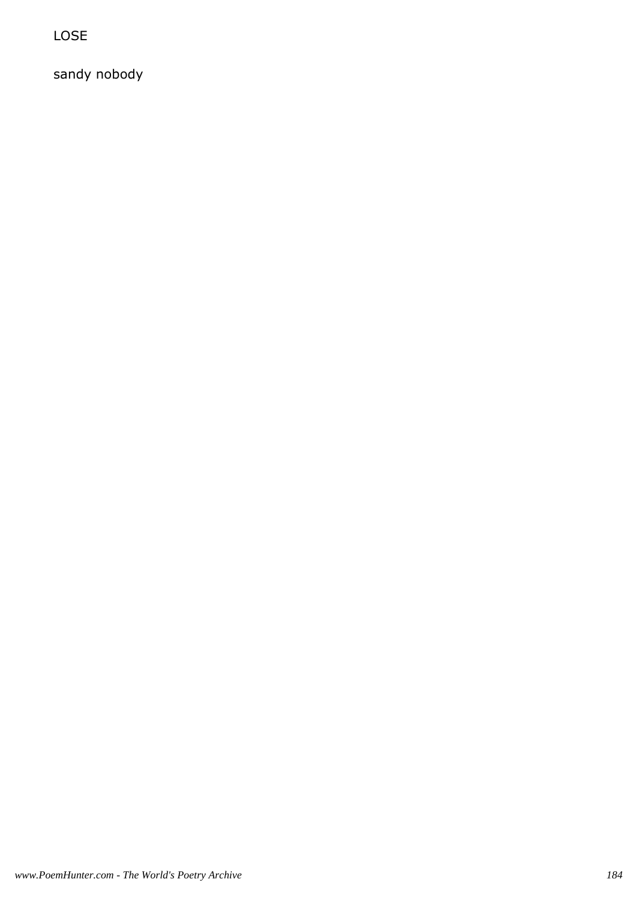LOSE

sandy nobody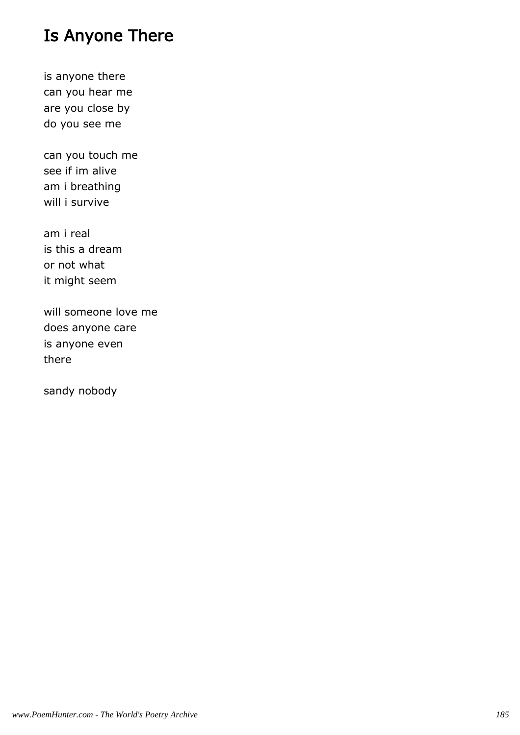# Is Anyone There

is anyone there
can you hear me
are you close by
do you see me

can you touch me
see if im alive
am i breathing
will i survive

am i real
is this a dream
or not what
it might seem

will someone love me
does anyone care
is anyone even
there

sandy nobody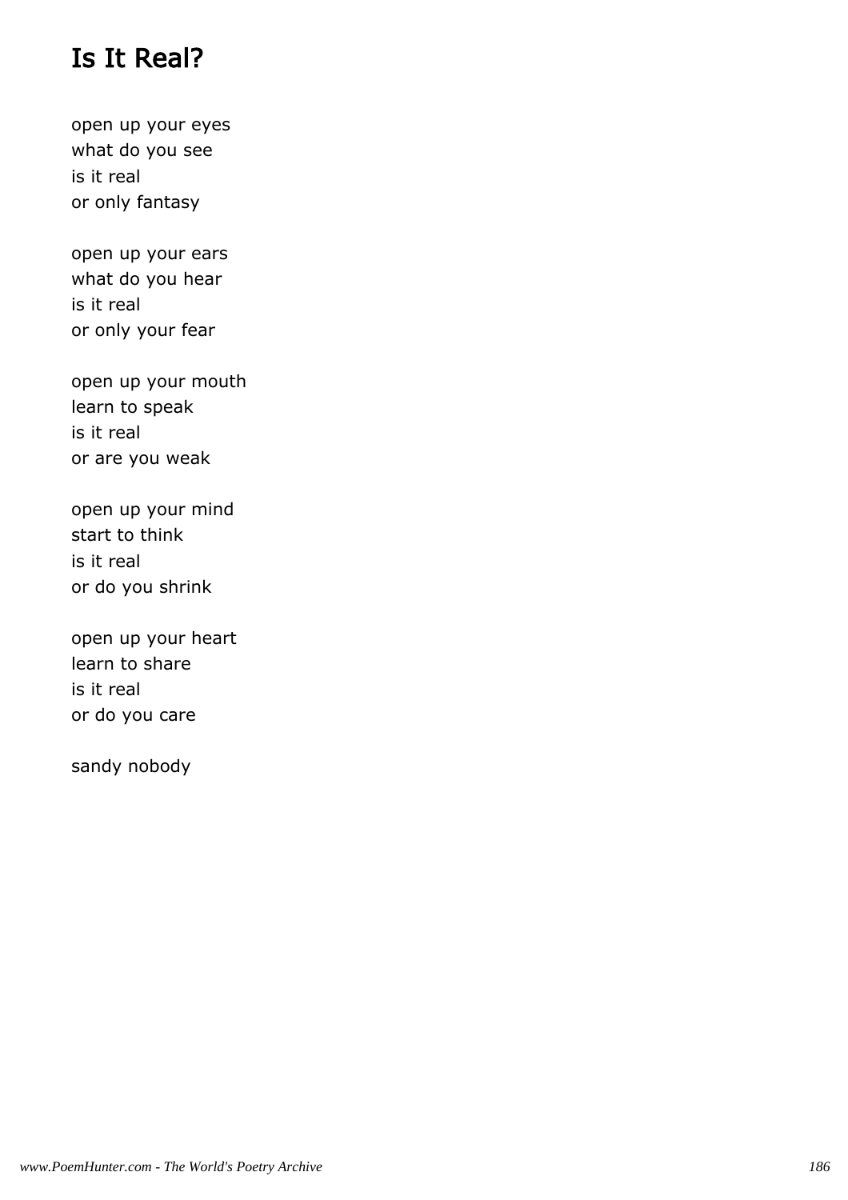# Is It Real?

open up your eyes  
what do you see  
is it real  
or only fantasy

open up your ears  
what do you hear  
is it real  
or only your fear

open up your mouth  
learn to speak  
is it real  
or are you weak

open up your mind  
start to think  
is it real  
or do you shrink

open up your heart  
learn to share  
is it real  
or do you care

sandy nobody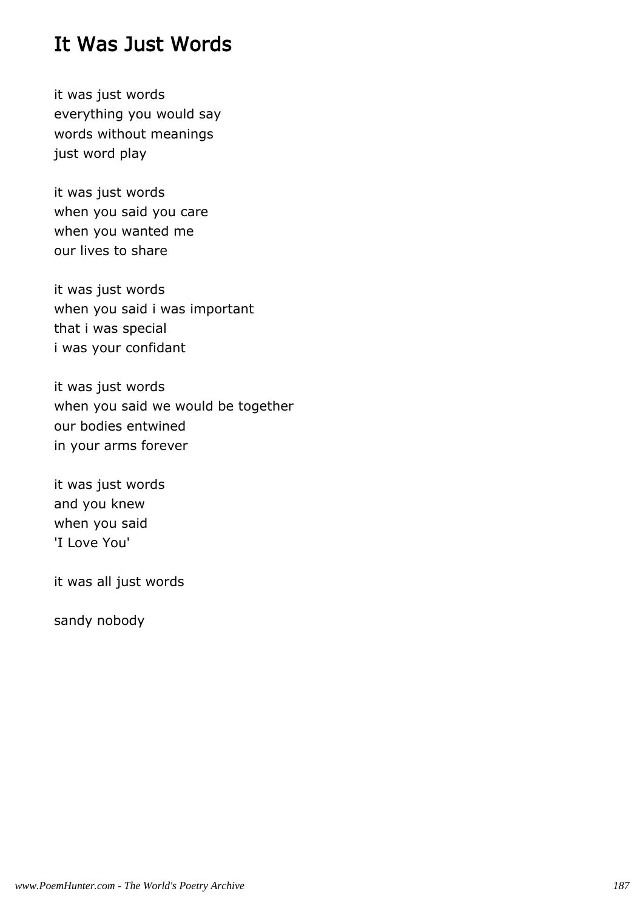# It Was Just Words

it was just words  
everything you would say  
words without meanings  
just word play

it was just words  
when you said you care  
when you wanted me  
our lives to share

it was just words  
when you said i was important  
that i was special  
i was your confidant

it was just words  
when you said we would be together  
our bodies entwined  
in your arms forever

it was just words  
and you knew  
when you said  
'I Love You'

it was all just words

sandy nobody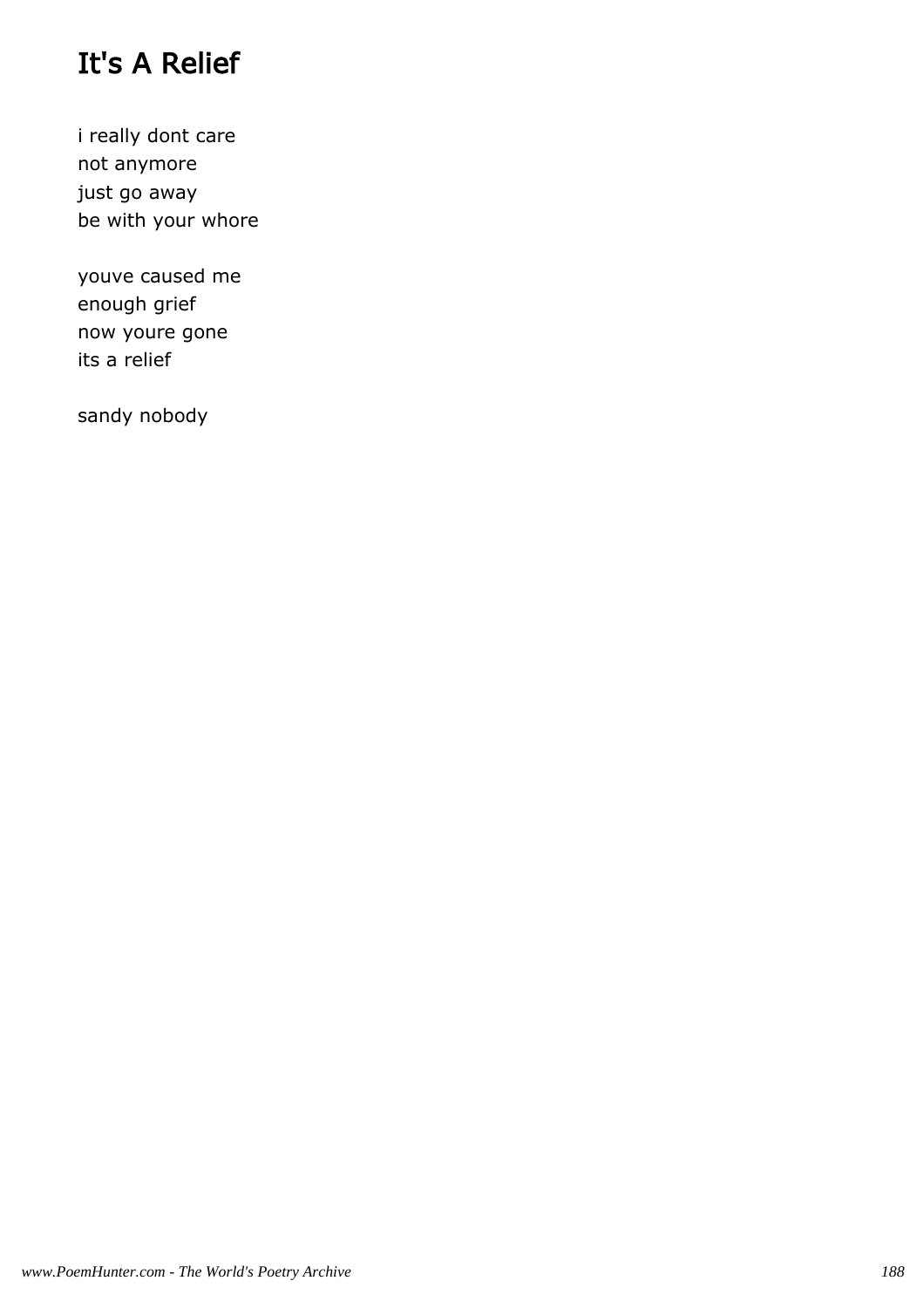# It's A Relief

i really dont care
not anymore
just go away
be with your whore

youve caused me
enough grief
now youre gone
its a relief

sandy nobody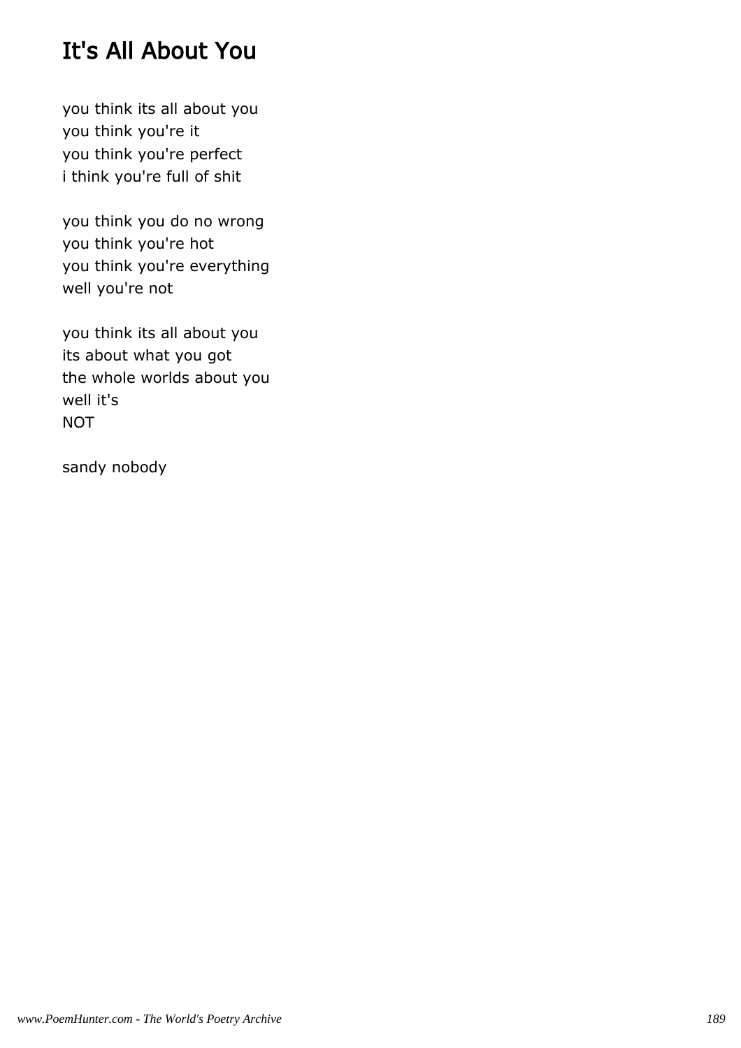# It's All About You

you think its all about you
you think you're it
you think you're perfect
i think you're full of shit

you think you do no wrong
you think you're hot
you think you're everything
well you're not

you think its all about you
its about what you got
the whole worlds about you
well it's
NOT

sandy nobody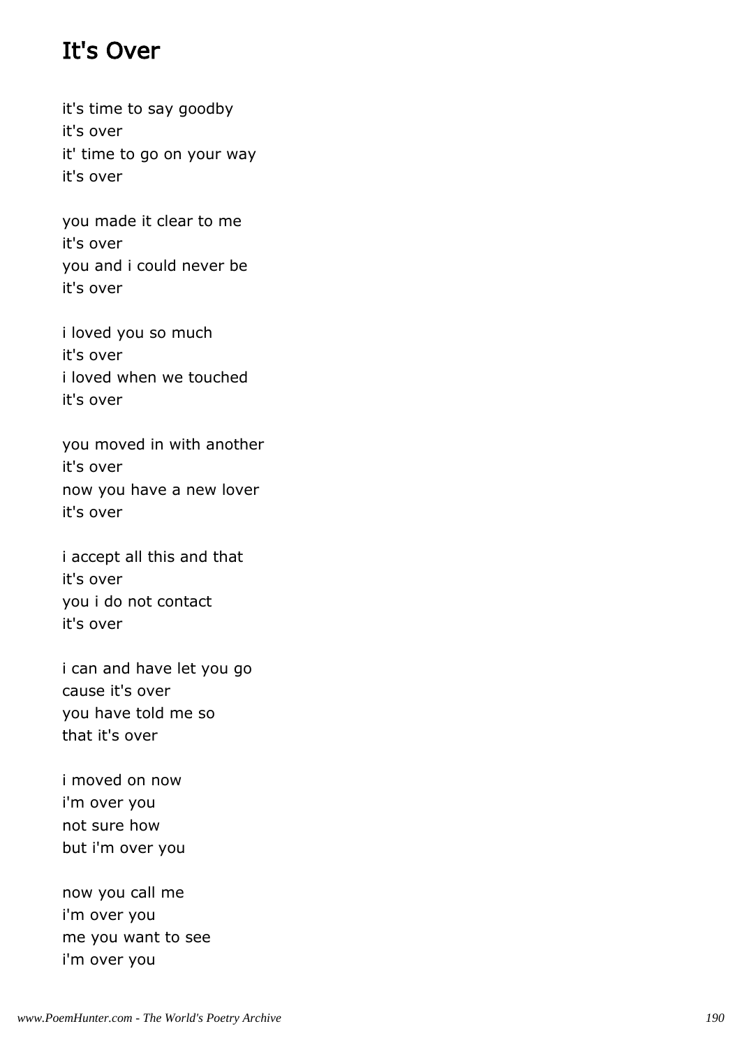## It's Over

it's time to say goodby
it's over
it' time to go on your way
it's over

you made it clear to me
it's over
you and i could never be
it's over

i loved you so much
it's over
i loved when we touched
it's over

you moved in with another
it's over
now you have a new lover
it's over

i accept all this and that
it's over
you i do not contact
it's over

i can and have let you go
cause it's over
you have told me so
that it's over

i moved on now
i'm over you
not sure how
but i'm over you

now you call me
i'm over you
me you want to see
i'm over you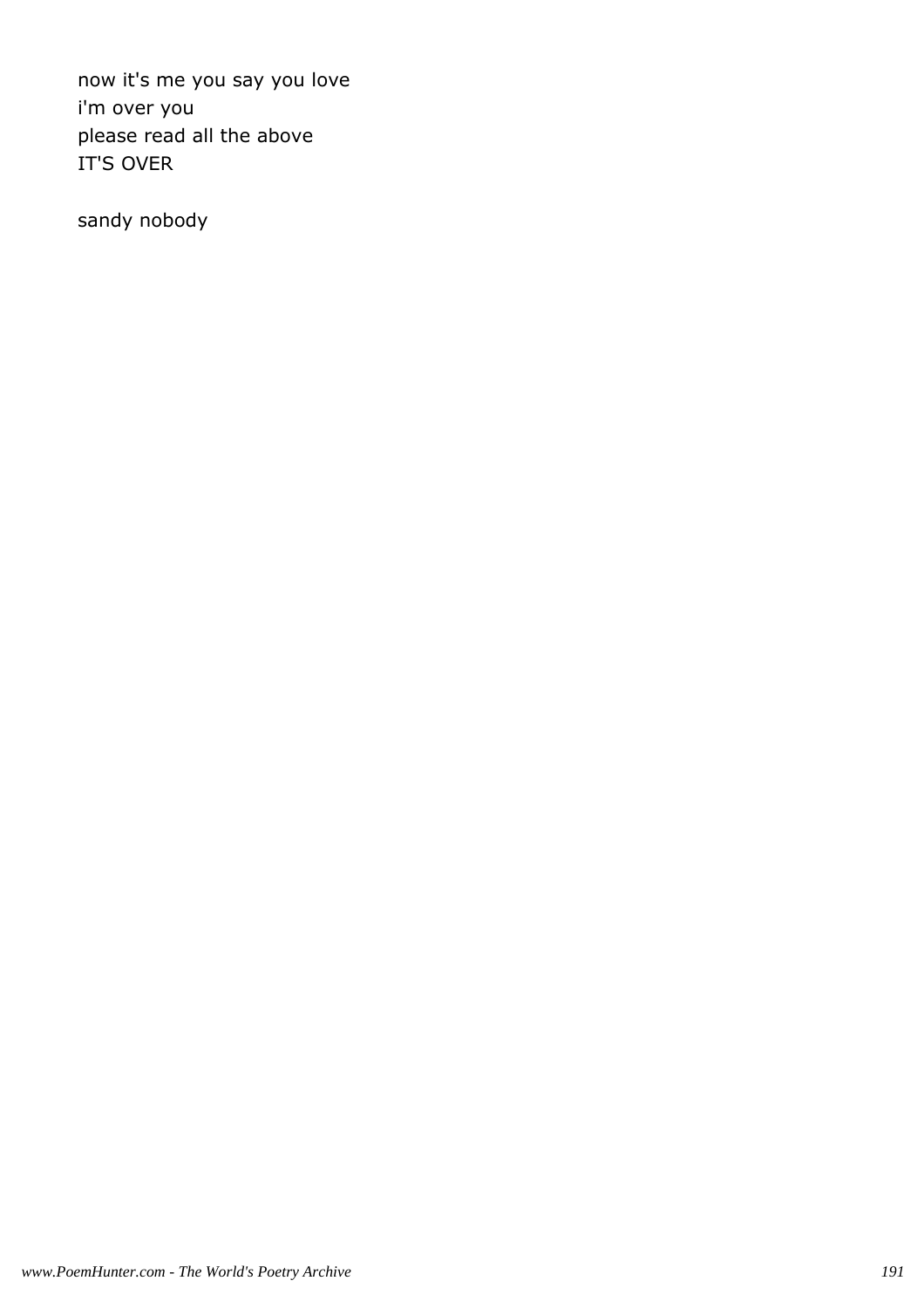now it's me you say you love
i'm over you
please read all the above
IT'S OVER

sandy nobody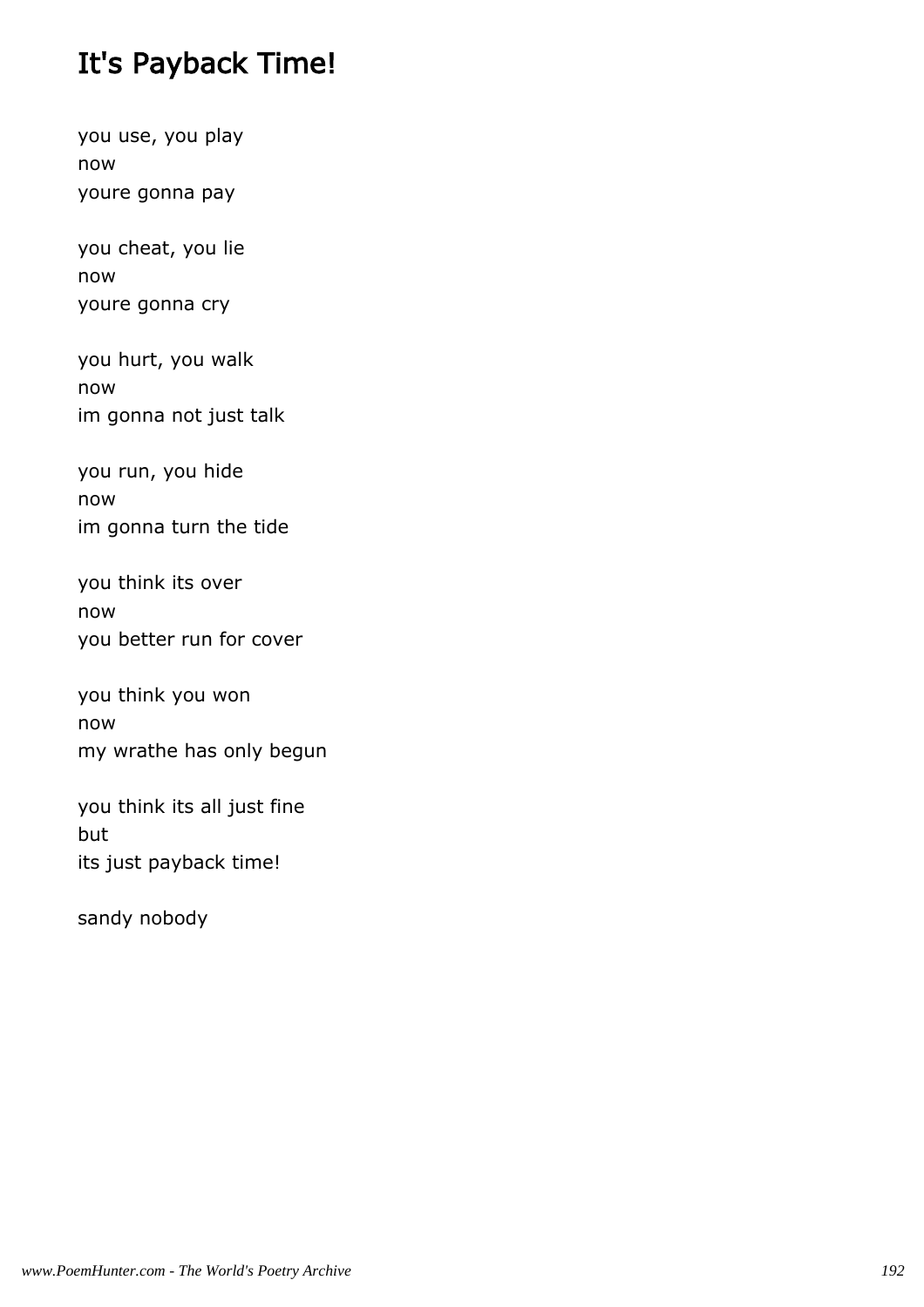# It's Payback Time!

you use, you play
now
youre gonna pay

you cheat, you lie
now
youre gonna cry

you hurt, you walk
now
im gonna not just talk

you run, you hide
now
im gonna turn the tide

you think its over
now
you better run for cover

you think you won
now
my wrathe has only begun

you think its all just fine
but
its just payback time!

sandy nobody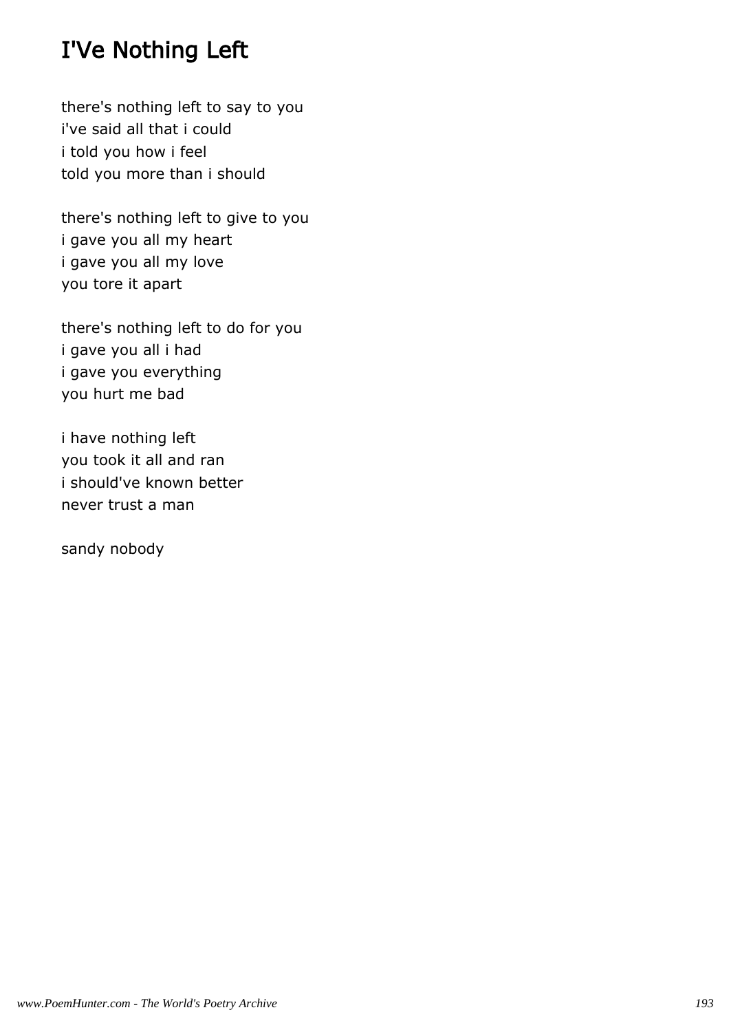# I'Ve Nothing Left

there's nothing left to say to you
i've said all that i could
i told you how i feel
told you more than i should

there's nothing left to give to you
i gave you all my heart
i gave you all my love
you tore it apart

there's nothing left to do for you
i gave you all i had
i gave you everything
you hurt me bad

i have nothing left
you took it all and ran
i should've known better
never trust a man

sandy nobody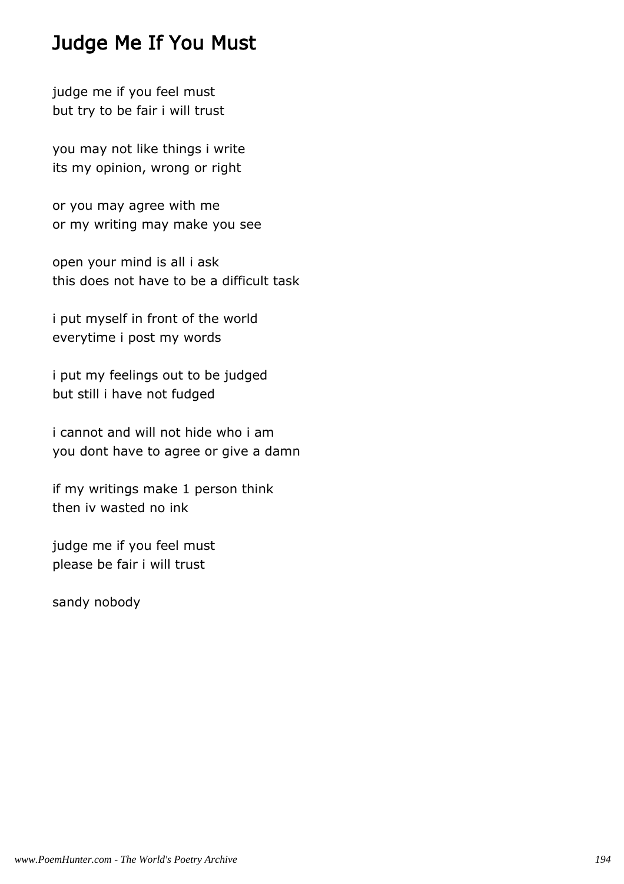# Judge Me If You Must

judge me if you feel must
but try to be fair i will trust

you may not like things i write
its my opinion, wrong or right

or you may agree with me
or my writing may make you see

open your mind is all i ask
this does not have to be a difficult task

i put myself in front of the world
everytime i post my words

i put my feelings out to be judged
but still i have not fudged

i cannot and will not hide who i am
you dont have to agree or give a damn

if my writings make 1 person think
then iv wasted no ink

judge me if you feel must
please be fair i will trust

sandy nobody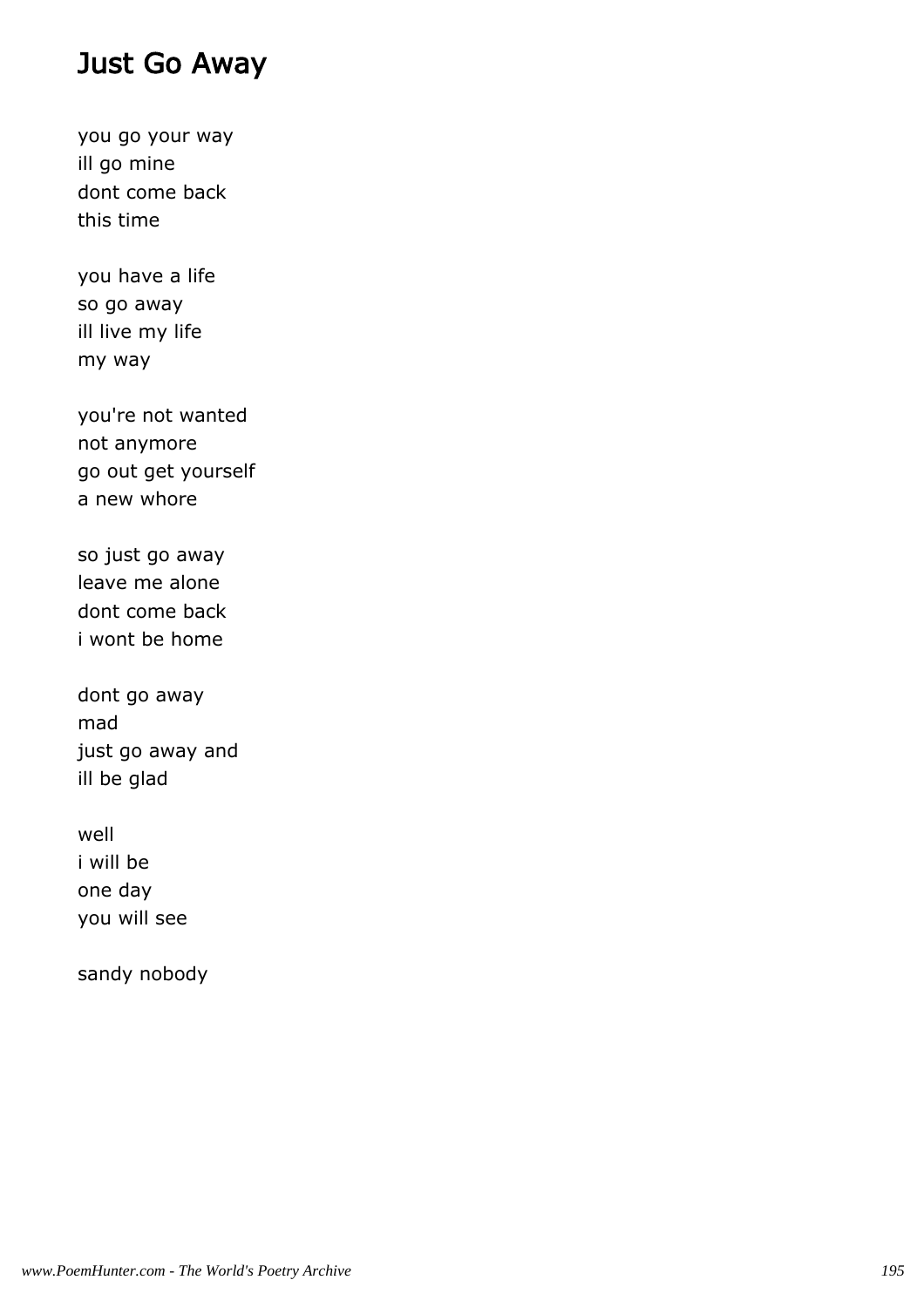# Just Go Away

you go your way  
ill go mine  
dont come back  
this time

you have a life  
so go away  
ill live my life  
my way

you're not wanted  
not anymore  
go out get yourself  
a new whore

so just go away  
leave me alone  
dont come back  
i wont be home

dont go away  
mad  
just go away and  
ill be glad

well  
i will be  
one day  
you will see

sandy nobody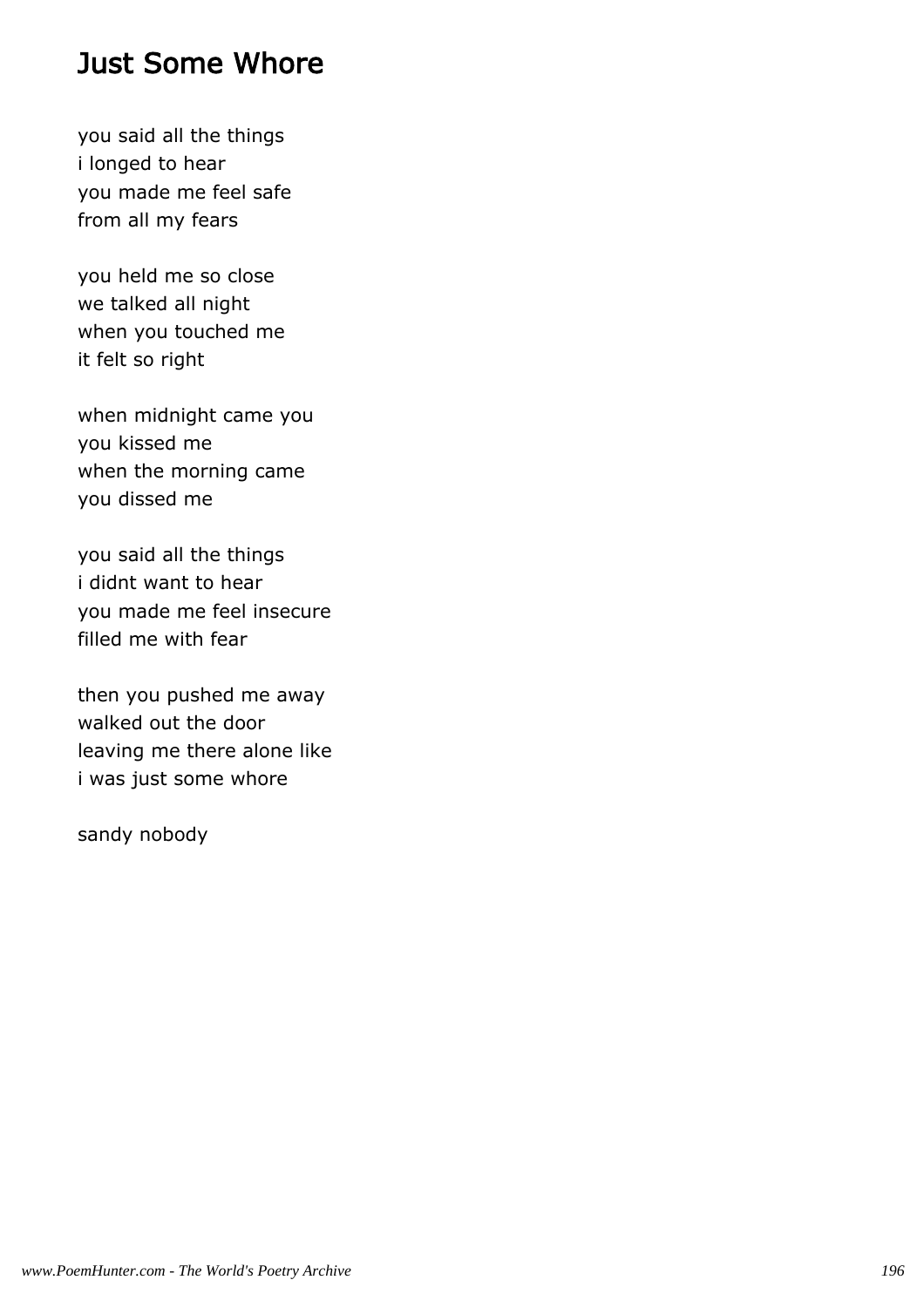# Just Some Whore

you said all the things
i longed to hear
you made me feel safe
from all my fears

you held me so close
we talked all night
when you touched me
it felt so right

when midnight came you
you kissed me
when the morning came
you dissed me

you said all the things
i didnt want to hear
you made me feel insecure
filled me with fear

then you pushed me away
walked out the door
leaving me there alone like
i was just some whore

sandy nobody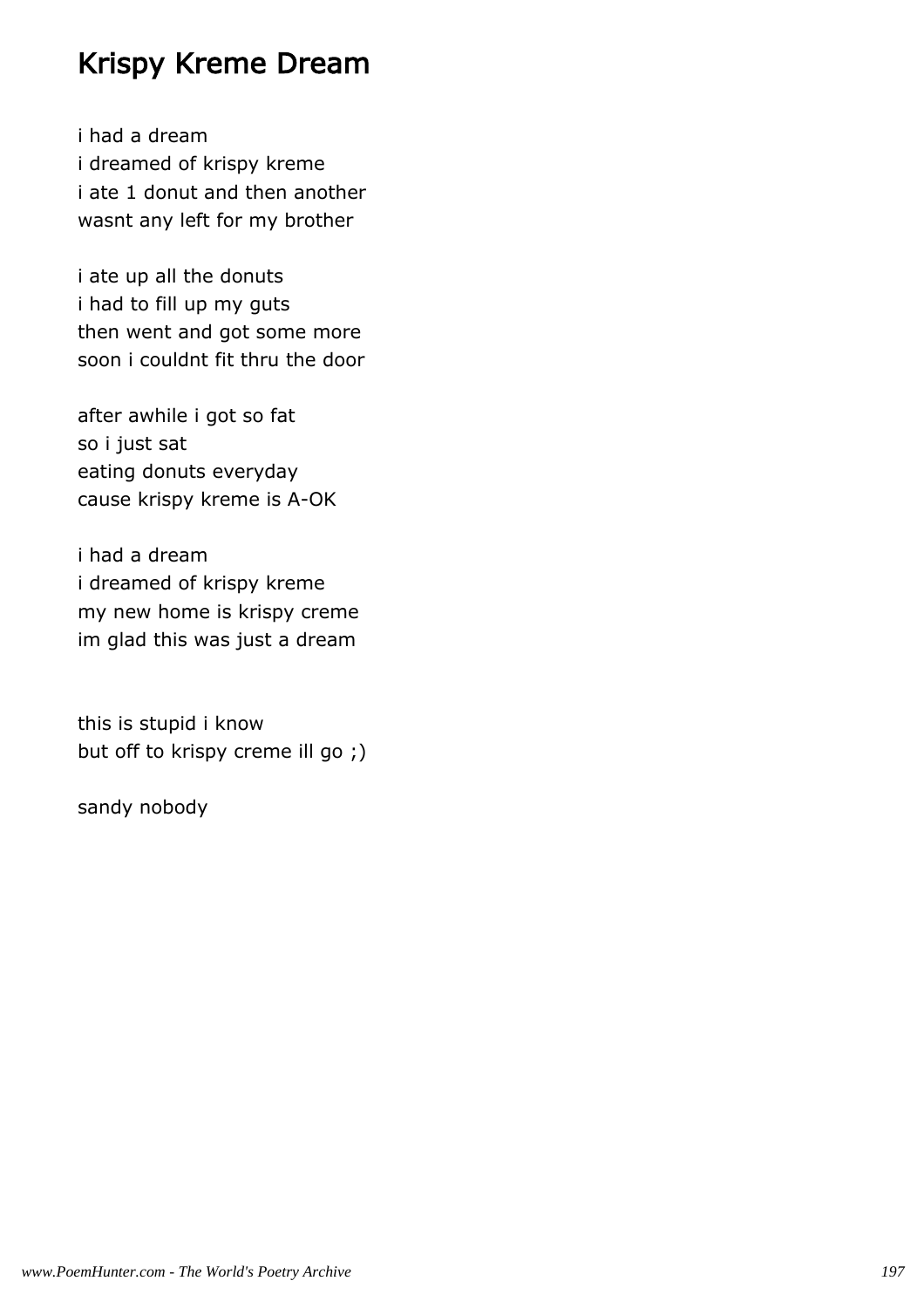# Krispy Kreme Dream

i had a dream  
i dreamed of krispy kreme  
i ate 1 donut and then another  
wasnt any left for my brother

i ate up all the donuts  
i had to fill up my guts  
then went and got some more  
soon i couldnt fit thru the door

after awhile i got so fat  
so i just sat  
eating donuts everyday  
cause krispy kreme is A-OK

i had a dream  
i dreamed of krispy kreme  
my new home is krispy creme  
im glad this was just a dream

this is stupid i know  
but off to krispy creme ill go ;)

sandy nobody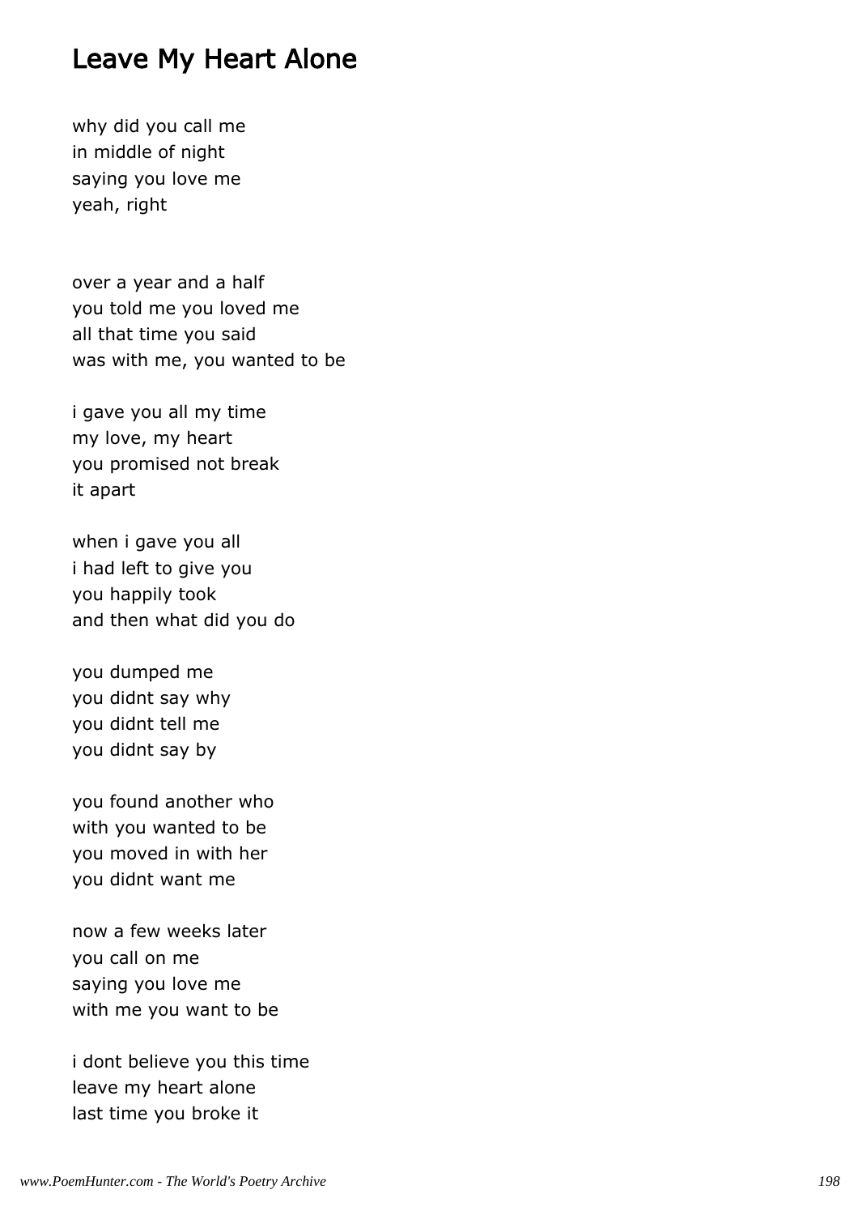# Leave My Heart Alone

why did you call me
in middle of night
saying you love me
yeah, right

over a year and a half
you told me you loved me
all that time you said
was with me, you wanted to be

i gave you all my time
my love, my heart
you promised not break
it apart

when i gave you all
i had left to give you
you happily took
and then what did you do

you dumped me
you didnt say why
you didnt tell me
you didnt say by

you found another who
with you wanted to be
you moved in with her
you didnt want me

now a few weeks later
you call on me
saying you love me
with me you want to be

i dont believe you this time
leave my heart alone
last time you broke it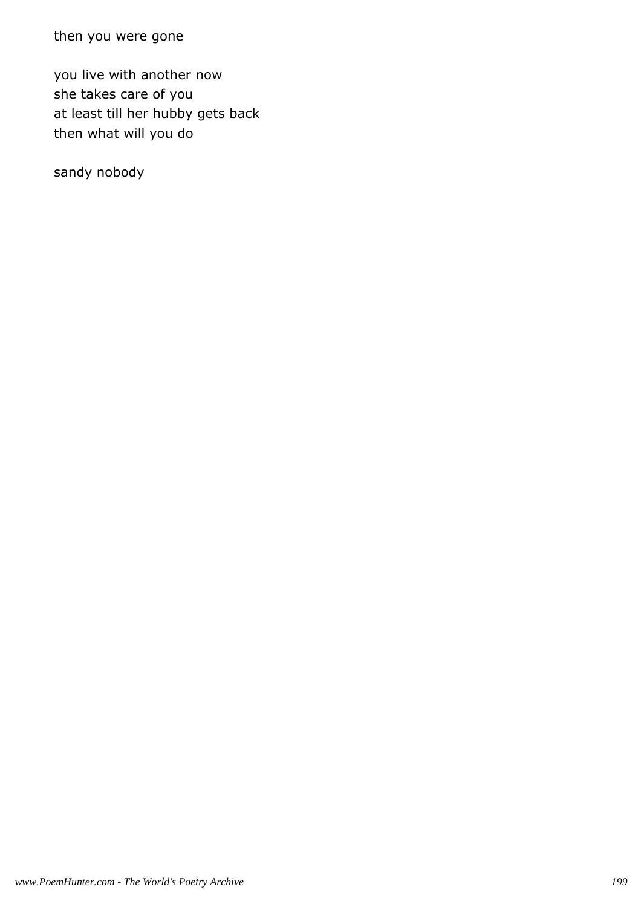then you were gone

you live with another now
she takes care of you
at least till her hubby gets back
then what will you do

sandy nobody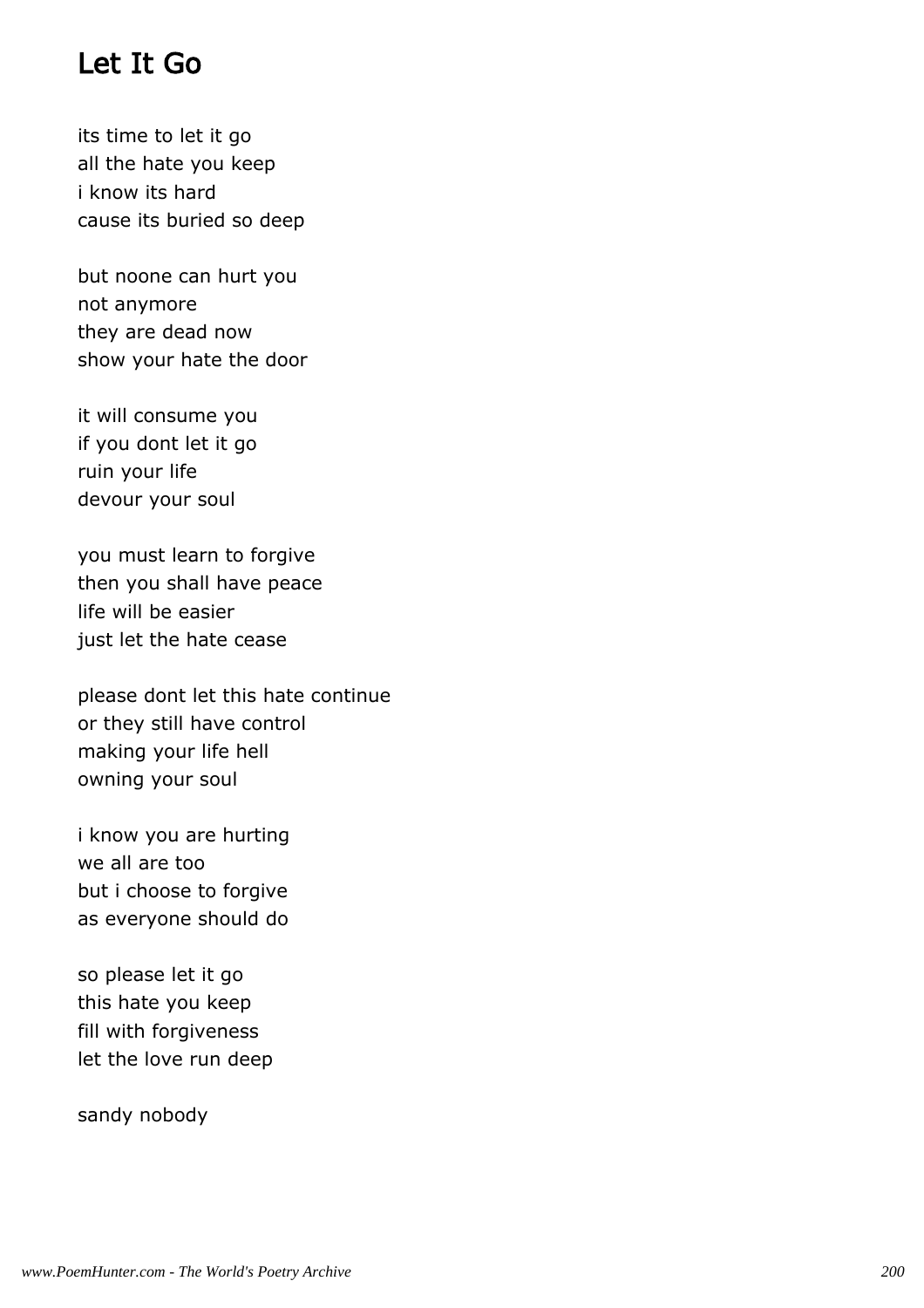# Let It Go

its time to let it go
all the hate you keep
i know its hard
cause its buried so deep

but noone can hurt you
not anymore
they are dead now
show your hate the door

it will consume you
if you dont let it go
ruin your life
devour your soul

you must learn to forgive
then you shall have peace
life will be easier
just let the hate cease

please dont let this hate continue
or they still have control
making your life hell
owning your soul

i know you are hurting
we all are too
but i choose to forgive
as everyone should do

so please let it go
this hate you keep
fill with forgiveness
let the love run deep

sandy nobody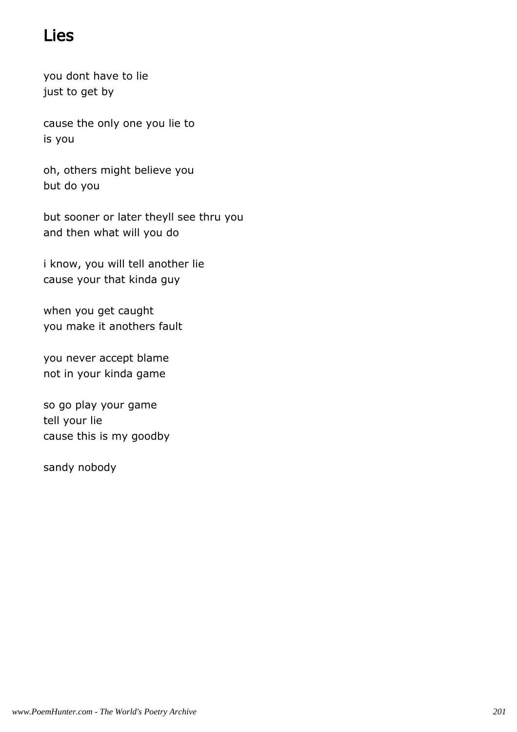# Lies

you dont have to lie
just to get by

cause the only one you lie to
is you

oh, others might believe you
but do you

but sooner or later theyll see thru you
and then what will you do

i know, you will tell another lie
cause your that kinda guy

when you get caught
you make it anothers fault

you never accept blame
not in your kinda game

so go play your game
tell your lie
cause this is my goodby

sandy nobody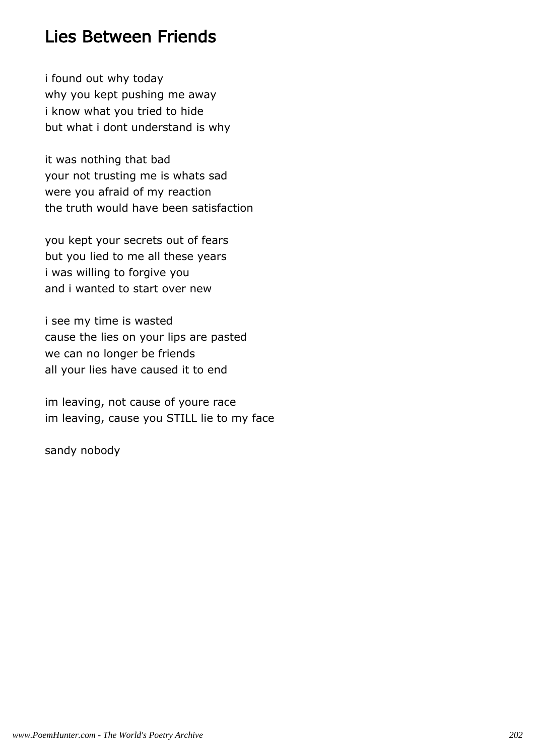# Lies Between Friends

i found out why today
why you kept pushing me away
i know what you tried to hide
but what i dont understand is why

it was nothing that bad
your not trusting me is whats sad
were you afraid of my reaction
the truth would have been satisfaction

you kept your secrets out of fears
but you lied to me all these years
i was willing to forgive you
and i wanted to start over new

i see my time is wasted
cause the lies on your lips are pasted
we can no longer be friends
all your lies have caused it to end

im leaving, not cause of youre race
im leaving, cause you STILL lie to my face

sandy nobody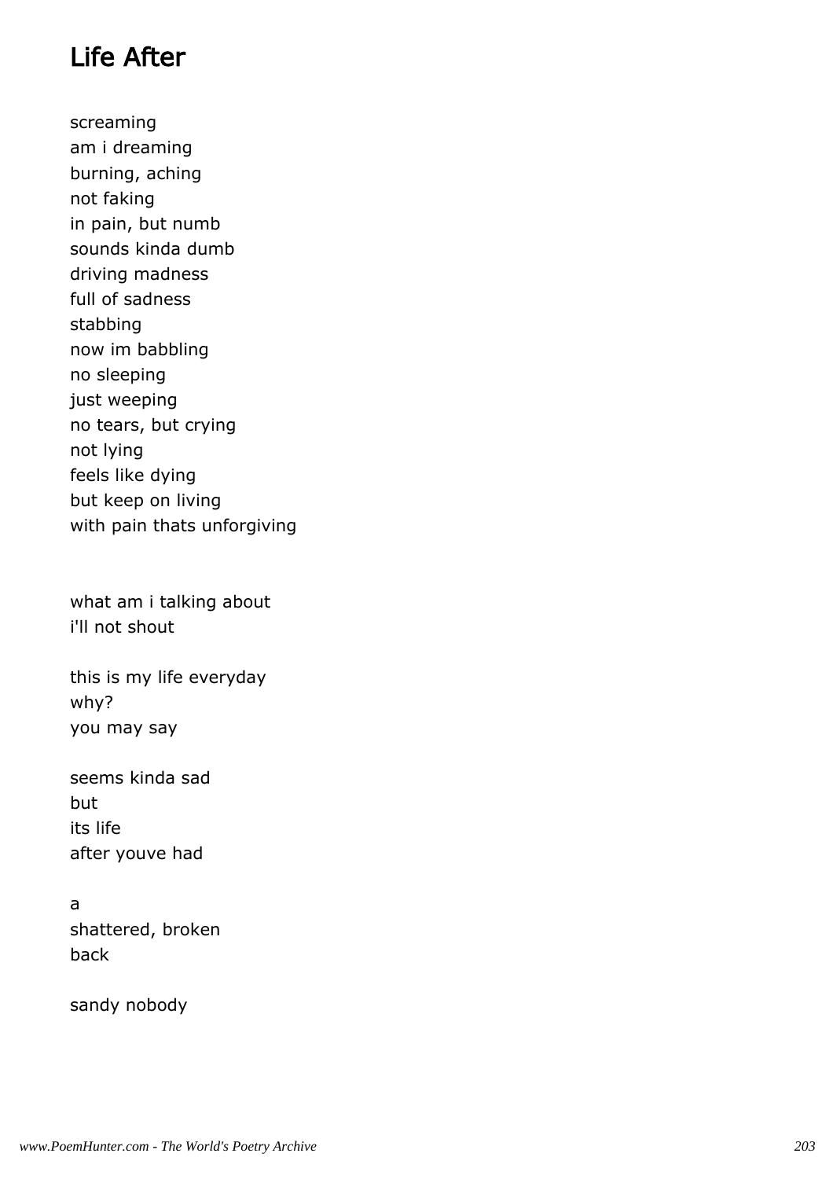## Life After

screaming  
am i dreaming  
burning, aching  
not faking  
in pain, but numb  
sounds kinda dumb  
driving madness  
full of sadness  
stabbing  
now im babbling  
no sleeping  
just weeping  
no tears, but crying  
not lying  
feels like dying  
but keep on living  
with pain thats unforgiving

what am i talking about  
i'll not shout

this is my life everyday  
why?  
you may say

seems kinda sad  
but  
its life  
after youve had

a  
shattered, broken  
back

sandy nobody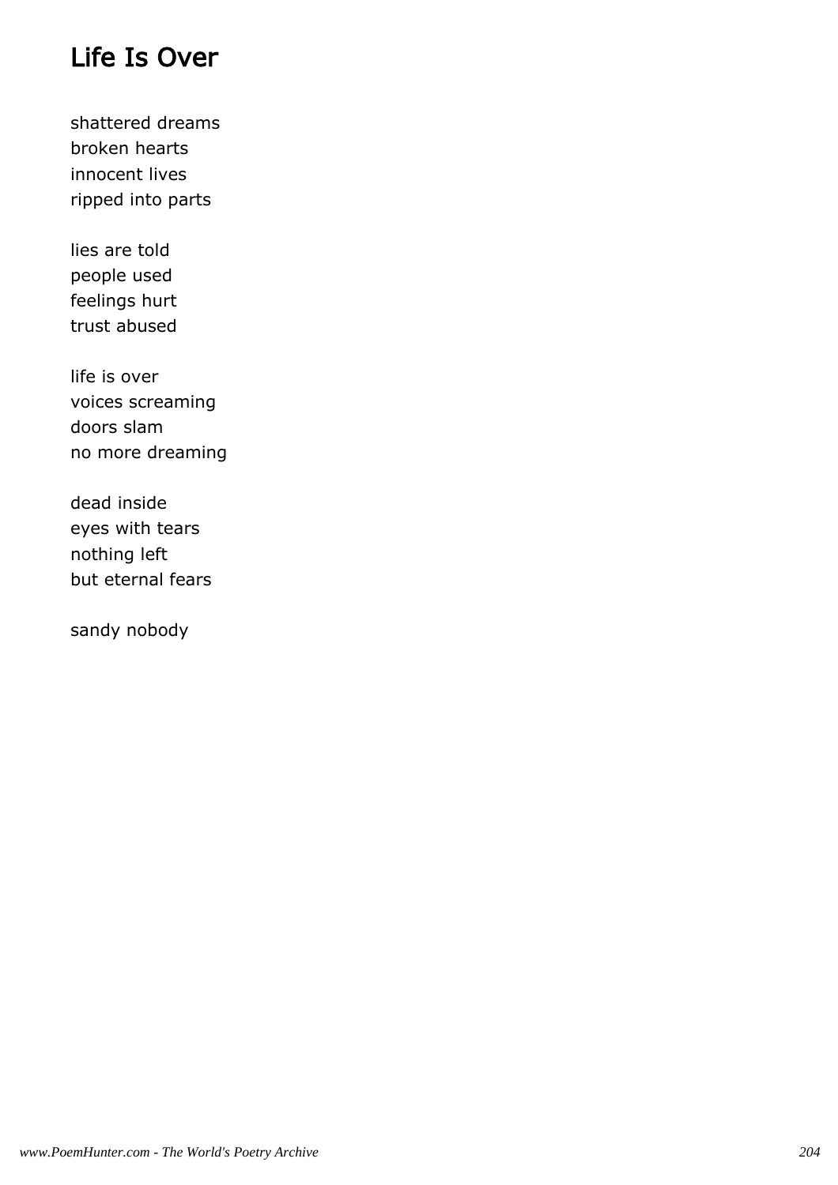# Life Is Over

shattered dreams
broken hearts
innocent lives
ripped into parts

lies are told
people used
feelings hurt
trust abused

life is over
voices screaming
doors slam
no more dreaming

dead inside
eyes with tears
nothing left
but eternal fears

sandy nobody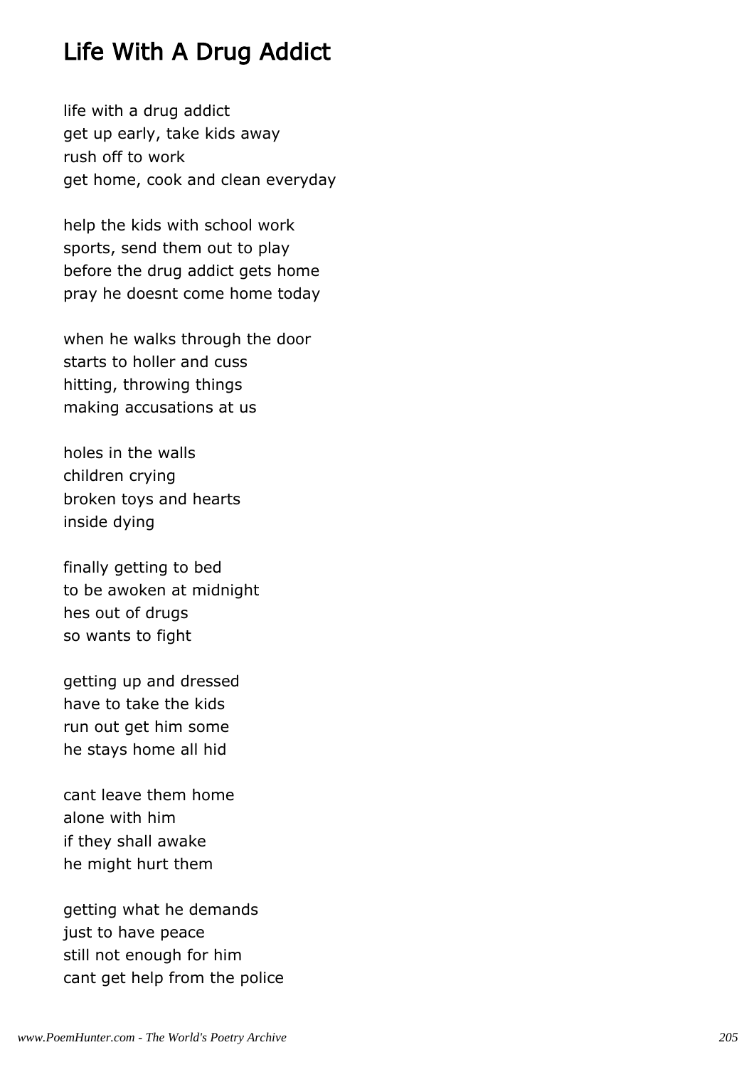## Life With A Drug Addict

life with a drug addict
get up early, take kids away
rush off to work
get home, cook and clean everyday

help the kids with school work
sports, send them out to play
before the drug addict gets home
pray he doesnt come home today

when he walks through the door
starts to holler and cuss
hitting, throwing things
making accusations at us

holes in the walls
children crying
broken toys and hearts
inside dying

finally getting to bed
to be awoken at midnight
hes out of drugs
so wants to fight

getting up and dressed
have to take the kids
run out get him some
he stays home all hid

cant leave them home
alone with him
if they shall awake
he might hurt them

getting what he demands
just to have peace
still not enough for him
cant get help from the police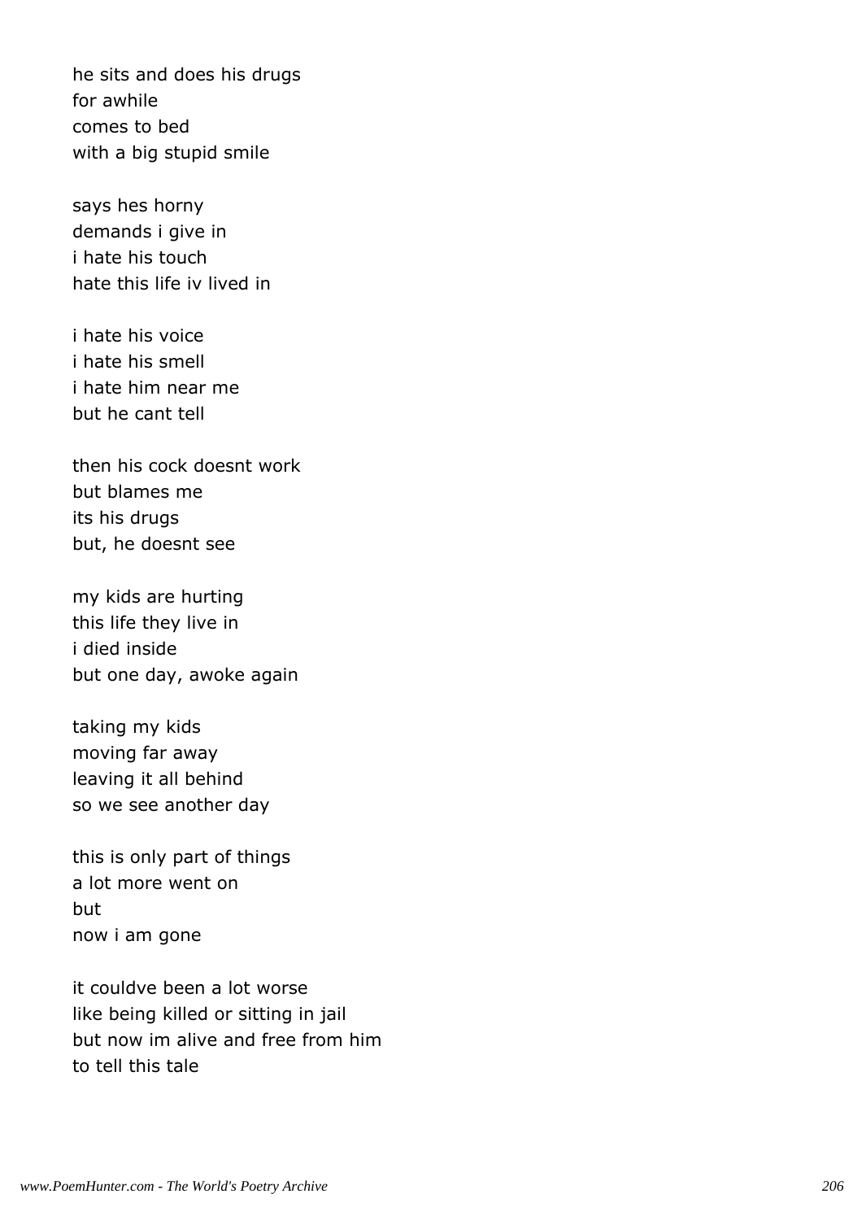he sits and does his drugs
for awhile
comes to bed
with a big stupid smile

says hes horny
demands i give in
i hate his touch
hate this life iv lived in

i hate his voice
i hate his smell
i hate him near me
but he cant tell

then his cock doesnt work
but blames me
its his drugs
but, he doesnt see

my kids are hurting
this life they live in
i died inside
but one day, awoke again

taking my kids
moving far away
leaving it all behind
so we see another day

this is only part of things
a lot more went on
but
now i am gone

it couldve been a lot worse
like being killed or sitting in jail
but now im alive and free from him
to tell this tale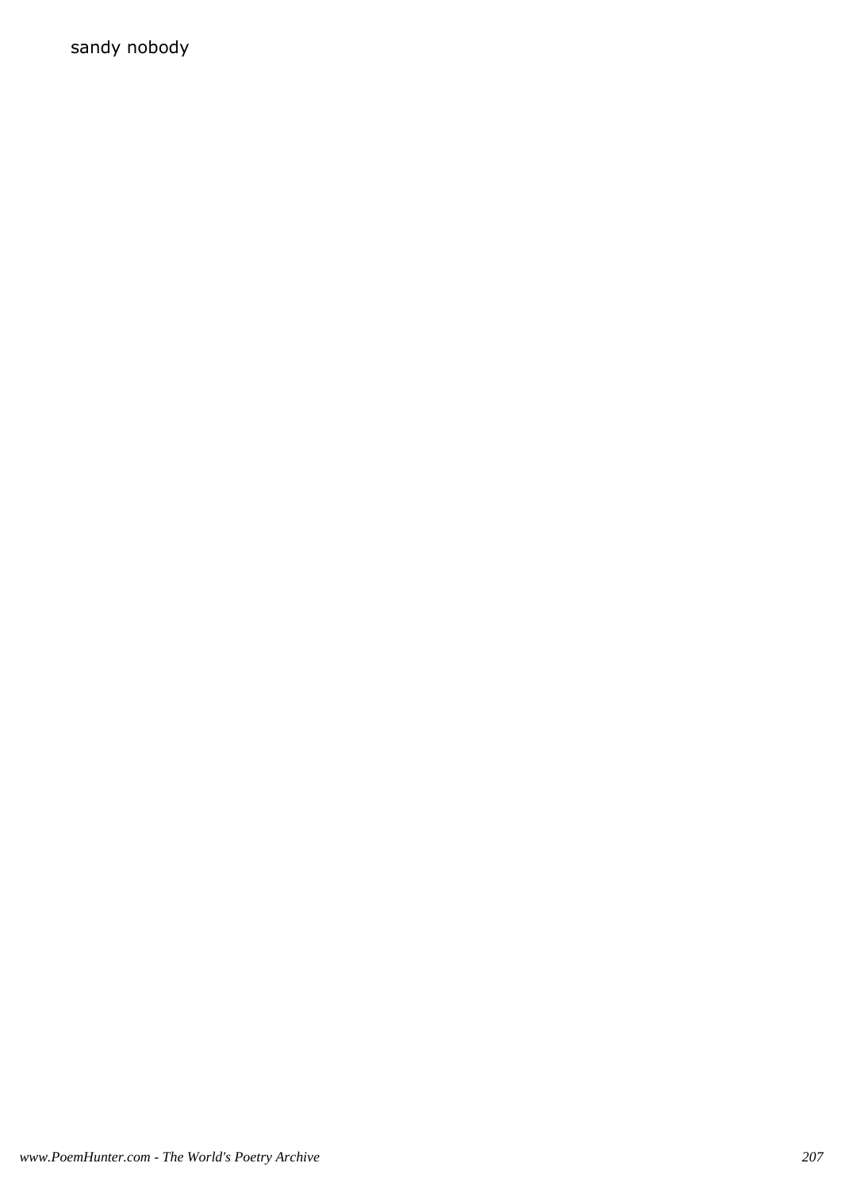sandy nobody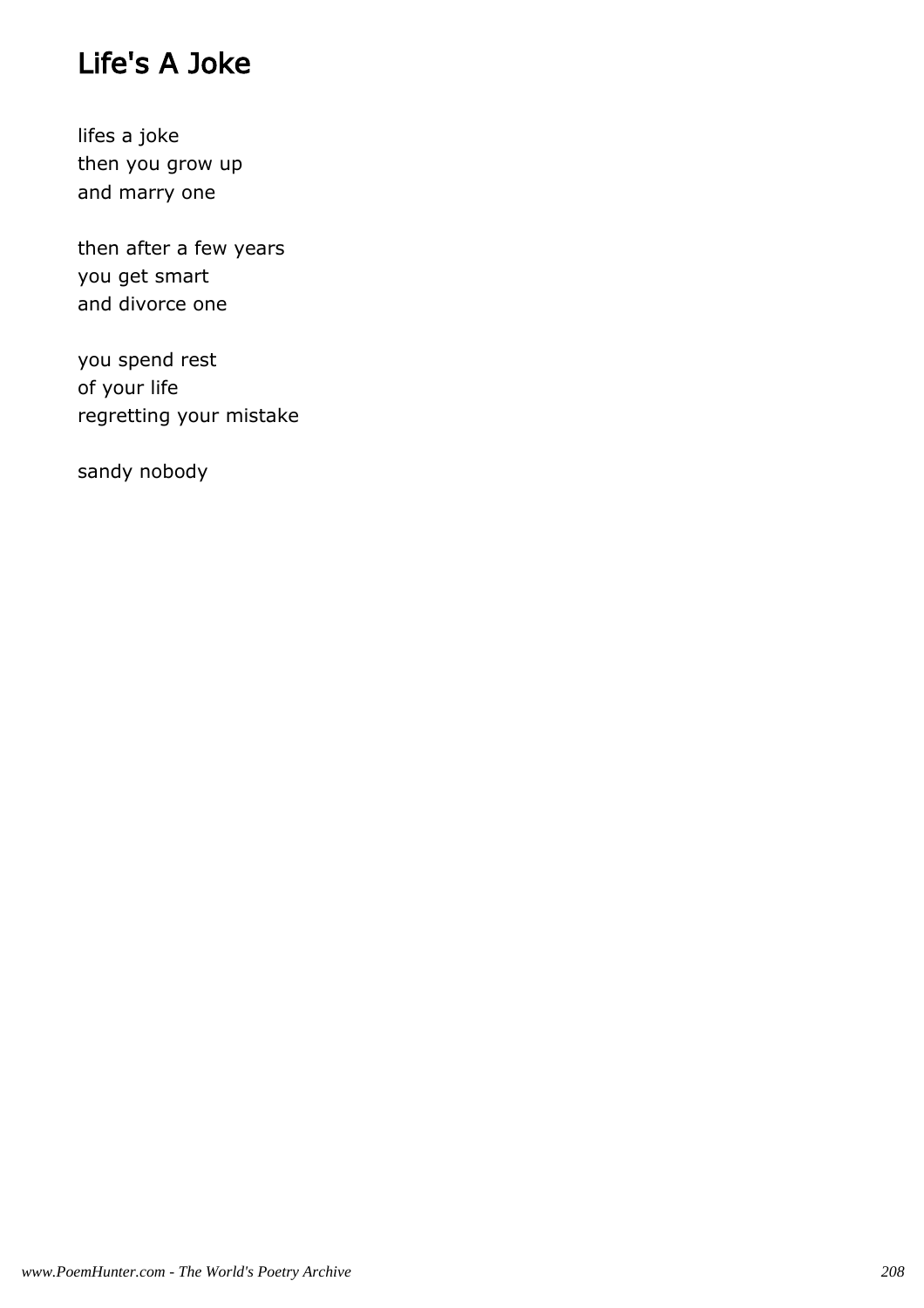# Life's A Joke

lifes a joke
then you grow up
and marry one

then after a few years
you get smart
and divorce one

you spend rest
of your life
regretting your mistake

sandy nobody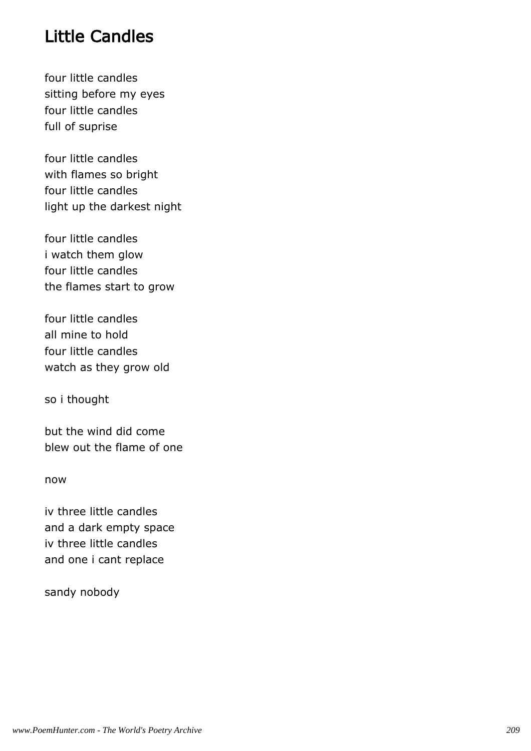# Little Candles

four little candles
sitting before my eyes
four little candles
full of suprise

four little candles
with flames so bright
four little candles
light up the darkest night

four little candles
i watch them glow
four little candles
the flames start to grow

four little candles
all mine to hold
four little candles
watch as they grow old

so i thought

but the wind did come
blew out the flame of one

now

iv three little candles
and a dark empty space
iv three little candles
and one i cant replace

sandy nobody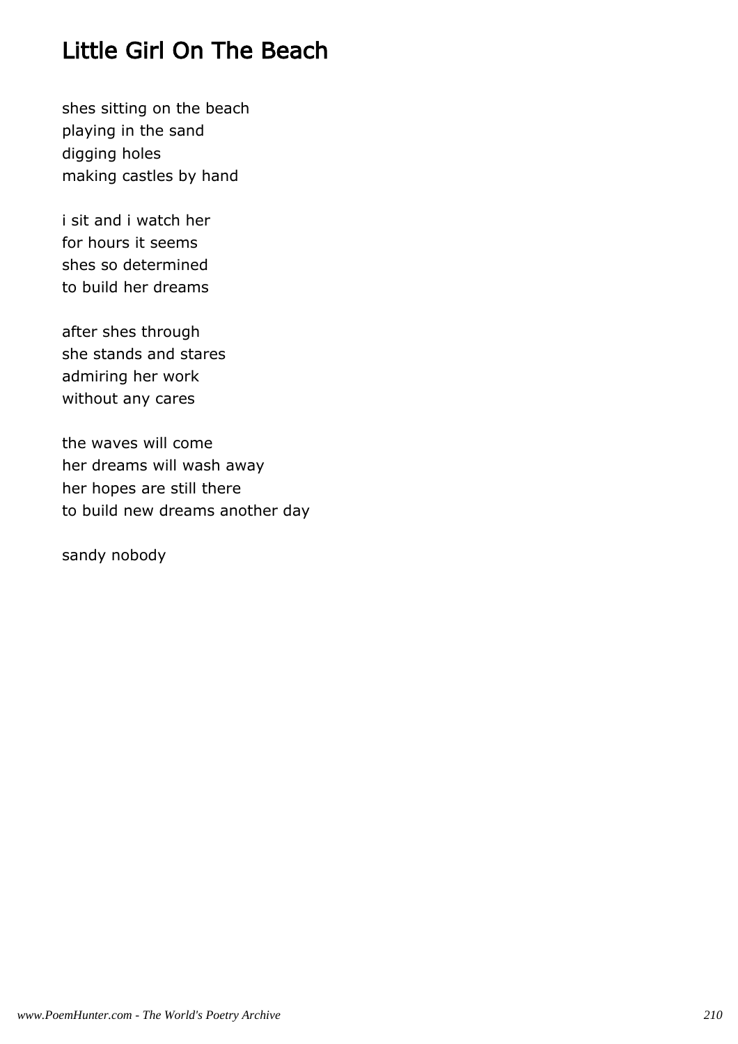# Little Girl On The Beach

shes sitting on the beach
playing in the sand
digging holes
making castles by hand

i sit and i watch her
for hours it seems
shes so determined
to build her dreams

after shes through
she stands and stares
admiring her work
without any cares

the waves will come
her dreams will wash away
her hopes are still there
to build new dreams another day

sandy nobody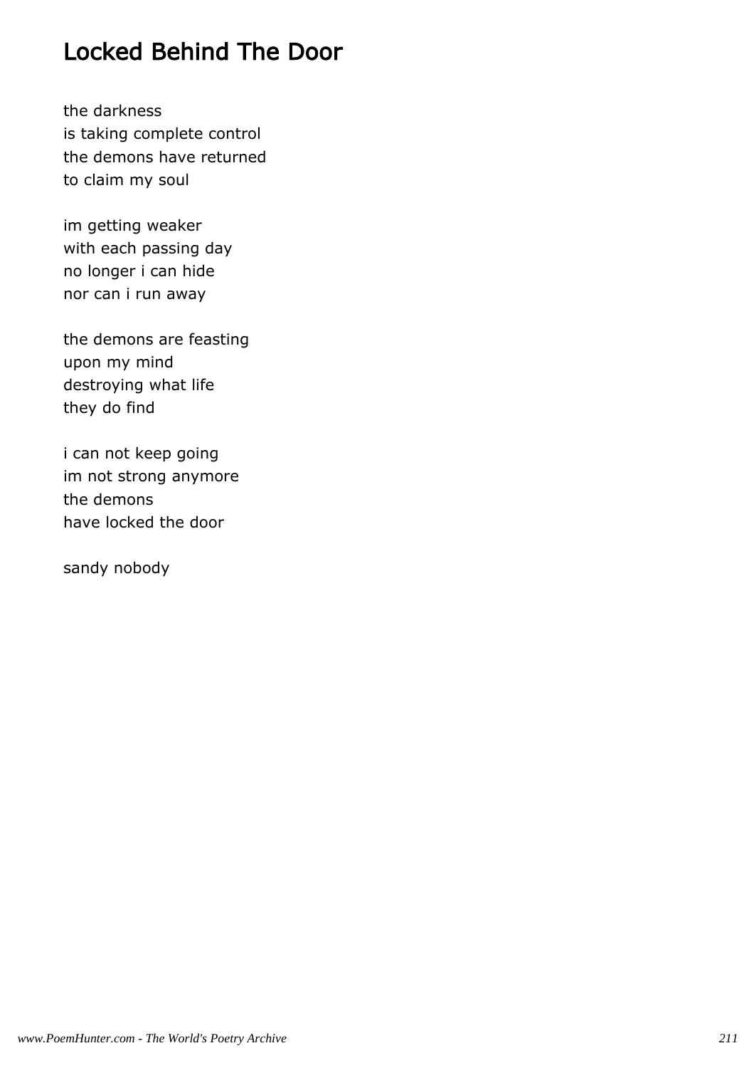# Locked Behind The Door

the darkness
is taking complete control
the demons have returned
to claim my soul

im getting weaker
with each passing day
no longer i can hide
nor can i run away

the demons are feasting
upon my mind
destroying what life
they do find

i can not keep going
im not strong anymore
the demons
have locked the door

sandy nobody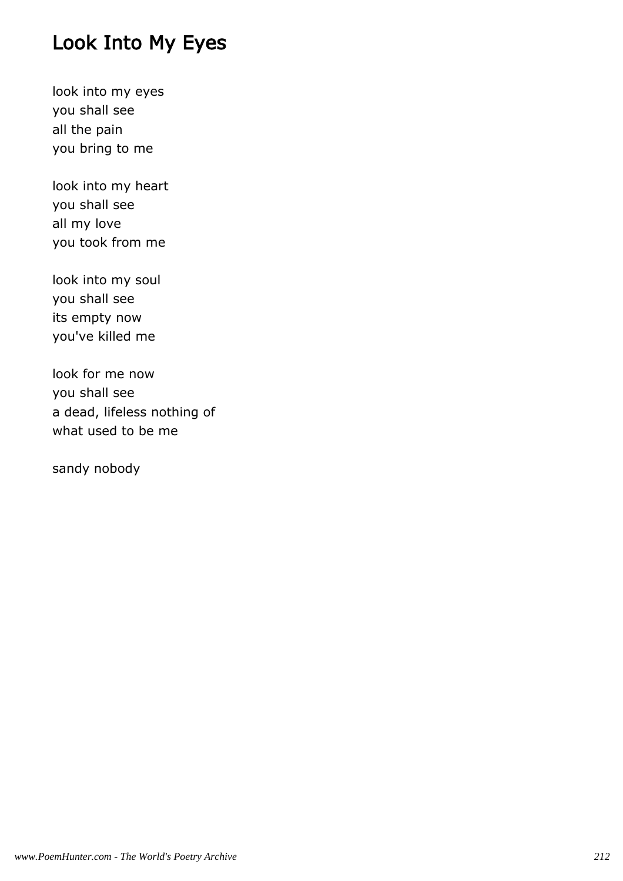# Look Into My Eyes

look into my eyes
you shall see
all the pain
you bring to me

look into my heart
you shall see
all my love
you took from me

look into my soul
you shall see
its empty now
you've killed me

look for me now
you shall see
a dead, lifeless nothing of
what used to be me

sandy nobody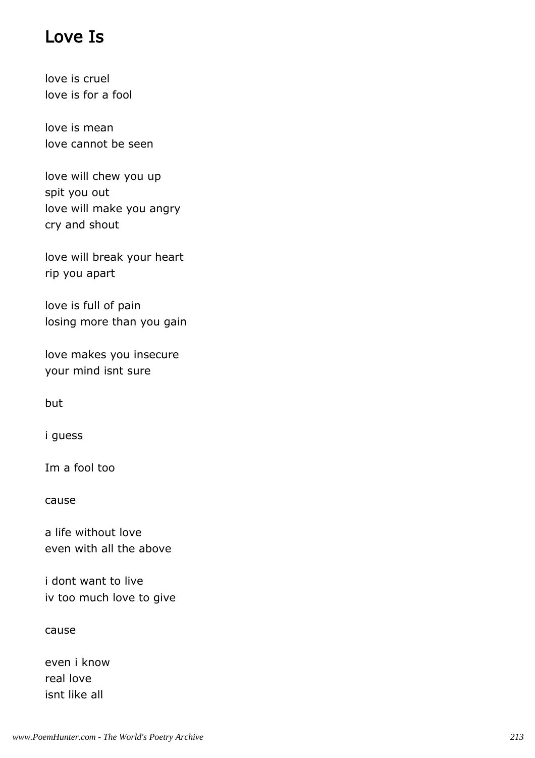# Love Is

love is cruel
love is for a fool

love is mean
love cannot be seen

love will chew you up
spit you out
love will make you angry
cry and shout

love will break your heart
rip you apart

love is full of pain
losing more than you gain

love makes you insecure
your mind isnt sure

but

i guess

Im a fool too

cause

a life without love
even with all the above

i dont want to live
iv too much love to give

cause

even i know
real love
isnt like all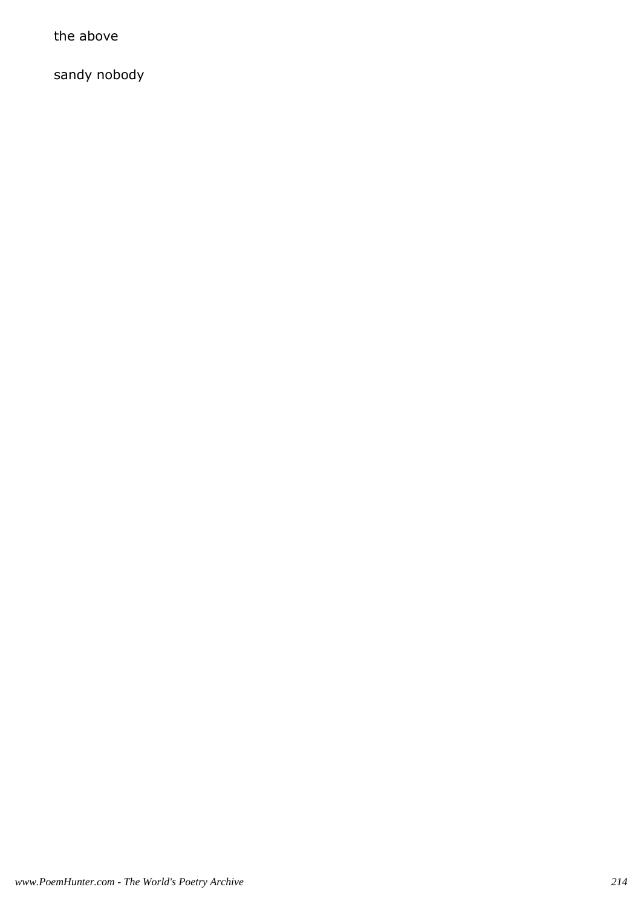the above

sandy nobody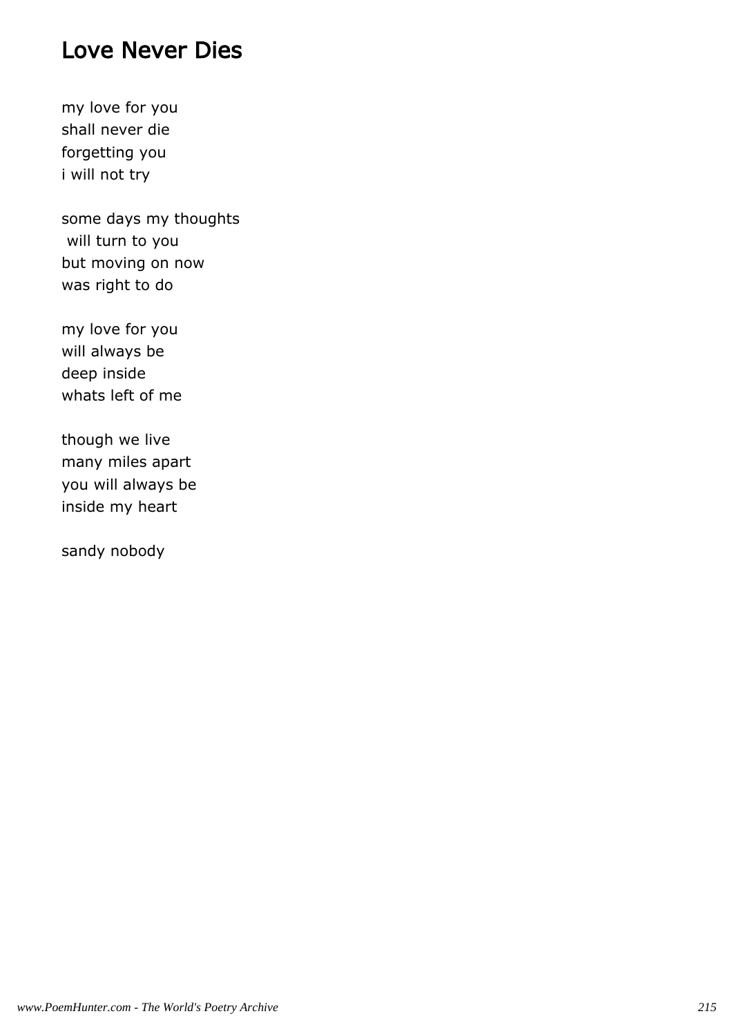# Love Never Dies

my love for you
shall never die
forgetting you
i will not try

some days my thoughts
will turn to you
but moving on now
was right to do

my love for you
will always be
deep inside
whats left of me

though we live
many miles apart
you will always be
inside my heart

sandy nobody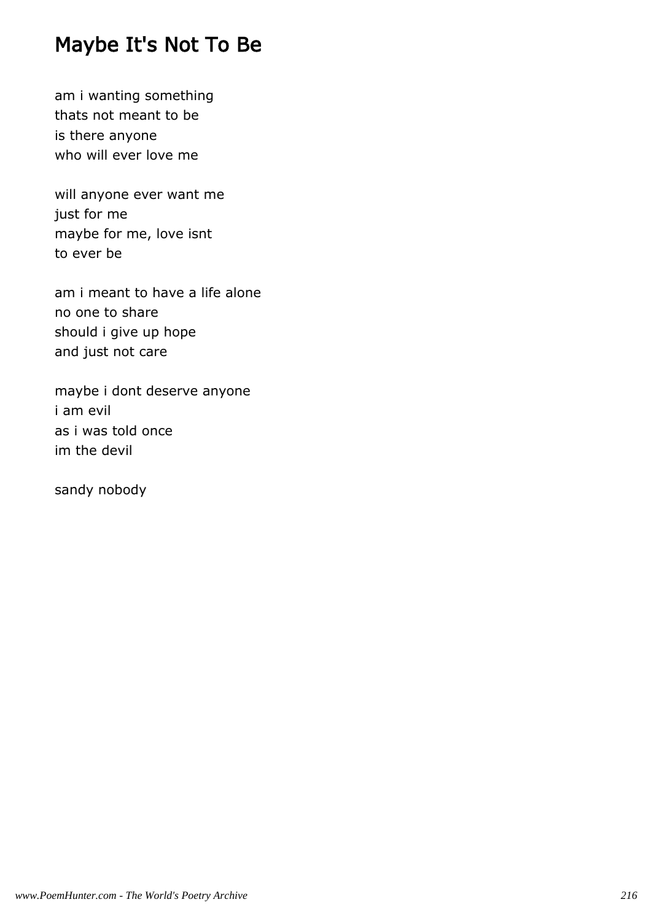# Maybe It's Not To Be

am i wanting something
thats not meant to be
is there anyone
who will ever love me

will anyone ever want me
just for me
maybe for me, love isnt
to ever be

am i meant to have a life alone
no one to share
should i give up hope
and just not care

maybe i dont deserve anyone
i am evil
as i was told once
im the devil

sandy nobody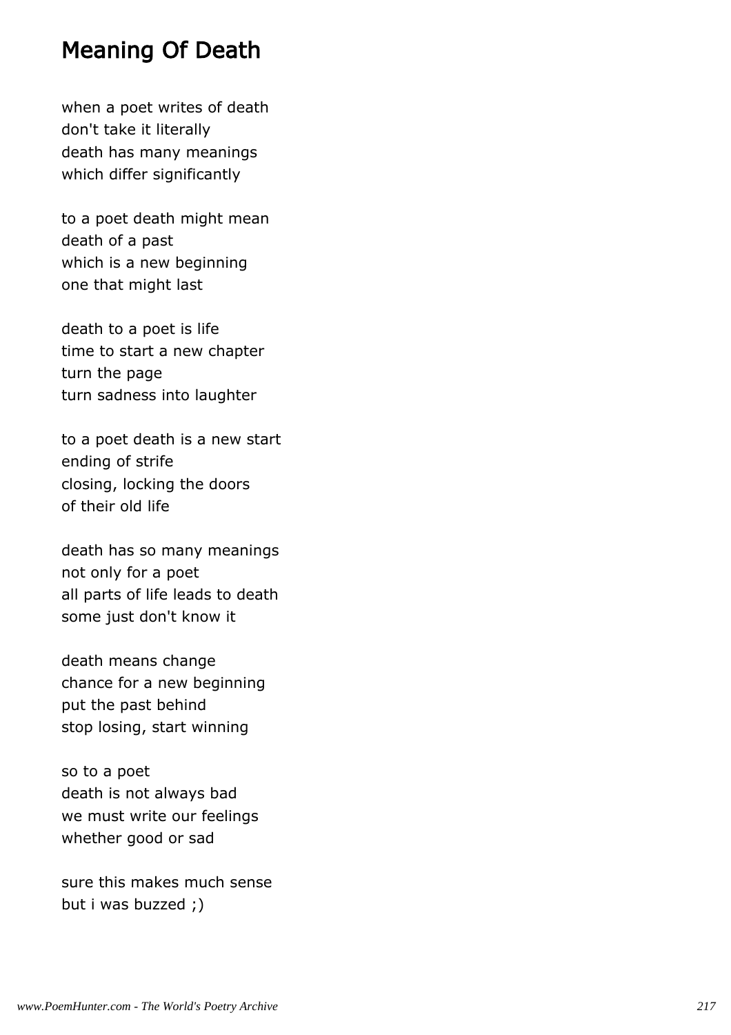# Meaning Of Death

when a poet writes of death
don't take it literally
death has many meanings
which differ significantly

to a poet death might mean
death of a past
which is a new beginning
one that might last

death to a poet is life
time to start a new chapter
turn the page
turn sadness into laughter

to a poet death is a new start
ending of strife
closing, locking the doors
of their old life

death has so many meanings
not only for a poet
all parts of life leads to death
some just don't know it

death means change
chance for a new beginning
put the past behind
stop losing, start winning

so to a poet
death is not always bad
we must write our feelings
whether good or sad

sure this makes much sense
but i was buzzed ;)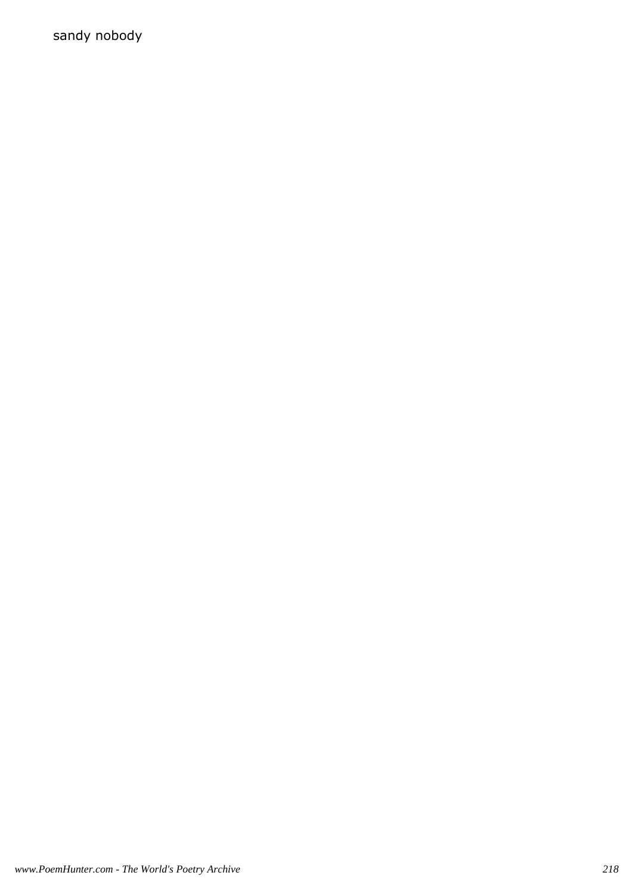sandy nobody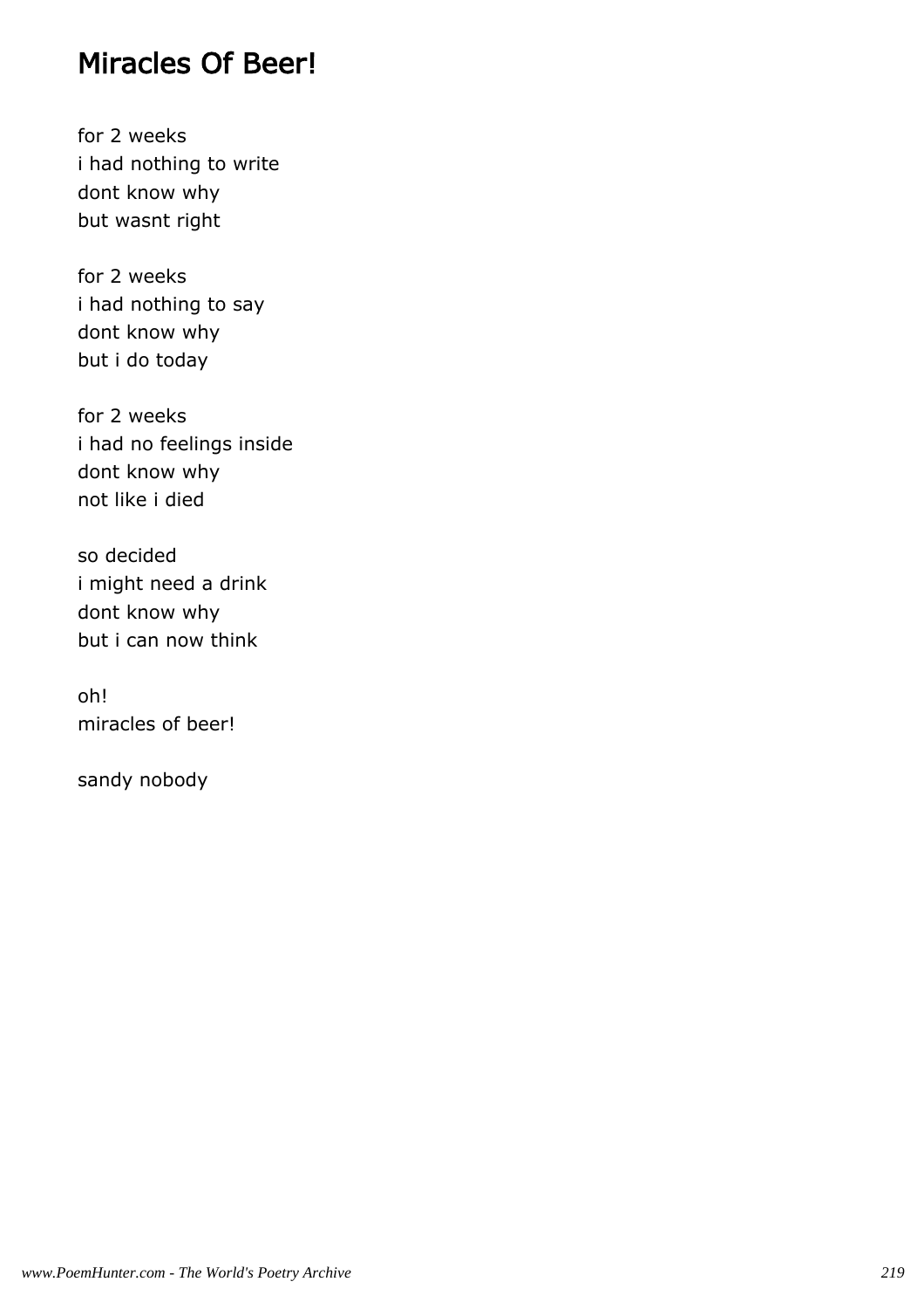# Miracles Of Beer!

for 2 weeks  
i had nothing to write  
dont know why  
but wasnt right

for 2 weeks  
i had nothing to say  
dont know why  
but i do today

for 2 weeks  
i had no feelings inside  
dont know why  
not like i died

so decided  
i might need a drink  
dont know why  
but i can now think

oh!  
miracles of beer!

sandy nobody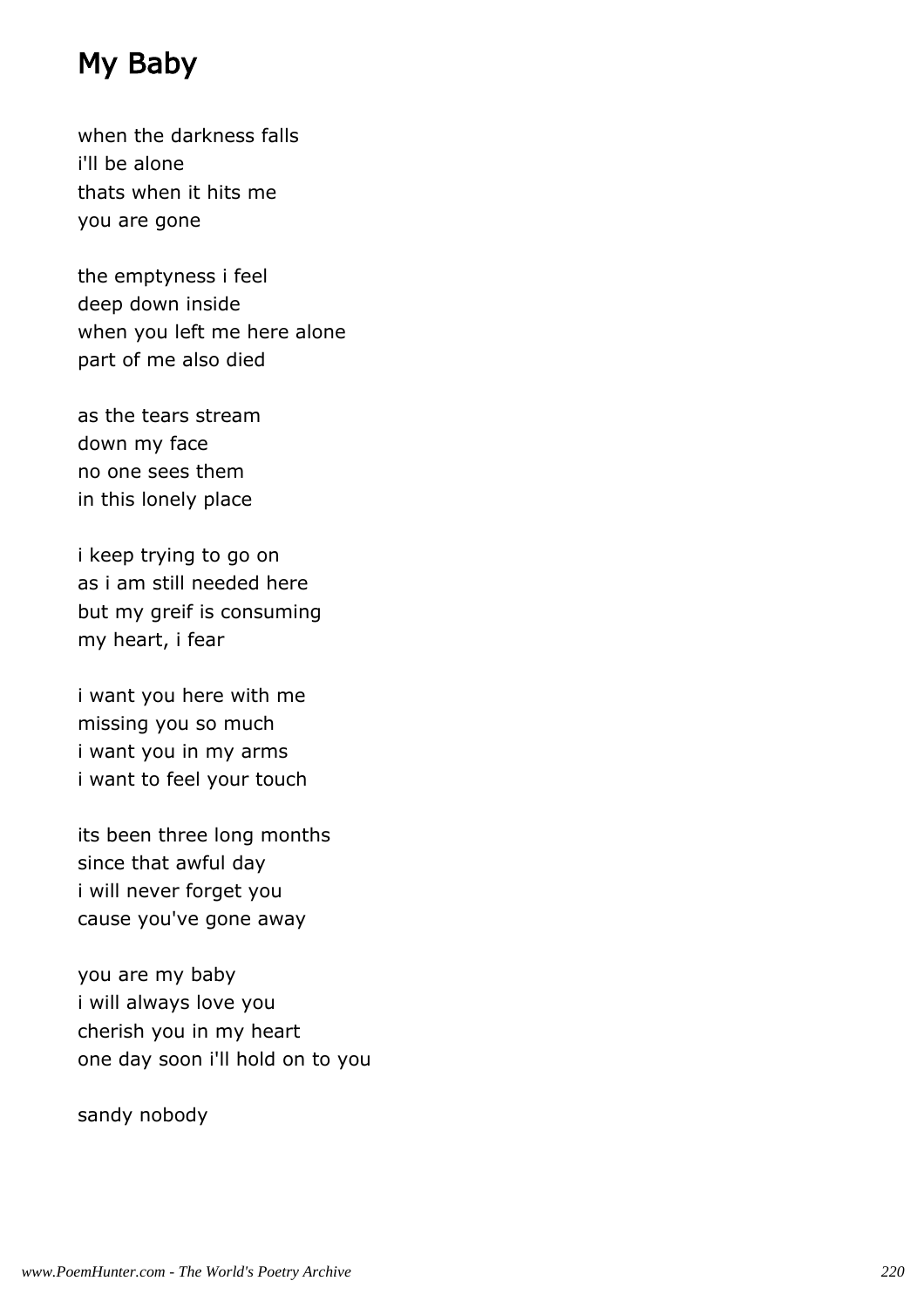# My Baby

when the darkness falls
i'll be alone
thats when it hits me
you are gone

the emptyness i feel
deep down inside
when you left me here alone
part of me also died

as the tears stream
down my face
no one sees them
in this lonely place

i keep trying to go on
as i am still needed here
but my greif is consuming
my heart, i fear

i want you here with me
missing you so much
i want you in my arms
i want to feel your touch

its been three long months
since that awful day
i will never forget you
cause you've gone away

you are my baby
i will always love you
cherish you in my heart
one day soon i'll hold on to you

sandy nobody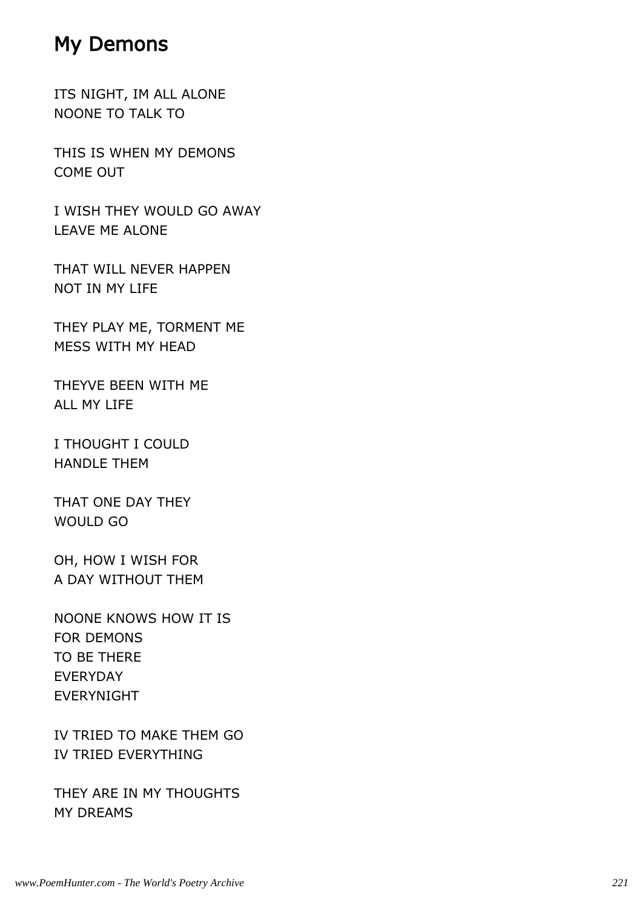# My Demons

ITS NIGHT, IM ALL ALONE
NOONE TO TALK TO

THIS IS WHEN MY DEMONS
COME OUT

I WISH THEY WOULD GO AWAY
LEAVE ME ALONE

THAT WILL NEVER HAPPEN
NOT IN MY LIFE

THEY PLAY ME, TORMENT ME
MESS WITH MY HEAD

THEYVE BEEN WITH ME
ALL MY LIFE

I THOUGHT I COULD
HANDLE THEM

THAT ONE DAY THEY
WOULD GO

OH, HOW I WISH FOR
A DAY WITHOUT THEM

NOONE KNOWS HOW IT IS
FOR DEMONS
TO BE THERE
EVERYDAY
EVERYNIGHT

IV TRIED TO MAKE THEM GO
IV TRIED EVERYTHING

THEY ARE IN MY THOUGHTS
MY DREAMS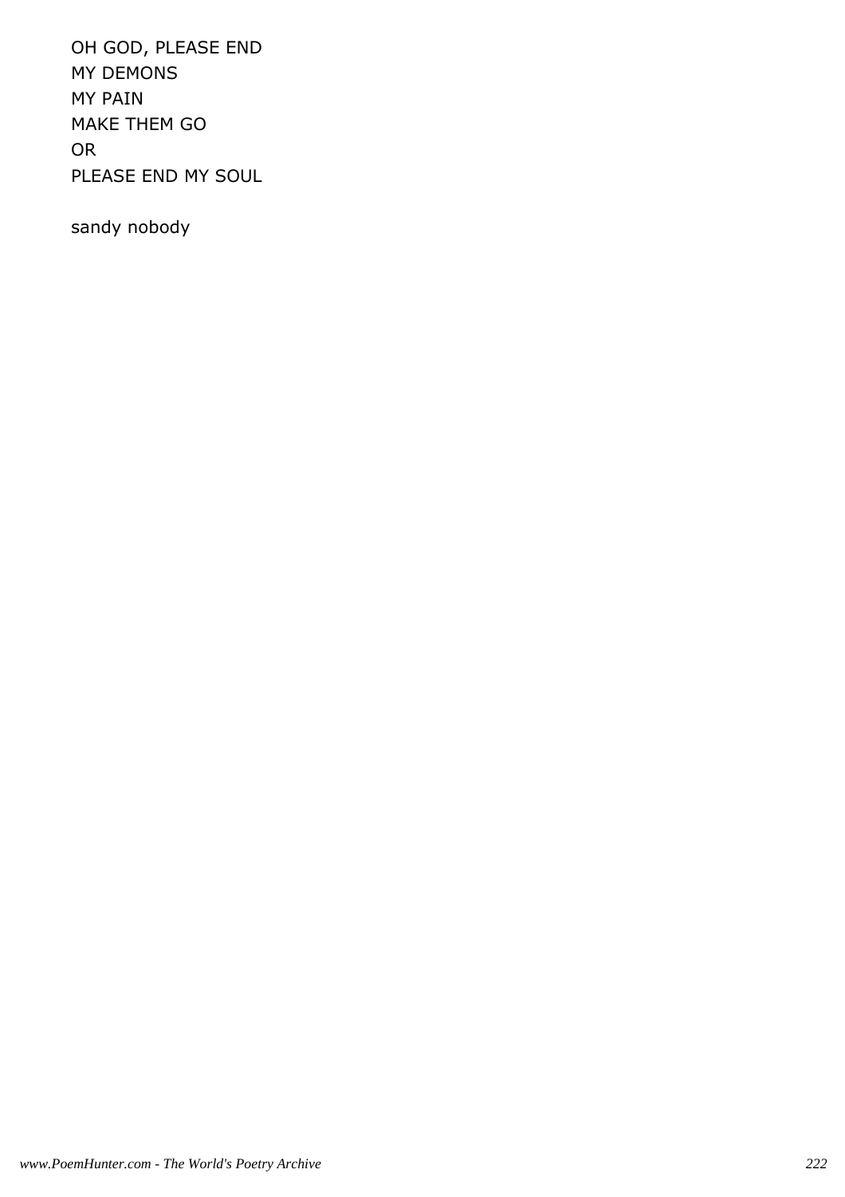OH GOD, PLEASE END
MY DEMONS
MY PAIN
MAKE THEM GO
OR
PLEASE END MY SOUL

sandy nobody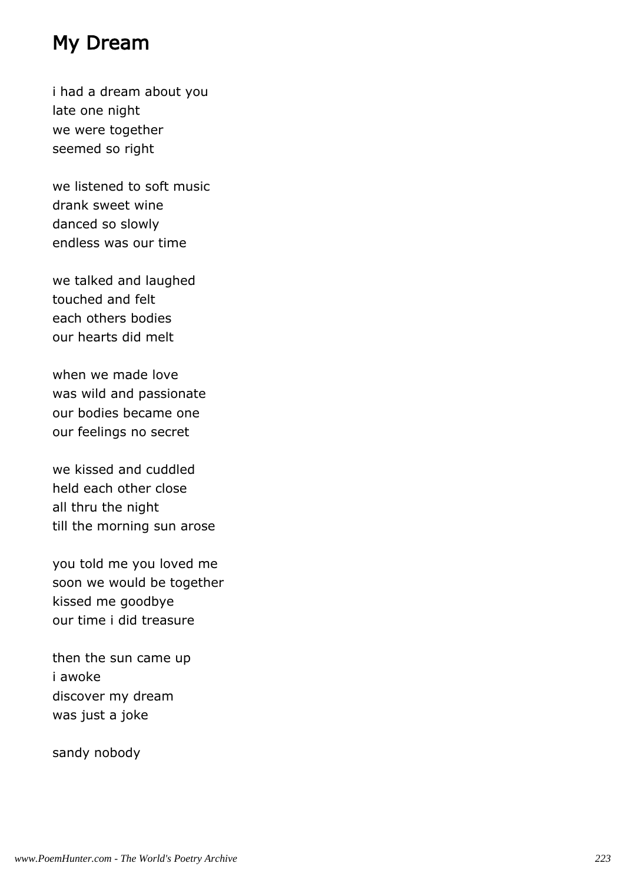# My Dream

i had a dream about you
late one night
we were together
seemed so right

we listened to soft music
drank sweet wine
danced so slowly
endless was our time

we talked and laughed
touched and felt
each others bodies
our hearts did melt

when we made love
was wild and passionate
our bodies became one
our feelings no secret

we kissed and cuddled
held each other close
all thru the night
till the morning sun arose

you told me you loved me
soon we would be together
kissed me goodbye
our time i did treasure

then the sun came up
i awoke
discover my dream
was just a joke

sandy nobody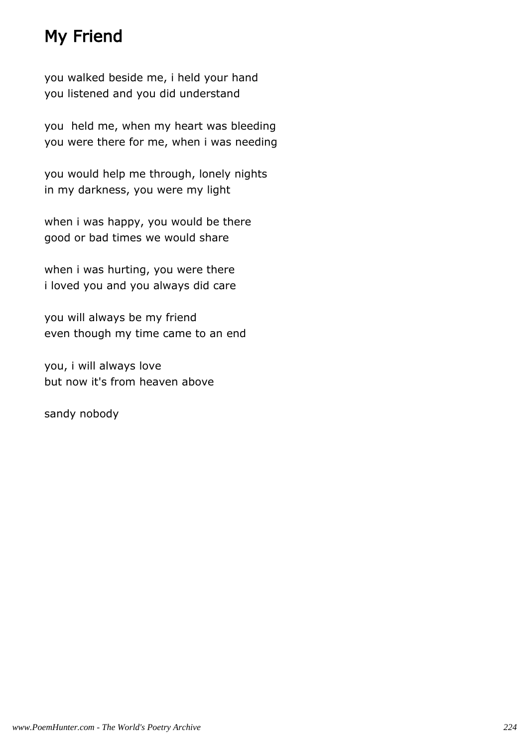## My Friend

you walked beside me, i held your hand
you listened and you did understand

you  held me, when my heart was bleeding
you were there for me, when i was needing

you would help me through, lonely nights
in my darkness, you were my light

when i was happy, you would be there
good or bad times we would share

when i was hurting, you were there
i loved you and you always did care

you will always be my friend
even though my time came to an end

you, i will always love
but now it's from heaven above

sandy nobody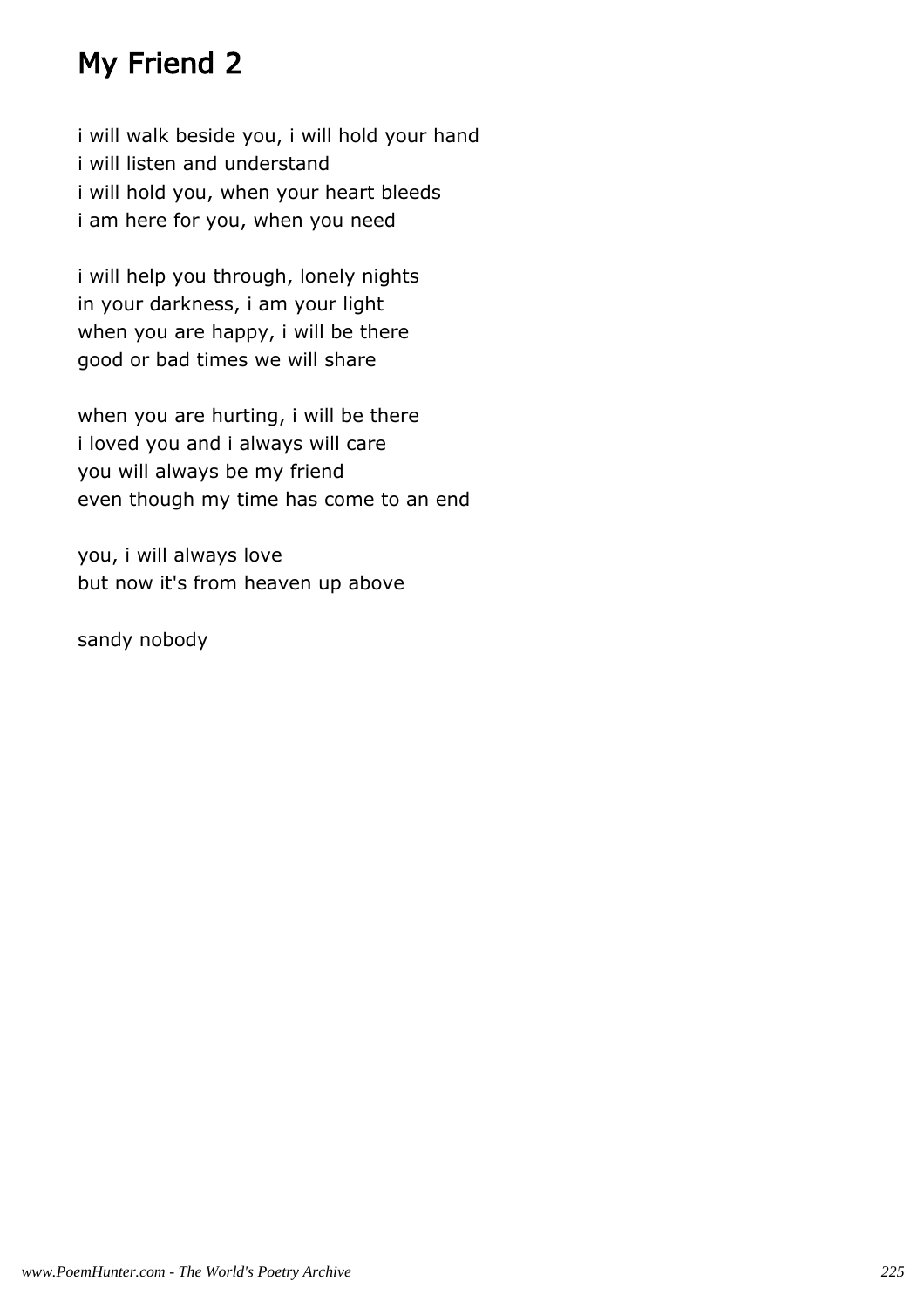# My Friend 2

i will walk beside you, i will hold your hand
i will listen and understand
i will hold you, when your heart bleeds
i am here for you, when you need

i will help you through, lonely nights
in your darkness, i am your light
when you are happy, i will be there
good or bad times we will share

when you are hurting, i will be there
i loved you and i always will care
you will always be my friend
even though my time has come to an end

you, i will always love
but now it's from heaven up above

sandy nobody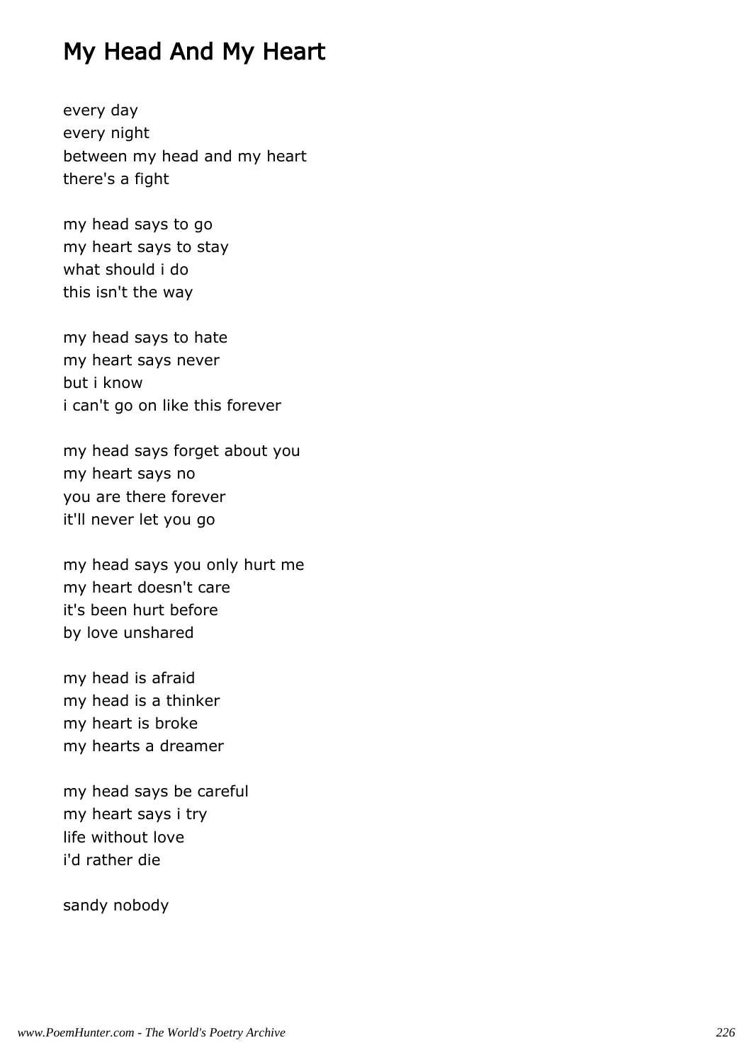# My Head And My Heart

every day
every night
between my head and my heart
there's a fight

my head says to go
my heart says to stay
what should i do
this isn't the way

my head says to hate
my heart says never
but i know
i can't go on like this forever

my head says forget about you
my heart says no
you are there forever
it'll never let you go

my head says you only hurt me
my heart doesn't care
it's been hurt before
by love unshared

my head is afraid
my head is a thinker
my heart is broke
my hearts a dreamer

my head says be careful
my heart says i try
life without love
i'd rather die

sandy nobody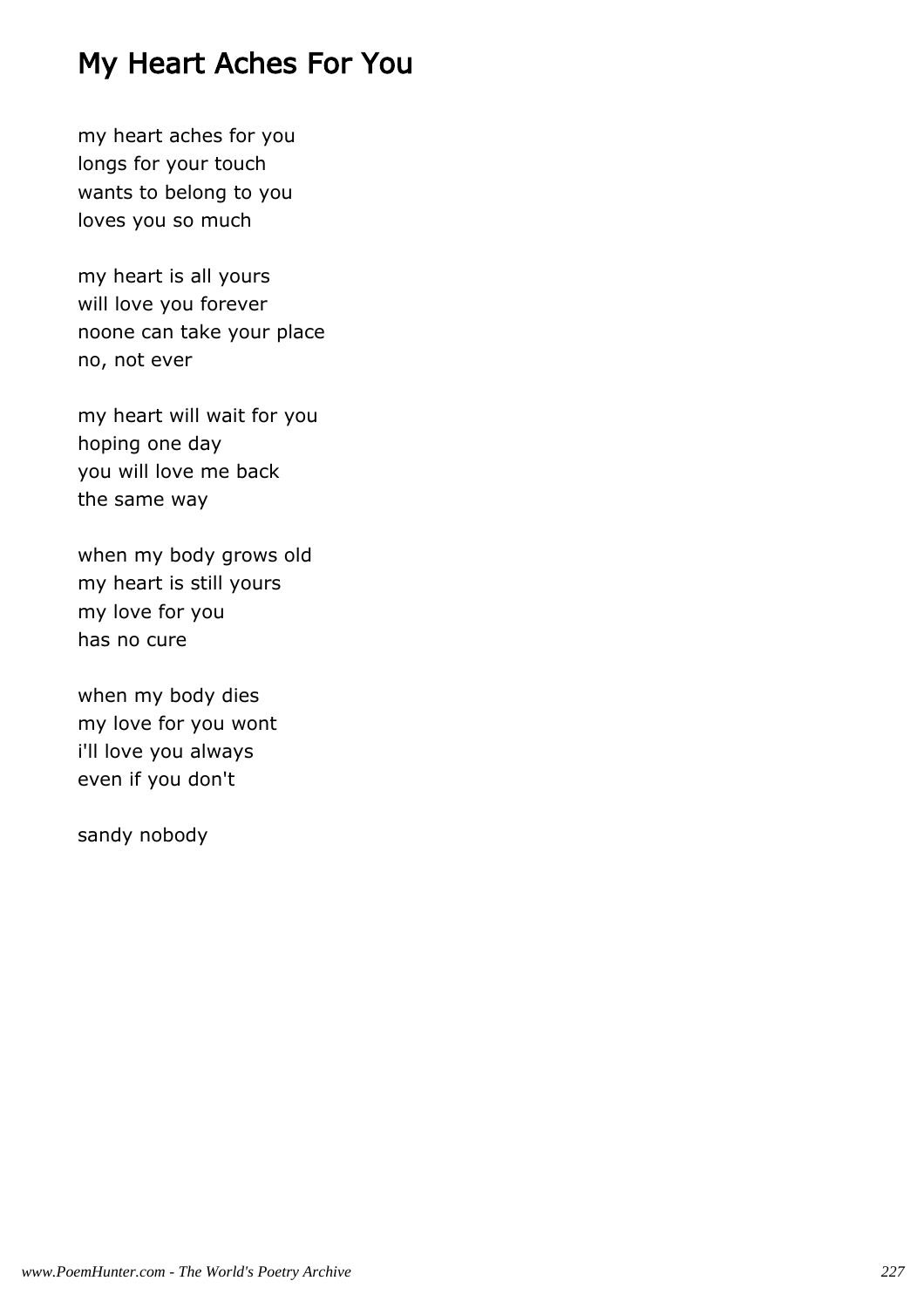# My Heart Aches For You

my heart aches for you
longs for your touch
wants to belong to you
loves you so much

my heart is all yours
will love you forever
noone can take your place
no, not ever

my heart will wait for you
hoping one day
you will love me back
the same way

when my body grows old
my heart is still yours
my love for you
has no cure

when my body dies
my love for you wont
i'll love you always
even if you don't

sandy nobody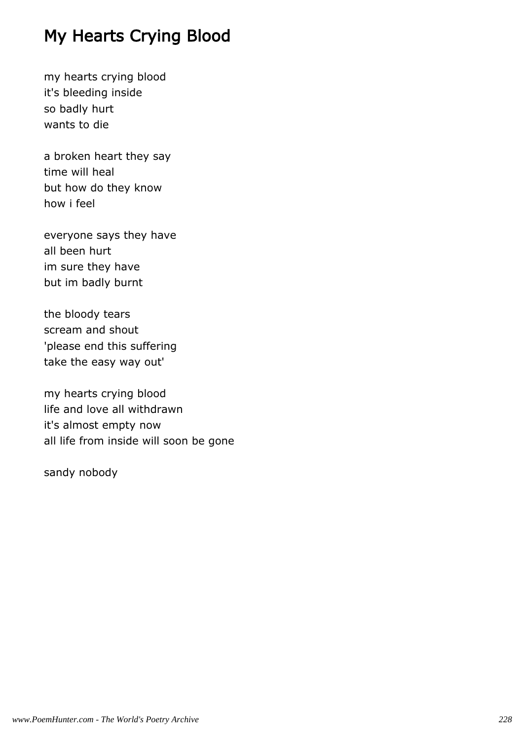# My Hearts Crying Blood

my hearts crying blood
it's bleeding inside
so badly hurt
wants to die

a broken heart they say
time will heal
but how do they know
how i feel

everyone says they have
all been hurt
im sure they have
but im badly burnt

the bloody tears
scream and shout
'please end this suffering
take the easy way out'

my hearts crying blood
life and love all withdrawn
it's almost empty now
all life from inside will soon be gone

sandy nobody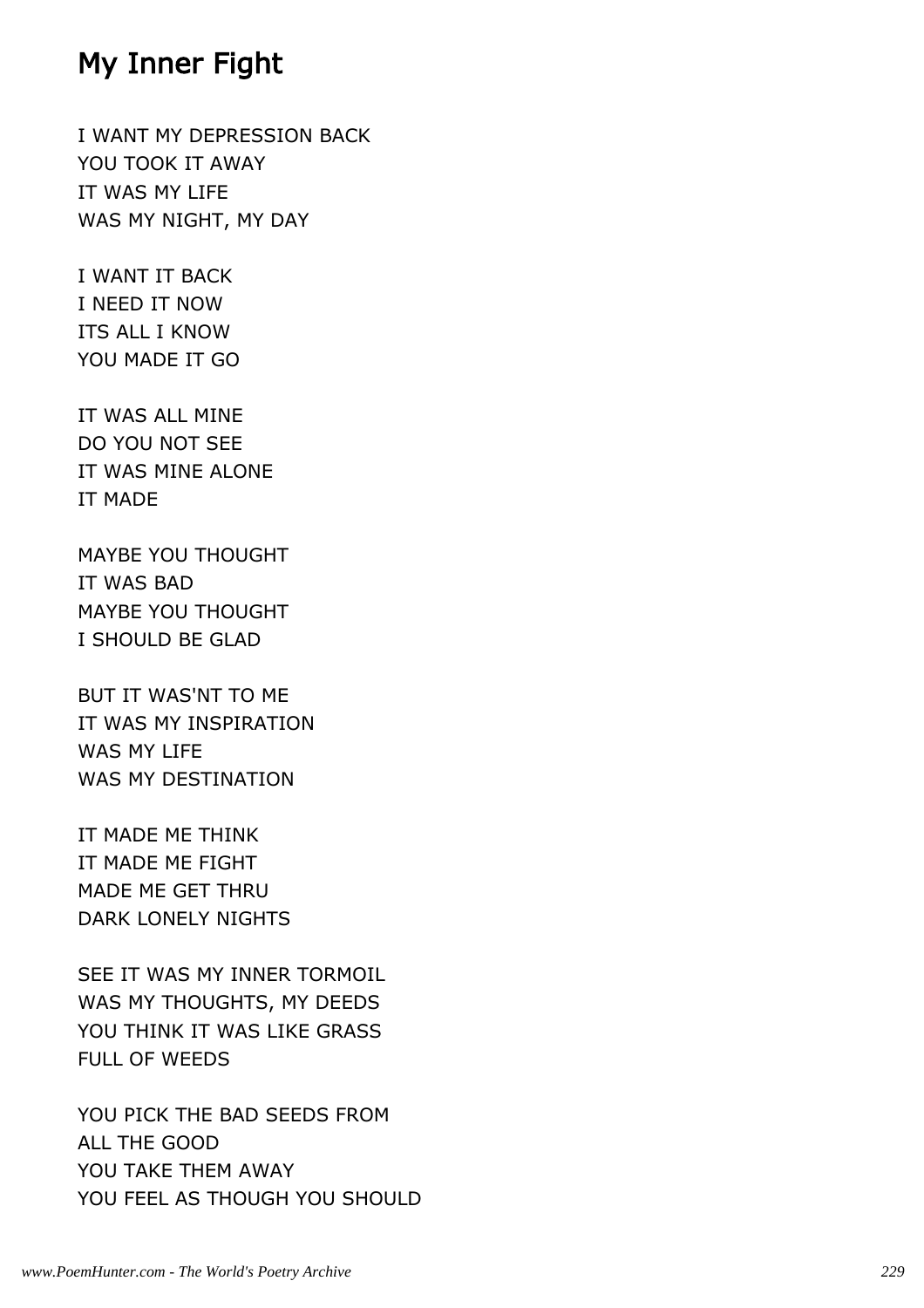# My Inner Fight

I WANT MY DEPRESSION BACK  
YOU TOOK IT AWAY  
IT WAS MY LIFE  
WAS MY NIGHT, MY DAY

I WANT IT BACK  
I NEED IT NOW  
ITS ALL I KNOW  
YOU MADE IT GO

IT WAS ALL MINE  
DO YOU NOT SEE  
IT WAS MINE ALONE  
IT MADE

MAYBE YOU THOUGHT  
IT WAS BAD  
MAYBE YOU THOUGHT  
I SHOULD BE GLAD

BUT IT WAS'NT TO ME  
IT WAS MY INSPIRATION  
WAS MY LIFE  
WAS MY DESTINATION

IT MADE ME THINK  
IT MADE ME FIGHT  
MADE ME GET THRU  
DARK LONELY NIGHTS

SEE IT WAS MY INNER TORMOIL  
WAS MY THOUGHTS, MY DEEDS  
YOU THINK IT WAS LIKE GRASS  
FULL OF WEEDS

YOU PICK THE BAD SEEDS FROM  
ALL THE GOOD  
YOU TAKE THEM AWAY  
YOU FEEL AS THOUGH YOU SHOULD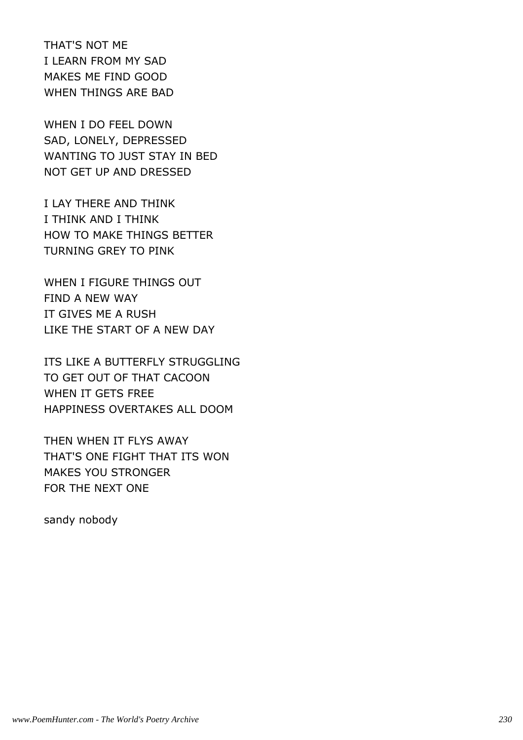THAT'S NOT ME  
I LEARN FROM MY SAD  
MAKES ME FIND GOOD  
WHEN THINGS ARE BAD

WHEN I DO FEEL DOWN  
SAD, LONELY, DEPRESSED  
WANTING TO JUST STAY IN BED  
NOT GET UP AND DRESSED

I LAY THERE AND THINK  
I THINK AND I THINK  
HOW TO MAKE THINGS BETTER  
TURNING GREY TO PINK

WHEN I FIGURE THINGS OUT  
FIND A NEW WAY  
IT GIVES ME A RUSH  
LIKE THE START OF A NEW DAY

ITS LIKE A BUTTERFLY STRUGGLING  
TO GET OUT OF THAT CACOON  
WHEN IT GETS FREE  
HAPPINESS OVERTAKES ALL DOOM

THEN WHEN IT FLYS AWAY  
THAT'S ONE FIGHT THAT ITS WON  
MAKES YOU STRONGER  
FOR THE NEXT ONE

sandy nobody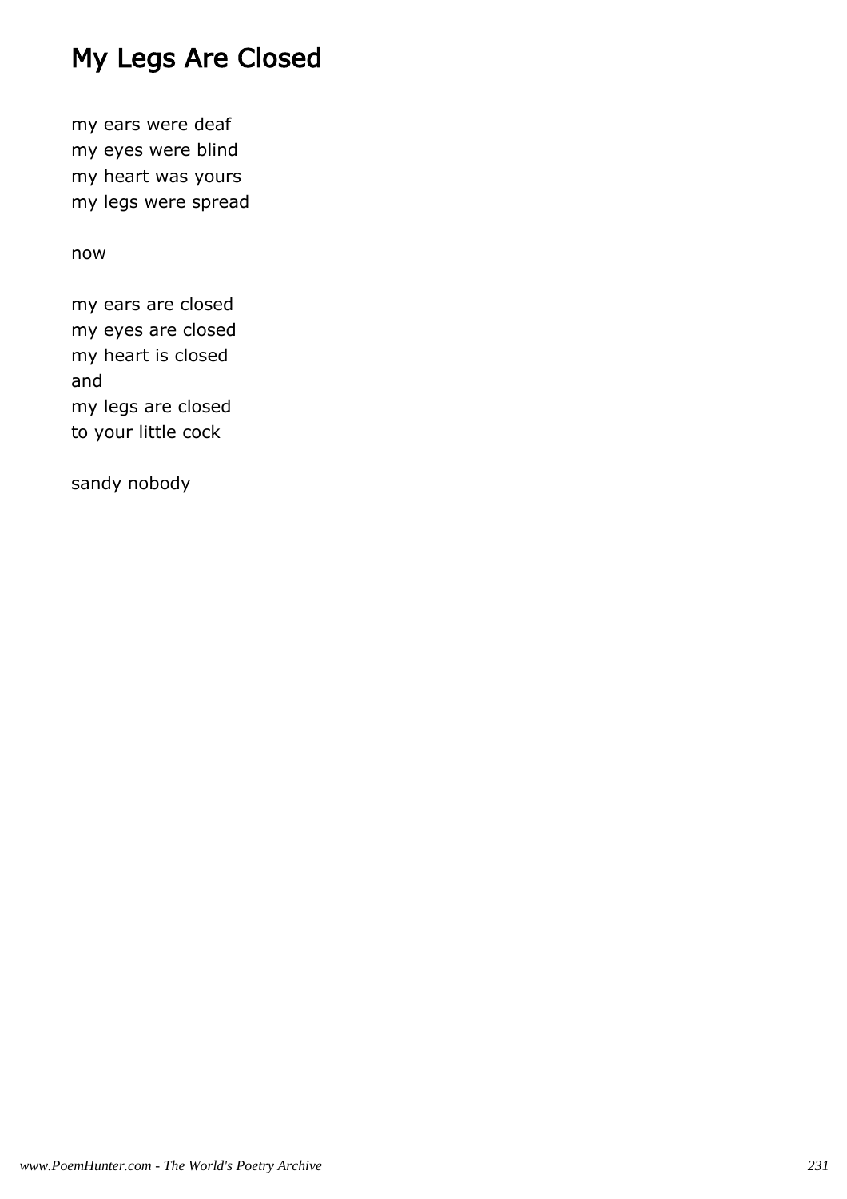# My Legs Are Closed

my ears were deaf  
my eyes were blind  
my heart was yours  
my legs were spread

now

my ears are closed  
my eyes are closed  
my heart is closed  
and  
my legs are closed  
to your little cock

sandy nobody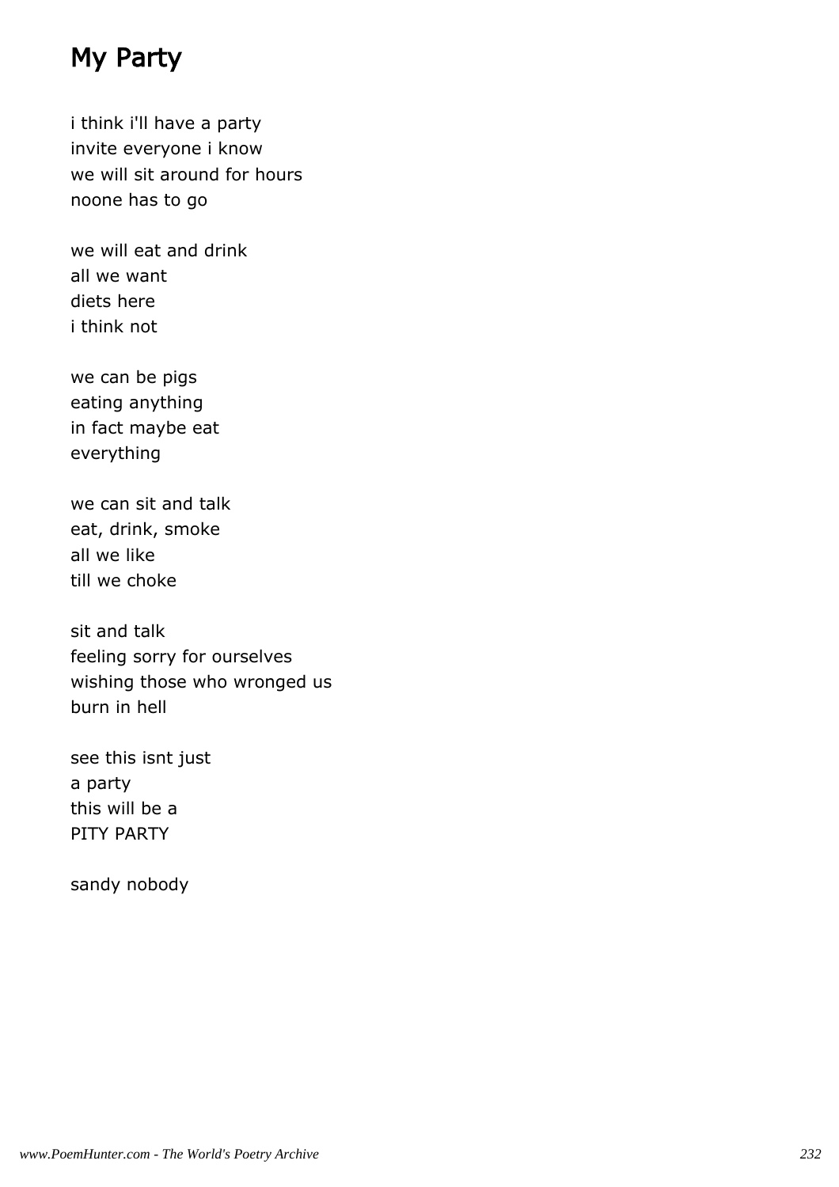# My Party

i think i'll have a party
invite everyone i know
we will sit around for hours
noone has to go

we will eat and drink
all we want
diets here
i think not

we can be pigs
eating anything
in fact maybe eat
everything

we can sit and talk
eat, drink, smoke
all we like
till we choke

sit and talk
feeling sorry for ourselves
wishing those who wronged us
burn in hell

see this isnt just
a party
this will be a
PITY PARTY

sandy nobody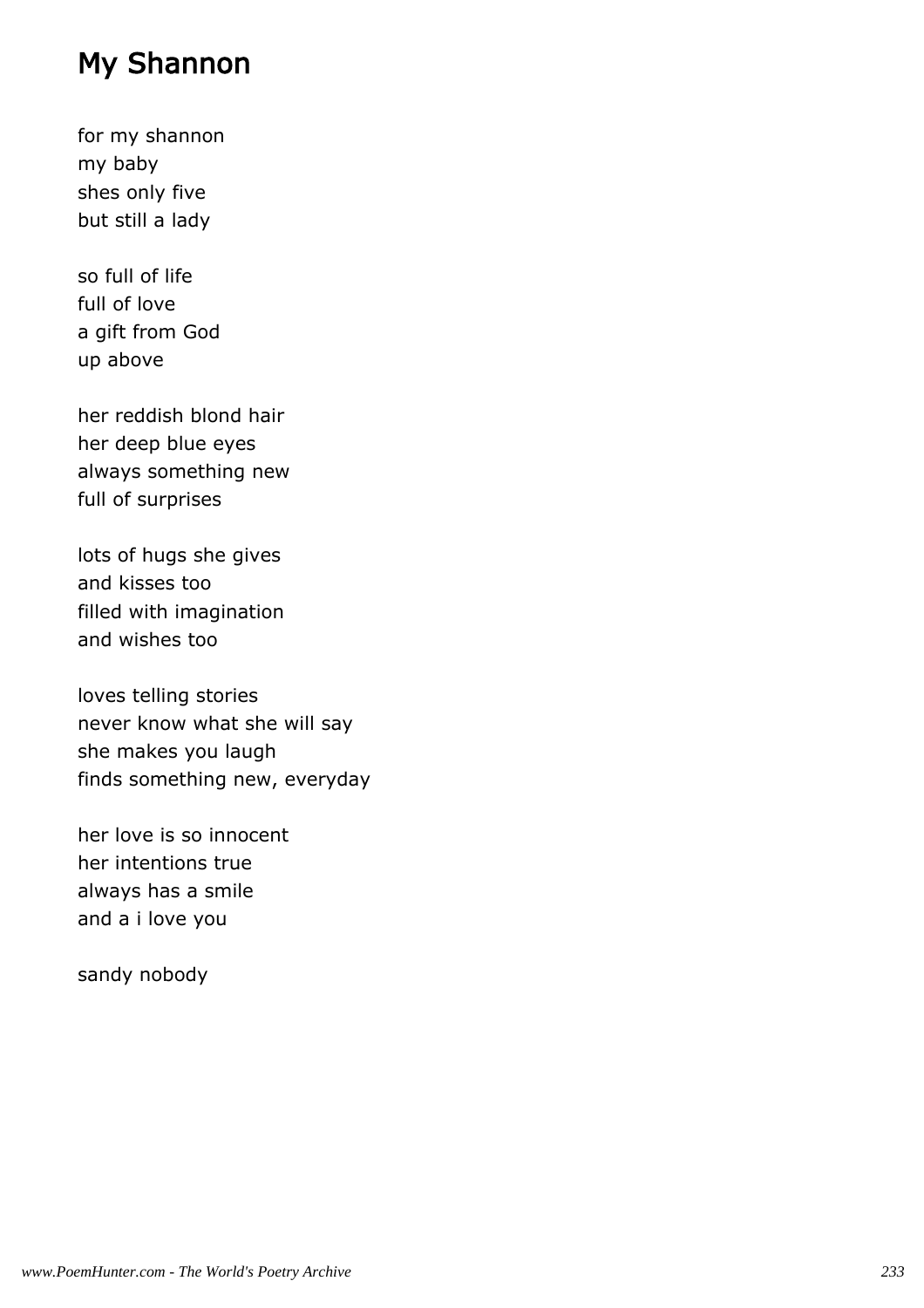## My Shannon

for my shannon
my baby
shes only five
but still a lady

so full of life
full of love
a gift from God
up above

her reddish blond hair
her deep blue eyes
always something new
full of surprises

lots of hugs she gives
and kisses too
filled with imagination
and wishes too

loves telling stories
never know what she will say
she makes you laugh
finds something new, everyday

her love is so innocent
her intentions true
always has a smile
and a i love you

sandy nobody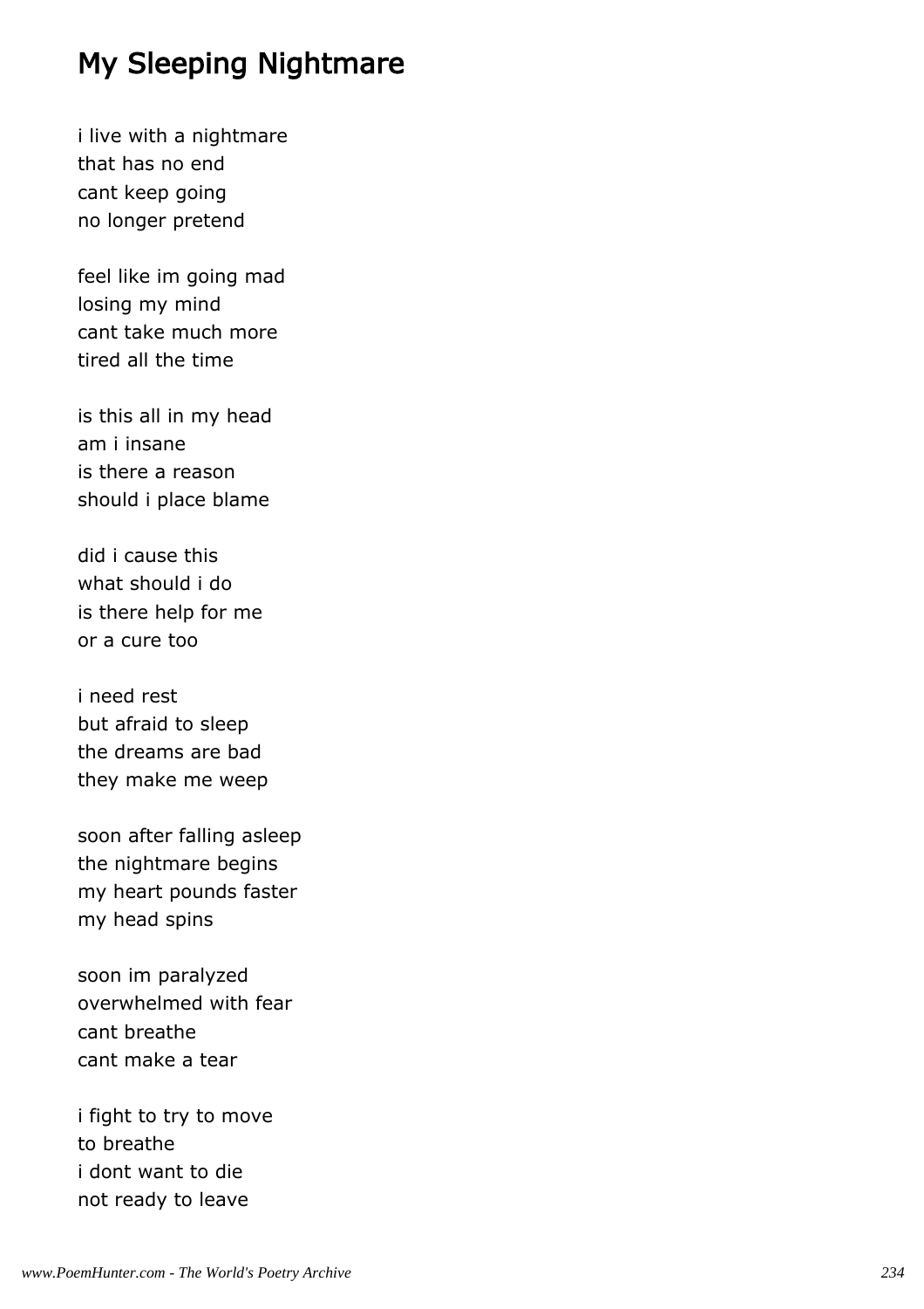# My Sleeping Nightmare

i live with a nightmare
that has no end
cant keep going
no longer pretend

feel like im going mad
losing my mind
cant take much more
tired all the time

is this all in my head
am i insane
is there a reason
should i place blame

did i cause this
what should i do
is there help for me
or a cure too

i need rest
but afraid to sleep
the dreams are bad
they make me weep

soon after falling asleep
the nightmare begins
my heart pounds faster
my head spins

soon im paralyzed
overwhelmed with fear
cant breathe
cant make a tear

i fight to try to move
to breathe
i dont want to die
not ready to leave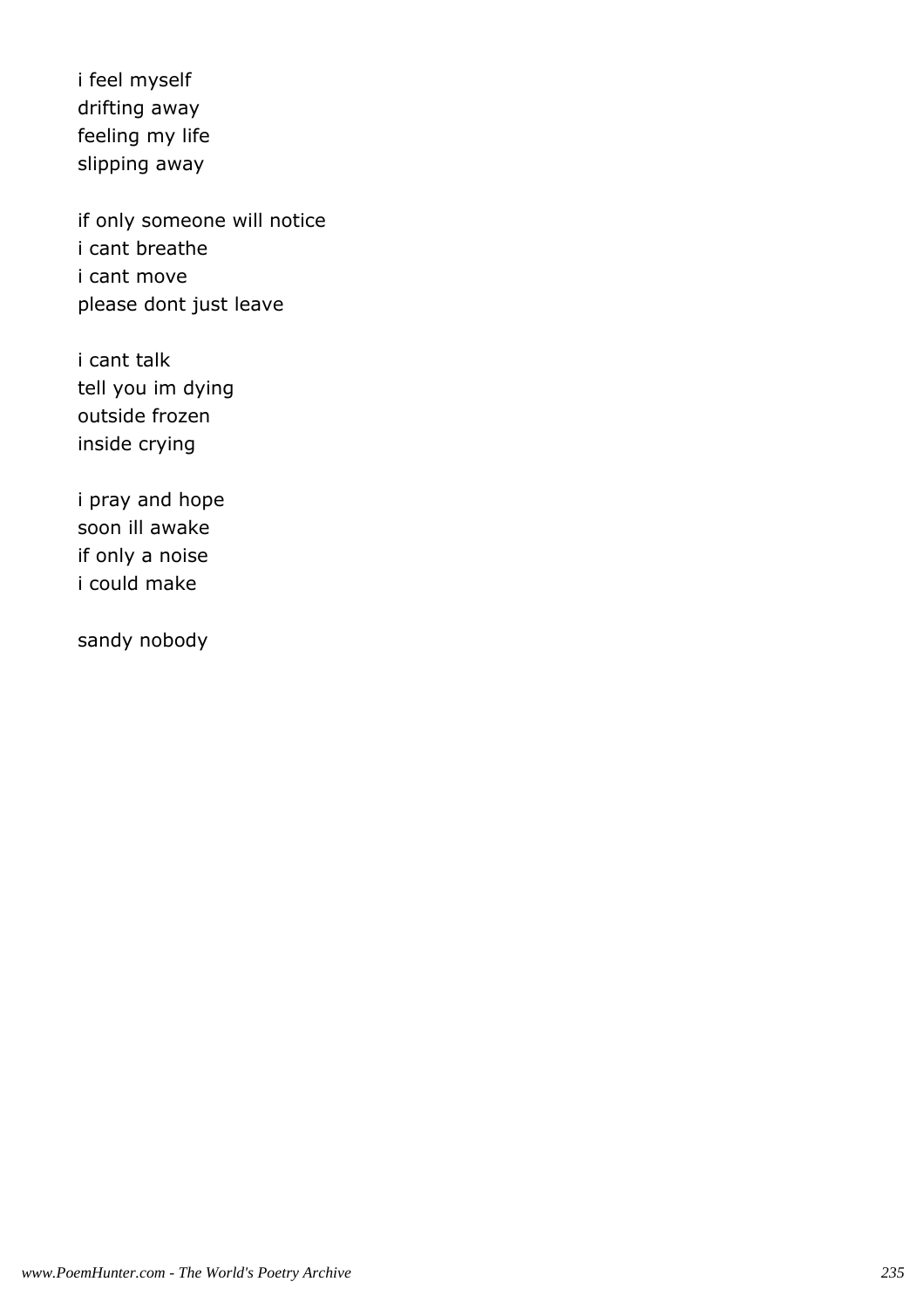i feel myself
drifting away
feeling my life
slipping away

if only someone will notice
i cant breathe
i cant move
please dont just leave

i cant talk
tell you im dying
outside frozen
inside crying

i pray and hope
soon ill awake
if only a noise
i could make

sandy nobody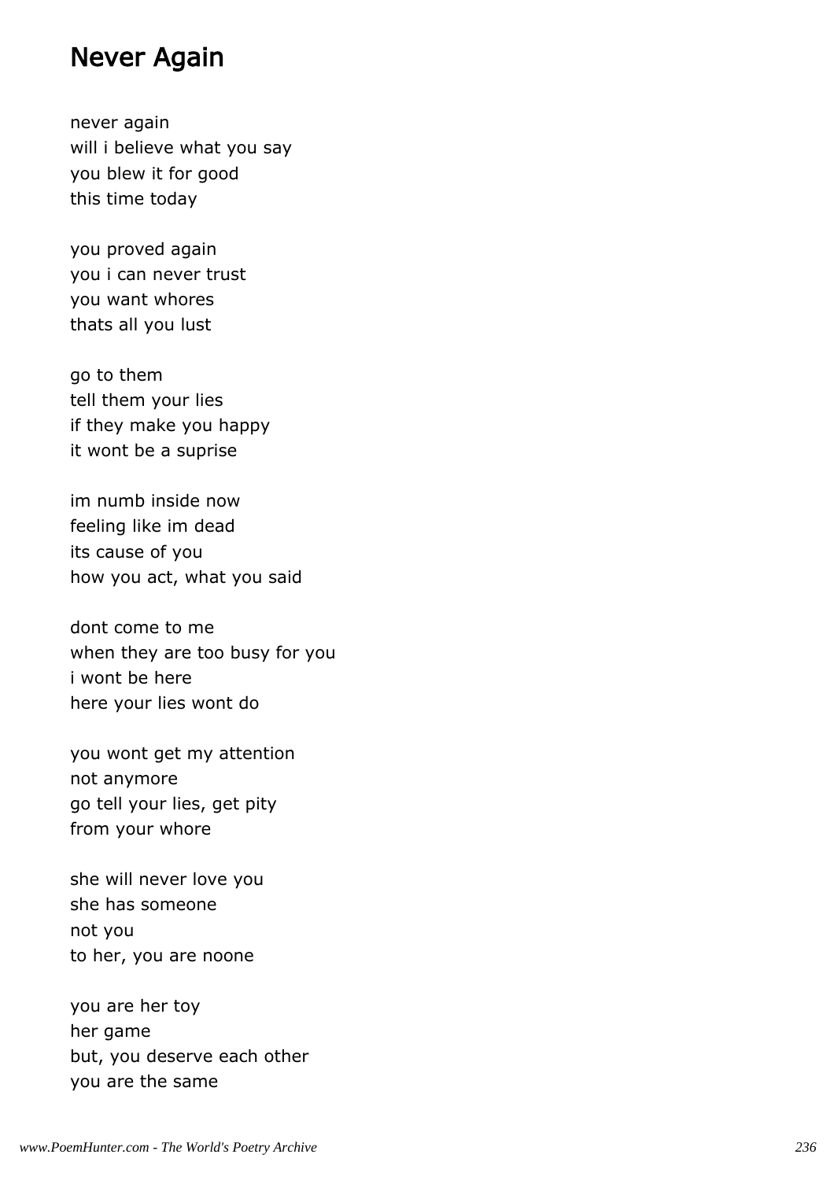# Never Again

never again
will i believe what you say
you blew it for good
this time today

you proved again
you i can never trust
you want whores
thats all you lust

go to them
tell them your lies
if they make you happy
it wont be a suprise

im numb inside now
feeling like im dead
its cause of you
how you act, what you said

dont come to me
when they are too busy for you
i wont be here
here your lies wont do

you wont get my attention
not anymore
go tell your lies, get pity
from your whore

she will never love you
she has someone
not you
to her, you are noone

you are her toy
her game
but, you deserve each other
you are the same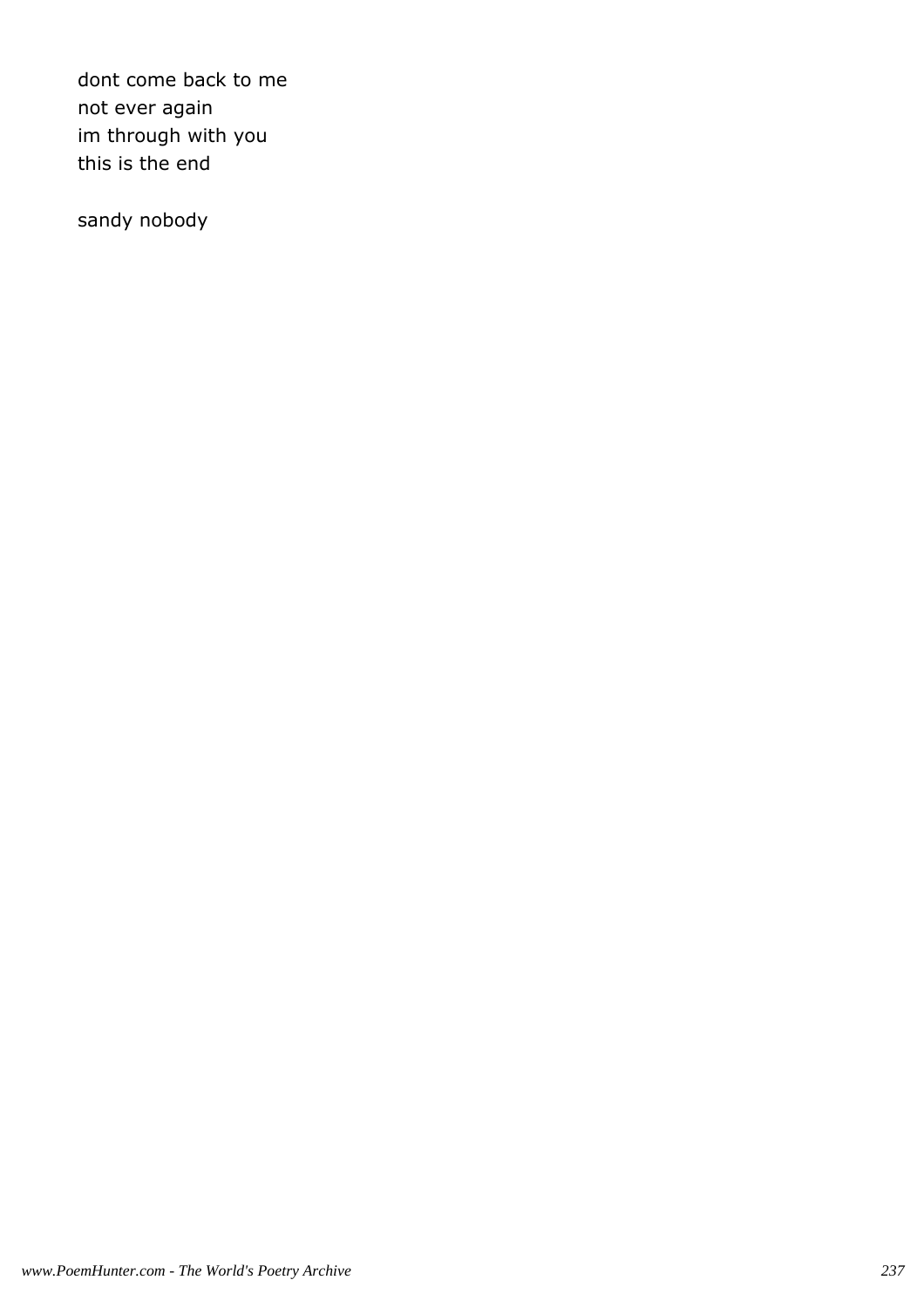dont come back to me  
not ever again  
im through with you  
this is the end

sandy nobody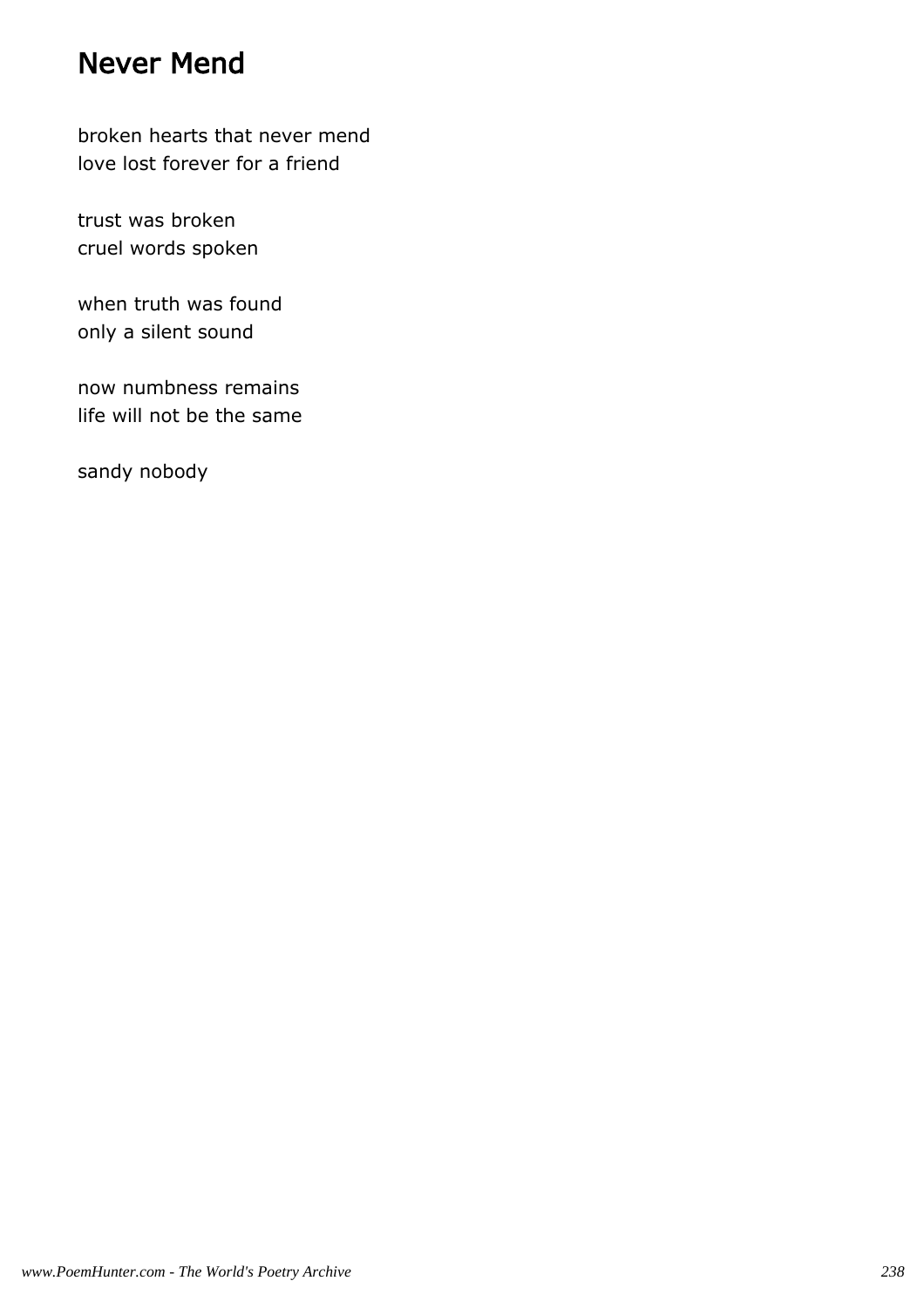# Never Mend

broken hearts that never mend
love lost forever for a friend

trust was broken
cruel words spoken

when truth was found
only a silent sound

now numbness remains
life will not be the same

sandy nobody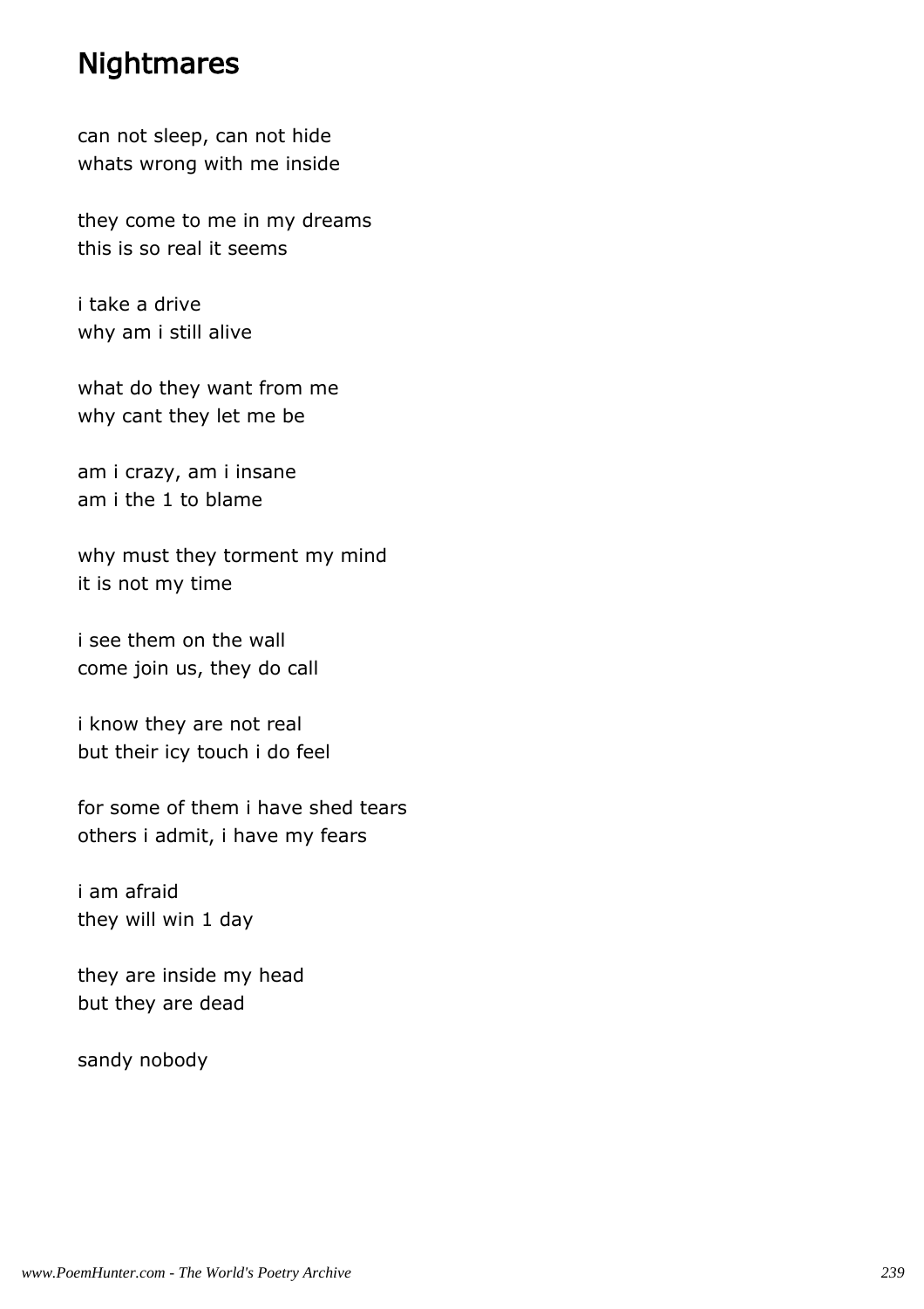# Nightmares

can not sleep, can not hide
whats wrong with me inside

they come to me in my dreams
this is so real it seems

i take a drive
why am i still alive

what do they want from me
why cant they let me be

am i crazy, am i insane
am i the 1 to blame

why must they torment my mind
it is not my time

i see them on the wall
come join us, they do call

i know they are not real
but their icy touch i do feel

for some of them i have shed tears
others i admit, i have my fears

i am afraid
they will win 1 day

they are inside my head
but they are dead

sandy nobody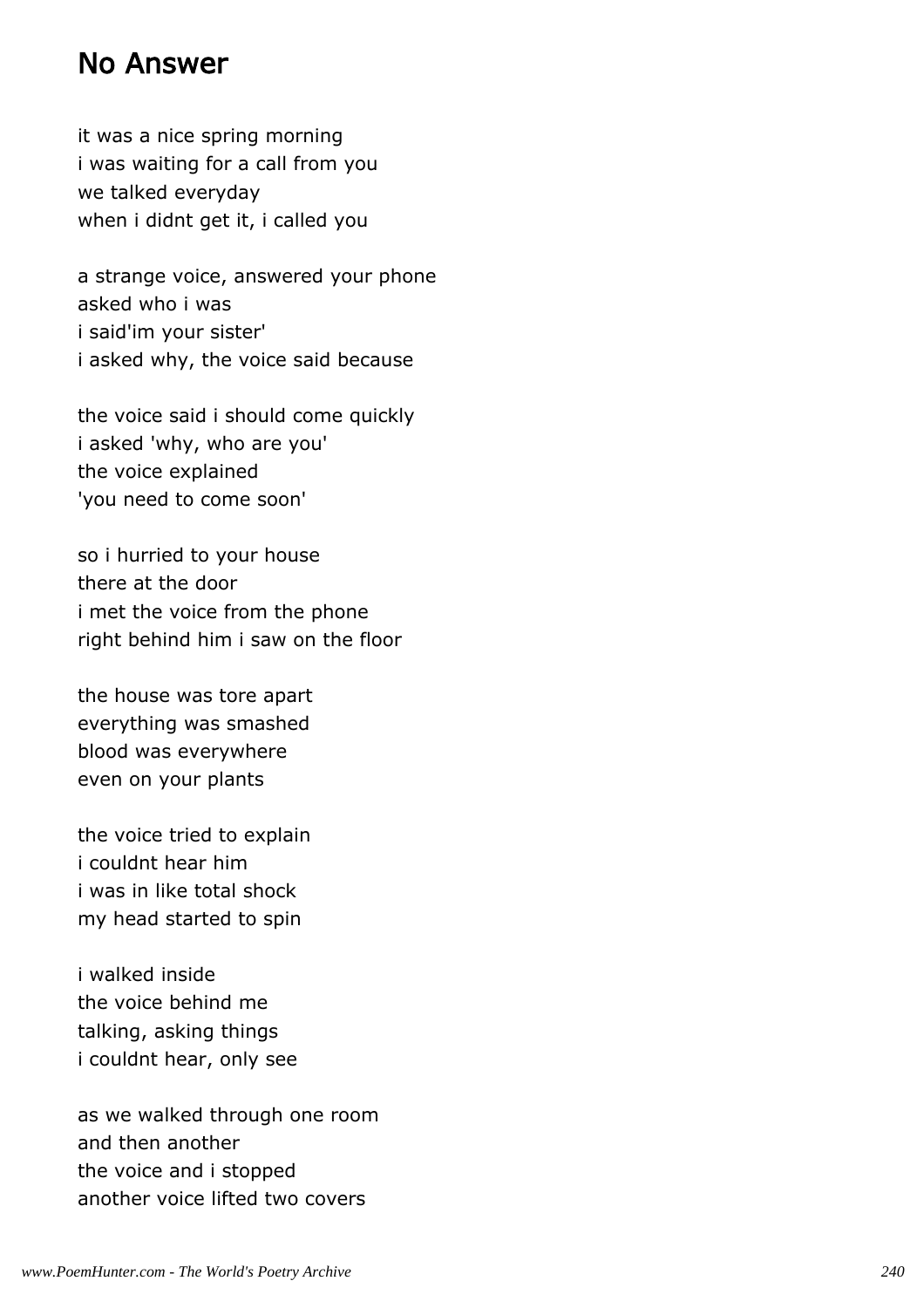## No Answer

it was a nice spring morning  
i was waiting for a call from you  
we talked everyday  
when i didnt get it, i called you

a strange voice, answered your phone  
asked who i was  
i said'im your sister'  
i asked why, the voice said because

the voice said i should come quickly  
i asked 'why, who are you'  
the voice explained  
'you need to come soon'

so i hurried to your house  
there at the door  
i met the voice from the phone  
right behind him i saw on the floor

the house was tore apart  
everything was smashed  
blood was everywhere  
even on your plants

the voice tried to explain  
i couldnt hear him  
i was in like total shock  
my head started to spin

i walked inside  
the voice behind me  
talking, asking things  
i couldnt hear, only see

as we walked through one room  
and then another  
the voice and i stopped  
another voice lifted two covers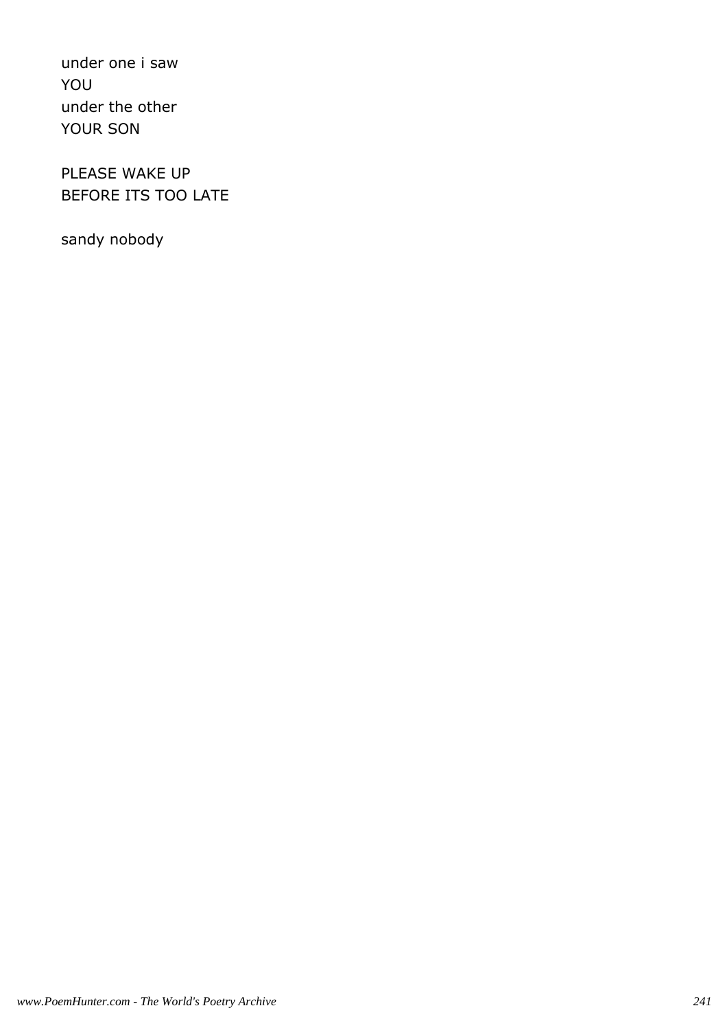under one i saw
YOU
under the other
YOUR SON

PLEASE WAKE UP
BEFORE ITS TOO LATE

sandy nobody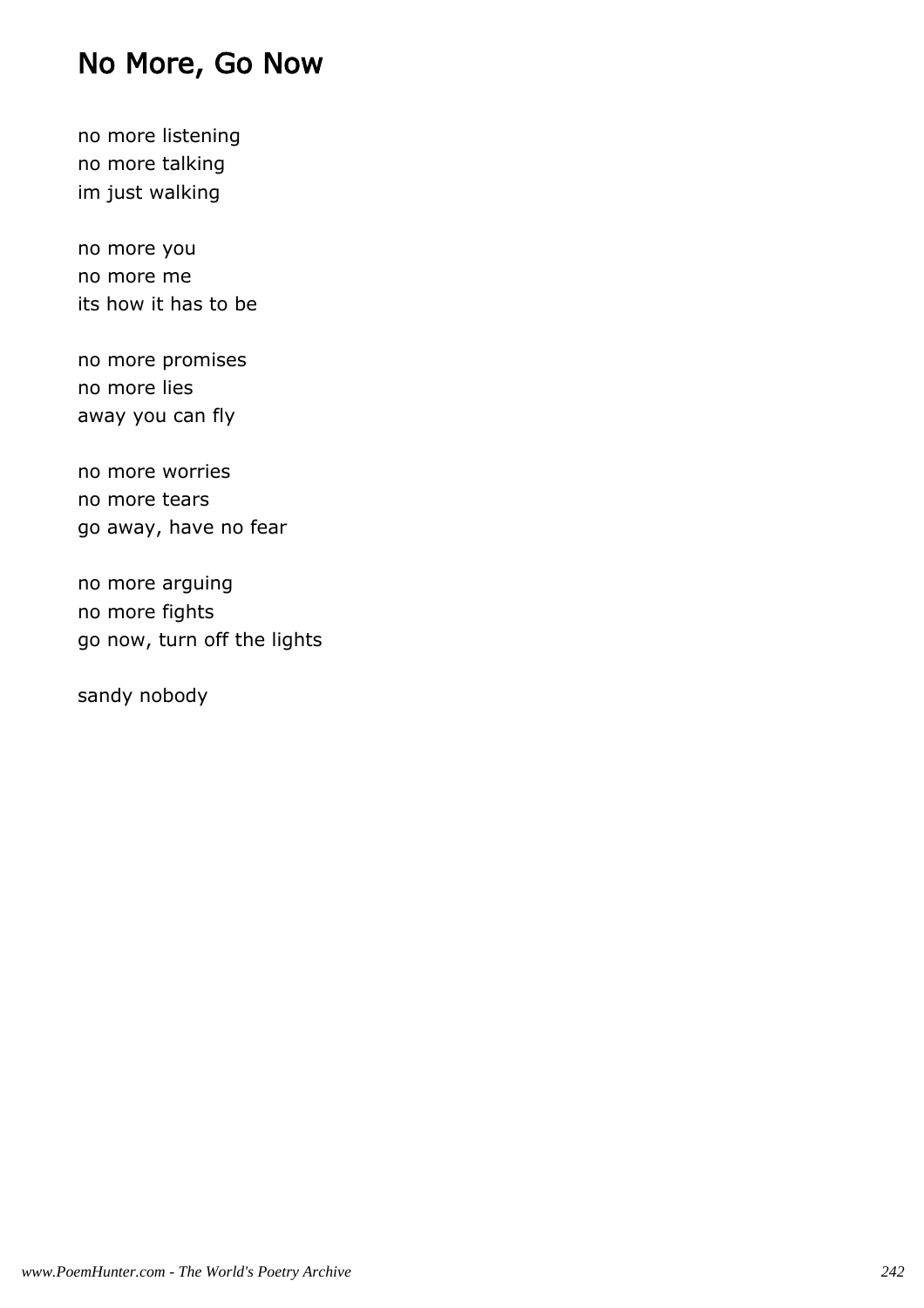## No More, Go Now

no more listening
no more talking
im just walking

no more you
no more me
its how it has to be

no more promises
no more lies
away you can fly

no more worries
no more tears
go away, have no fear

no more arguing
no more fights
go now, turn off the lights

sandy nobody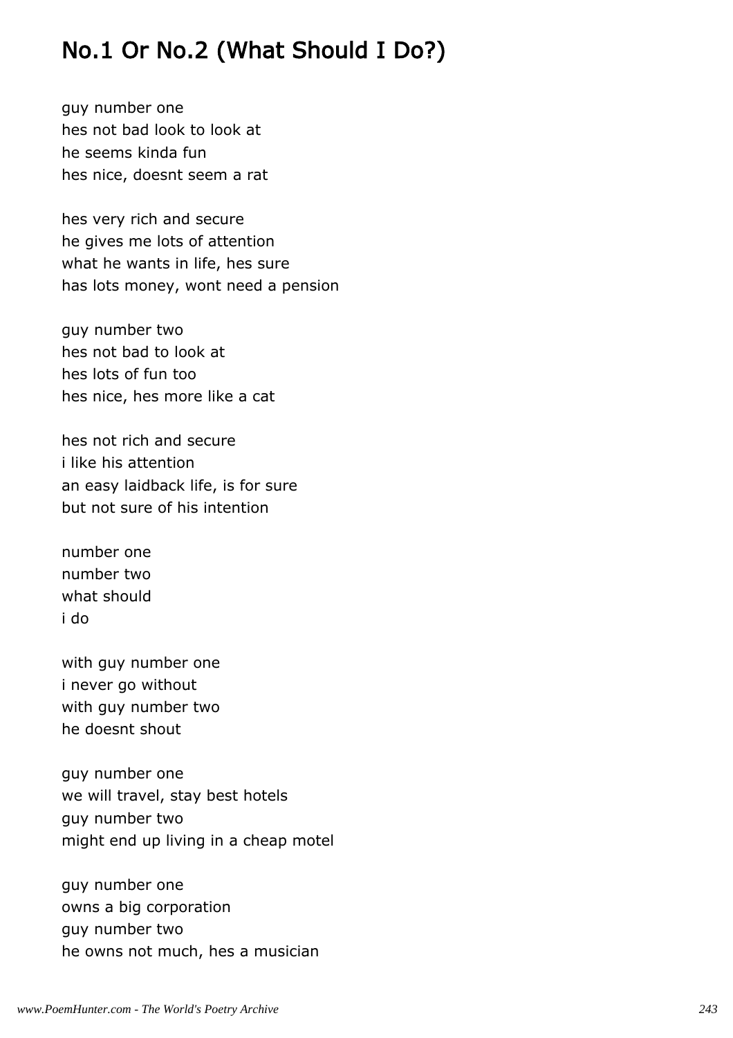# No.1 Or No.2 (What Should I Do?)

guy number one  
hes not bad look to look at  
he seems kinda fun  
hes nice, doesnt seem a rat

hes very rich and secure  
he gives me lots of attention  
what he wants in life, hes sure  
has lots money, wont need a pension

guy number two  
hes not bad to look at  
hes lots of fun too  
hes nice, hes more like a cat

hes not rich and secure  
i like his attention  
an easy laidback life, is for sure  
but not sure of his intention

number one  
number two  
what should  
i do

with guy number one  
i never go without  
with guy number two  
he doesnt shout

guy number one  
we will travel, stay best hotels  
guy number two  
might end up living in a cheap motel

guy number one  
owns a big corporation  
guy number two  
he owns not much, hes a musician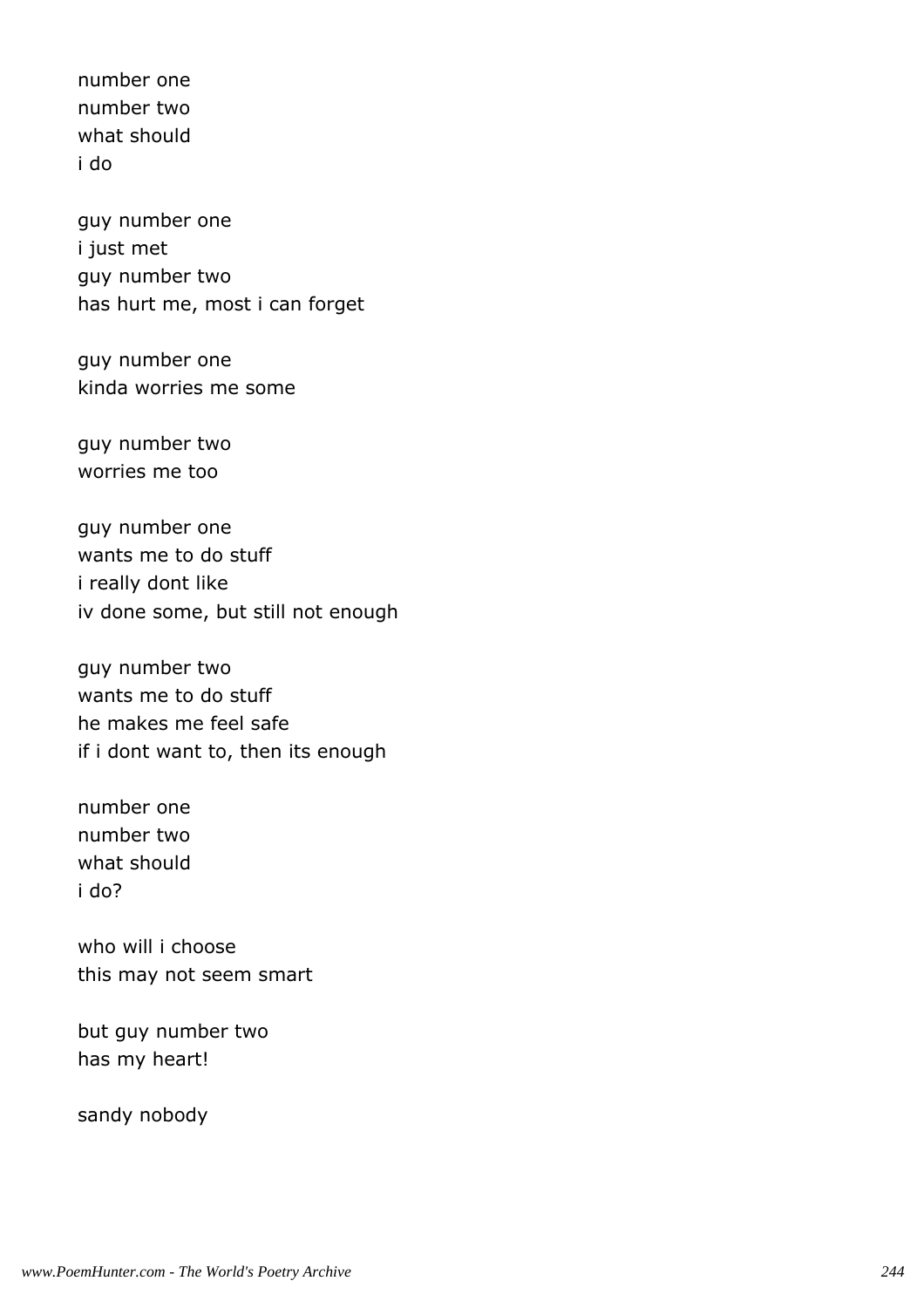number one
number two
what should
i do

guy number one
i just met
guy number two
has hurt me, most i can forget

guy number one
kinda worries me some

guy number two
worries me too

guy number one
wants me to do stuff
i really dont like
iv done some, but still not enough

guy number two
wants me to do stuff
he makes me feel safe
if i dont want to, then its enough

number one
number two
what should
i do?

who will i choose
this may not seem smart

but guy number two
has my heart!

sandy nobody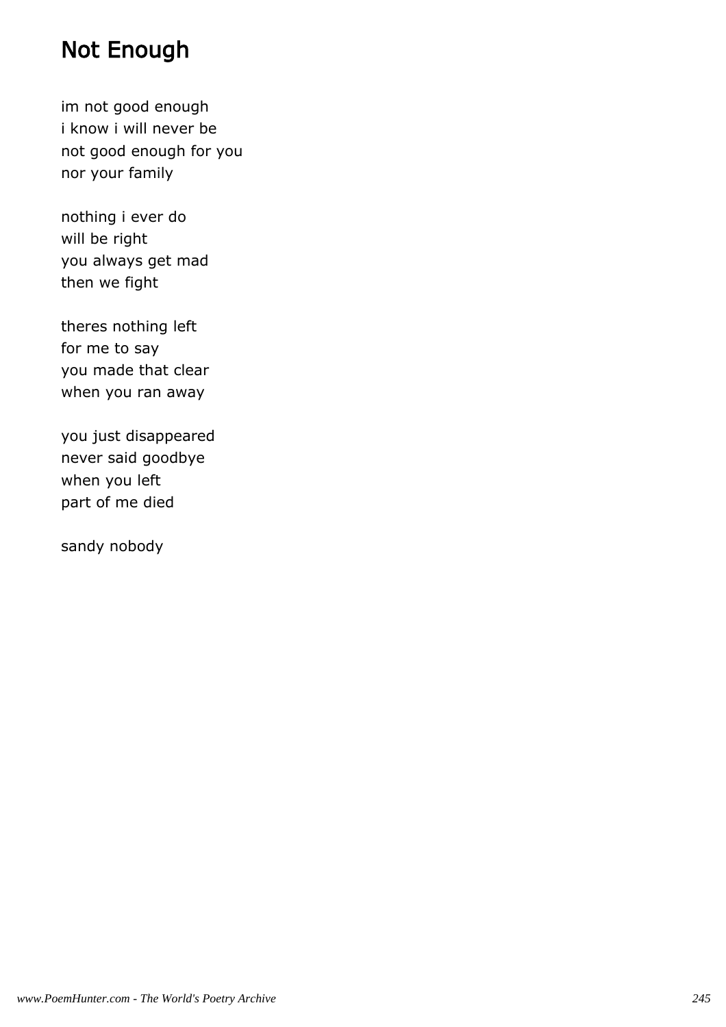# Not Enough

im not good enough
i know i will never be
not good enough for you
nor your family

nothing i ever do
will be right
you always get mad
then we fight

theres nothing left
for me to say
you made that clear
when you ran away

you just disappeared
never said goodbye
when you left
part of me died

sandy nobody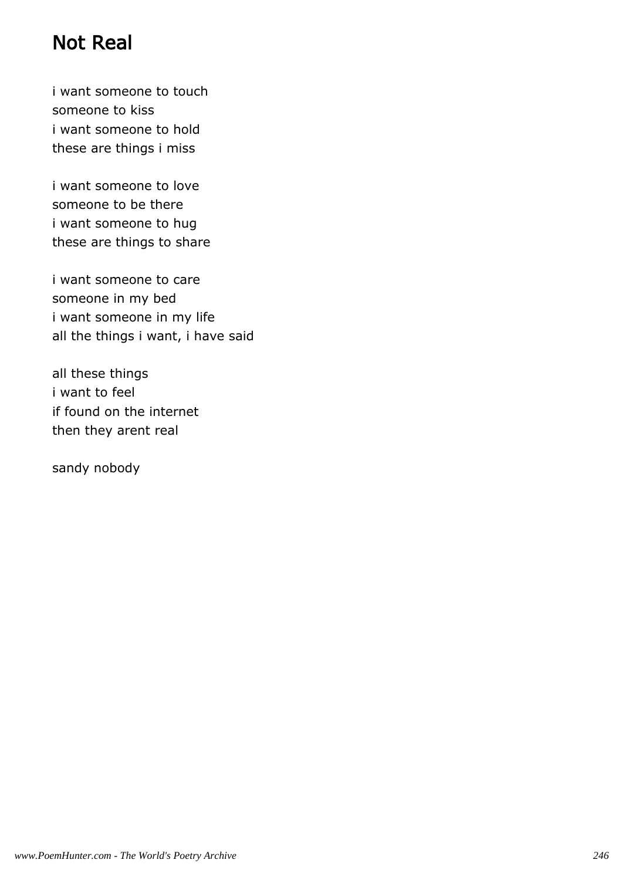# Not Real

i want someone to touch
someone to kiss
i want someone to hold
these are things i miss

i want someone to love
someone to be there
i want someone to hug
these are things to share

i want someone to care
someone in my bed
i want someone in my life
all the things i want, i have said

all these things
i want to feel
if found on the internet
then they arent real

sandy nobody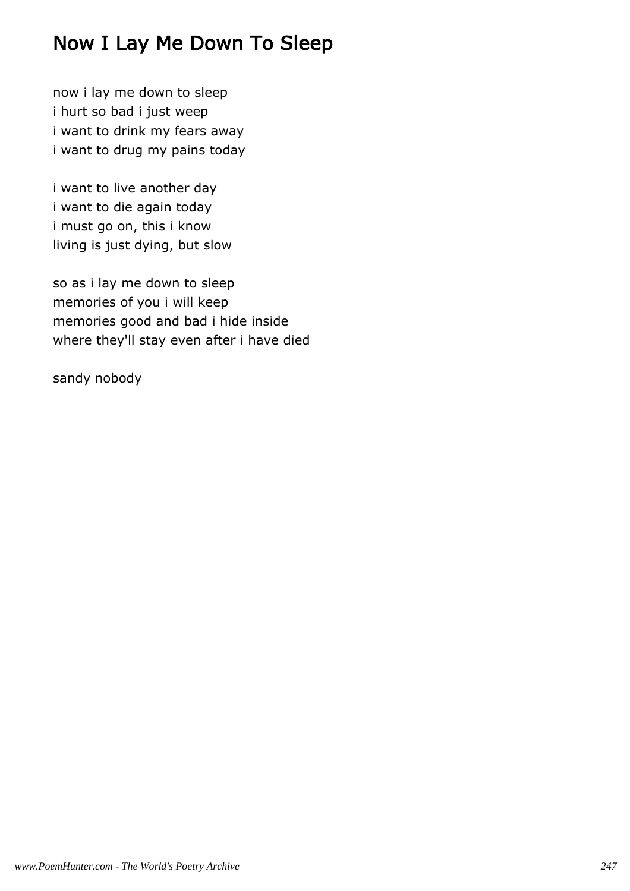# Now I Lay Me Down To Sleep

now i lay me down to sleep
i hurt so bad i just weep
i want to drink my fears away
i want to drug my pains today

i want to live another day
i want to die again today
i must go on, this i know
living is just dying, but slow

so as i lay me down to sleep
memories of you i will keep
memories good and bad i hide inside
where they'll stay even after i have died

sandy nobody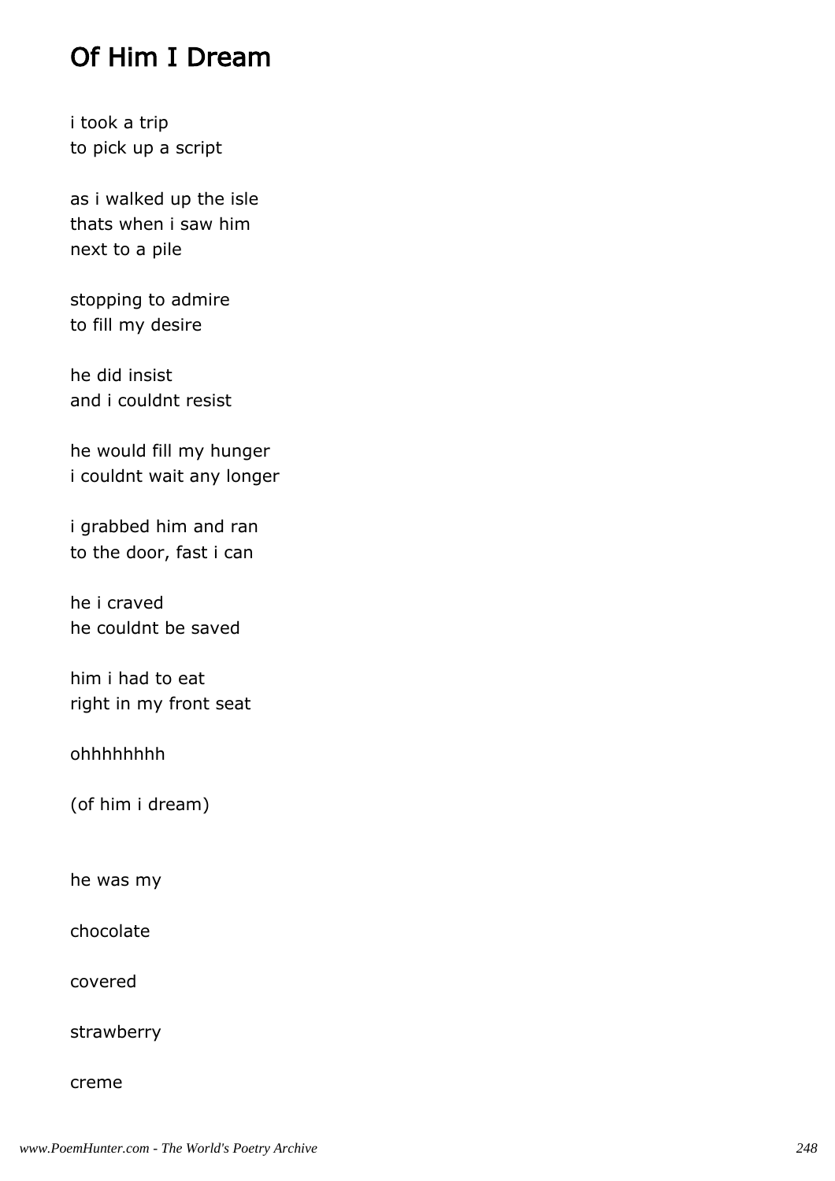# Of Him I Dream

i took a trip
to pick up a script

as i walked up the isle
thats when i saw him
next to a pile

stopping to admire
to fill my desire

he did insist
and i couldnt resist

he would fill my hunger
i couldnt wait any longer

i grabbed him and ran
to the door, fast i can

he i craved
he couldnt be saved

him i had to eat
right in my front seat

ohhhhhhhh

(of him i dream)

he was my

chocolate

covered

strawberry

creme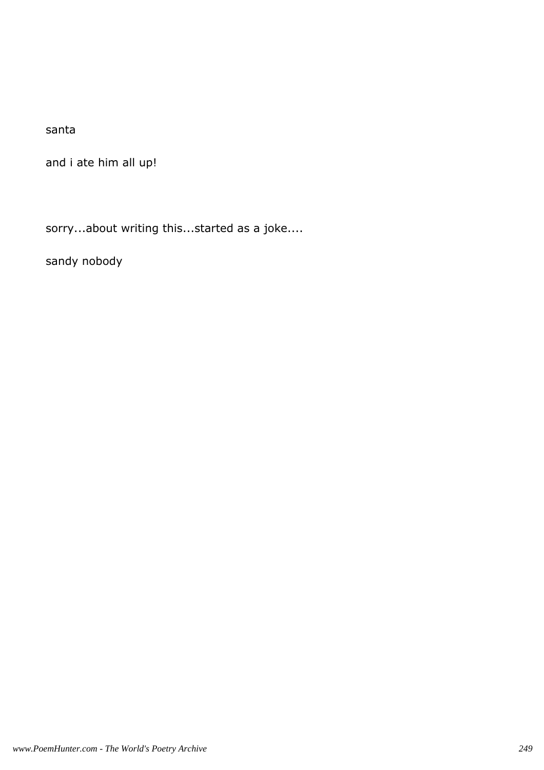santa

and i ate him all up!

sorry...about writing this...started as a joke....

sandy nobody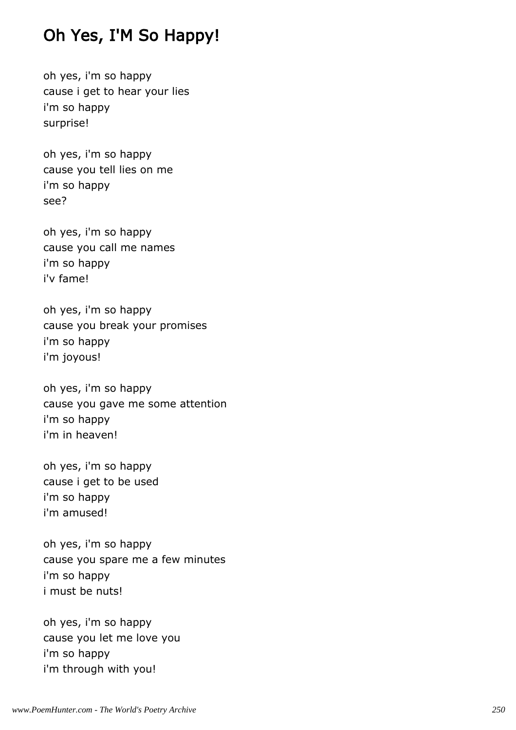## Oh Yes, I'M So Happy!

oh yes, i'm so happy
cause i get to hear your lies
i'm so happy
surprise!

oh yes, i'm so happy
cause you tell lies on me
i'm so happy
see?

oh yes, i'm so happy
cause you call me names
i'm so happy
i'v fame!

oh yes, i'm so happy
cause you break your promises
i'm so happy
i'm joyous!

oh yes, i'm so happy
cause you gave me some attention
i'm so happy
i'm in heaven!

oh yes, i'm so happy
cause i get to be used
i'm so happy
i'm amused!

oh yes, i'm so happy
cause you spare me a few minutes
i'm so happy
i must be nuts!

oh yes, i'm so happy
cause you let me love you
i'm so happy
i'm through with you!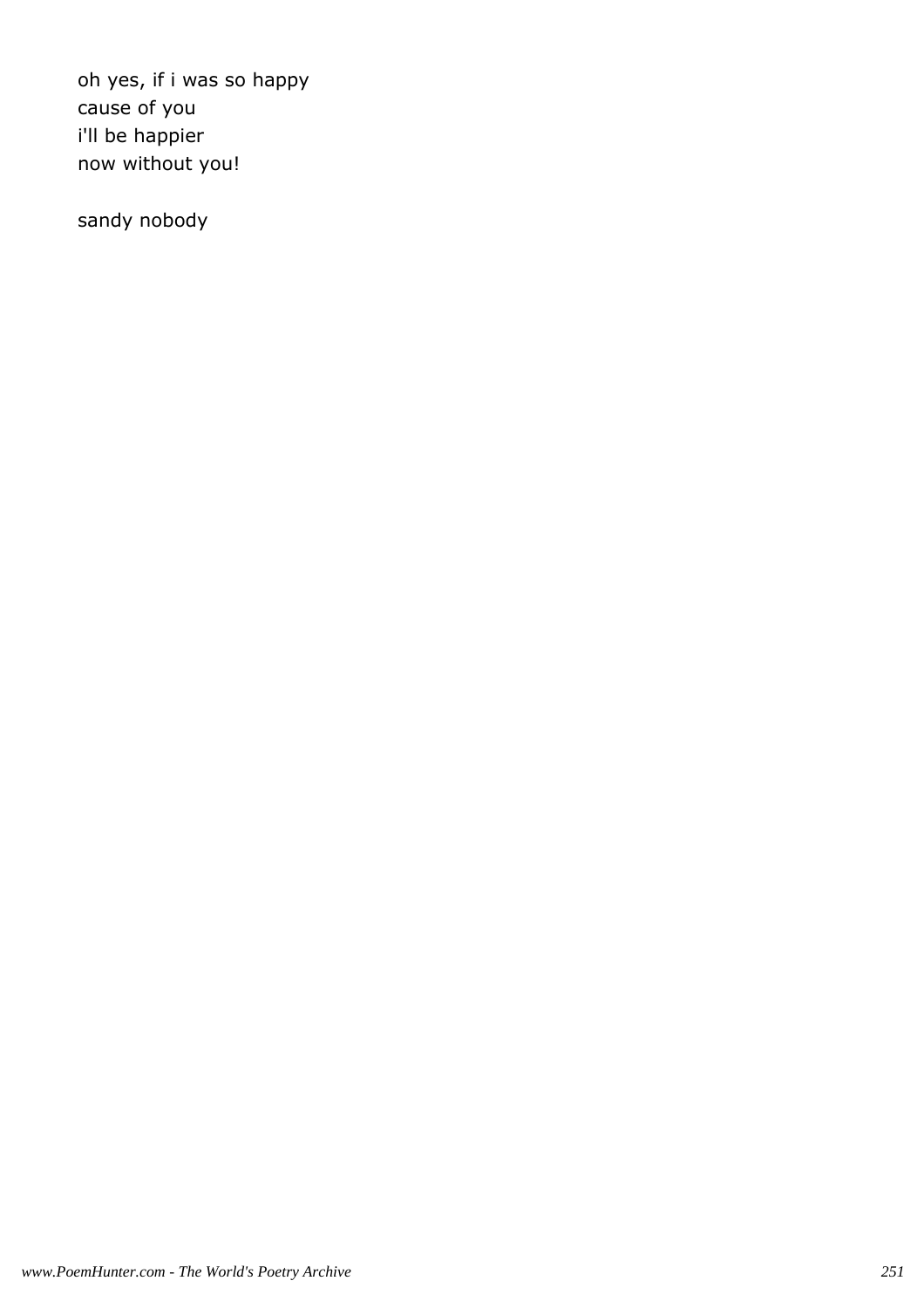oh yes, if i was so happy
cause of you
i'll be happier
now without you!

sandy nobody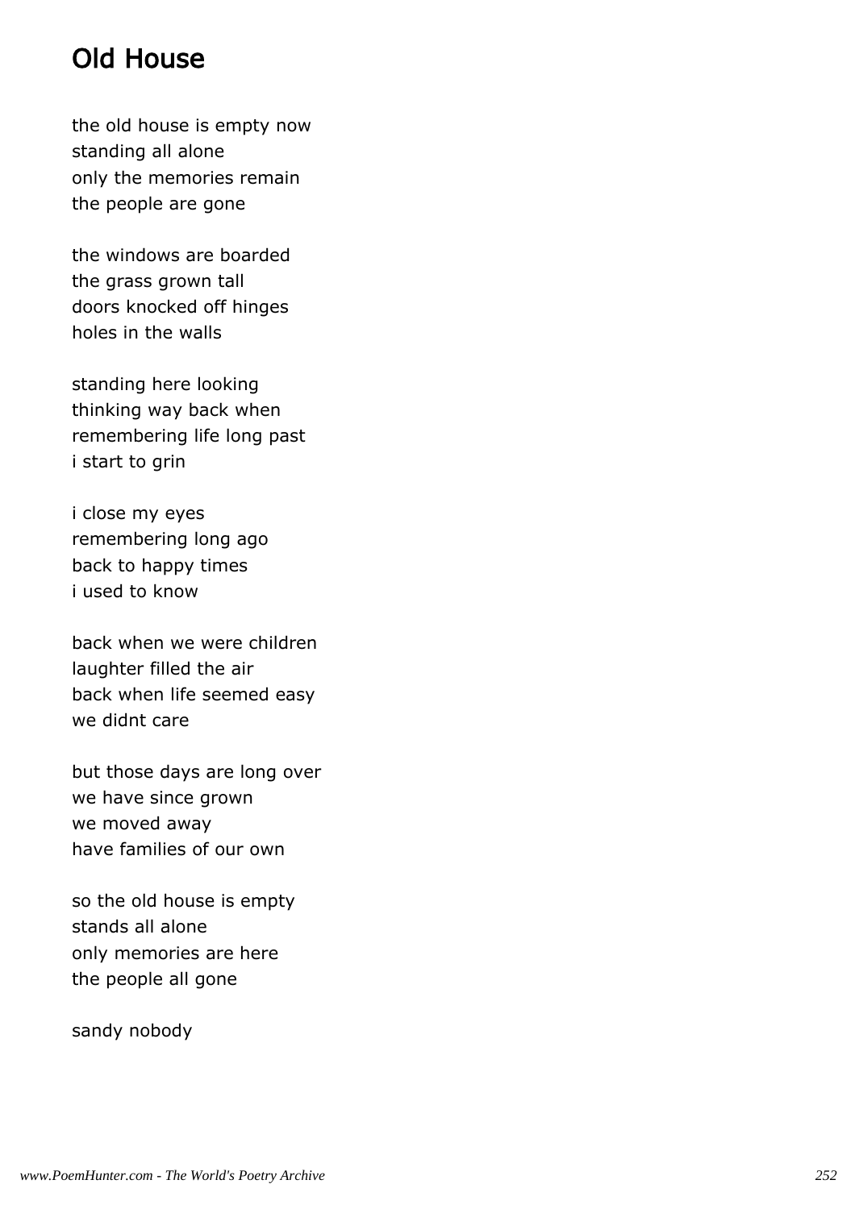## Old House

the old house is empty now
standing all alone
only the memories remain
the people are gone

the windows are boarded
the grass grown tall
doors knocked off hinges
holes in the walls

standing here looking
thinking way back when
remembering life long past
i start to grin

i close my eyes
remembering long ago
back to happy times
i used to know

back when we were children
laughter filled the air
back when life seemed easy
we didnt care

but those days are long over
we have since grown
we moved away
have families of our own

so the old house is empty
stands all alone
only memories are here
the people all gone

sandy nobody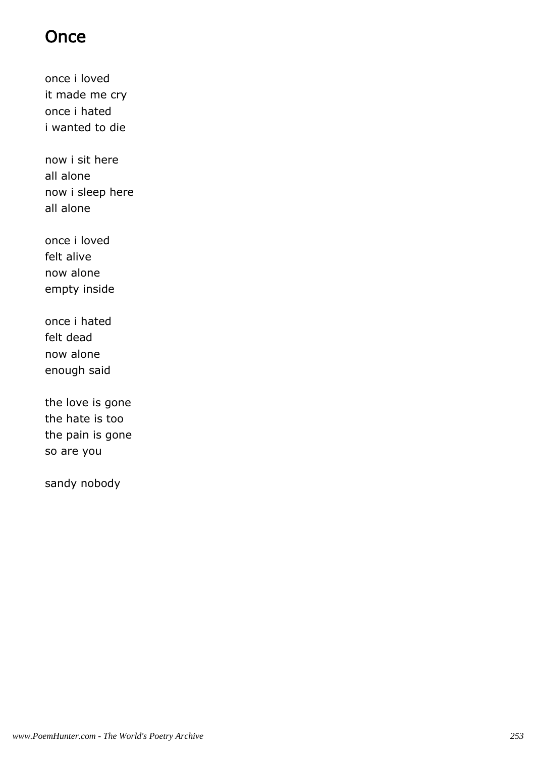# Once

once i loved
it made me cry
once i hated
i wanted to die

now i sit here
all alone
now i sleep here
all alone

once i loved
felt alive
now alone
empty inside

once i hated
felt dead
now alone
enough said

the love is gone
the hate is too
the pain is gone
so are you

sandy nobody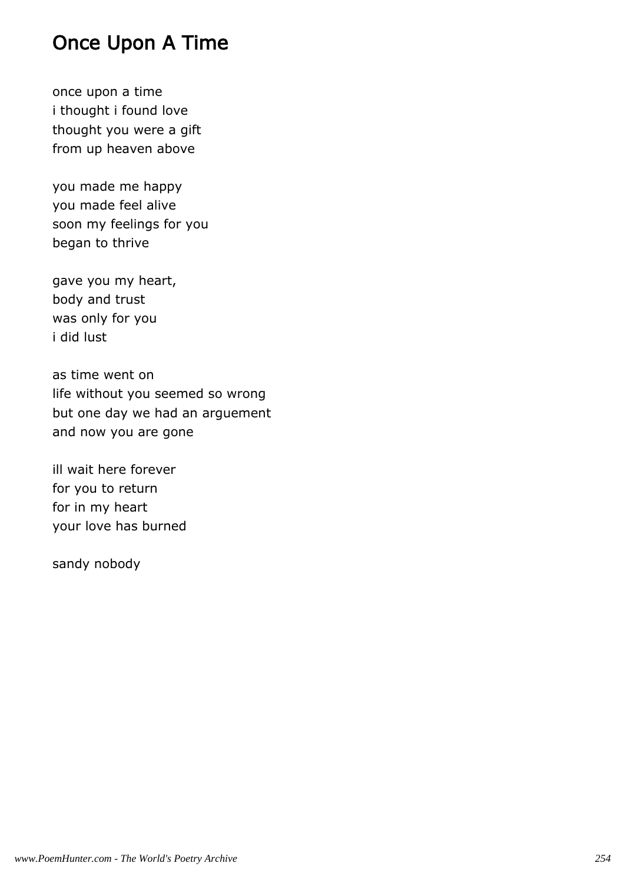# Once Upon A Time

once upon a time
i thought i found love
thought you were a gift
from up heaven above

you made me happy
you made feel alive
soon my feelings for you
began to thrive

gave you my heart,
body and trust
was only for you
i did lust

as time went on
life without you seemed so wrong
but one day we had an arguement
and now you are gone

ill wait here forever
for you to return
for in my heart
your love has burned

sandy nobody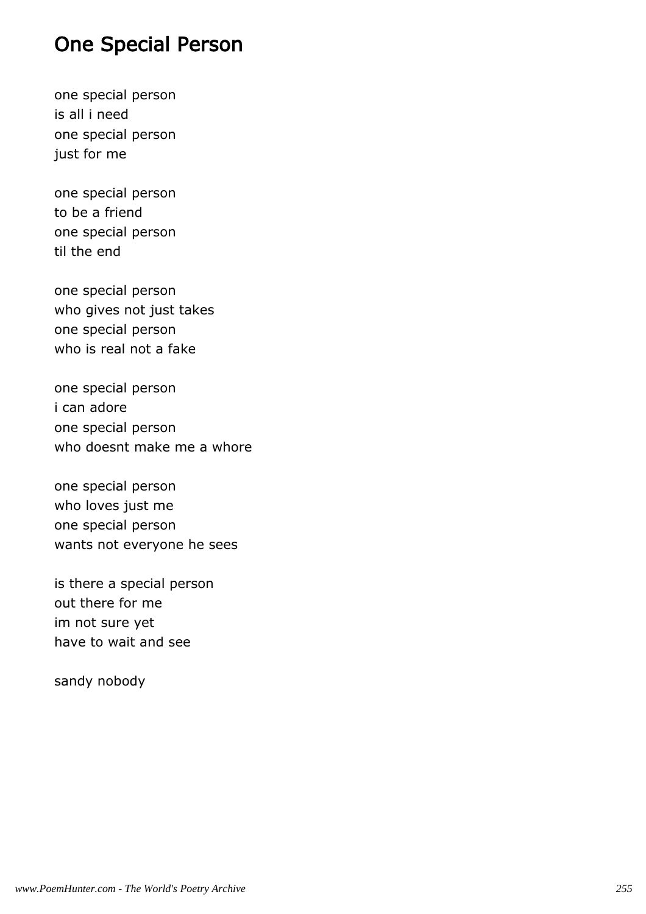# One Special Person

one special person
is all i need
one special person
just for me

one special person
to be a friend
one special person
til the end

one special person
who gives not just takes
one special person
who is real not a fake

one special person
i can adore
one special person
who doesnt make me a whore

one special person
who loves just me
one special person
wants not everyone he sees

is there a special person
out there for me
im not sure yet
have to wait and see

sandy nobody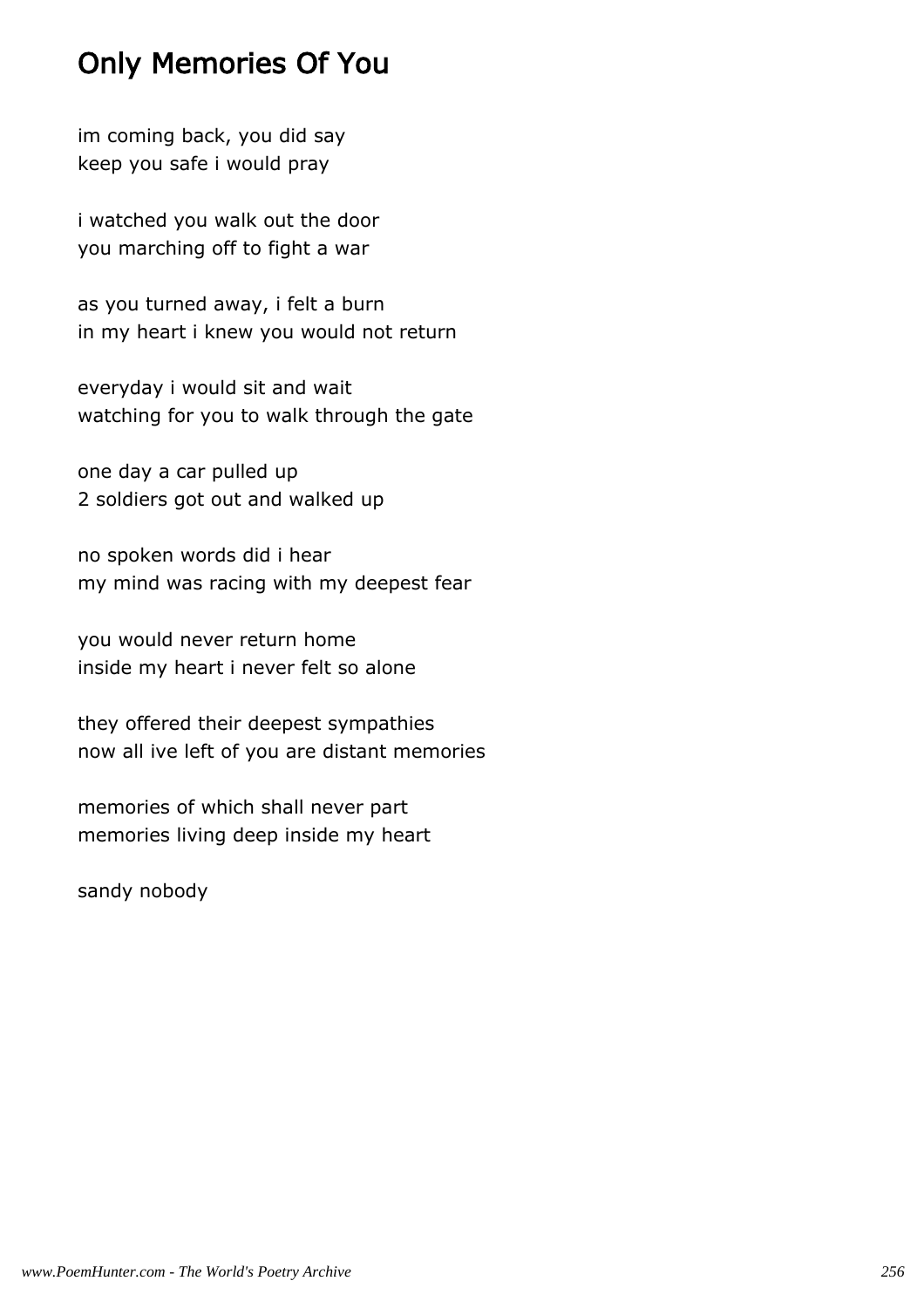## Only Memories Of You

im coming back, you did say
keep you safe i would pray

i watched you walk out the door
you marching off to fight a war

as you turned away, i felt a burn
in my heart i knew you would not return

everyday i would sit and wait
watching for you to walk through the gate

one day a car pulled up
2 soldiers got out and walked up

no spoken words did i hear
my mind was racing with my deepest fear

you would never return home
inside my heart i never felt so alone

they offered their deepest sympathies
now all ive left of you are distant memories

memories of which shall never part
memories living deep inside my heart

sandy nobody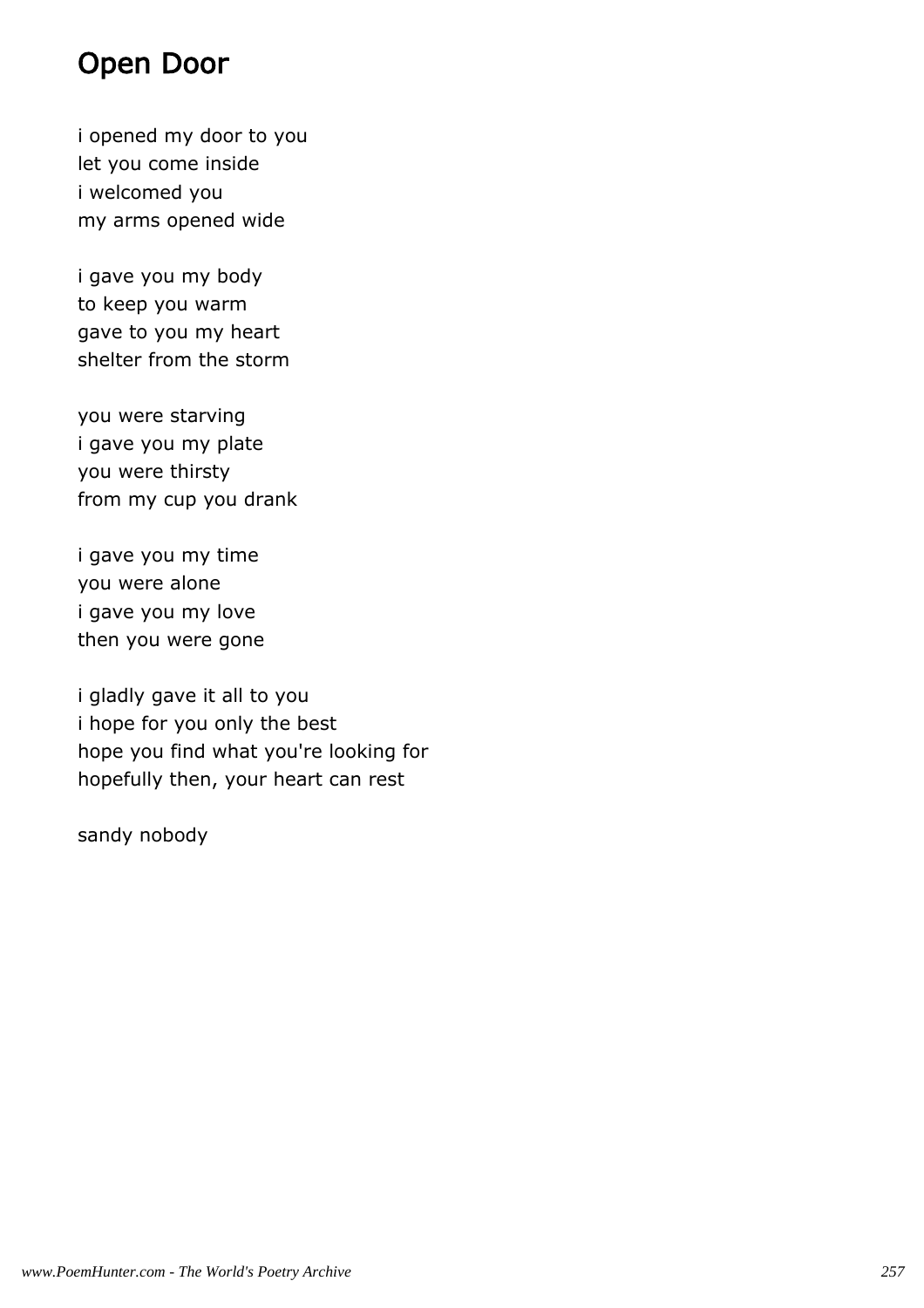## Open Door

i opened my door to you
let you come inside
i welcomed you
my arms opened wide

i gave you my body
to keep you warm
gave to you my heart
shelter from the storm

you were starving
i gave you my plate
you were thirsty
from my cup you drank

i gave you my time
you were alone
i gave you my love
then you were gone

i gladly gave it all to you
i hope for you only the best
hope you find what you're looking for
hopefully then, your heart can rest

sandy nobody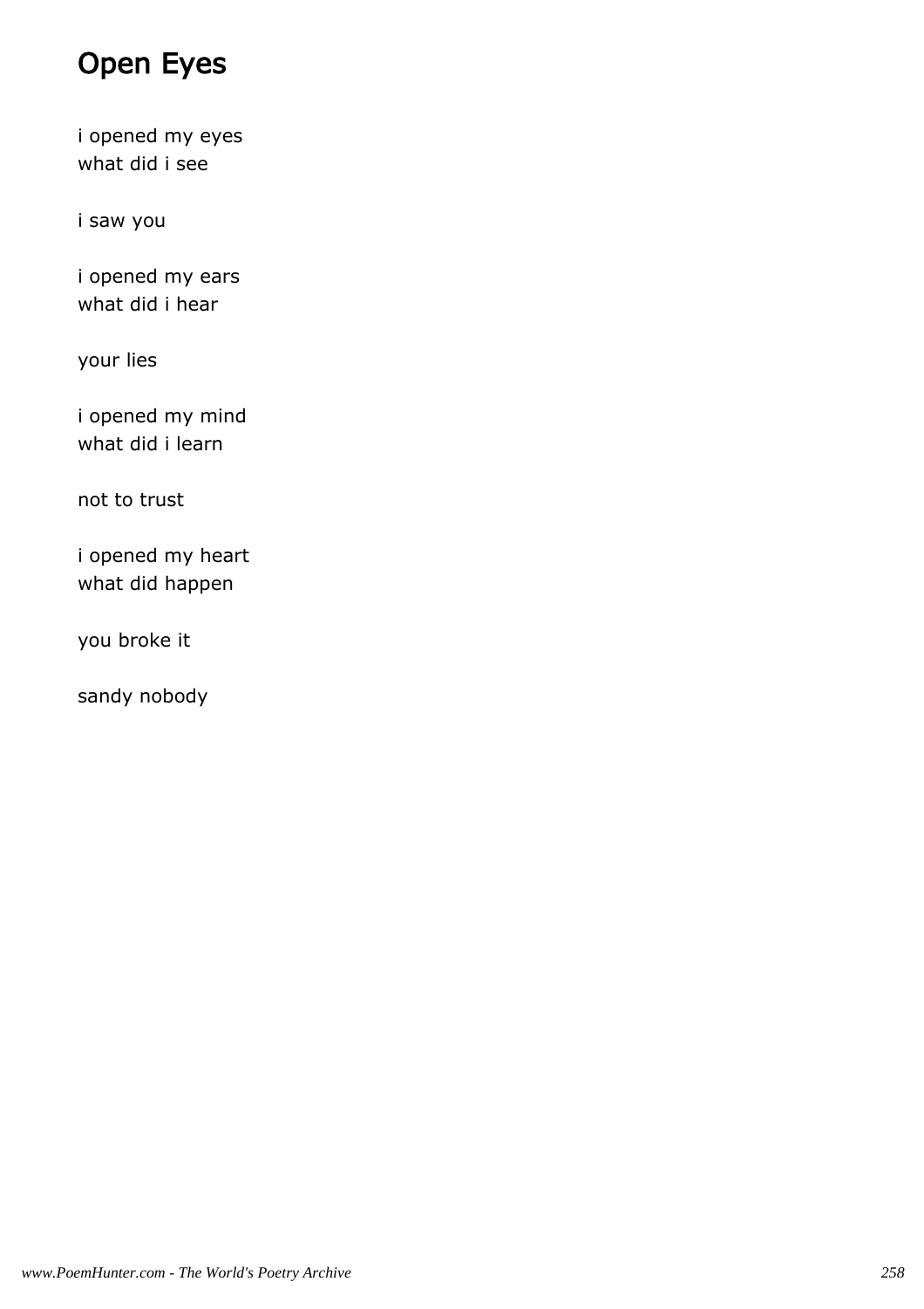# Open Eyes

i opened my eyes
what did i see

i saw you

i opened my ears
what did i hear

your lies

i opened my mind
what did i learn

not to trust

i opened my heart
what did happen

you broke it

sandy nobody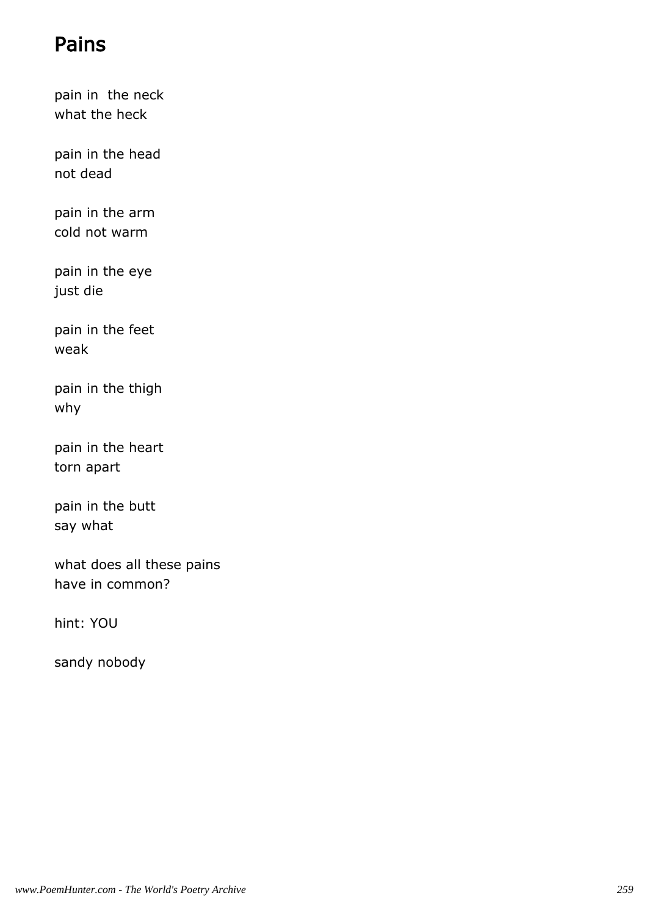# Pains

pain in  the neck
what the heck

pain in the head
not dead

pain in the arm
cold not warm

pain in the eye
just die

pain in the feet
weak

pain in the thigh
why

pain in the heart
torn apart

pain in the butt
say what

what does all these pains
have in common?

hint: YOU

sandy nobody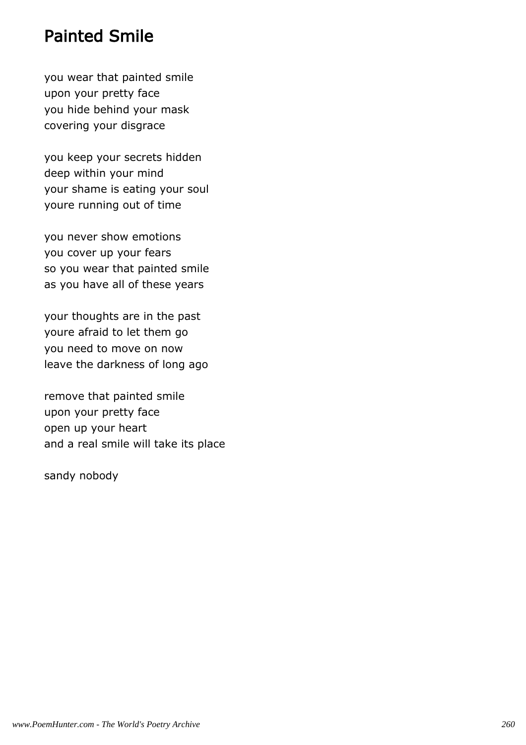# Painted Smile

you wear that painted smile
upon your pretty face
you hide behind your mask
covering your disgrace

you keep your secrets hidden
deep within your mind
your shame is eating your soul
youre running out of time

you never show emotions
you cover up your fears
so you wear that painted smile
as you have all of these years

your thoughts are in the past
youre afraid to let them go
you need to move on now
leave the darkness of long ago

remove that painted smile
upon your pretty face
open up your heart
and a real smile will take its place

sandy nobody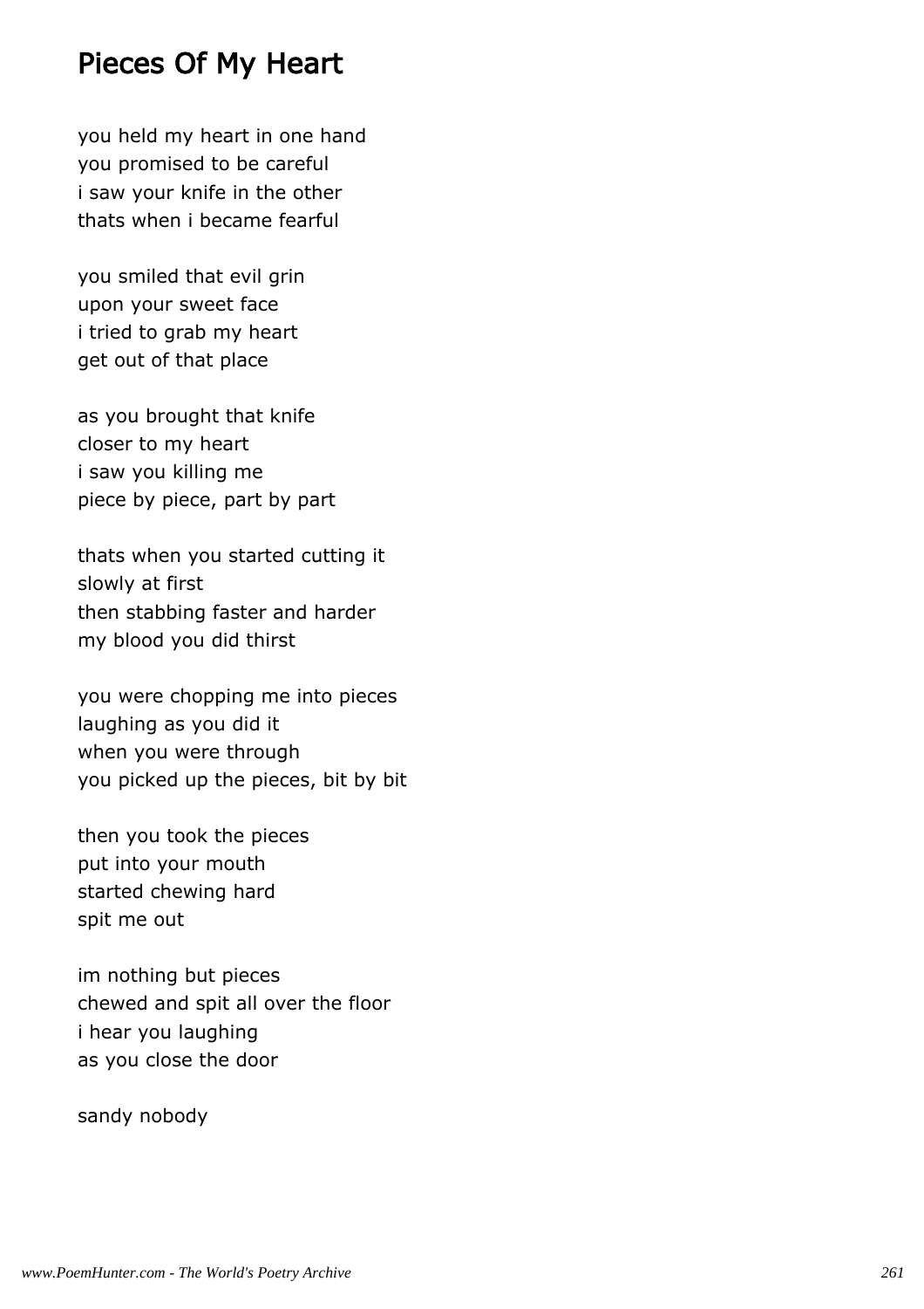## Pieces Of My Heart

you held my heart in one hand
you promised to be careful
i saw your knife in the other
thats when i became fearful

you smiled that evil grin
upon your sweet face
i tried to grab my heart
get out of that place

as you brought that knife
closer to my heart
i saw you killing me
piece by piece, part by part

thats when you started cutting it
slowly at first
then stabbing faster and harder
my blood you did thirst

you were chopping me into pieces
laughing as you did it
when you were through
you picked up the pieces, bit by bit

then you took the pieces
put into your mouth
started chewing hard
spit me out

im nothing but pieces
chewed and spit all over the floor
i hear you laughing
as you close the door

sandy nobody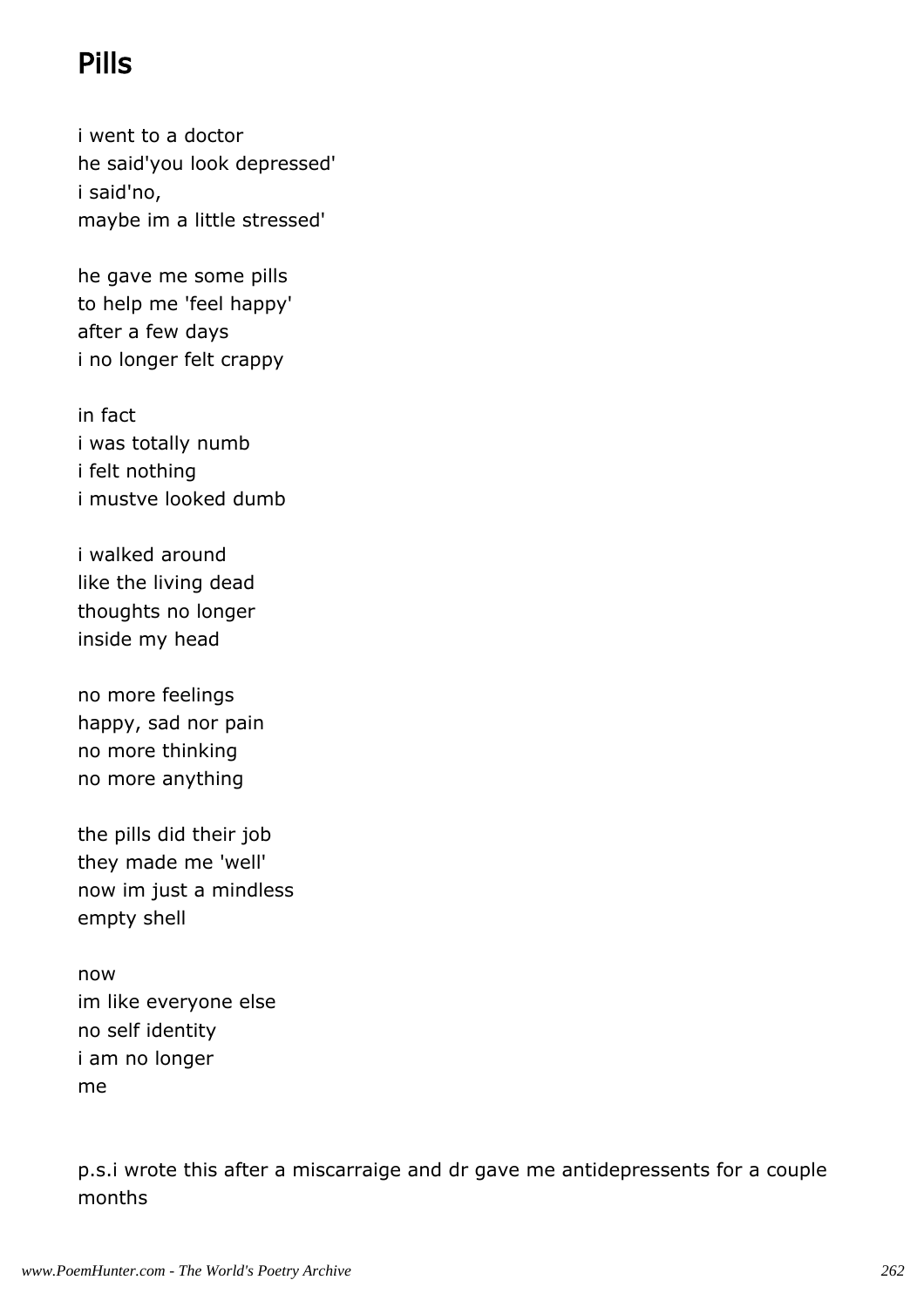# Pills

i went to a doctor
he said'you look depressed'
i said'no,
maybe im a little stressed'

he gave me some pills
to help me 'feel happy'
after a few days
i no longer felt crappy

in fact
i was totally numb
i felt nothing
i mustve looked dumb

i walked around
like the living dead
thoughts no longer
inside my head

no more feelings
happy, sad nor pain
no more thinking
no more anything

the pills did their job
they made me 'well'
now im just a mindless
empty shell

now
im like everyone else
no self identity
i am no longer
me

p.s.i wrote this after a miscarraige and dr gave me antidepressents for a couple months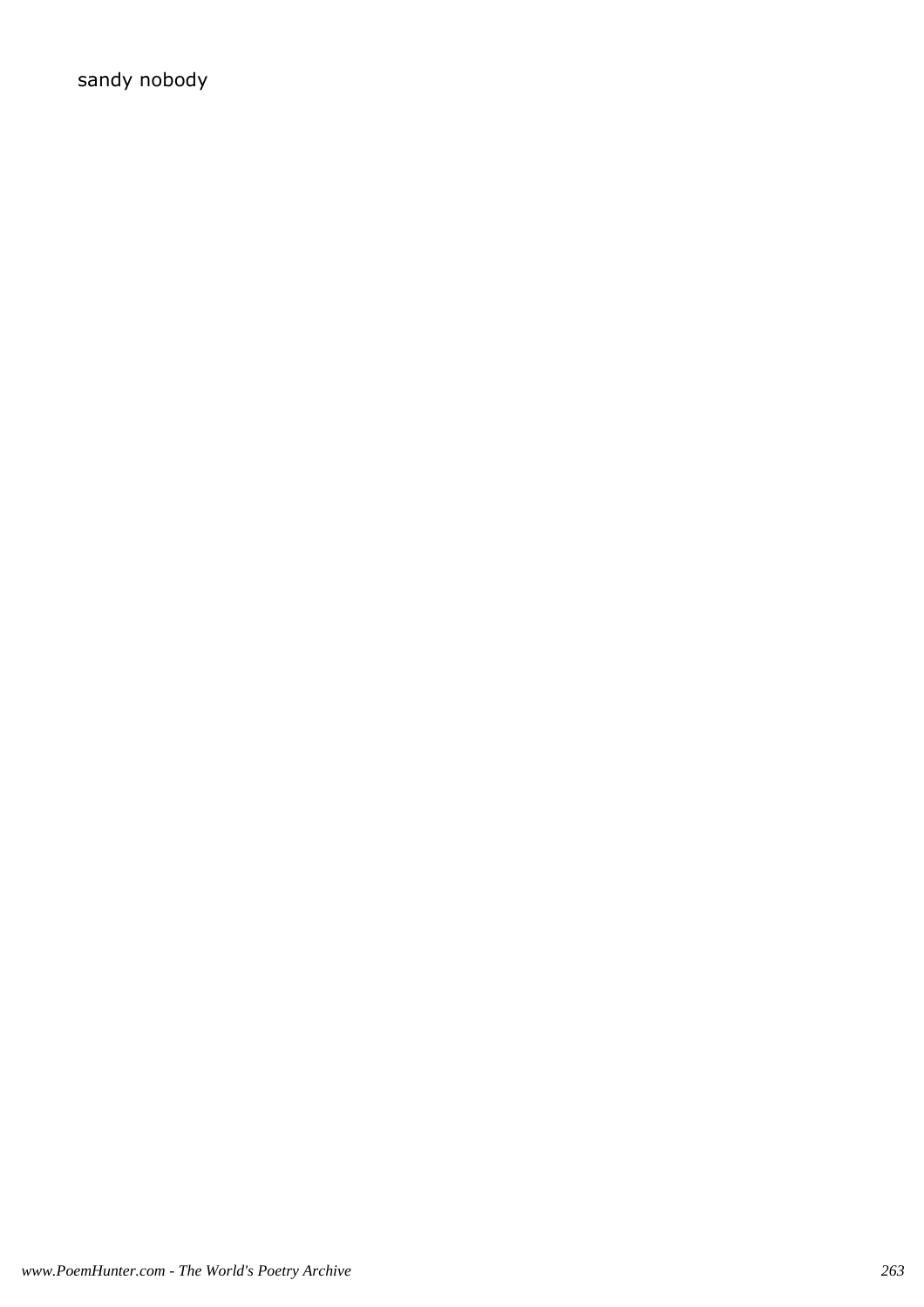sandy nobody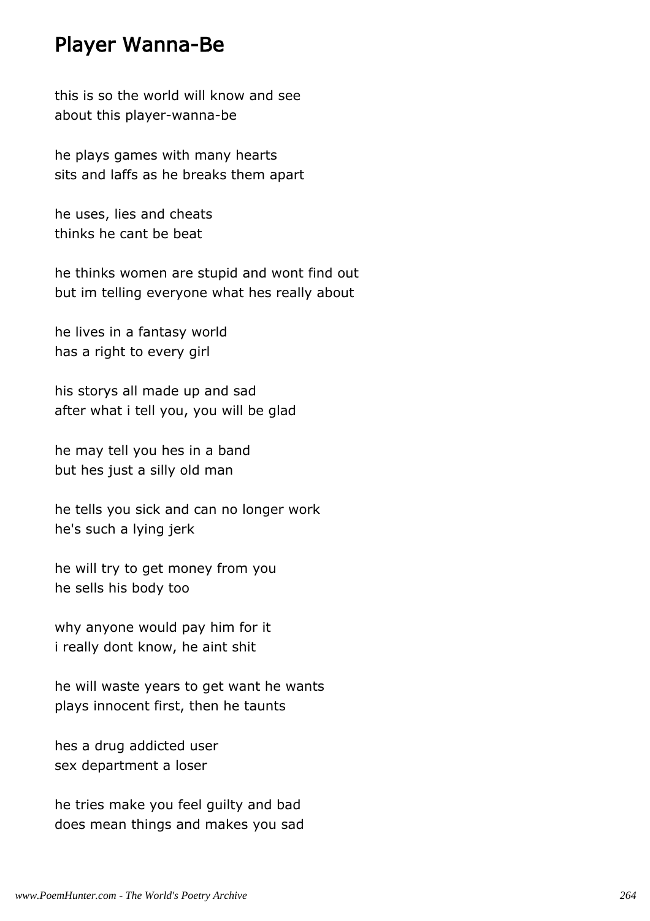# Player Wanna-Be

this is so the world will know and see
about this player-wanna-be

he plays games with many hearts
sits and laffs as he breaks them apart

he uses, lies and cheats
thinks he cant be beat

he thinks women are stupid and wont find out
but im telling everyone what hes really about

he lives in a fantasy world
has a right to every girl

his storys all made up and sad
after what i tell you, you will be glad

he may tell you hes in a band
but hes just a silly old man

he tells you sick and can no longer work
he's such a lying jerk

he will try to get money from you
he sells his body too

why anyone would pay him for it
i really dont know, he aint shit

he will waste years to get want he wants
plays innocent first, then he taunts

hes a drug addicted user
sex department a loser

he tries make you feel guilty and bad
does mean things and makes you sad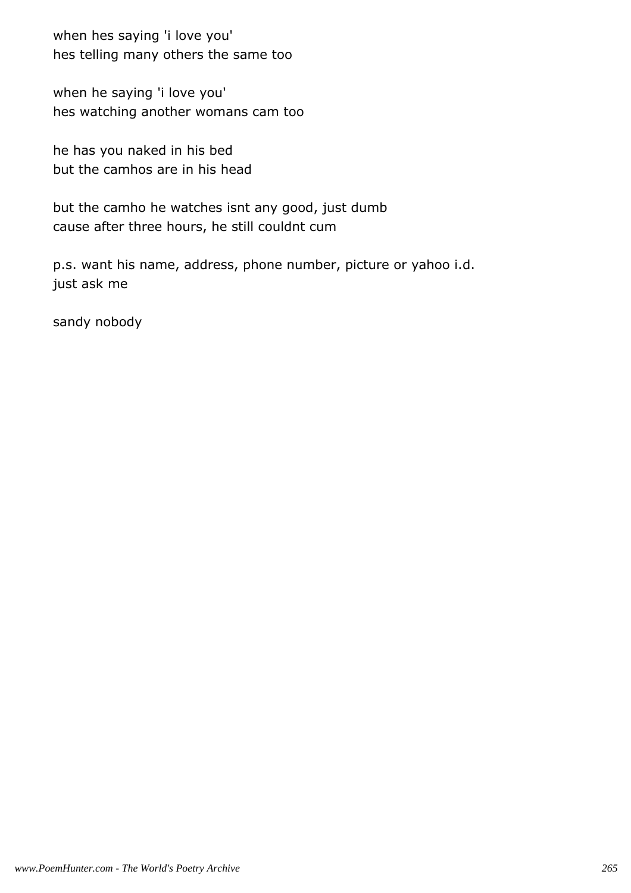when hes saying 'i love you'
hes telling many others the same too

when he saying 'i love you'
hes watching another womans cam too

he has you naked in his bed
but the camhos are in his head

but the camho he watches isnt any good, just dumb
cause after three hours, he still couldnt cum

p.s. want his name, address, phone number, picture or yahoo i.d.
just ask me

sandy nobody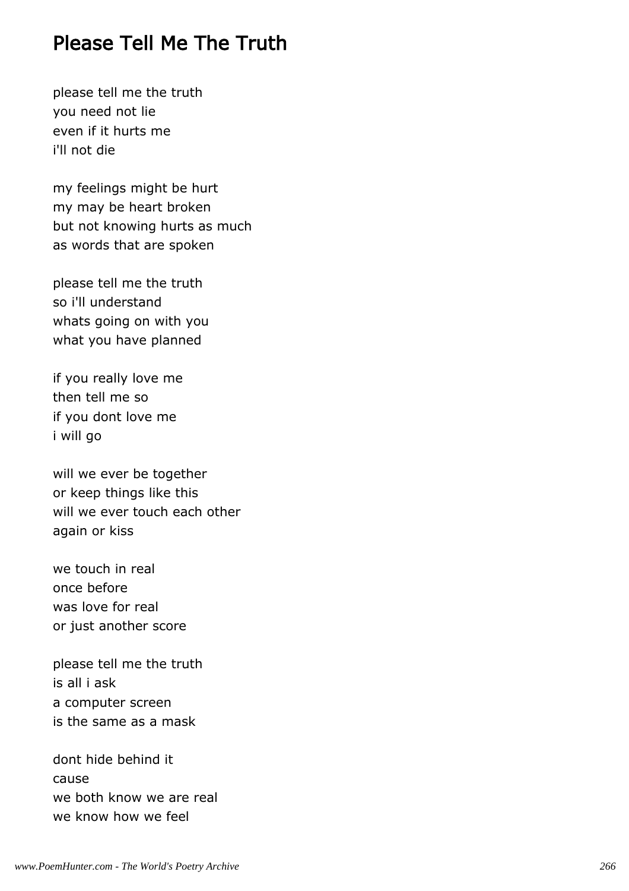# Please Tell Me The Truth

please tell me the truth
you need not lie
even if it hurts me
i'll not die

my feelings might be hurt
my may be heart broken
but not knowing hurts as much
as words that are spoken

please tell me the truth
so i'll understand
whats going on with you
what you have planned

if you really love me
then tell me so
if you dont love me
i will go

will we ever be together
or keep things like this
will we ever touch each other
again or kiss

we touch in real
once before
was love for real
or just another score

please tell me the truth
is all i ask
a computer screen
is the same as a mask

dont hide behind it
cause
we both know we are real
we know how we feel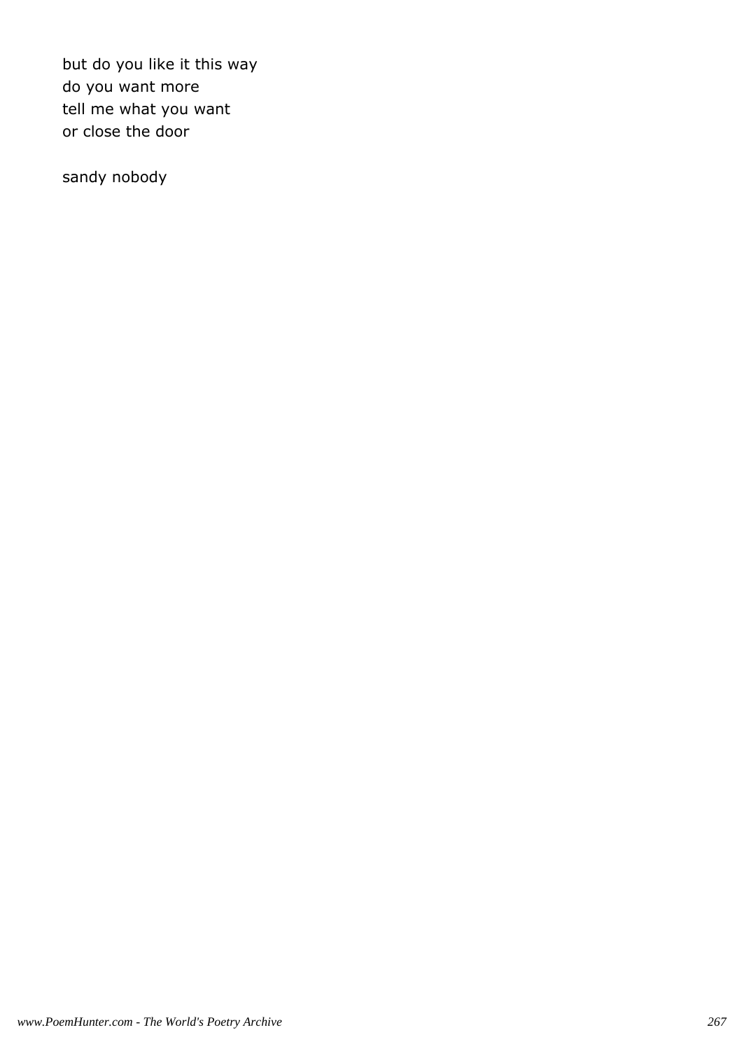but do you like it this way
do you want more
tell me what you want
or close the door

sandy nobody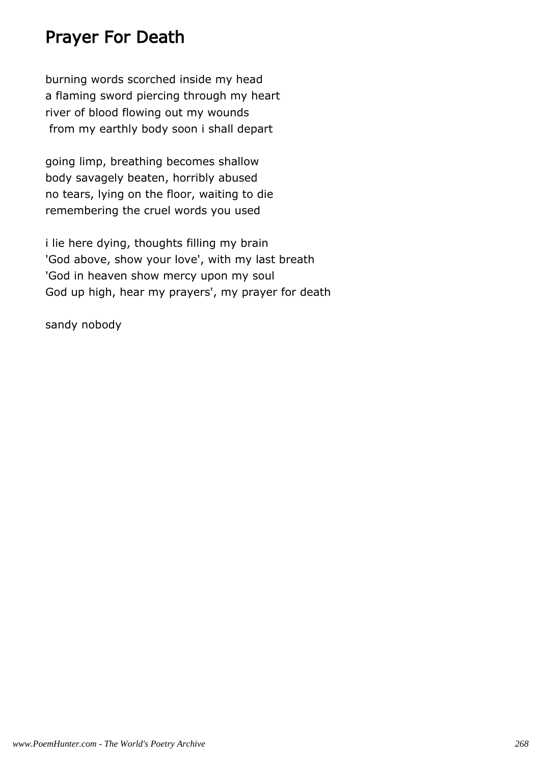## Prayer For Death

burning words scorched inside my head
a flaming sword piercing through my heart
river of blood flowing out my wounds
from my earthly body soon i shall depart

going limp, breathing becomes shallow
body savagely beaten, horribly abused
no tears, lying on the floor, waiting to die
remembering the cruel words you used

i lie here dying, thoughts filling my brain
'God above, show your love', with my last breath
'God in heaven show mercy upon my soul
God up high, hear my prayers', my prayer for death

sandy nobody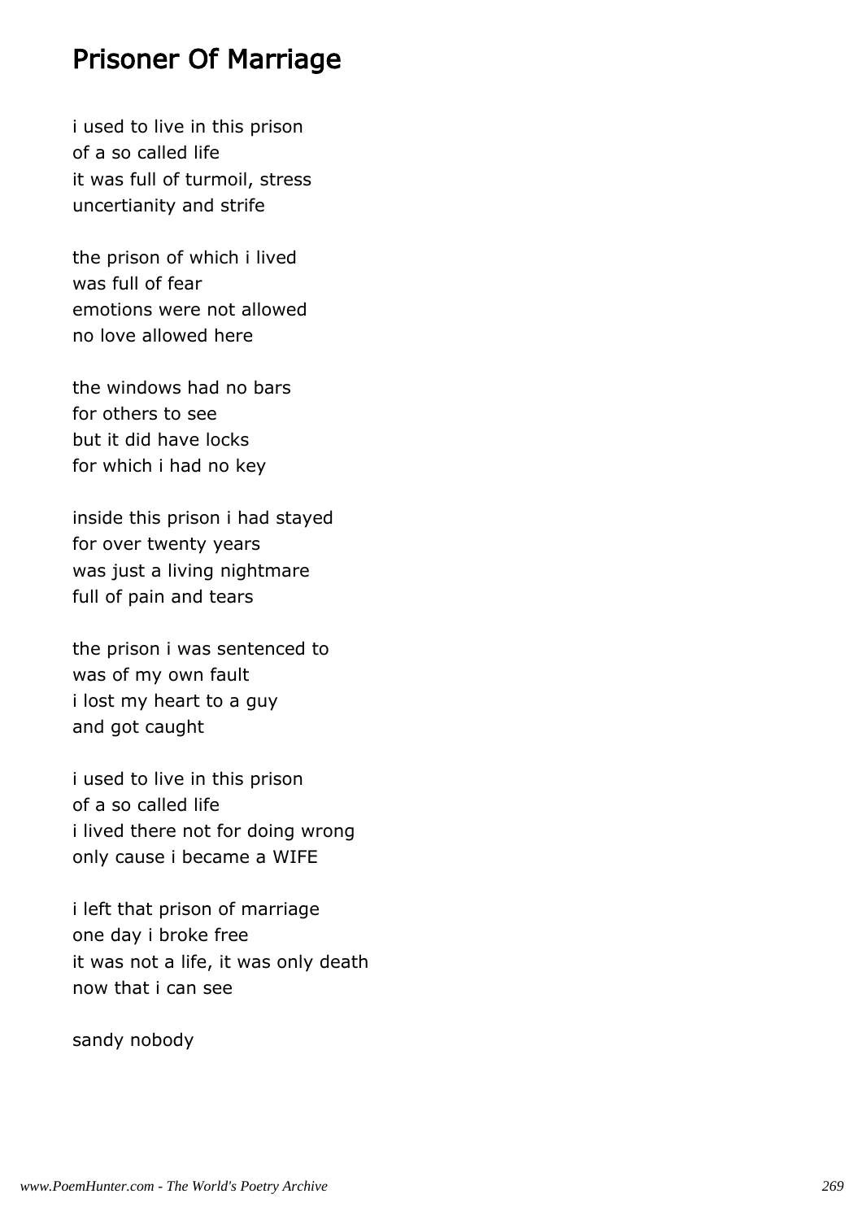## Prisoner Of Marriage

i used to live in this prison
of a so called life
it was full of turmoil, stress
uncertianity and strife

the prison of which i lived
was full of fear
emotions were not allowed
no love allowed here

the windows had no bars
for others to see
but it did have locks
for which i had no key

inside this prison i had stayed
for over twenty years
was just a living nightmare
full of pain and tears

the prison i was sentenced to
was of my own fault
i lost my heart to a guy
and got caught

i used to live in this prison
of a so called life
i lived there not for doing wrong
only cause i became a WIFE

i left that prison of marriage
one day i broke free
it was not a life, it was only death
now that i can see

sandy nobody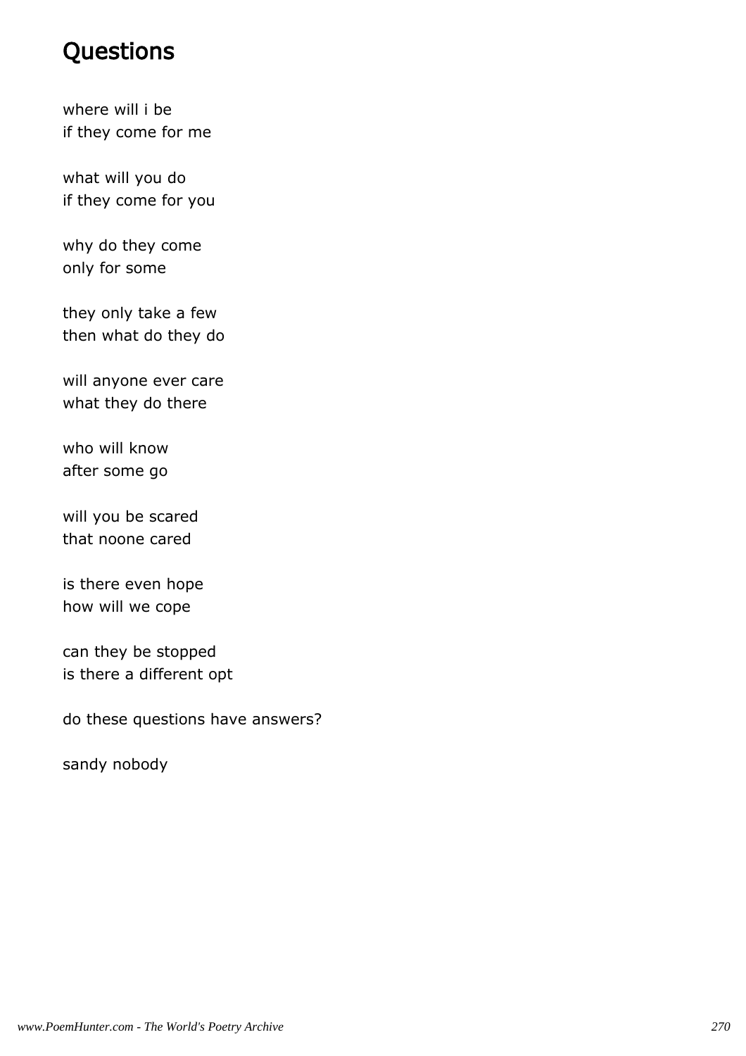# Questions

where will i be
if they come for me

what will you do
if they come for you

why do they come
only for some

they only take a few
then what do they do

will anyone ever care
what they do there

who will know
after some go

will you be scared
that noone cared

is there even hope
how will we cope

can they be stopped
is there a different opt

do these questions have answers?

sandy nobody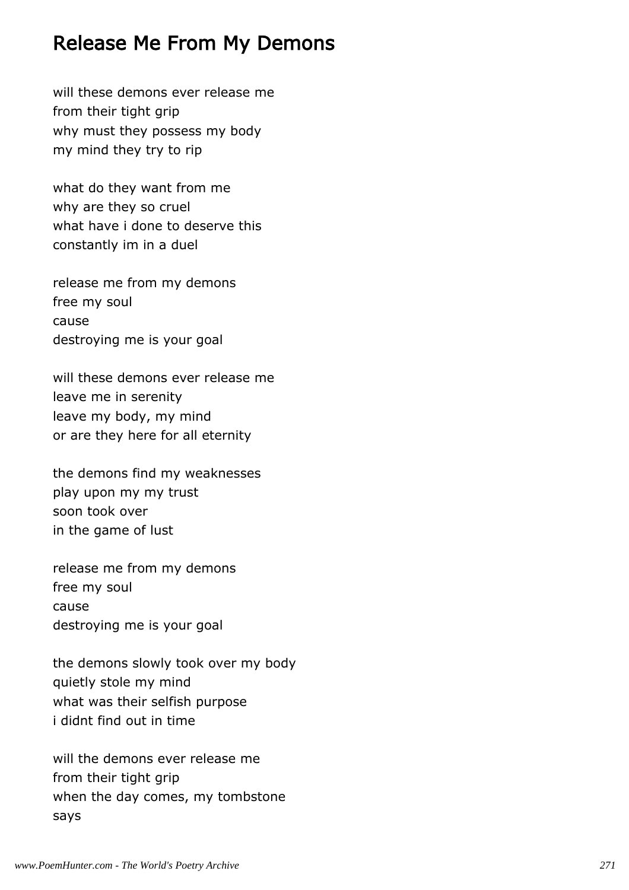## Release Me From My Demons

will these demons ever release me  
from their tight grip  
why must they possess my body  
my mind they try to rip

what do they want from me  
why are they so cruel  
what have i done to deserve this  
constantly im in a duel

release me from my demons  
free my soul  
cause  
destroying me is your goal

will these demons ever release me  
leave me in serenity  
leave my body, my mind  
or are they here for all eternity

the demons find my weaknesses  
play upon my my trust  
soon took over  
in the game of lust

release me from my demons  
free my soul  
cause  
destroying me is your goal

the demons slowly took over my body  
quietly stole my mind  
what was their selfish purpose  
i didnt find out in time

will the demons ever release me  
from their tight grip  
when the day comes, my tombstone  
says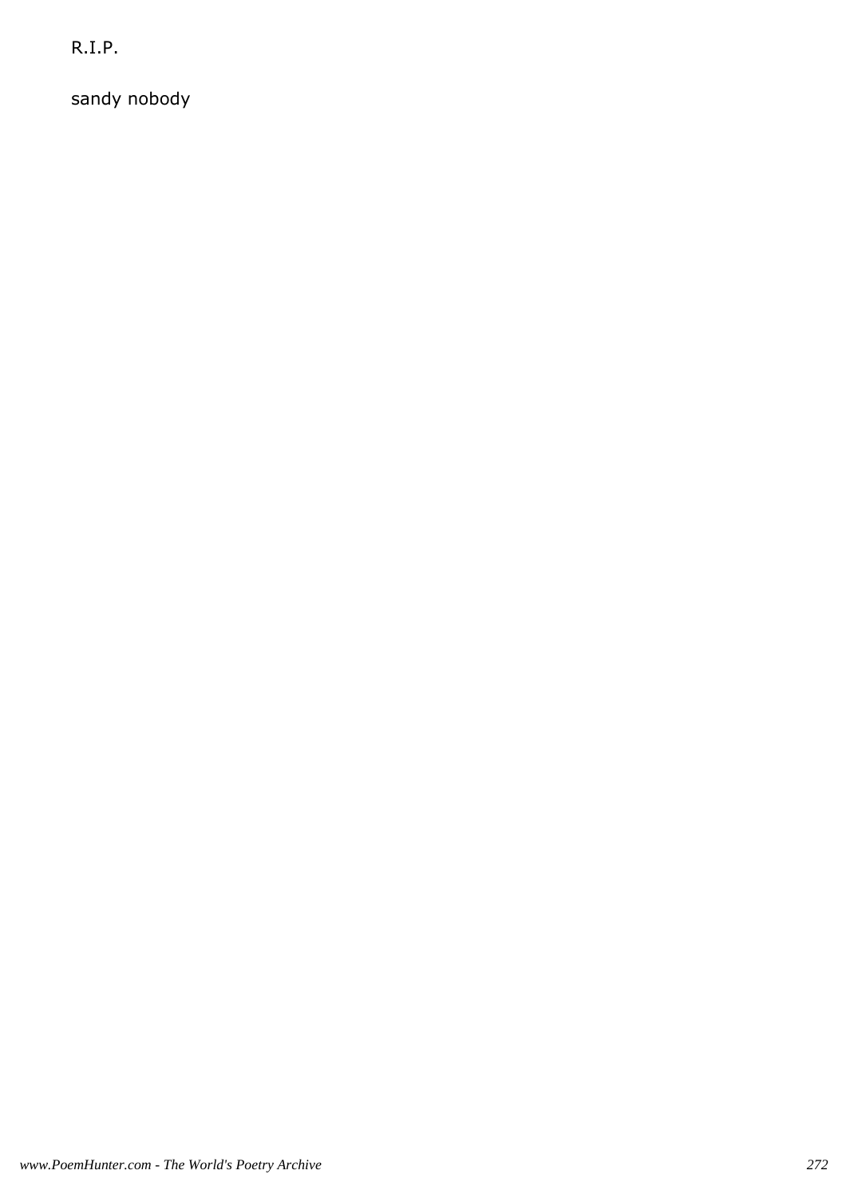R.I.P.

sandy nobody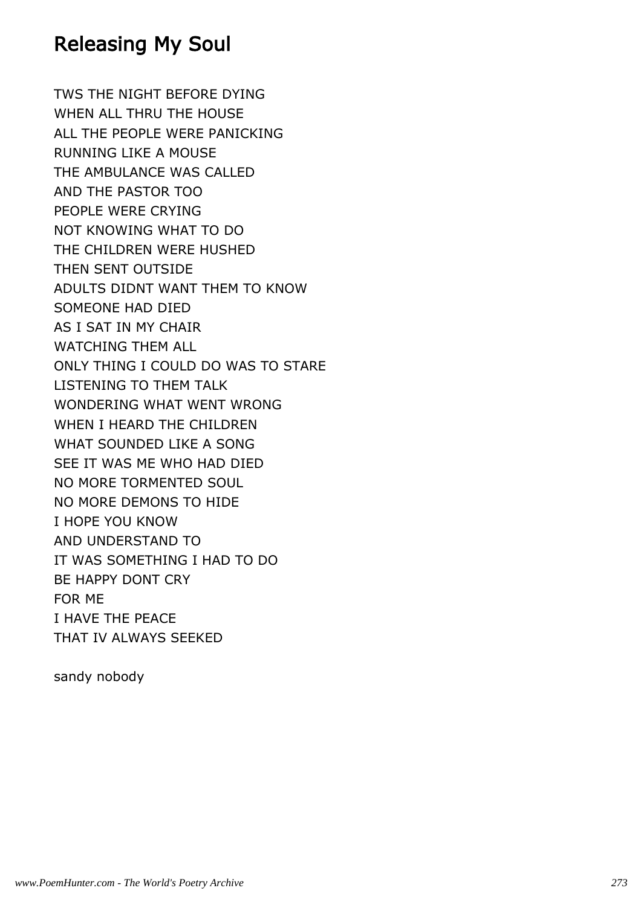# Releasing My Soul

TWS THE NIGHT BEFORE DYING
WHEN ALL THRU THE HOUSE
ALL THE PEOPLE WERE PANICKING
RUNNING LIKE A MOUSE
THE AMBULANCE WAS CALLED
AND THE PASTOR TOO
PEOPLE WERE CRYING
NOT KNOWING WHAT TO DO
THE CHILDREN WERE HUSHED
THEN SENT OUTSIDE
ADULTS DIDNT WANT THEM TO KNOW
SOMEONE HAD DIED
AS I SAT IN MY CHAIR
WATCHING THEM ALL
ONLY THING I COULD DO WAS TO STARE
LISTENING TO THEM TALK
WONDERING WHAT WENT WRONG
WHEN I HEARD THE CHILDREN
WHAT SOUNDED LIKE A SONG
SEE IT WAS ME WHO HAD DIED
NO MORE TORMENTED SOUL
NO MORE DEMONS TO HIDE
I HOPE YOU KNOW
AND UNDERSTAND TO
IT WAS SOMETHING I HAD TO DO
BE HAPPY DONT CRY
FOR ME
I HAVE THE PEACE
THAT IV ALWAYS SEEKED

sandy nobody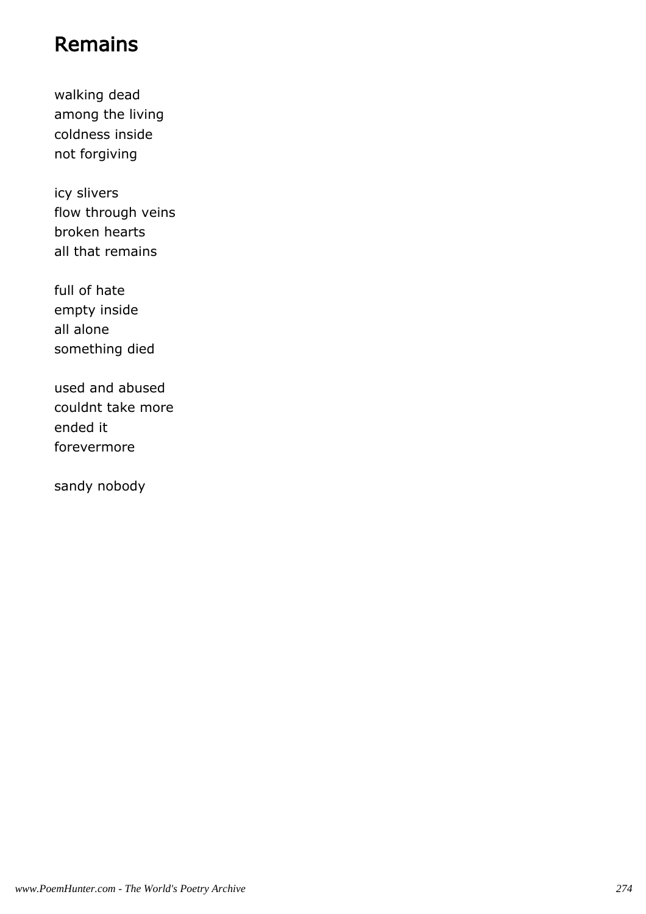# Remains

walking dead
among the living
coldness inside
not forgiving

icy slivers
flow through veins
broken hearts
all that remains

full of hate
empty inside
all alone
something died

used and abused
couldnt take more
ended it
forevermore

sandy nobody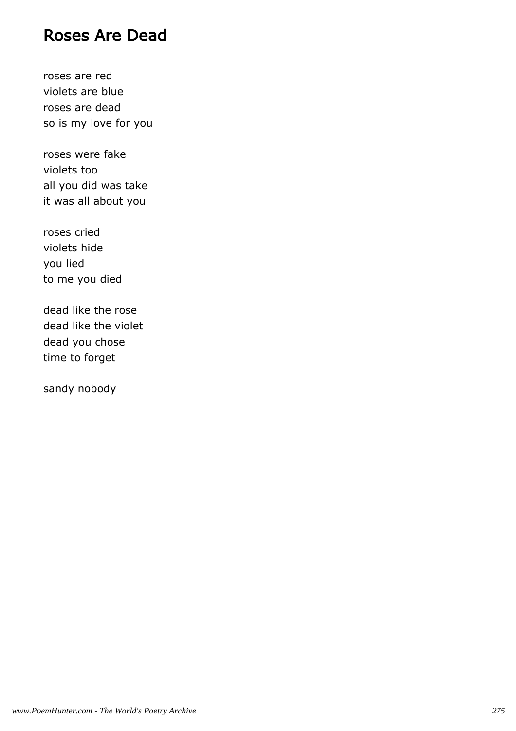# Roses Are Dead

roses are red
violets are blue
roses are dead
so is my love for you

roses were fake
violets too
all you did was take
it was all about you

roses cried
violets hide
you lied
to me you died

dead like the rose
dead like the violet
dead you chose
time to forget

sandy nobody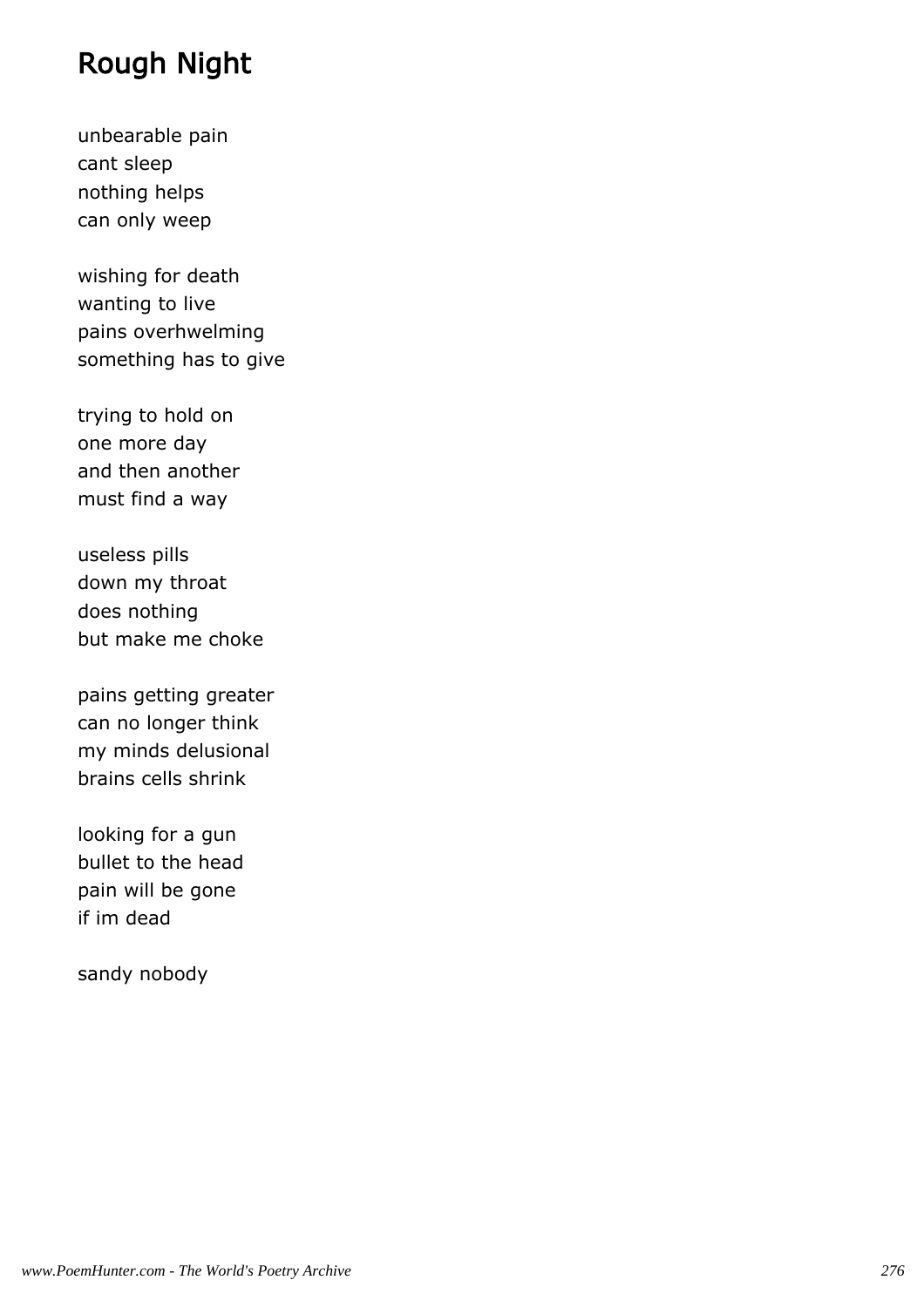# Rough Night

unbearable pain
cant sleep
nothing helps
can only weep

wishing for death
wanting to live
pains overhwelming
something has to give

trying to hold on
one more day
and then another
must find a way

useless pills
down my throat
does nothing
but make me choke

pains getting greater
can no longer think
my minds delusional
brains cells shrink

looking for a gun
bullet to the head
pain will be gone
if im dead

sandy nobody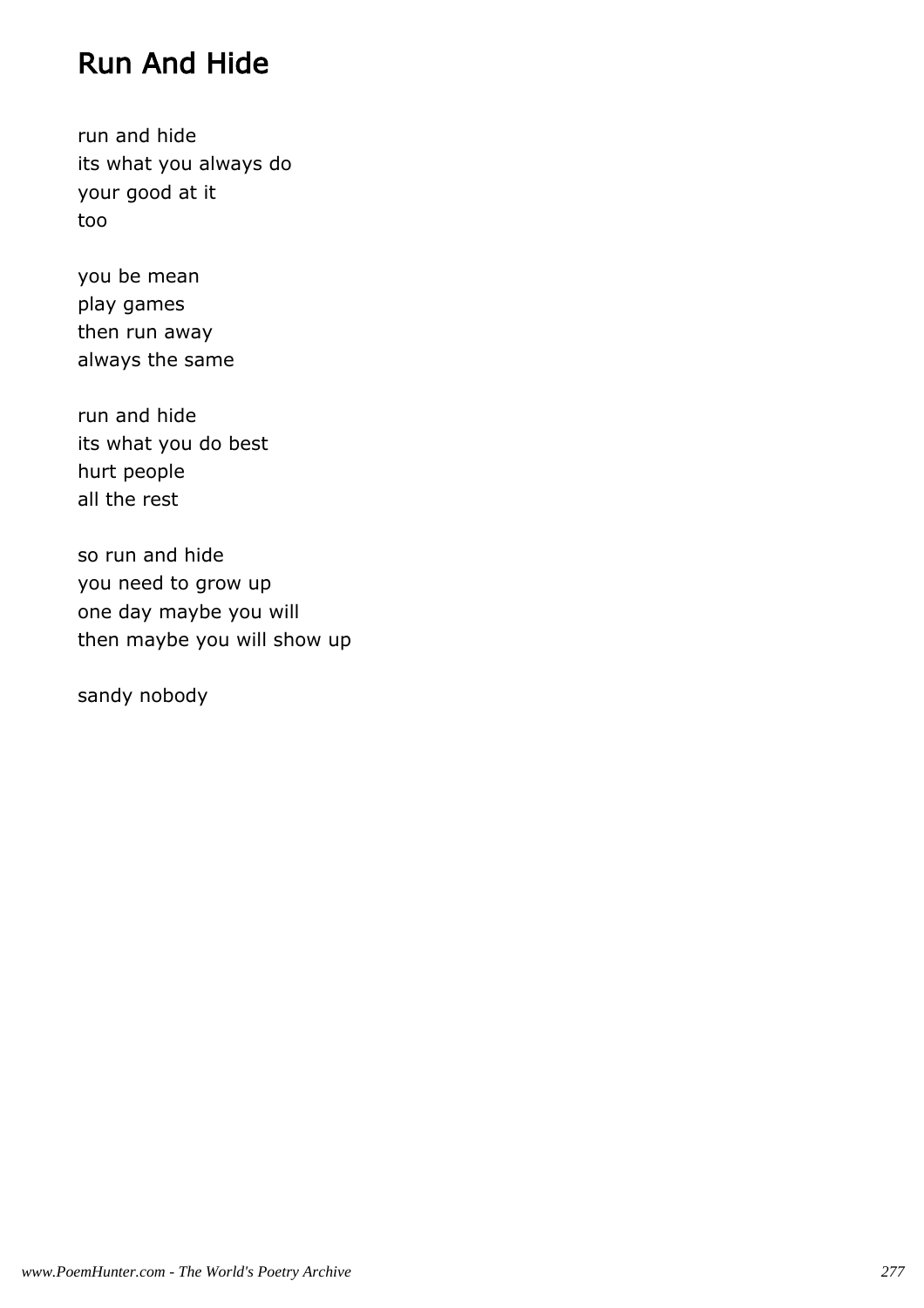# Run And Hide

run and hide
its what you always do
your good at it
too

you be mean
play games
then run away
always the same

run and hide
its what you do best
hurt people
all the rest

so run and hide
you need to grow up
one day maybe you will
then maybe you will show up

sandy nobody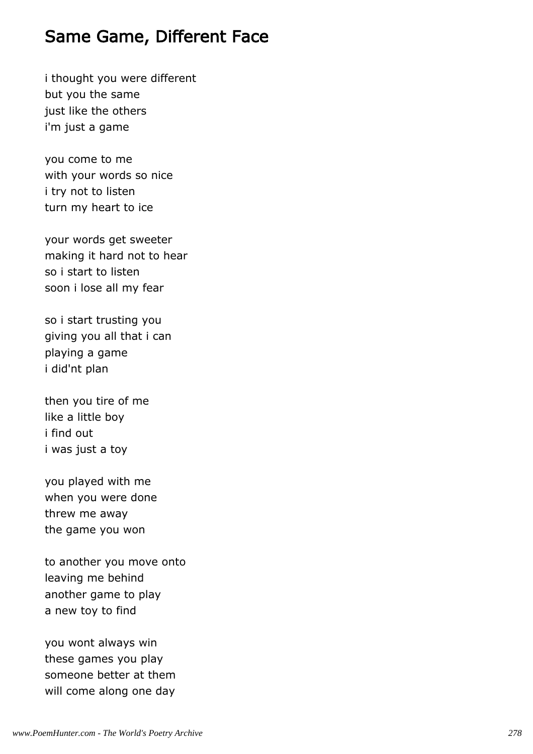# Same Game, Different Face

i thought you were different
but you the same
just like the others
i'm just a game

you come to me
with your words so nice
i try not to listen
turn my heart to ice

your words get sweeter
making it hard not to hear
so i start to listen
soon i lose all my fear

so i start trusting you
giving you all that i can
playing a game
i did'nt plan

then you tire of me
like a little boy
i find out
i was just a toy

you played with me
when you were done
threw me away
the game you won

to another you move onto
leaving me behind
another game to play
a new toy to find

you wont always win
these games you play
someone better at them
will come along one day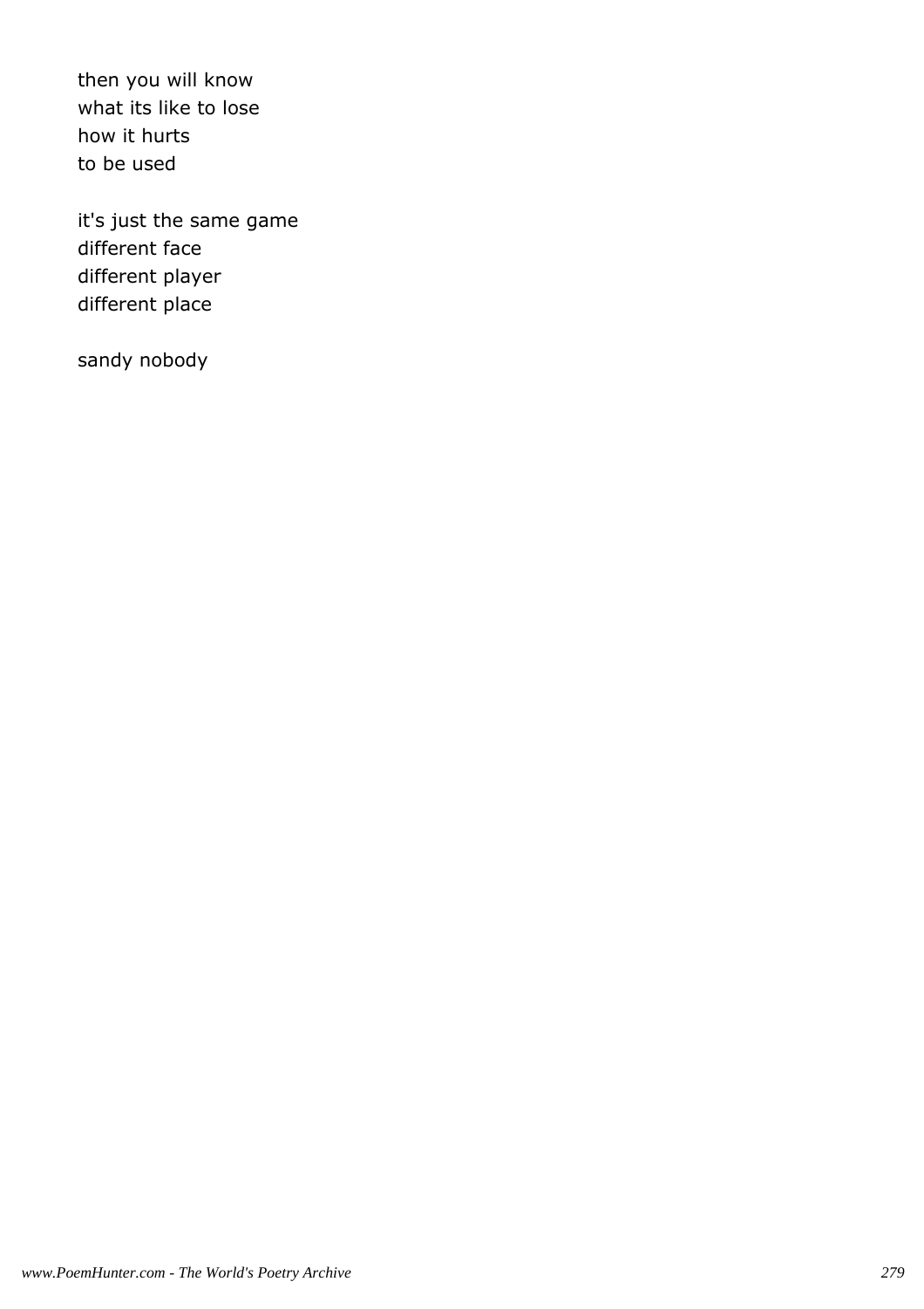then you will know
what its like to lose
how it hurts
to be used

it's just the same game
different face
different player
different place

sandy nobody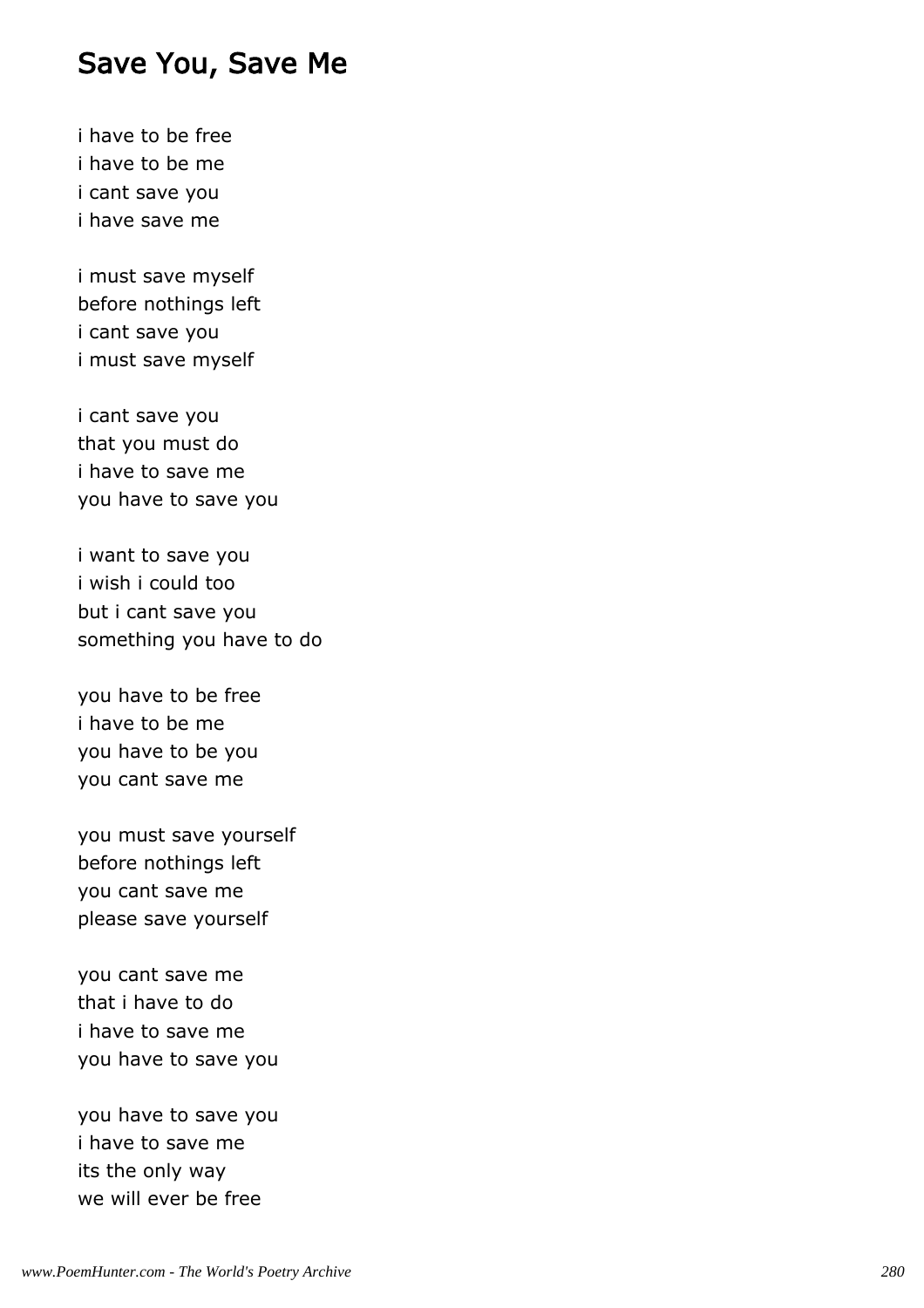## Save You, Save Me

i have to be free
i have to be me
i cant save you
i have save me

i must save myself
before nothings left
i cant save you
i must save myself

i cant save you
that you must do
i have to save me
you have to save you

i want to save you
i wish i could too
but i cant save you
something you have to do

you have to be free
i have to be me
you have to be you
you cant save me

you must save yourself
before nothings left
you cant save me
please save yourself

you cant save me
that i have to do
i have to save me
you have to save you

you have to save you
i have to save me
its the only way
we will ever be free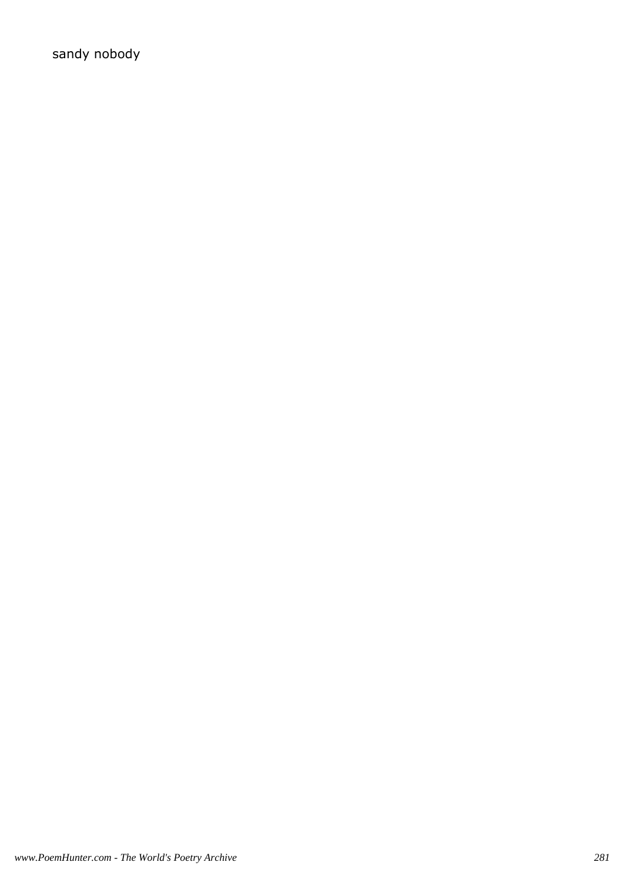sandy nobody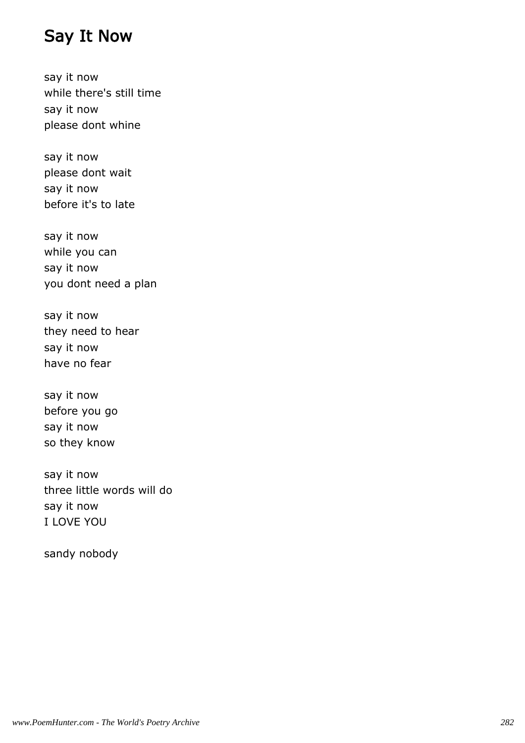## Say It Now

say it now  
while there's still time  
say it now  
please dont whine

say it now  
please dont wait  
say it now  
before it's to late

say it now  
while you can  
say it now  
you dont need a plan

say it now  
they need to hear  
say it now  
have no fear

say it now  
before you go  
say it now  
so they know

say it now  
three little words will do  
say it now  
I LOVE YOU

sandy nobody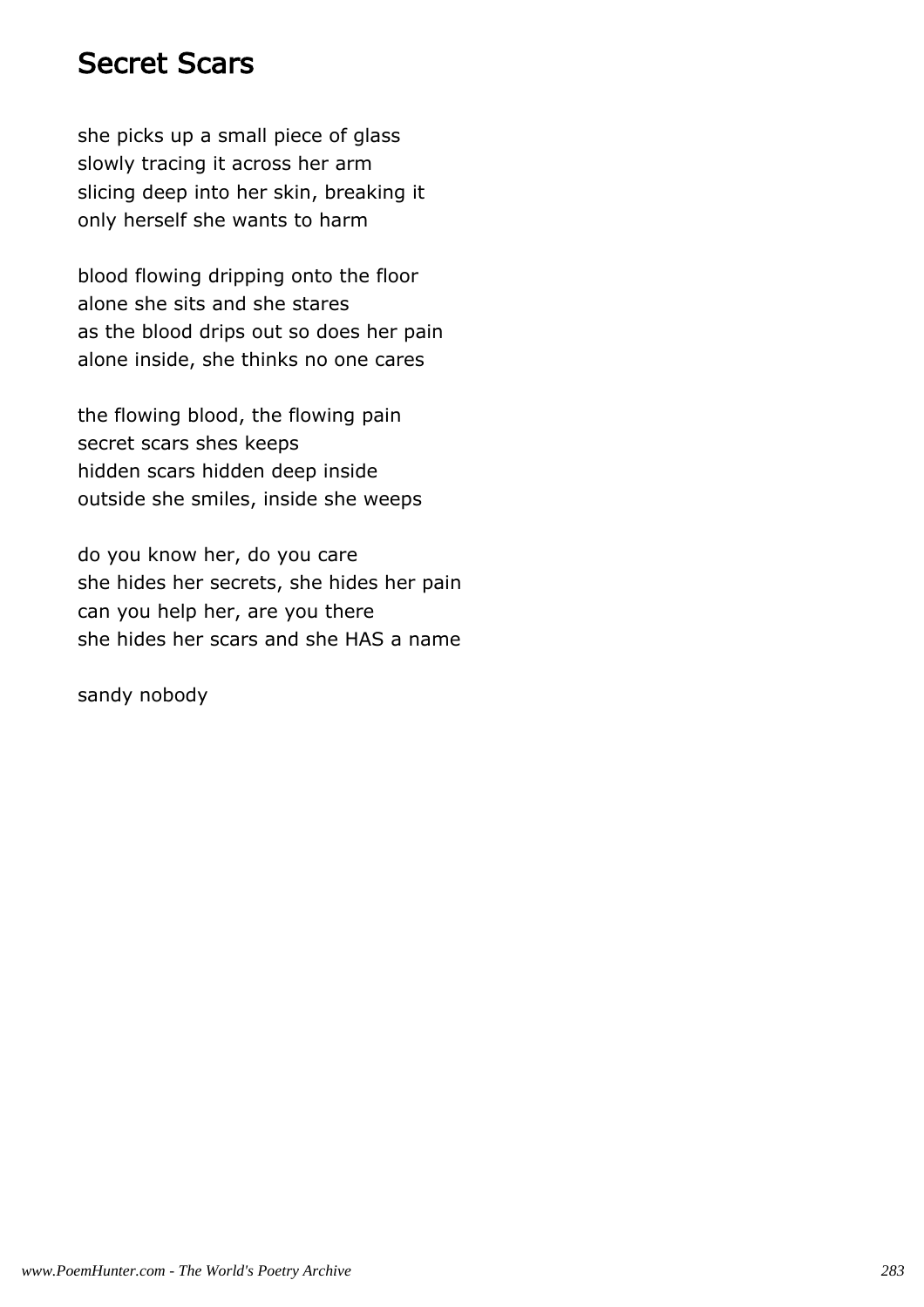# Secret Scars

she picks up a small piece of glass
slowly tracing it across her arm
slicing deep into her skin, breaking it
only herself she wants to harm

blood flowing dripping onto the floor
alone she sits and she stares
as the blood drips out so does her pain
alone inside, she thinks no one cares

the flowing blood, the flowing pain
secret scars shes keeps
hidden scars hidden deep inside
outside she smiles, inside she weeps

do you know her, do you care
she hides her secrets, she hides her pain
can you help her, are you there
she hides her scars and she HAS a name

sandy nobody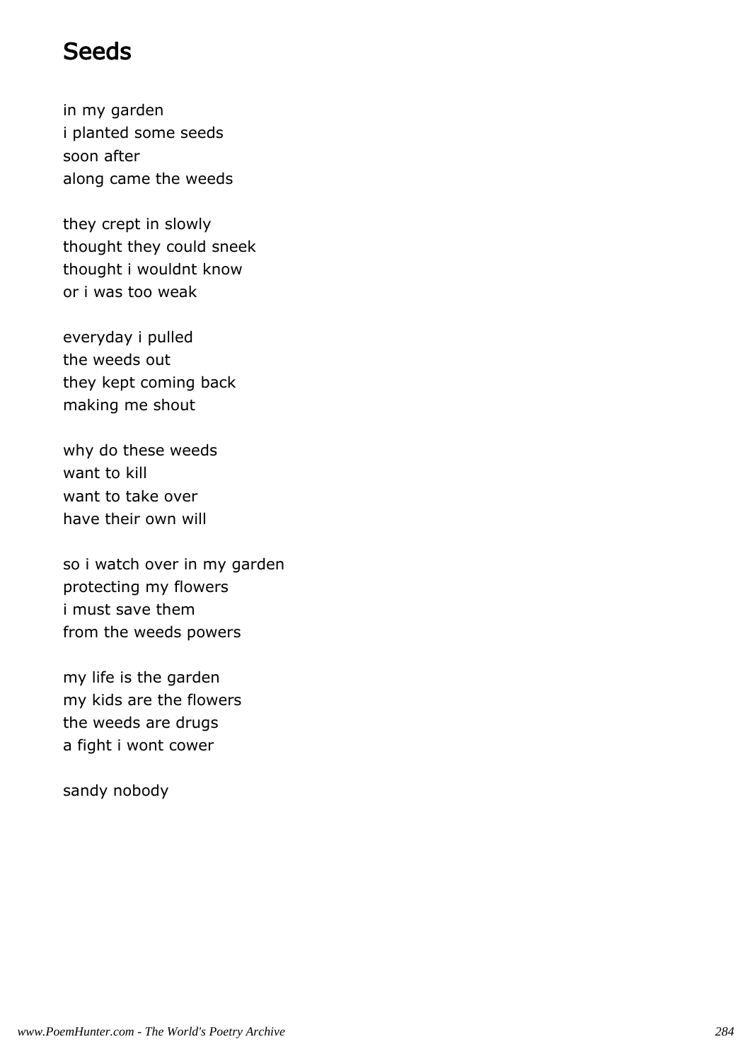# Seeds

in my garden
i planted some seeds
soon after
along came the weeds

they crept in slowly
thought they could sneek
thought i wouldnt know
or i was too weak

everyday i pulled
the weeds out
they kept coming back
making me shout

why do these weeds
want to kill
want to take over
have their own will

so i watch over in my garden
protecting my flowers
i must save them
from the weeds powers

my life is the garden
my kids are the flowers
the weeds are drugs
a fight i wont cower

sandy nobody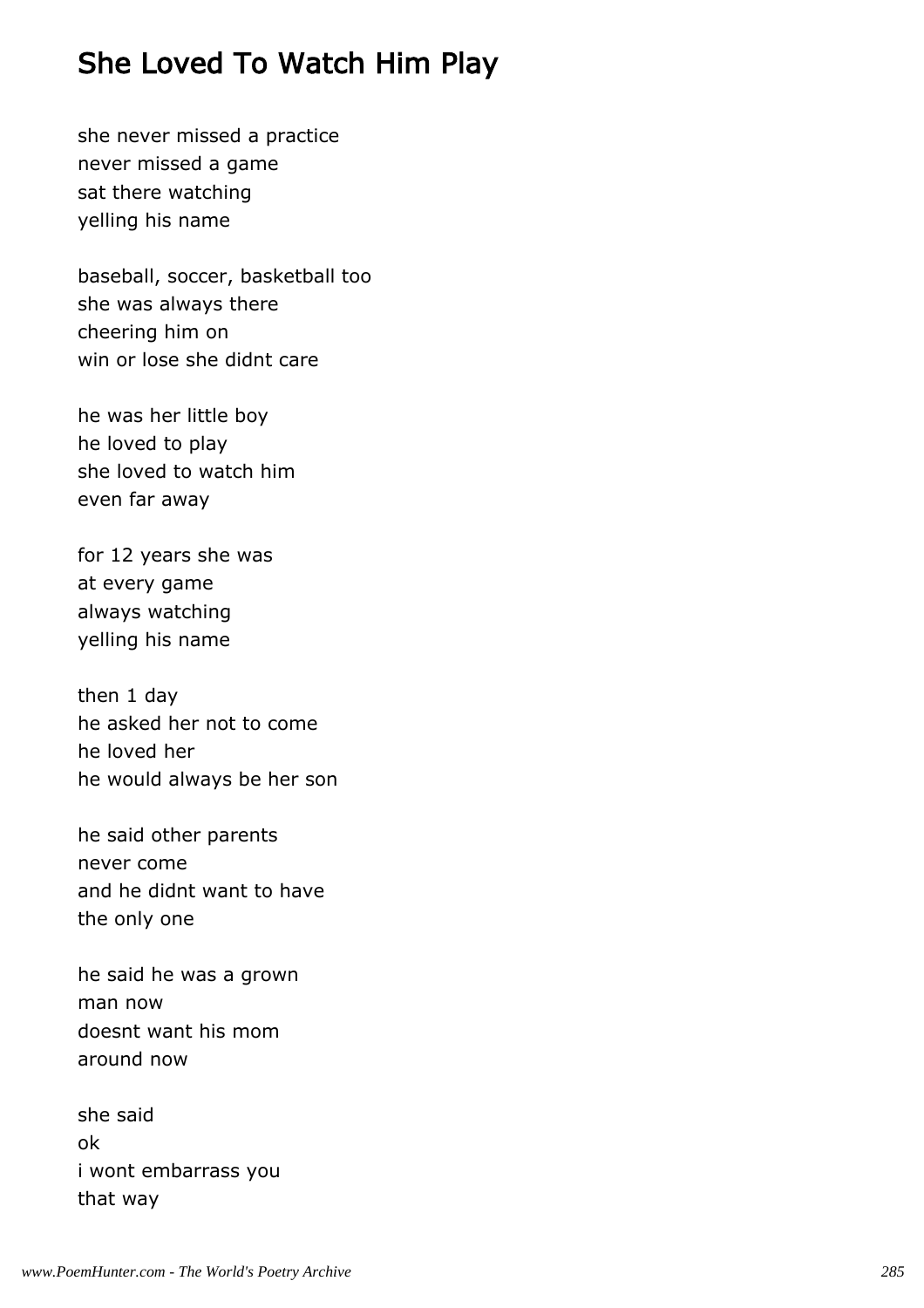# She Loved To Watch Him Play

she never missed a practice
never missed a game
sat there watching
yelling his name

baseball, soccer, basketball too
she was always there
cheering him on
win or lose she didnt care

he was her little boy
he loved to play
she loved to watch him
even far away

for 12 years she was
at every game
always watching
yelling his name

then 1 day
he asked her not to come
he loved her
he would always be her son

he said other parents
never come
and he didnt want to have
the only one

he said he was a grown
man now
doesnt want his mom
around now

she said
ok
i wont embarrass you
that way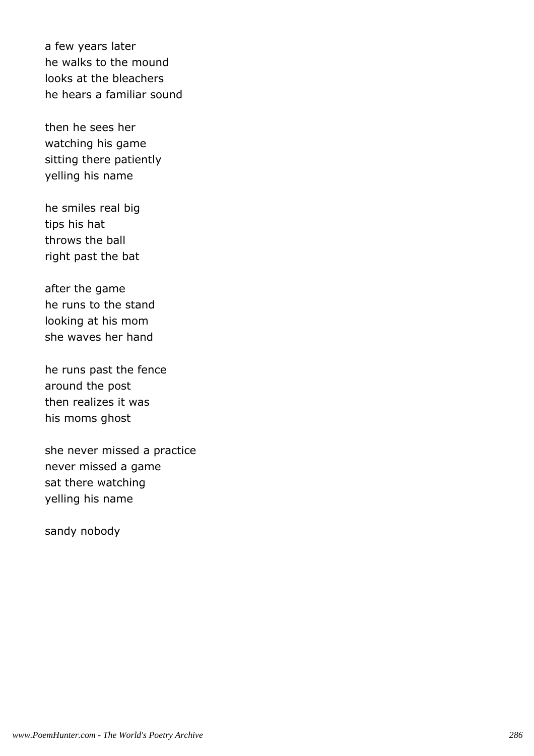a few years later  
he walks to the mound  
looks at the bleachers  
he hears a familiar sound

then he sees her  
watching his game  
sitting there patiently  
yelling his name

he smiles real big  
tips his hat  
throws the ball  
right past the bat

after the game  
he runs to the stand  
looking at his mom  
she waves her hand

he runs past the fence  
around the post  
then realizes it was  
his moms ghost

she never missed a practice  
never missed a game  
sat there watching  
yelling his name

sandy nobody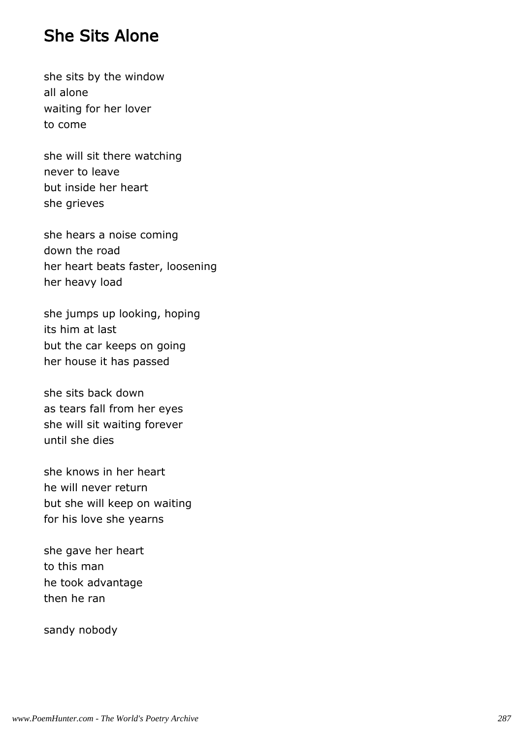# She Sits Alone

she sits by the window  
all alone  
waiting for her lover  
to come

she will sit there watching  
never to leave  
but inside her heart  
she grieves

she hears a noise coming  
down the road  
her heart beats faster, loosening  
her heavy load

she jumps up looking, hoping  
its him at last  
but the car keeps on going  
her house it has passed

she sits back down  
as tears fall from her eyes  
she will sit waiting forever  
until she dies

she knows in her heart  
he will never return  
but she will keep on waiting  
for his love she yearns

she gave her heart  
to this man  
he took advantage  
then he ran

sandy nobody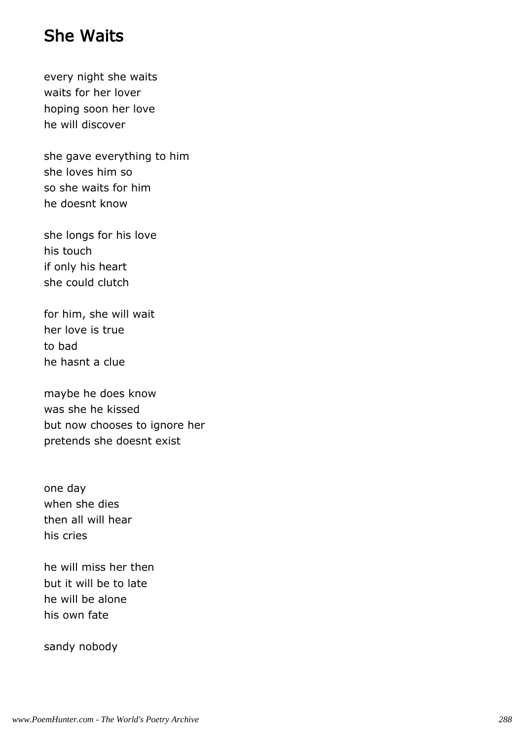# She Waits

every night she waits
waits for her lover
hoping soon her love
he will discover

she gave everything to him
she loves him so
so she waits for him
he doesnt know

she longs for his love
his touch
if only his heart
she could clutch

for him, she will wait
her love is true
to bad
he hasnt a clue

maybe he does know
was she he kissed
but now chooses to ignore her
pretends she doesnt exist

one day
when she dies
then all will hear
his cries

he will miss her then
but it will be to late
he will be alone
his own fate

sandy nobody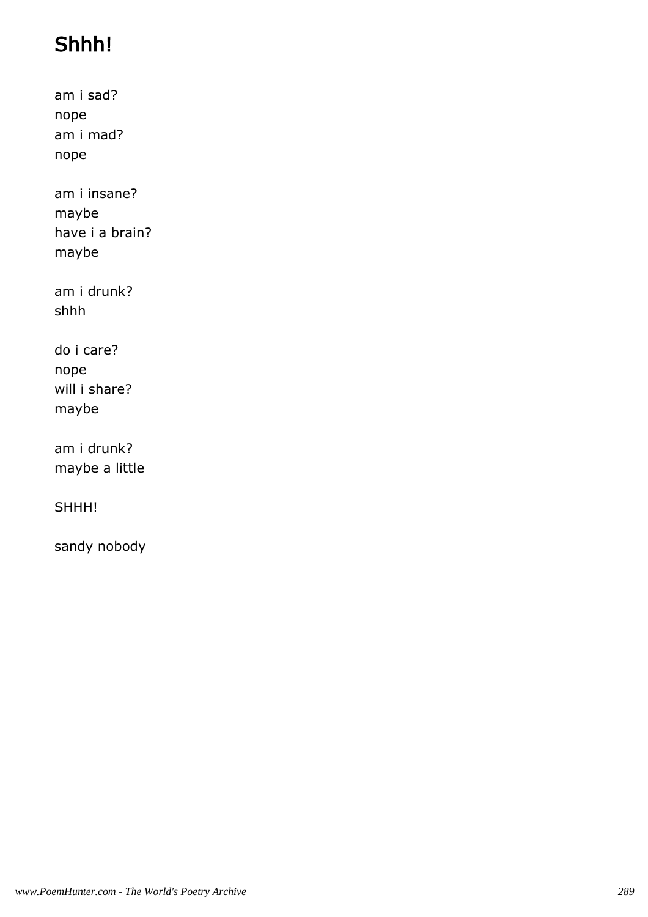# Shhh!

am i sad?
nope
am i mad?
nope

am i insane?
maybe
have i a brain?
maybe

am i drunk?
shhh

do i care?
nope
will i share?
maybe

am i drunk?
maybe a little

SHHH!

sandy nobody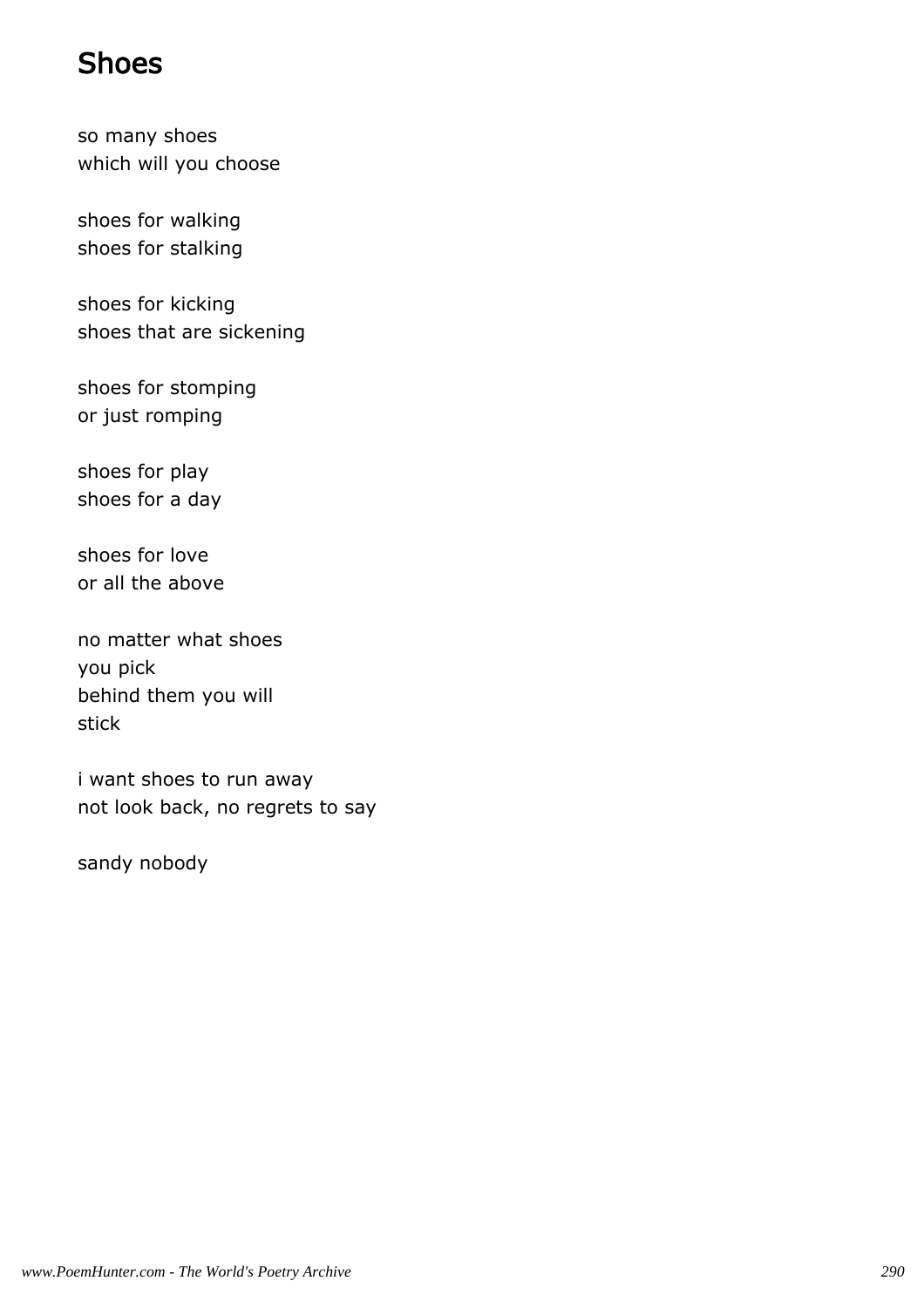# Shoes

so many shoes
which will you choose

shoes for walking
shoes for stalking

shoes for kicking
shoes that are sickening

shoes for stomping
or just romping

shoes for play
shoes for a day

shoes for love
or all the above

no matter what shoes
you pick
behind them you will
stick

i want shoes to run away
not look back, no regrets to say

sandy nobody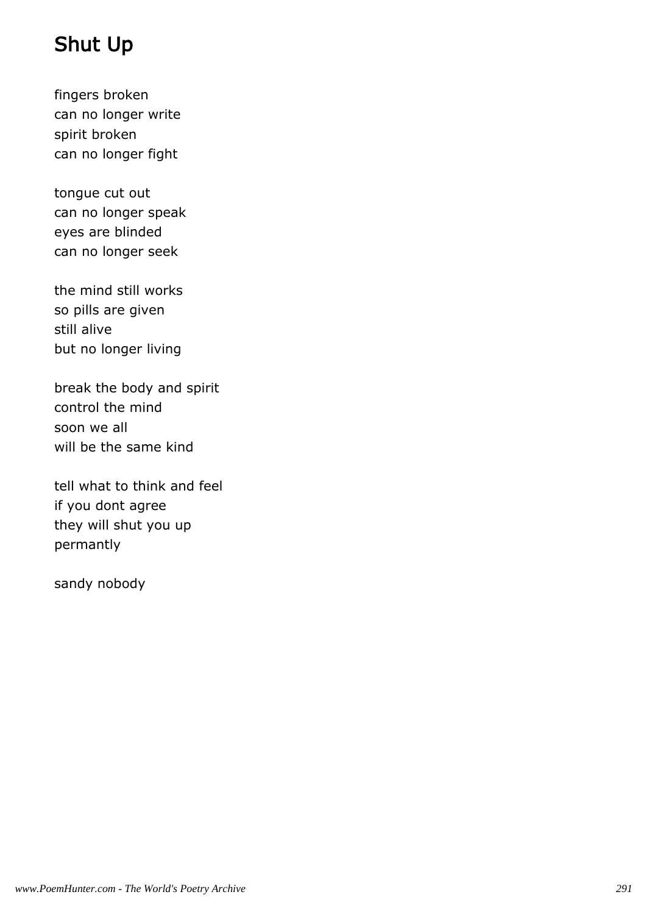# Shut Up

fingers broken
can no longer write
spirit broken
can no longer fight

tongue cut out
can no longer speak
eyes are blinded
can no longer seek

the mind still works
so pills are given
still alive
but no longer living

break the body and spirit
control the mind
soon we all
will be the same kind

tell what to think and feel
if you dont agree
they will shut you up
permantly

sandy nobody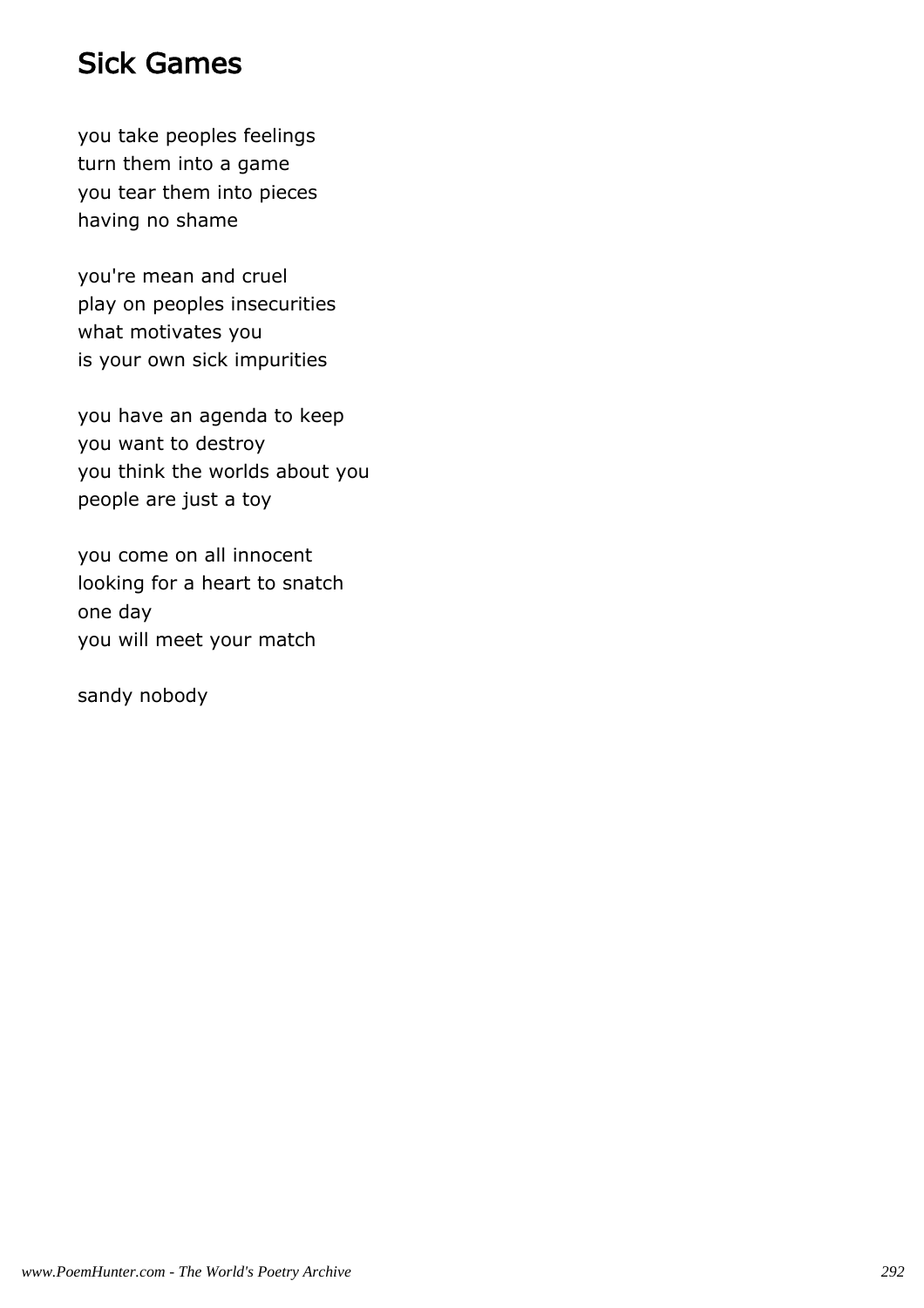# Sick Games

you take peoples feelings
turn them into a game
you tear them into pieces
having no shame

you're mean and cruel
play on peoples insecurities
what motivates you
is your own sick impurities

you have an agenda to keep
you want to destroy
you think the worlds about you
people are just a toy

you come on all innocent
looking for a heart to snatch
one day
you will meet your match

sandy nobody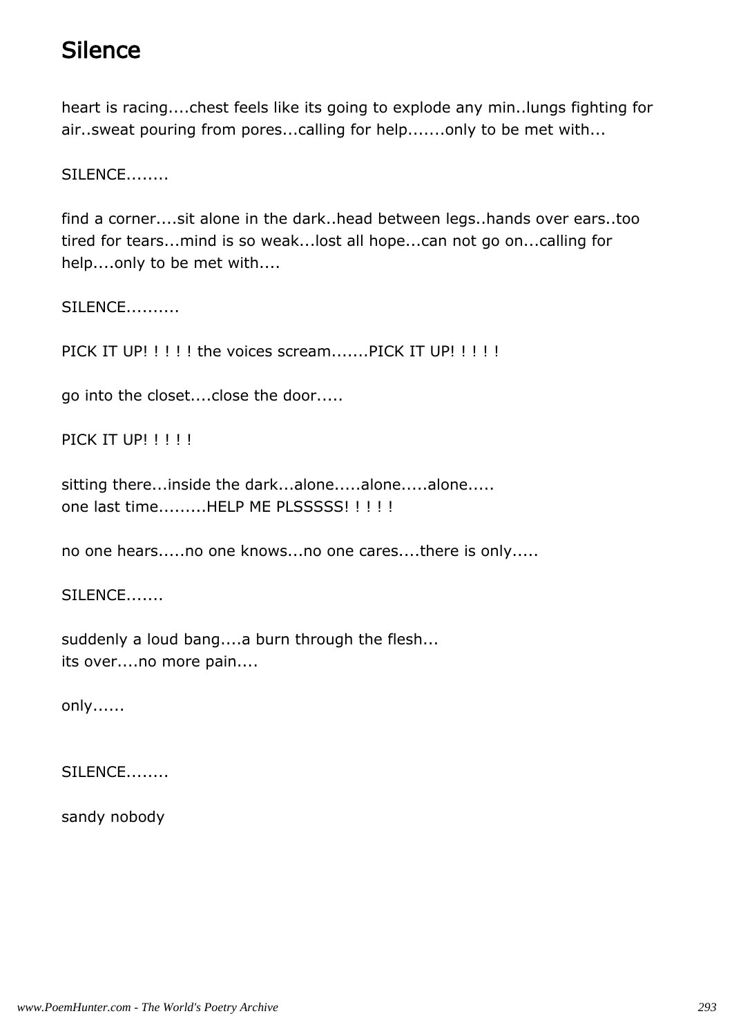# Silence

heart is racing....chest feels like its going to explode any min..lungs fighting for air..sweat pouring from pores...calling for help.......only to be met with...

SILENCE........

find a corner....sit alone in the dark..head between legs..hands over ears..too tired for tears...mind is so weak...lost all hope...can not go on...calling for help....only to be met with....

SILENCE.........

PICK IT UP! ! ! ! ! the voices scream.......PICK IT UP! ! ! ! !

go into the closet....close the door.....

PICK IT UP! ! ! ! !

sitting there...inside the dark...alone.....alone.....alone.....
one last time.........HELP ME PLSSSSS! ! ! ! !

no one hears.....no one knows...no one cares....there is only.....

SILENCE.......

suddenly a loud bang....a burn through the flesh...
its over....no more pain....

only......

SILENCE........

sandy nobody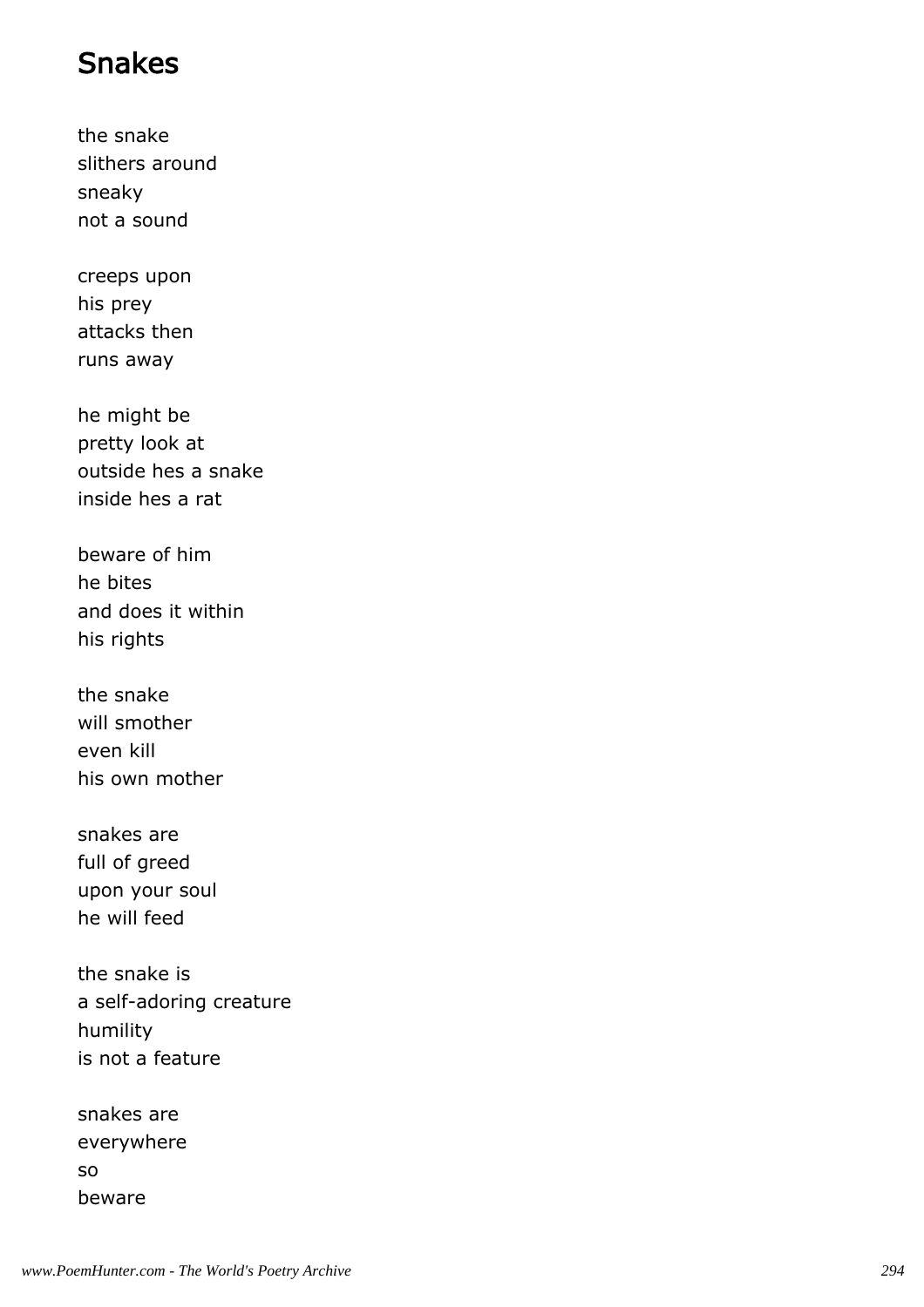# Snakes

the snake
slithers around
sneaky
not a sound

creeps upon
his prey
attacks then
runs away

he might be
pretty look at
outside hes a snake
inside hes a rat

beware of him
he bites
and does it within
his rights

the snake
will smother
even kill
his own mother

snakes are
full of greed
upon your soul
he will feed

the snake is
a self-adoring creature
humility
is not a feature

snakes are
everywhere
so
beware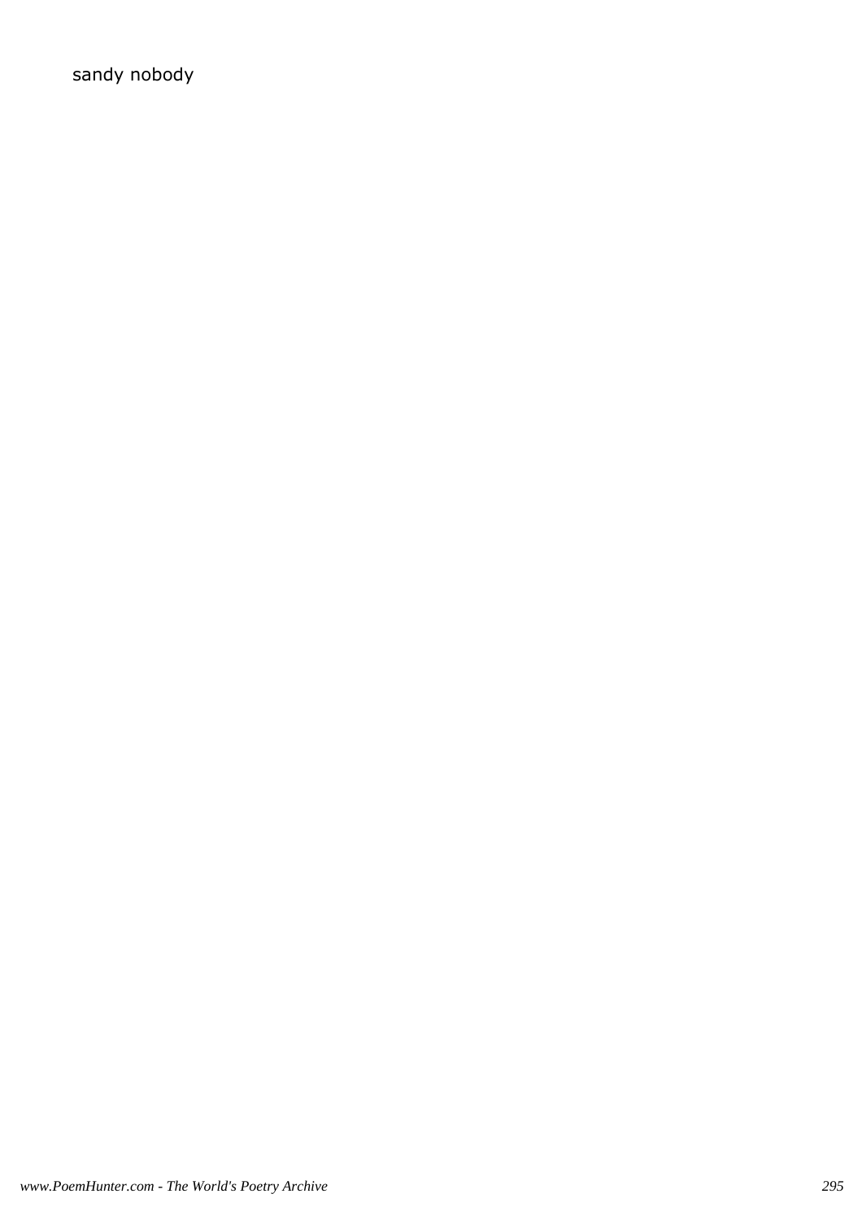sandy nobody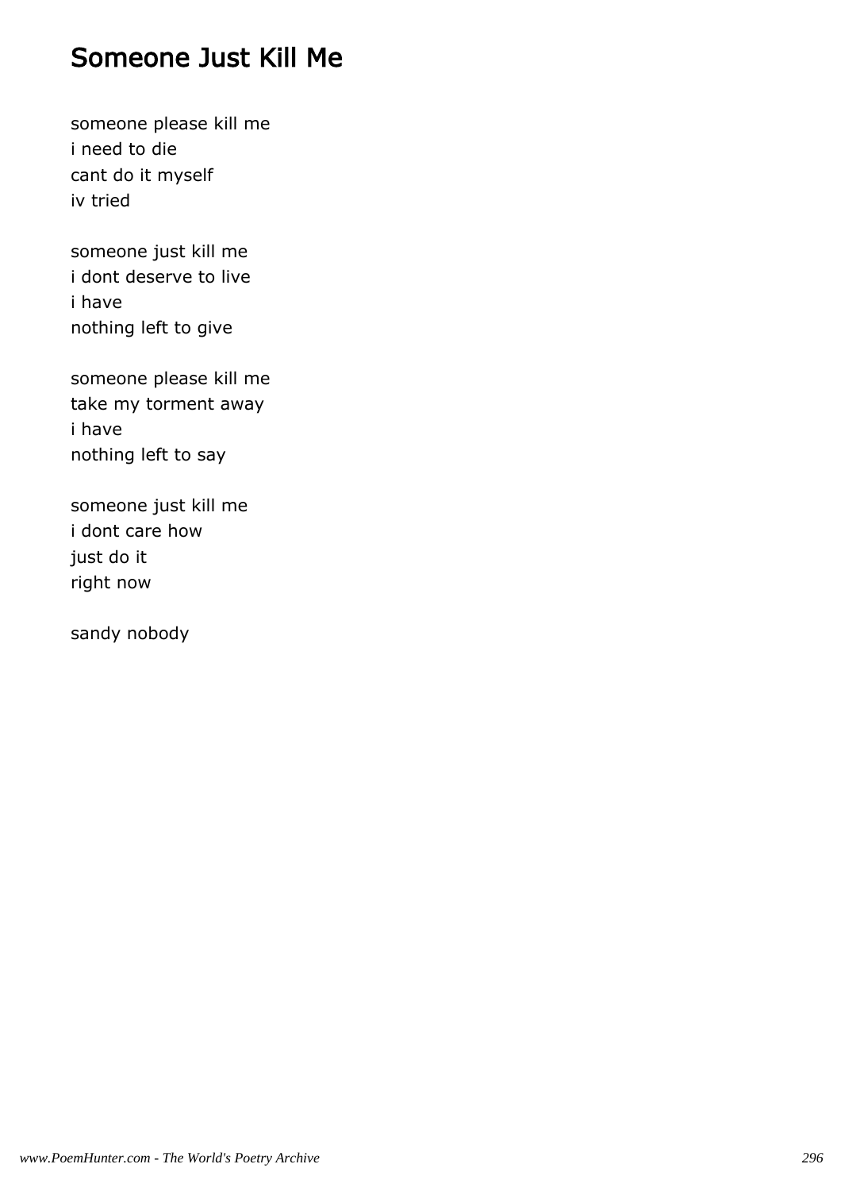## Someone Just Kill Me

someone please kill me
i need to die
cant do it myself
iv tried

someone just kill me
i dont deserve to live
i have
nothing left to give

someone please kill me
take my torment away
i have
nothing left to say

someone just kill me
i dont care how
just do it
right now

sandy nobody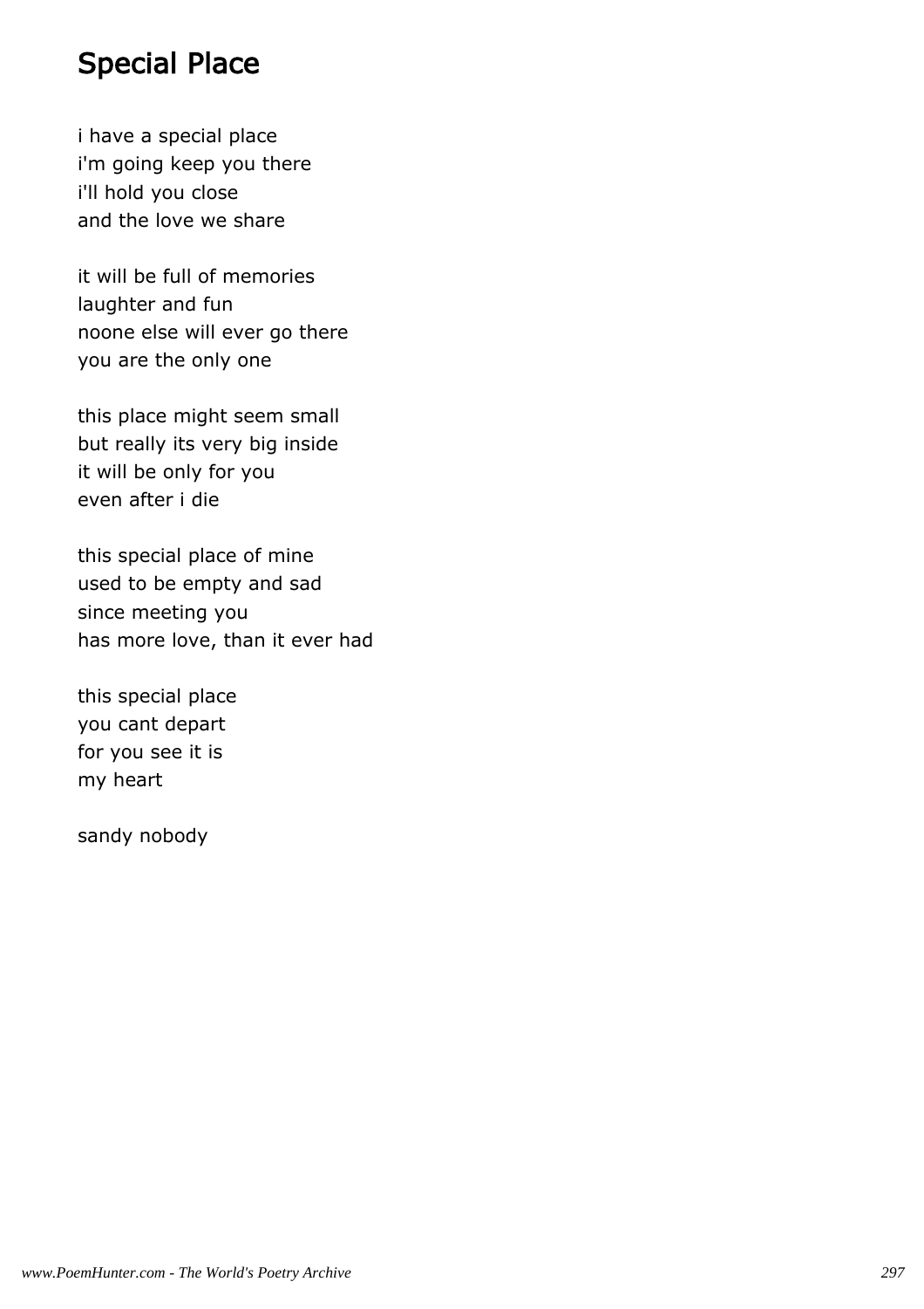# Special Place

i have a special place
i'm going keep you there
i'll hold you close
and the love we share

it will be full of memories
laughter and fun
noone else will ever go there
you are the only one

this place might seem small
but really its very big inside
it will be only for you
even after i die

this special place of mine
used to be empty and sad
since meeting you
has more love, than it ever had

this special place
you cant depart
for you see it is
my heart

sandy nobody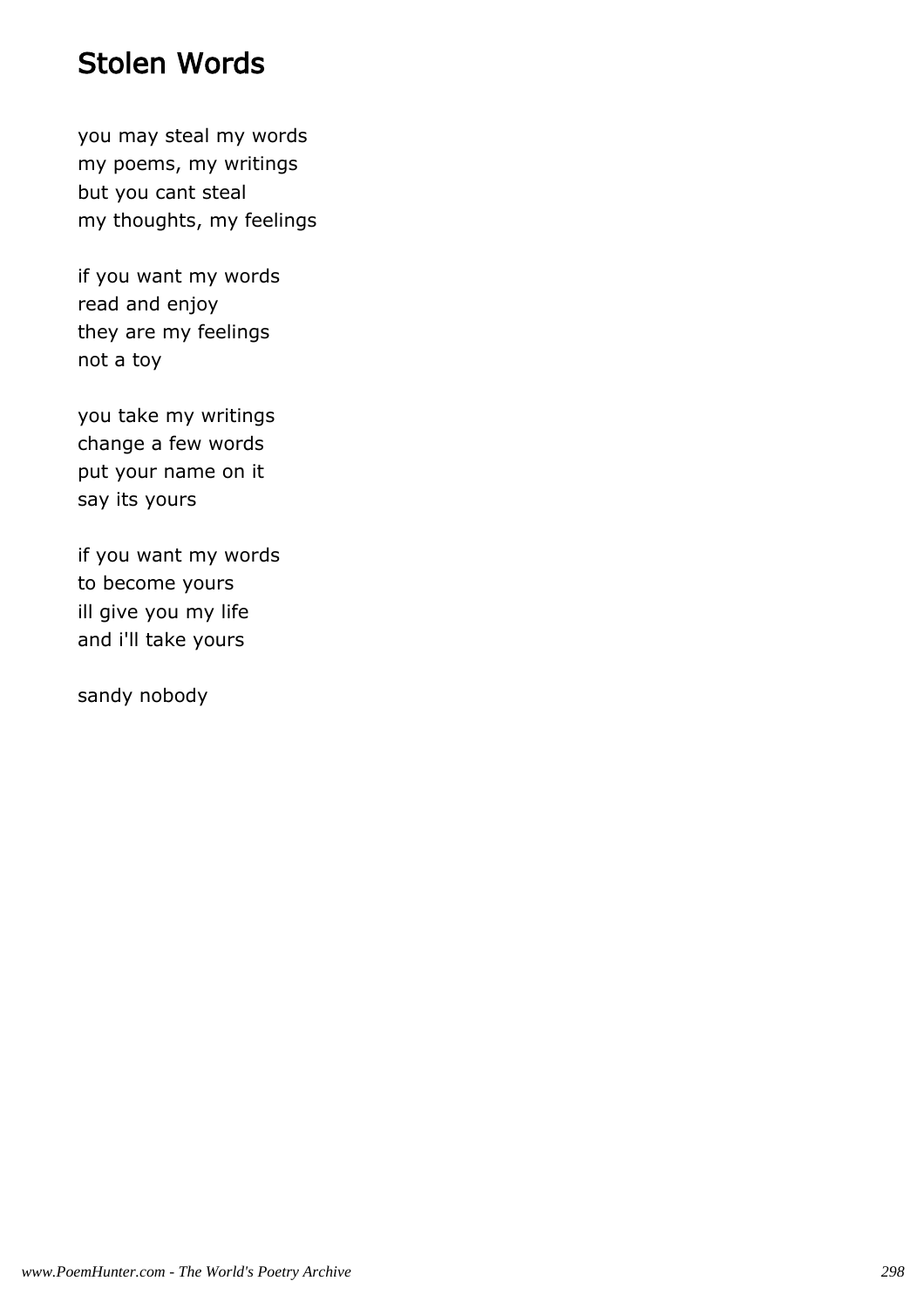# Stolen Words

you may steal my words
my poems, my writings
but you cant steal
my thoughts, my feelings

if you want my words
read and enjoy
they are my feelings
not a toy

you take my writings
change a few words
put your name on it
say its yours

if you want my words
to become yours
ill give you my life
and i'll take yours

sandy nobody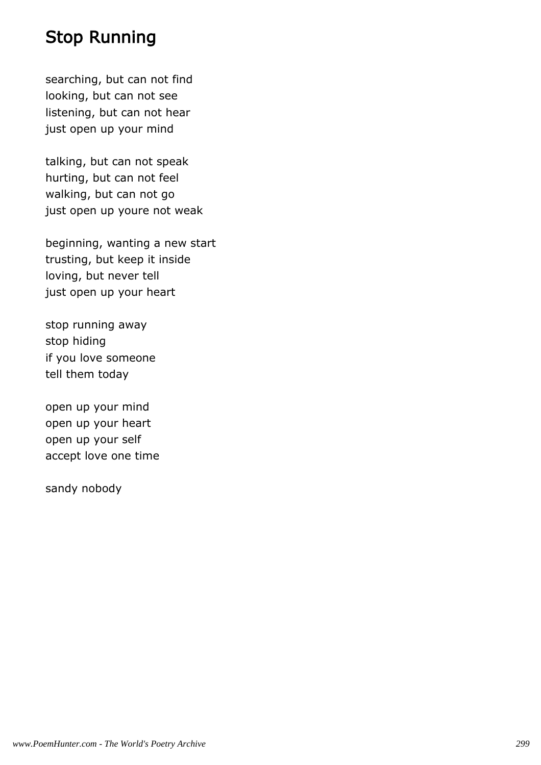# Stop Running

searching, but can not find  
looking, but can not see  
listening, but can not hear  
just open up your mind

talking, but can not speak  
hurting, but can not feel  
walking, but can not go  
just open up youre not weak

beginning, wanting a new start  
trusting, but keep it inside  
loving, but never tell  
just open up your heart

stop running away  
stop hiding  
if you love someone  
tell them today

open up your mind  
open up your heart  
open up your self  
accept love one time

sandy nobody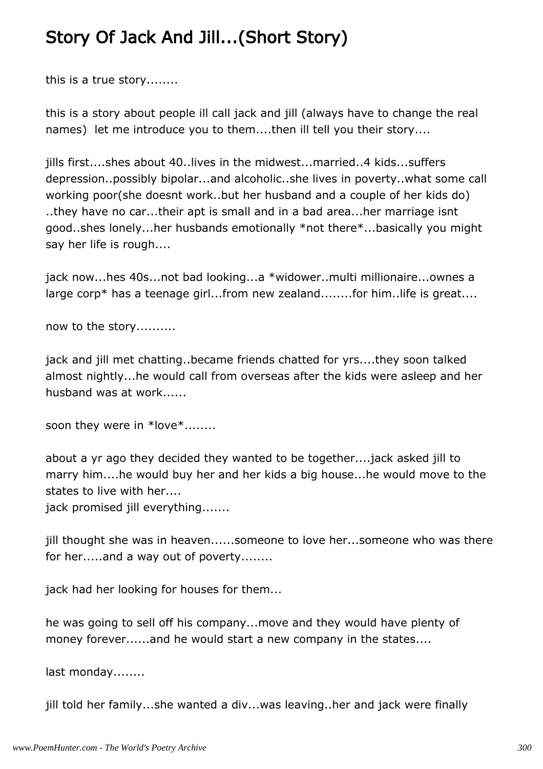# Story Of Jack And Jill...(Short Story)

this is a true story........

this is a story about people ill call jack and jill (always have to change the real names)  let me introduce you to them....then ill tell you their story....

jills first....shes about 40..lives in the midwest...married..4 kids...suffers depression..possibly bipolar...and alcoholic..she lives in poverty..what some call working poor(she doesnt work..but her husband and a couple of her kids do) ..they have no car...their apt is small and in a bad area...her marriage isnt good..shes lonely...her husbands emotionally *not there*...basically you might say her life is rough....

jack now...hes 40s...not bad looking...a *widower..multi millionaire...ownes a large corp* has a teenage girl...from new zealand........for him..life is great....

now to the story..........

jack and jill met chatting..became friends chatted for yrs....they soon talked almost nightly...he would call from overseas after the kids were asleep and her husband was at work......

soon they were in *love*........

about a yr ago they decided they wanted to be together....jack asked jill to marry him....he would buy her and her kids a big house...he would move to the states to live with her....
jack promised jill everything.......

jill thought she was in heaven......someone to love her...someone who was there for her.....and a way out of poverty........

jack had her looking for houses for them...

he was going to sell off his company...move and they would have plenty of money forever......and he would start a new company in the states....

last monday........

jill told her family...she wanted a div...was leaving..her and jack were finally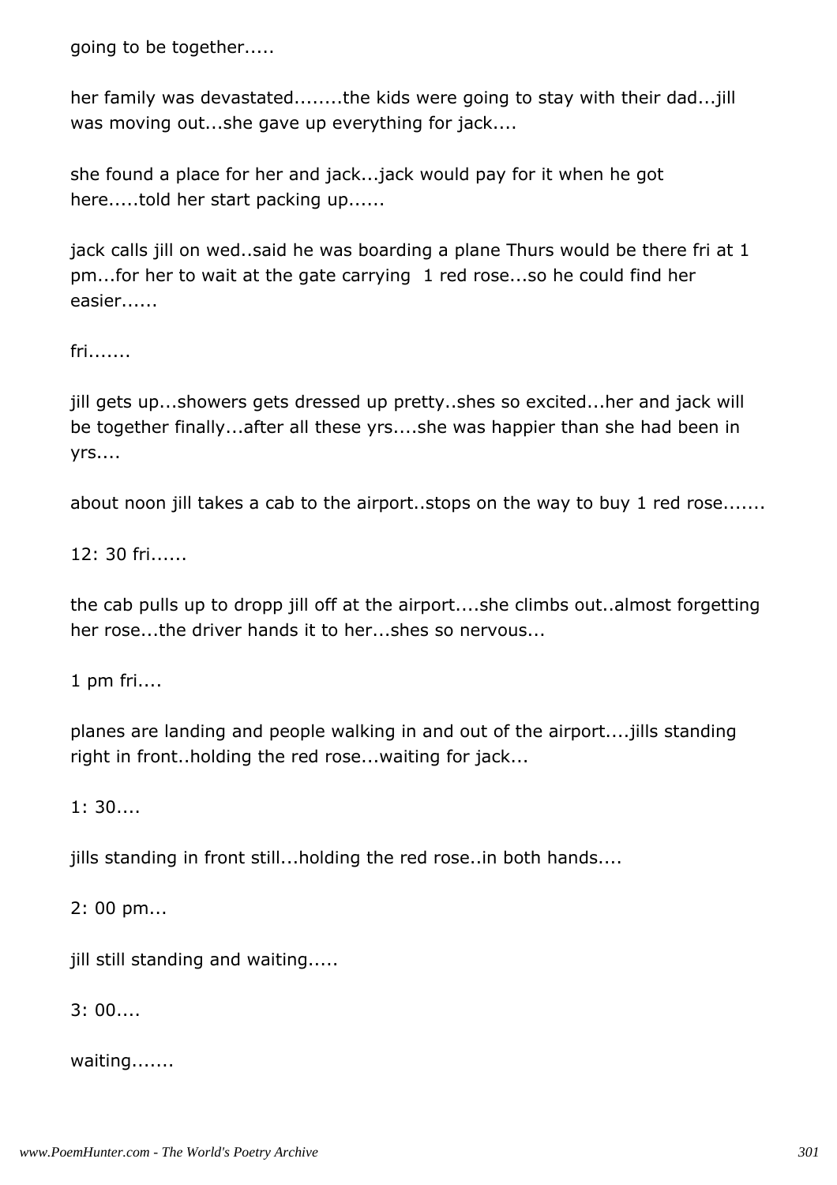going to be together.....

her family was devastated........the kids were going to stay with their dad...jill was moving out...she gave up everything for jack....

she found a place for her and jack...jack would pay for it when he got here.....told her start packing up......

jack calls jill on wed..said he was boarding a plane Thurs would be there fri at 1 pm...for her to wait at the gate carrying 1 red rose...so he could find her easier......

fri.......

jill gets up...showers gets dressed up pretty..shes so excited...her and jack will be together finally...after all these yrs....she was happier than she had been in yrs....

about noon jill takes a cab to the airport..stops on the way to buy 1 red rose.......

12: 30 fri......

the cab pulls up to dropp jill off at the airport....she climbs out..almost forgetting her rose...the driver hands it to her...shes so nervous...

1 pm fri....

planes are landing and people walking in and out of the airport....jills standing right in front..holding the red rose...waiting for jack...

1: 30....

jills standing in front still...holding the red rose..in both hands....

2: 00 pm...

jill still standing and waiting.....

3: 00....

waiting.......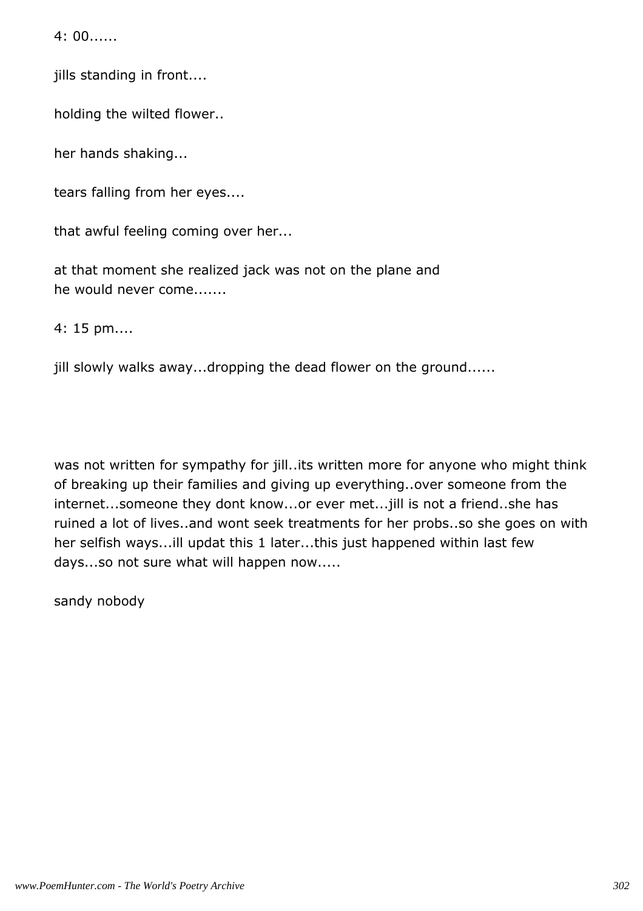4: 00......

jills standing in front....

holding the wilted flower..

her hands shaking...

tears falling from her eyes....

that awful feeling coming over her...

at that moment she realized jack was not on the plane and
he would never come.......

4: 15 pm....

jill slowly walks away...dropping the dead flower on the ground......

was not written for sympathy for jill..its written more for anyone who might think of breaking up their families and giving up everything..over someone from the internet...someone they dont know...or ever met...jill is not a friend..she has ruined a lot of lives..and wont seek treatments for her probs..so she goes on with her selfish ways...ill updat this 1 later...this just happened within last few days...so not sure what will happen now.....

sandy nobody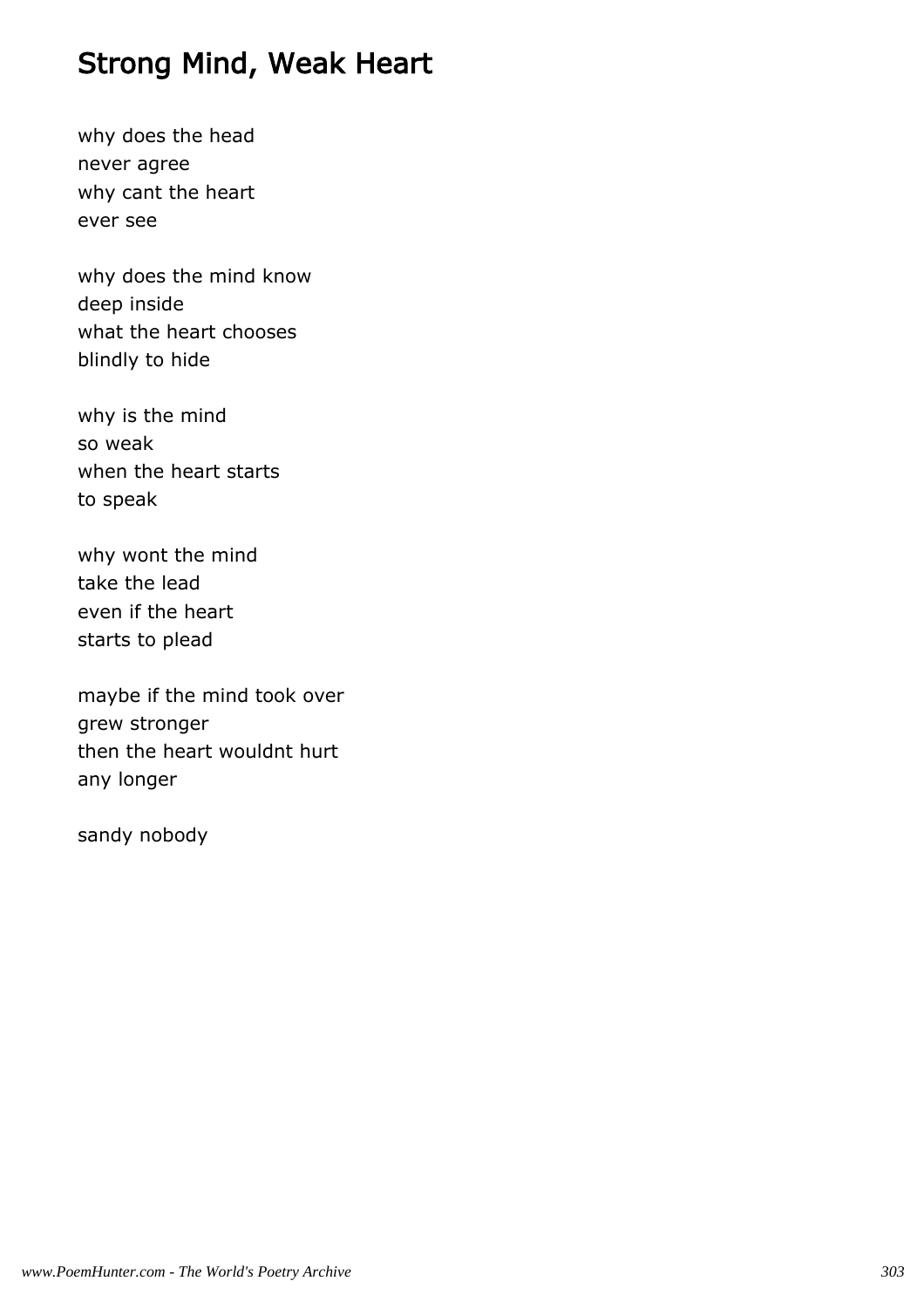# Strong Mind, Weak Heart

why does the head  
never agree  
why cant the heart  
ever see

why does the mind know  
deep inside  
what the heart chooses  
blindly to hide

why is the mind  
so weak  
when the heart starts  
to speak

why wont the mind  
take the lead  
even if the heart  
starts to plead

maybe if the mind took over  
grew stronger  
then the heart wouldnt hurt  
any longer

sandy nobody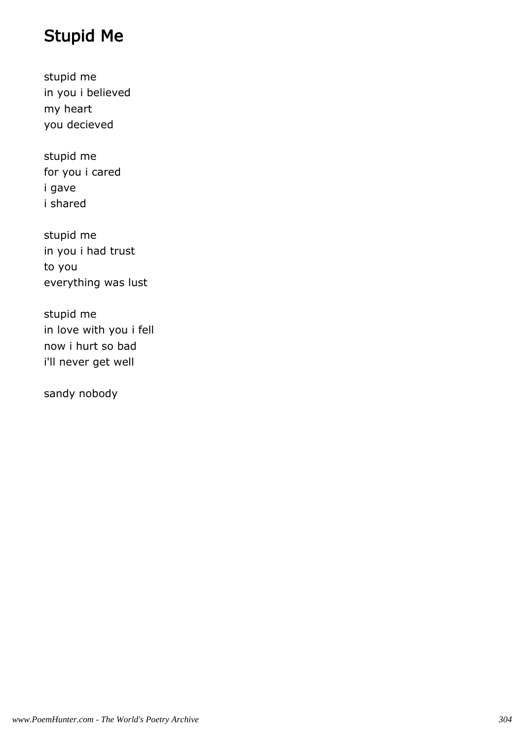# Stupid Me

stupid me
in you i believed
my heart
you decieved

stupid me
for you i cared
i gave
i shared

stupid me
in you i had trust
to you
everything was lust

stupid me
in love with you i fell
now i hurt so bad
i'll never get well

sandy nobody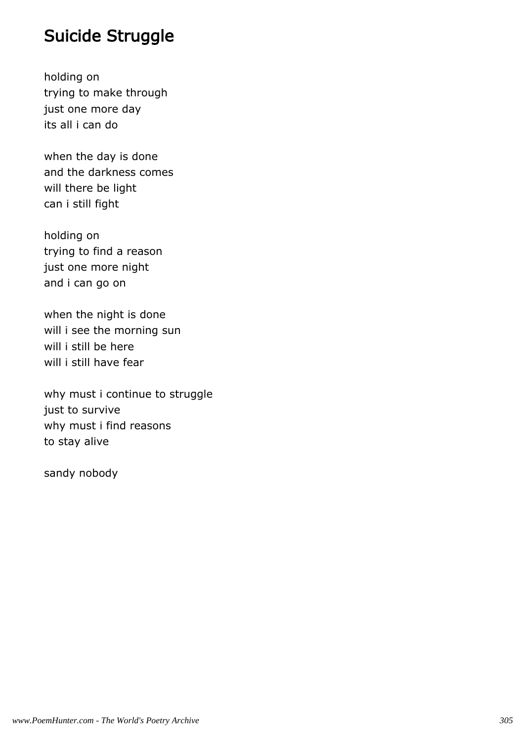# Suicide Struggle

holding on
trying to make through
just one more day
its all i can do

when the day is done
and the darkness comes
will there be light
can i still fight

holding on
trying to find a reason
just one more night
and i can go on

when the night is done
will i see the morning sun
will i still be here
will i still have fear

why must i continue to struggle
just to survive
why must i find reasons
to stay alive

sandy nobody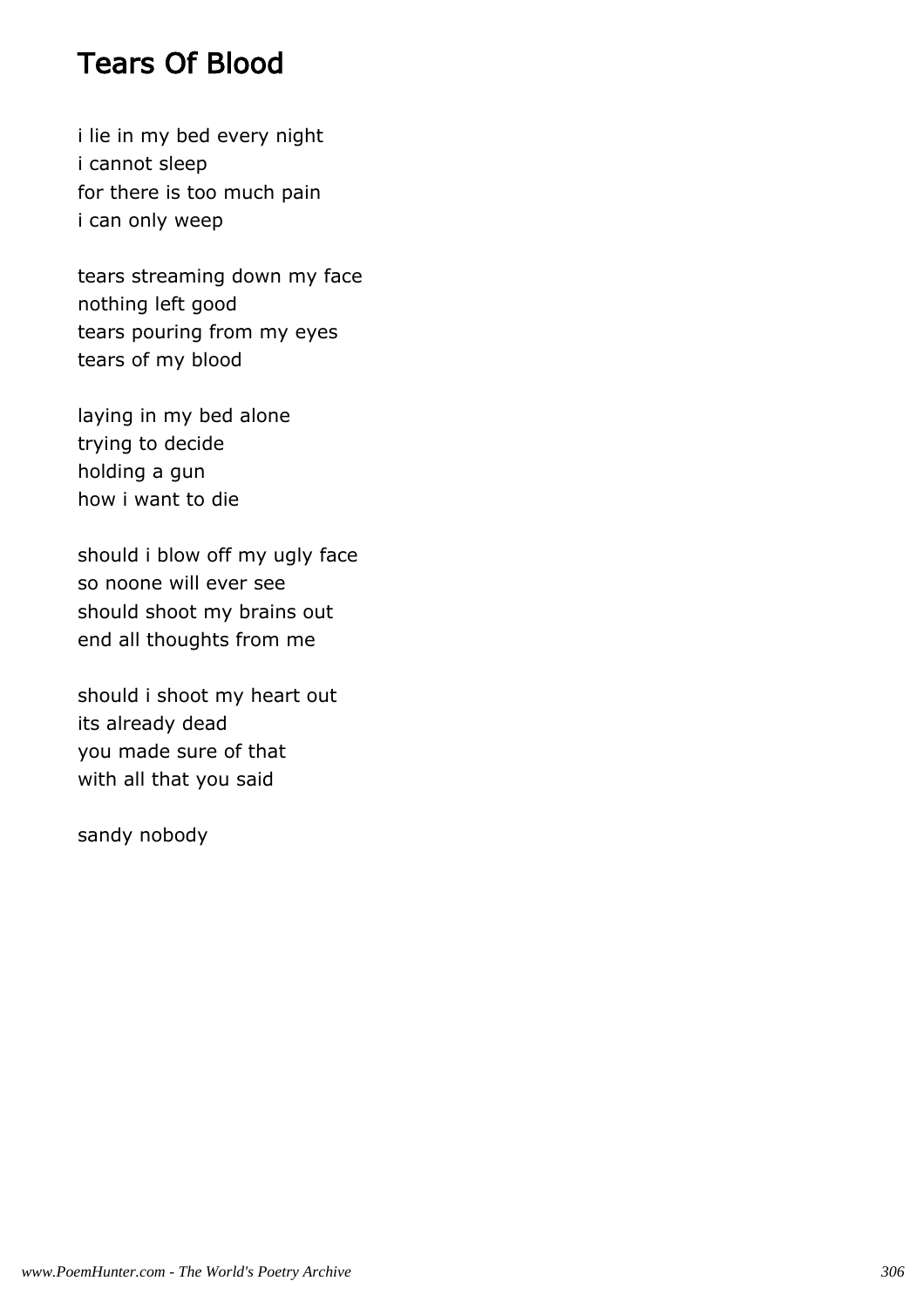# Tears Of Blood

i lie in my bed every night
i cannot sleep
for there is too much pain
i can only weep

tears streaming down my face
nothing left good
tears pouring from my eyes
tears of my blood

laying in my bed alone
trying to decide
holding a gun
how i want to die

should i blow off my ugly face
so noone will ever see
should shoot my brains out
end all thoughts from me

should i shoot my heart out
its already dead
you made sure of that
with all that you said

sandy nobody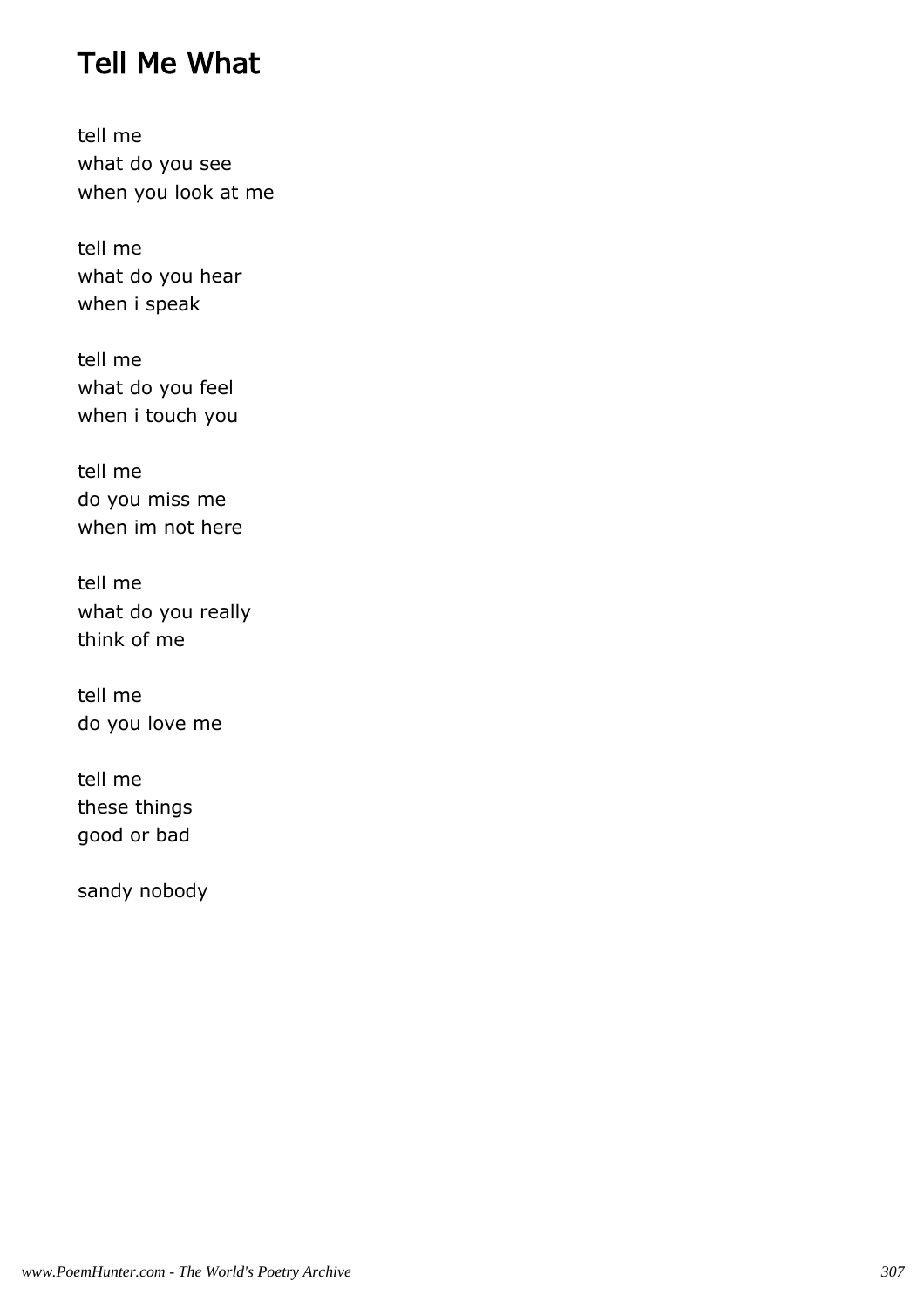# Tell Me What

tell me  
what do you see  
when you look at me

tell me  
what do you hear  
when i speak

tell me  
what do you feel  
when i touch you

tell me  
do you miss me  
when im not here

tell me  
what do you really  
think of me

tell me  
do you love me

tell me  
these things  
good or bad

sandy nobody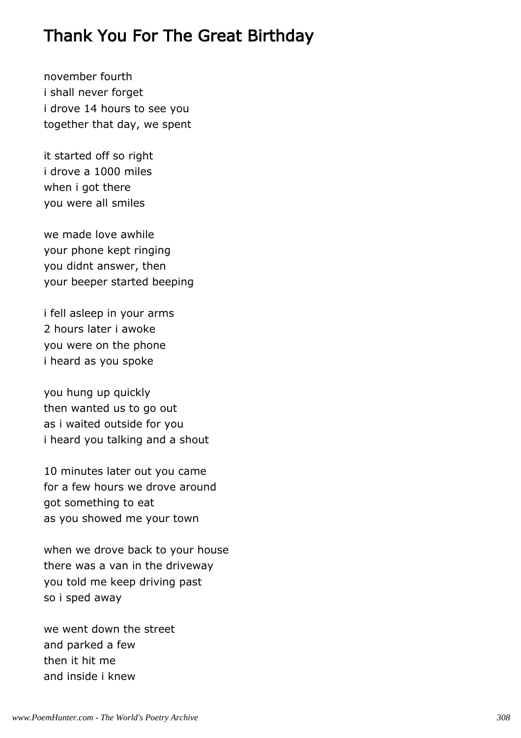## Thank You For The Great Birthday

november fourth  
i shall never forget  
i drove 14 hours to see you  
together that day, we spent

it started off so right  
i drove a 1000 miles  
when i got there  
you were all smiles

we made love awhile  
your phone kept ringing  
you didnt answer, then  
your beeper started beeping

i fell asleep in your arms  
2 hours later i awoke  
you were on the phone  
i heard as you spoke

you hung up quickly  
then wanted us to go out  
as i waited outside for you  
i heard you talking and a shout

10 minutes later out you came  
for a few hours we drove around  
got something to eat  
as you showed me your town

when we drove back to your house  
there was a van in the driveway  
you told me keep driving past  
so i sped away

we went down the street  
and parked a few  
then it hit me  
and inside i knew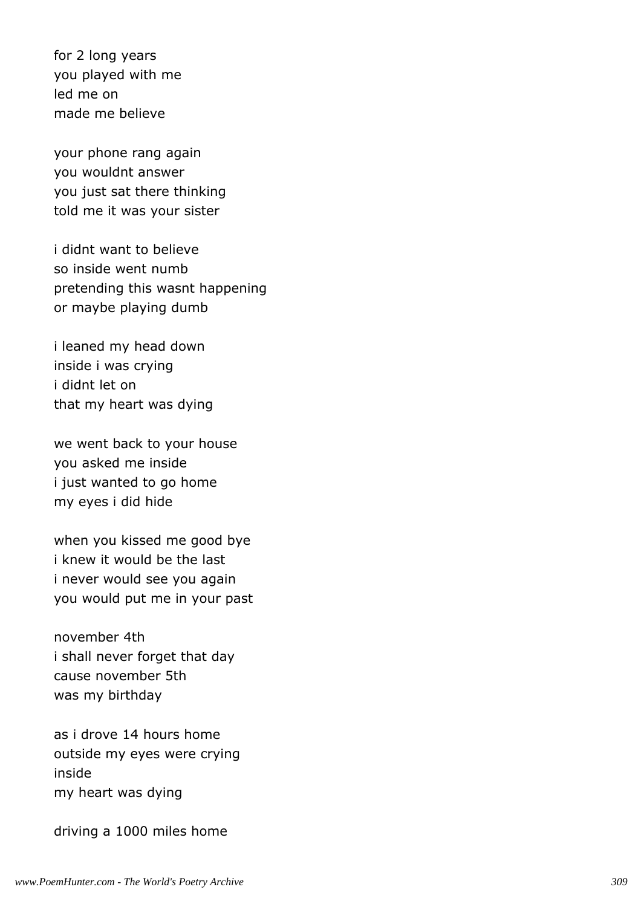for 2 long years  
you played with me  
led me on  
made me believe

your phone rang again  
you wouldnt answer  
you just sat there thinking  
told me it was your sister

i didnt want to believe  
so inside went numb  
pretending this wasnt happening  
or maybe playing dumb

i leaned my head down  
inside i was crying  
i didnt let on  
that my heart was dying

we went back to your house  
you asked me inside  
i just wanted to go home  
my eyes i did hide

when you kissed me good bye  
i knew it would be the last  
i never would see you again  
you would put me in your past

november 4th  
i shall never forget that day  
cause november 5th  
was my birthday

as i drove 14 hours home  
outside my eyes were crying  
inside  
my heart was dying

driving a 1000 miles home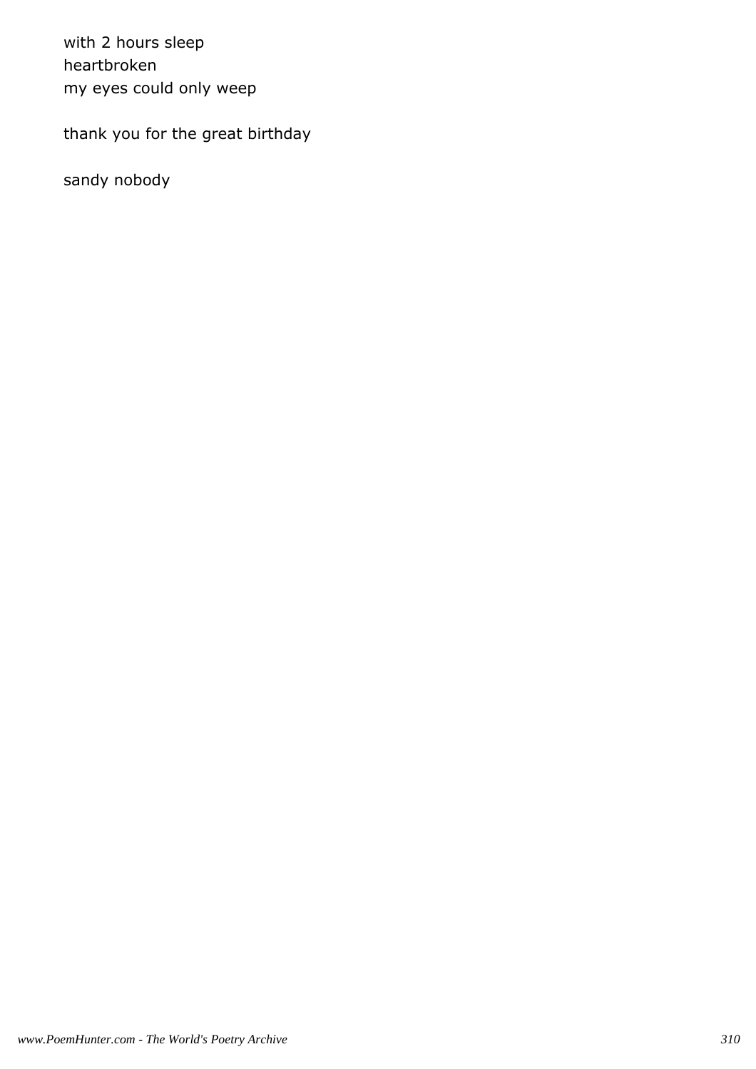with 2 hours sleep
heartbroken
my eyes could only weep

thank you for the great birthday

sandy nobody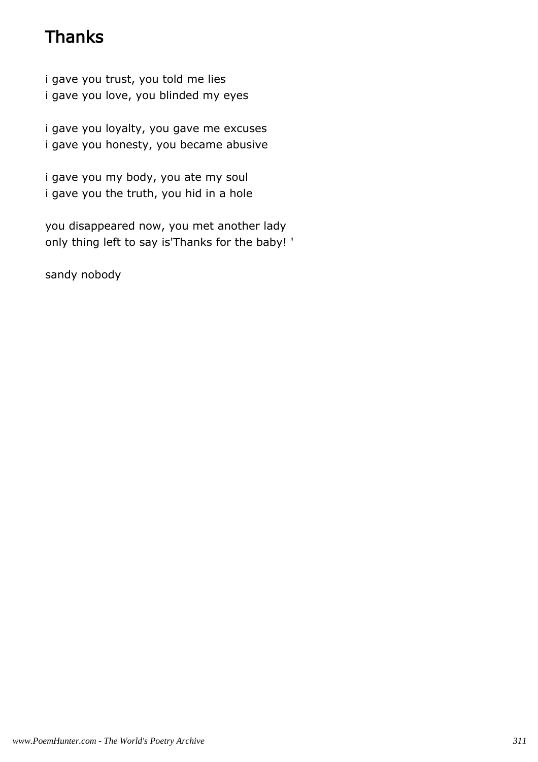# Thanks

i gave you trust, you told me lies
i gave you love, you blinded my eyes

i gave you loyalty, you gave me excuses
i gave you honesty, you became abusive

i gave you my body, you ate my soul
i gave you the truth, you hid in a hole

you disappeared now, you met another lady
only thing left to say is'Thanks for the baby! '

sandy nobody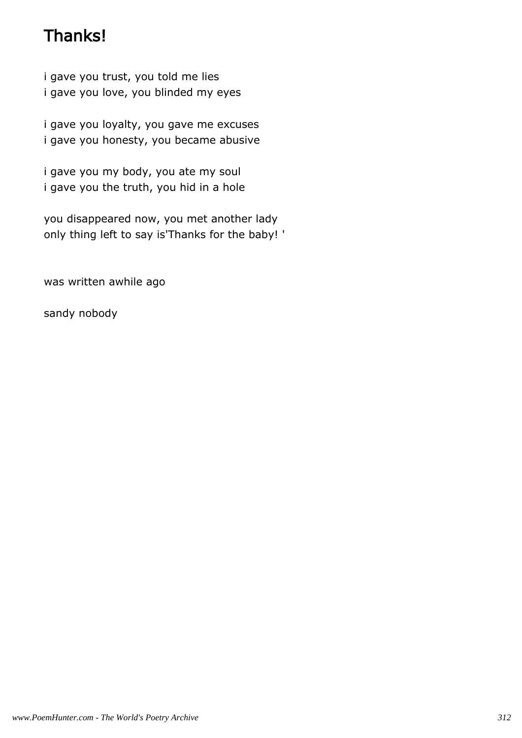# Thanks!

i gave you trust, you told me lies
i gave you love, you blinded my eyes

i gave you loyalty, you gave me excuses
i gave you honesty, you became abusive

i gave you my body, you ate my soul
i gave you the truth, you hid in a hole

you disappeared now, you met another lady
only thing left to say is'Thanks for the baby! '

was written awhile ago

sandy nobody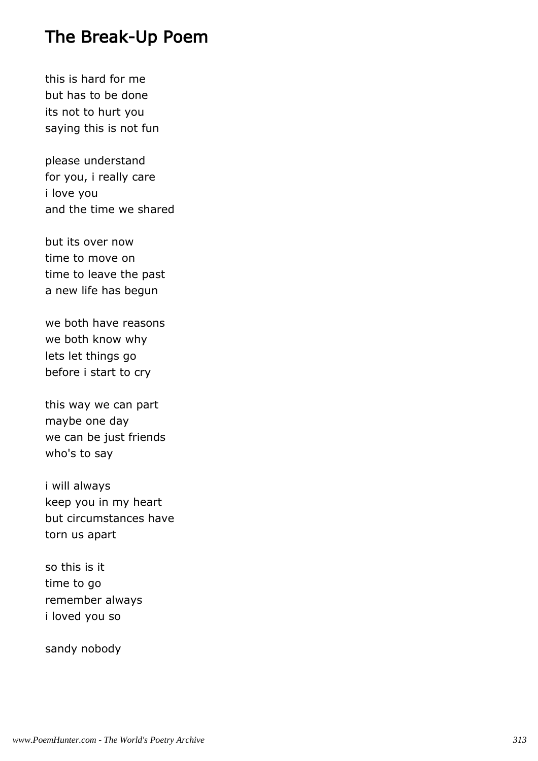# The Break-Up Poem

this is hard for me
but has to be done
its not to hurt you
saying this is not fun

please understand
for you, i really care
i love you
and the time we shared

but its over now
time to move on
time to leave the past
a new life has begun

we both have reasons
we both know why
lets let things go
before i start to cry

this way we can part
maybe one day
we can be just friends
who's to say

i will always
keep you in my heart
but circumstances have
torn us apart

so this is it
time to go
remember always
i loved you so

sandy nobody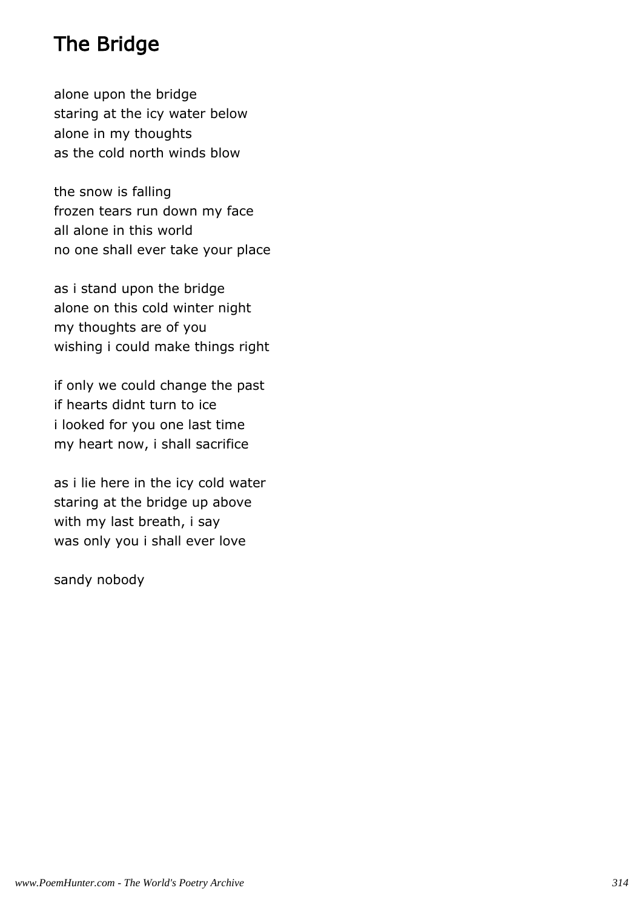# The Bridge

alone upon the bridge
staring at the icy water below
alone in my thoughts
as the cold north winds blow

the snow is falling
frozen tears run down my face
all alone in this world
no one shall ever take your place

as i stand upon the bridge
alone on this cold winter night
my thoughts are of you
wishing i could make things right

if only we could change the past
if hearts didnt turn to ice
i looked for you one last time
my heart now, i shall sacrifice

as i lie here in the icy cold water
staring at the bridge up above
with my last breath, i say
was only you i shall ever love

sandy nobody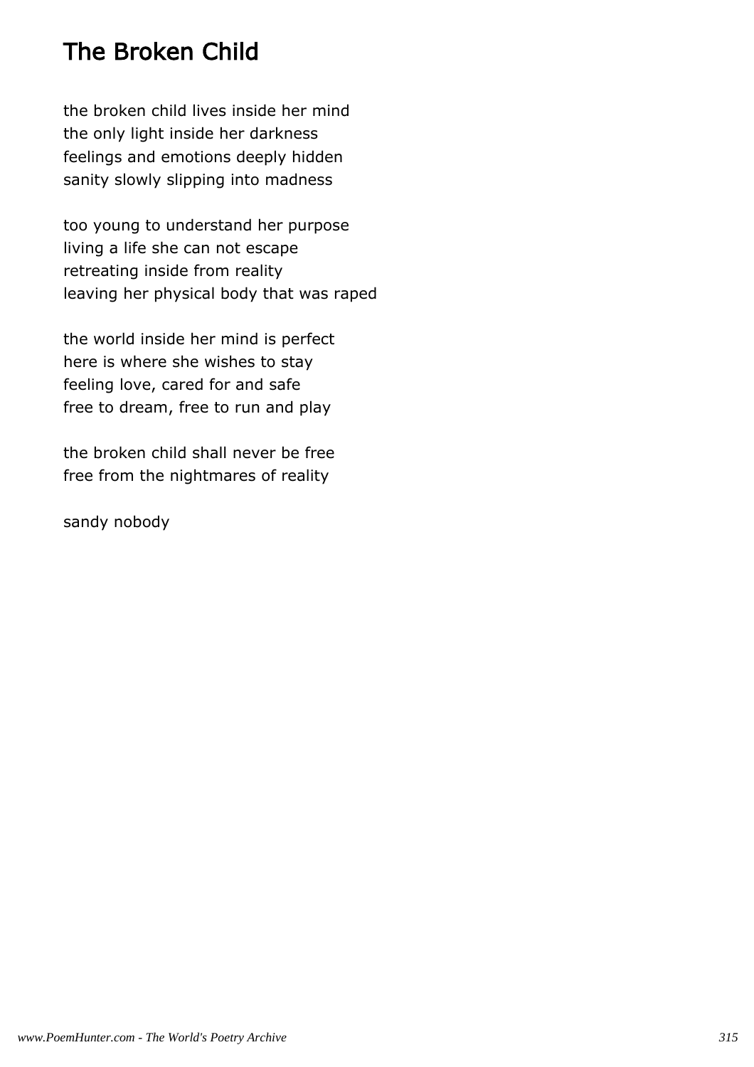# The Broken Child

the broken child lives inside her mind
the only light inside her darkness
feelings and emotions deeply hidden
sanity slowly slipping into madness

too young to understand her purpose
living a life she can not escape
retreating inside from reality
leaving her physical body that was raped

the world inside her mind is perfect
here is where she wishes to stay
feeling love, cared for and safe
free to dream, free to run and play

the broken child shall never be free
free from the nightmares of reality

sandy nobody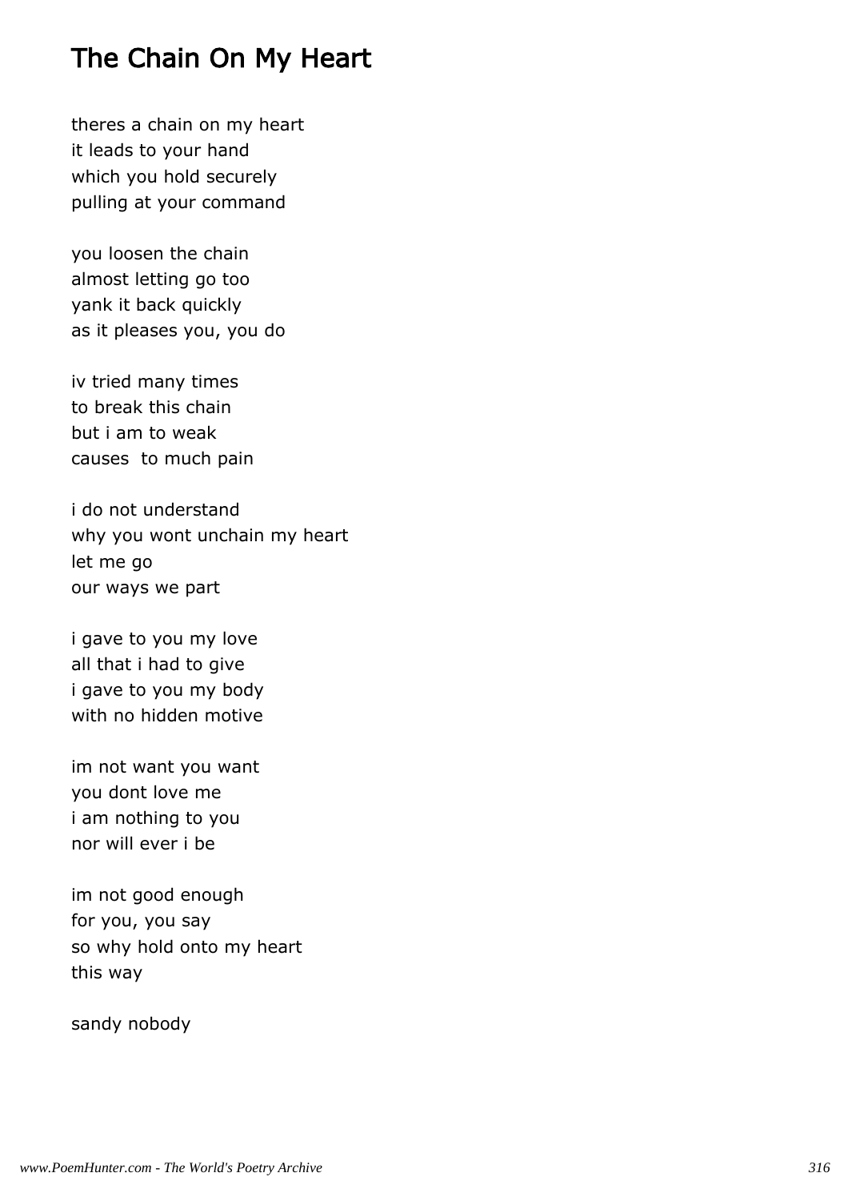## The Chain On My Heart

theres a chain on my heart
it leads to your hand
which you hold securely
pulling at your command

you loosen the chain
almost letting go too
yank it back quickly
as it pleases you, you do

iv tried many times
to break this chain
but i am to weak
causes  to much pain

i do not understand
why you wont unchain my heart
let me go
our ways we part

i gave to you my love
all that i had to give
i gave to you my body
with no hidden motive

im not want you want
you dont love me
i am nothing to you
nor will ever i be

im not good enough
for you, you say
so why hold onto my heart
this way

sandy nobody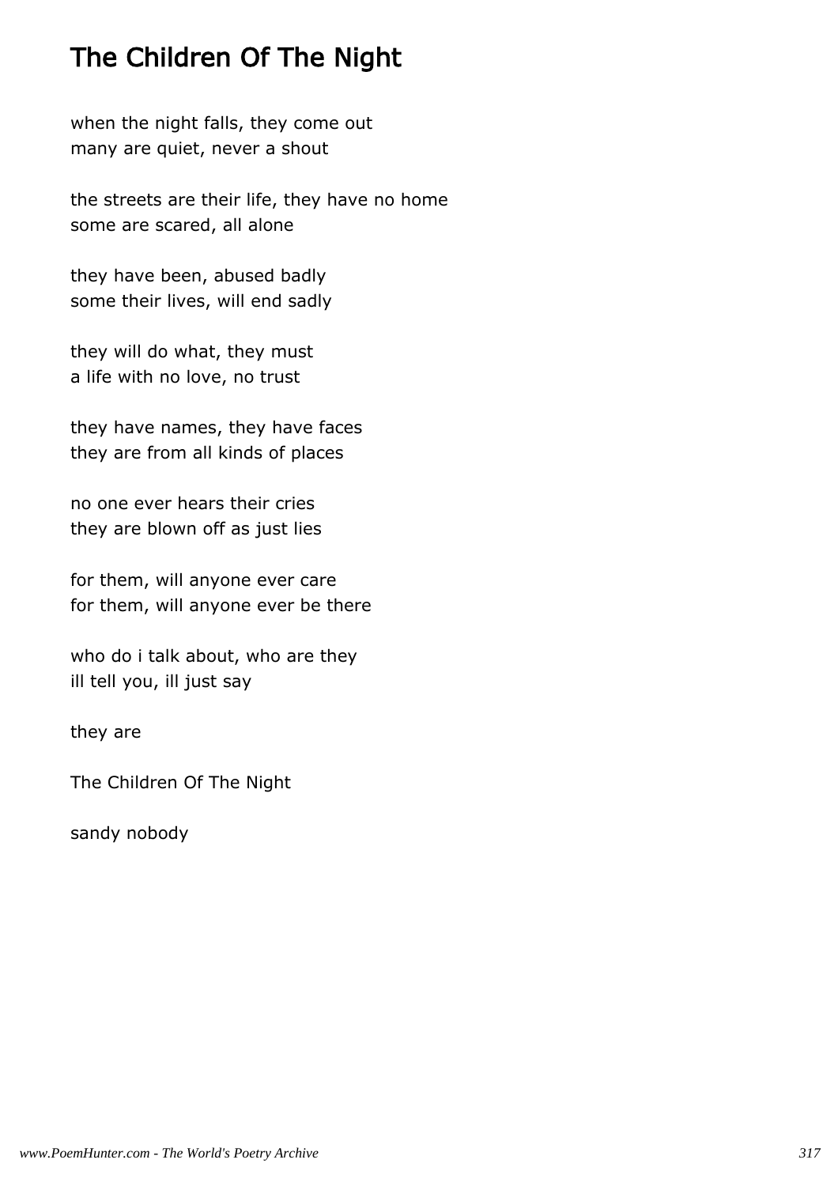# The Children Of The Night

when the night falls, they come out
many are quiet, never a shout

the streets are their life, they have no home
some are scared, all alone

they have been, abused badly
some their lives, will end sadly

they will do what, they must
a life with no love, no trust

they have names, they have faces
they are from all kinds of places

no one ever hears their cries
they are blown off as just lies

for them, will anyone ever care
for them, will anyone ever be there

who do i talk about, who are they
ill tell you, ill just say

they are

The Children Of The Night

sandy nobody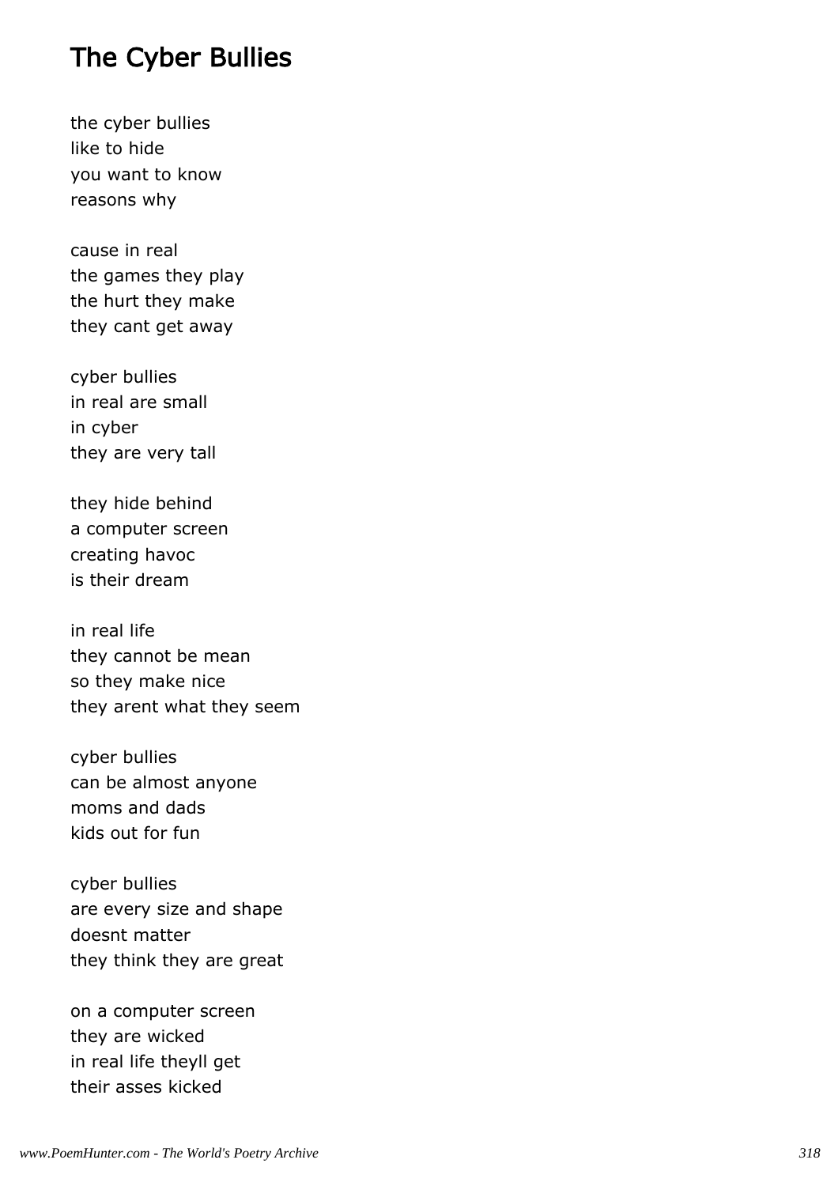# The Cyber Bullies

the cyber bullies
like to hide
you want to know
reasons why

cause in real
the games they play
the hurt they make
they cant get away

cyber bullies
in real are small
in cyber
they are very tall

they hide behind
a computer screen
creating havoc
is their dream

in real life
they cannot be mean
so they make nice
they arent what they seem

cyber bullies
can be almost anyone
moms and dads
kids out for fun

cyber bullies
are every size and shape
doesnt matter
they think they are great

on a computer screen
they are wicked
in real life theyll get
their asses kicked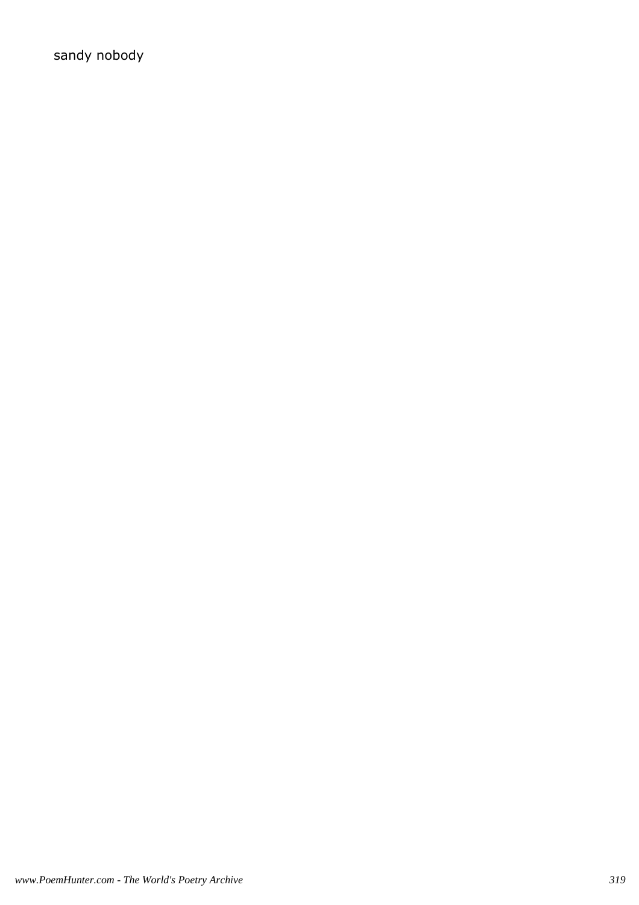sandy nobody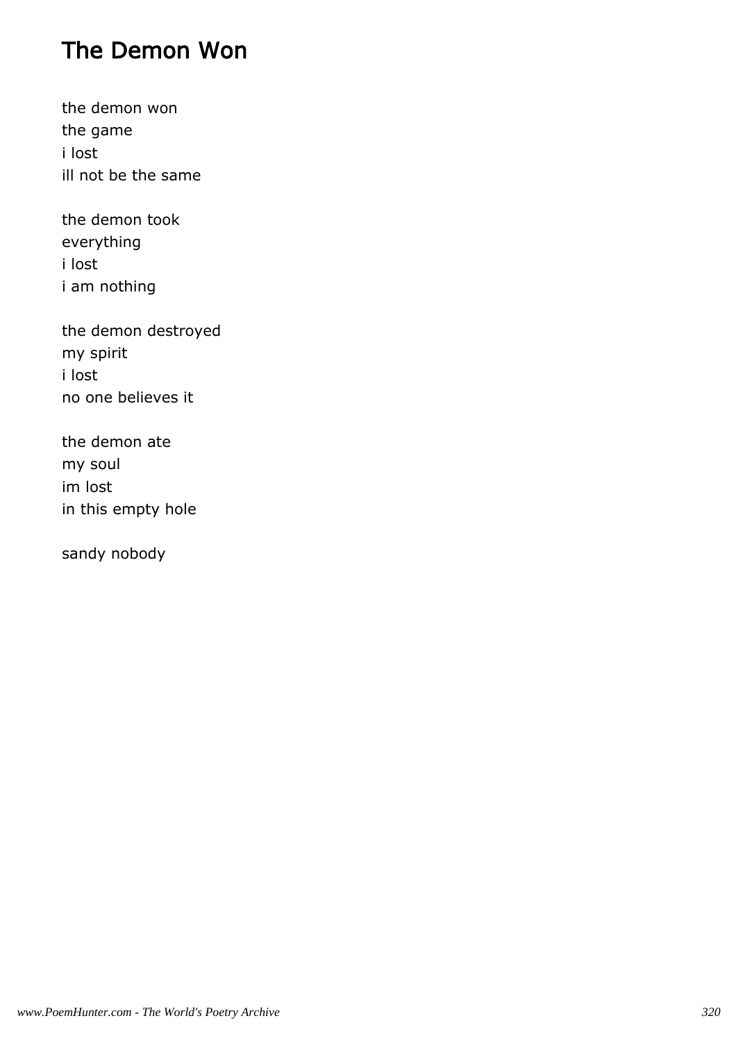# The Demon Won

the demon won
the game
i lost
ill not be the same

the demon took
everything
i lost
i am nothing

the demon destroyed
my spirit
i lost
no one believes it

the demon ate
my soul
im lost
in this empty hole

sandy nobody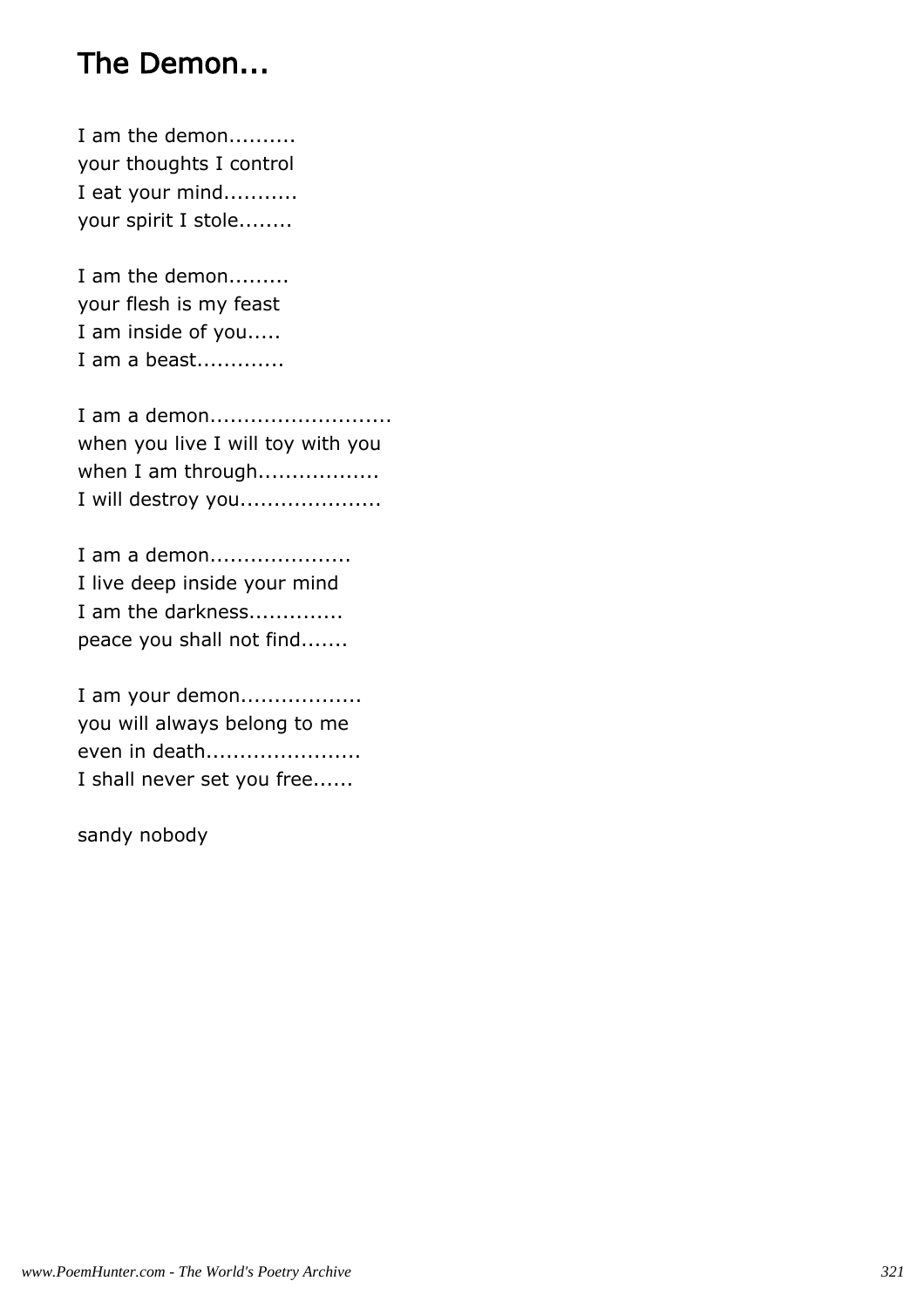# The Demon...

I am the demon..........  
your thoughts I control  
I eat your mind...........  
your spirit I stole........

I am the demon.........  
your flesh is my feast  
I am inside of you.....  
I am a beast.............

I am a demon...........................  
when you live I will toy with you  
when I am through..................  
I will destroy you.....................

I am a demon.....................  
I live deep inside your mind  
I am the darkness.............  
peace you shall not find.......

I am your demon..................  
you will always belong to me  
even in death......................  
I shall never set you free......

sandy nobody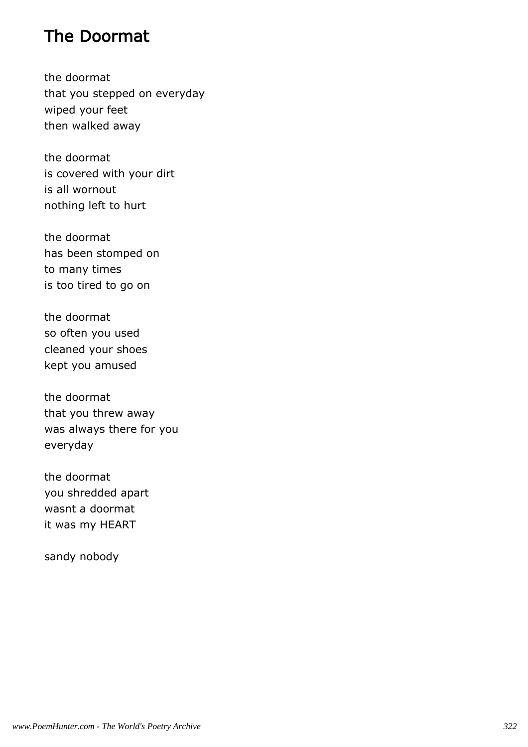## The Doormat

the doormat
that you stepped on everyday
wiped your feet
then walked away

the doormat
is covered with your dirt
is all wornout
nothing left to hurt

the doormat
has been stomped on
to many times
is too tired to go on

the doormat
so often you used
cleaned your shoes
kept you amused

the doormat
that you threw away
was always there for you
everyday

the doormat
you shredded apart
wasnt a doormat
it was my HEART

sandy nobody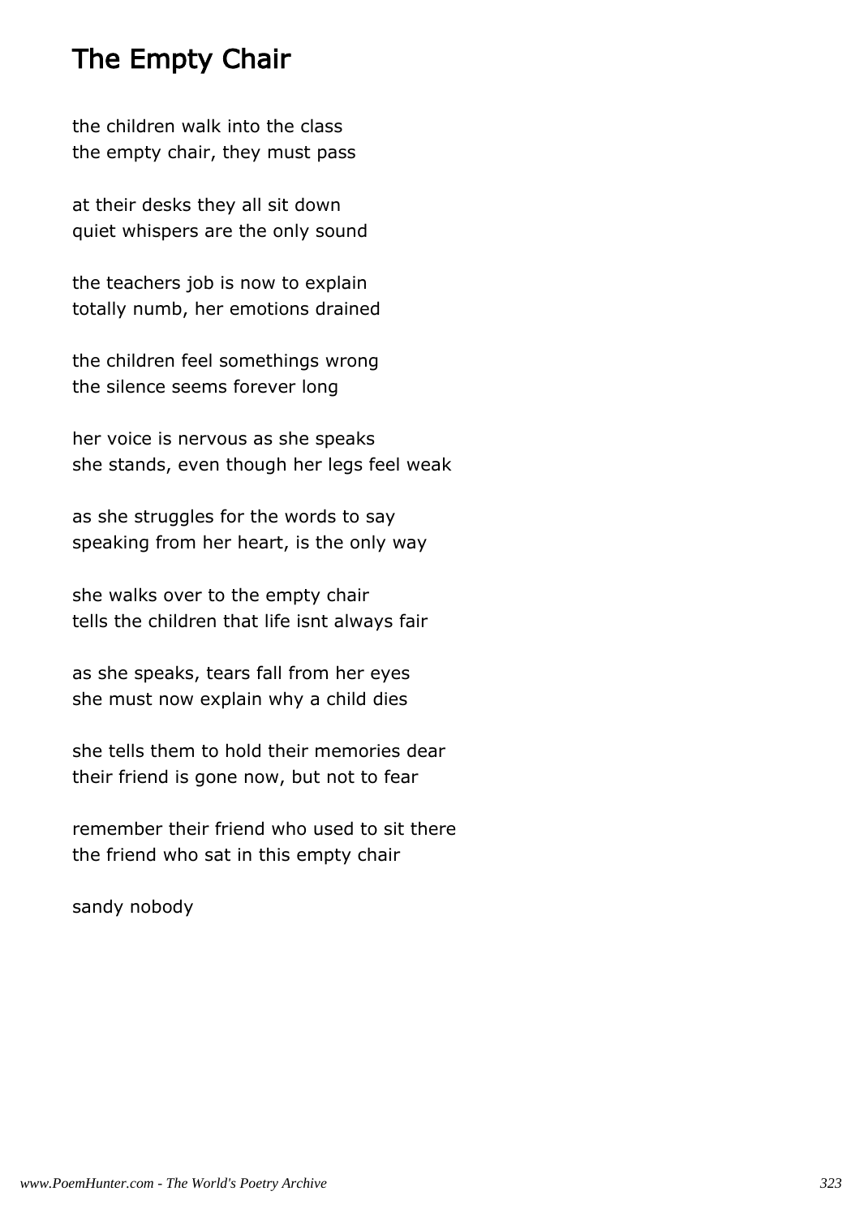# The Empty Chair

the children walk into the class
the empty chair, they must pass

at their desks they all sit down
quiet whispers are the only sound

the teachers job is now to explain
totally numb, her emotions drained

the children feel somethings wrong
the silence seems forever long

her voice is nervous as she speaks
she stands, even though her legs feel weak

as she struggles for the words to say
speaking from her heart, is the only way

she walks over to the empty chair
tells the children that life isnt always fair

as she speaks, tears fall from her eyes
she must now explain why a child dies

she tells them to hold their memories dear
their friend is gone now, but not to fear

remember their friend who used to sit there
the friend who sat in this empty chair

sandy nobody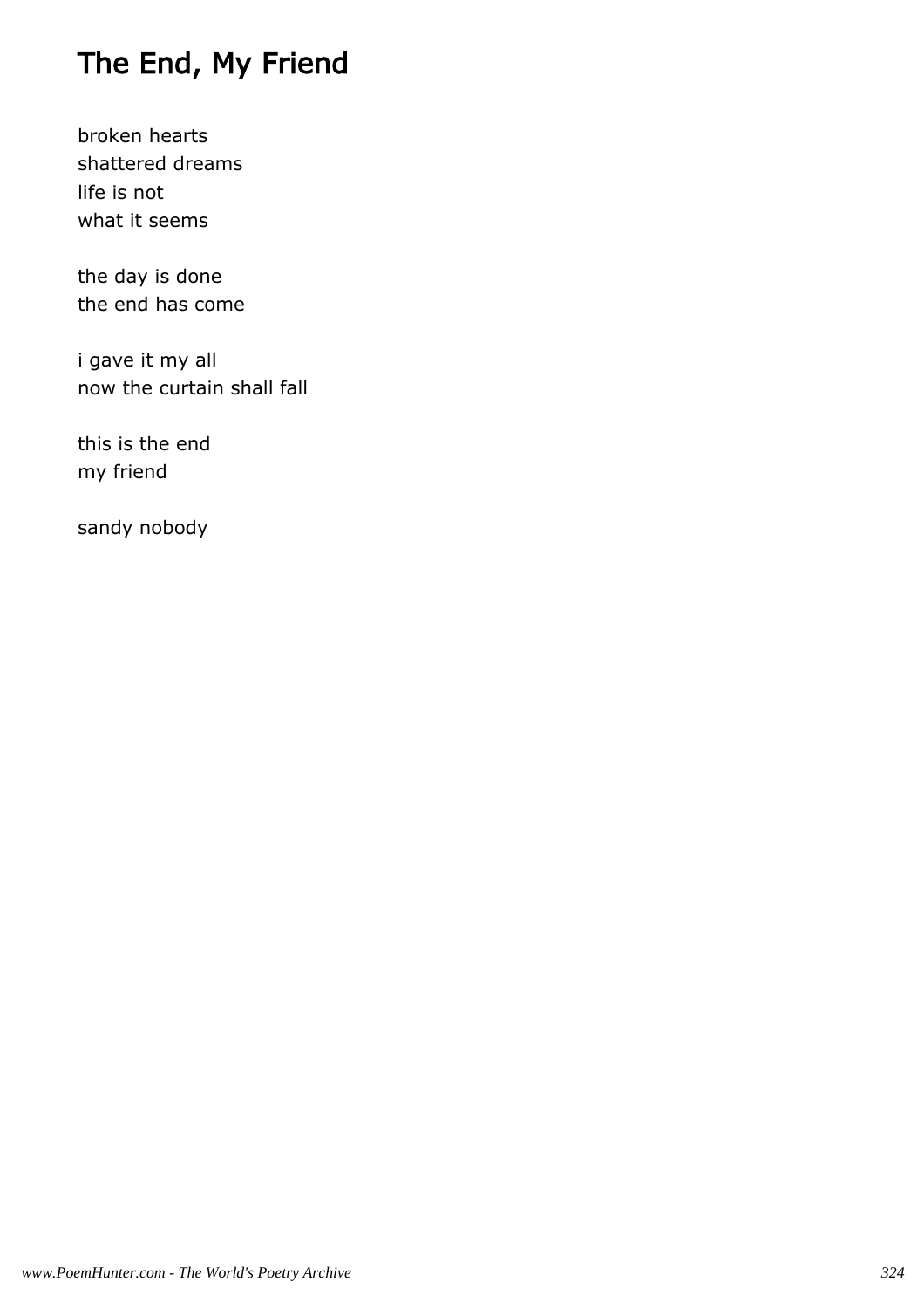## The End, My Friend

broken hearts
shattered dreams
life is not
what it seems

the day is done
the end has come

i gave it my all
now the curtain shall fall

this is the end
my friend

sandy nobody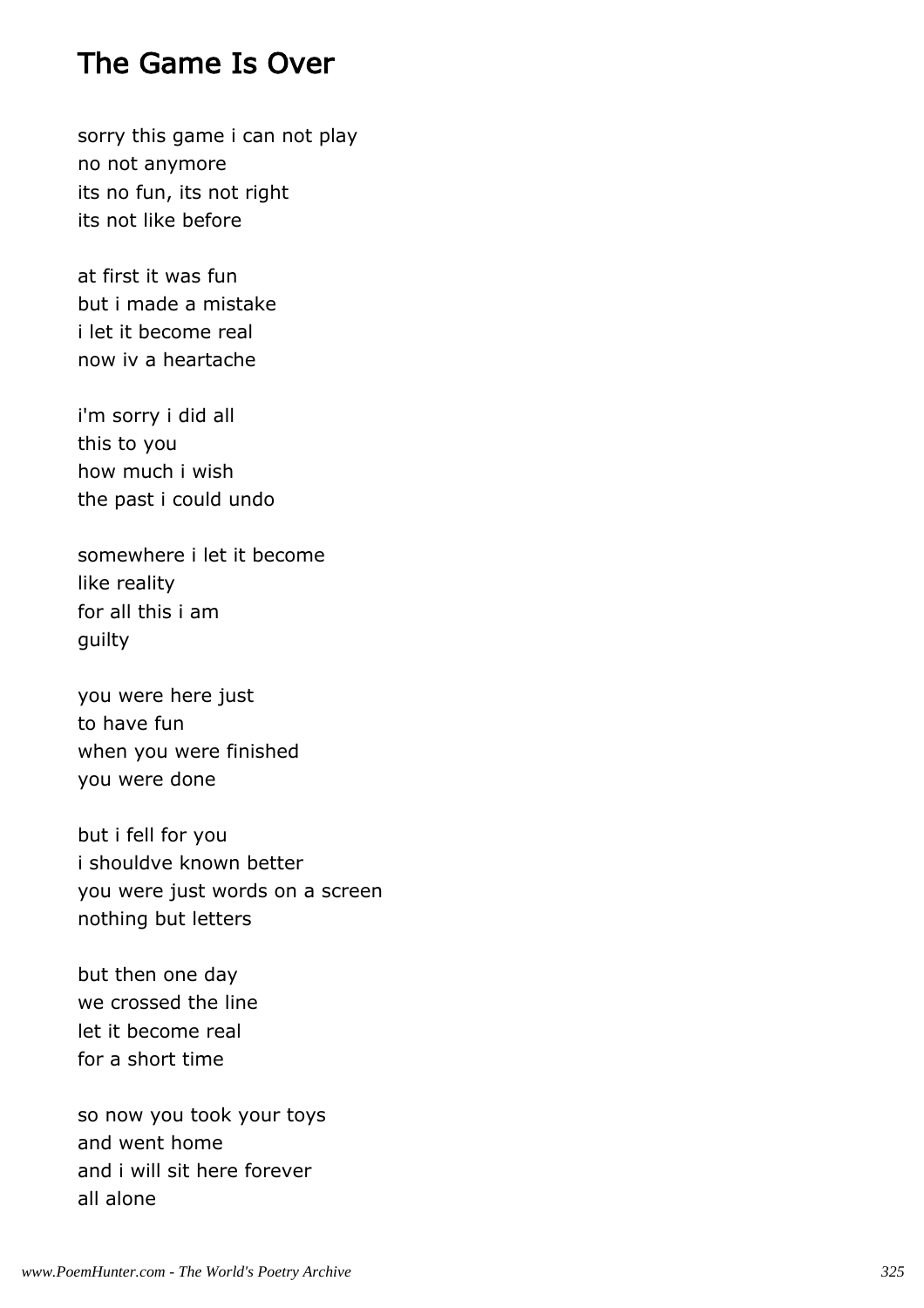## The Game Is Over

sorry this game i can not play
no not anymore
its no fun, its not right
its not like before

at first it was fun
but i made a mistake
i let it become real
now iv a heartache

i'm sorry i did all
this to you
how much i wish
the past i could undo

somewhere i let it become
like reality
for all this i am
guilty

you were here just
to have fun
when you were finished
you were done

but i fell for you
i shouldve known better
you were just words on a screen
nothing but letters

but then one day
we crossed the line
let it become real
for a short time

so now you took your toys
and went home
and i will sit here forever
all alone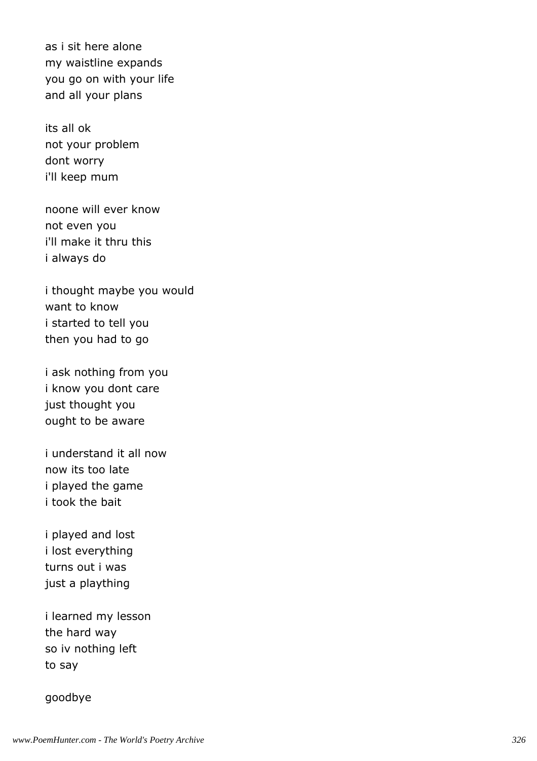as i sit here alone
my waistline expands
you go on with your life
and all your plans

its all ok
not your problem
dont worry
i'll keep mum

noone will ever know
not even you
i'll make it thru this
i always do

i thought maybe you would
want to know
i started to tell you
then you had to go

i ask nothing from you
i know you dont care
just thought you
ought to be aware

i understand it all now
now its too late
i played the game
i took the bait

i played and lost
i lost everything
turns out i was
just a plaything

i learned my lesson
the hard way
so iv nothing left
to say

goodbye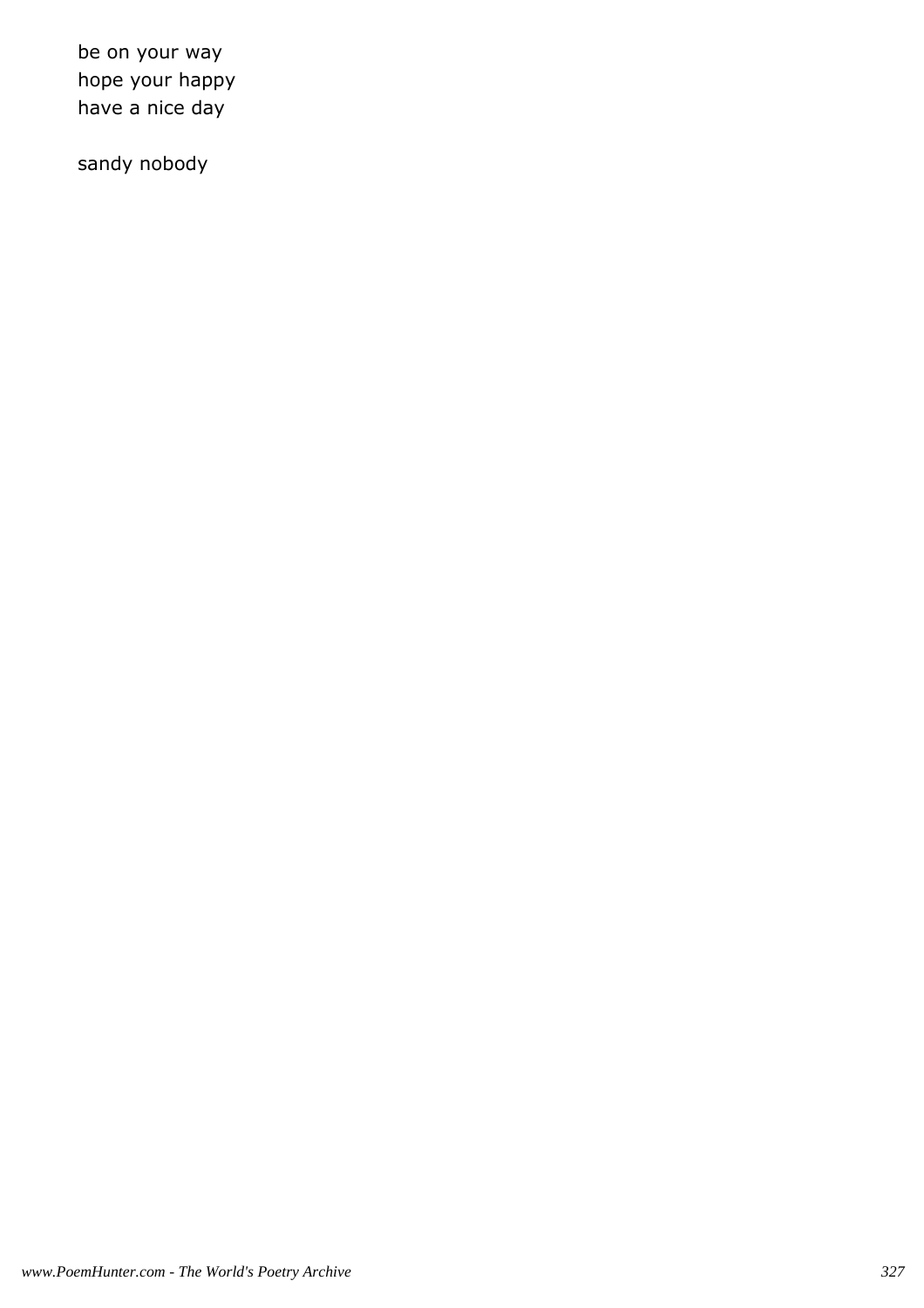be on your way  
hope your happy  
have a nice day

sandy nobody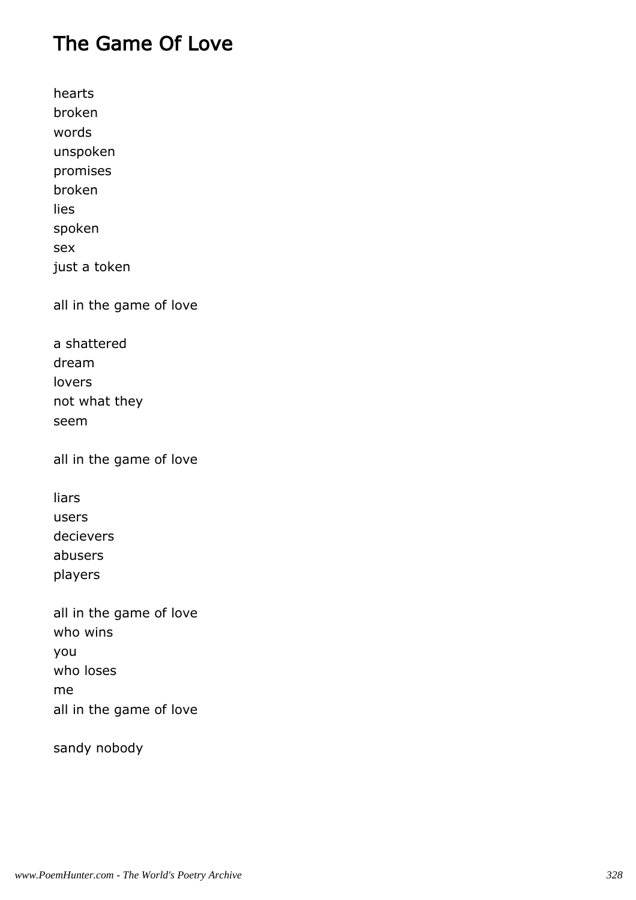# The Game Of Love

hearts
broken
words
unspoken
promises
broken
lies
spoken
sex
just a token

all in the game of love

a shattered
dream
lovers
not what they
seem

all in the game of love

liars
users
decievers
abusers
players

all in the game of love
who wins
you
who loses
me
all in the game of love

sandy nobody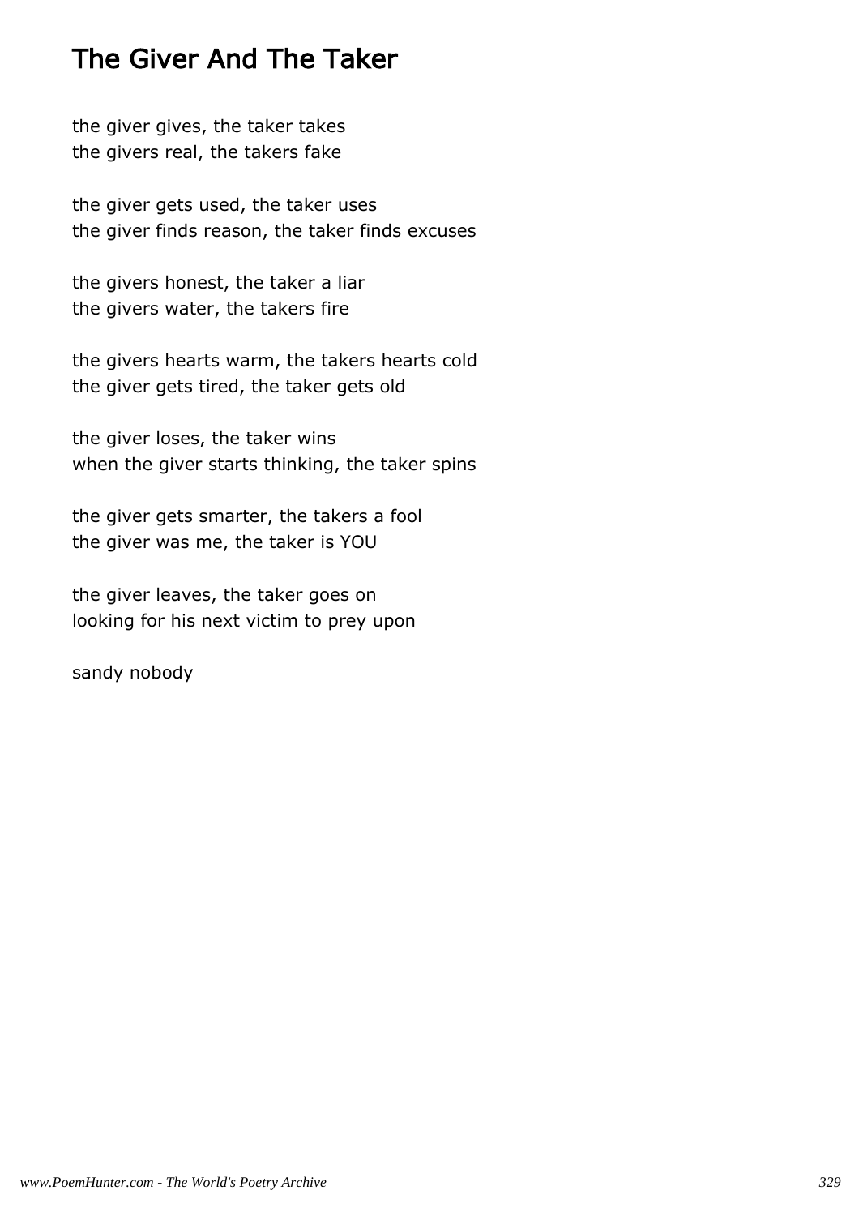# The Giver And The Taker

the giver gives, the taker takes
the givers real, the takers fake

the giver gets used, the taker uses
the giver finds reason, the taker finds excuses

the givers honest, the taker a liar
the givers water, the takers fire

the givers hearts warm, the takers hearts cold
the giver gets tired, the taker gets old

the giver loses, the taker wins
when the giver starts thinking, the taker spins

the giver gets smarter, the takers a fool
the giver was me, the taker is YOU

the giver leaves, the taker goes on
looking for his next victim to prey upon

sandy nobody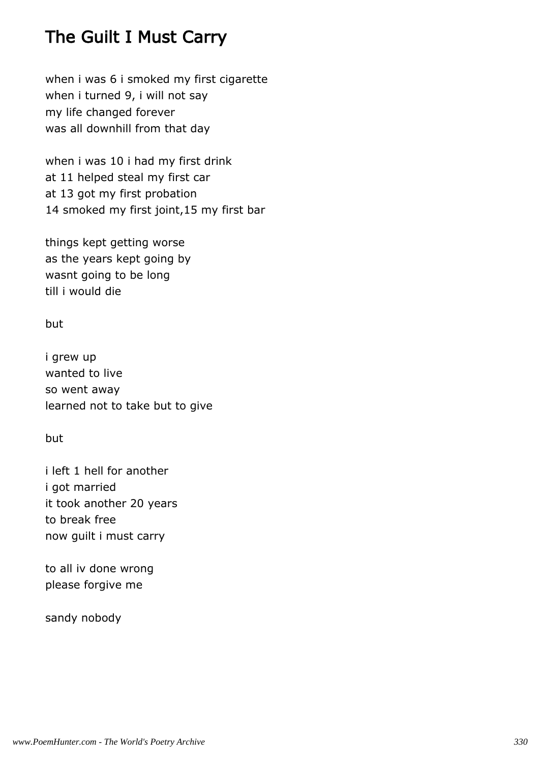# The Guilt I Must Carry

when i was 6 i smoked my first cigarette  
when i turned 9, i will not say  
my life changed forever  
was all downhill from that day

when i was 10 i had my first drink  
at 11 helped steal my first car  
at 13 got my first probation  
14 smoked my first joint,15 my first bar

things kept getting worse  
as the years kept going by  
wasnt going to be long  
till i would die

but

i grew up  
wanted to live  
so went away  
learned not to take but to give

but

i left 1 hell for another  
i got married  
it took another 20 years  
to break free  
now guilt i must carry

to all iv done wrong  
please forgive me

sandy nobody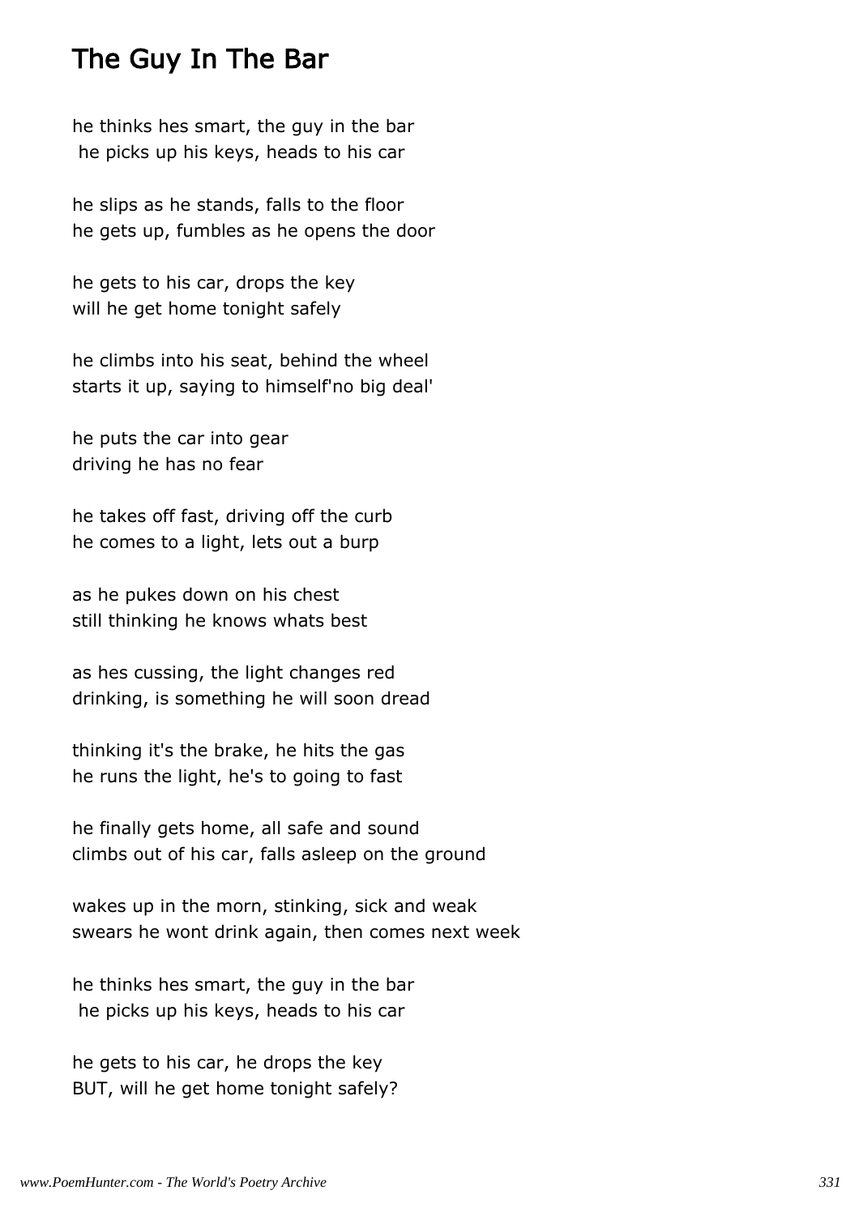## The Guy In The Bar

he thinks hes smart, the guy in the bar
he picks up his keys, heads to his car

he slips as he stands, falls to the floor
he gets up, fumbles as he opens the door

he gets to his car, drops the key
will he get home tonight safely

he climbs into his seat, behind the wheel
starts it up, saying to himself'no big deal'

he puts the car into gear
driving he has no fear

he takes off fast, driving off the curb
he comes to a light, lets out a burp

as he pukes down on his chest
still thinking he knows whats best

as hes cussing, the light changes red
drinking, is something he will soon dread

thinking it's the brake, he hits the gas
he runs the light, he's to going to fast

he finally gets home, all safe and sound
climbs out of his car, falls asleep on the ground

wakes up in the morn, stinking, sick and weak
swears he wont drink again, then comes next week

he thinks hes smart, the guy in the bar
he picks up his keys, heads to his car

he gets to his car, he drops the key
BUT, will he get home tonight safely?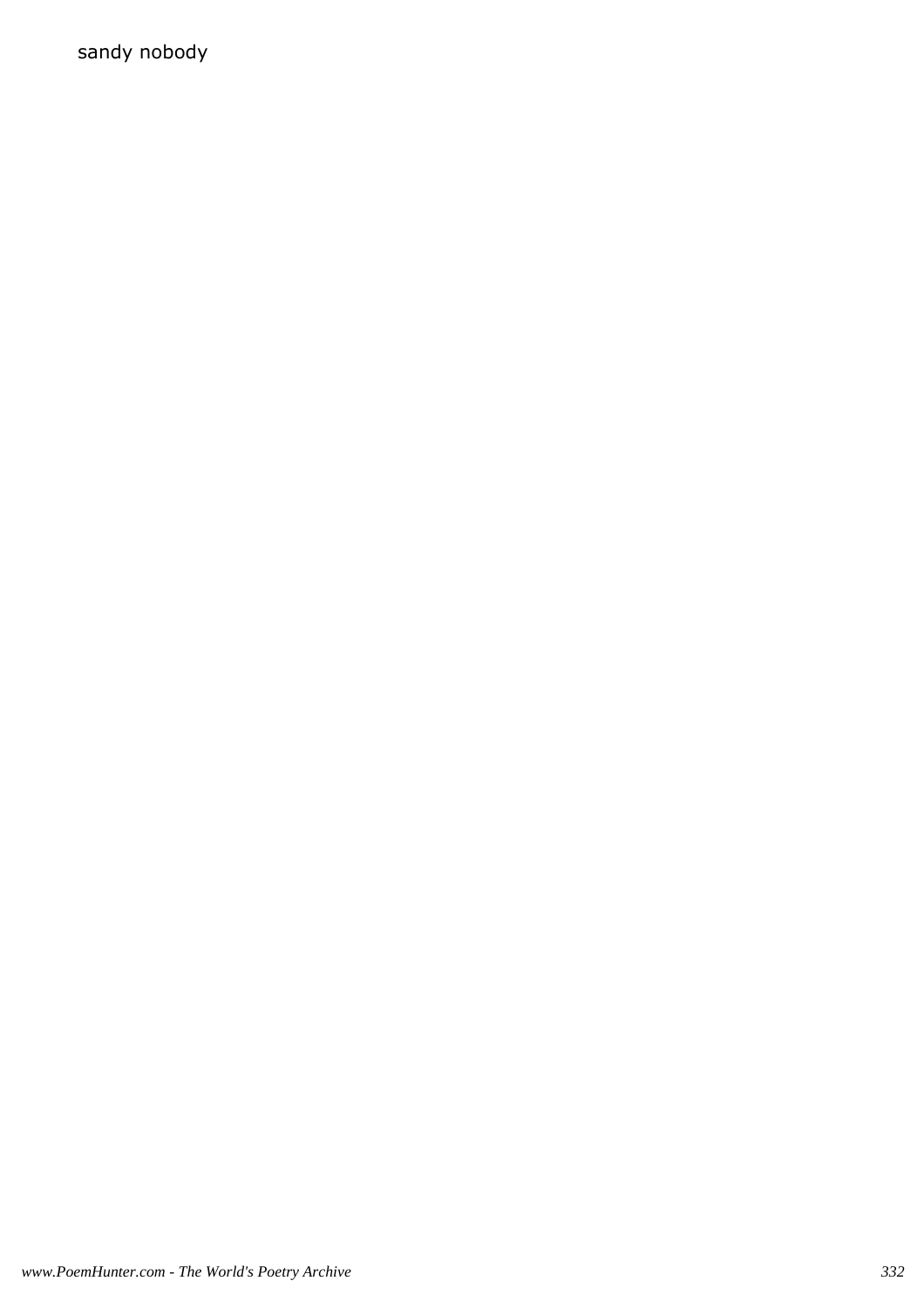sandy nobody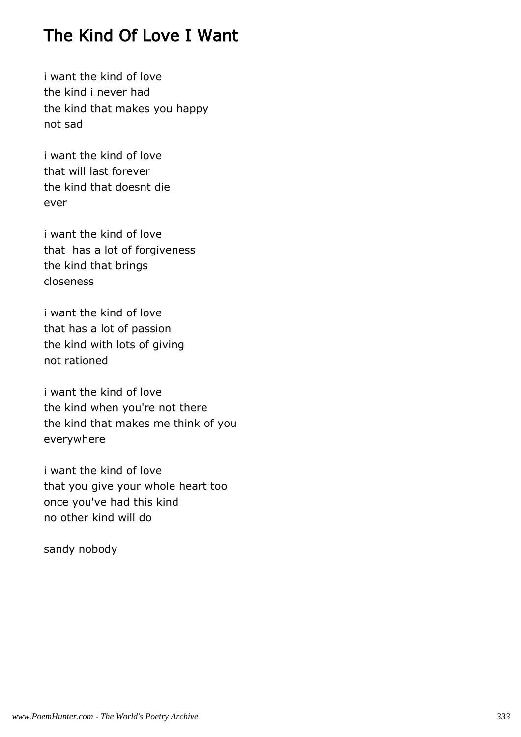# The Kind Of Love I Want

i want the kind of love  
the kind i never had  
the kind that makes you happy  
not sad

i want the kind of love  
that will last forever  
the kind that doesnt die  
ever

i want the kind of love  
that  has a lot of forgiveness  
the kind that brings  
closeness

i want the kind of love  
that has a lot of passion  
the kind with lots of giving  
not rationed

i want the kind of love  
the kind when you're not there  
the kind that makes me think of you  
everywhere

i want the kind of love  
that you give your whole heart too  
once you've had this kind  
no other kind will do

sandy nobody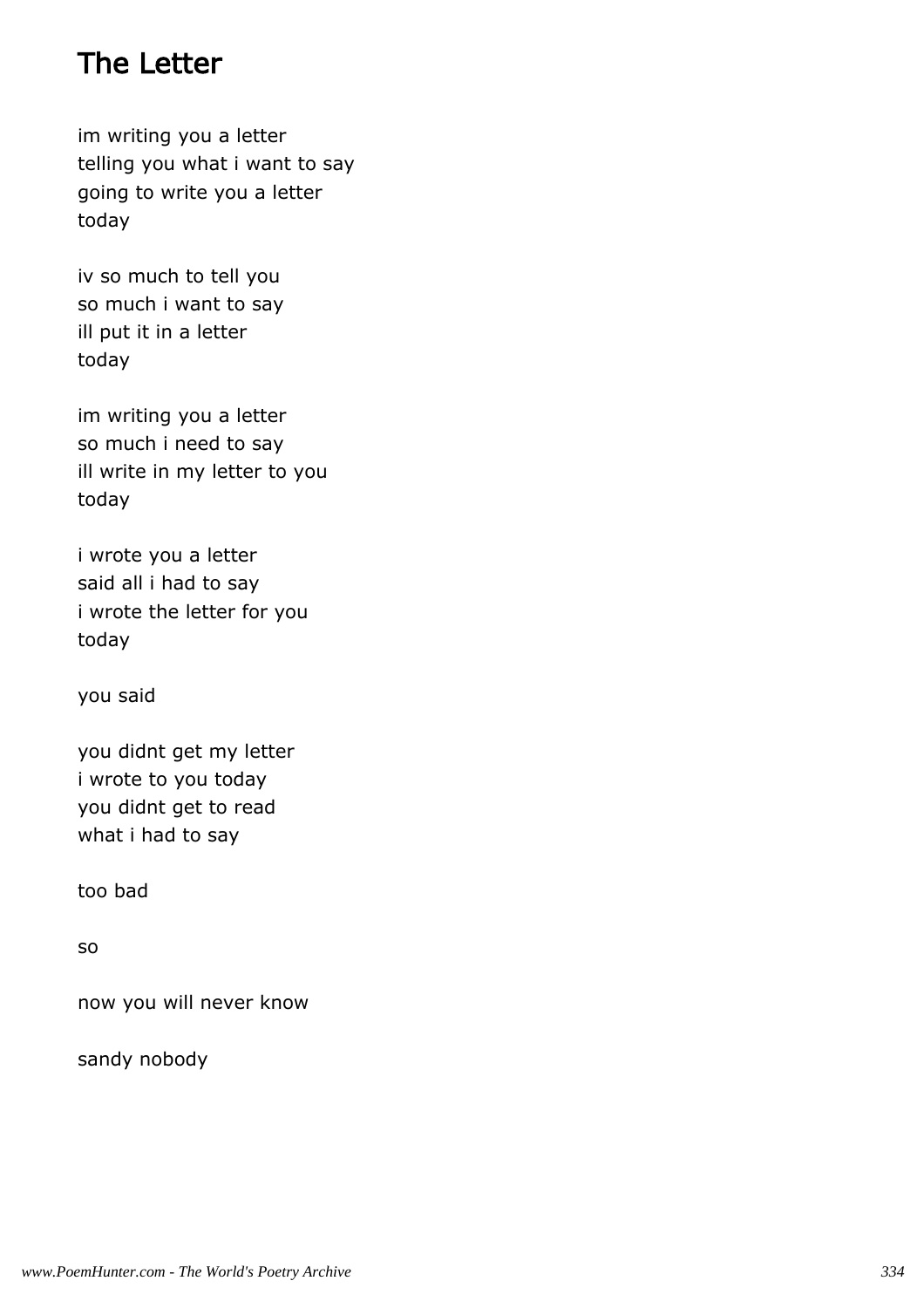# The Letter

im writing you a letter
telling you what i want to say
going to write you a letter
today

iv so much to tell you
so much i want to say
ill put it in a letter
today

im writing you a letter
so much i need to say
ill write in my letter to you
today

i wrote you a letter
said all i had to say
i wrote the letter for you
today

you said

you didnt get my letter
i wrote to you today
you didnt get to read
what i had to say

too bad

so

now you will never know

sandy nobody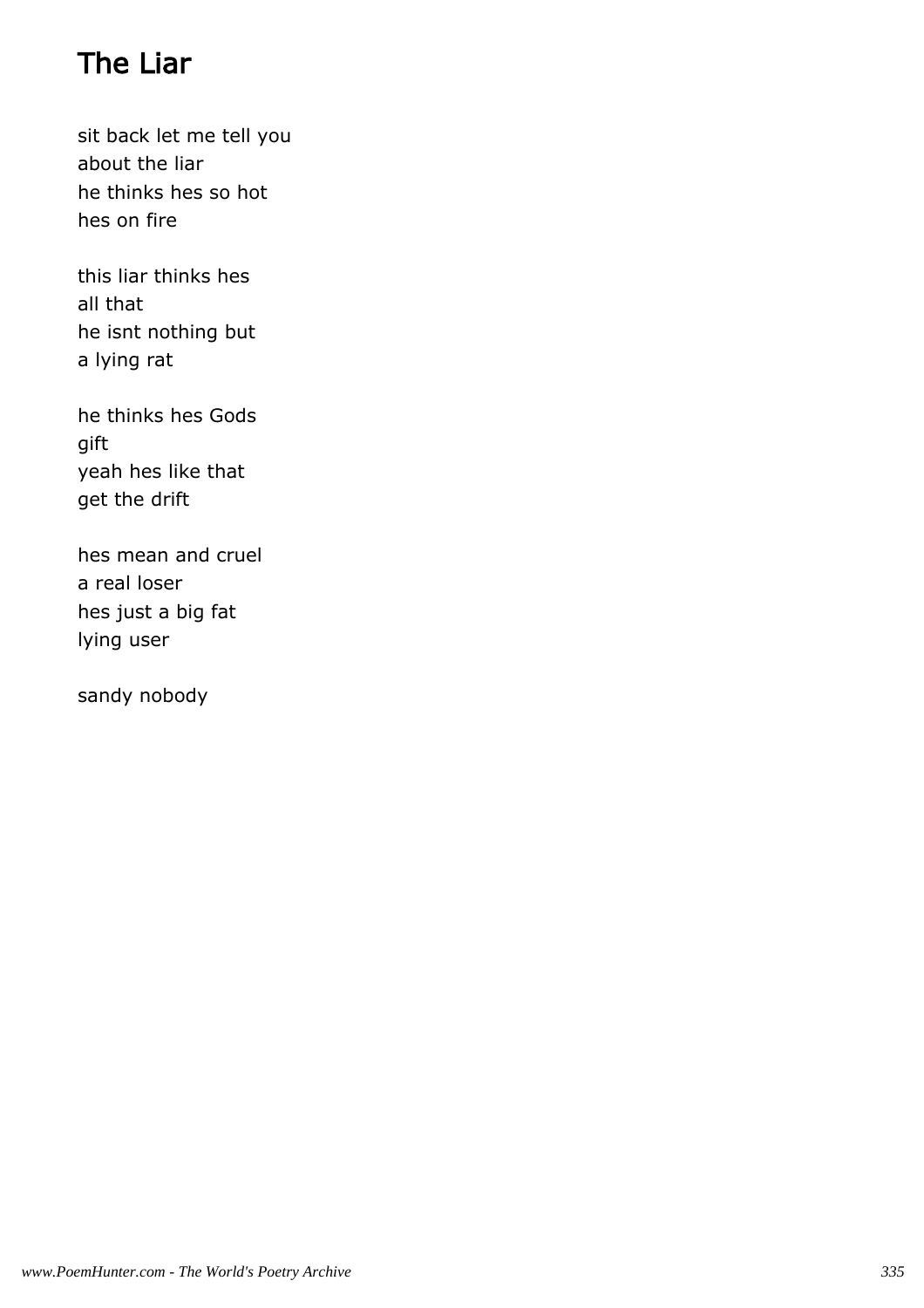## The Liar

sit back let me tell you
about the liar
he thinks hes so hot
hes on fire

this liar thinks hes
all that
he isnt nothing but
a lying rat

he thinks hes Gods
gift
yeah hes like that
get the drift

hes mean and cruel
a real loser
hes just a big fat
lying user

sandy nobody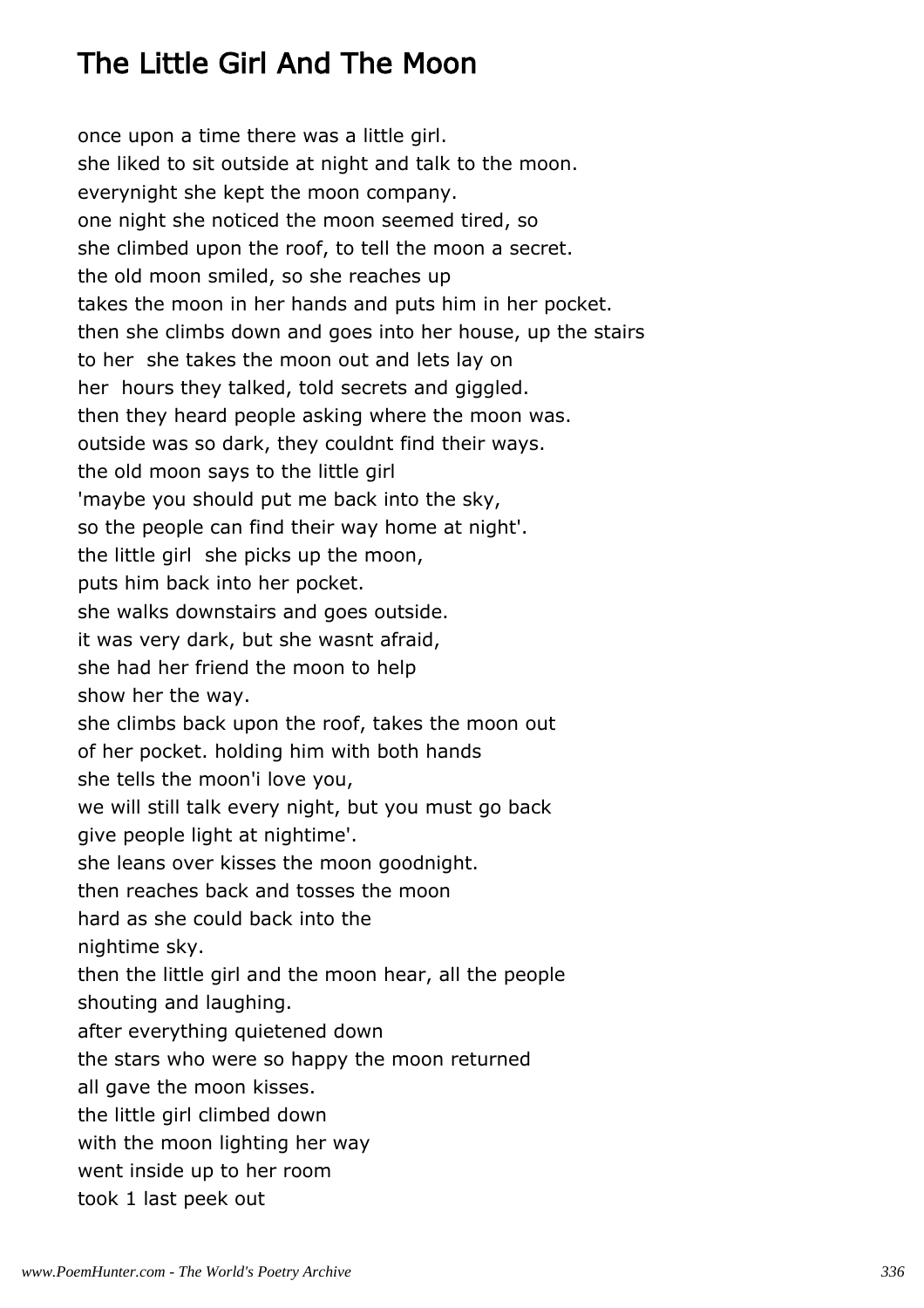# The Little Girl And The Moon

once upon a time there was a little girl.
she liked to sit outside at night and talk to the moon.
everynight she kept the moon company.
one night she noticed the moon seemed tired, so
she climbed upon the roof, to tell the moon a secret.
the old moon smiled, so she reaches up
takes the moon in her hands and puts him in her pocket.
then she climbs down and goes into her house, up the stairs
to her  she takes the moon out and lets lay on
her  hours they talked, told secrets and giggled.
then they heard people asking where the moon was.
outside was so dark, they couldnt find their ways.
the old moon says to the little girl
'maybe you should put me back into the sky,
so the people can find their way home at night'.
the little girl  she picks up the moon,
puts him back into her pocket.
she walks downstairs and goes outside.
it was very dark, but she wasnt afraid,
she had her friend the moon to help
show her the way.
she climbs back upon the roof, takes the moon out
of her pocket. holding him with both hands
she tells the moon'i love you,
we will still talk every night, but you must go back
give people light at nightime'.
she leans over kisses the moon goodnight.
then reaches back and tosses the moon
hard as she could back into the
nightime sky.
then the little girl and the moon hear, all the people
shouting and laughing.
after everything quietened down
the stars who were so happy the moon returned
all gave the moon kisses.
the little girl climbed down
with the moon lighting her way
went inside up to her room
took 1 last peek out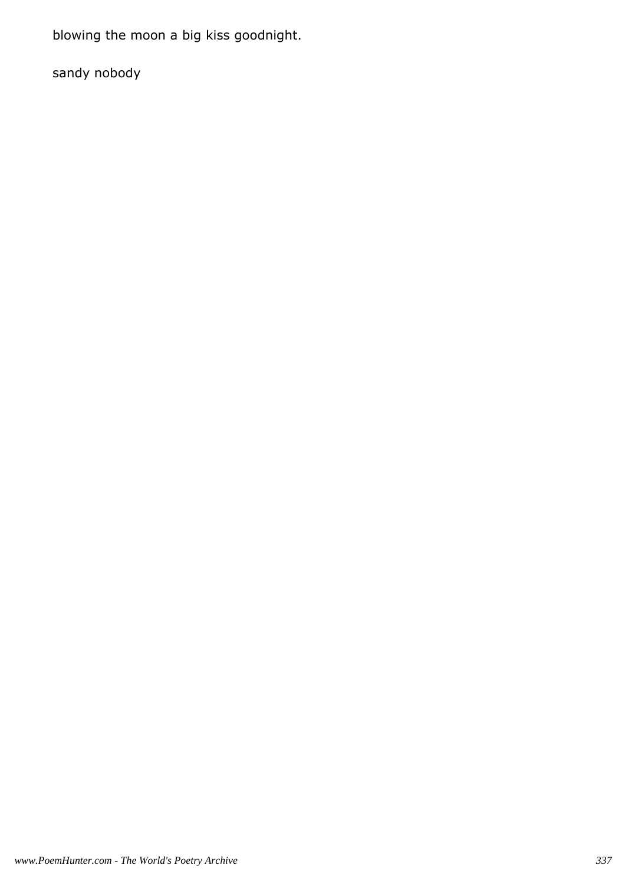blowing the moon a big kiss goodnight.

sandy nobody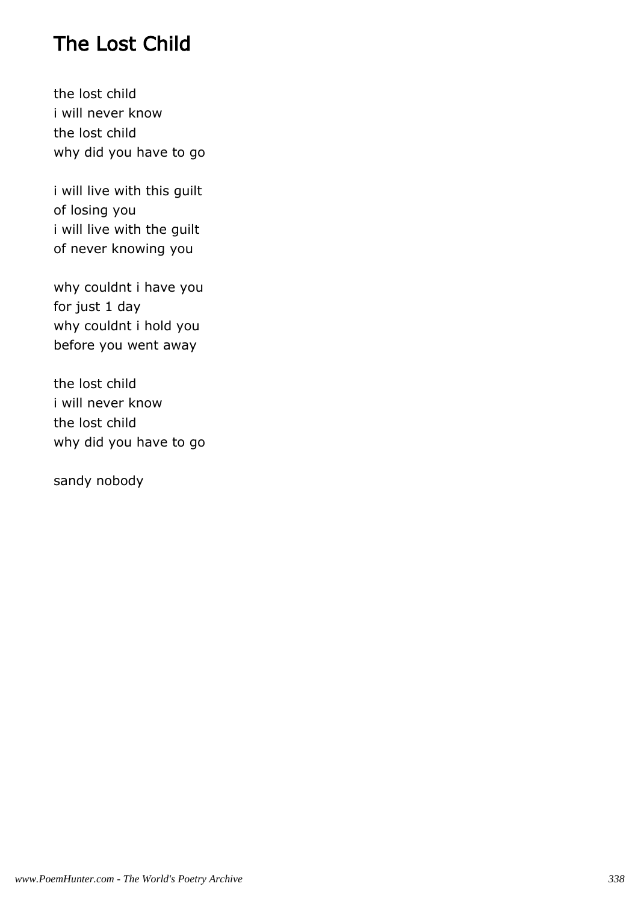# The Lost Child

the lost child
i will never know
the lost child
why did you have to go

i will live with this guilt
of losing you
i will live with the guilt
of never knowing you

why couldnt i have you
for just 1 day
why couldnt i hold you
before you went away

the lost child
i will never know
the lost child
why did you have to go

sandy nobody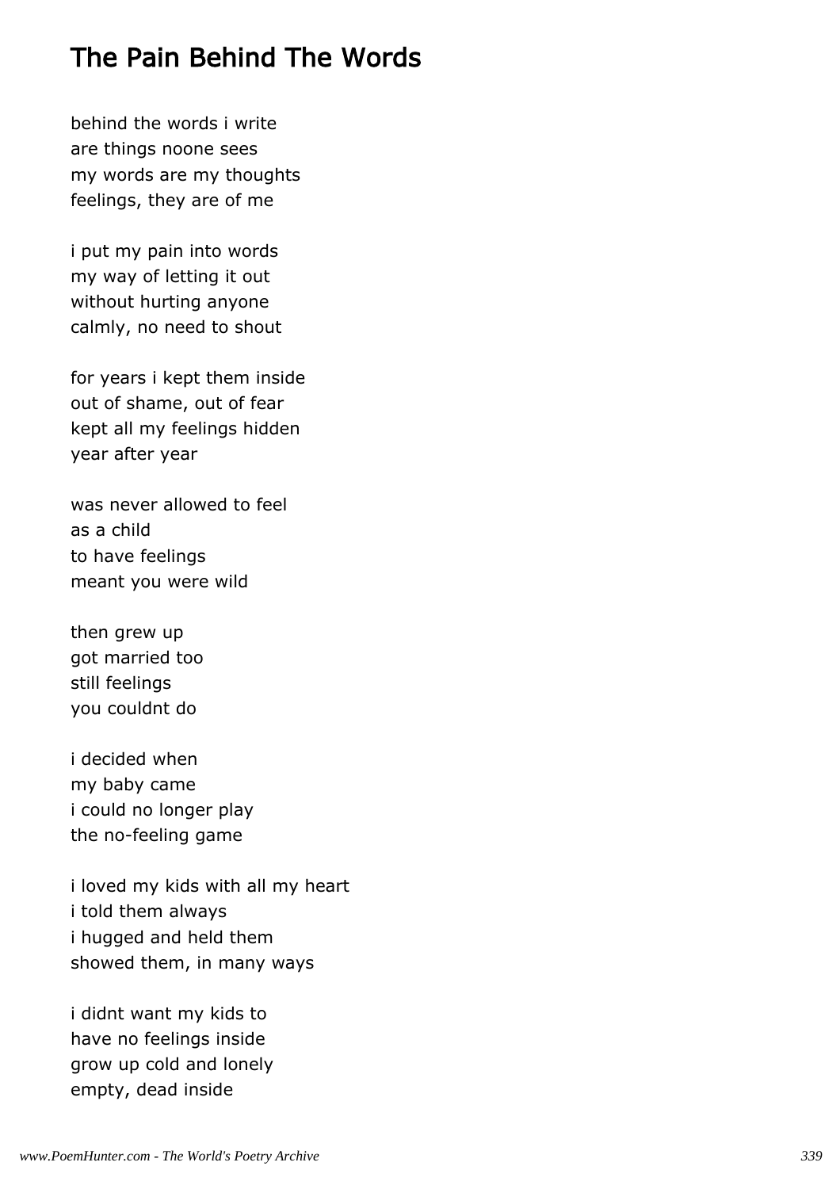## The Pain Behind The Words

behind the words i write  
are things noone sees  
my words are my thoughts  
feelings, they are of me

i put my pain into words  
my way of letting it out  
without hurting anyone  
calmly, no need to shout

for years i kept them inside  
out of shame, out of fear  
kept all my feelings hidden  
year after year

was never allowed to feel  
as a child  
to have feelings  
meant you were wild

then grew up  
got married too  
still feelings  
you couldnt do

i decided when  
my baby came  
i could no longer play  
the no-feeling game

i loved my kids with all my heart  
i told them always  
i hugged and held them  
showed them, in many ways

i didnt want my kids to  
have no feelings inside  
grow up cold and lonely  
empty, dead inside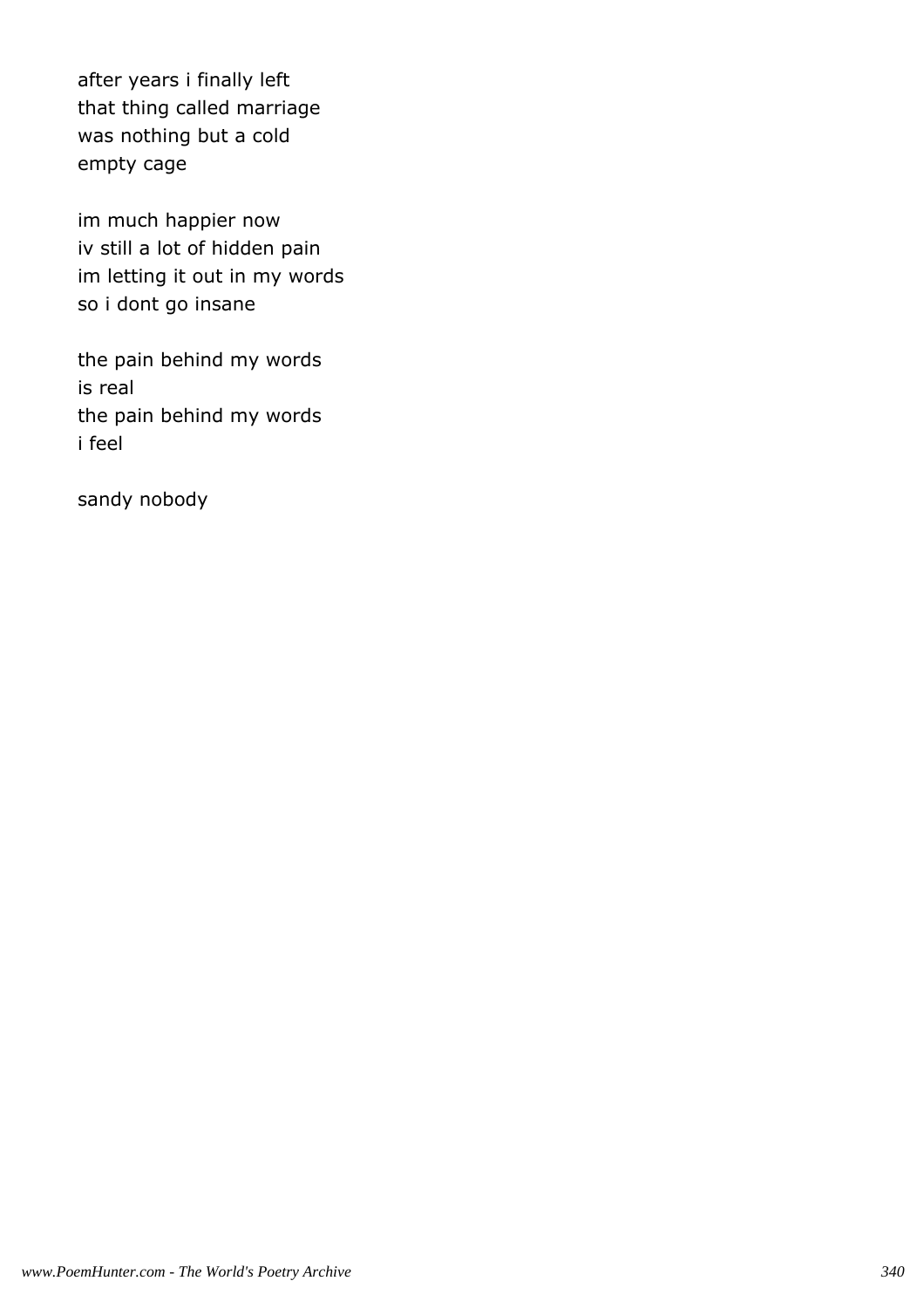after years i finally left  
that thing called marriage  
was nothing but a cold  
empty cage

im much happier now  
iv still a lot of hidden pain  
im letting it out in my words  
so i dont go insane

the pain behind my words  
is real  
the pain behind my words  
i feel

sandy nobody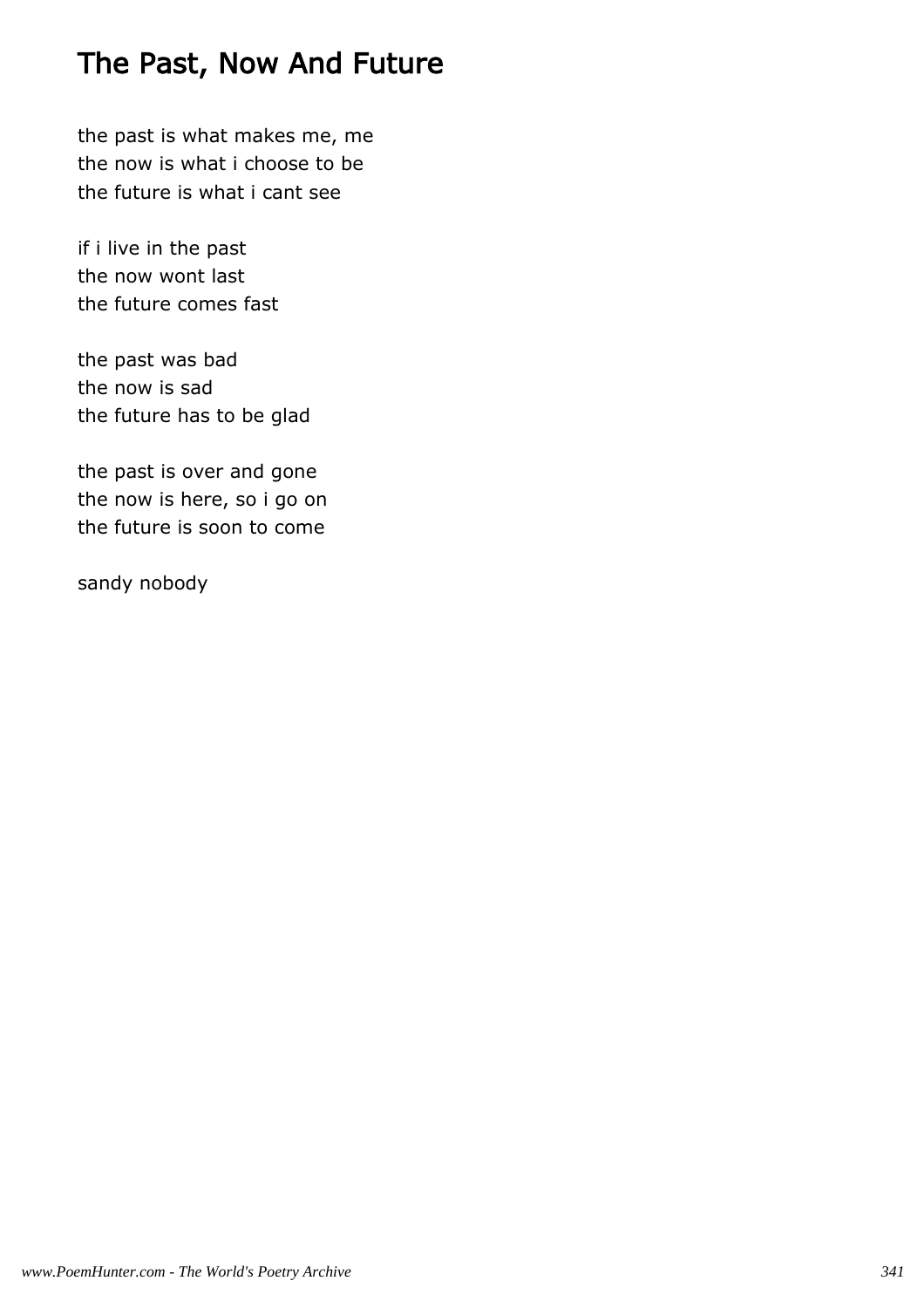# The Past, Now And Future

the past is what makes me, me  
the now is what i choose to be  
the future is what i cant see

if i live in the past  
the now wont last  
the future comes fast

the past was bad  
the now is sad  
the future has to be glad

the past is over and gone  
the now is here, so i go on  
the future is soon to come

sandy nobody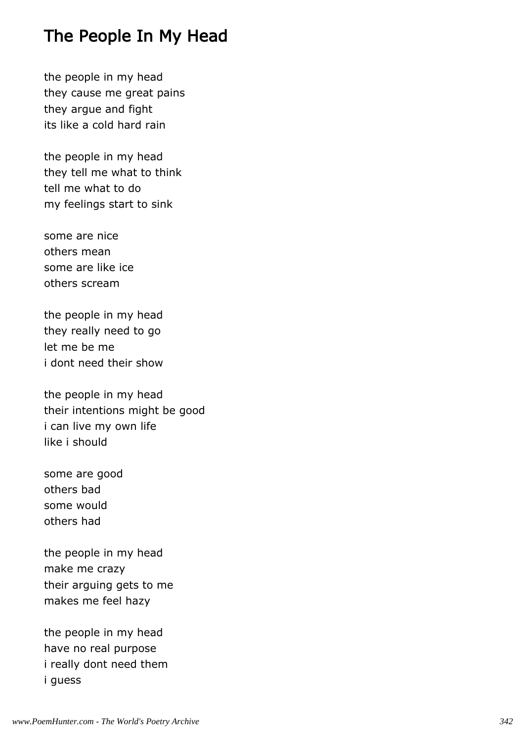# The People In My Head

the people in my head
they cause me great pains
they argue and fight
its like a cold hard rain

the people in my head
they tell me what to think
tell me what to do
my feelings start to sink

some are nice
others mean
some are like ice
others scream

the people in my head
they really need to go
let me be me
i dont need their show

the people in my head
their intentions might be good
i can live my own life
like i should

some are good
others bad
some would
others had

the people in my head
make me crazy
their arguing gets to me
makes me feel hazy

the people in my head
have no real purpose
i really dont need them
i guess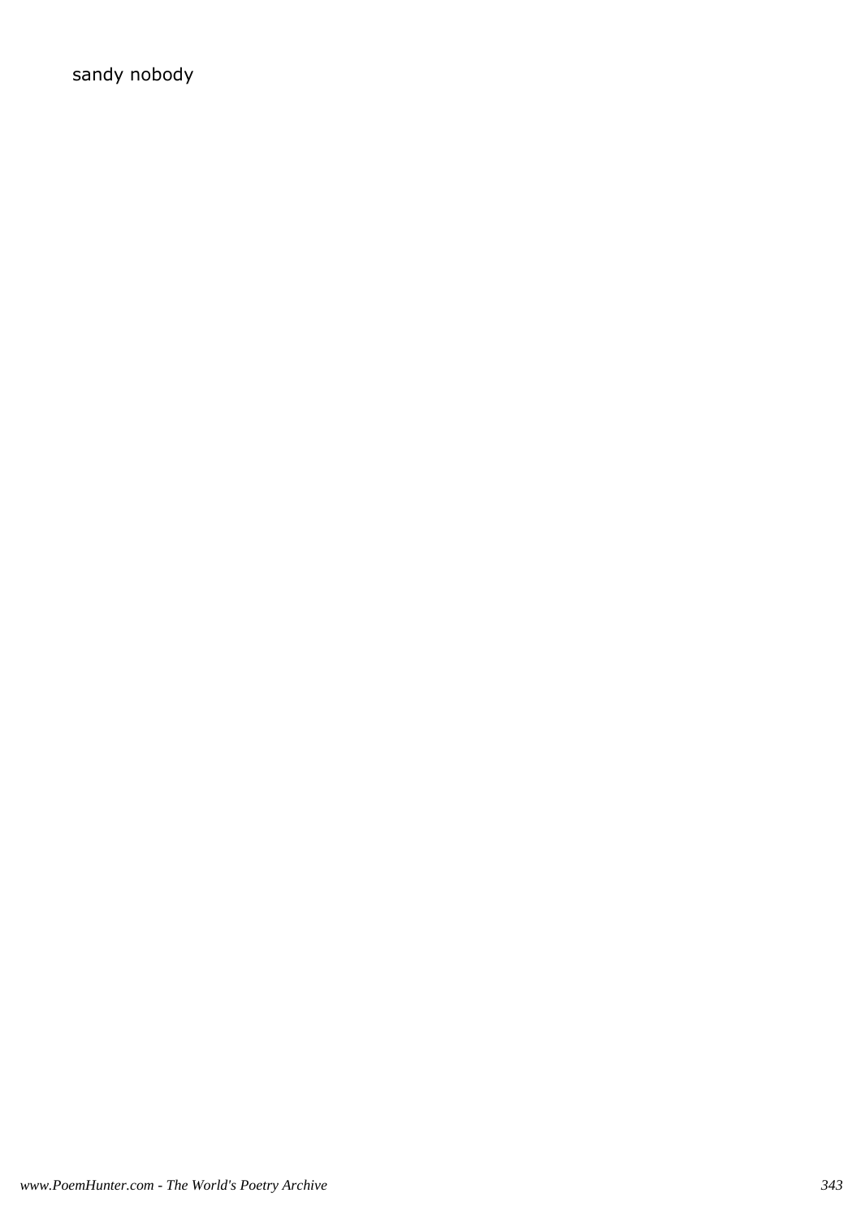sandy nobody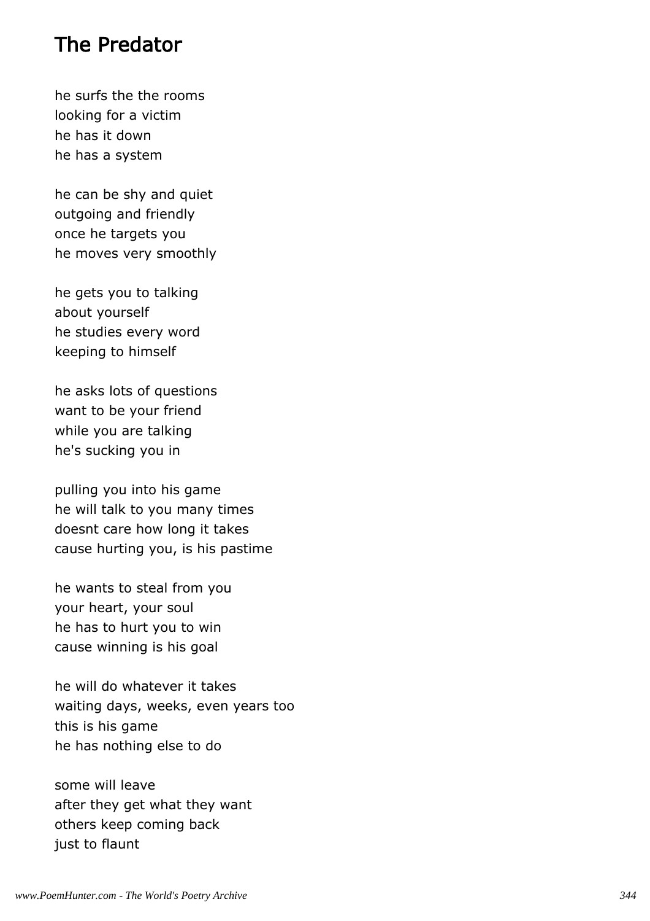# The Predator

he surfs the the rooms
looking for a victim
he has it down
he has a system

he can be shy and quiet
outgoing and friendly
once he targets you
he moves very smoothly

he gets you to talking
about yourself
he studies every word
keeping to himself

he asks lots of questions
want to be your friend
while you are talking
he's sucking you in

pulling you into his game
he will talk to you many times
doesnt care how long it takes
cause hurting you, is his pastime

he wants to steal from you
your heart, your soul
he has to hurt you to win
cause winning is his goal

he will do whatever it takes
waiting days, weeks, even years too
this is his game
he has nothing else to do

some will leave
after they get what they want
others keep coming back
just to flaunt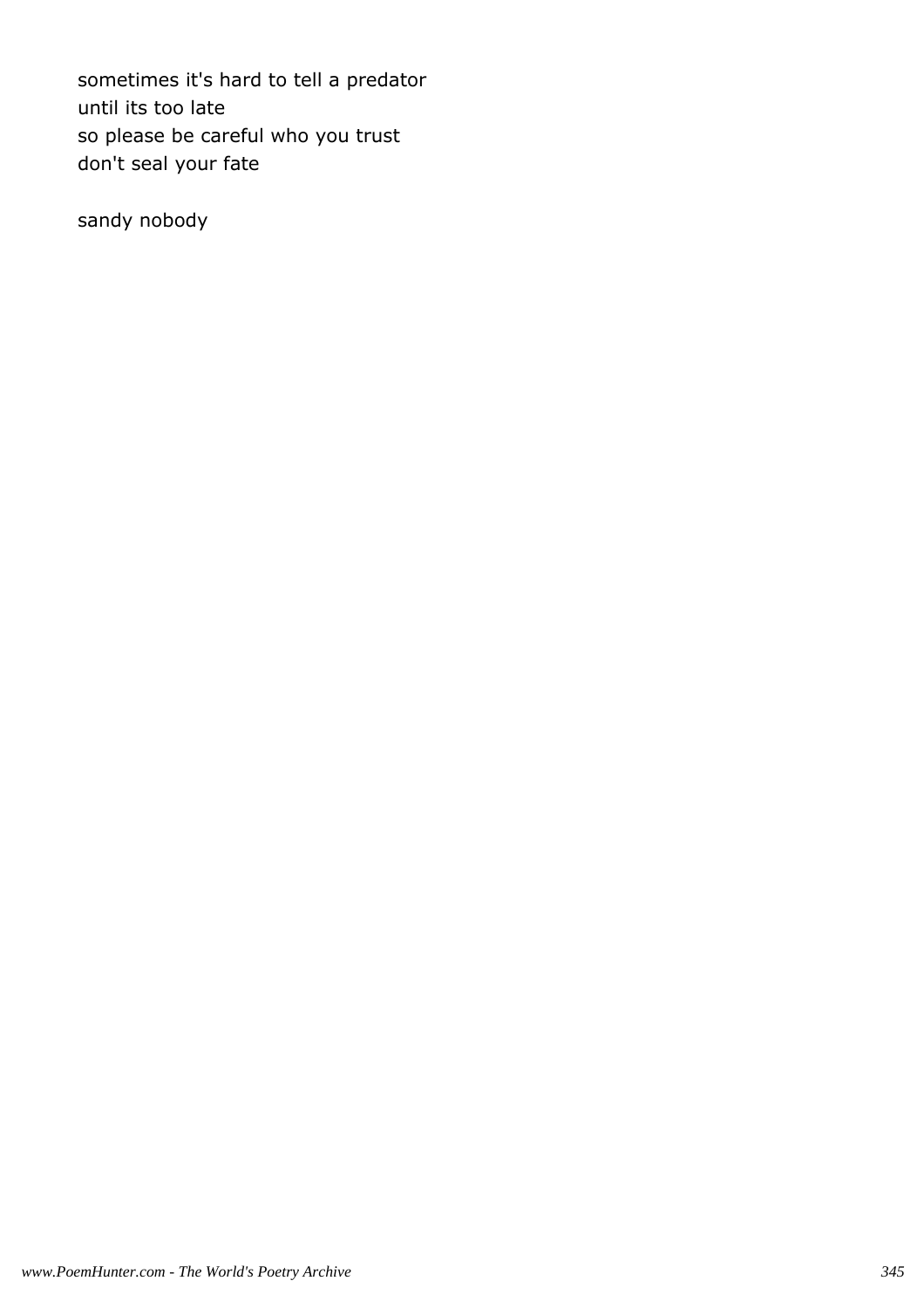sometimes it's hard to tell a predator  
until its too late  
so please be careful who you trust  
don't seal your fate

sandy nobody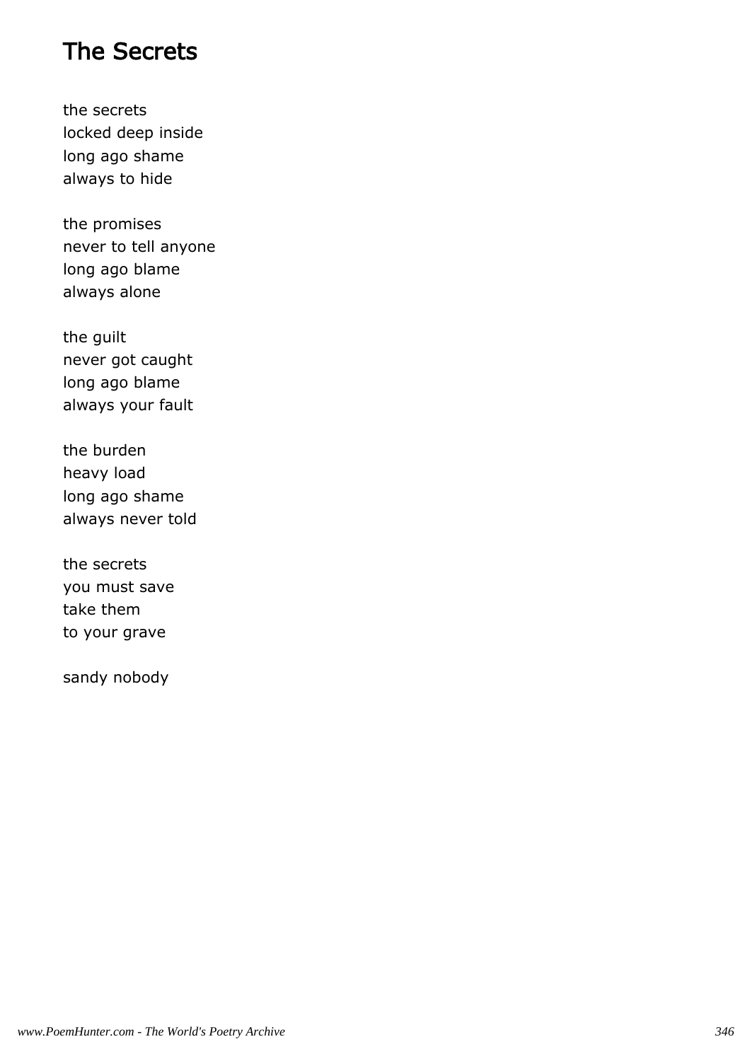# The Secrets

the secrets
locked deep inside
long ago shame
always to hide

the promises
never to tell anyone
long ago blame
always alone

the guilt
never got caught
long ago blame
always your fault

the burden
heavy load
long ago shame
always never told

the secrets
you must save
take them
to your grave

sandy nobody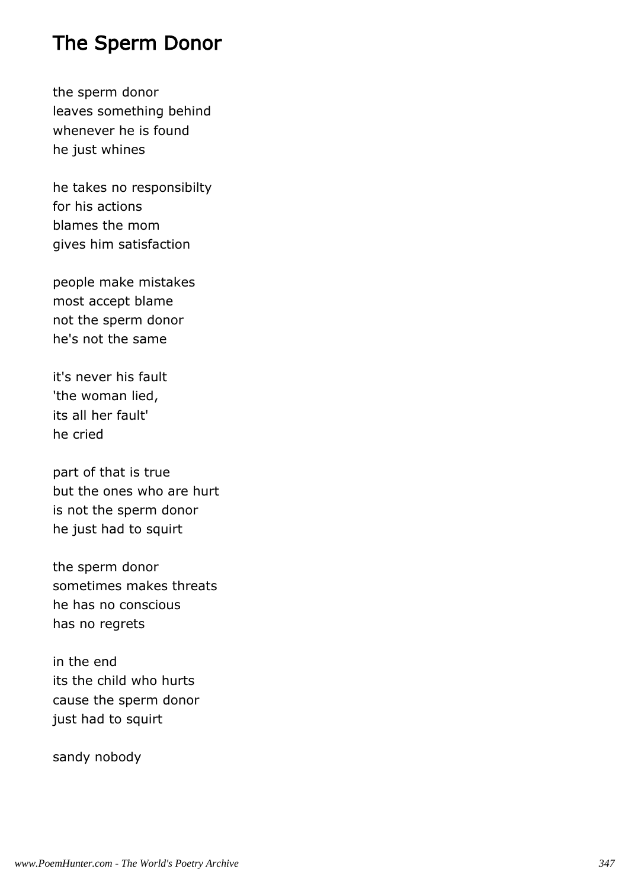# The Sperm Donor

the sperm donor
leaves something behind
whenever he is found
he just whines

he takes no responsibilty
for his actions
blames the mom
gives him satisfaction

people make mistakes
most accept blame
not the sperm donor
he's not the same

it's never his fault
'the woman lied,
its all her fault'
he cried

part of that is true
but the ones who are hurt
is not the sperm donor
he just had to squirt

the sperm donor
sometimes makes threats
he has no conscious
has no regrets

in the end
its the child who hurts
cause the sperm donor
just had to squirt

sandy nobody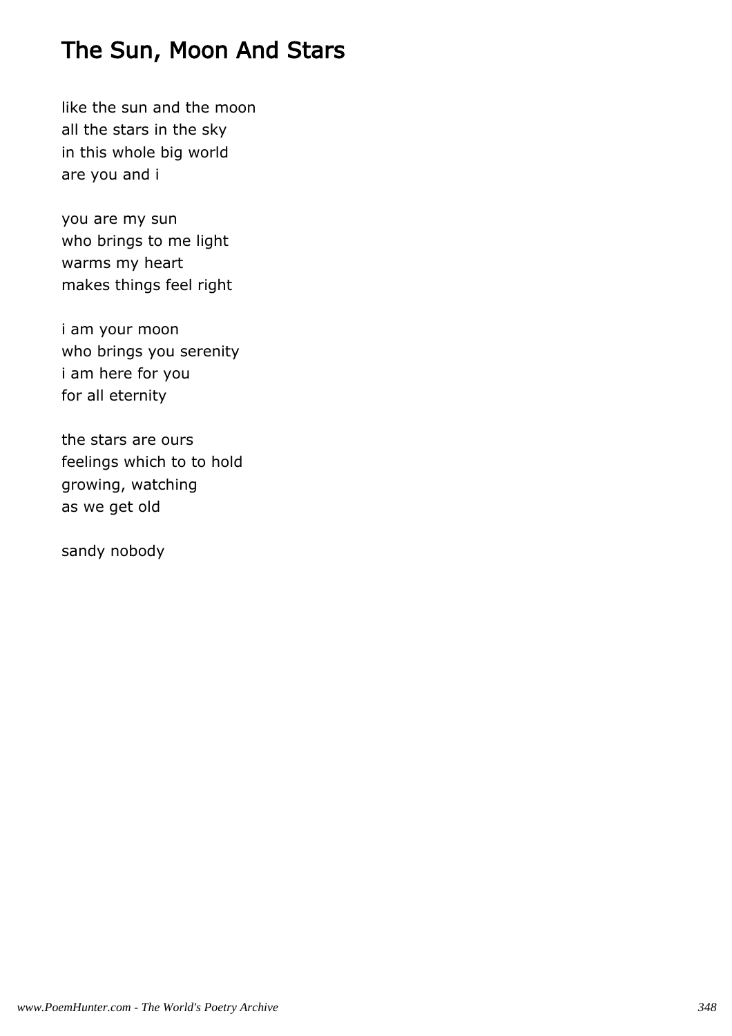# The Sun, Moon And Stars

like the sun and the moon  
all the stars in the sky  
in this whole big world  
are you and i

you are my sun  
who brings to me light  
warms my heart  
makes things feel right

i am your moon  
who brings you serenity  
i am here for you  
for all eternity

the stars are ours  
feelings which to to hold  
growing, watching  
as we get old

sandy nobody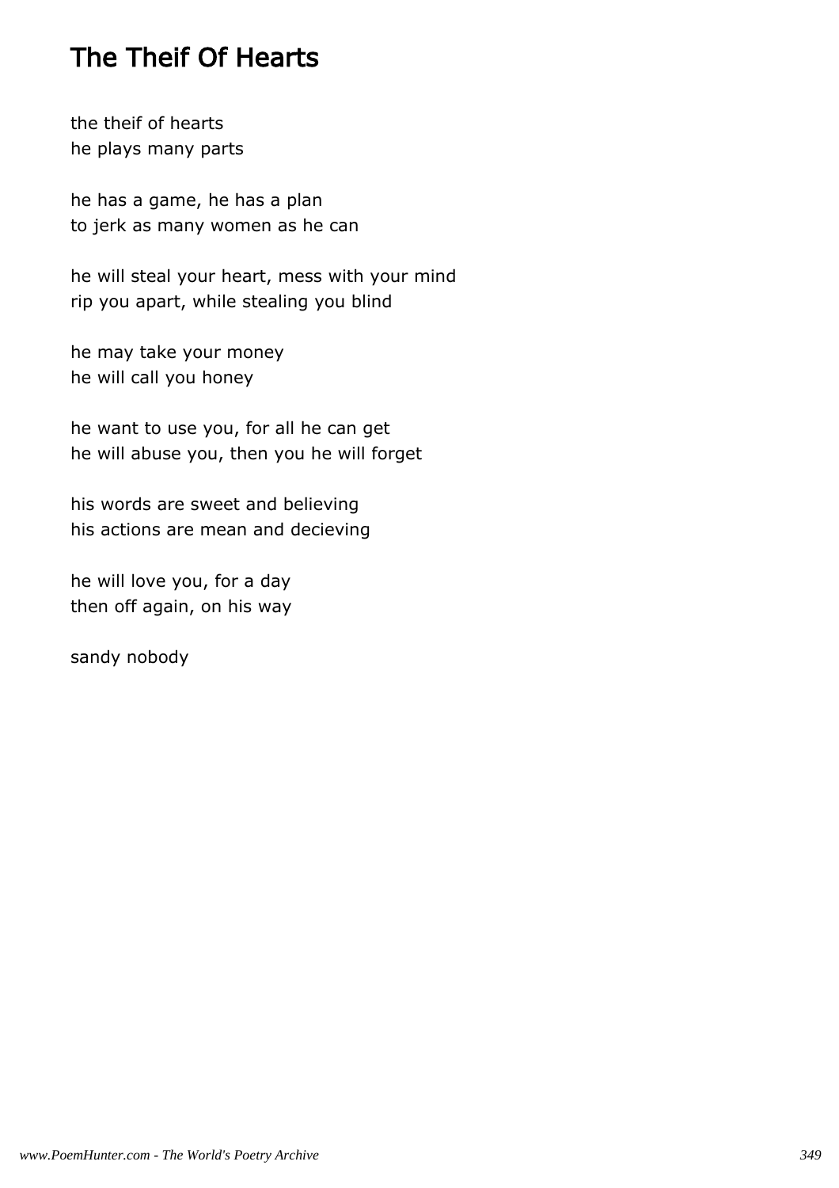# The Theif Of Hearts

the theif of hearts
he plays many parts

he has a game, he has a plan
to jerk as many women as he can

he will steal your heart, mess with your mind
rip you apart, while stealing you blind

he may take your money
he will call you honey

he want to use you, for all he can get
he will abuse you, then you he will forget

his words are sweet and believing
his actions are mean and decieving

he will love you, for a day
then off again, on his way

sandy nobody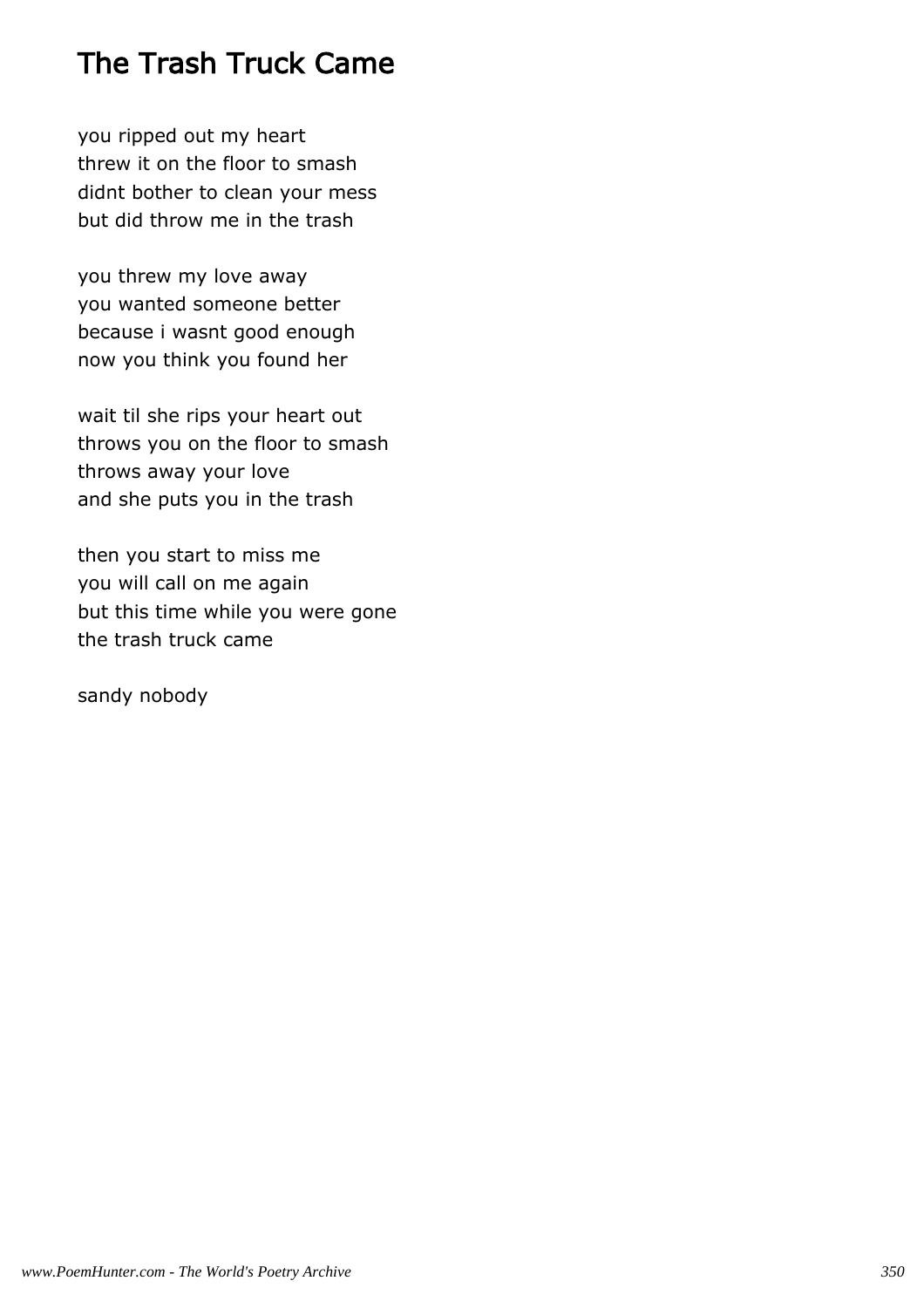# The Trash Truck Came

you ripped out my heart
threw it on the floor to smash
didnt bother to clean your mess
but did throw me in the trash

you threw my love away
you wanted someone better
because i wasnt good enough
now you think you found her

wait til she rips your heart out
throws you on the floor to smash
throws away your love
and she puts you in the trash

then you start to miss me
you will call on me again
but this time while you were gone
the trash truck came

sandy nobody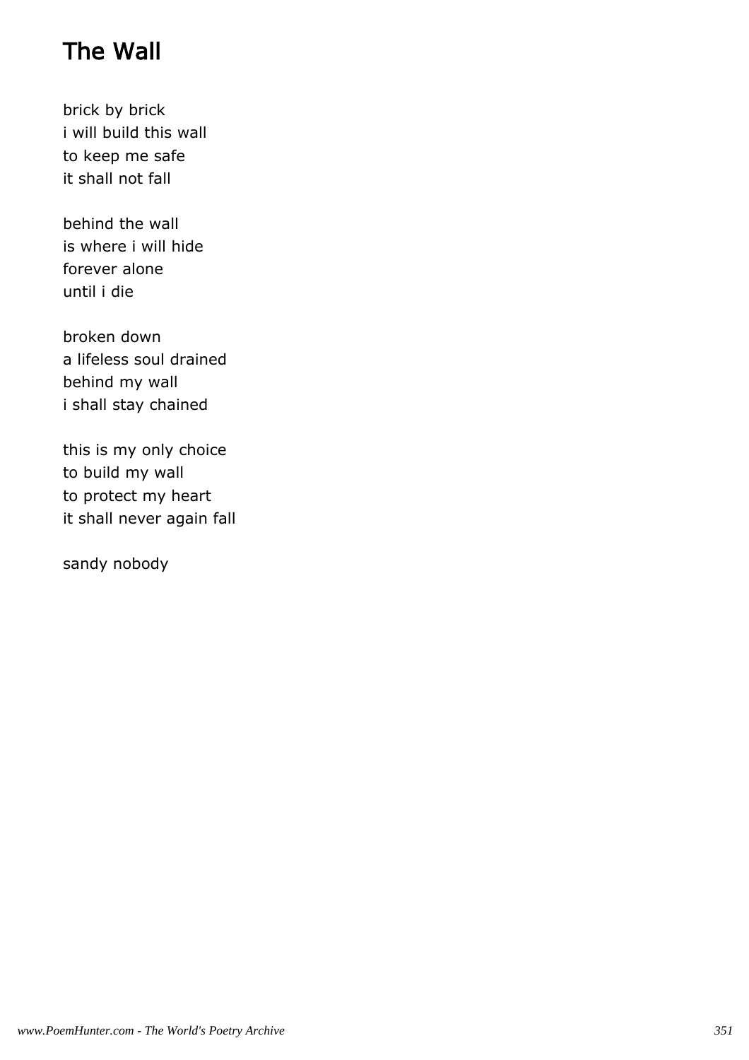# The Wall

brick by brick
i will build this wall
to keep me safe
it shall not fall

behind the wall
is where i will hide
forever alone
until i die

broken down
a lifeless soul drained
behind my wall
i shall stay chained

this is my only choice
to build my wall
to protect my heart
it shall never again fall

sandy nobody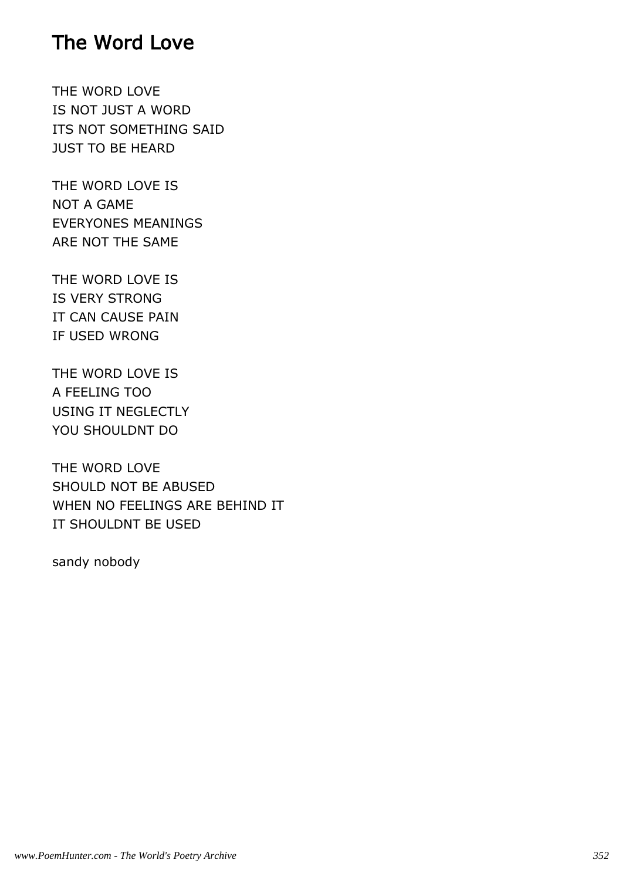# The Word Love

THE WORD LOVE
IS NOT JUST A WORD
ITS NOT SOMETHING SAID
JUST TO BE HEARD

THE WORD LOVE IS
NOT A GAME
EVERYONES MEANINGS
ARE NOT THE SAME

THE WORD LOVE IS
IS VERY STRONG
IT CAN CAUSE PAIN
IF USED WRONG

THE WORD LOVE IS
A FEELING TOO
USING IT NEGLECTLY
YOU SHOULDNT DO

THE WORD LOVE
SHOULD NOT BE ABUSED
WHEN NO FEELINGS ARE BEHIND IT
IT SHOULDNT BE USED

sandy nobody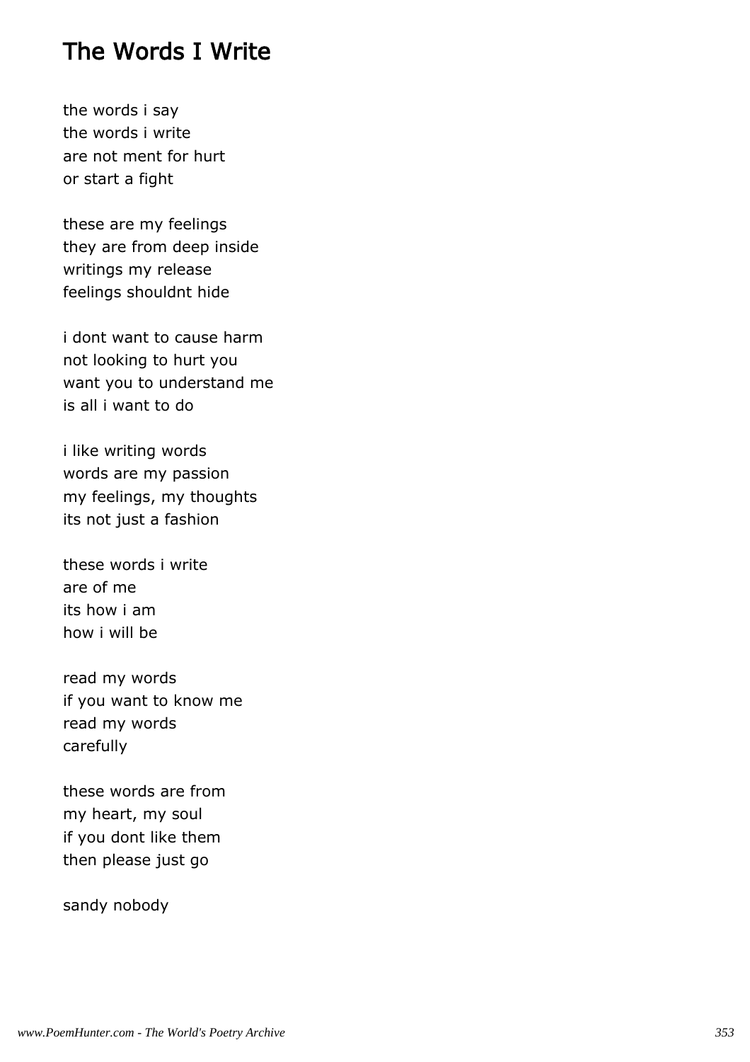# The Words I Write

the words i say
the words i write
are not ment for hurt
or start a fight

these are my feelings
they are from deep inside
writings my release
feelings shouldnt hide

i dont want to cause harm
not looking to hurt you
want you to understand me
is all i want to do

i like writing words
words are my passion
my feelings, my thoughts
its not just a fashion

these words i write
are of me
its how i am
how i will be

read my words
if you want to know me
read my words
carefully

these words are from
my heart, my soul
if you dont like them
then please just go

sandy nobody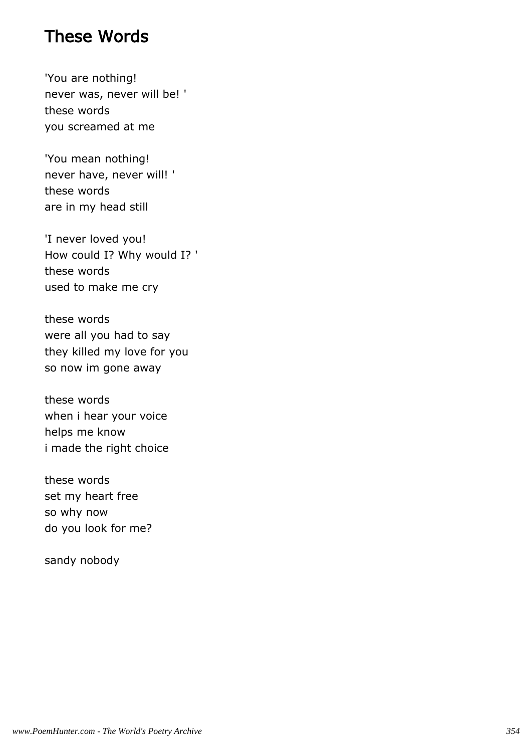## These Words

'You are nothing!
never was, never will be! '
these words
you screamed at me

'You mean nothing!
never have, never will! '
these words
are in my head still

'I never loved you!
How could I? Why would I? '
these words
used to make me cry

these words
were all you had to say
they killed my love for you
so now im gone away

these words
when i hear your voice
helps me know
i made the right choice

these words
set my heart free
so why now
do you look for me?

sandy nobody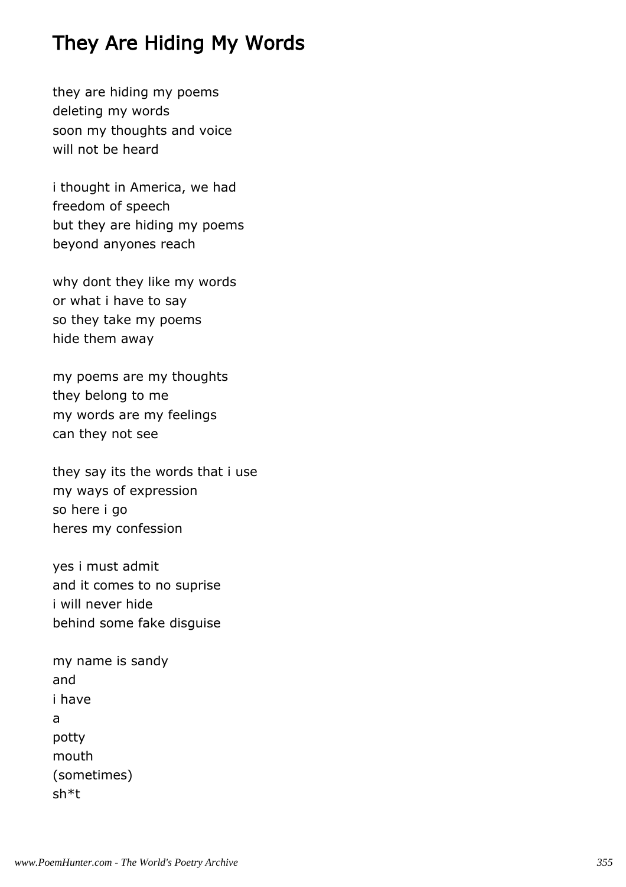# They Are Hiding My Words

they are hiding my poems
deleting my words
soon my thoughts and voice
will not be heard

i thought in America, we had
freedom of speech
but they are hiding my poems
beyond anyones reach

why dont they like my words
or what i have to say
so they take my poems
hide them away

my poems are my thoughts
they belong to me
my words are my feelings
can they not see

they say its the words that i use
my ways of expression
so here i go
heres my confession

yes i must admit
and it comes to no suprise
i will never hide
behind some fake disguise

my name is sandy
and
i have
a
potty
mouth
(sometimes)
sh*t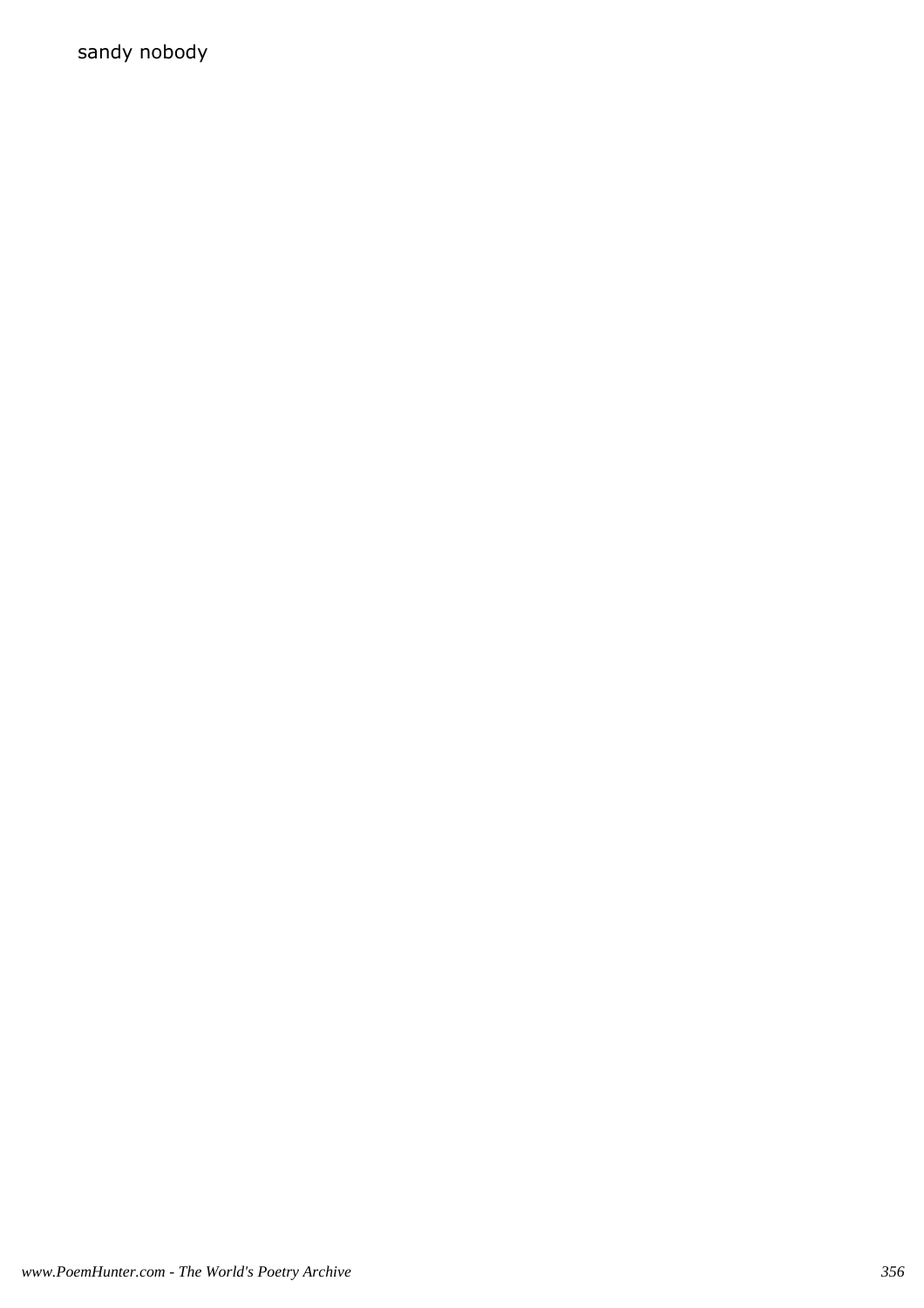sandy nobody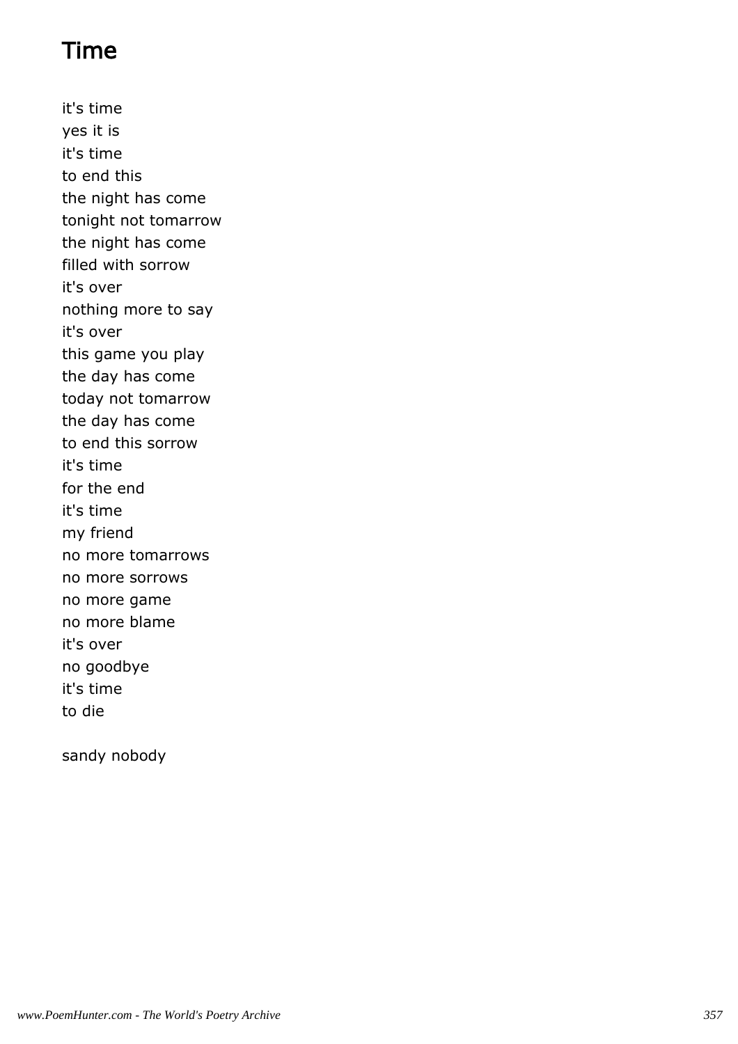# Time

it's time
yes it is
it's time
to end this
the night has come
tonight not tomarrow
the night has come
filled with sorrow
it's over
nothing more to say
it's over
this game you play
the day has come
today not tomarrow
the day has come
to end this sorrow
it's time
for the end
it's time
my friend
no more tomarrows
no more sorrows
no more game
no more blame
it's over
no goodbye
it's time
to die

sandy nobody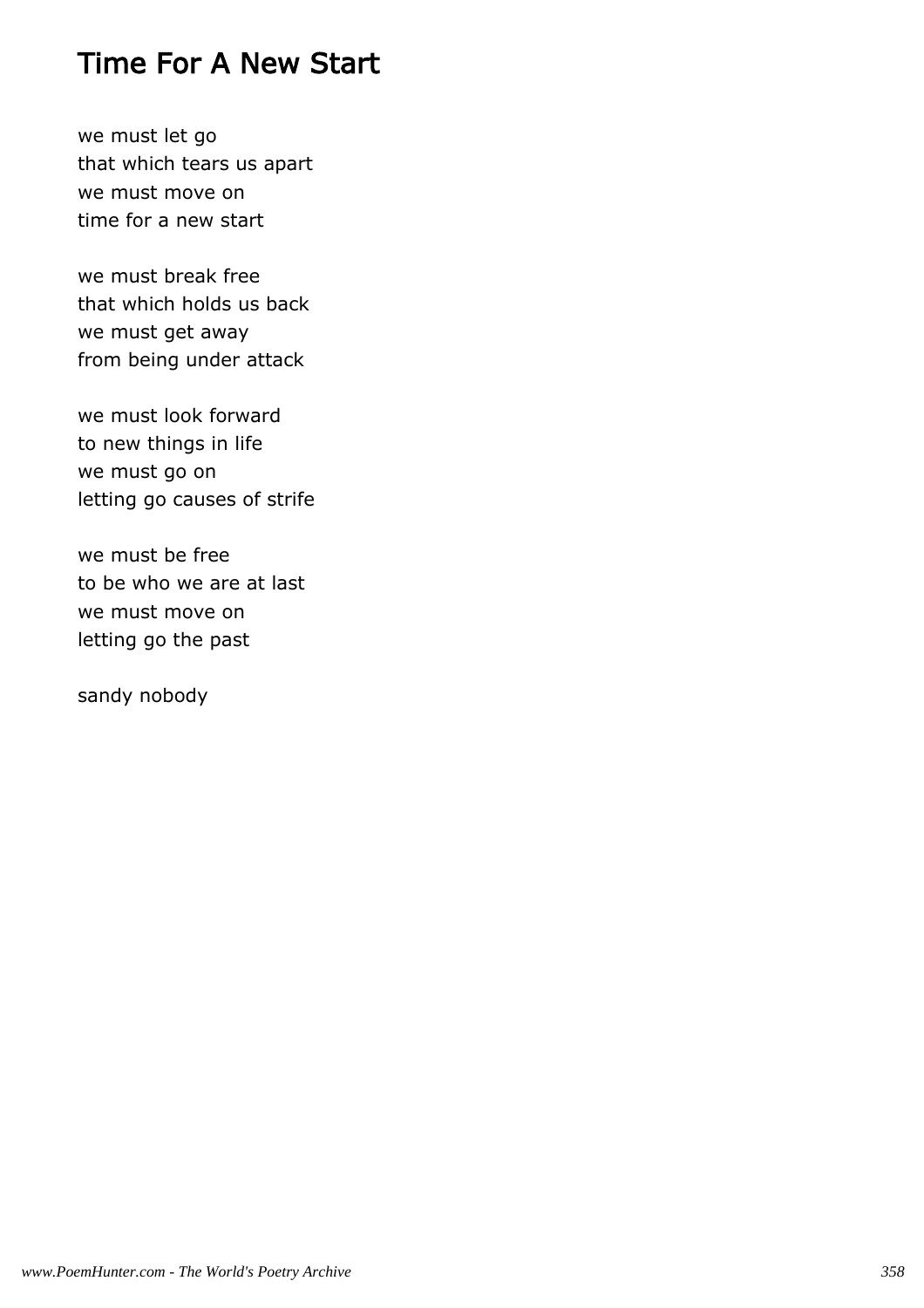## Time For A New Start

we must let go
that which tears us apart
we must move on
time for a new start

we must break free
that which holds us back
we must get away
from being under attack

we must look forward
to new things in life
we must go on
letting go causes of strife

we must be free
to be who we are at last
we must move on
letting go the past

sandy nobody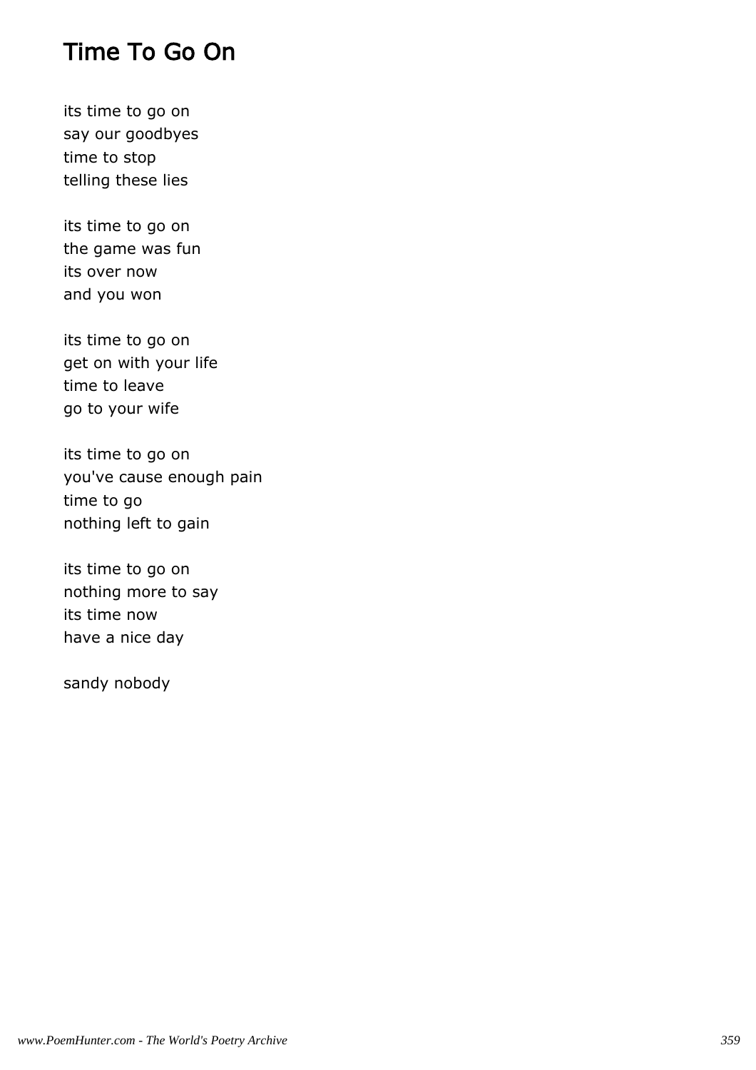# Time To Go On

its time to go on  
say our goodbyes  
time to stop  
telling these lies

its time to go on  
the game was fun  
its over now  
and you won

its time to go on  
get on with your life  
time to leave  
go to your wife

its time to go on  
you've cause enough pain  
time to go  
nothing left to gain

its time to go on  
nothing more to say  
its time now  
have a nice day

sandy nobody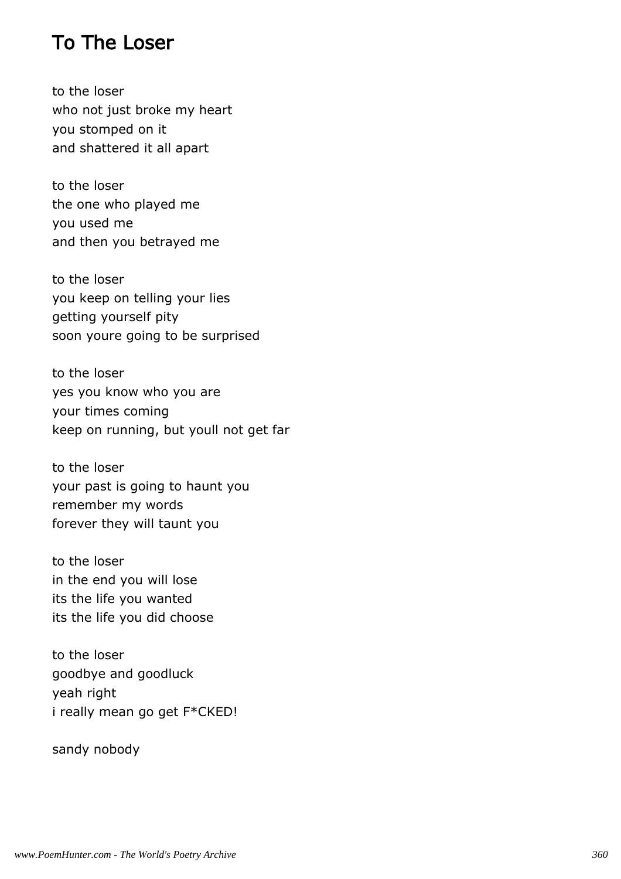## To The Loser

to the loser
who not just broke my heart
you stomped on it
and shattered it all apart

to the loser
the one who played me
you used me
and then you betrayed me

to the loser
you keep on telling your lies
getting yourself pity
soon youre going to be surprised

to the loser
yes you know who you are
your times coming
keep on running, but youll not get far

to the loser
your past is going to haunt you
remember my words
forever they will taunt you

to the loser
in the end you will lose
its the life you wanted
its the life you did choose

to the loser
goodbye and goodluck
yeah right
i really mean go get F*CKED!

sandy nobody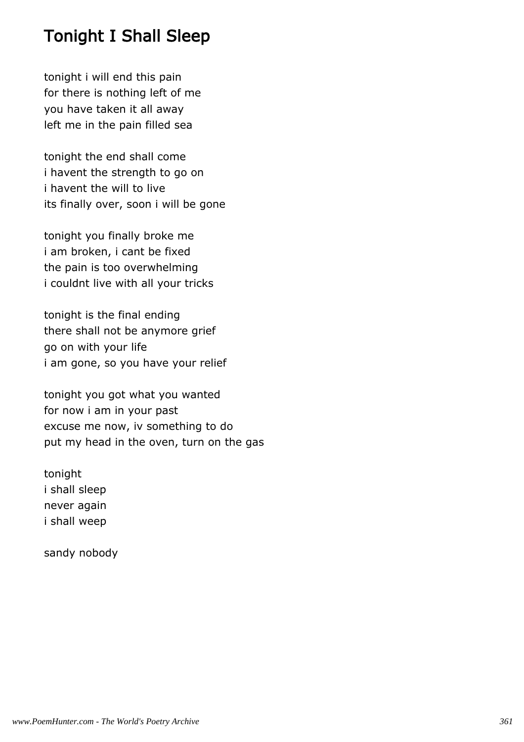# Tonight I Shall Sleep

tonight i will end this pain
for there is nothing left of me
you have taken it all away
left me in the pain filled sea

tonight the end shall come
i havent the strength to go on
i havent the will to live
its finally over, soon i will be gone

tonight you finally broke me
i am broken, i cant be fixed
the pain is too overwhelming
i couldnt live with all your tricks

tonight is the final ending
there shall not be anymore grief
go on with your life
i am gone, so you have your relief

tonight you got what you wanted
for now i am in your past
excuse me now, iv something to do
put my head in the oven, turn on the gas

tonight
i shall sleep
never again
i shall weep

sandy nobody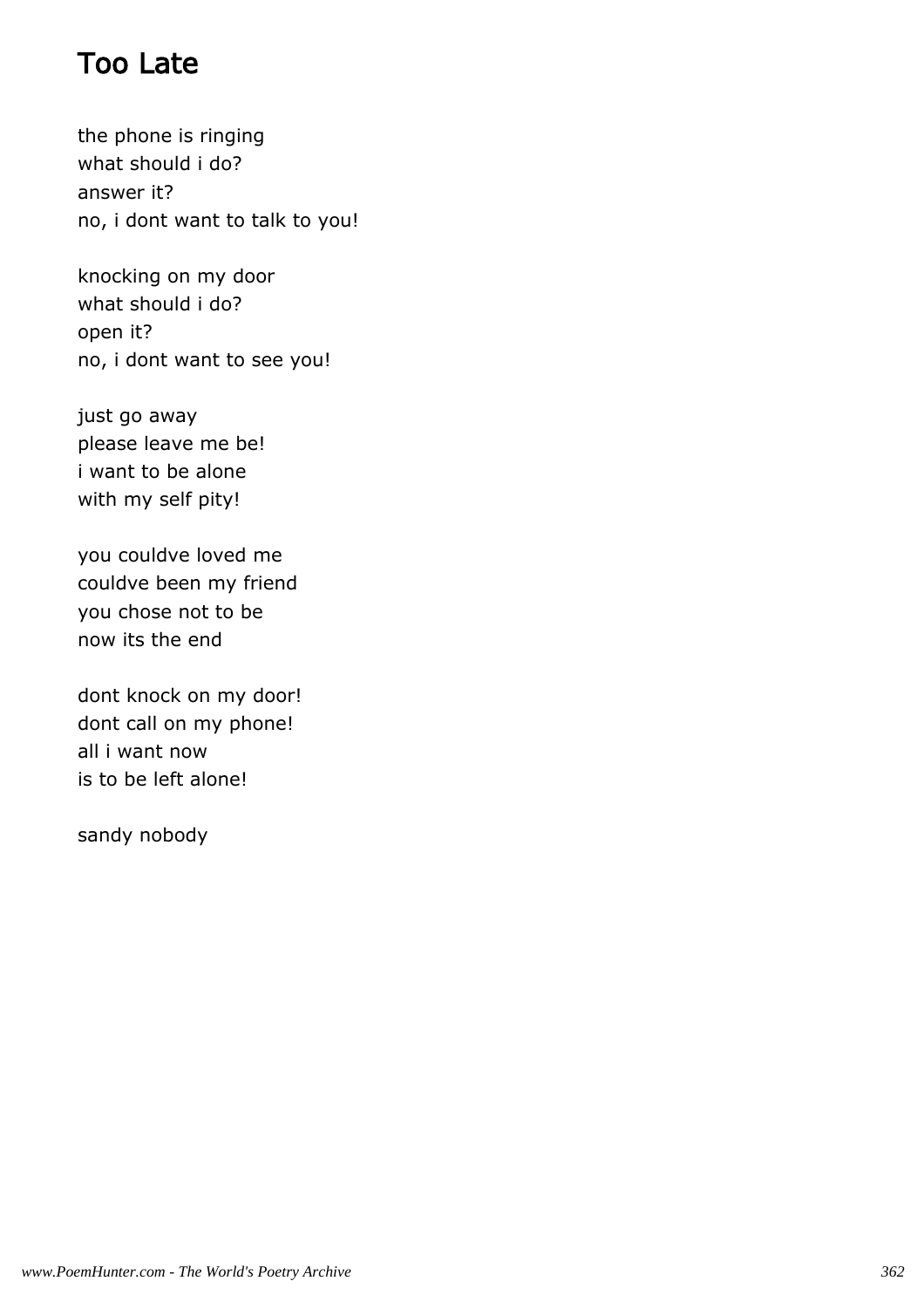# Too Late

the phone is ringing
what should i do?
answer it?
no, i dont want to talk to you!

knocking on my door
what should i do?
open it?
no, i dont want to see you!

just go away
please leave me be!
i want to be alone
with my self pity!

you couldve loved me
couldve been my friend
you chose not to be
now its the end

dont knock on my door!
dont call on my phone!
all i want now
is to be left alone!

sandy nobody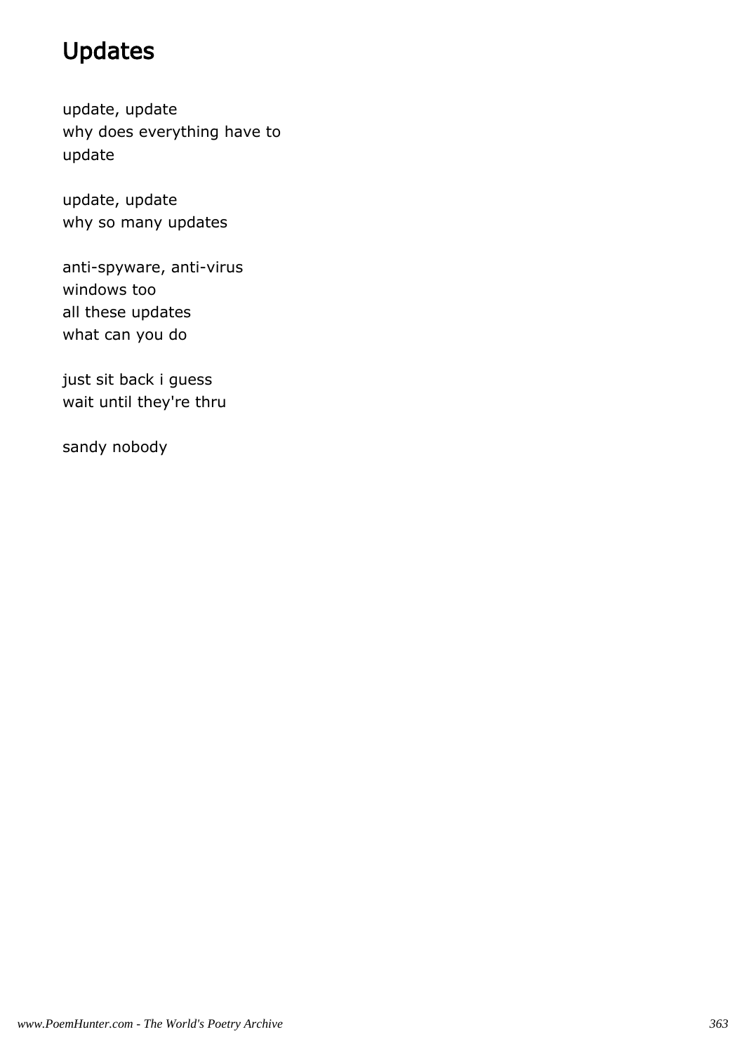# Updates

update, update
why does everything have to
update

update, update
why so many updates

anti-spyware, anti-virus
windows too
all these updates
what can you do

just sit back i guess
wait until they're thru

sandy nobody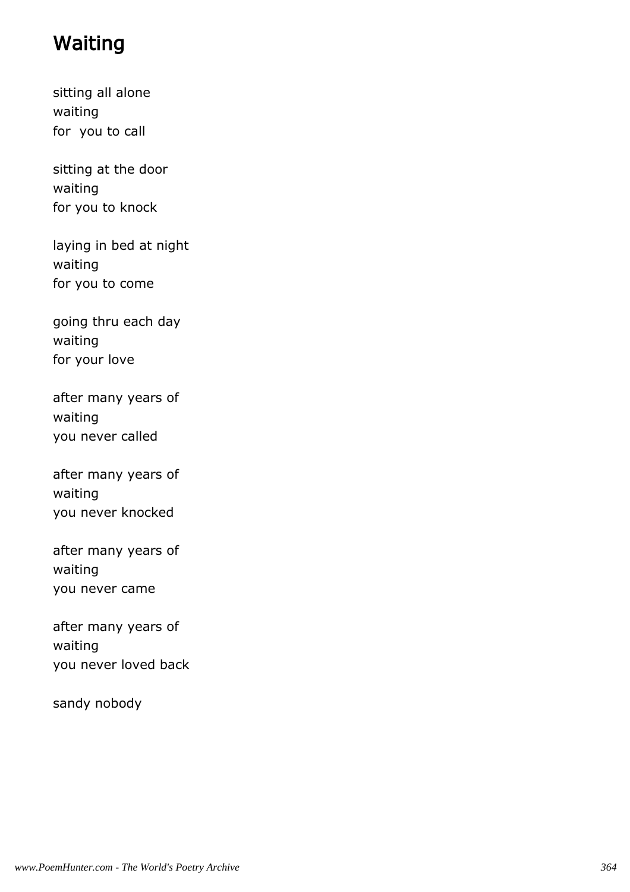# Waiting

sitting all alone
waiting
for you to call

sitting at the door
waiting
for you to knock

laying in bed at night
waiting
for you to come

going thru each day
waiting
for your love

after many years of
waiting
you never called

after many years of
waiting
you never knocked

after many years of
waiting
you never came

after many years of
waiting
you never loved back

sandy nobody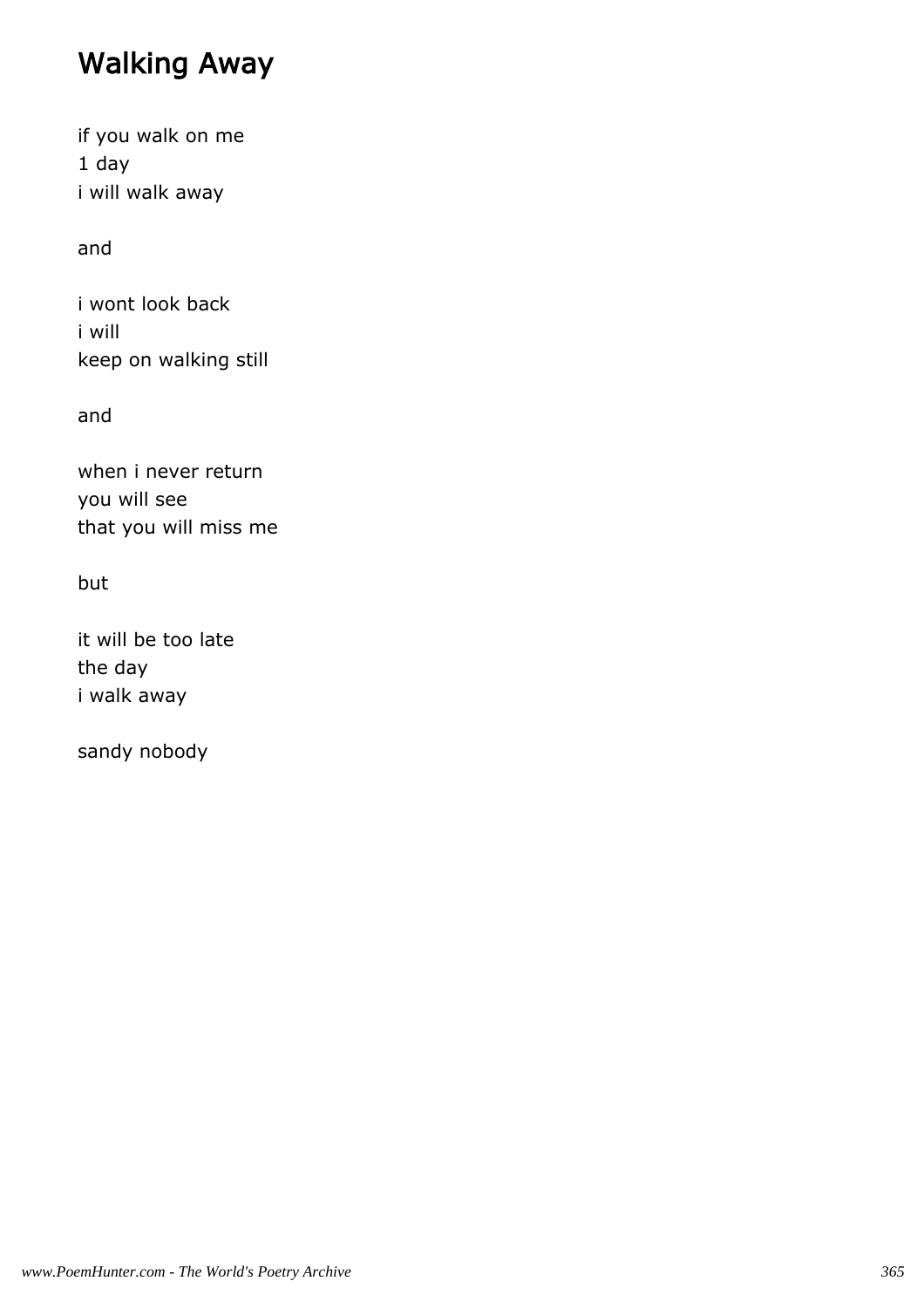# Walking Away

if you walk on me
1 day
i will walk away

and

i wont look back
i will
keep on walking still

and

when i never return
you will see
that you will miss me

but

it will be too late
the day
i walk away

sandy nobody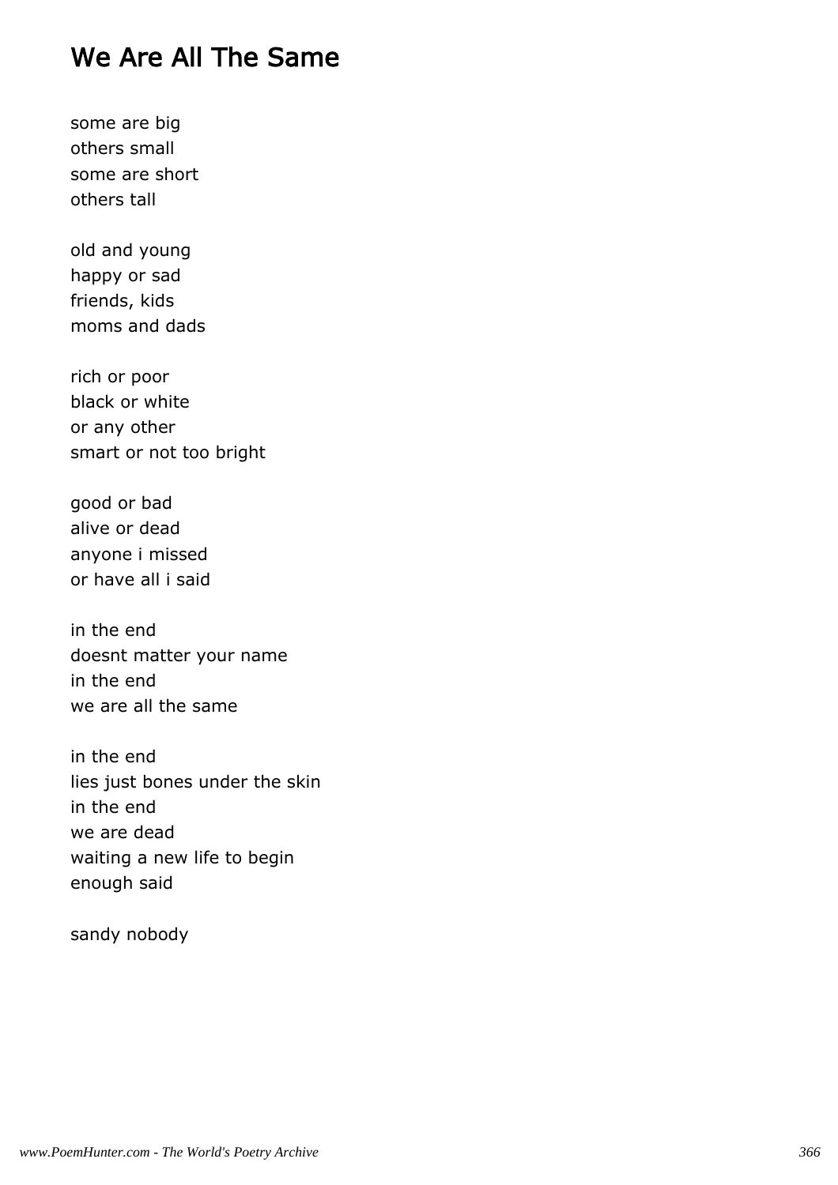# We Are All The Same

some are big
others small
some are short
others tall

old and young
happy or sad
friends, kids
moms and dads

rich or poor
black or white
or any other
smart or not too bright

good or bad
alive or dead
anyone i missed
or have all i said

in the end
doesnt matter your name
in the end
we are all the same

in the end
lies just bones under the skin
in the end
we are dead
waiting a new life to begin
enough said

sandy nobody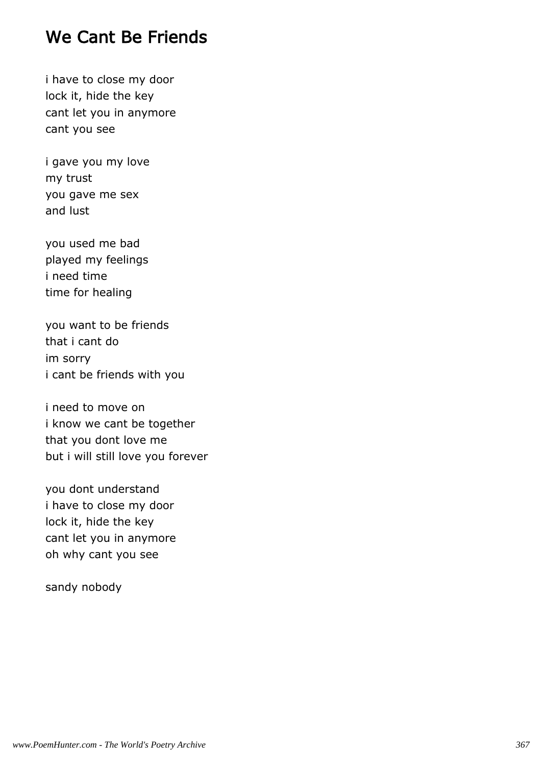# We Cant Be Friends

i have to close my door
lock it, hide the key
cant let you in anymore
cant you see

i gave you my love
my trust
you gave me sex
and lust

you used me bad
played my feelings
i need time
time for healing

you want to be friends
that i cant do
im sorry
i cant be friends with you

i need to move on
i know we cant be together
that you dont love me
but i will still love you forever

you dont understand
i have to close my door
lock it, hide the key
cant let you in anymore
oh why cant you see

sandy nobody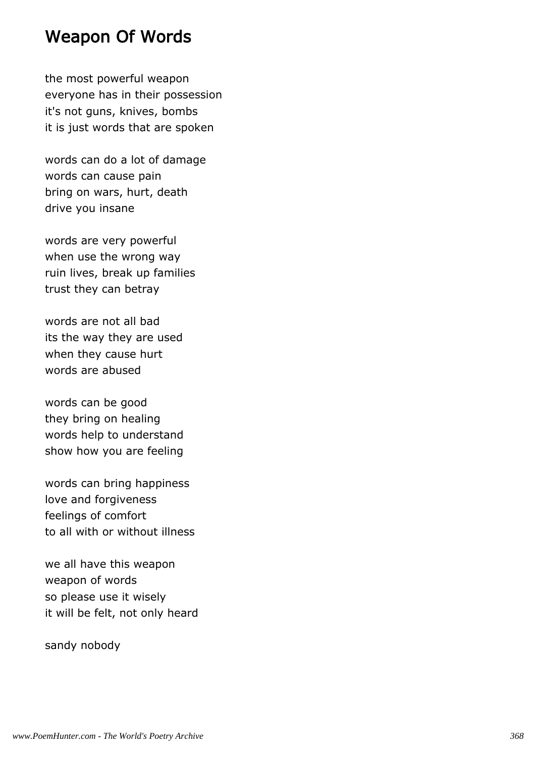# Weapon Of Words

the most powerful weapon
everyone has in their possession
it's not guns, knives, bombs
it is just words that are spoken

words can do a lot of damage
words can cause pain
bring on wars, hurt, death
drive you insane

words are very powerful
when use the wrong way
ruin lives, break up families
trust they can betray

words are not all bad
its the way they are used
when they cause hurt
words are abused

words can be good
they bring on healing
words help to understand
show how you are feeling

words can bring happiness
love and forgiveness
feelings of comfort
to all with or without illness

we all have this weapon
weapon of words
so please use it wisely
it will be felt, not only heard

sandy nobody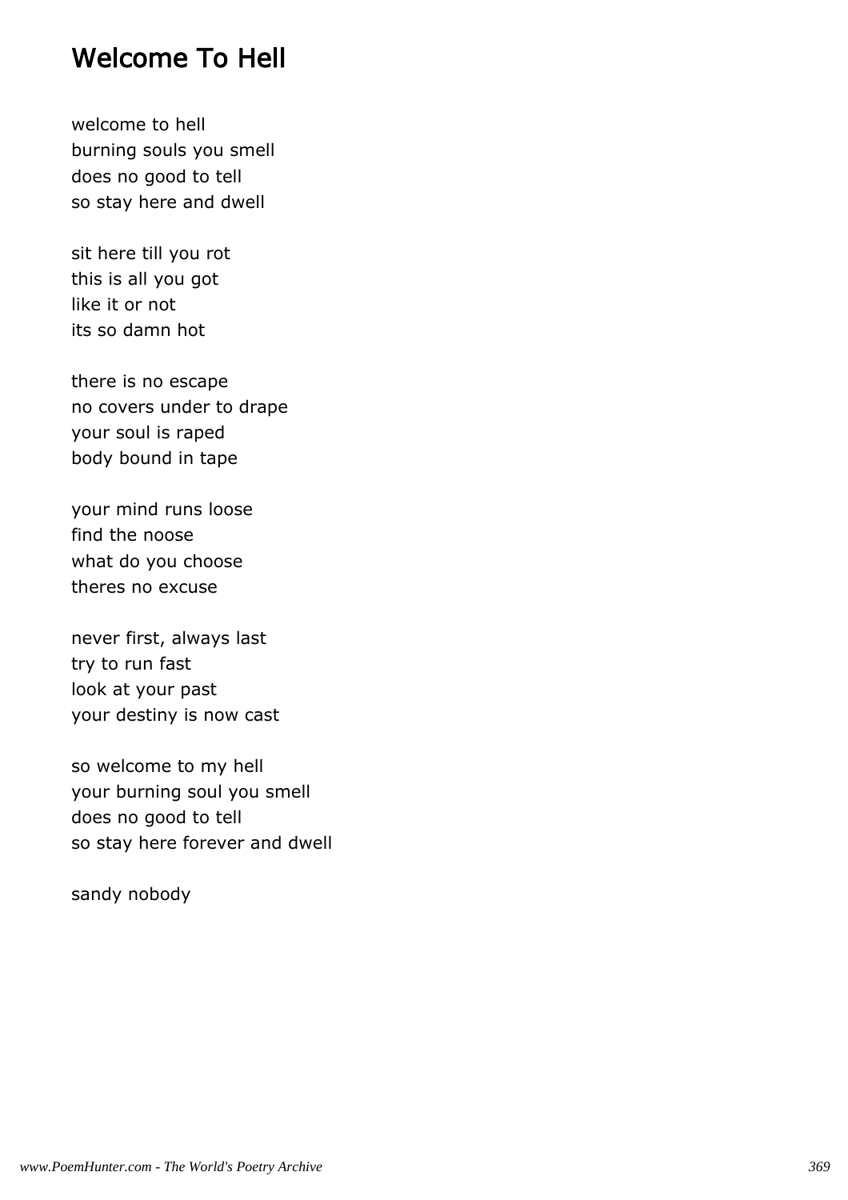# Welcome To Hell

welcome to hell
burning souls you smell
does no good to tell
so stay here and dwell

sit here till you rot
this is all you got
like it or not
its so damn hot

there is no escape
no covers under to drape
your soul is raped
body bound in tape

your mind runs loose
find the noose
what do you choose
theres no excuse

never first, always last
try to run fast
look at your past
your destiny is now cast

so welcome to my hell
your burning soul you smell
does no good to tell
so stay here forever and dwell

sandy nobody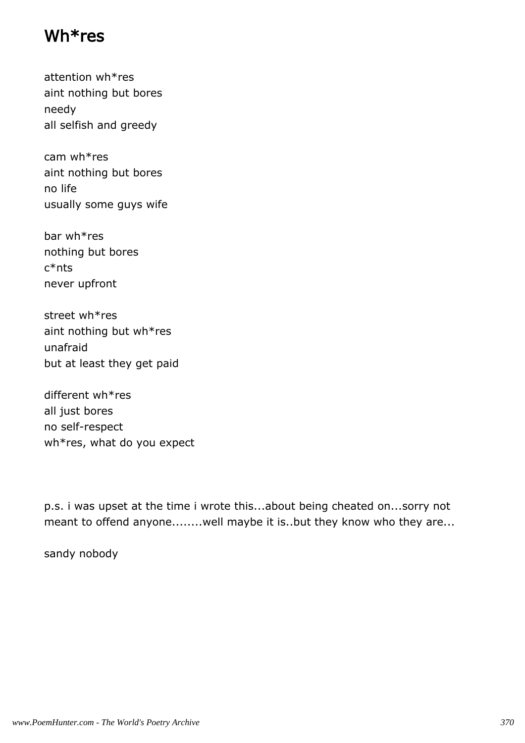# Wh*res

attention wh*res
aint nothing but bores
needy
all selfish and greedy

cam wh*res
aint nothing but bores
no life
usually some guys wife

bar wh*res
nothing but bores
c*nts
never upfront

street wh*res
aint nothing but wh*res
unafraid
but at least they get paid

different wh*res
all just bores
no self-respect
wh*res, what do you expect

p.s. i was upset at the time i wrote this...about being cheated on...sorry not meant to offend anyone........well maybe it is..but they know who they are...

sandy nobody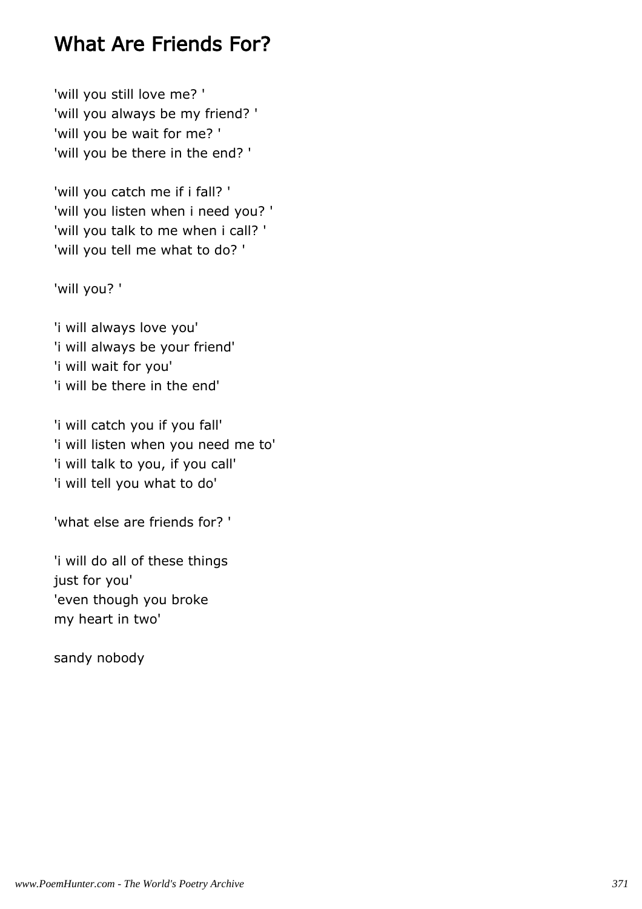# What Are Friends For?

'will you still love me? '  
'will you always be my friend? '  
'will you be wait for me? '  
'will you be there in the end? '

'will you catch me if i fall? '  
'will you listen when i need you? '  
'will you talk to me when i call? '  
'will you tell me what to do? '

'will you? '

'i will always love you'  
'i will always be your friend'  
'i will wait for you'  
'i will be there in the end'

'i will catch you if you fall'  
'i will listen when you need me to'  
'i will talk to you, if you call'  
'i will tell you what to do'

'what else are friends for? '

'i will do all of these things  
just for you'  
'even though you broke  
my heart in two'

sandy nobody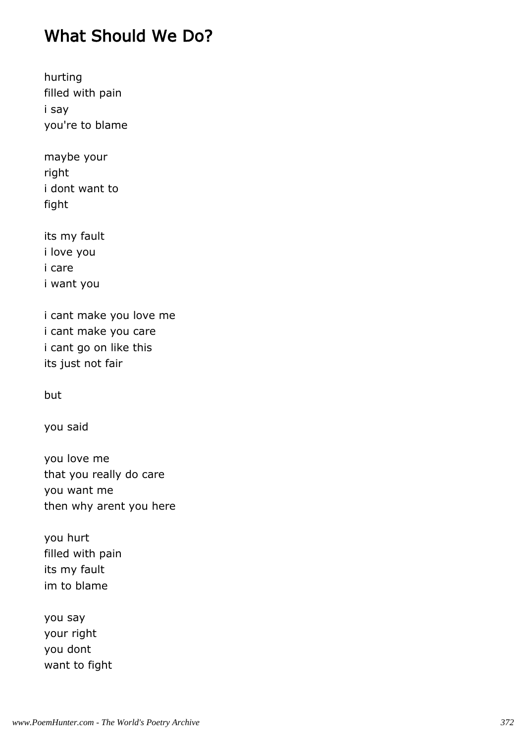# What Should We Do?

hurting
filled with pain
i say
you're to blame

maybe your
right
i dont want to
fight

its my fault
i love you
i care
i want you

i cant make you love me
i cant make you care
i cant go on like this
its just not fair

but

you said

you love me
that you really do care
you want me
then why arent you here

you hurt
filled with pain
its my fault
im to blame

you say
your right
you dont
want to fight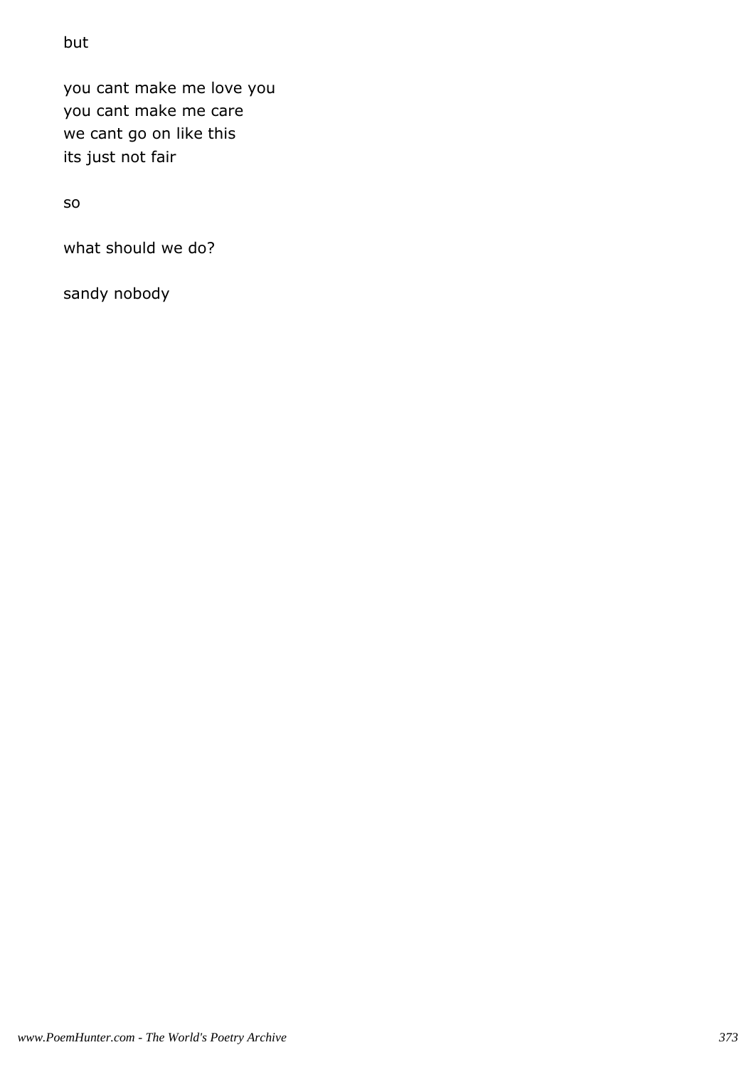but

you cant make me love you  
you cant make me care  
we cant go on like this  
its just not fair

so

what should we do?

sandy nobody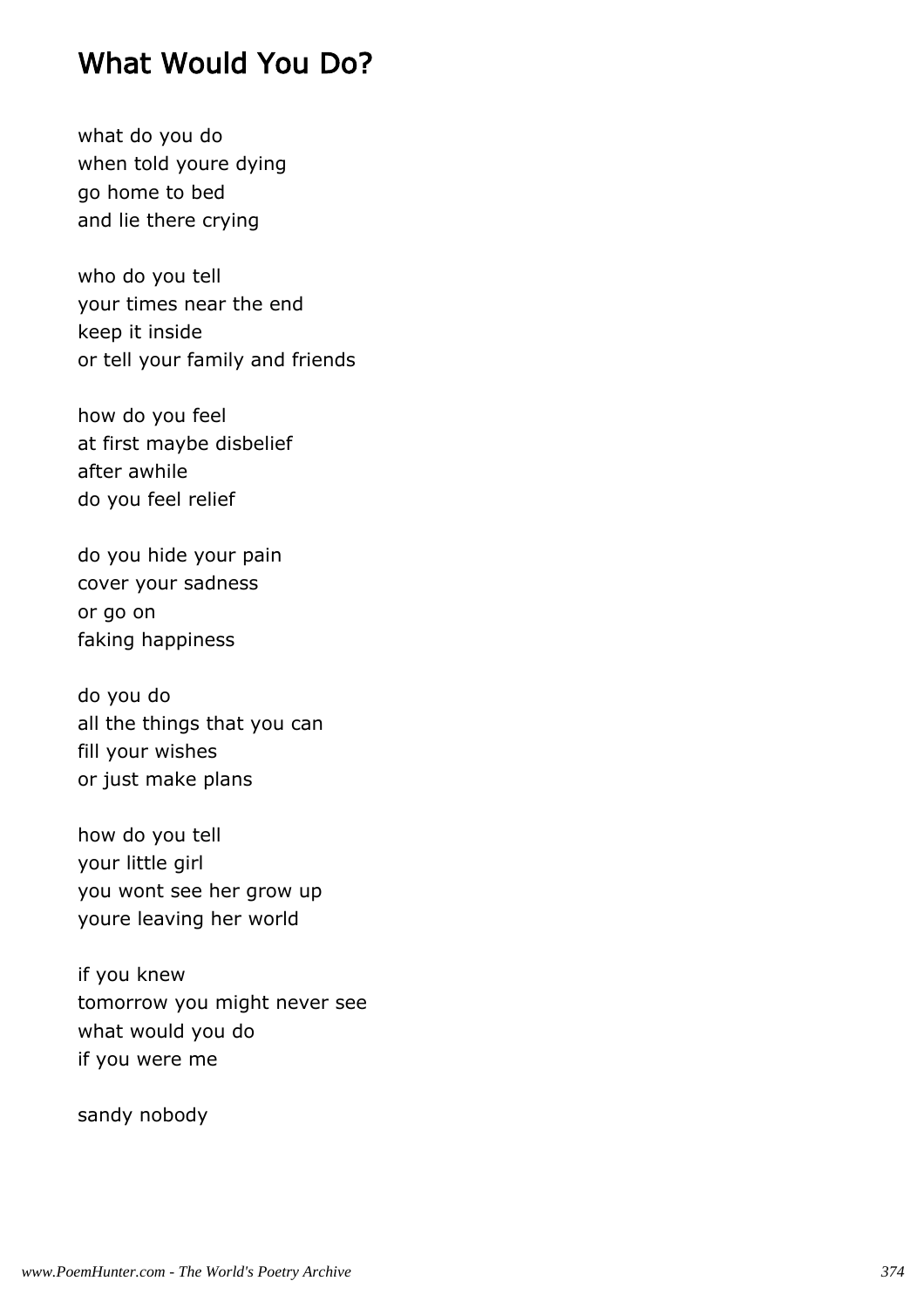## What Would You Do?

what do you do  
when told youre dying  
go home to bed  
and lie there crying

who do you tell  
your times near the end  
keep it inside  
or tell your family and friends

how do you feel  
at first maybe disbelief  
after awhile  
do you feel relief

do you hide your pain  
cover your sadness  
or go on  
faking happiness

do you do  
all the things that you can  
fill your wishes  
or just make plans

how do you tell  
your little girl  
you wont see her grow up  
youre leaving her world

if you knew  
tomorrow you might never see  
what would you do  
if you were me

sandy nobody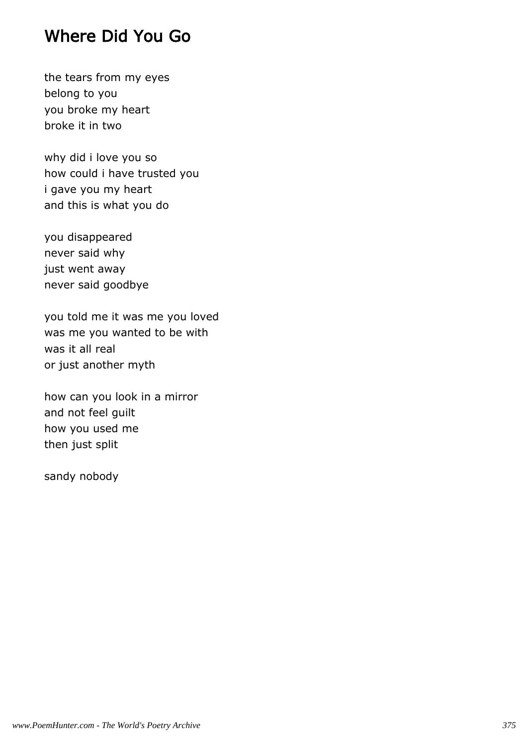# Where Did You Go

the tears from my eyes
belong to you
you broke my heart
broke it in two

why did i love you so
how could i have trusted you
i gave you my heart
and this is what you do

you disappeared
never said why
just went away
never said goodbye

you told me it was me you loved
was me you wanted to be with
was it all real
or just another myth

how can you look in a mirror
and not feel guilt
how you used me
then just split

sandy nobody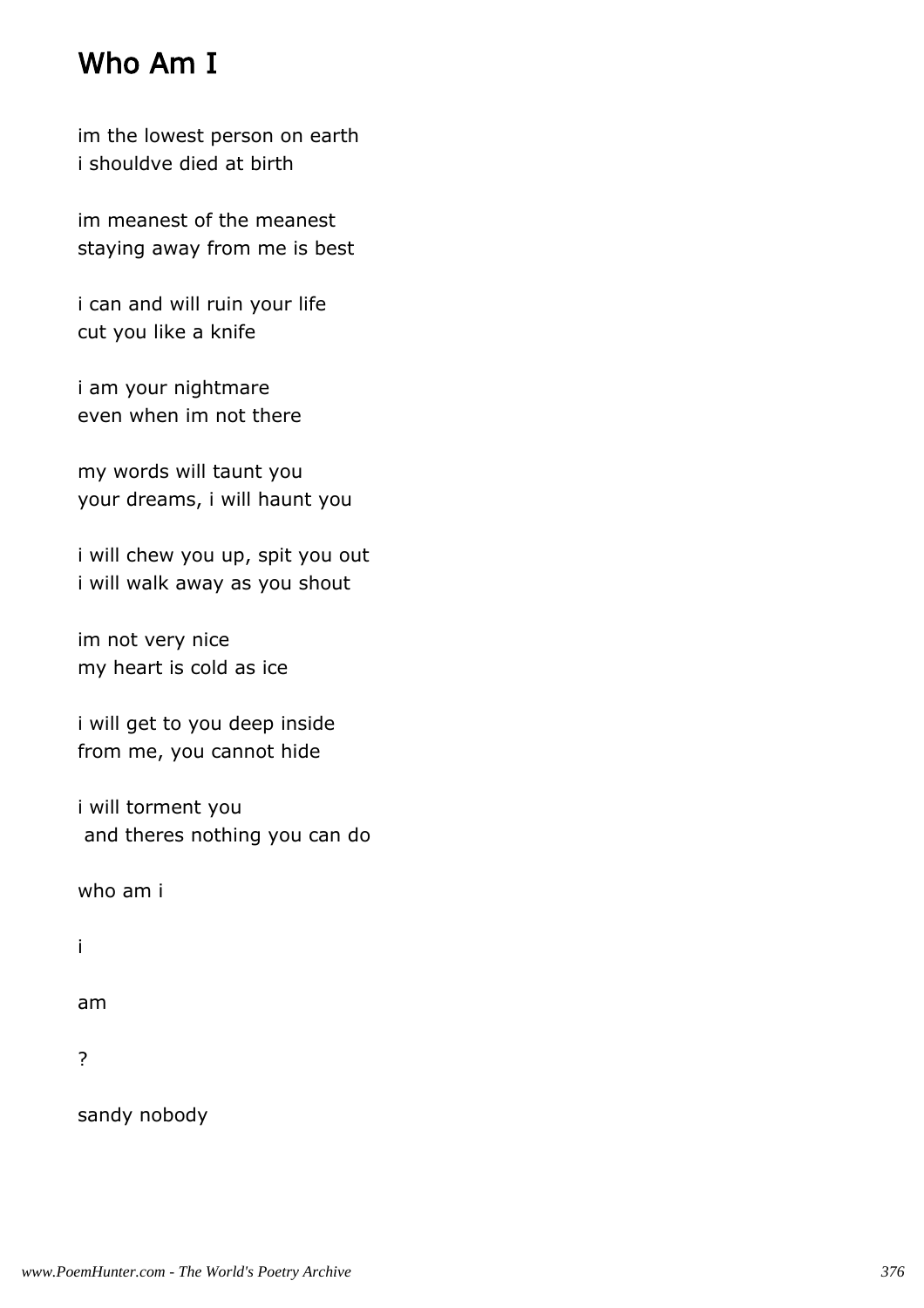# Who Am I

im the lowest person on earth
i shouldve died at birth

im meanest of the meanest
staying away from me is best

i can and will ruin your life
cut you like a knife

i am your nightmare
even when im not there

my words will taunt you
your dreams, i will haunt you

i will chew you up, spit you out
i will walk away as you shout

im not very nice
my heart is cold as ice

i will get to you deep inside
from me, you cannot hide

i will torment you
and theres nothing you can do

who am i

i

am

?

sandy nobody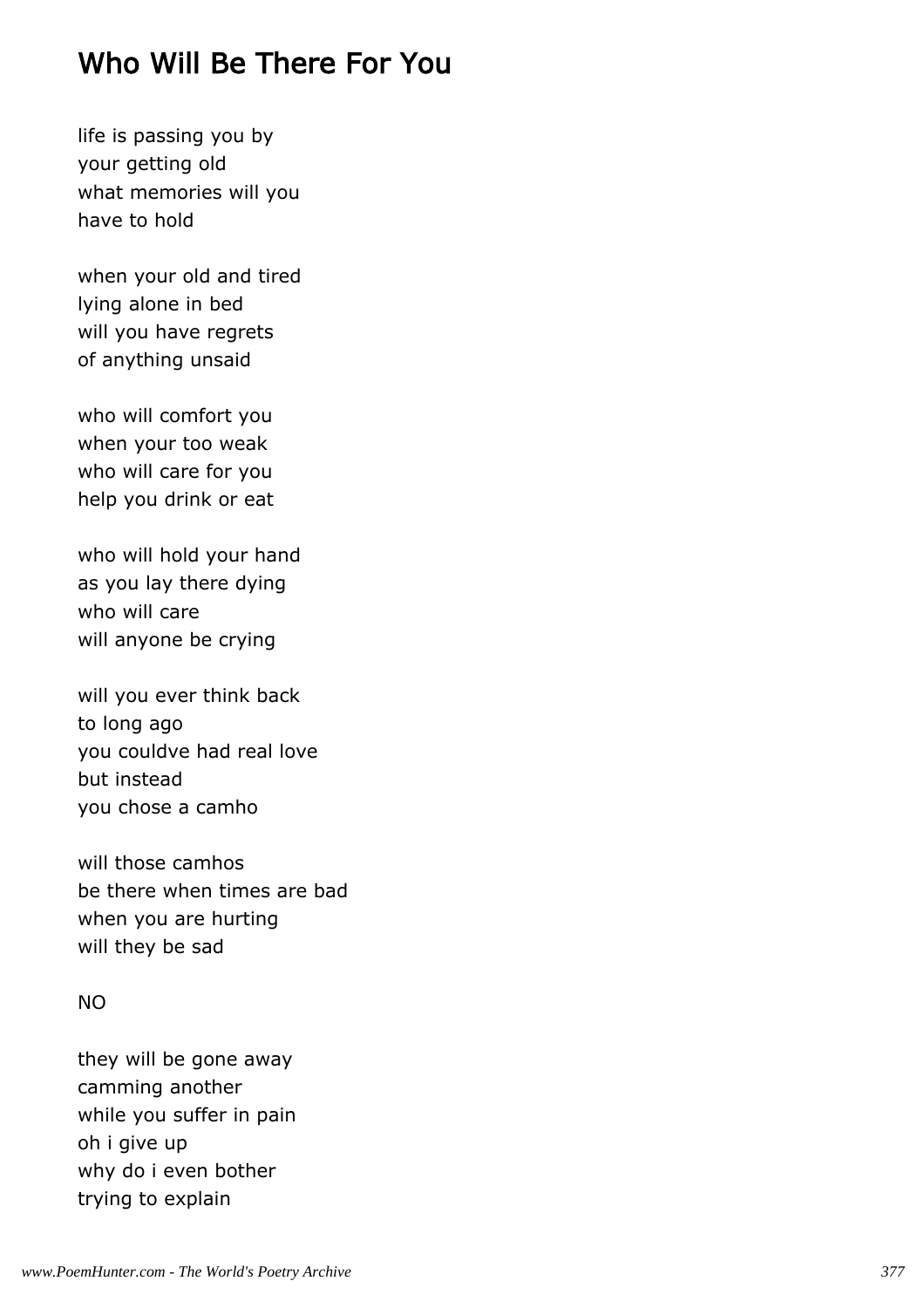# Who Will Be There For You

life is passing you by  
your getting old  
what memories will you  
have to hold

when your old and tired  
lying alone in bed  
will you have regrets  
of anything unsaid

who will comfort you  
when your too weak  
who will care for you  
help you drink or eat

who will hold your hand  
as you lay there dying  
who will care  
will anyone be crying

will you ever think back  
to long ago  
you couldve had real love  
but instead  
you chose a camho

will those camhos  
be there when times are bad  
when you are hurting  
will they be sad

NO

they will be gone away  
camming another  
while you suffer in pain  
oh i give up  
why do i even bother  
trying to explain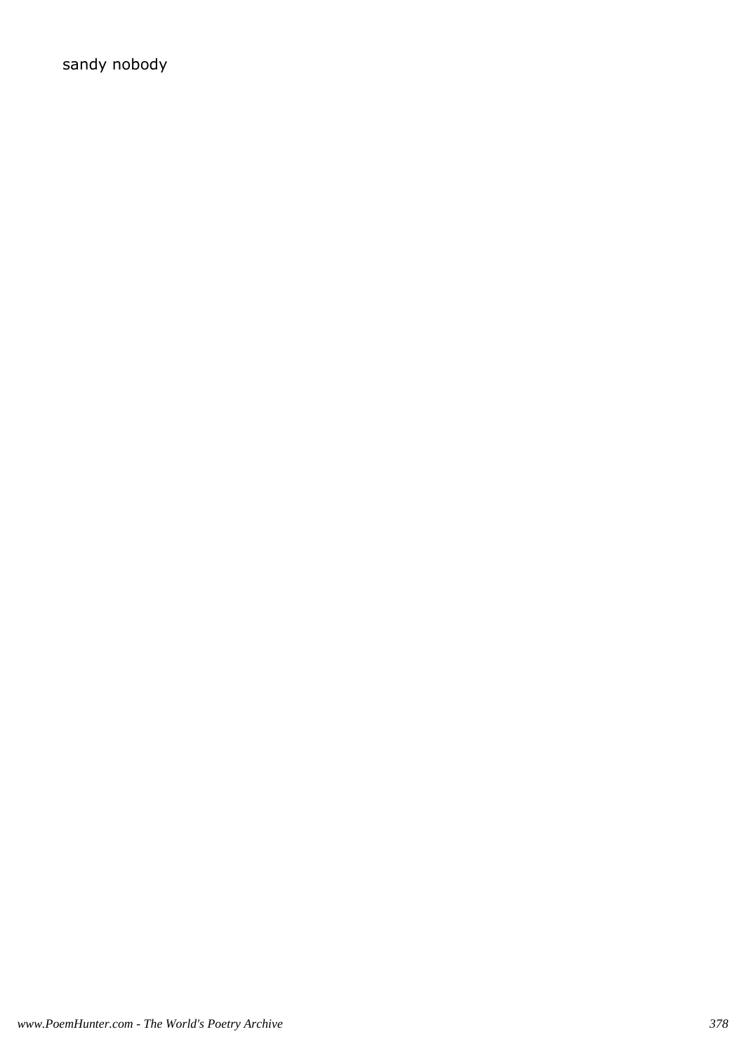sandy nobody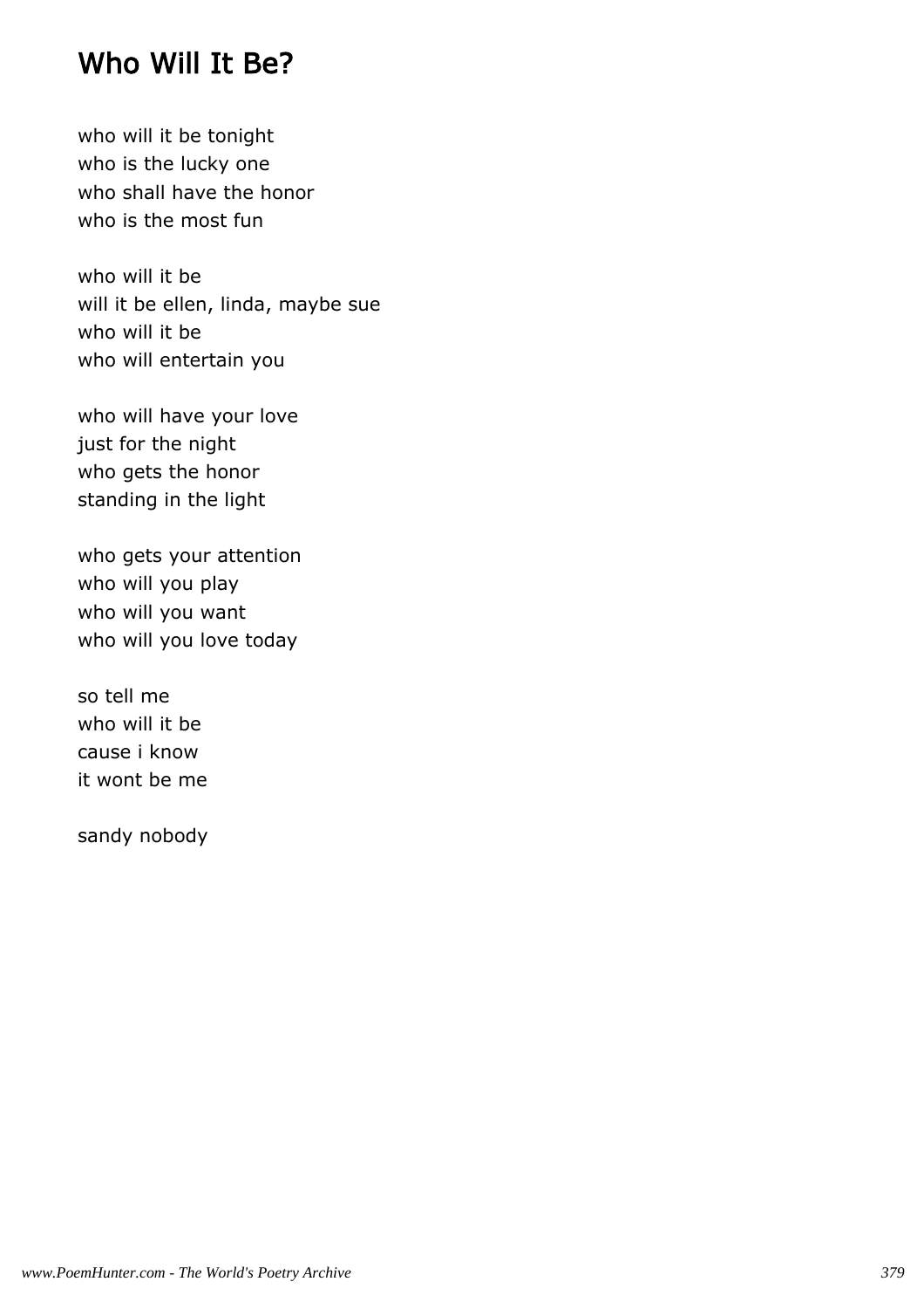## Who Will It Be?

who will it be tonight
who is the lucky one
who shall have the honor
who is the most fun

who will it be
will it be ellen, linda, maybe sue
who will it be
who will entertain you

who will have your love
just for the night
who gets the honor
standing in the light

who gets your attention
who will you play
who will you want
who will you love today

so tell me
who will it be
cause i know
it wont be me

sandy nobody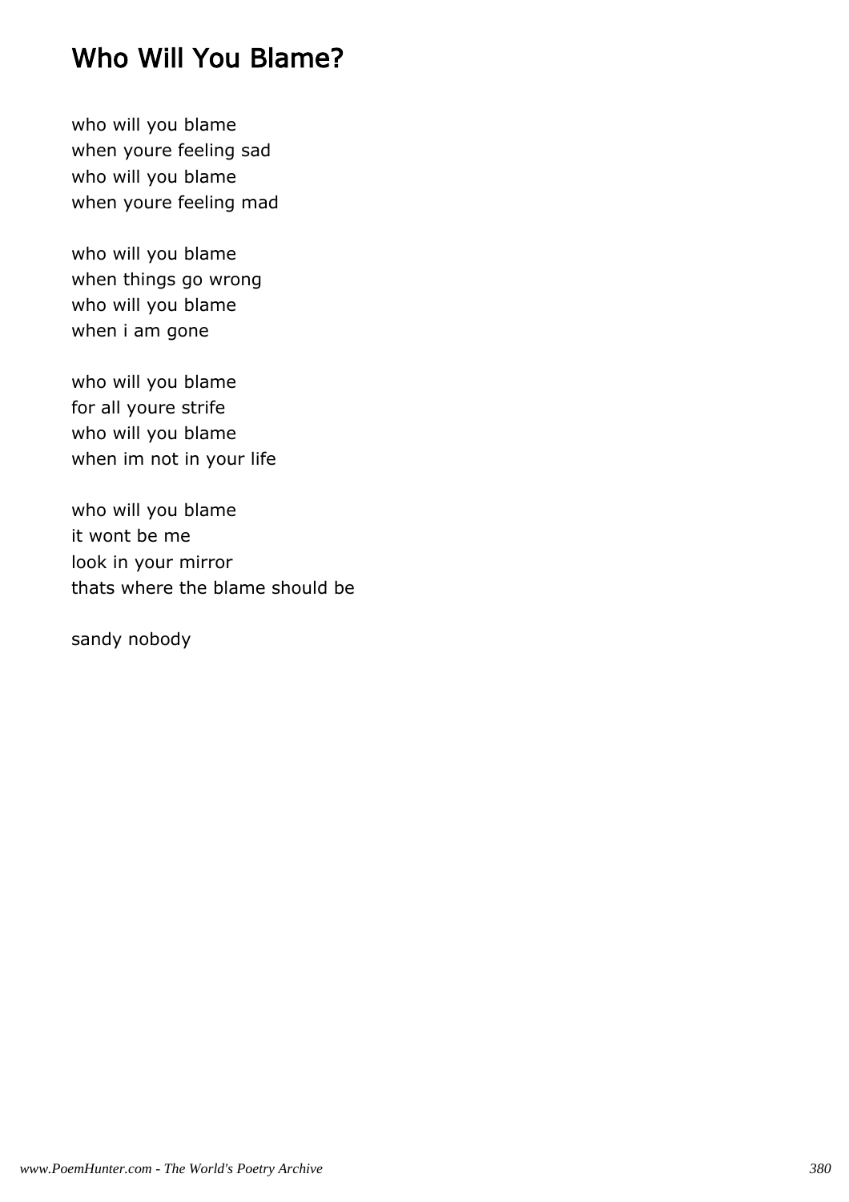# Who Will You Blame?

who will you blame
when youre feeling sad
who will you blame
when youre feeling mad

who will you blame
when things go wrong
who will you blame
when i am gone

who will you blame
for all youre strife
who will you blame
when im not in your life

who will you blame
it wont be me
look in your mirror
thats where the blame should be

sandy nobody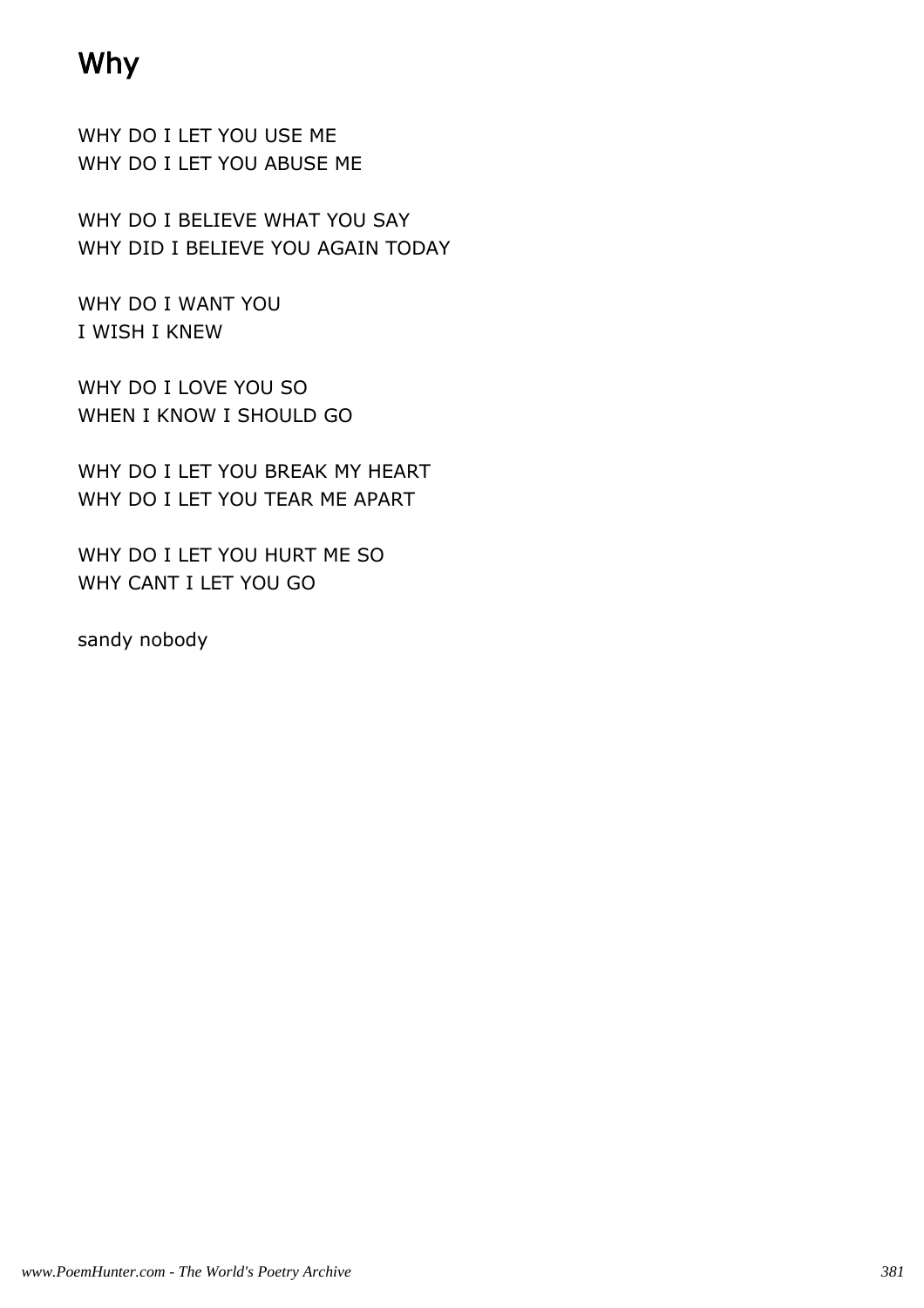# Why

WHY DO I LET YOU USE ME
WHY DO I LET YOU ABUSE ME

WHY DO I BELIEVE WHAT YOU SAY
WHY DID I BELIEVE YOU AGAIN TODAY

WHY DO I WANT YOU
I WISH I KNEW

WHY DO I LOVE YOU SO
WHEN I KNOW I SHOULD GO

WHY DO I LET YOU BREAK MY HEART
WHY DO I LET YOU TEAR ME APART

WHY DO I LET YOU HURT ME SO
WHY CANT I LET YOU GO

sandy nobody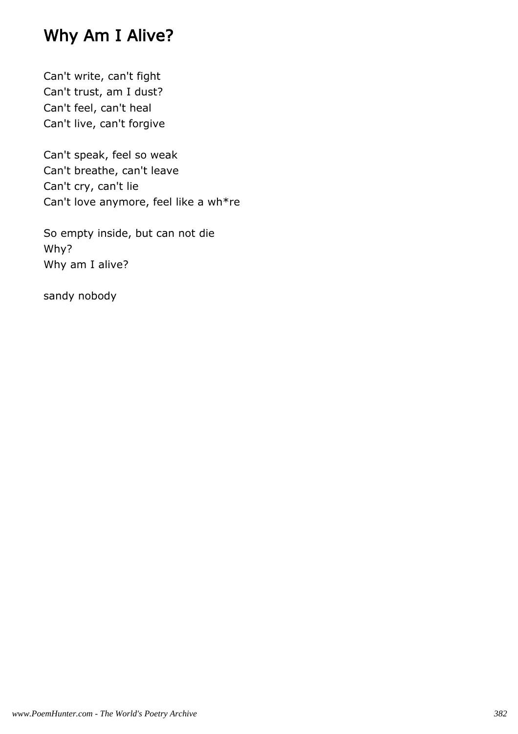## Why Am I Alive?

Can't write, can't fight
Can't trust, am I dust?
Can't feel, can't heal
Can't live, can't forgive

Can't speak, feel so weak
Can't breathe, can't leave
Can't cry, can't lie
Can't love anymore, feel like a wh*re

So empty inside, but can not die
Why?
Why am I alive?

sandy nobody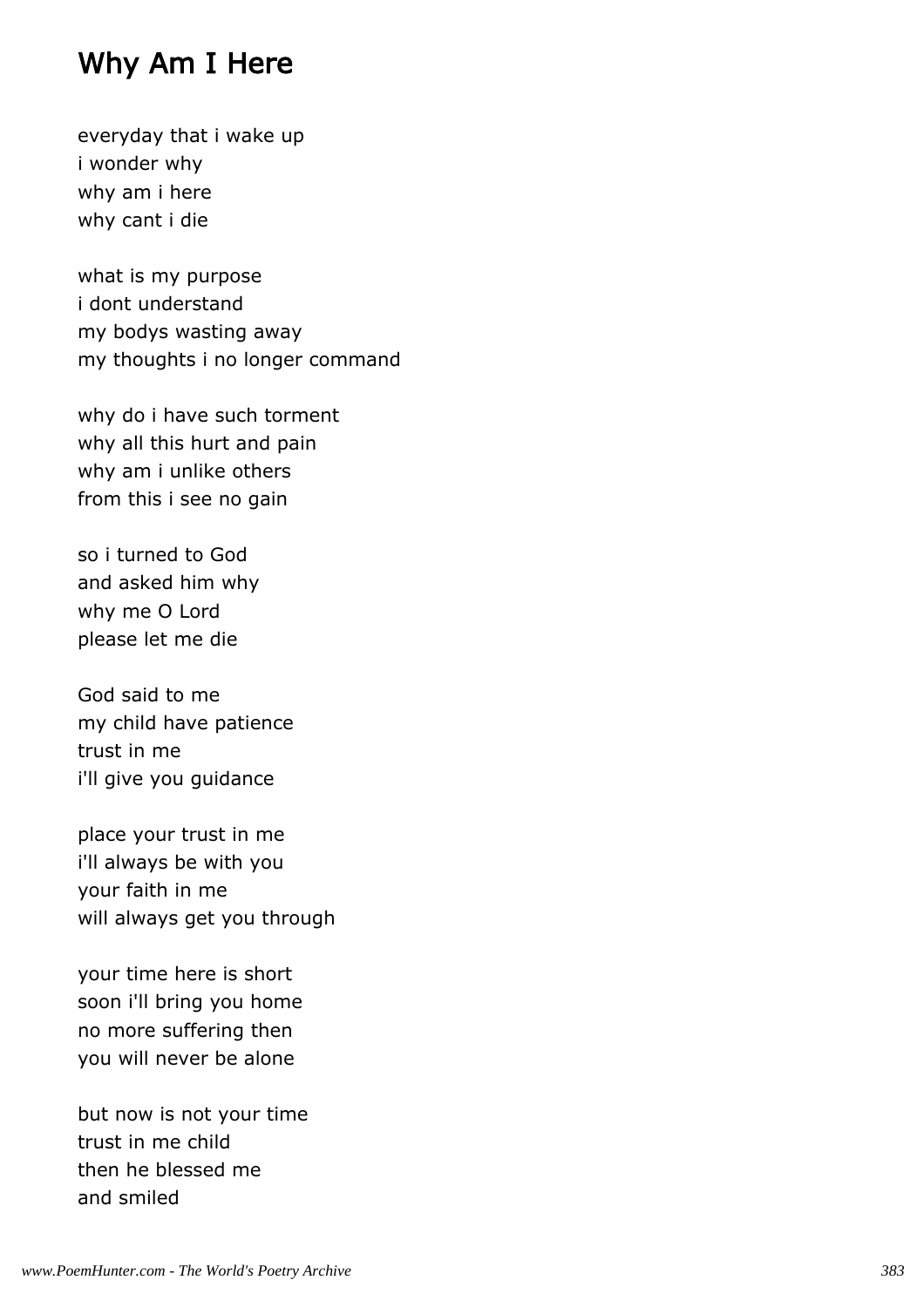# Why Am I Here

everyday that i wake up
i wonder why
why am i here
why cant i die

what is my purpose
i dont understand
my bodys wasting away
my thoughts i no longer command

why do i have such torment
why all this hurt and pain
why am i unlike others
from this i see no gain

so i turned to God
and asked him why
why me O Lord
please let me die

God said to me
my child have patience
trust in me
i'll give you guidance

place your trust in me
i'll always be with you
your faith in me
will always get you through

your time here is short
soon i'll bring you home
no more suffering then
you will never be alone

but now is not your time
trust in me child
then he blessed me
and smiled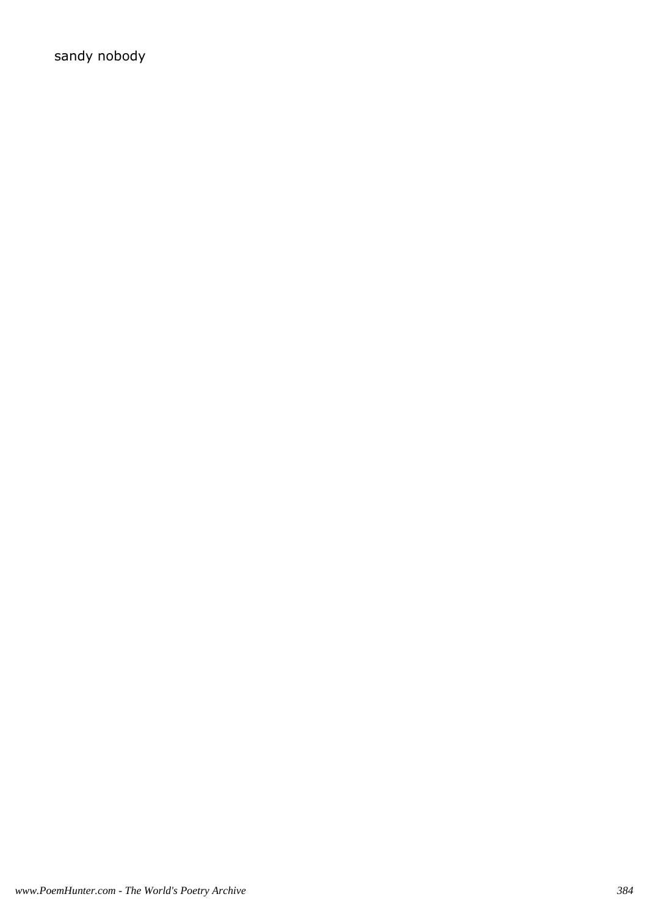sandy nobody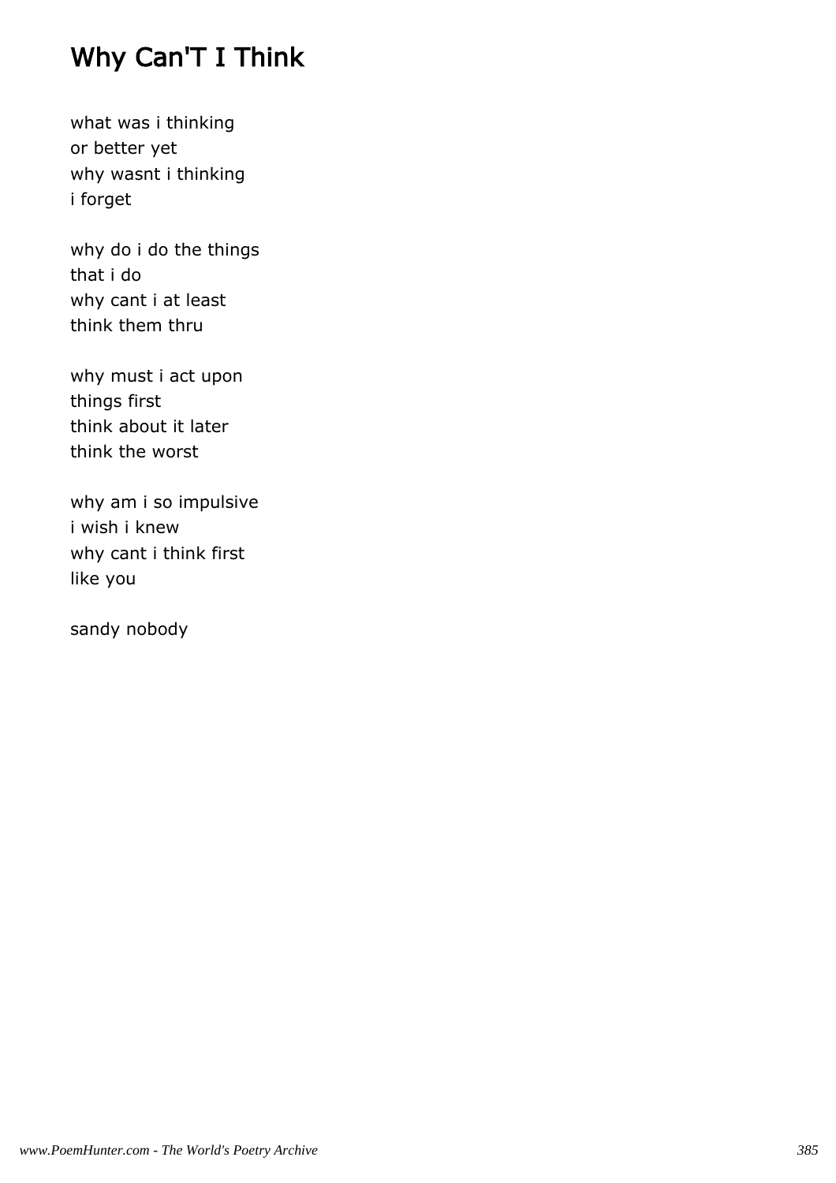# Why Can'T I Think

what was i thinking
or better yet
why wasnt i thinking
i forget

why do i do the things
that i do
why cant i at least
think them thru

why must i act upon
things first
think about it later
think the worst

why am i so impulsive
i wish i knew
why cant i think first
like you

sandy nobody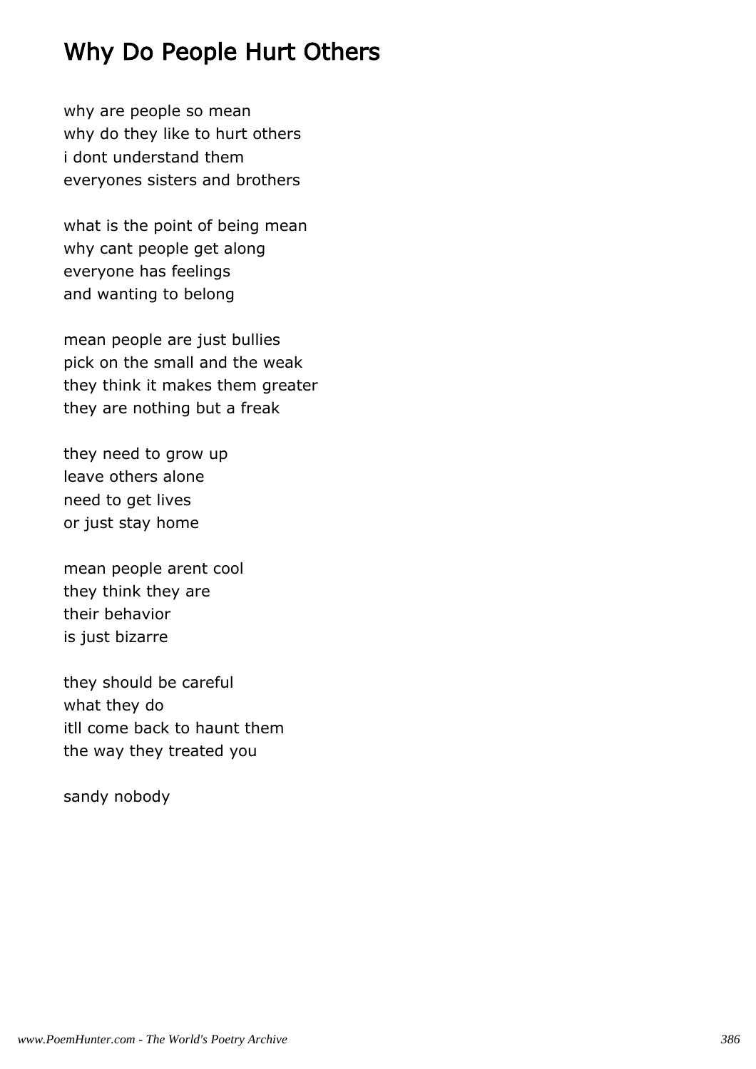# Why Do People Hurt Others

why are people so mean
why do they like to hurt others
i dont understand them
everyones sisters and brothers

what is the point of being mean
why cant people get along
everyone has feelings
and wanting to belong

mean people are just bullies
pick on the small and the weak
they think it makes them greater
they are nothing but a freak

they need to grow up
leave others alone
need to get lives
or just stay home

mean people arent cool
they think they are
their behavior
is just bizarre

they should be careful
what they do
itll come back to haunt them
the way they treated you

sandy nobody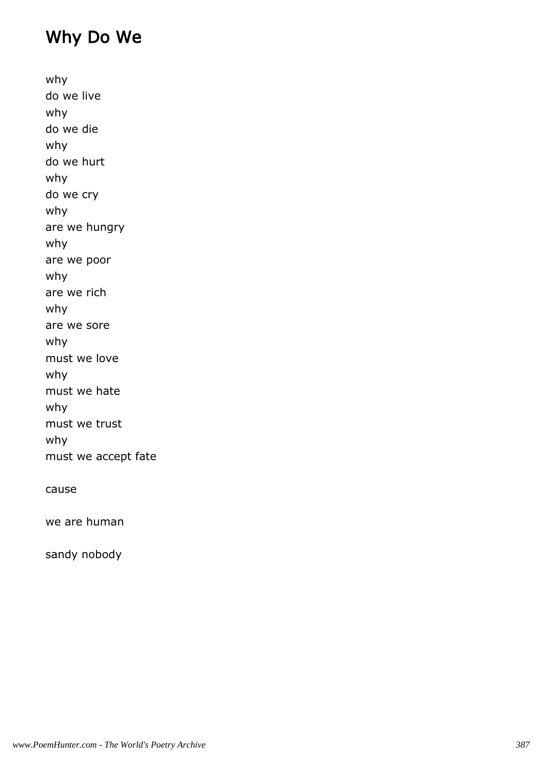# Why Do We

why
do we live
why
do we die
why
do we hurt
why
do we cry
why
are we hungry
why
are we poor
why
are we rich
why
are we sore
why
must we love
why
must we hate
why
must we trust
why
must we accept fate

cause

we are human

sandy nobody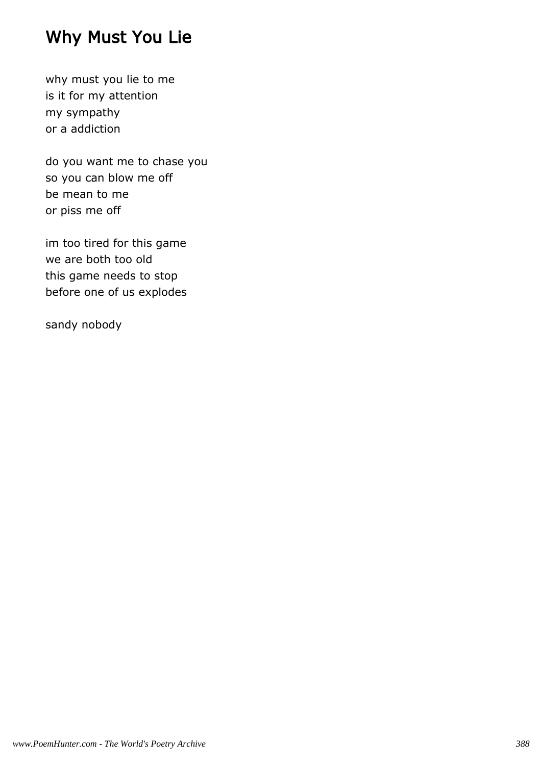# Why Must You Lie

why must you lie to me
is it for my attention
my sympathy
or a addiction

do you want me to chase you
so you can blow me off
be mean to me
or piss me off

im too tired for this game
we are both too old
this game needs to stop
before one of us explodes

sandy nobody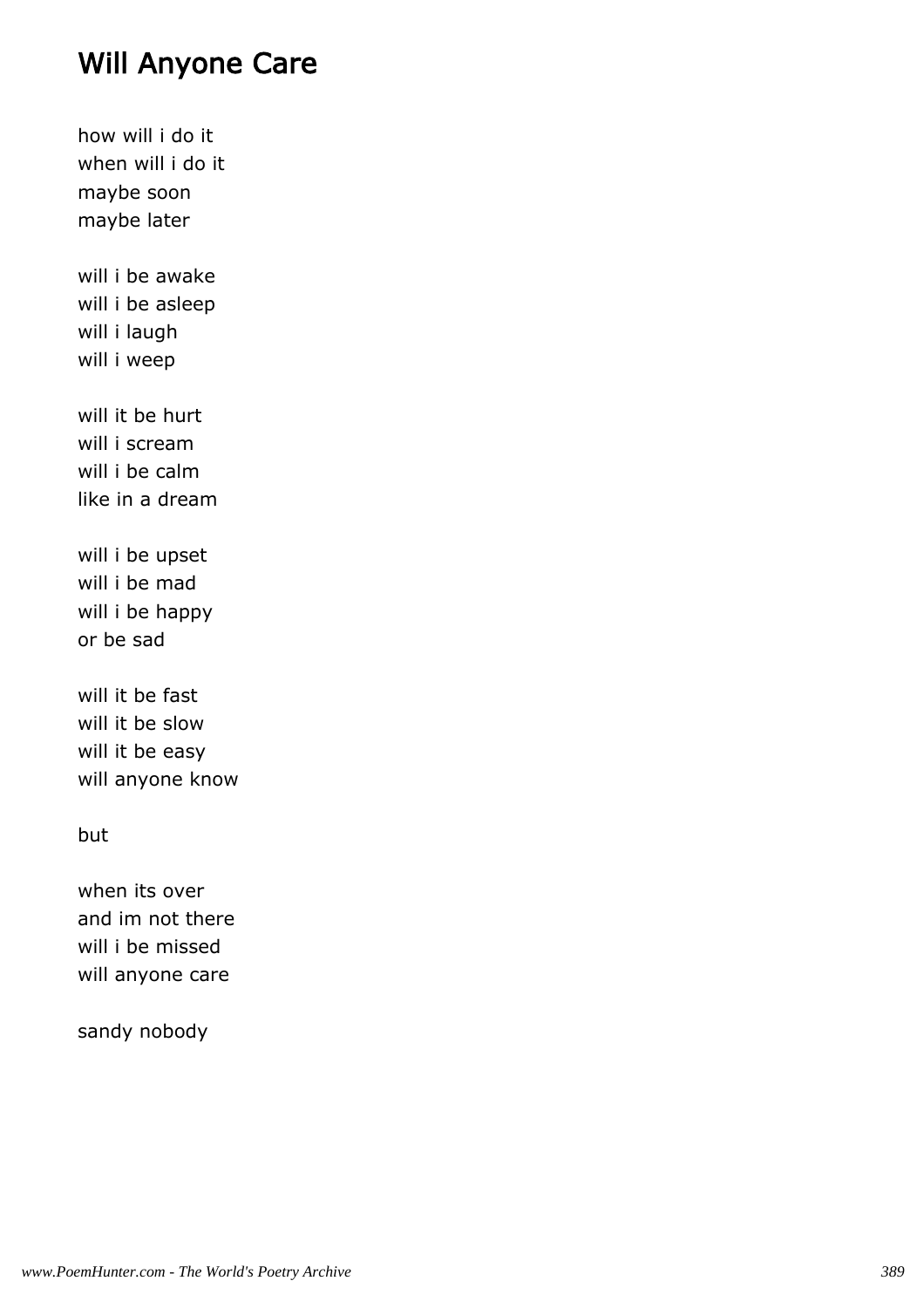# Will Anyone Care

how will i do it
when will i do it
maybe soon
maybe later

will i be awake
will i be asleep
will i laugh
will i weep

will it be hurt
will i scream
will i be calm
like in a dream

will i be upset
will i be mad
will i be happy
or be sad

will it be fast
will it be slow
will it be easy
will anyone know

but

when its over
and im not there
will i be missed
will anyone care

sandy nobody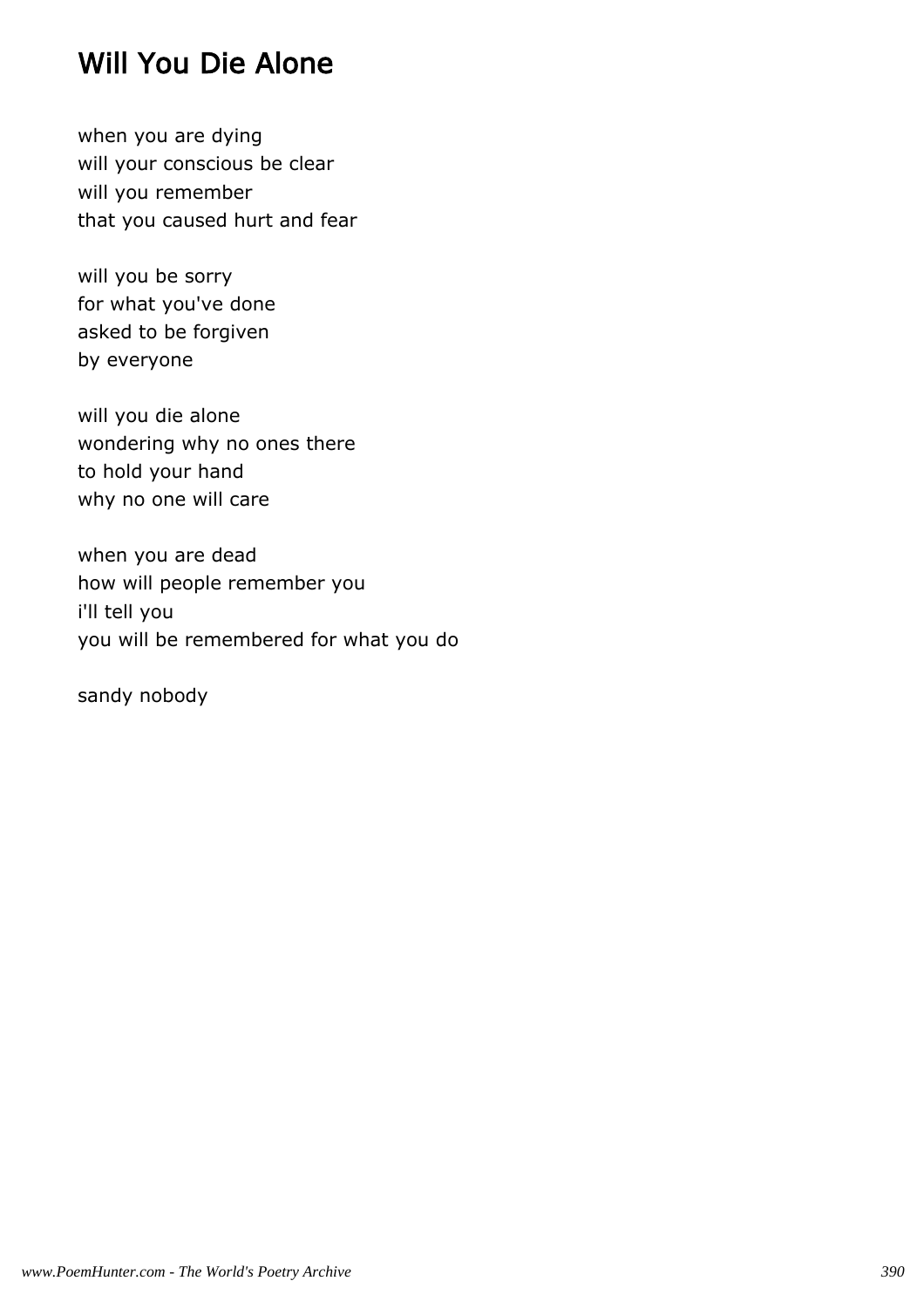# Will You Die Alone

when you are dying
will your conscious be clear
will you remember
that you caused hurt and fear

will you be sorry
for what you've done
asked to be forgiven
by everyone

will you die alone
wondering why no ones there
to hold your hand
why no one will care

when you are dead
how will people remember you
i'll tell you
you will be remembered for what you do

sandy nobody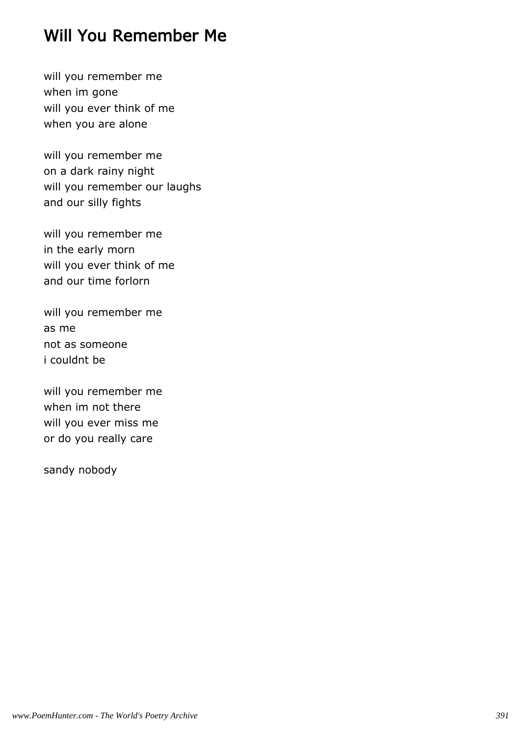# Will You Remember Me

will you remember me
when im gone
will you ever think of me
when you are alone

will you remember me
on a dark rainy night
will you remember our laughs
and our silly fights

will you remember me
in the early morn
will you ever think of me
and our time forlorn

will you remember me
as me
not as someone
i couldnt be

will you remember me
when im not there
will you ever miss me
or do you really care

sandy nobody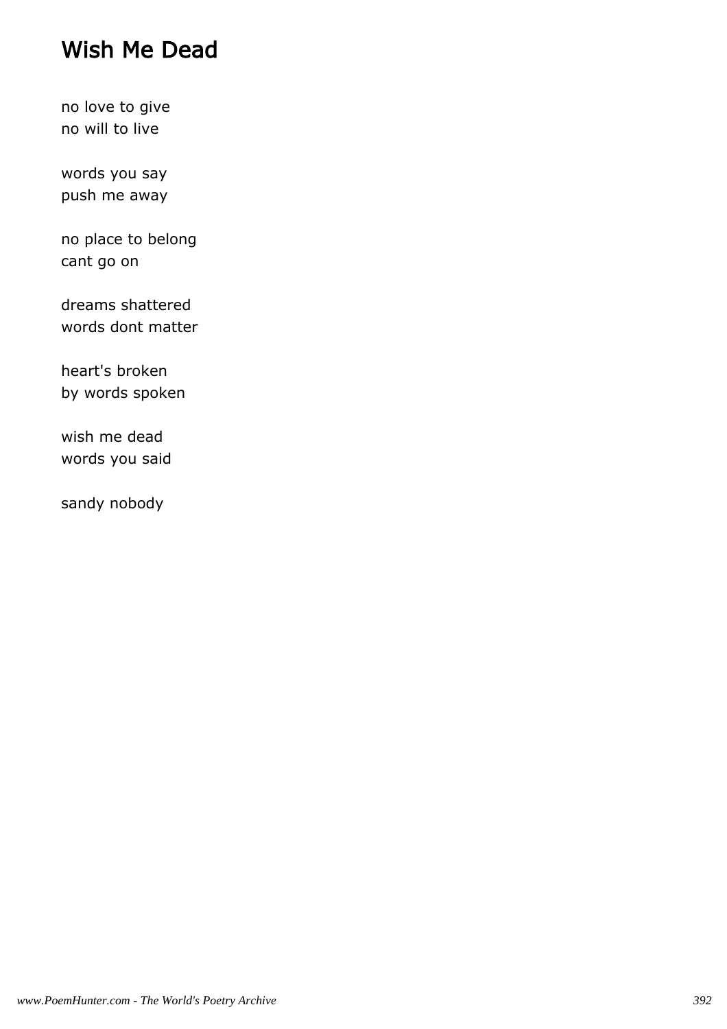# Wish Me Dead

no love to give
no will to live

words you say
push me away

no place to belong
cant go on

dreams shattered
words dont matter

heart's broken
by words spoken

wish me dead
words you said

sandy nobody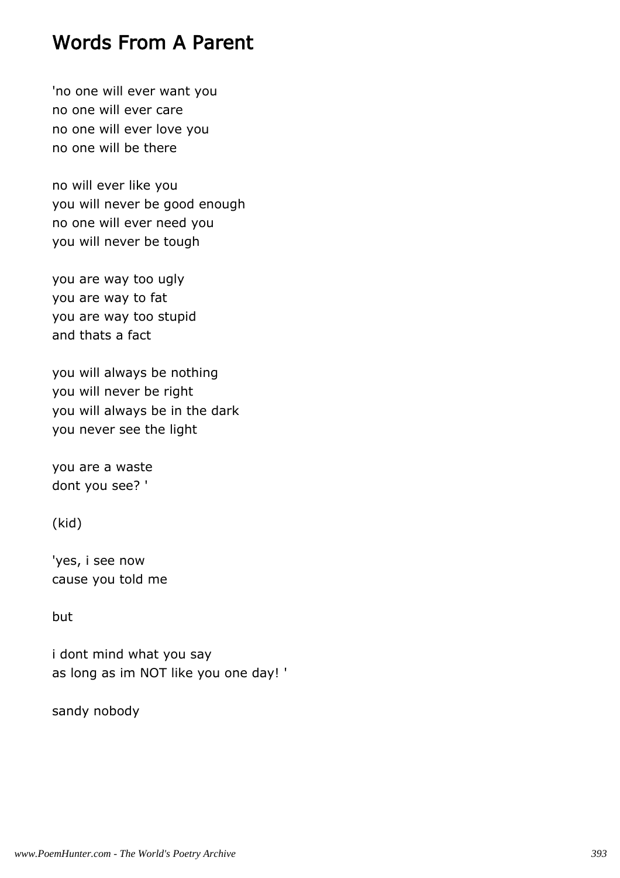# Words From A Parent

'no one will ever want you
no one will ever care
no one will ever love you
no one will be there

no will ever like you
you will never be good enough
no one will ever need you
you will never be tough

you are way too ugly
you are way to fat
you are way too stupid
and thats a fact

you will always be nothing
you will never be right
you will always be in the dark
you never see the light

you are a waste
dont you see? '

(kid)

'yes, i see now
cause you told me

but

i dont mind what you say
as long as im NOT like you one day! '

sandy nobody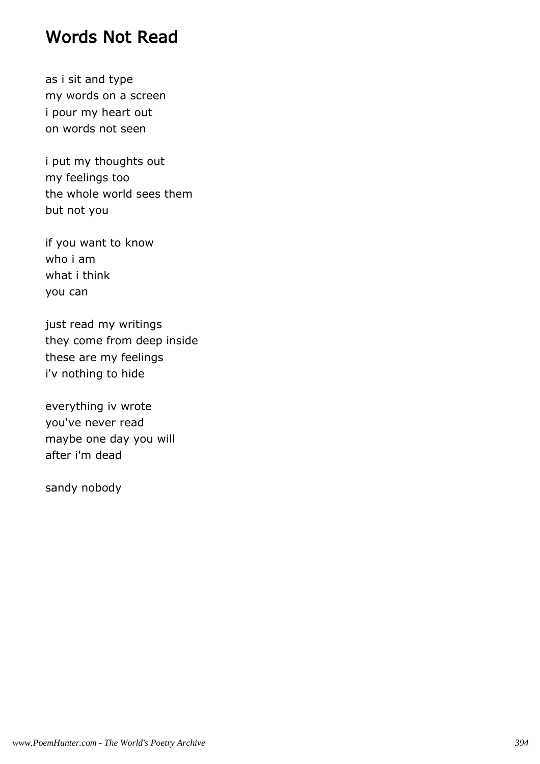# Words Not Read

as i sit and type
my words on a screen
i pour my heart out
on words not seen

i put my thoughts out
my feelings too
the whole world sees them
but not you

if you want to know
who i am
what i think
you can

just read my writings
they come from deep inside
these are my feelings
i'v nothing to hide

everything iv wrote
you've never read
maybe one day you will
after i'm dead

sandy nobody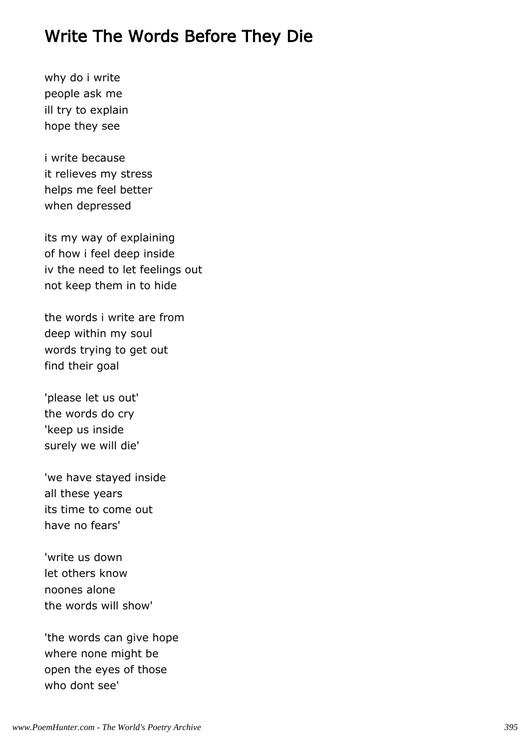# Write The Words Before They Die

why do i write  
people ask me  
ill try to explain  
hope they see

i write because  
it relieves my stress  
helps me feel better  
when depressed

its my way of explaining  
of how i feel deep inside  
iv the need to let feelings out  
not keep them in to hide

the words i write are from  
deep within my soul  
words trying to get out  
find their goal

'please let us out'  
the words do cry  
'keep us inside  
surely we will die'

'we have stayed inside  
all these years  
its time to come out  
have no fears'

'write us down  
let others know  
noones alone  
the words will show'

'the words can give hope  
where none might be  
open the eyes of those  
who dont see'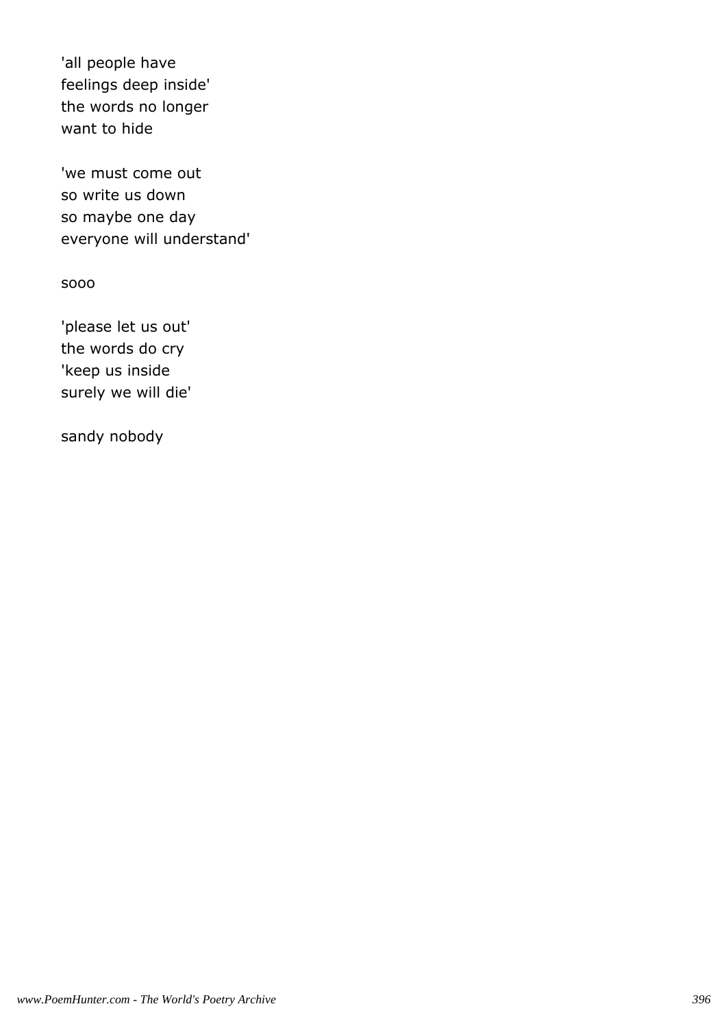'all people have
feelings deep inside'
the words no longer
want to hide

'we must come out
so write us down
so maybe one day
everyone will understand'

sooo

'please let us out'
the words do cry
'keep us inside
surely we will die'

sandy nobody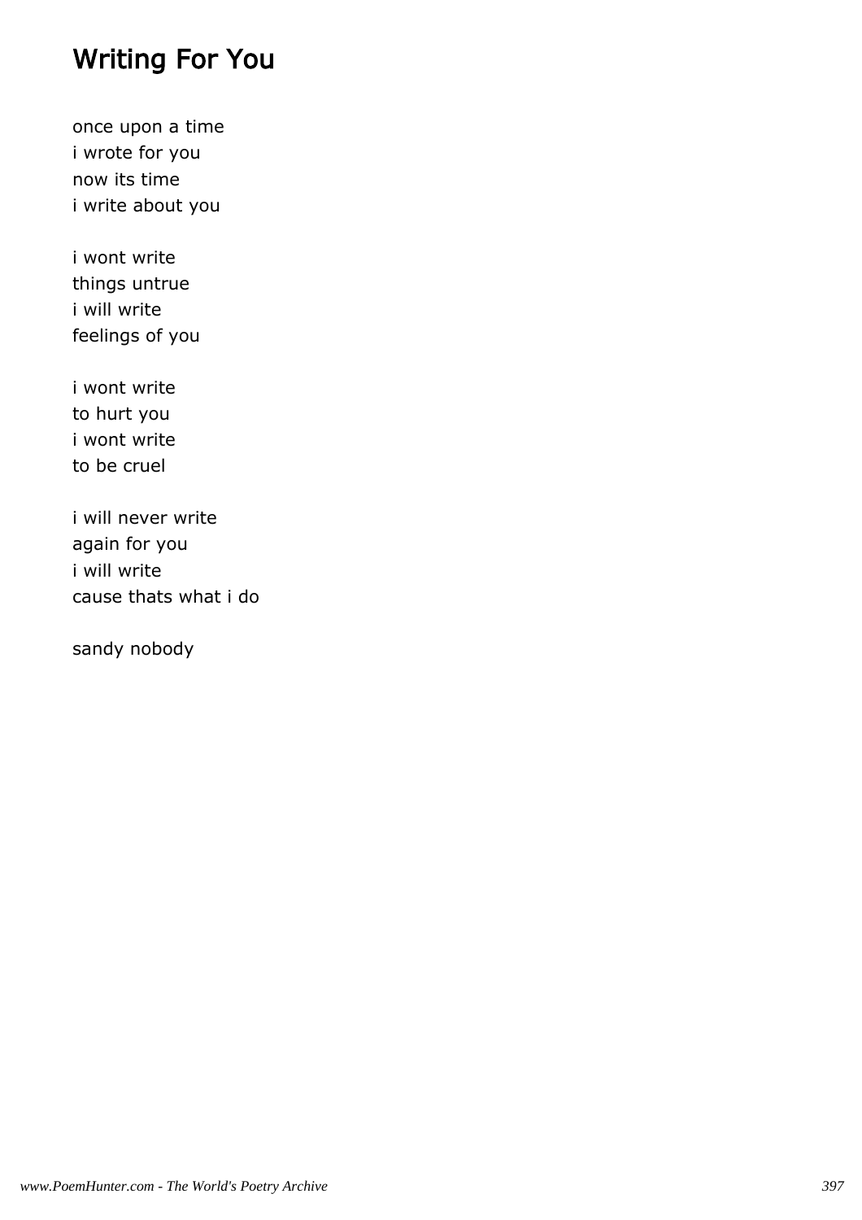# Writing For You

once upon a time  
i wrote for you  
now its time  
i write about you

i wont write  
things untrue  
i will write  
feelings of you

i wont write  
to hurt you  
i wont write  
to be cruel

i will never write  
again for you  
i will write  
cause thats what i do

sandy nobody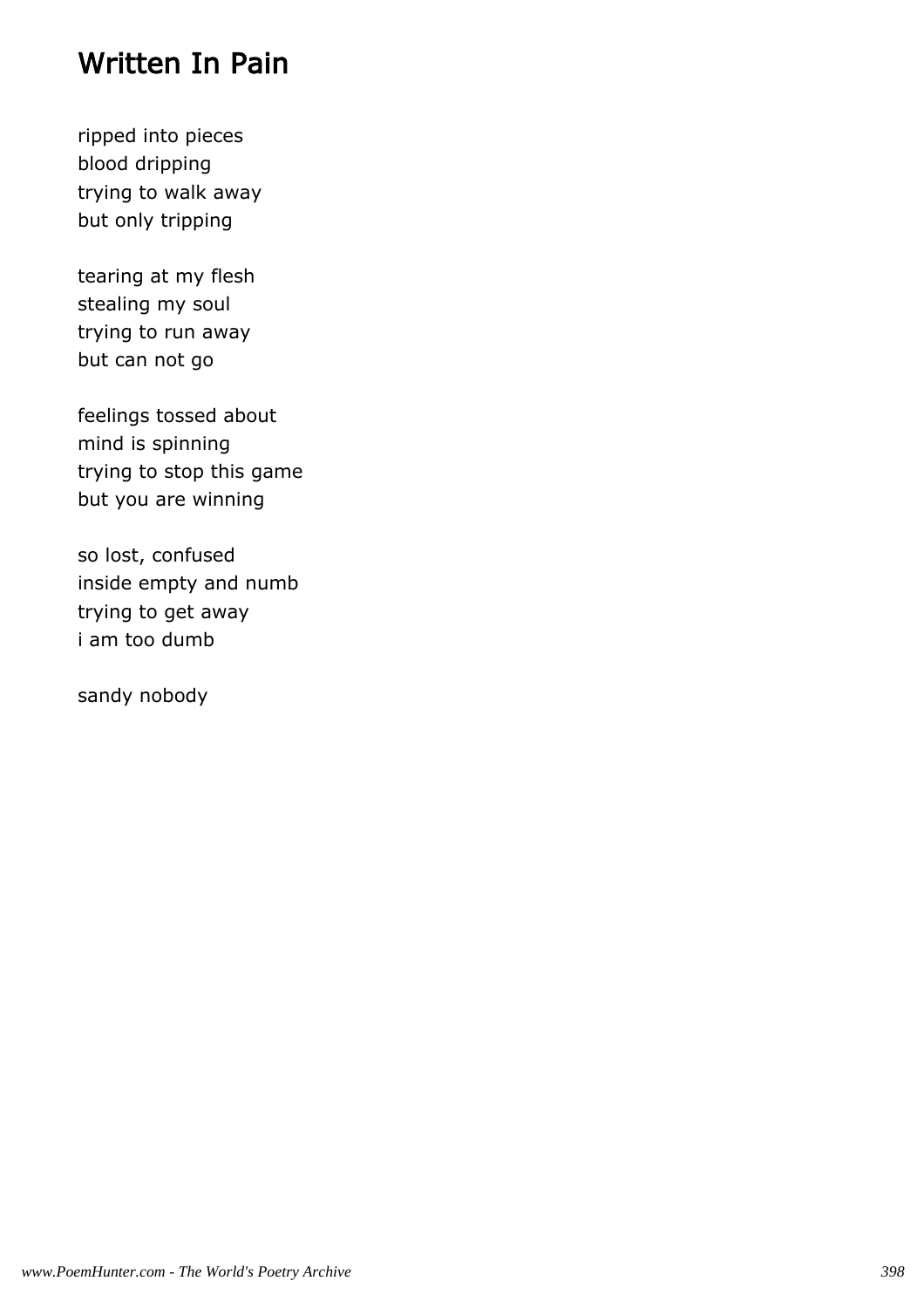# Written In Pain

ripped into pieces
blood dripping
trying to walk away
but only tripping

tearing at my flesh
stealing my soul
trying to run away
but can not go

feelings tossed about
mind is spinning
trying to stop this game
but you are winning

so lost, confused
inside empty and numb
trying to get away
i am too dumb

sandy nobody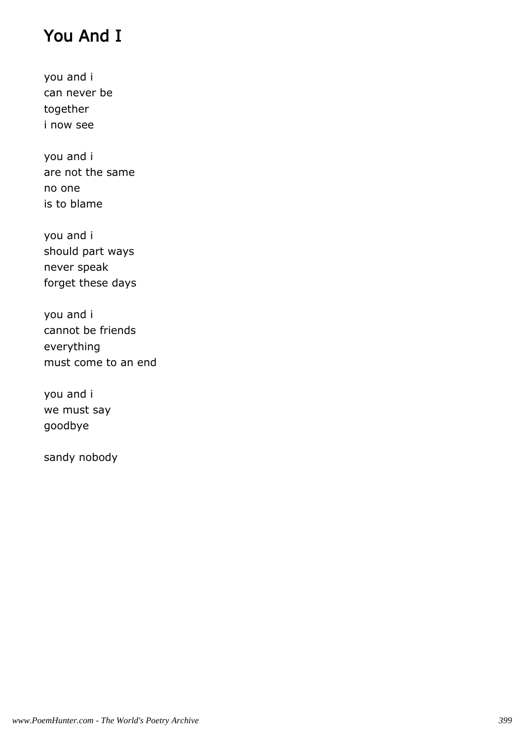# You And I

you and i  
can never be  
together  
i now see

you and i  
are not the same  
no one  
is to blame

you and i  
should part ways  
never speak  
forget these days

you and i  
cannot be friends  
everything  
must come to an end

you and i  
we must say  
goodbye

sandy nobody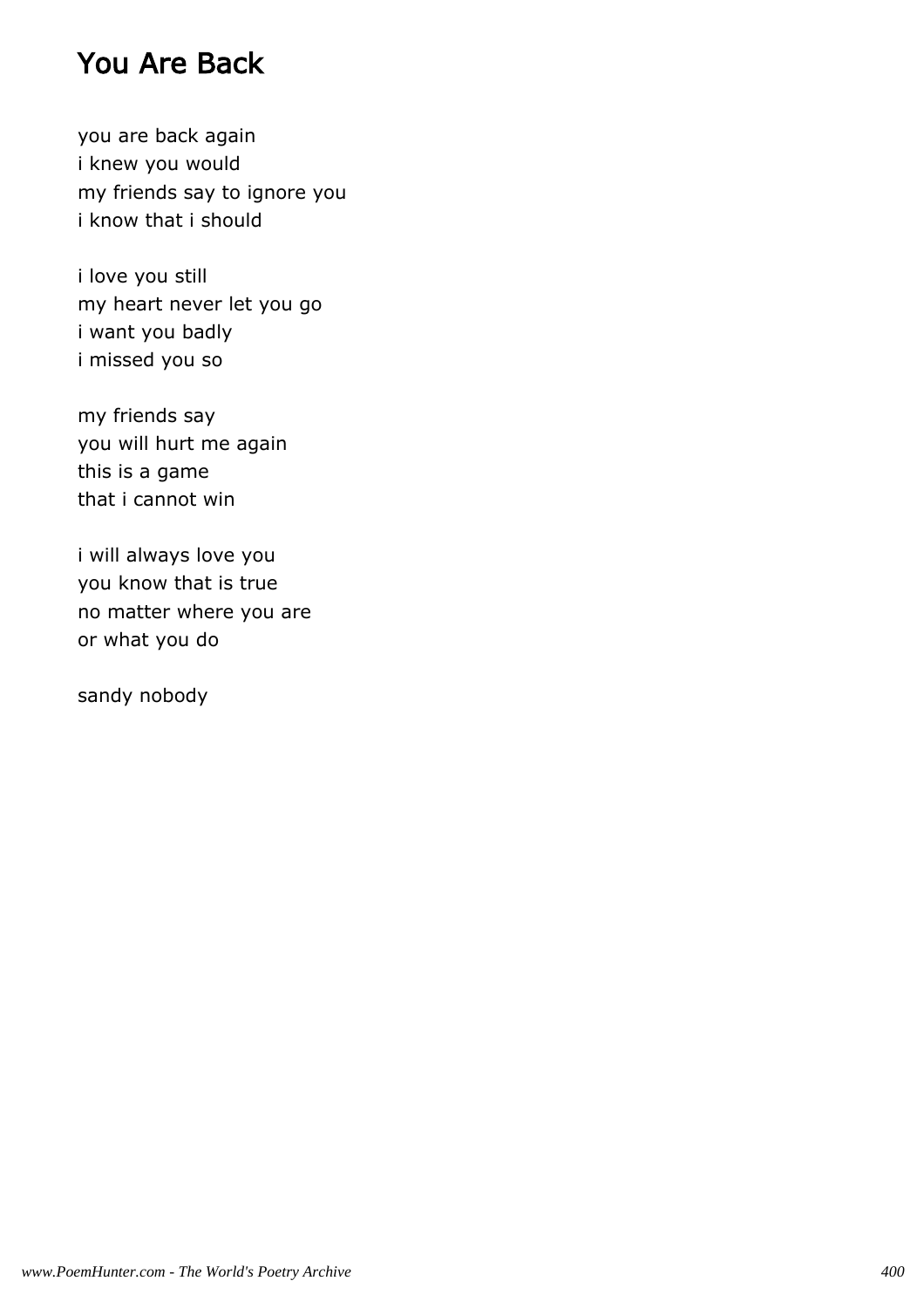# You Are Back

you are back again
i knew you would
my friends say to ignore you
i know that i should

i love you still
my heart never let you go
i want you badly
i missed you so

my friends say
you will hurt me again
this is a game
that i cannot win

i will always love you
you know that is true
no matter where you are
or what you do

sandy nobody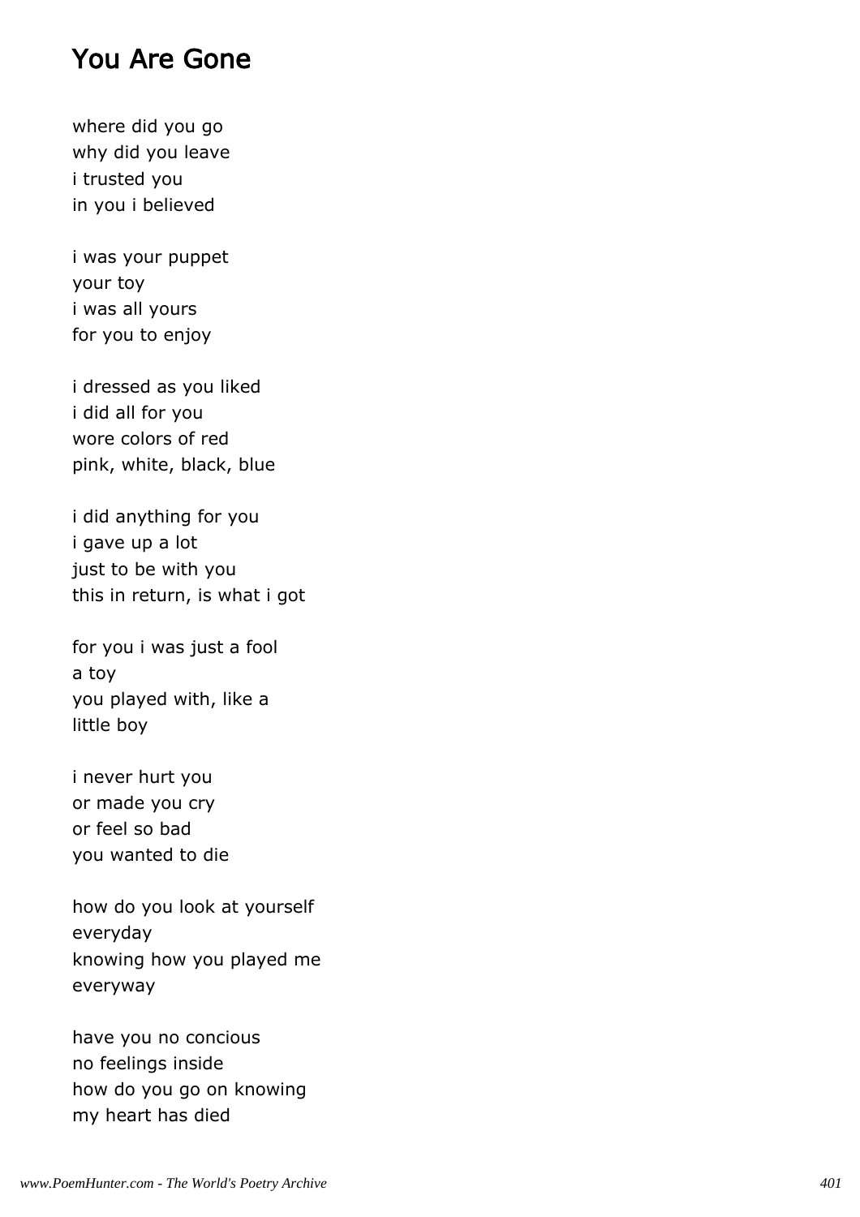# You Are Gone

where did you go
why did you leave
i trusted you
in you i believed

i was your puppet
your toy
i was all yours
for you to enjoy

i dressed as you liked
i did all for you
wore colors of red
pink, white, black, blue

i did anything for you
i gave up a lot
just to be with you
this in return, is what i got

for you i was just a fool
a toy
you played with, like a
little boy

i never hurt you
or made you cry
or feel so bad
you wanted to die

how do you look at yourself
everyday
knowing how you played me
everyway

have you no concious
no feelings inside
how do you go on knowing
my heart has died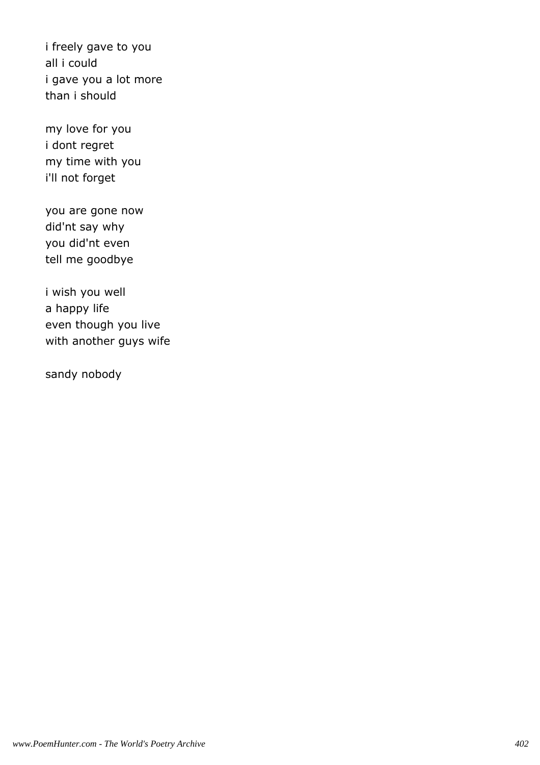i freely gave to you
all i could
i gave you a lot more
than i should

my love for you
i dont regret
my time with you
i'll not forget

you are gone now
did'nt say why
you did'nt even
tell me goodbye

i wish you well
a happy life
even though you live
with another guys wife

sandy nobody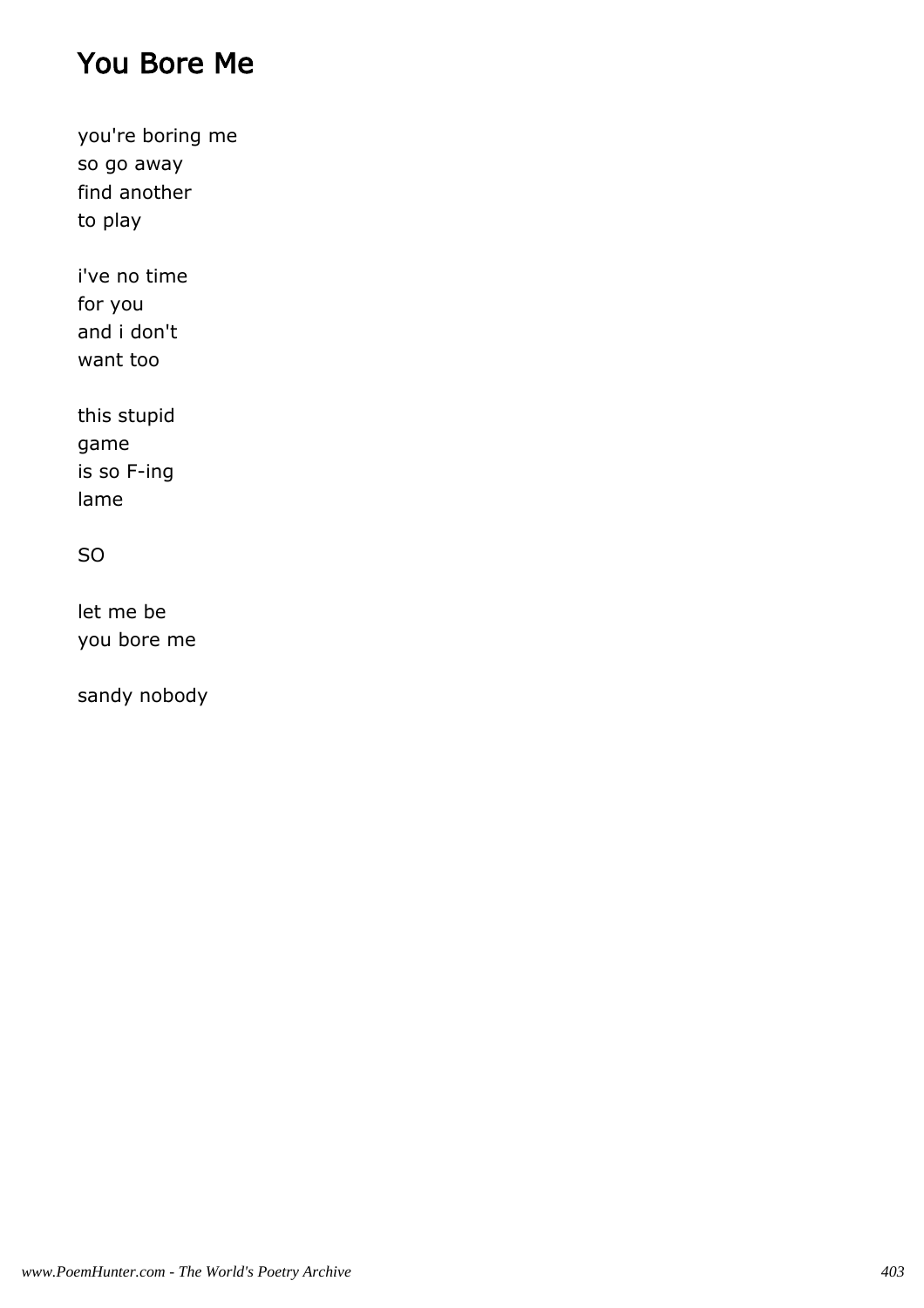# You Bore Me

you're boring me
so go away
find another
to play

i've no time
for you
and i don't
want too

this stupid
game
is so F-ing
lame

SO

let me be
you bore me

sandy nobody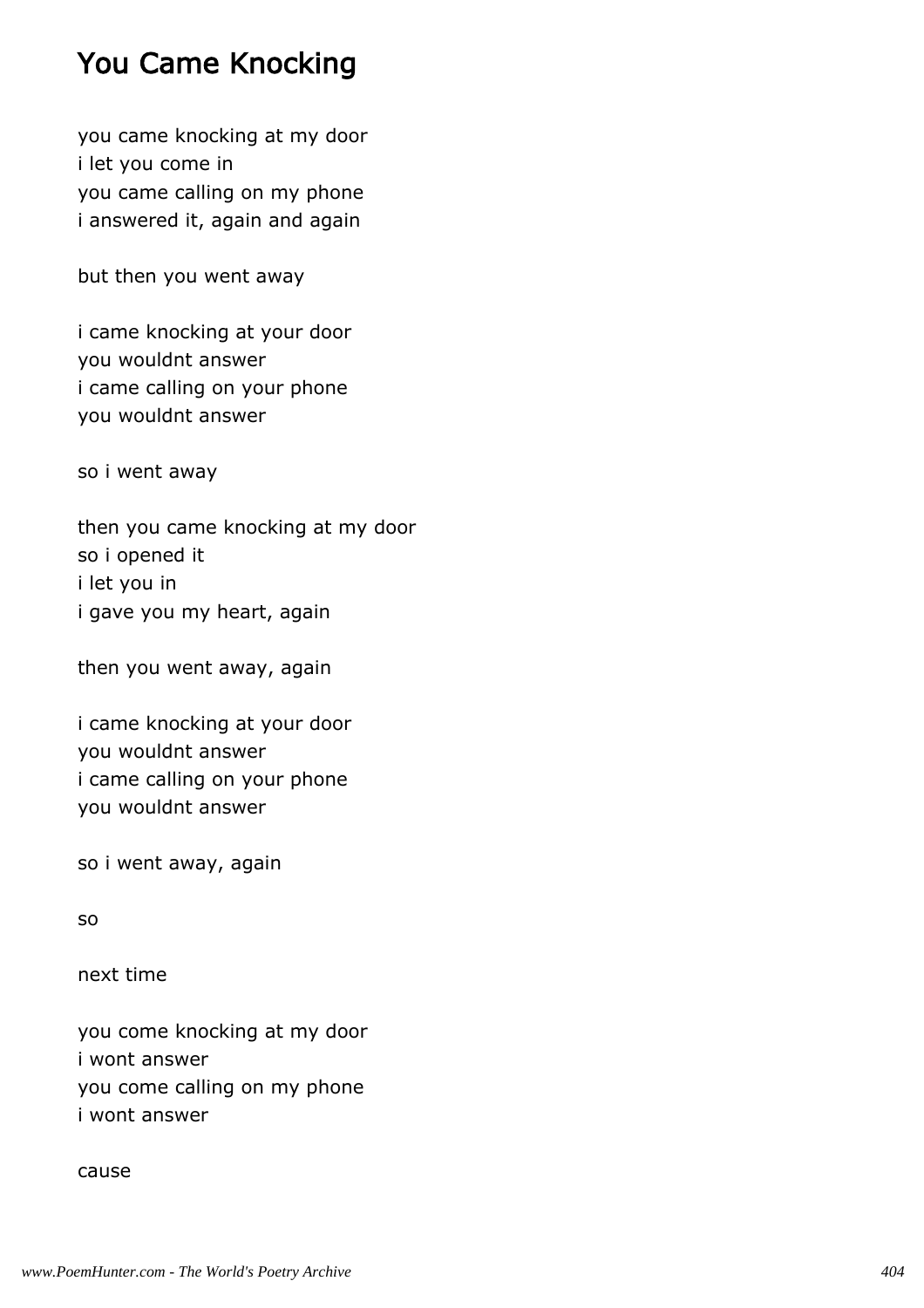# You Came Knocking

you came knocking at my door
i let you come in
you came calling on my phone
i answered it, again and again

but then you went away

i came knocking at your door
you wouldnt answer
i came calling on your phone
you wouldnt answer

so i went away

then you came knocking at my door
so i opened it
i let you in
i gave you my heart, again

then you went away, again

i came knocking at your door
you wouldnt answer
i came calling on your phone
you wouldnt answer

so i went away, again

so

next time

you come knocking at my door
i wont answer
you come calling on my phone
i wont answer

cause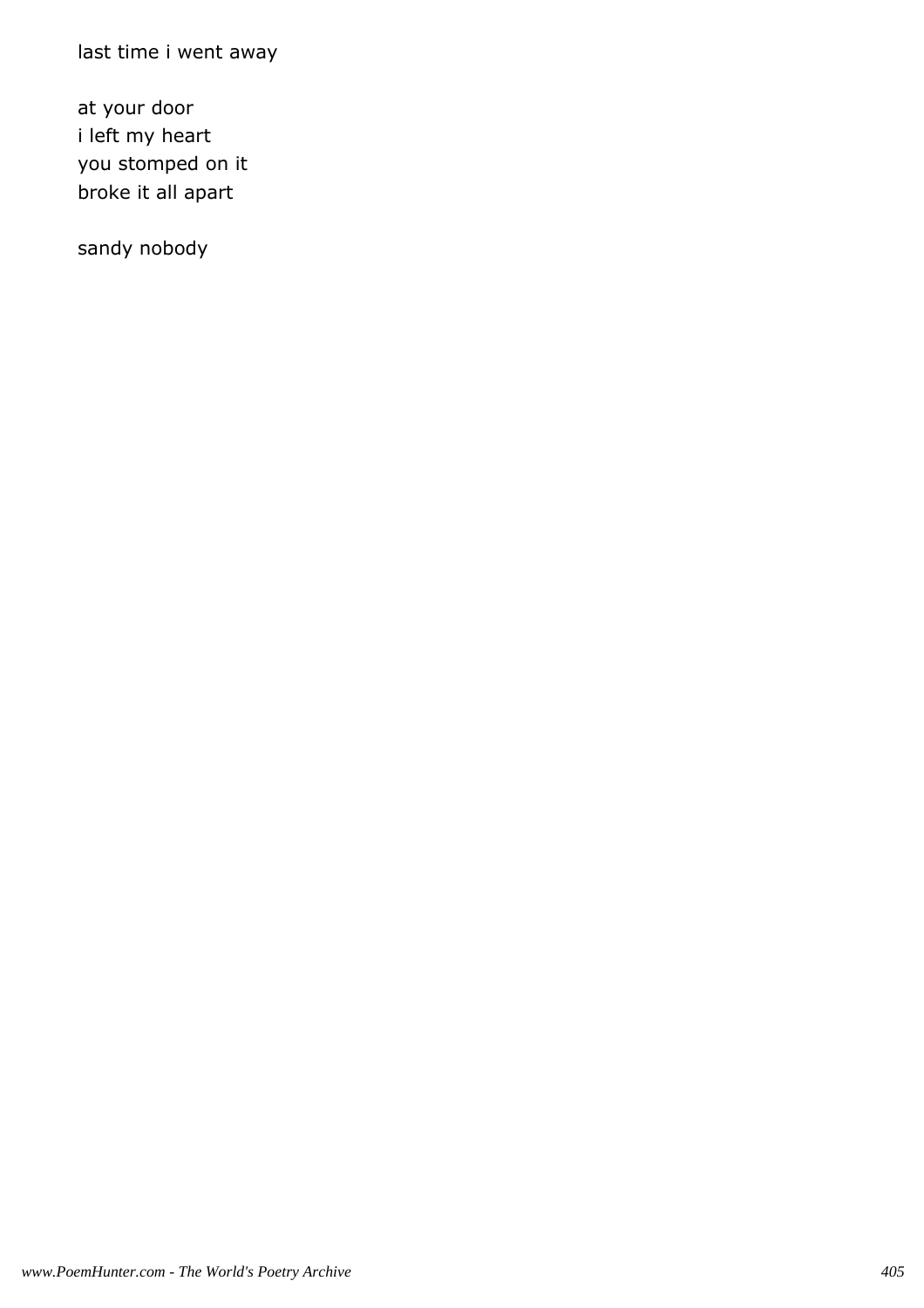last time i went away

at your door
i left my heart
you stomped on it
broke it all apart

sandy nobody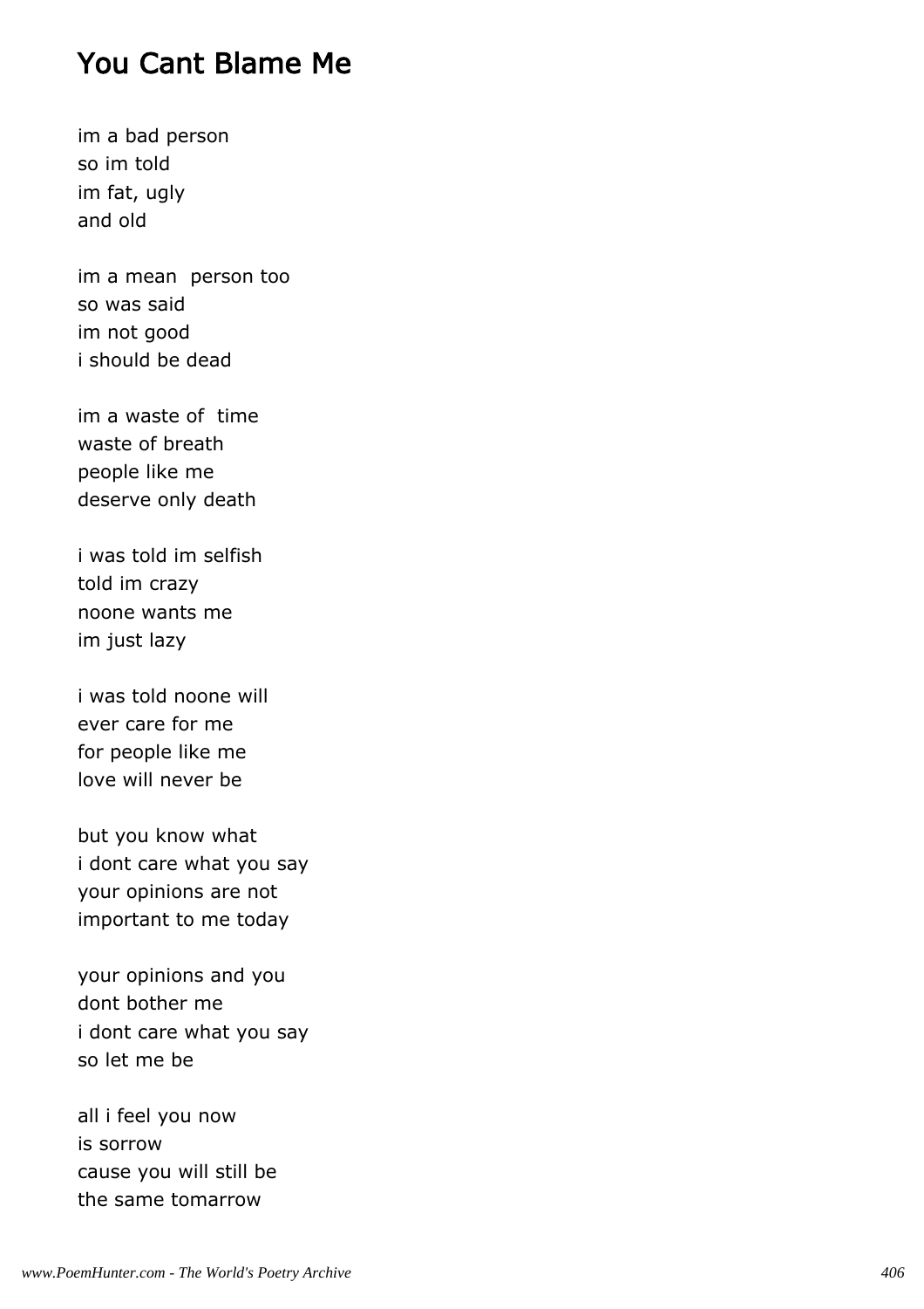# You Cant Blame Me

im a bad person
so im told
im fat, ugly
and old

im a mean  person too
so was said
im not good
i should be dead

im a waste of  time
waste of breath
people like me
deserve only death

i was told im selfish
told im crazy
noone wants me
im just lazy

i was told noone will
ever care for me
for people like me
love will never be

but you know what
i dont care what you say
your opinions are not
important to me today

your opinions and you
dont bother me
i dont care what you say
so let me be

all i feel you now
is sorrow
cause you will still be
the same tomarrow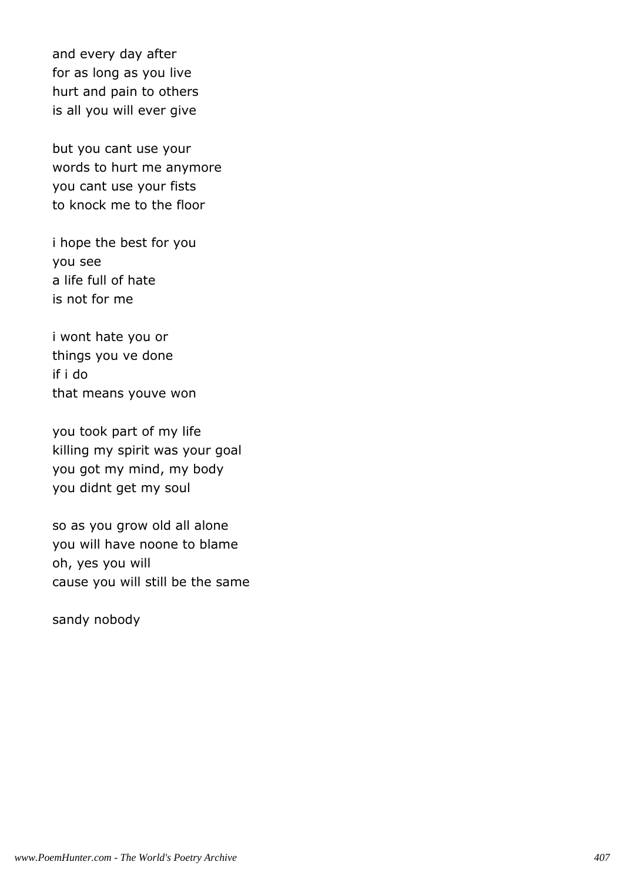and every day after
for as long as you live
hurt and pain to others
is all you will ever give

but you cant use your
words to hurt me anymore
you cant use your fists
to knock me to the floor

i hope the best for you
you see
a life full of hate
is not for me

i wont hate you or
things you ve done
if i do
that means youve won

you took part of my life
killing my spirit was your goal
you got my mind, my body
you didnt get my soul

so as you grow old all alone
you will have noone to blame
oh, yes you will
cause you will still be the same

sandy nobody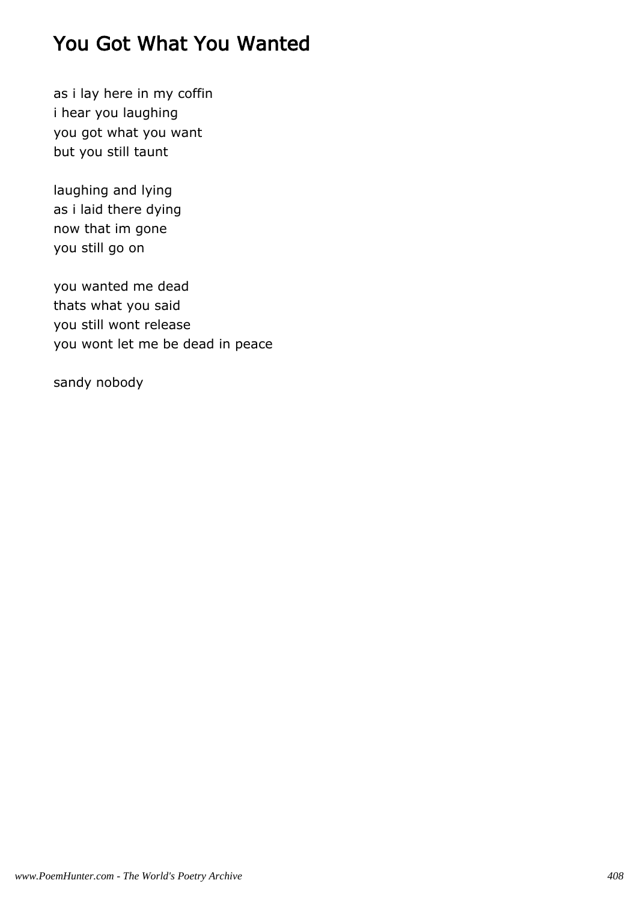# You Got What You Wanted

as i lay here in my coffin
i hear you laughing
you got what you want
but you still taunt

laughing and lying
as i laid there dying
now that im gone
you still go on

you wanted me dead
thats what you said
you still wont release
you wont let me be dead in peace

sandy nobody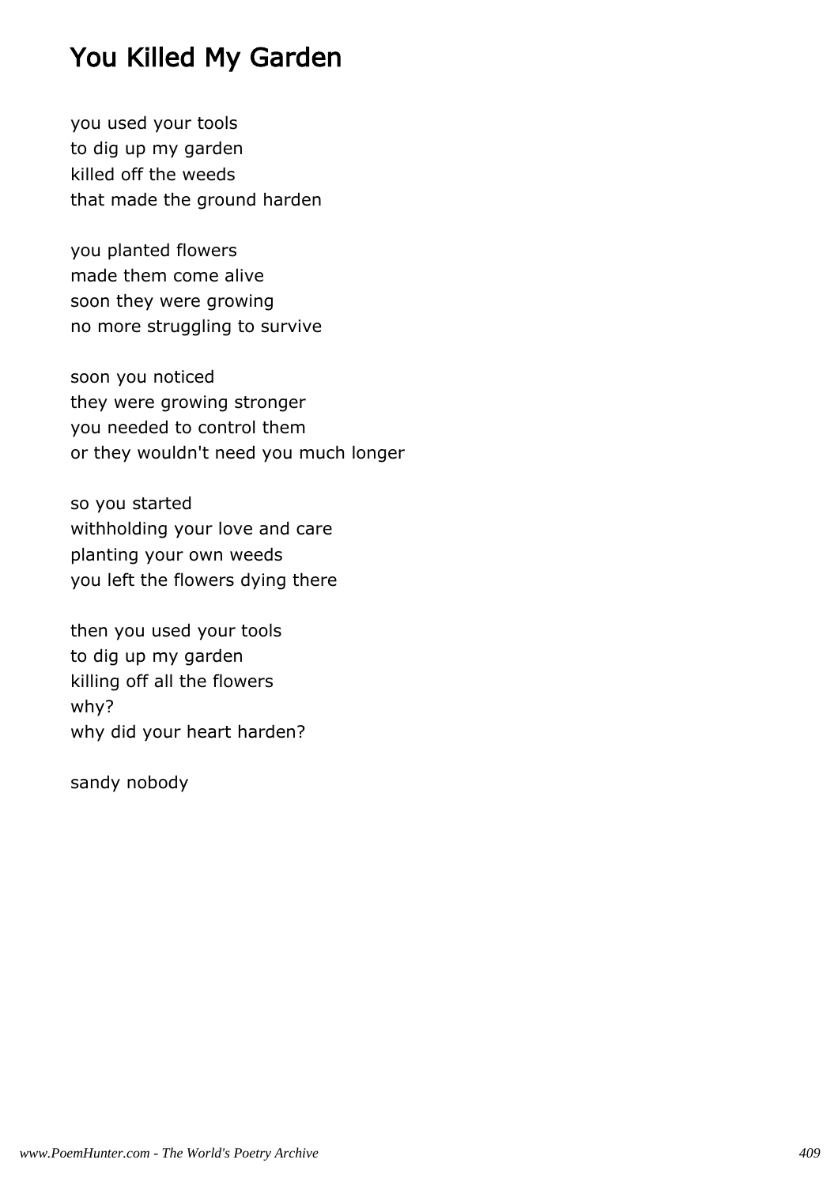# You Killed My Garden

you used your tools  
to dig up my garden  
killed off the weeds  
that made the ground harden

you planted flowers  
made them come alive  
soon they were growing  
no more struggling to survive

soon you noticed  
they were growing stronger  
you needed to control them  
or they wouldn't need you much longer

so you started  
withholding your love and care  
planting your own weeds  
you left the flowers dying there

then you used your tools  
to dig up my garden  
killing off all the flowers  
why?  
why did your heart harden?

sandy nobody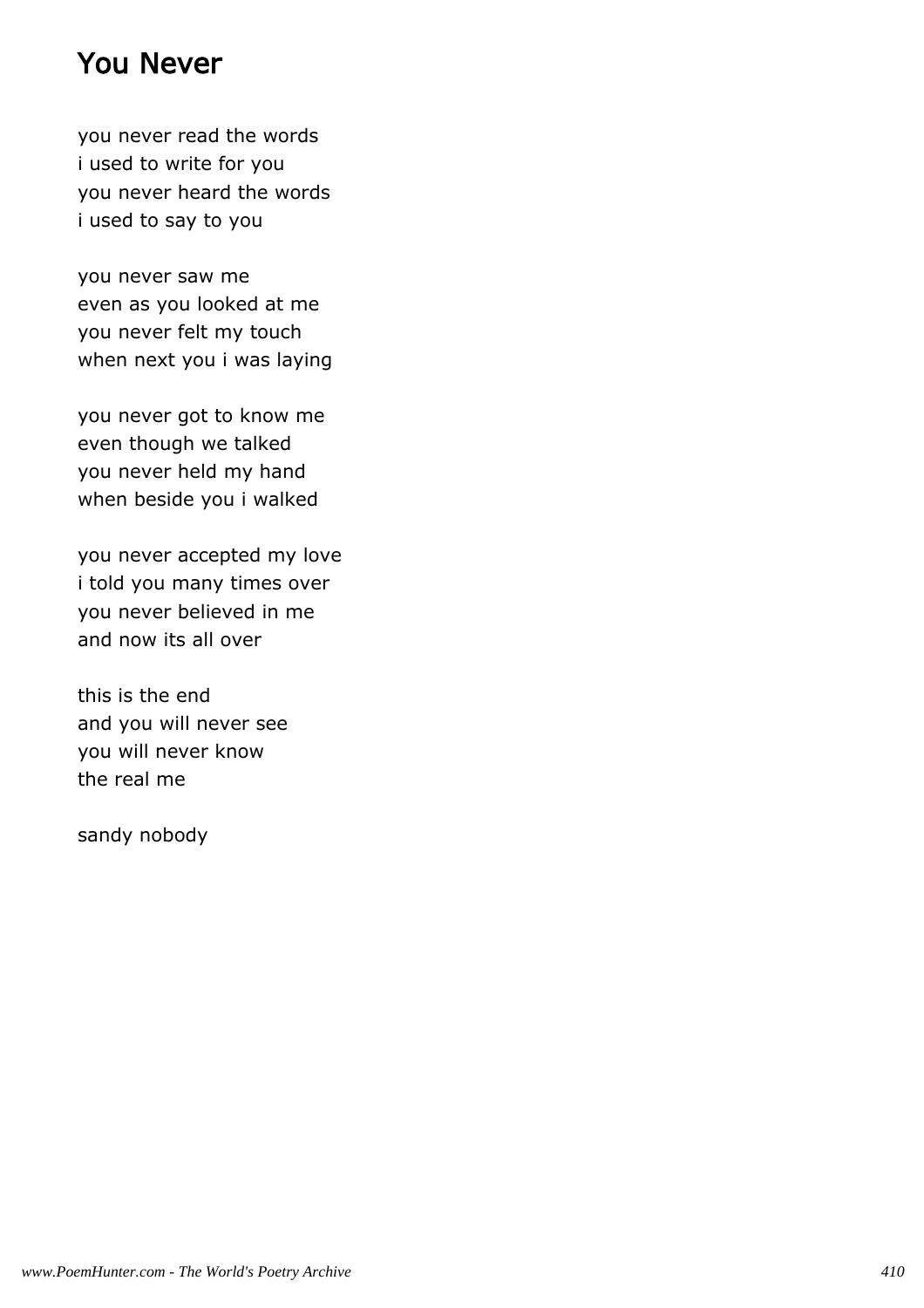# You Never

you never read the words
i used to write for you
you never heard the words
i used to say to you

you never saw me
even as you looked at me
you never felt my touch
when next you i was laying

you never got to know me
even though we talked
you never held my hand
when beside you i walked

you never accepted my love
i told you many times over
you never believed in me
and now its all over

this is the end
and you will never see
you will never know
the real me

sandy nobody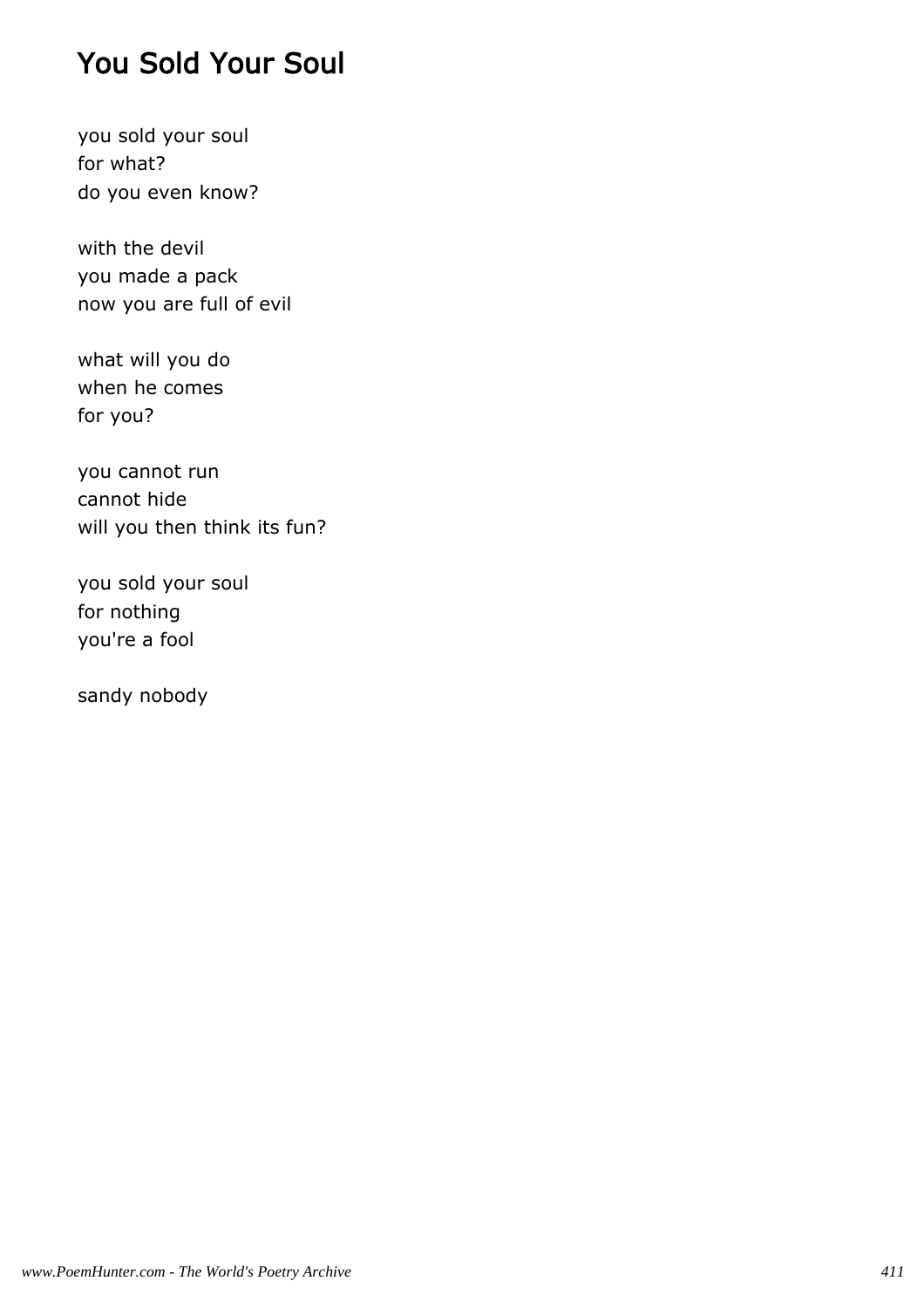# You Sold Your Soul

you sold your soul  
for what?  
do you even know?

with the devil  
you made a pack  
now you are full of evil

what will you do  
when he comes  
for you?

you cannot run  
cannot hide  
will you then think its fun?

you sold your soul  
for nothing  
you're a fool

sandy nobody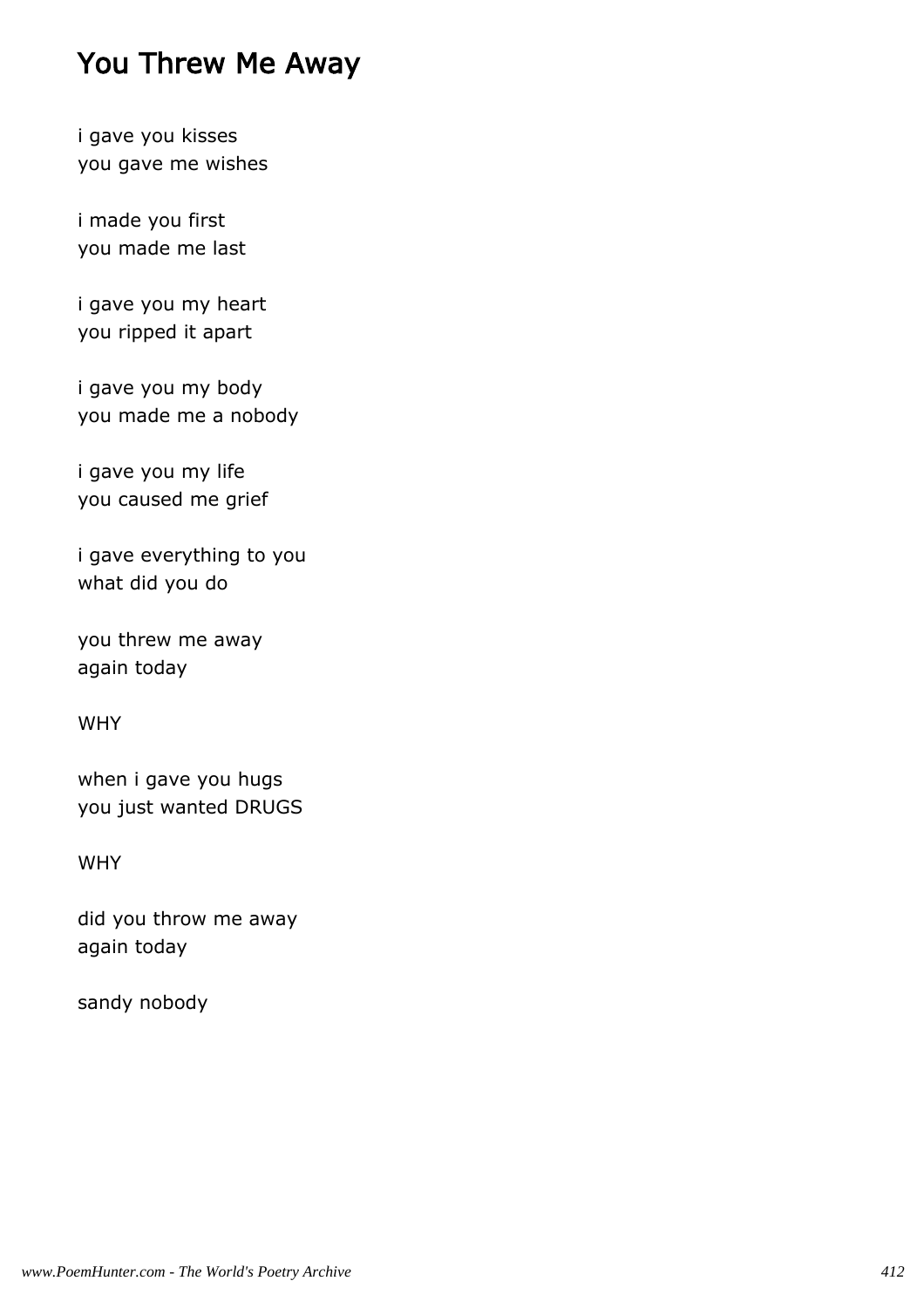# You Threw Me Away

i gave you kisses
you gave me wishes

i made you first
you made me last

i gave you my heart
you ripped it apart

i gave you my body
you made me a nobody

i gave you my life
you caused me grief

i gave everything to you
what did you do

you threw me away
again today

WHY

when i gave you hugs
you just wanted DRUGS

WHY

did you throw me away
again today

sandy nobody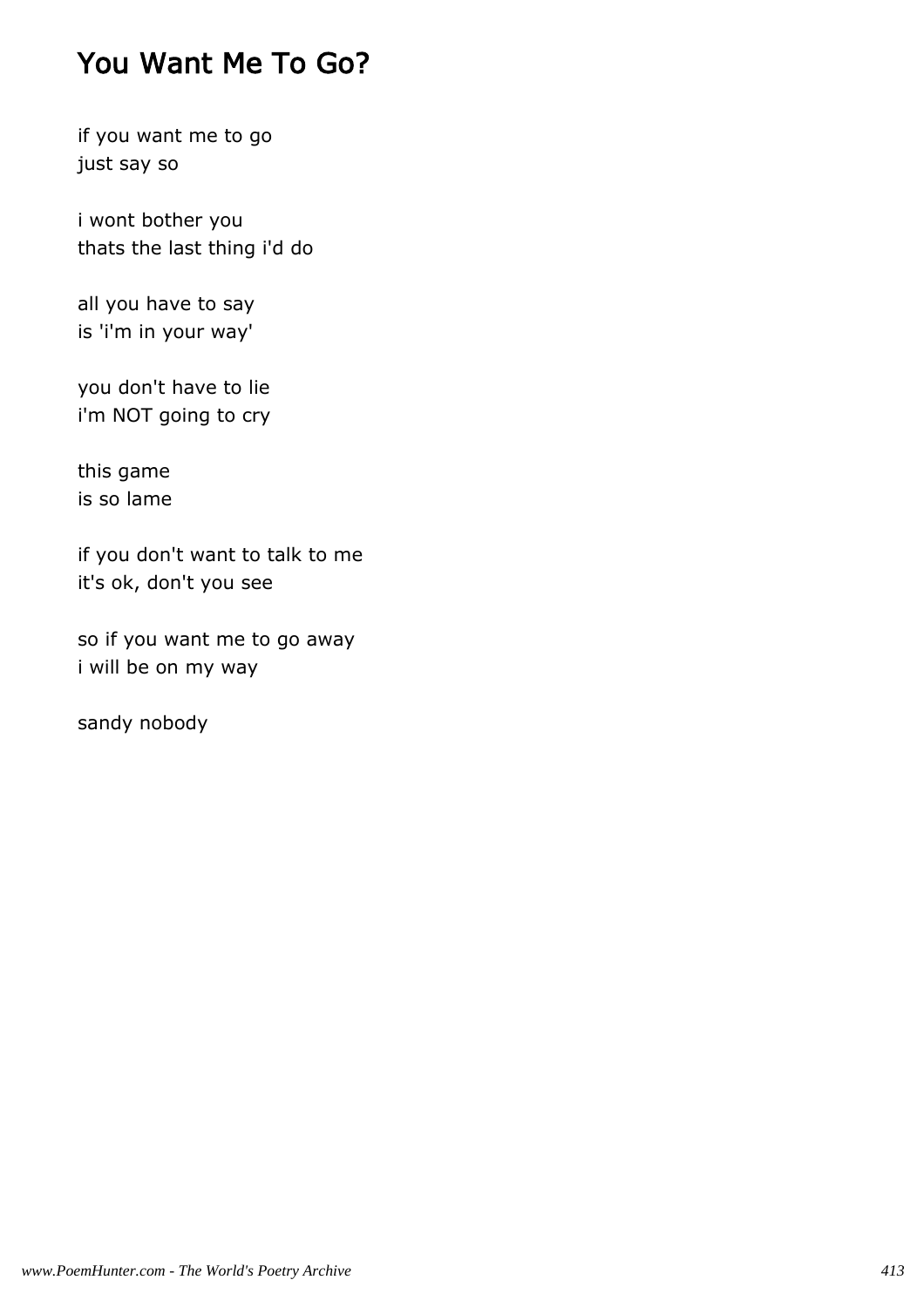# You Want Me To Go?

if you want me to go
just say so

i wont bother you
thats the last thing i'd do

all you have to say
is 'i'm in your way'

you don't have to lie
i'm NOT going to cry

this game
is so lame

if you don't want to talk to me
it's ok, don't you see

so if you want me to go away
i will be on my way

sandy nobody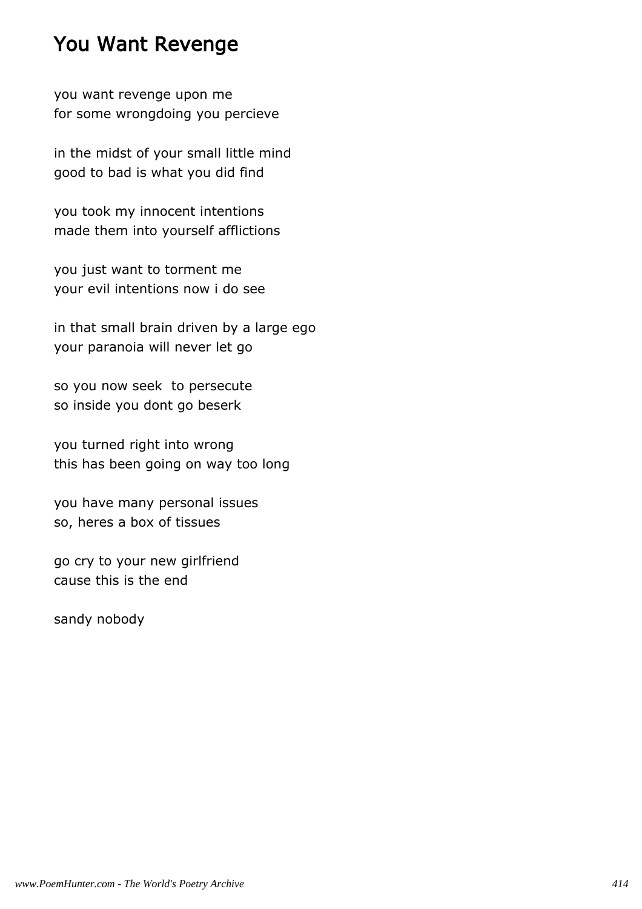# You Want Revenge

you want revenge upon me
for some wrongdoing you percieve

in the midst of your small little mind
good to bad is what you did find

you took my innocent intentions
made them into yourself afflictions

you just want to torment me
your evil intentions now i do see

in that small brain driven by a large ego
your paranoia will never let go

so you now seek  to persecute
so inside you dont go beserk

you turned right into wrong
this has been going on way too long

you have many personal issues
so, heres a box of tissues

go cry to your new girlfriend
cause this is the end

sandy nobody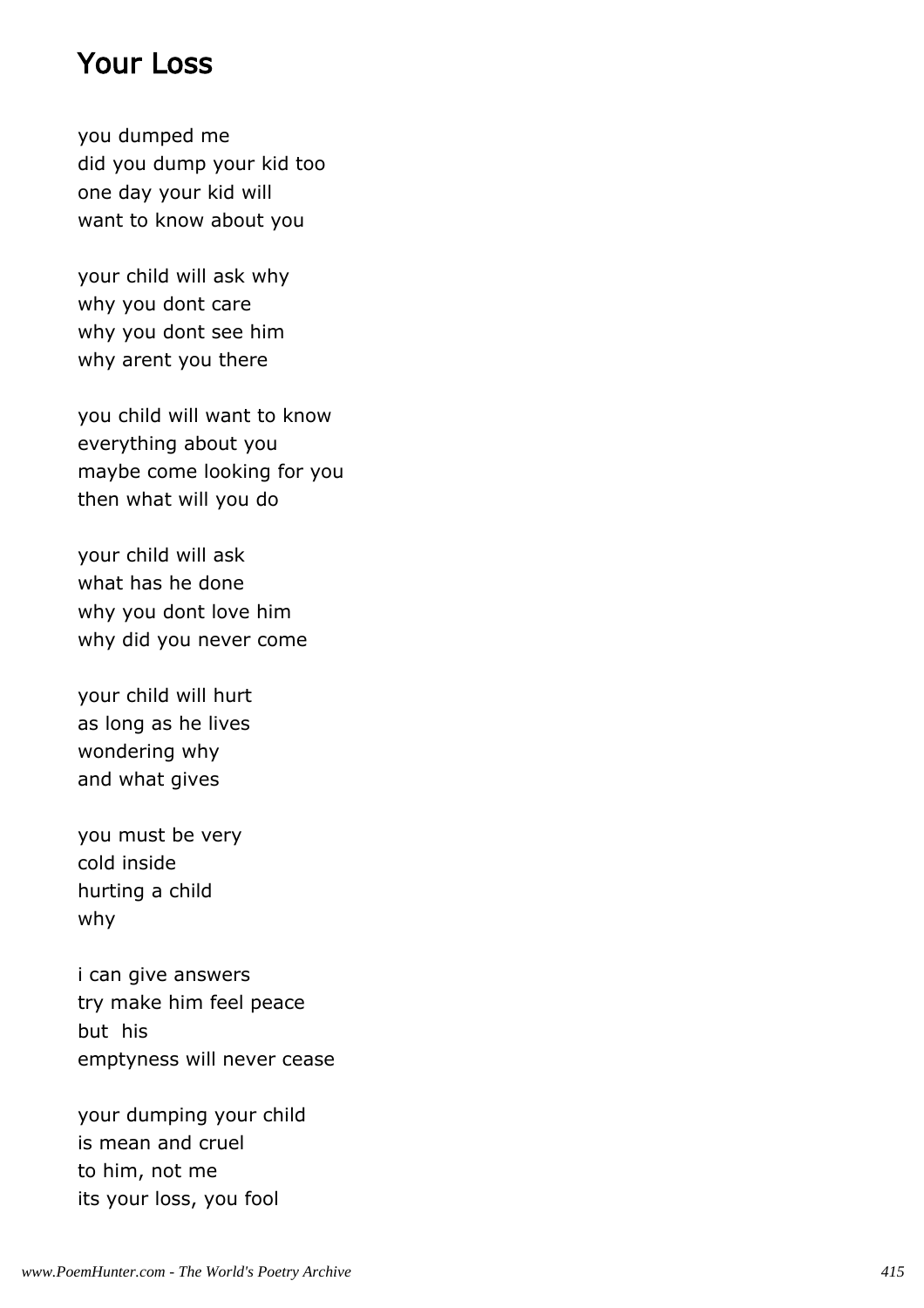## Your Loss

you dumped me
did you dump your kid too
one day your kid will
want to know about you

your child will ask why
why you dont care
why you dont see him
why arent you there

you child will want to know
everything about you
maybe come looking for you
then what will you do

your child will ask
what has he done
why you dont love him
why did you never come

your child will hurt
as long as he lives
wondering why
and what gives

you must be very
cold inside
hurting a child
why

i can give answers
try make him feel peace
but his
emptyness will never cease

your dumping your child
is mean and cruel
to him, not me
its your loss, you fool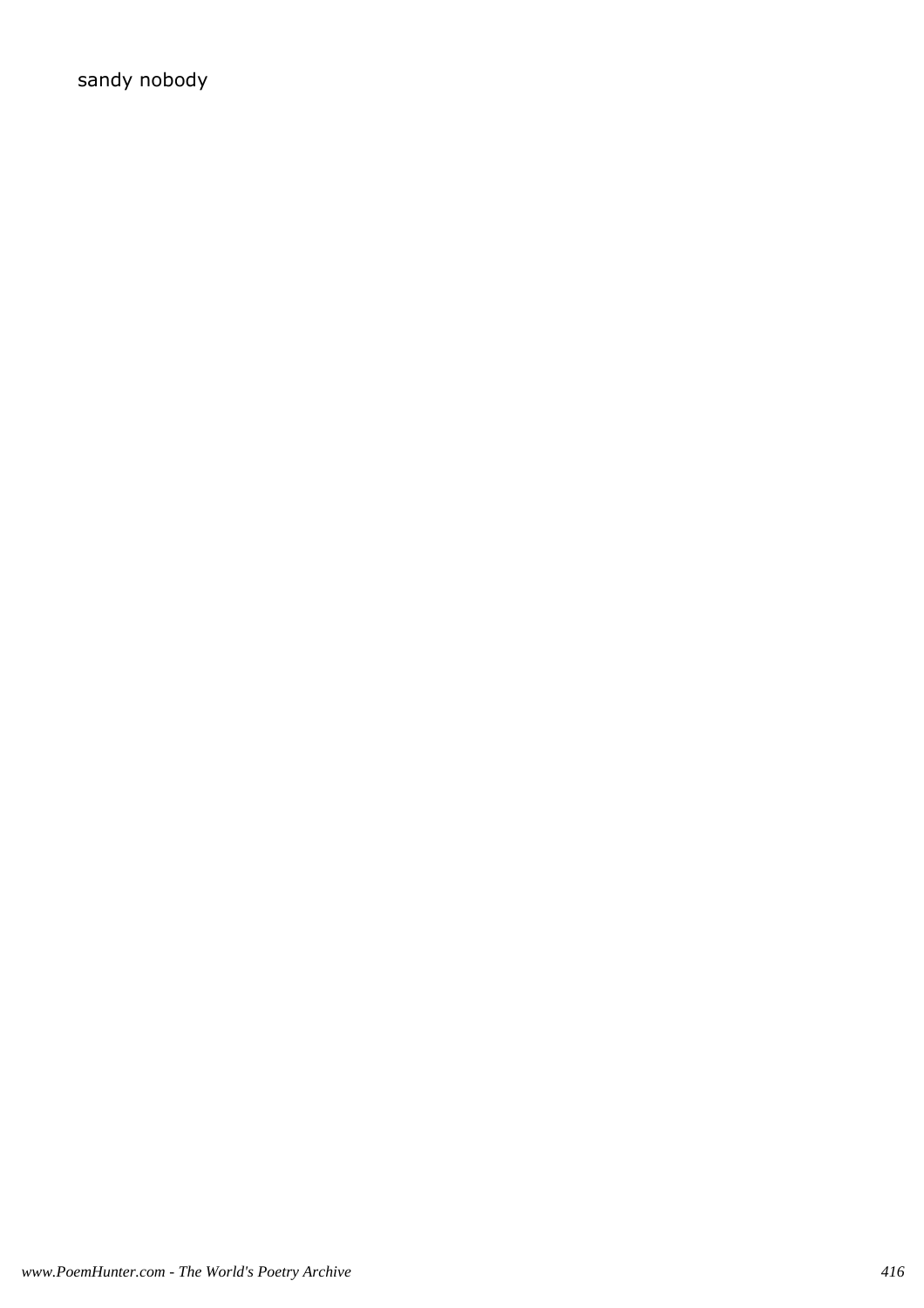sandy nobody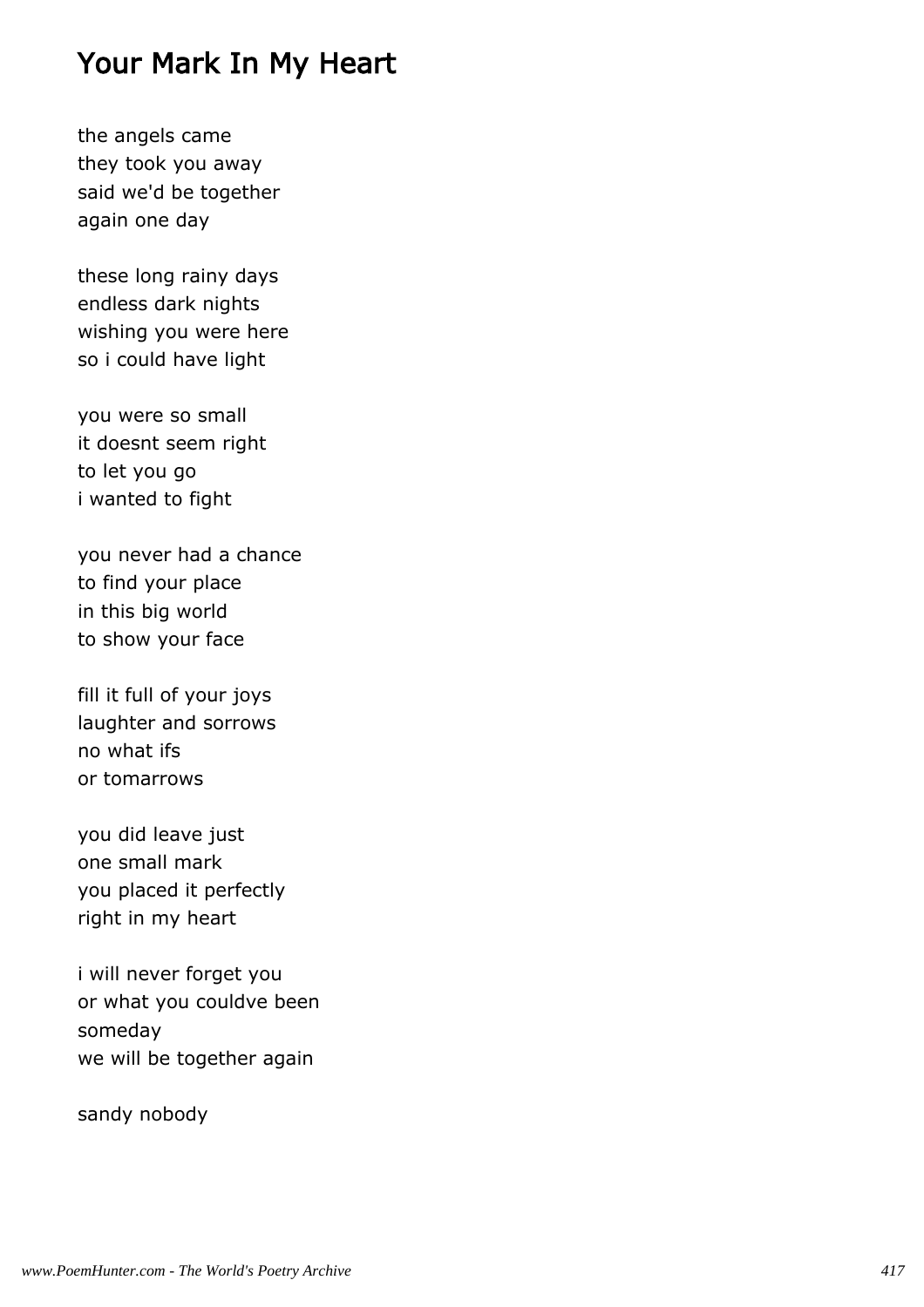# Your Mark In My Heart

the angels came
they took you away
said we'd be together
again one day

these long rainy days
endless dark nights
wishing you were here
so i could have light

you were so small
it doesnt seem right
to let you go
i wanted to fight

you never had a chance
to find your place
in this big world
to show your face

fill it full of your joys
laughter and sorrows
no what ifs
or tomarrows

you did leave just
one small mark
you placed it perfectly
right in my heart

i will never forget you
or what you couldve been
someday
we will be together again

sandy nobody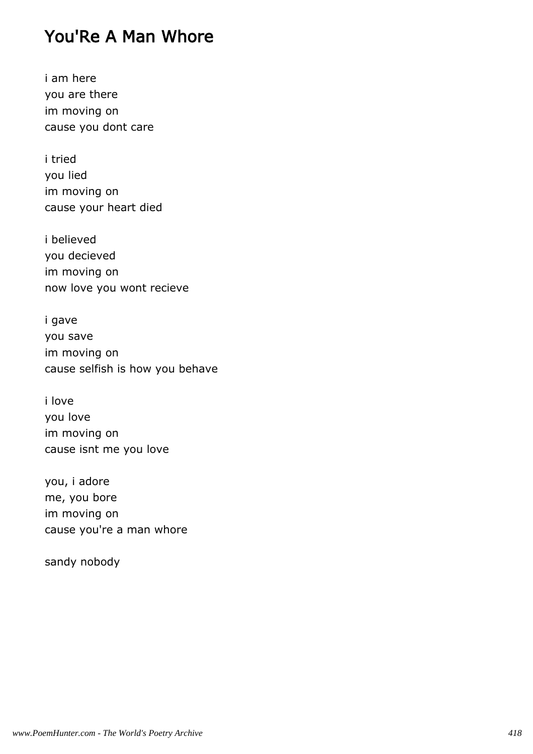# You'Re A Man Whore

i am here  
you are there  
im moving on  
cause you dont care

i tried  
you lied  
im moving on  
cause your heart died

i believed  
you decieved  
im moving on  
now love you wont recieve

i gave  
you save  
im moving on  
cause selfish is how you behave

i love  
you love  
im moving on  
cause isnt me you love

you, i adore  
me, you bore  
im moving on  
cause you're a man whore

sandy nobody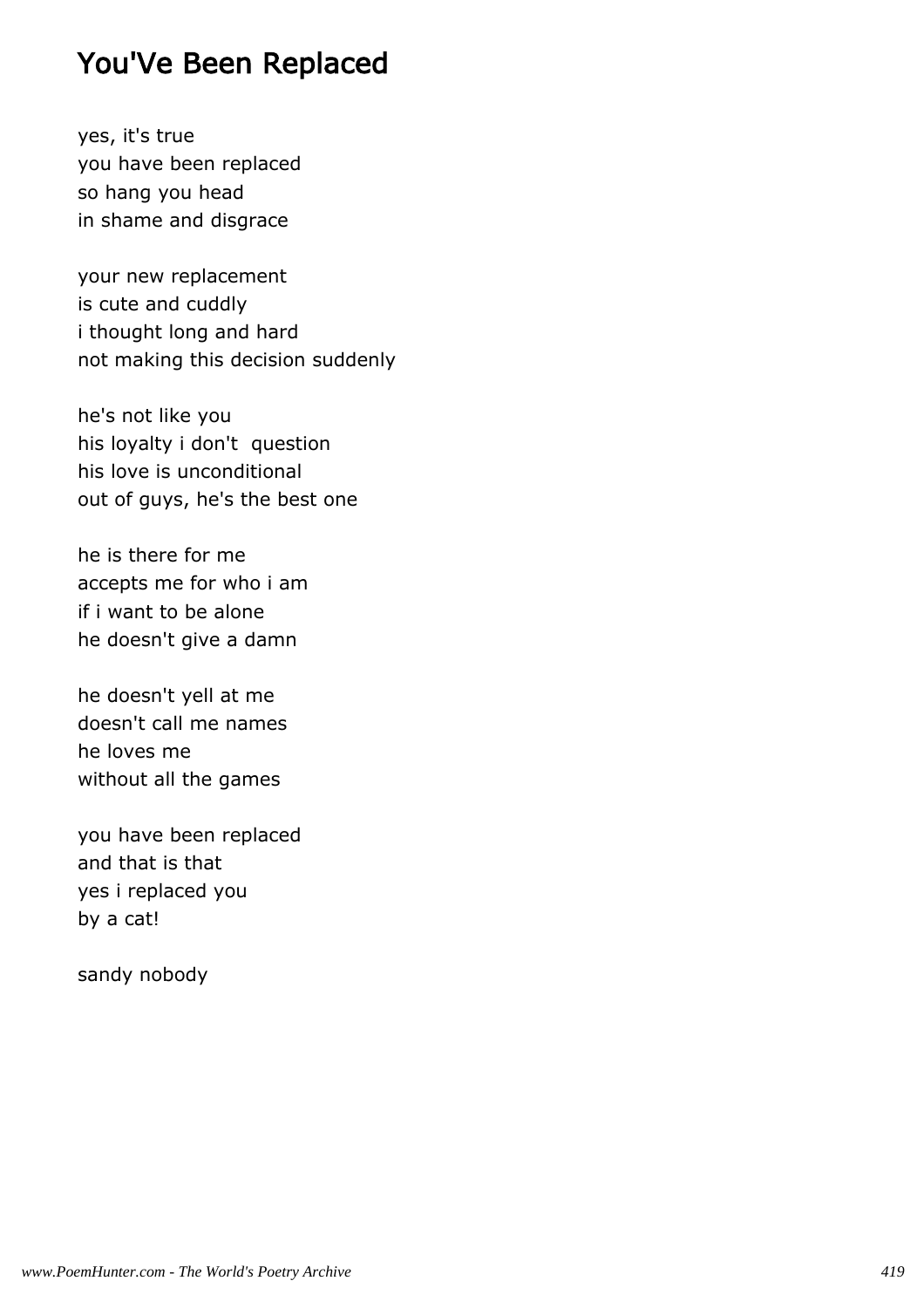# You'Ve Been Replaced

yes, it's true
you have been replaced
so hang you head
in shame and disgrace

your new replacement
is cute and cuddly
i thought long and hard
not making this decision suddenly

he's not like you
his loyalty i don't question
his love is unconditional
out of guys, he's the best one

he is there for me
accepts me for who i am
if i want to be alone
he doesn't give a damn

he doesn't yell at me
doesn't call me names
he loves me
without all the games

you have been replaced
and that is that
yes i replaced you
by a cat!

sandy nobody